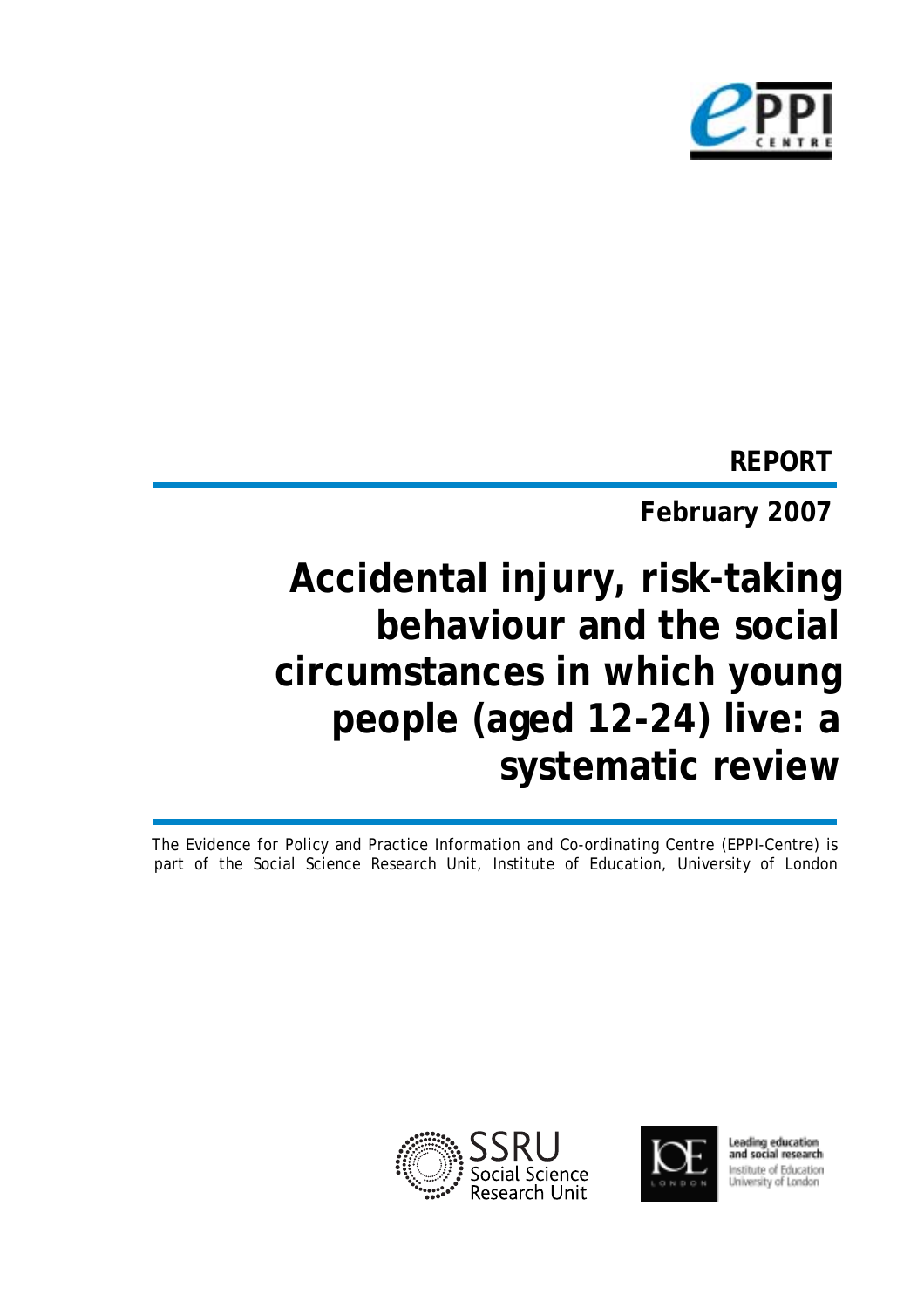**REPORT**

**February 2007**

# Accidental injury, risk-taking behaviour and the social circumstances in which young people (aged 12-24) live: a systematic review

The Evidence for Policy and Practice Information and Co-ordinating Centre (EPPI-Centre) is part of the Social Science Research Unit, Institute of Education, University of London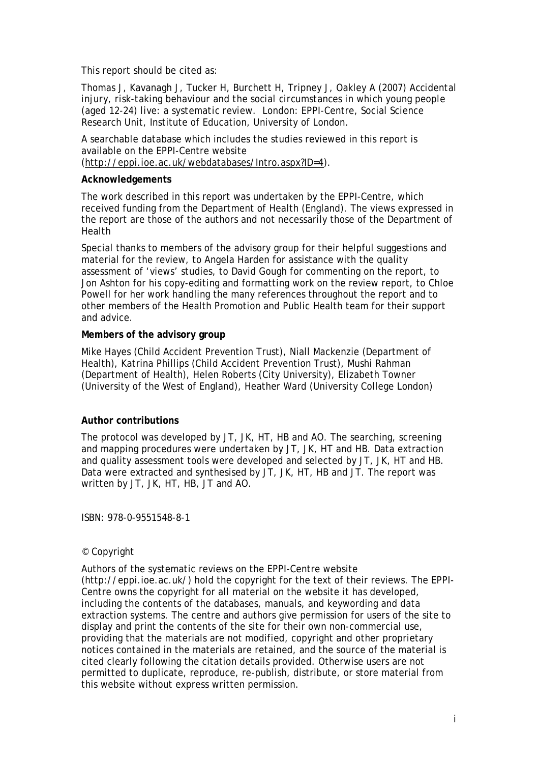This report should be cited as:

Thomas J, Kavanagh J, Tucker H, Burchett H, Tripney J, Oakley A (2007) Accidental injury, risk-taking behaviour and the social circumstances in which young people (aged 12-24) live: a systematic review. London: EPPI-Centre, Social Science Research Unit, Institute of Education, University of London.

A searchable database which includes the studies reviewed in this report is available on the EPPI-Centre website (http://eppi.ioe.ac.uk/webdatabases/Intro.aspx?ID=4).

**Acknowledgements**

The work described in this report was undertaken by the EPPI-Centre, which received funding from the Department of Health (England). The views expressed in the report are those of the authors and not necessarily those of the Department of Health

Special thanks to members of the advisory group for their helpful suggestions and material for the review, to Angela Harden for assistance with the quality assessment of 'views' studies, to David Gough for commenting on the report, to Jon Ashton for his copy-editing and formatting work on the review report, to Chloe Powell for her work handling the many references throughout the report and to other members of the Health Promotion and Public Health team for their support and advice.

**Members of the advisory group**

Mike Hayes (Child Accident Prevention Trust), Niall Mackenzie (Department of Health), Katrina Phillips (Child Accident Prevention Trust), Mushi Rahman (Department of Health), Helen Roberts (City University), Elizabeth Towner (University of the West of England), Heather Ward (University College London)

**Author contributions**

The protocol was developed by JT, JK, HT, HB and AO. The searching, screening and mapping procedures were undertaken by JT, JK, HT and HB. Data extraction and quality assessment tools were developed and selected by JT, JK, HT and HB. Data were extracted and synthesised by JT, JK, HT, HB and JT. The report was written by JT, JK, HT, HB, JT and AO.

ISBN: 978-0-9551548-8-1

© Copyright

Authors of the systematic reviews on the EPPI-Centre website (http://eppi.ioe.ac.uk/) hold the copyright for the text of their reviews. The EPPI-Centre owns the copyright for all material on the website it has developed, including the contents of the databases, manuals, and keywording and data extraction systems. The centre and authors give permission for users of the site to display and print the contents of the site for their own non-commercial use, providing that the materials are not modified, copyright and other proprietary notices contained in the materials are retained, and the source of the material is cited clearly following the citation details provided. Otherwise users are not permitted to duplicate, reproduce, re-publish, distribute, or store material from this website without express written permission.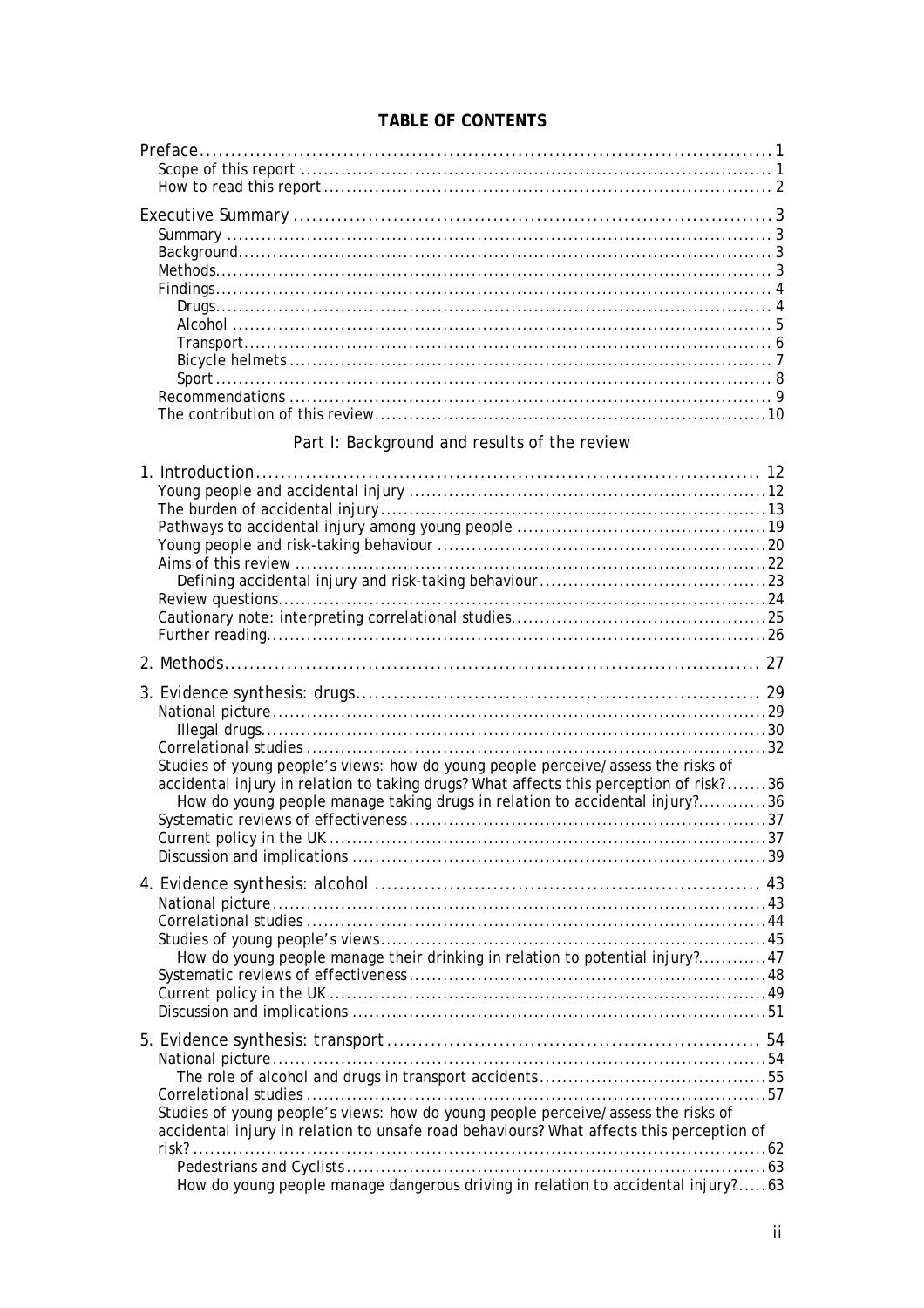# TABLE OF CONTENTS

Preface ..... 1
- Scope of this report ..... 1
- How to read this report ..... 2

Executive Summary ..... 3
- Summary ..... 3
- Background ..... 3
- Methods ..... 3
- Findings ..... 4
  - Drugs ..... 4
  - Alcohol ..... 5
  - Transport ..... 6
  - Bicycle helmets ..... 7
  - Sport ..... 8
- Recommendations ..... 9
- The contribution of this review ..... 10

## Part I: Background and results of the review

1. Introduction ..... 12
- Young people and accidental injury ..... 12
- The burden of accidental injury ..... 13
- Pathways to accidental injury among young people ..... 19
- Young people and risk-taking behaviour ..... 20
- Aims of this review ..... 22
  - Defining accidental injury and risk-taking behaviour ..... 23
- Review questions ..... 24
- Cautionary note: interpreting correlational studies ..... 25
- Further reading ..... 26

2. Methods ..... 27

3. Evidence synthesis: drugs ..... 29
- National picture ..... 29
  - Illegal drugs ..... 30
- Correlational studies ..... 32
- Studies of young people's views: how do young people perceive/assess the risks of accidental injury in relation to taking drugs? What affects this perception of risk? ..... 36
  - How do young people manage taking drugs in relation to accidental injury? ..... 36
- Systematic reviews of effectiveness ..... 37
- Current policy in the UK ..... 37
- Discussion and implications ..... 39

4. Evidence synthesis: alcohol ..... 43
- National picture ..... 43
- Correlational studies ..... 44
- Studies of young people's views ..... 45
  - How do young people manage their drinking in relation to potential injury? ..... 47
- Systematic reviews of effectiveness ..... 48
- Current policy in the UK ..... 49
- Discussion and implications ..... 51

5. Evidence synthesis: transport ..... 54
- National picture ..... 54
  - The role of alcohol and drugs in transport accidents ..... 55
- Correlational studies ..... 57
- Studies of young people's views: how do young people perceive/assess the risks of accidental injury in relation to unsafe road behaviours? What affects this perception of risk? ..... 62
  - Pedestrians and Cyclists ..... 63
  - How do young people manage dangerous driving in relation to accidental injury? ..... 63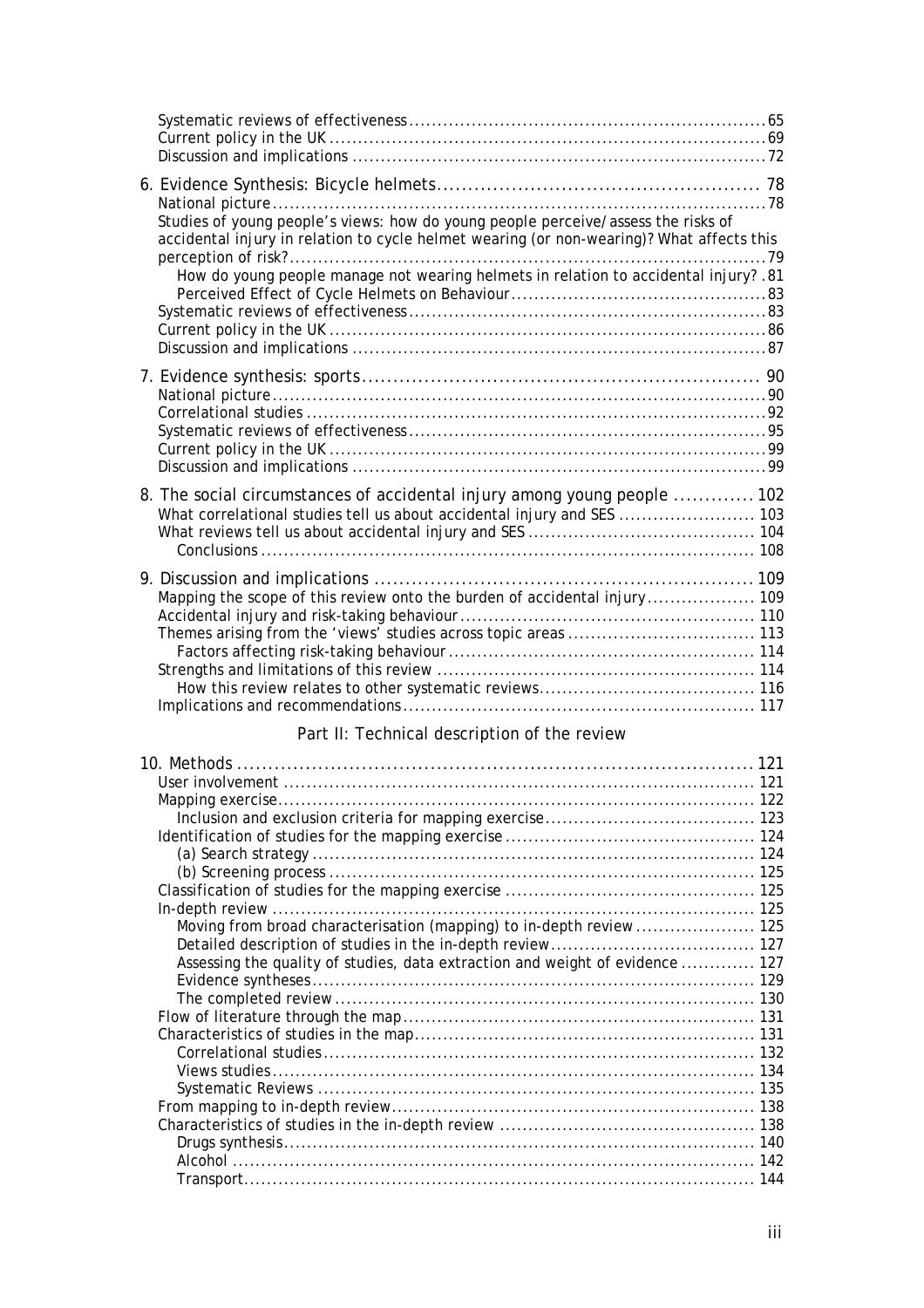Systematic reviews of effectiveness ........................................................................ 65
Current policy in the UK ..................................................................................... 69
Discussion and implications .................................................................................. 72

6. Evidence Synthesis: Bicycle helmets .................................................... 78
National picture ..................................................................................................... 78
Studies of young people's views: how do young people perceive/assess the risks of accidental injury in relation to cycle helmet wearing (or non-wearing)? What affects this perception of risk? ............................................................................................. 79
 How do young people manage not wearing helmets in relation to accidental injury? . 81
 Perceived Effect of Cycle Helmets on Behaviour .................................................. 83
Systematic reviews of effectiveness ........................................................................ 83
Current policy in the UK ..................................................................................... 86
Discussion and implications .................................................................................. 87

7. Evidence synthesis: sports ................................................................ 90
National picture ..................................................................................................... 90
Correlational studies ............................................................................................. 92
Systematic reviews of effectiveness ........................................................................ 95
Current policy in the UK ..................................................................................... 99
Discussion and implications .................................................................................. 99

8. The social circumstances of accidental injury among young people ............. 102
What correlational studies tell us about accidental injury and SES ........................ 103
What reviews tell us about accidental injury and SES .......................................... 104
 Conclusions ...................................................................................................... 108

9. Discussion and implications ............................................................ 109
Mapping the scope of this review onto the burden of accidental injury ................. 109
Accidental injury and risk-taking behaviour .......................................................... 110
Themes arising from the 'views' studies across topic areas ................................... 113
 Factors affecting risk-taking behaviour ............................................................. 114
Strengths and limitations of this review ............................................................... 114
 How this review relates to other systematic reviews .......................................... 116
Implications and recommendations ....................................................................... 117

## Part II: Technical description of the review

10. Methods ....................................................................................... 121
User involvement .................................................................................................. 121
Mapping exercise .................................................................................................. 122
 Inclusion and exclusion criteria for mapping exercise ........................................ 123
Identification of studies for the mapping exercise ................................................. 124
 (a) Search strategy ............................................................................................ 124
 (b) Screening process ......................................................................................... 125
Classification of studies for the mapping exercise ................................................. 125
In-depth review .................................................................................................... 125
 Moving from broad characterisation (mapping) to in-depth review ..................... 125
 Detailed description of studies in the in-depth review ......................................... 127
 Assessing the quality of studies, data extraction and weight of evidence ............. 127
 Evidence syntheses ............................................................................................ 129
 The completed review ........................................................................................ 130
Flow of literature through the map ........................................................................ 131
Characteristics of studies in the map ...................................................................... 131
 Correlational studies .......................................................................................... 132
 Views studies ..................................................................................................... 134
 Systematic Reviews ............................................................................................ 135
From mapping to in-depth review ......................................................................... 138
Characteristics of studies in the in-depth review .................................................... 138
 Drugs synthesis .................................................................................................. 140
 Alcohol .............................................................................................................. 142
 Transport ........................................................................................................... 144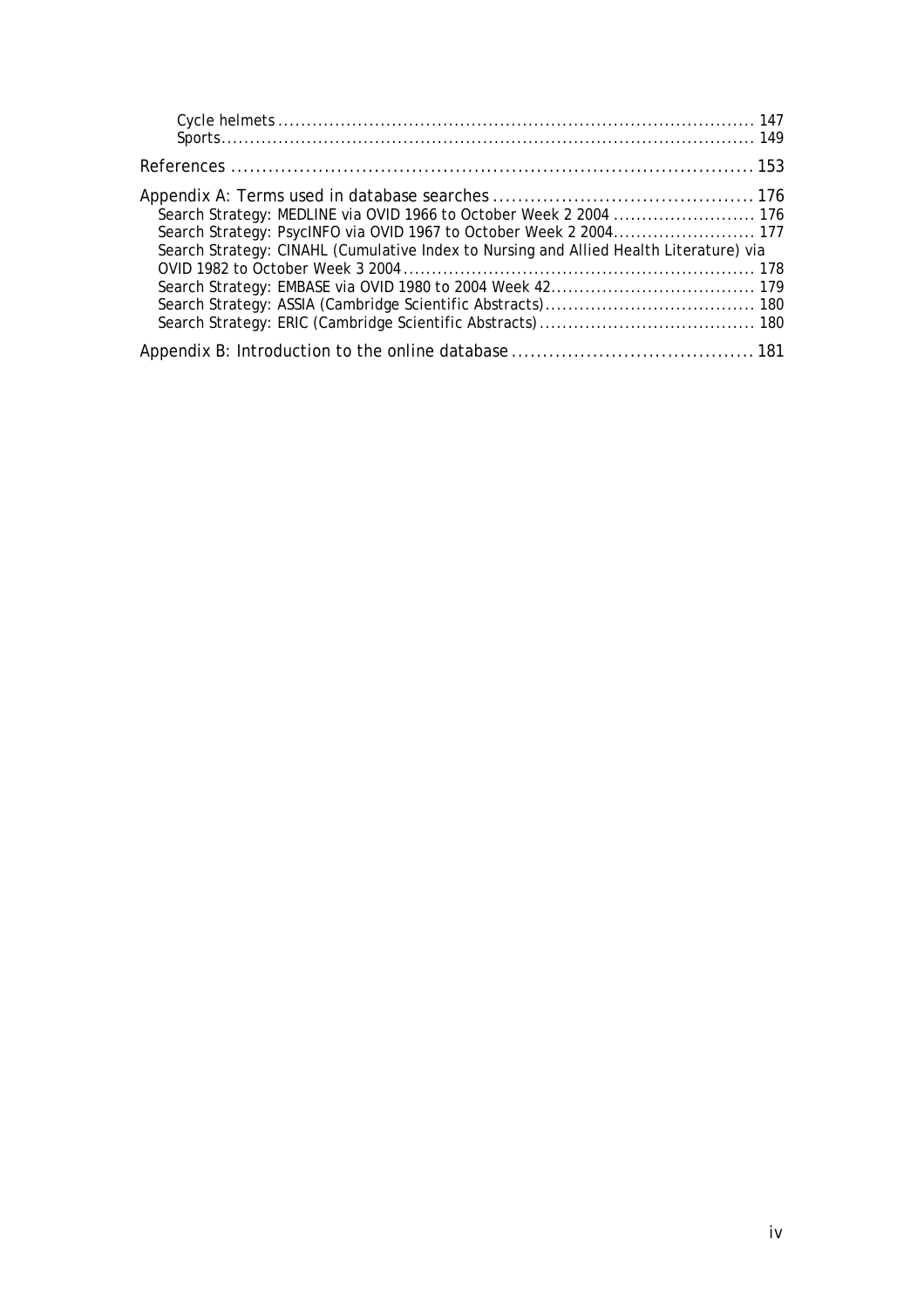Cycle helmets ..................................................................................... 147
Sports............................................................................................... 149

References ..................................................................................... 153

Appendix A: Terms used in database searches .......................................... 176
Search Strategy: MEDLINE via OVID 1966 to October Week 2 2004 ......................... 176
Search Strategy: PsycINFO via OVID 1967 to October Week 2 2004......................... 177
Search Strategy: CINAHL (Cumulative Index to Nursing and Allied Health Literature) via OVID 1982 to October Week 3 2004.............................................................. 178
Search Strategy: EMBASE via OVID 1980 to 2004 Week 42.................................... 179
Search Strategy: ASSIA (Cambridge Scientific Abstracts)..................................... 180
Search Strategy: ERIC (Cambridge Scientific Abstracts)...................................... 180

Appendix B: Introduction to the online database ....................................... 181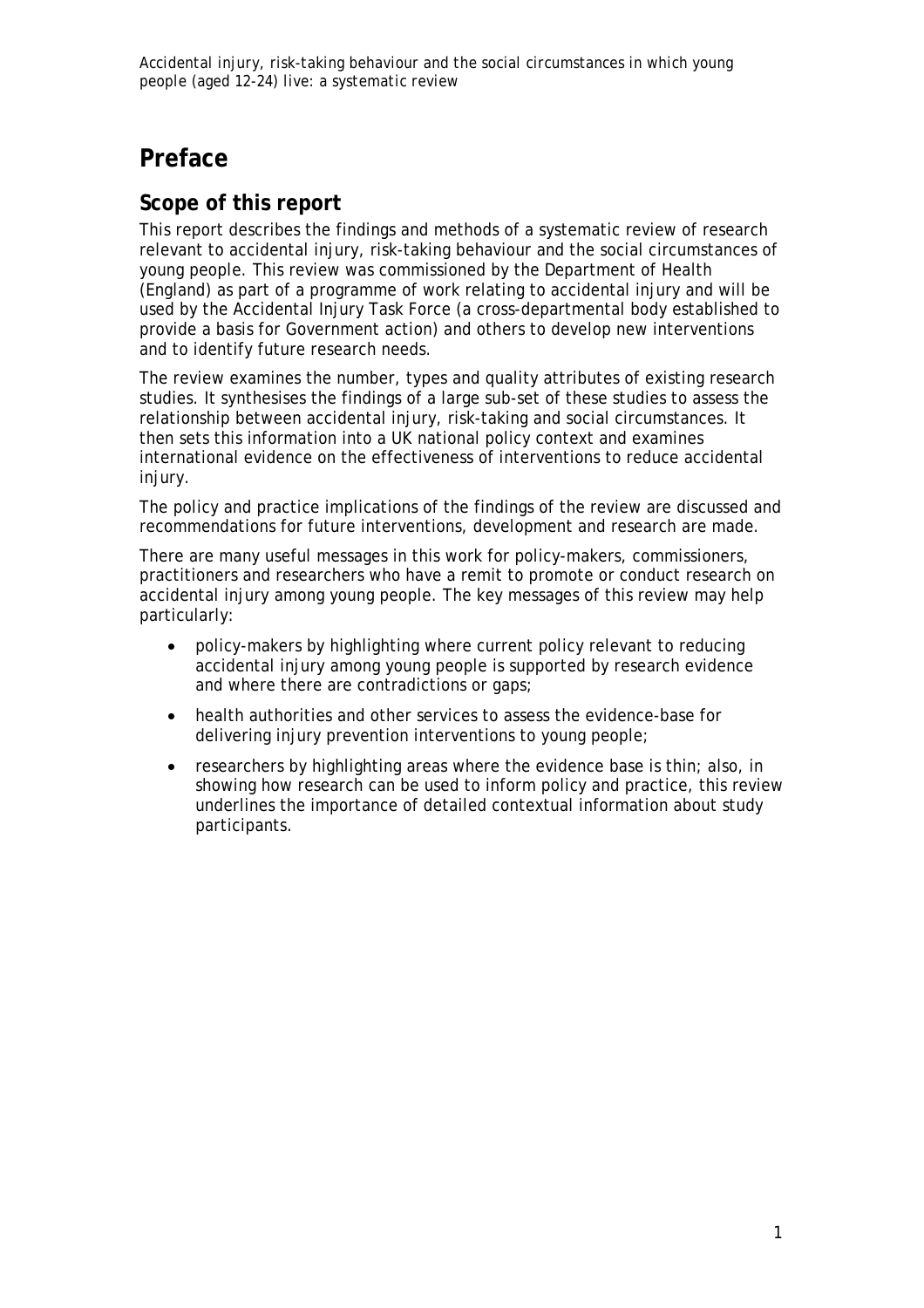# Preface

## Scope of this report

This report describes the findings and methods of a systematic review of research relevant to accidental injury, risk-taking behaviour and the social circumstances of young people. This review was commissioned by the Department of Health (England) as part of a programme of work relating to accidental injury and will be used by the Accidental Injury Task Force (a cross-departmental body established to provide a basis for Government action) and others to develop new interventions and to identify future research needs.

The review examines the number, types and quality attributes of existing research studies. It synthesises the findings of a large sub-set of these studies to assess the relationship between accidental injury, risk-taking and social circumstances. It then sets this information into a UK national policy context and examines international evidence on the effectiveness of interventions to reduce accidental injury.

The policy and practice implications of the findings of the review are discussed and recommendations for future interventions, development and research are made.

There are many useful messages in this work for policy-makers, commissioners, practitioners and researchers who have a remit to promote or conduct research on accidental injury among young people. The key messages of this review may help particularly:

- policy-makers by highlighting where current policy relevant to reducing accidental injury among young people is supported by research evidence and where there are contradictions or gaps;
- health authorities and other services to assess the evidence-base for delivering injury prevention interventions to young people;
- researchers by highlighting areas where the evidence base is thin; also, in showing how research can be used to inform policy and practice, this review underlines the importance of detailed contextual information about study participants.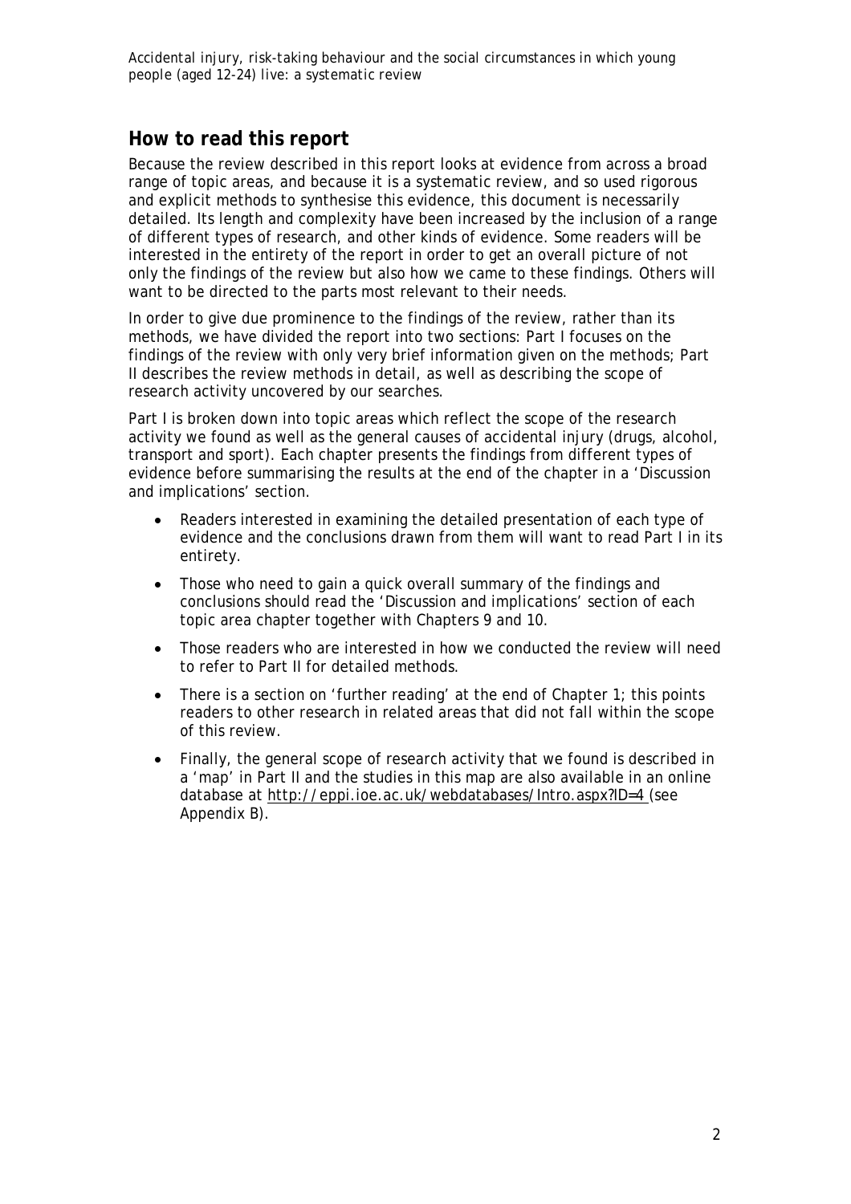## How to read this report

Because the review described in this report looks at evidence from across a broad range of topic areas, and because it is a systematic review, and so used rigorous and explicit methods to synthesise this evidence, this document is necessarily detailed. Its length and complexity have been increased by the inclusion of a range of different types of research, and other kinds of evidence. Some readers will be interested in the entirety of the report in order to get an overall picture of not only the findings of the review but also how we came to these findings. Others will want to be directed to the parts most relevant to their needs.

In order to give due prominence to the findings of the review, rather than its methods, we have divided the report into two sections: Part I focuses on the findings of the review with only very brief information given on the methods; Part II describes the review methods in detail, as well as describing the scope of research activity uncovered by our searches.

Part I is broken down into topic areas which reflect the scope of the research activity we found as well as the general causes of accidental injury (drugs, alcohol, transport and sport). Each chapter presents the findings from different types of evidence before summarising the results at the end of the chapter in a 'Discussion and implications' section.

- Readers interested in examining the detailed presentation of each type of evidence and the conclusions drawn from them will want to read Part I in its entirety.
- Those who need to gain a quick overall summary of the findings and conclusions should read the 'Discussion and implications' section of each topic area chapter together with Chapters 9 and 10.
- Those readers who are interested in how we conducted the review will need to refer to Part II for detailed methods.
- There is a section on 'further reading' at the end of Chapter 1; this points readers to other research in related areas that did not fall within the scope of this review.
- Finally, the general scope of research activity that we found is described in a 'map' in Part II and the studies in this map are also available in an online database at http://eppi.ioe.ac.uk/webdatabases/Intro.aspx?ID=4 (see Appendix B).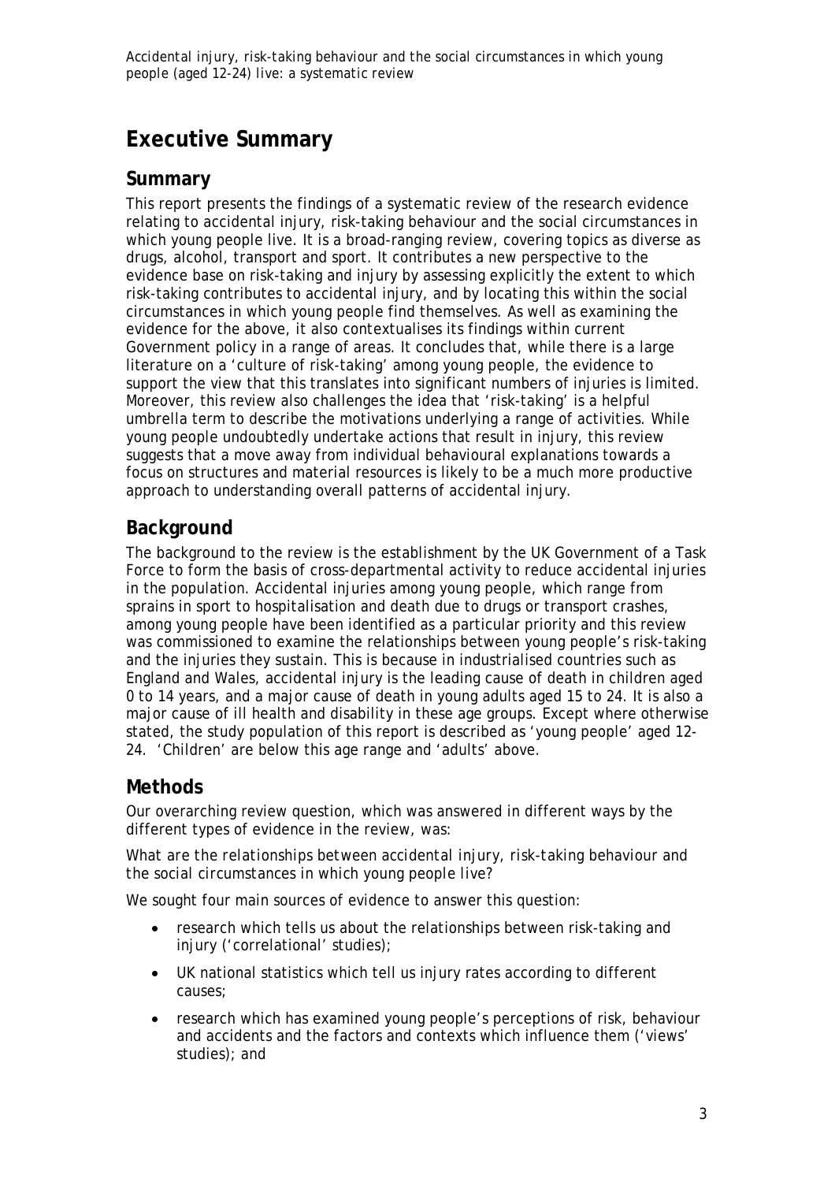# Executive Summary

## Summary

This report presents the findings of a systematic review of the research evidence relating to accidental injury, risk-taking behaviour and the social circumstances in which young people live. It is a broad-ranging review, covering topics as diverse as drugs, alcohol, transport and sport. It contributes a new perspective to the evidence base on risk-taking and injury by assessing explicitly the extent to which risk-taking contributes to accidental injury, and by locating this within the social circumstances in which young people find themselves. As well as examining the evidence for the above, it also contextualises its findings within current Government policy in a range of areas. It concludes that, while there is a large literature on a 'culture of risk-taking' among young people, the evidence to support the view that this translates into significant numbers of injuries is limited. Moreover, this review also challenges the idea that 'risk-taking' is a helpful umbrella term to describe the motivations underlying a range of activities. While young people undoubtedly undertake actions that result in injury, this review suggests that a move away from individual behavioural explanations towards a focus on structures and material resources is likely to be a much more productive approach to understanding overall patterns of accidental injury.

## Background

The background to the review is the establishment by the UK Government of a Task Force to form the basis of cross-departmental activity to reduce accidental injuries in the population. Accidental injuries among young people, which range from sprains in sport to hospitalisation and death due to drugs or transport crashes, among young people have been identified as a particular priority and this review was commissioned to examine the relationships between young people's risk-taking and the injuries they sustain. This is because in industrialised countries such as England and Wales, accidental injury is the leading cause of death in children aged 0 to 14 years, and a major cause of death in young adults aged 15 to 24. It is also a major cause of ill health and disability in these age groups. Except where otherwise stated, the study population of this report is described as 'young people' aged 12-24. 'Children' are below this age range and 'adults' above.

## Methods

Our overarching review question, which was answered in different ways by the different types of evidence in the review, was:

*What are the relationships between accidental injury, risk-taking behaviour and the social circumstances in which young people live?*

We sought four main sources of evidence to answer this question:

- research which tells us about the relationships between risk-taking and injury ('correlational' studies);
- UK national statistics which tell us injury rates according to different causes;
- research which has examined young people's perceptions of risk, behaviour and accidents and the factors and contexts which influence them ('views' studies); and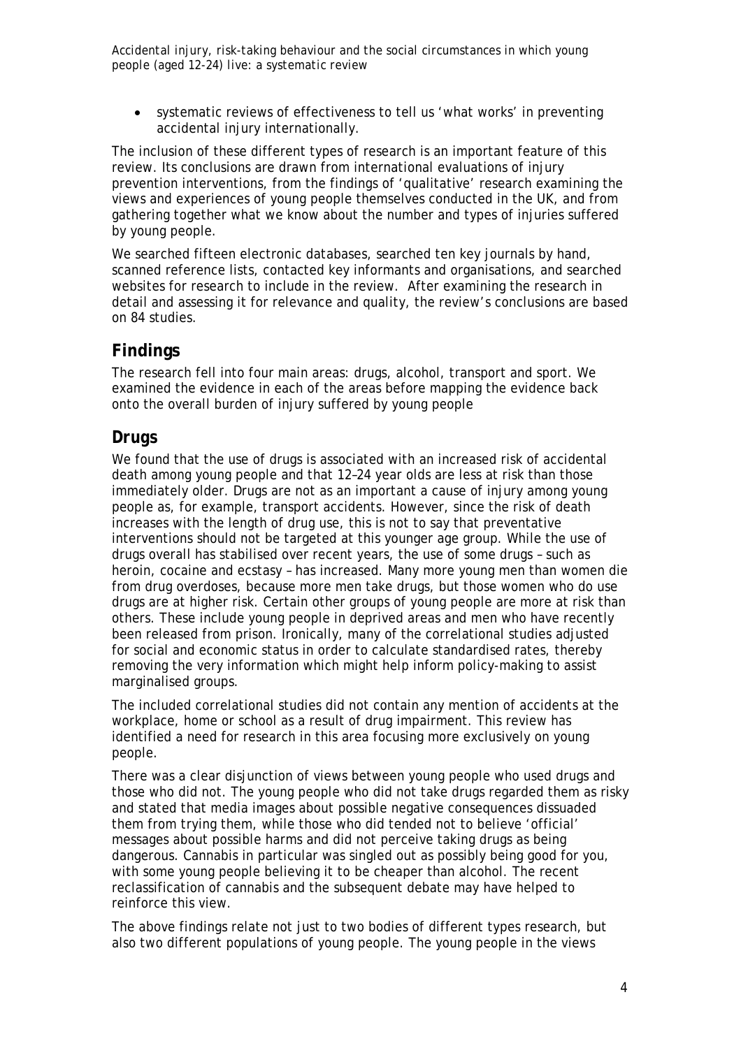- systematic reviews of effectiveness to tell us 'what works' in preventing accidental injury internationally.

The inclusion of these different types of research is an important feature of this review. Its conclusions are drawn from international evaluations of injury prevention interventions, from the findings of 'qualitative' research examining the views and experiences of young people themselves conducted in the UK, and from gathering together what we know about the number and types of injuries suffered by young people.

We searched fifteen electronic databases, searched ten key journals by hand, scanned reference lists, contacted key informants and organisations, and searched websites for research to include in the review. After examining the research in detail and assessing it for relevance and quality, the review's conclusions are based on 84 studies.

## Findings

The research fell into four main areas: drugs, alcohol, transport and sport. We examined the evidence in each of the areas before mapping the evidence back onto the overall burden of injury suffered by young people

## Drugs

We found that the use of drugs is associated with an increased risk of accidental death among young people and that 12–24 year olds are less at risk than those immediately older. Drugs are not as an important a cause of injury among young people as, for example, transport accidents. However, since the risk of death increases with the length of drug use, this is not to say that preventative interventions should not be targeted at this younger age group. While the use of drugs overall has stabilised over recent years, the use of some drugs – such as heroin, cocaine and ecstasy – has increased. Many more young men than women die from drug overdoses, because more men take drugs, but those women who do use drugs are at higher risk. Certain other groups of young people are more at risk than others. These include young people in deprived areas and men who have recently been released from prison. Ironically, many of the correlational studies adjusted for social and economic status in order to calculate standardised rates, thereby removing the very information which might help inform policy-making to assist marginalised groups.

The included correlational studies did not contain any mention of accidents at the workplace, home or school as a result of drug impairment. This review has identified a need for research in this area focusing more exclusively on young people.

There was a clear disjunction of views between young people who used drugs and those who did not. The young people who did not take drugs regarded them as risky and stated that media images about possible negative consequences dissuaded them from trying them, while those who did tended not to believe 'official' messages about possible harms and did not perceive taking drugs as being dangerous. Cannabis in particular was singled out as possibly being good for you, with some young people believing it to be cheaper than alcohol. The recent reclassification of cannabis and the subsequent debate may have helped to reinforce this view.

The above findings relate not just to two bodies of different types research, but also two different populations of young people. The young people in the views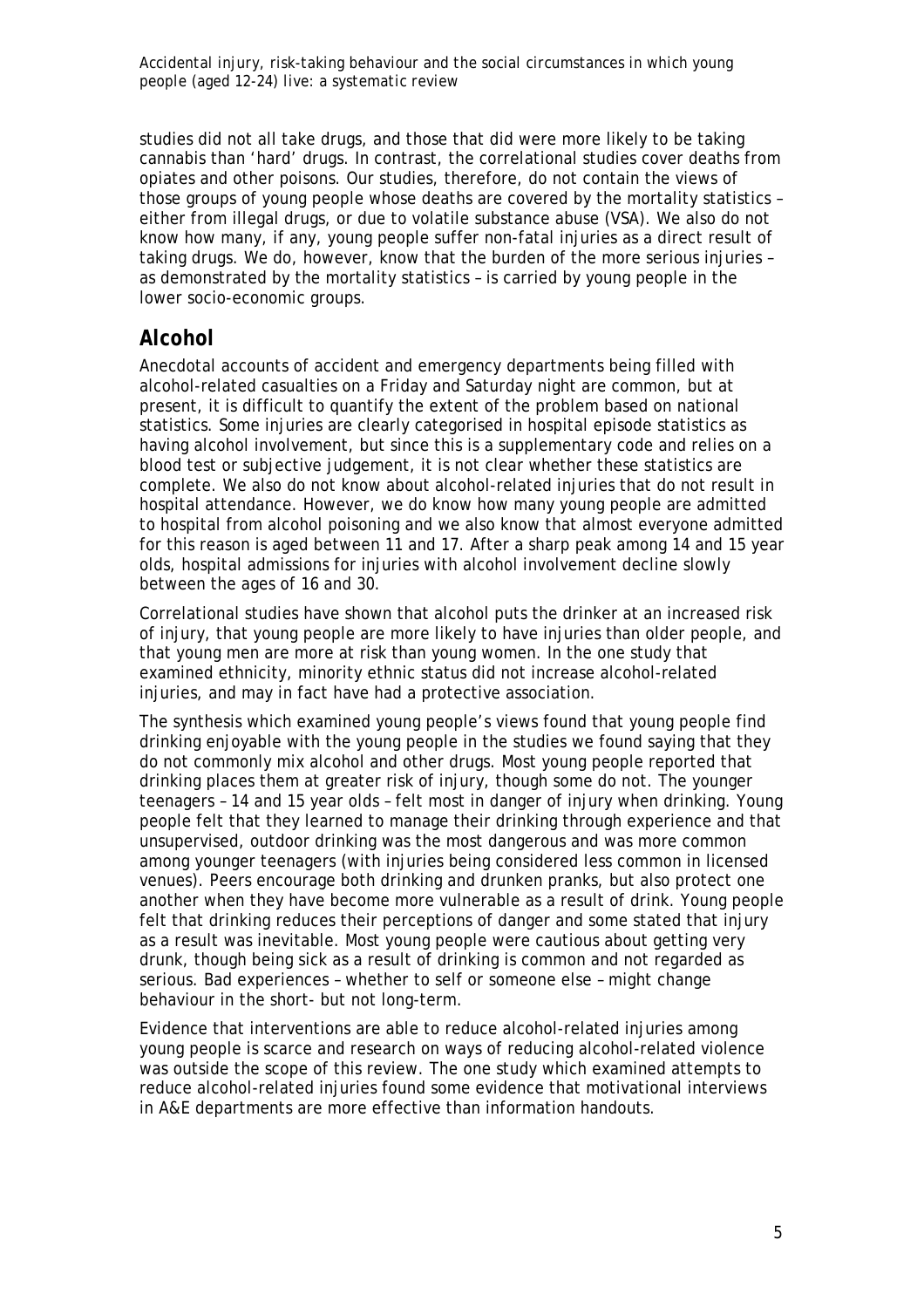studies did not all take drugs, and those that did were more likely to be taking cannabis than 'hard' drugs. In contrast, the correlational studies cover deaths from opiates and other poisons. Our studies, therefore, do not contain the views of those groups of young people whose deaths are covered by the mortality statistics – either from illegal drugs, or due to volatile substance abuse (VSA). We also do not know how many, if any, young people suffer non-fatal injuries as a direct result of taking drugs. We do, however, know that the burden of the more serious injuries – as demonstrated by the mortality statistics – is carried by young people in the lower socio-economic groups.

## Alcohol

Anecdotal accounts of accident and emergency departments being filled with alcohol-related casualties on a Friday and Saturday night are common, but at present, it is difficult to quantify the extent of the problem based on national statistics. Some injuries are clearly categorised in hospital episode statistics as having alcohol involvement, but since this is a supplementary code and relies on a blood test or subjective judgement, it is not clear whether these statistics are complete. We also do not know about alcohol-related injuries that do not result in hospital attendance. However, we do know how many young people are admitted to hospital from alcohol poisoning and we also know that almost everyone admitted for this reason is aged between 11 and 17. After a sharp peak among 14 and 15 year olds, hospital admissions for injuries with alcohol involvement decline slowly between the ages of 16 and 30.

Correlational studies have shown that alcohol puts the drinker at an increased risk of injury, that young people are more likely to have injuries than older people, and that young men are more at risk than young women. In the one study that examined ethnicity, minority ethnic status did not increase alcohol-related injuries, and may in fact have had a protective association.

The synthesis which examined young people's views found that young people find drinking enjoyable with the young people in the studies we found saying that they do not commonly mix alcohol and other drugs. Most young people reported that drinking places them at greater risk of injury, though some do not. The younger teenagers – 14 and 15 year olds – felt most in danger of injury when drinking. Young people felt that they learned to manage their drinking through experience and that unsupervised, outdoor drinking was the most dangerous and was more common among younger teenagers (with injuries being considered less common in licensed venues). Peers encourage both drinking and drunken pranks, but also protect one another when they have become more vulnerable as a result of drink. Young people felt that drinking reduces their perceptions of danger and some stated that injury as a result was inevitable. Most young people were cautious about getting very drunk, though being sick as a result of drinking is common and not regarded as serious. Bad experiences – whether to self or someone else – might change behaviour in the short- but not long-term.

Evidence that interventions are able to reduce alcohol-related injuries among young people is scarce and research on ways of reducing alcohol-related violence was outside the scope of this review. The one study which examined attempts to reduce alcohol-related injuries found some evidence that motivational interviews in A&E departments are more effective than information handouts.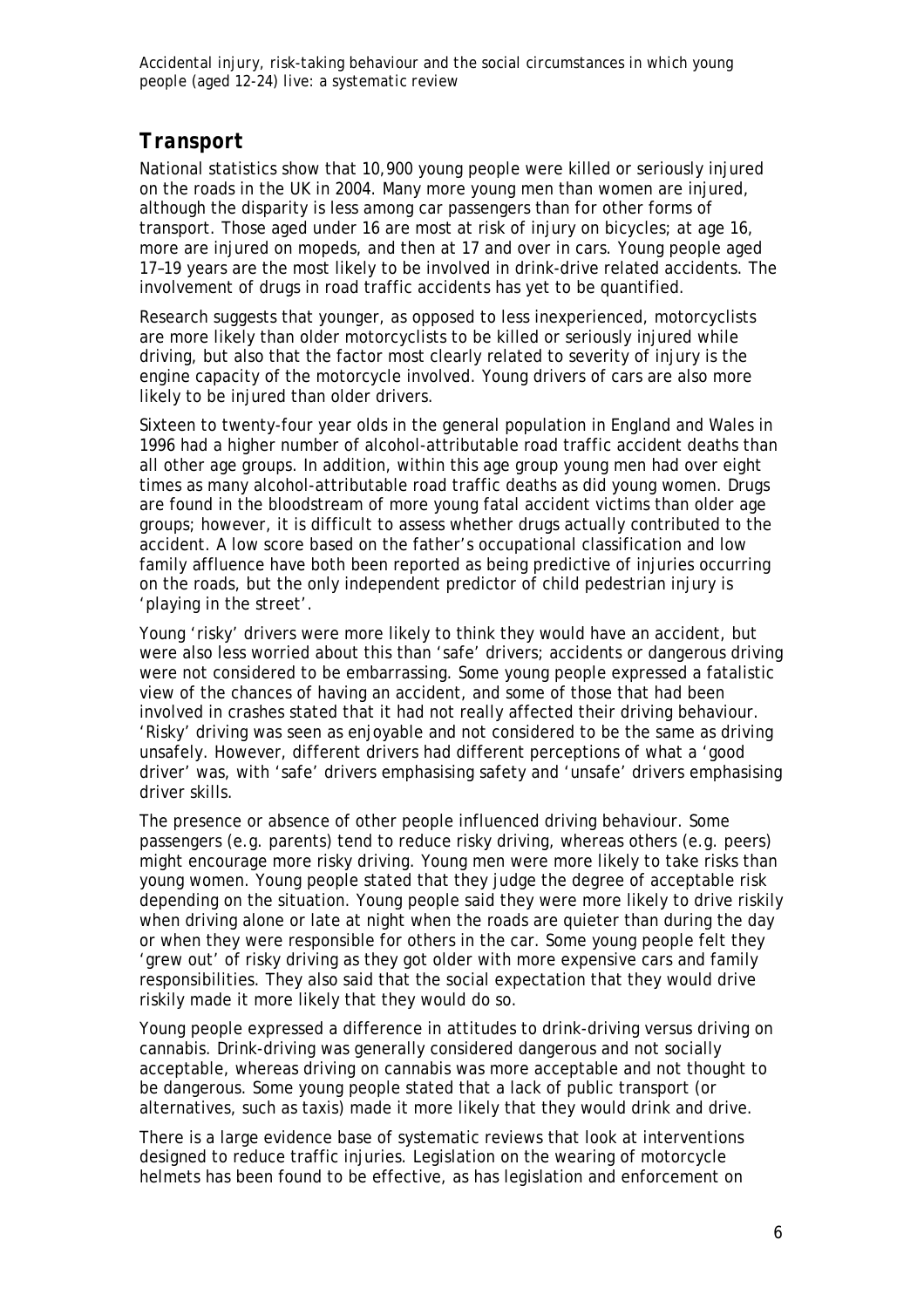## *Transport*

National statistics show that 10,900 young people were killed or seriously injured on the roads in the UK in 2004. Many more young men than women are injured, although the disparity is less among car passengers than for other forms of transport. Those aged under 16 are most at risk of injury on bicycles; at age 16, more are injured on mopeds, and then at 17 and over in cars. Young people aged 17–19 years are the most likely to be involved in drink-drive related accidents. The involvement of drugs in road traffic accidents has yet to be quantified.

Research suggests that younger, as opposed to less inexperienced, motorcyclists are more likely than older motorcyclists to be killed or seriously injured while driving, but also that the factor most clearly related to severity of injury is the engine capacity of the motorcycle involved. Young drivers of cars are also more likely to be injured than older drivers.

Sixteen to twenty-four year olds in the general population in England and Wales in 1996 had a higher number of alcohol-attributable road traffic accident deaths than all other age groups. In addition, within this age group young men had over eight times as many alcohol-attributable road traffic deaths as did young women. Drugs are found in the bloodstream of more young fatal accident victims than older age groups; however, it is difficult to assess whether drugs actually contributed to the accident. A low score based on the father's occupational classification and low family affluence have both been reported as being predictive of injuries occurring on the roads, but the only independent predictor of child pedestrian injury is 'playing in the street'.

Young 'risky' drivers were more likely to think they would have an accident, but were also less worried about this than 'safe' drivers; accidents or dangerous driving were not considered to be embarrassing. Some young people expressed a fatalistic view of the chances of having an accident, and some of those that had been involved in crashes stated that it had not really affected their driving behaviour. 'Risky' driving was seen as enjoyable and not considered to be the same as driving unsafely. However, different drivers had different perceptions of what a 'good driver' was, with 'safe' drivers emphasising safety and 'unsafe' drivers emphasising driver skills.

The presence or absence of other people influenced driving behaviour. Some passengers (e.g. parents) tend to reduce risky driving, whereas others (e.g. peers) might encourage more risky driving. Young men were more likely to take risks than young women. Young people stated that they judge the degree of acceptable risk depending on the situation. Young people said they were more likely to drive riskily when driving alone or late at night when the roads are quieter than during the day or when they were responsible for others in the car. Some young people felt they 'grew out' of risky driving as they got older with more expensive cars and family responsibilities. They also said that the social expectation that they would drive riskily made it more likely that they would do so.

Young people expressed a difference in attitudes to drink-driving versus driving on cannabis. Drink-driving was generally considered dangerous and not socially acceptable, whereas driving on cannabis was more acceptable and not thought to be dangerous. Some young people stated that a lack of public transport (or alternatives, such as taxis) made it more likely that they would drink and drive.

There is a large evidence base of systematic reviews that look at interventions designed to reduce traffic injuries. Legislation on the wearing of motorcycle helmets has been found to be effective, as has legislation and enforcement on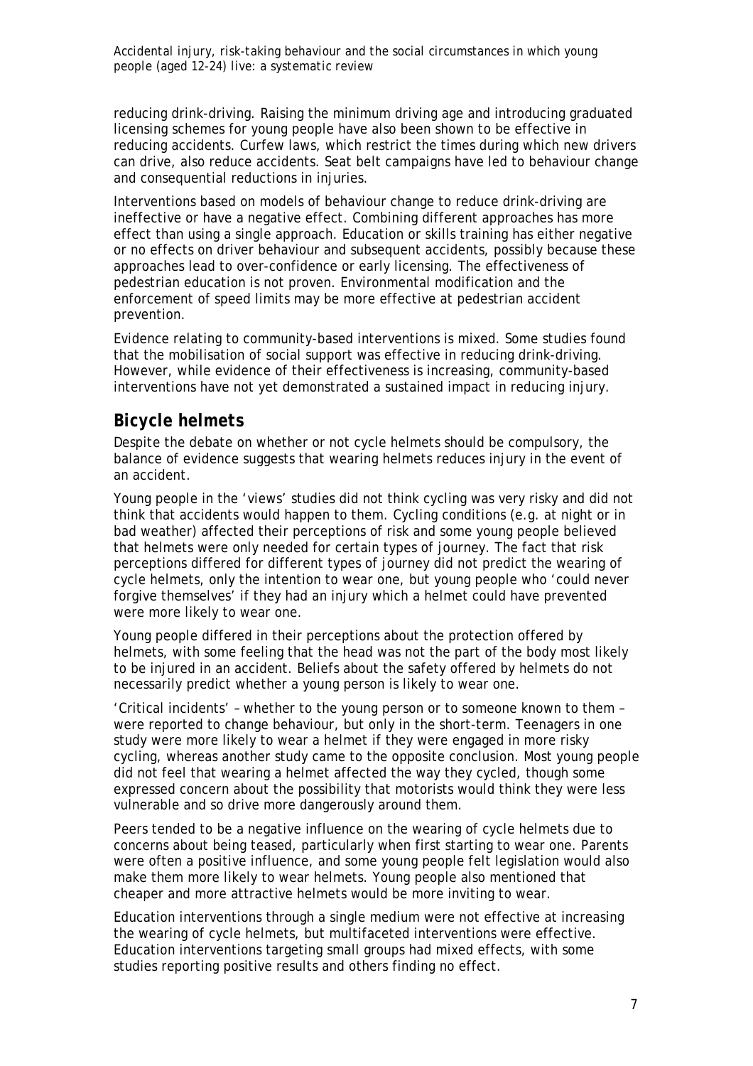reducing drink-driving. Raising the minimum driving age and introducing graduated licensing schemes for young people have also been shown to be effective in reducing accidents. Curfew laws, which restrict the times during which new drivers can drive, also reduce accidents. Seat belt campaigns have led to behaviour change and consequential reductions in injuries.

Interventions based on models of behaviour change to reduce drink-driving are ineffective or have a negative effect. Combining different approaches has more effect than using a single approach. Education or skills training has either negative or no effects on driver behaviour and subsequent accidents, possibly because these approaches lead to over-confidence or early licensing. The effectiveness of pedestrian education is not proven. Environmental modification and the enforcement of speed limits may be more effective at pedestrian accident prevention.

Evidence relating to community-based interventions is mixed. Some studies found that the mobilisation of social support was effective in reducing drink-driving. However, while evidence of their effectiveness is increasing, community-based interventions have not yet demonstrated a sustained impact in reducing injury.

## Bicycle helmets

Despite the debate on whether or not cycle helmets should be compulsory, the balance of evidence suggests that wearing helmets reduces injury in the event of an accident.

Young people in the 'views' studies did not think cycling was very risky and did not think that accidents would happen to them. Cycling conditions (e.g. at night or in bad weather) affected their perceptions of risk and some young people believed that helmets were only needed for certain types of journey. The fact that risk perceptions differed for different types of journey did not predict the wearing of cycle helmets, only the intention to wear one, but young people who 'could never forgive themselves' if they had an injury which a helmet could have prevented were more likely to wear one.

Young people differed in their perceptions about the protection offered by helmets, with some feeling that the head was not the part of the body most likely to be injured in an accident. Beliefs about the safety offered by helmets do not necessarily predict whether a young person is likely to wear one.

'Critical incidents' – whether to the young person or to someone known to them – were reported to change behaviour, but only in the short-term. Teenagers in one study were more likely to wear a helmet if they were engaged in more risky cycling, whereas another study came to the opposite conclusion. Most young people did not feel that wearing a helmet affected the way they cycled, though some expressed concern about the possibility that motorists would think they were less vulnerable and so drive more dangerously around them.

Peers tended to be a negative influence on the wearing of cycle helmets due to concerns about being teased, particularly when first starting to wear one. Parents were often a positive influence, and some young people felt legislation would also make them more likely to wear helmets. Young people also mentioned that cheaper and more attractive helmets would be more inviting to wear.

Education interventions through a single medium were not effective at increasing the wearing of cycle helmets, but multifaceted interventions were effective. Education interventions targeting small groups had mixed effects, with some studies reporting positive results and others finding no effect.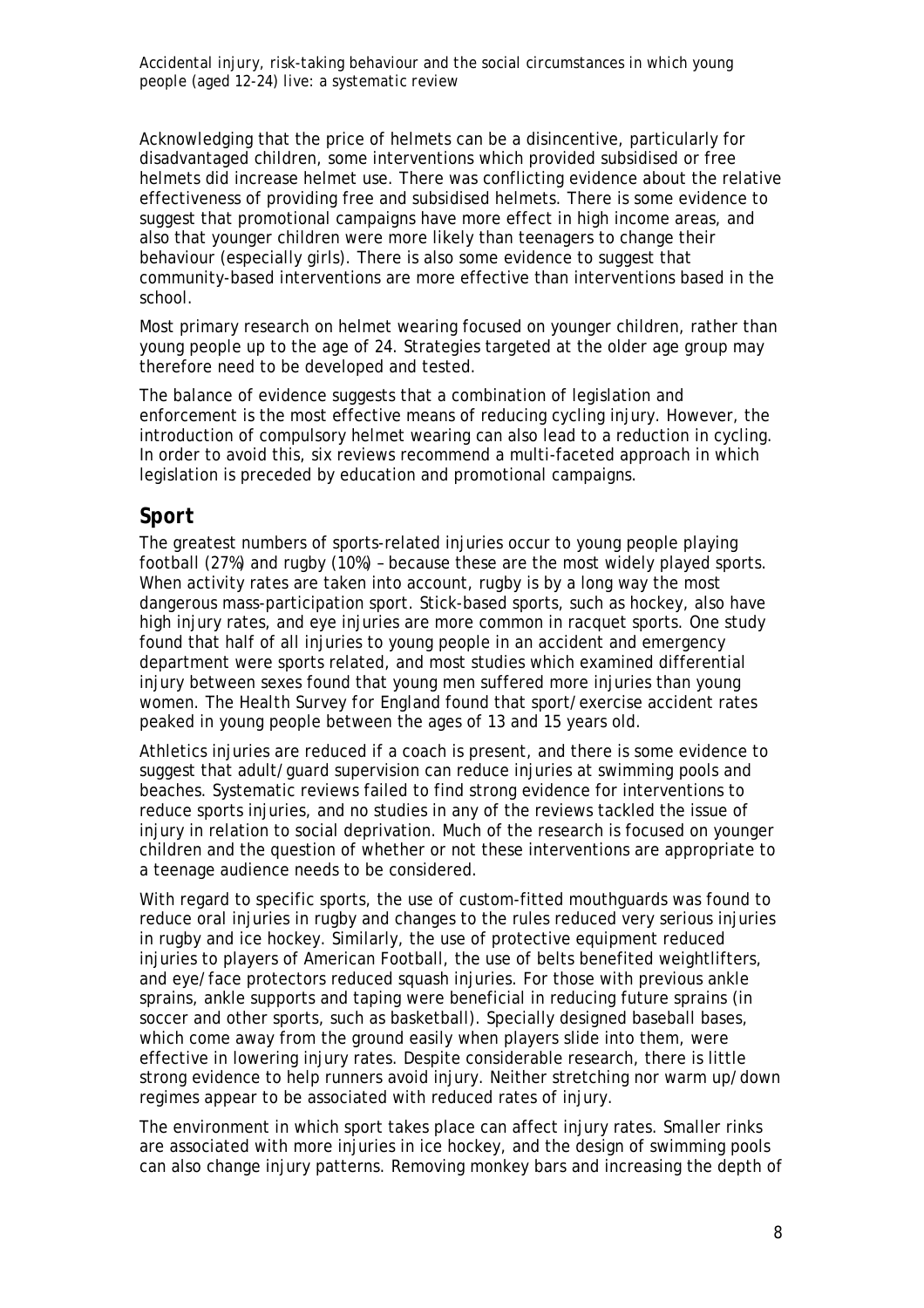Acknowledging that the price of helmets can be a disincentive, particularly for disadvantaged children, some interventions which provided subsidised or free helmets did increase helmet use. There was conflicting evidence about the relative effectiveness of providing free and subsidised helmets. There is some evidence to suggest that promotional campaigns have more effect in high income areas, and also that younger children were more likely than teenagers to change their behaviour (especially girls). There is also some evidence to suggest that community-based interventions are more effective than interventions based in the school.

Most primary research on helmet wearing focused on younger children, rather than young people up to the age of 24. Strategies targeted at the older age group may therefore need to be developed and tested.

The balance of evidence suggests that a combination of legislation and enforcement is the most effective means of reducing cycling injury. However, the introduction of compulsory helmet wearing can also lead to a reduction in cycling. In order to avoid this, six reviews recommend a multi-faceted approach in which legislation is preceded by education and promotional campaigns.

## Sport

The greatest numbers of sports-related injuries occur to young people playing football (27%) and rugby (10%) – because these are the most widely played sports. When activity rates are taken into account, rugby is by a long way the most dangerous mass-participation sport. Stick-based sports, such as hockey, also have high injury rates, and eye injuries are more common in racquet sports. One study found that half of all injuries to young people in an accident and emergency department were sports related, and most studies which examined differential injury between sexes found that young men suffered more injuries than young women. The *Health Survey for England* found that sport/exercise accident rates peaked in young people between the ages of 13 and 15 years old.

Athletics injuries are reduced if a coach is present, and there is some evidence to suggest that adult/guard supervision can reduce injuries at swimming pools and beaches. Systematic reviews failed to find strong evidence for interventions to reduce sports injuries, and no studies in any of the reviews tackled the issue of injury in relation to social deprivation. Much of the research is focused on younger children and the question of whether or not these interventions are appropriate to a teenage audience needs to be considered.

With regard to specific sports, the use of custom-fitted mouthguards was found to reduce oral injuries in rugby and changes to the rules reduced very serious injuries in rugby and ice hockey. Similarly, the use of protective equipment reduced injuries to players of American Football, the use of belts benefited weightlifters, and eye/face protectors reduced squash injuries. For those with previous ankle sprains, ankle supports and taping were beneficial in reducing future sprains (in soccer and other sports, such as basketball). Specially designed baseball bases, which come away from the ground easily when players slide into them, were effective in lowering injury rates. Despite considerable research, there is little strong evidence to help runners avoid injury. Neither stretching nor warm up/down regimes appear to be associated with reduced rates of injury.

The environment in which sport takes place can affect injury rates. Smaller rinks are associated with more injuries in ice hockey, and the design of swimming pools can also change injury patterns. Removing monkey bars and increasing the depth of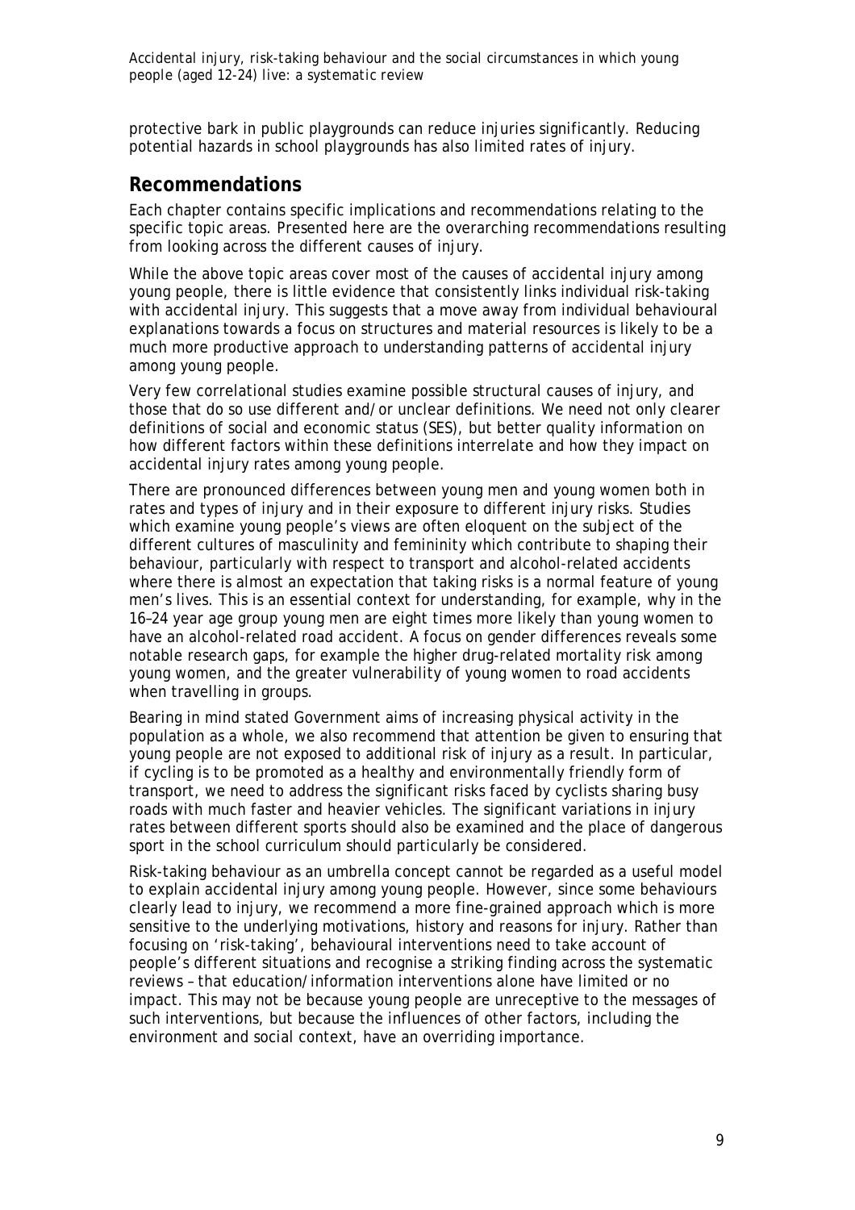protective bark in public playgrounds can reduce injuries significantly. Reducing potential hazards in school playgrounds has also limited rates of injury.

## Recommendations

Each chapter contains specific implications and recommendations relating to the specific topic areas. Presented here are the overarching recommendations resulting from looking across the different causes of injury.

While the above topic areas cover most of the causes of accidental injury among young people, there is little evidence that consistently links individual risk-taking with accidental injury. This suggests that a move away from individual behavioural explanations towards a focus on structures and material resources is likely to be a much more productive approach to understanding patterns of accidental injury among young people.

Very few correlational studies examine possible structural causes of injury, and those that do so use different and/or unclear definitions. We need not only clearer definitions of social and economic status (SES), but better quality information on how different factors within these definitions interrelate and how they impact on accidental injury rates among young people.

There are pronounced differences between young men and young women both in rates and types of injury and in their exposure to different injury risks. Studies which examine young people's views are often eloquent on the subject of the different cultures of masculinity and femininity which contribute to shaping their behaviour, particularly with respect to transport and alcohol-related accidents where there is almost an expectation that taking risks is a normal feature of young men's lives. This is an essential context for understanding, for example, why in the 16–24 year age group young men are eight times more likely than young women to have an alcohol-related road accident. A focus on gender differences reveals some notable research gaps, for example the higher drug-related mortality risk among young women, and the greater vulnerability of young women to road accidents when travelling in groups.

Bearing in mind stated Government aims of increasing physical activity in the population as a whole, we also recommend that attention be given to ensuring that young people are not exposed to additional risk of injury as a result. In particular, if cycling is to be promoted as a healthy and environmentally friendly form of transport, we need to address the significant risks faced by cyclists sharing busy roads with much faster and heavier vehicles. The significant variations in injury rates between different sports should also be examined and the place of dangerous sport in the school curriculum should particularly be considered.

Risk-taking behaviour as an umbrella concept cannot be regarded as a useful model to explain accidental injury among young people. However, since some behaviours clearly lead to injury, we recommend a more fine-grained approach which is more sensitive to the underlying motivations, history and reasons for injury. Rather than focusing on 'risk-taking', behavioural interventions need to take account of people's different situations and recognise a striking finding across the systematic reviews – that education/information interventions alone have limited or no impact. This may not be because young people are unreceptive to the messages of such interventions, but because the influences of other factors, including the environment and social context, have an overriding importance.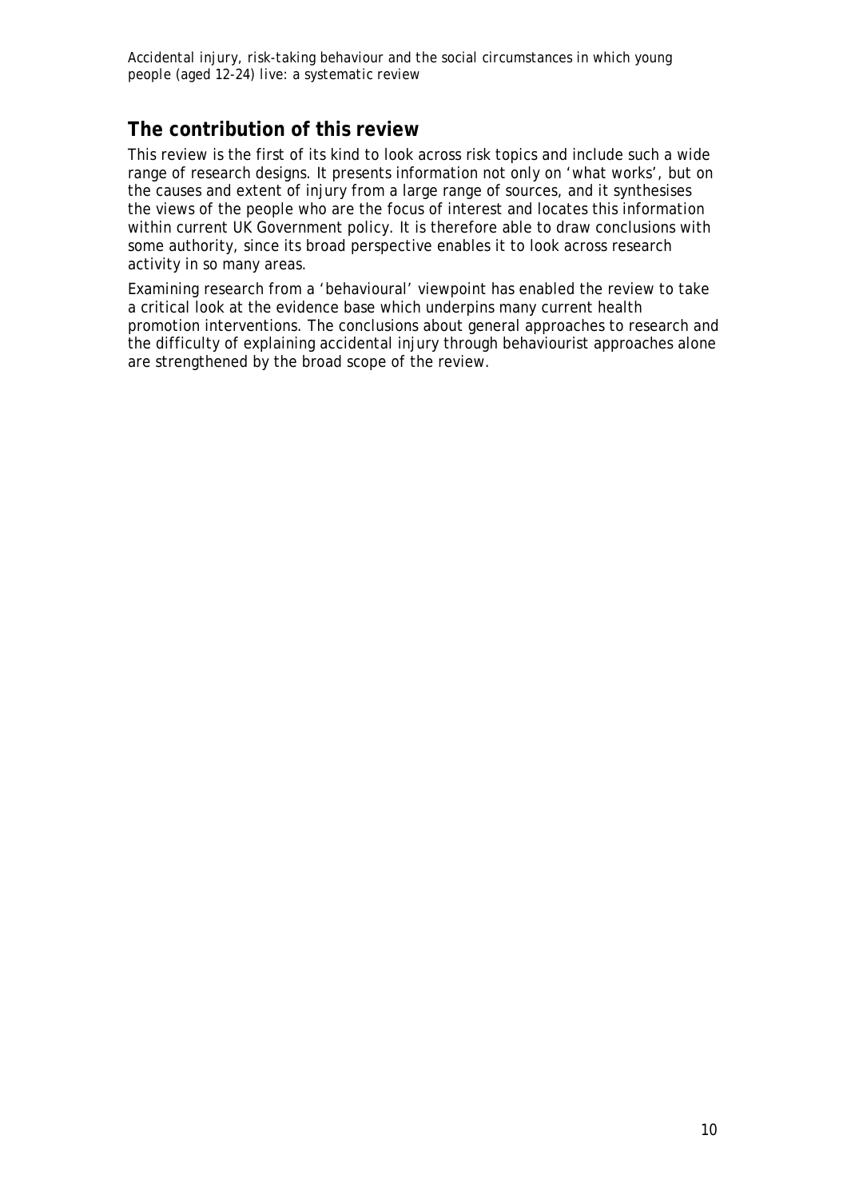## The contribution of this review

This review is the first of its kind to look across risk topics and include such a wide range of research designs. It presents information not only on 'what works', but on the causes and extent of injury from a large range of sources, and it synthesises the views of the people who are the focus of interest and locates this information within current UK Government policy. It is therefore able to draw conclusions with some authority, since its broad perspective enables it to look across research activity in so many areas.

Examining research from a 'behavioural' viewpoint has enabled the review to take a critical look at the evidence base which underpins many current health promotion interventions. The conclusions about general approaches to research and the difficulty of explaining accidental injury through behaviourist approaches alone are strengthened by the broad scope of the review.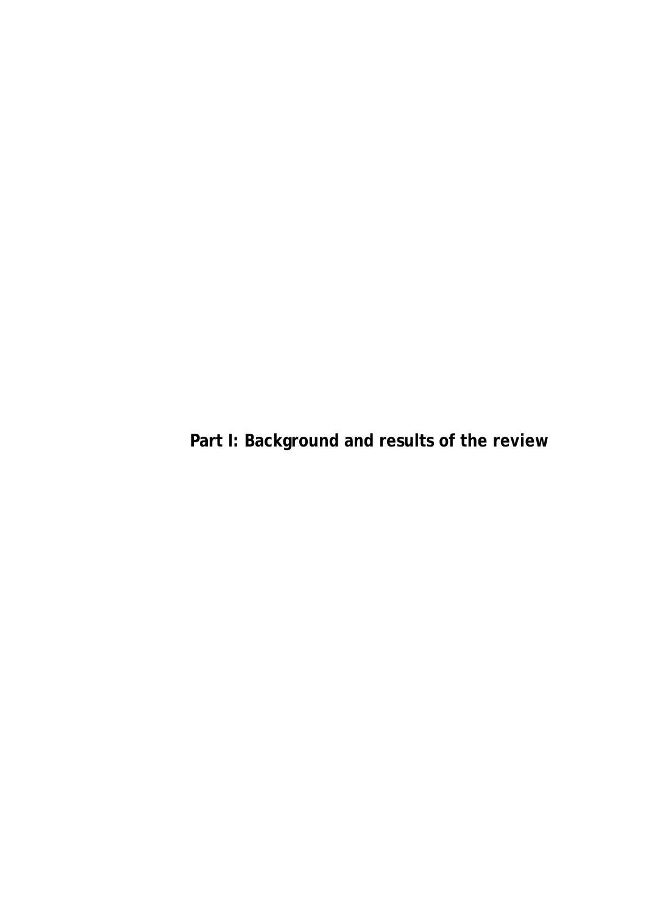# Part I: Background and results of the review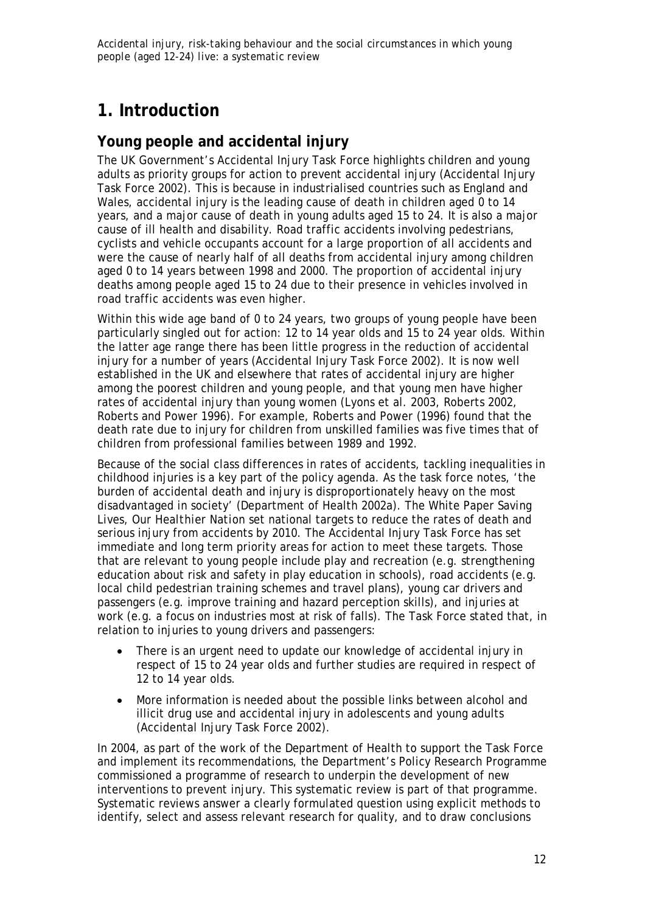# 1. Introduction

## Young people and accidental injury

The UK Government's Accidental Injury Task Force highlights children and young adults as priority groups for action to prevent accidental injury (Accidental Injury Task Force 2002). This is because in industrialised countries such as England and Wales, accidental injury is the leading cause of death in children aged 0 to 14 years, and a major cause of death in young adults aged 15 to 24. It is also a major cause of ill health and disability. Road traffic accidents involving pedestrians, cyclists and vehicle occupants account for a large proportion of all accidents and were the cause of nearly half of all deaths from accidental injury among children aged 0 to 14 years between 1998 and 2000. The proportion of accidental injury deaths among people aged 15 to 24 due to their presence in vehicles involved in road traffic accidents was even higher.

Within this wide age band of 0 to 24 years, two groups of young people have been particularly singled out for action: 12 to 14 year olds and 15 to 24 year olds. Within the latter age range there has been little progress in the reduction of accidental injury for a number of years (Accidental Injury Task Force 2002). It is now well established in the UK and elsewhere that rates of accidental injury are higher among the poorest children and young people, and that young men have higher rates of accidental injury than young women (Lyons et al. 2003, Roberts 2002, Roberts and Power 1996). For example, Roberts and Power (1996) found that the death rate due to injury for children from unskilled families was five times that of children from professional families between 1989 and 1992.

Because of the social class differences in rates of accidents, tackling inequalities in childhood injuries is a key part of the policy agenda. As the task force notes, 'the burden of accidental death and injury is disproportionately heavy on the most disadvantaged in society' (Department of Health 2002a). The White Paper *Saving Lives, Our Healthier Nation* set national targets to reduce the rates of death and serious injury from accidents by 2010. The Accidental Injury Task Force has set immediate and long term priority areas for action to meet these targets. Those that are relevant to young people include play and recreation (e.g. strengthening education about risk and safety in play education in schools), road accidents (e.g. local child pedestrian training schemes and travel plans), young car drivers and passengers (e.g. improve training and hazard perception skills), and injuries at work (e.g. a focus on industries most at risk of falls). The Task Force stated that, in relation to injuries to young drivers and passengers:

- There is an urgent need to update our knowledge of accidental injury in respect of 15 to 24 year olds and further studies are required in respect of 12 to 14 year olds.
- More information is needed about the possible links between alcohol and illicit drug use and accidental injury in adolescents and young adults (Accidental Injury Task Force 2002).

In 2004, as part of the work of the Department of Health to support the Task Force and implement its recommendations, the Department's Policy Research Programme commissioned a programme of research to underpin the development of new interventions to prevent injury. This systematic review is part of that programme. Systematic reviews answer a clearly formulated question using explicit methods to identify, select and assess relevant research for quality, and to draw conclusions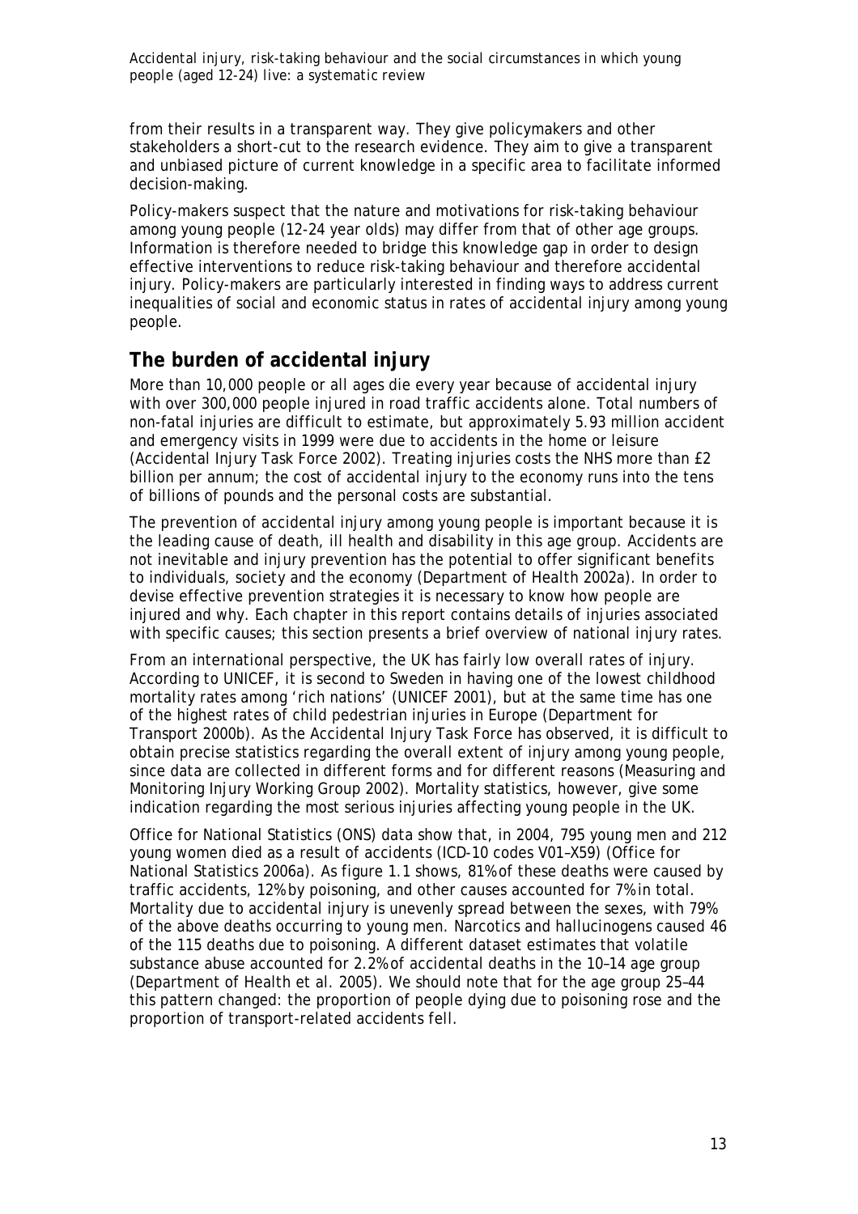from their results in a transparent way. They give policymakers and other stakeholders a short-cut to the research evidence. They aim to give a transparent and unbiased picture of current knowledge in a specific area to facilitate informed decision-making.

Policy-makers suspect that the nature and motivations for risk-taking behaviour among young people (12-24 year olds) may differ from that of other age groups. Information is therefore needed to bridge this knowledge gap in order to design effective interventions to reduce risk-taking behaviour and therefore accidental injury. Policy-makers are particularly interested in finding ways to address current inequalities of social and economic status in rates of accidental injury among young people.

## The burden of accidental injury

More than 10,000 people or all ages die every year because of accidental injury with over 300,000 people injured in road traffic accidents alone. Total numbers of non-fatal injuries are difficult to estimate, but approximately 5.93 million accident and emergency visits in 1999 were due to accidents in the home or leisure (Accidental Injury Task Force 2002). Treating injuries costs the NHS more than £2 billion per annum; the cost of accidental injury to the economy runs into the tens of billions of pounds and the personal costs are substantial.

The prevention of accidental injury among young people is important because it is the leading cause of death, ill health and disability in this age group. Accidents are not inevitable and injury prevention has the potential to offer significant benefits to individuals, society and the economy (Department of Health 2002a). In order to devise effective prevention strategies it is necessary to know how people are injured and why. Each chapter in this report contains details of injuries associated with specific causes; this section presents a brief overview of national injury rates.

From an international perspective, the UK has fairly low overall rates of injury. According to UNICEF, it is second to Sweden in having one of the lowest childhood mortality rates among 'rich nations' (UNICEF 2001), but at the same time has one of the highest rates of child pedestrian injuries in Europe (Department for Transport 2000b). As the Accidental Injury Task Force has observed, it is difficult to obtain precise statistics regarding the overall extent of injury among young people, since data are collected in different forms and for different reasons (Measuring and Monitoring Injury Working Group 2002). Mortality statistics, however, give some indication regarding the most serious injuries affecting young people in the UK.

Office for National Statistics (ONS) data show that, in 2004, 795 young men and 212 young women died as a result of accidents (ICD-10 codes V01–X59) (Office for National Statistics 2006a). As figure 1.1 shows, 81% of these deaths were caused by traffic accidents, 12% by poisoning, and other causes accounted for 7% in total. Mortality due to accidental injury is unevenly spread between the sexes, with 79% of the above deaths occurring to young men. Narcotics and hallucinogens caused 46 of the 115 deaths due to poisoning. A different dataset estimates that volatile substance abuse accounted for 2.2% of accidental deaths in the 10–14 age group (Department of Health et al. 2005). We should note that for the age group 25–44 this pattern changed: the proportion of people dying due to poisoning rose and the proportion of transport-related accidents fell.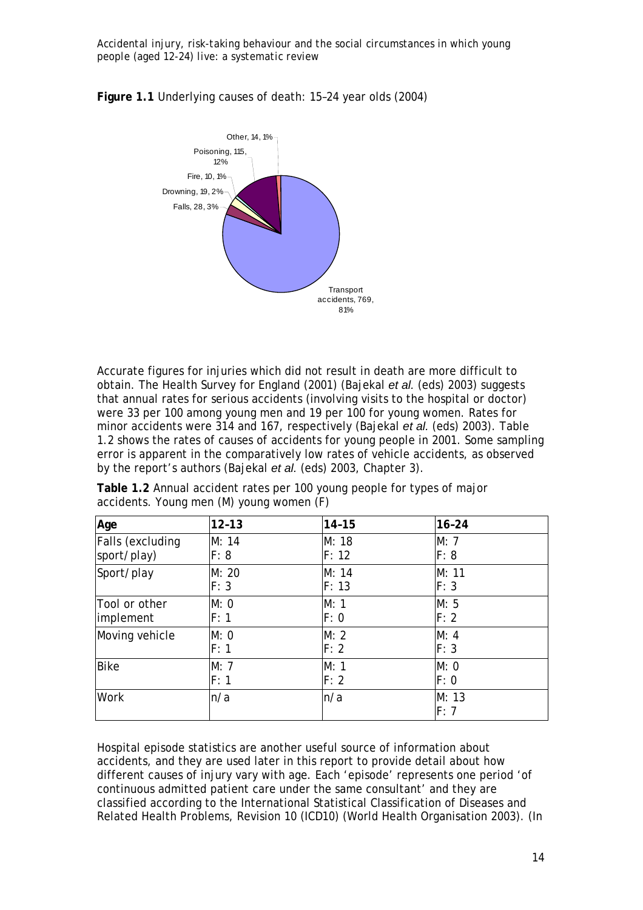**Figure 1.1** Underlying causes of death: 15–24 year olds (2004)

Accurate figures for injuries which did not result in death are more difficult to obtain. The Health Survey for England (2001) (Bajekal *et al.* (eds) 2003) suggests that annual rates for serious accidents (involving visits to the hospital or doctor) were 33 per 100 among young men and 19 per 100 for young women. Rates for minor accidents were 314 and 167, respectively (Bajekal *et al.* (eds) 2003). Table 1.2 shows the rates of causes of accidents for young people in 2001. Some sampling error is apparent in the comparatively low rates of vehicle accidents, as observed by the report's authors (Bajekal *et al.* (eds) 2003, Chapter 3).

**Table 1.2** Annual accident rates per 100 young people for types of major accidents. Young men (M) young women (F)

| Age | 12–13 | 14–15 | 16–24 |
|---|---|---|---|
| Falls (excluding sport/play) | M: 14<br>F: 8 | M: 18<br>F: 12 | M: 7<br>F: 8 |
| Sport/play | M: 20<br>F: 3 | M: 14<br>F: 13 | M: 11<br>F: 3 |
| Tool or other implement | M: 0<br>F: 1 | M: 1<br>F: 0 | M: 5<br>F: 2 |
| Moving vehicle | M: 0<br>F: 1 | M: 2<br>F: 2 | M: 4<br>F: 3 |
| Bike | M: 7<br>F: 1 | M: 1<br>F: 2 | M: 0<br>F: 0 |
| Work | n/a | n/a | M: 13<br>F: 7 |

Hospital episode statistics are another useful source of information about accidents, and they are used later in this report to provide detail about how different causes of injury vary with age. Each 'episode' represents one period 'of continuous admitted patient care under the same consultant' and they are classified according to the International Statistical Classification of Diseases and Related Health Problems, Revision 10 (ICD10) (World Health Organisation 2003). (In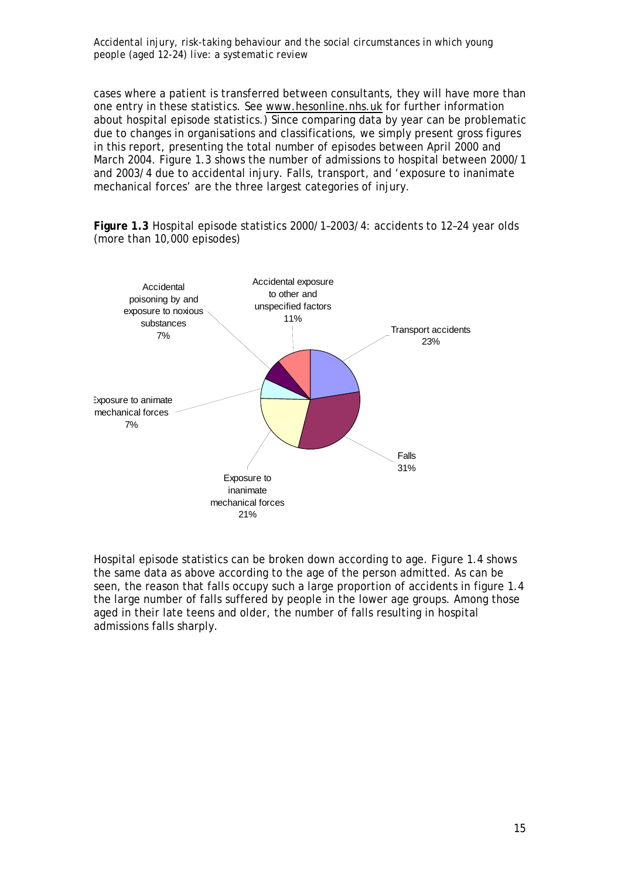cases where a patient is transferred between consultants, they will have more than one entry in these statistics. See www.hesonline.nhs.uk for further information about hospital episode statistics.) Since comparing data by year can be problematic due to changes in organisations and classifications, we simply present gross figures in this report, presenting the total number of episodes between April 2000 and March 2004. Figure 1.3 shows the number of admissions to hospital between 2000/1 and 2003/4 due to accidental injury. Falls, transport, and 'exposure to inanimate mechanical forces' are the three largest categories of injury.

**Figure 1.3** Hospital episode statistics 2000/1–2003/4: accidents to 12–24 year olds (more than 10,000 episodes)

| Category | Percentage |
|---|---|
| Transport accidents | 23% |
| Falls | 31% |
| Exposure to inanimate mechanical forces | 21% |
| Exposure to animate mechanical forces | 7% |
| Accidental poisoning by and exposure to noxious substances | 7% |
| Accidental exposure to other and unspecified factors | 11% |

Hospital episode statistics can be broken down according to age. Figure 1.4 shows the same data as above according to the age of the person admitted. As can be seen, the reason that falls occupy such a large proportion of accidents in figure 1.4 the large number of falls suffered by people in the lower age groups. Among those aged in their late teens and older, the number of falls resulting in hospital admissions falls sharply.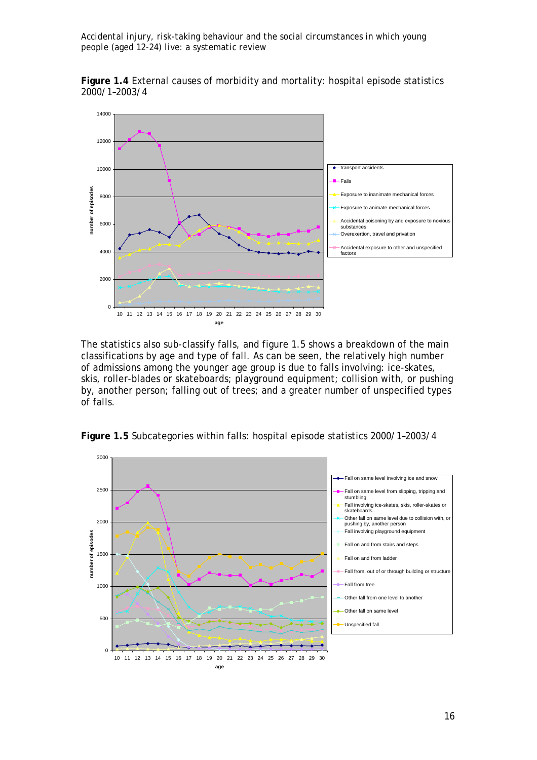**Figure 1.4** External causes of morbidity and mortality: hospital episode statistics 2000/1–2003/4

The statistics also sub-classify falls, and figure 1.5 shows a breakdown of the main classifications by age and type of fall. As can be seen, the relatively high number of admissions among the younger age group is due to falls involving: ice-skates, skis, roller-blades or skateboards; playground equipment; collision with, or pushing by, another person; falling out of trees; and a greater number of unspecified types of falls.

**Figure 1.5** Subcategories within falls: hospital episode statistics 2000/1–2003/4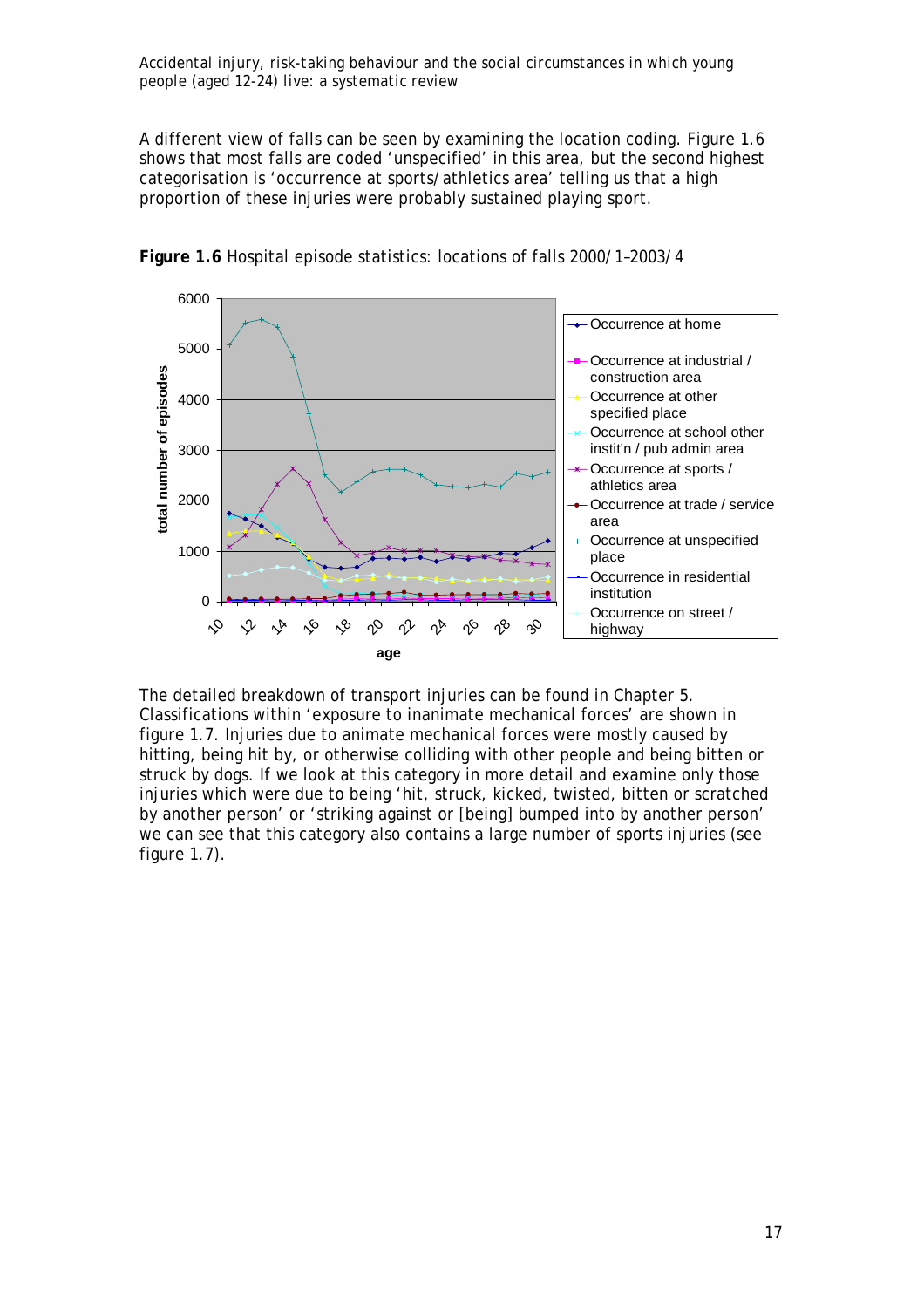A different view of falls can be seen by examining the location coding. Figure 1.6 shows that most falls are coded 'unspecified' in this area, but the second highest categorisation is 'occurrence at sports/athletics area' telling us that a high proportion of these injuries were probably sustained playing sport.

**Figure 1.6** Hospital episode statistics: locations of falls 2000/1–2003/4

The detailed breakdown of transport injuries can be found in Chapter 5. Classifications within 'exposure to inanimate mechanical forces' are shown in figure 1.7. Injuries due to animate mechanical forces were mostly caused by hitting, being hit by, or otherwise colliding with other people and being bitten or struck by dogs. If we look at this category in more detail and examine only those injuries which were due to being 'hit, struck, kicked, twisted, bitten or scratched by another person' or 'striking against or [being] bumped into by another person' we can see that this category also contains a large number of sports injuries (see figure 1.7).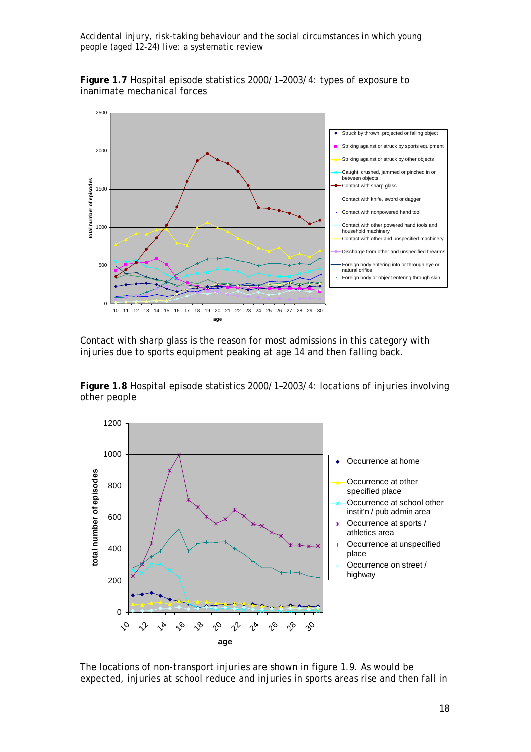**Figure 1.7** Hospital episode statistics 2000/1–2003/4: types of exposure to inanimate mechanical forces

Contact with sharp glass is the reason for most admissions in this category with injuries due to sports equipment peaking at age 14 and then falling back.

**Figure 1.8** Hospital episode statistics 2000/1–2003/4: locations of injuries involving other people

The locations of non-transport injuries are shown in figure 1.9. As would be expected, injuries at school reduce and injuries in sports areas rise and then fall in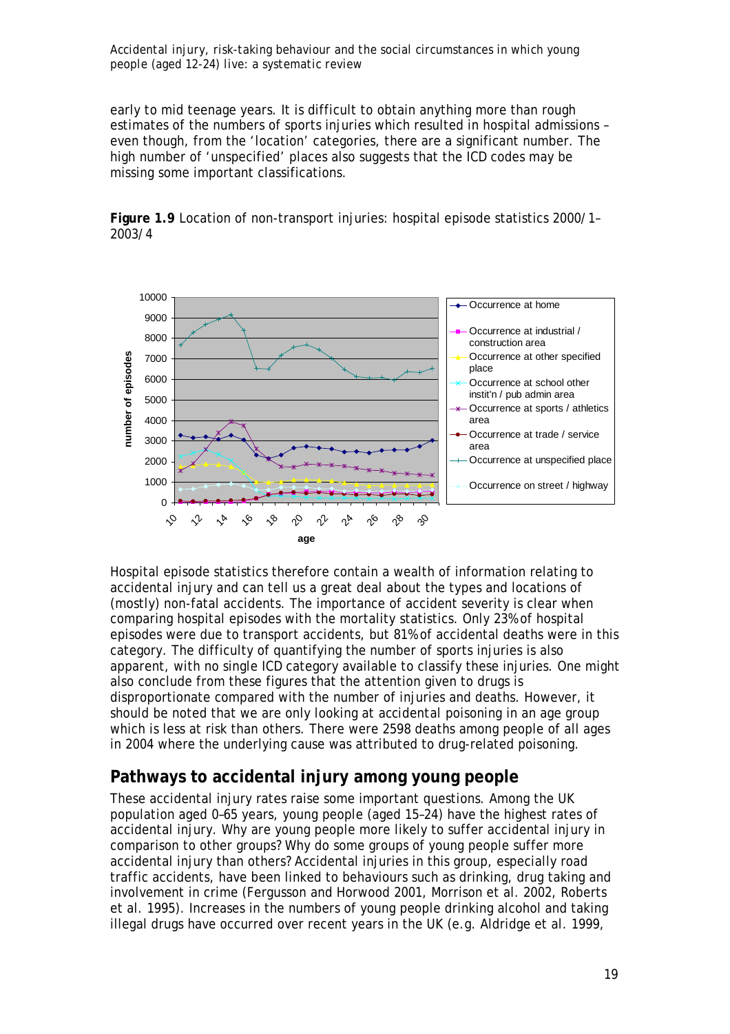early to mid teenage years. It is difficult to obtain anything more than rough estimates of the numbers of sports injuries which resulted in hospital admissions – even though, from the 'location' categories, there are a significant number. The high number of 'unspecified' places also suggests that the ICD codes may be missing some important classifications.

**Figure 1.9** Location of non-transport injuries: hospital episode statistics 2000/1–2003/4

Hospital episode statistics therefore contain a wealth of information relating to accidental injury and can tell us a great deal about the types and locations of (mostly) non-fatal accidents. The importance of accident severity is clear when comparing hospital episodes with the mortality statistics. Only 23% of hospital episodes were due to transport accidents, but 81% of accidental deaths were in this category. The difficulty of quantifying the number of sports injuries is also apparent, with no single ICD category available to classify these injuries. One might also conclude from these figures that the attention given to drugs is disproportionate compared with the number of injuries and deaths. However, it should be noted that we are only looking at accidental poisoning in an age group which is less at risk than others. There were 2598 deaths among people of all ages in 2004 where the underlying cause was attributed to drug-related poisoning.

## Pathways to accidental injury among young people

These accidental injury rates raise some important questions. Among the UK population aged 0–65 years, young people (aged 15–24) have the highest rates of accidental injury. Why are young people more likely to suffer accidental injury in comparison to other groups? Why do some groups of young people suffer more accidental injury than others? Accidental injuries in this group, especially road traffic accidents, have been linked to behaviours such as drinking, drug taking and involvement in crime (Fergusson and Horwood 2001, Morrison et al. 2002, Roberts et al. 1995). Increases in the numbers of young people drinking alcohol and taking illegal drugs have occurred over recent years in the UK (e.g. Aldridge et al. 1999,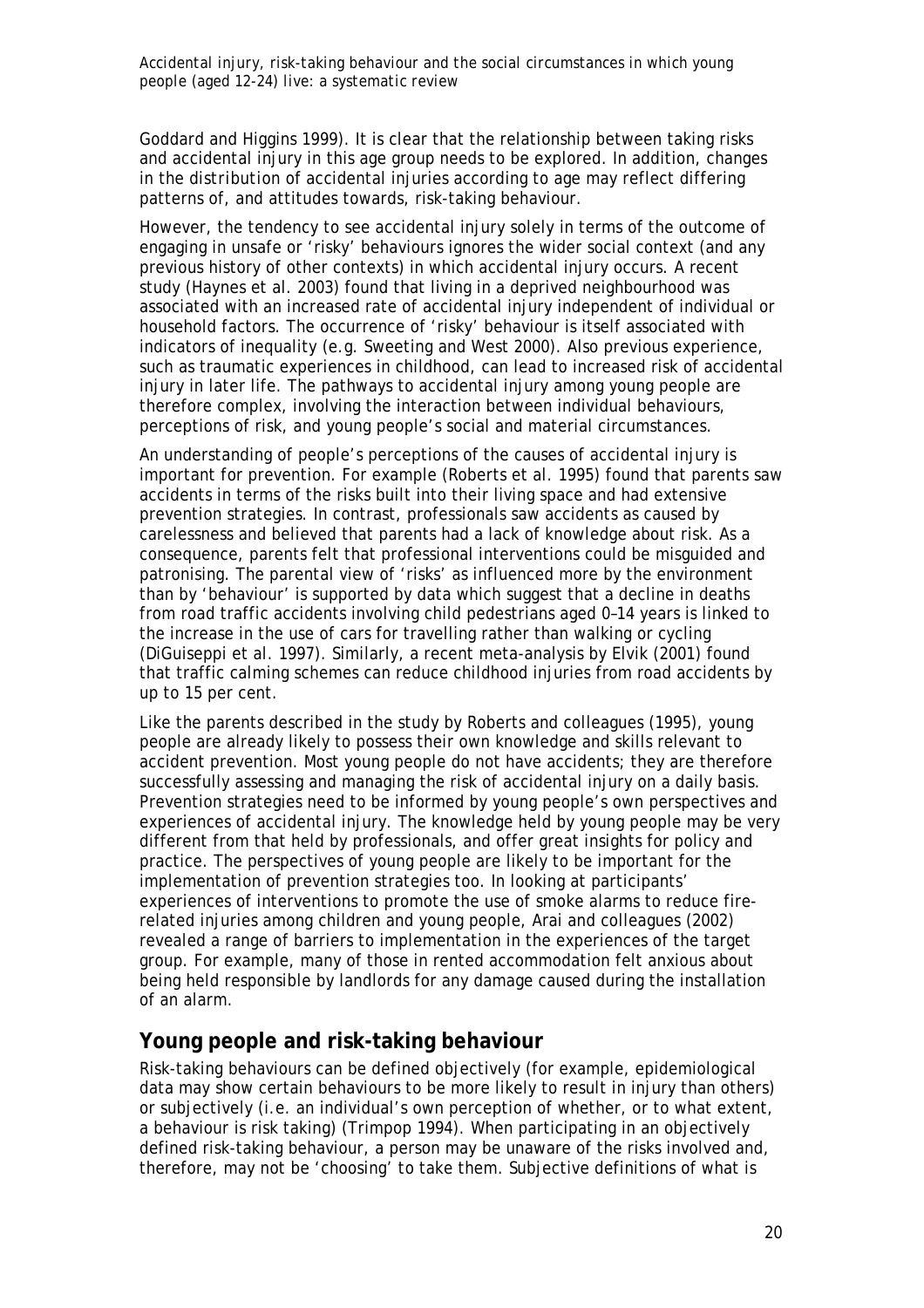Goddard and Higgins 1999). It is clear that the relationship between taking risks and accidental injury in this age group needs to be explored. In addition, changes in the distribution of accidental injuries according to age may reflect differing patterns of, and attitudes towards, risk-taking behaviour.

However, the tendency to see accidental injury solely in terms of the outcome of engaging in unsafe or 'risky' behaviours ignores the wider social context (and any previous history of other contexts) in which accidental injury occurs. A recent study (Haynes et al. 2003) found that living in a deprived neighbourhood was associated with an increased rate of accidental injury independent of individual or household factors. The occurrence of 'risky' behaviour is itself associated with indicators of inequality (e.g. Sweeting and West 2000). Also previous experience, such as traumatic experiences in childhood, can lead to increased risk of accidental injury in later life. The pathways to accidental injury among young people are therefore complex, involving the interaction between individual behaviours, perceptions of risk, and young people's social and material circumstances.

An understanding of people's perceptions of the causes of accidental injury is important for prevention. For example (Roberts et al. 1995) found that parents saw accidents in terms of the risks built into their living space and had extensive prevention strategies. In contrast, professionals saw accidents as caused by carelessness and believed that parents had a lack of knowledge about risk. As a consequence, parents felt that professional interventions could be misguided and patronising. The parental view of 'risks' as influenced more by the environment than by 'behaviour' is supported by data which suggest that a decline in deaths from road traffic accidents involving child pedestrians aged 0–14 years is linked to the increase in the use of cars for travelling rather than walking or cycling (DiGuiseppi et al. 1997). Similarly, a recent meta-analysis by Elvik (2001) found that traffic calming schemes can reduce childhood injuries from road accidents by up to 15 per cent.

Like the parents described in the study by Roberts and colleagues (1995), young people are already likely to possess their own knowledge and skills relevant to accident prevention. Most young people do not have accidents; they are therefore successfully assessing and managing the risk of accidental injury on a daily basis. Prevention strategies need to be informed by young people's own perspectives and experiences of accidental injury. The knowledge held by young people may be very different from that held by professionals, and offer great insights for policy and practice. The perspectives of young people are likely to be important for the implementation of prevention strategies too. In looking at participants' experiences of interventions to promote the use of smoke alarms to reduce fire-related injuries among children and young people, Arai and colleagues (2002) revealed a range of barriers to implementation in the experiences of the target group. For example, many of those in rented accommodation felt anxious about being held responsible by landlords for any damage caused during the installation of an alarm.

## Young people and risk-taking behaviour

Risk-taking behaviours can be defined objectively (for example, epidemiological data may show certain behaviours to be more likely to result in injury than others) or subjectively (i.e. an individual's own perception of whether, or to what extent, a behaviour is risk taking) (Trimpop 1994). When participating in an objectively defined risk-taking behaviour, a person may be unaware of the risks involved and, therefore, may not be 'choosing' to take them. Subjective definitions of what is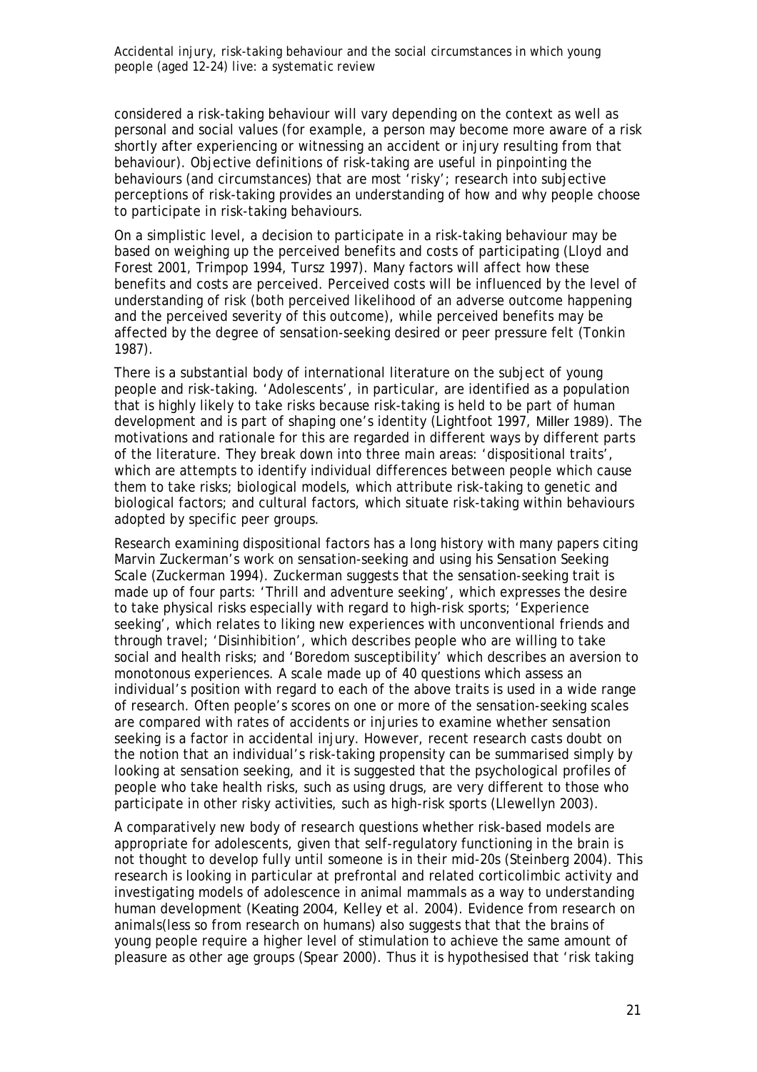considered a risk-taking behaviour will vary depending on the context as well as personal and social values (for example, a person may become more aware of a risk shortly after experiencing or witnessing an accident or injury resulting from that behaviour). Objective definitions of risk-taking are useful in pinpointing the behaviours (and circumstances) that are most 'risky'; research into subjective perceptions of risk-taking provides an understanding of how and why people choose to participate in risk-taking behaviours.

On a simplistic level, a decision to participate in a risk-taking behaviour may be based on weighing up the perceived benefits and costs of participating (Lloyd and Forest 2001, Trimpop 1994, Tursz 1997). Many factors will affect how these benefits and costs are perceived. Perceived costs will be influenced by the level of understanding of risk (both perceived likelihood of an adverse outcome happening and the perceived severity of this outcome), while perceived benefits may be affected by the degree of sensation-seeking desired or peer pressure felt (Tonkin 1987).

There is a substantial body of international literature on the subject of young people and risk-taking. 'Adolescents', in particular, are identified as a population that is highly likely to take risks because risk-taking is held to be part of human development and is part of shaping one's identity (Lightfoot 1997, Miller 1989). The motivations and rationale for this are regarded in different ways by different parts of the literature. They break down into three main areas: 'dispositional traits', which are attempts to identify individual differences between people which cause them to take risks; biological models, which attribute risk-taking to genetic and biological factors; and cultural factors, which situate risk-taking within behaviours adopted by specific peer groups.

Research examining dispositional factors has a long history with many papers citing Marvin Zuckerman's work on sensation-seeking and using his Sensation Seeking Scale (Zuckerman 1994). Zuckerman suggests that the sensation-seeking trait is made up of four parts: 'Thrill and adventure seeking', which expresses the desire to take physical risks especially with regard to high-risk sports; 'Experience seeking', which relates to liking new experiences with unconventional friends and through travel; 'Disinhibition', which describes people who are willing to take social and health risks; and 'Boredom susceptibility' which describes an aversion to monotonous experiences. A scale made up of 40 questions which assess an individual's position with regard to each of the above traits is used in a wide range of research. Often people's scores on one or more of the sensation-seeking scales are compared with rates of accidents or injuries to examine whether sensation seeking is a factor in accidental injury. However, recent research casts doubt on the notion that an individual's risk-taking propensity can be summarised simply by looking at sensation seeking, and it is suggested that the psychological profiles of people who take health risks, such as using drugs, are very different to those who participate in other risky activities, such as high-risk sports (Llewellyn 2003).

A comparatively new body of research questions whether risk-based models are appropriate for adolescents, given that self-regulatory functioning in the brain is not thought to develop fully until someone is in their mid-20s (Steinberg 2004). This research is looking in particular at prefrontal and related corticolimbic activity and investigating models of adolescence in animal mammals as a way to understanding human development (Keating 2004, Kelley et al. 2004). Evidence from research on animals(less so from research on humans) also suggests that that the brains of young people require a higher level of stimulation to achieve the same amount of pleasure as other age groups (Spear 2000). Thus it is hypothesised that 'risk taking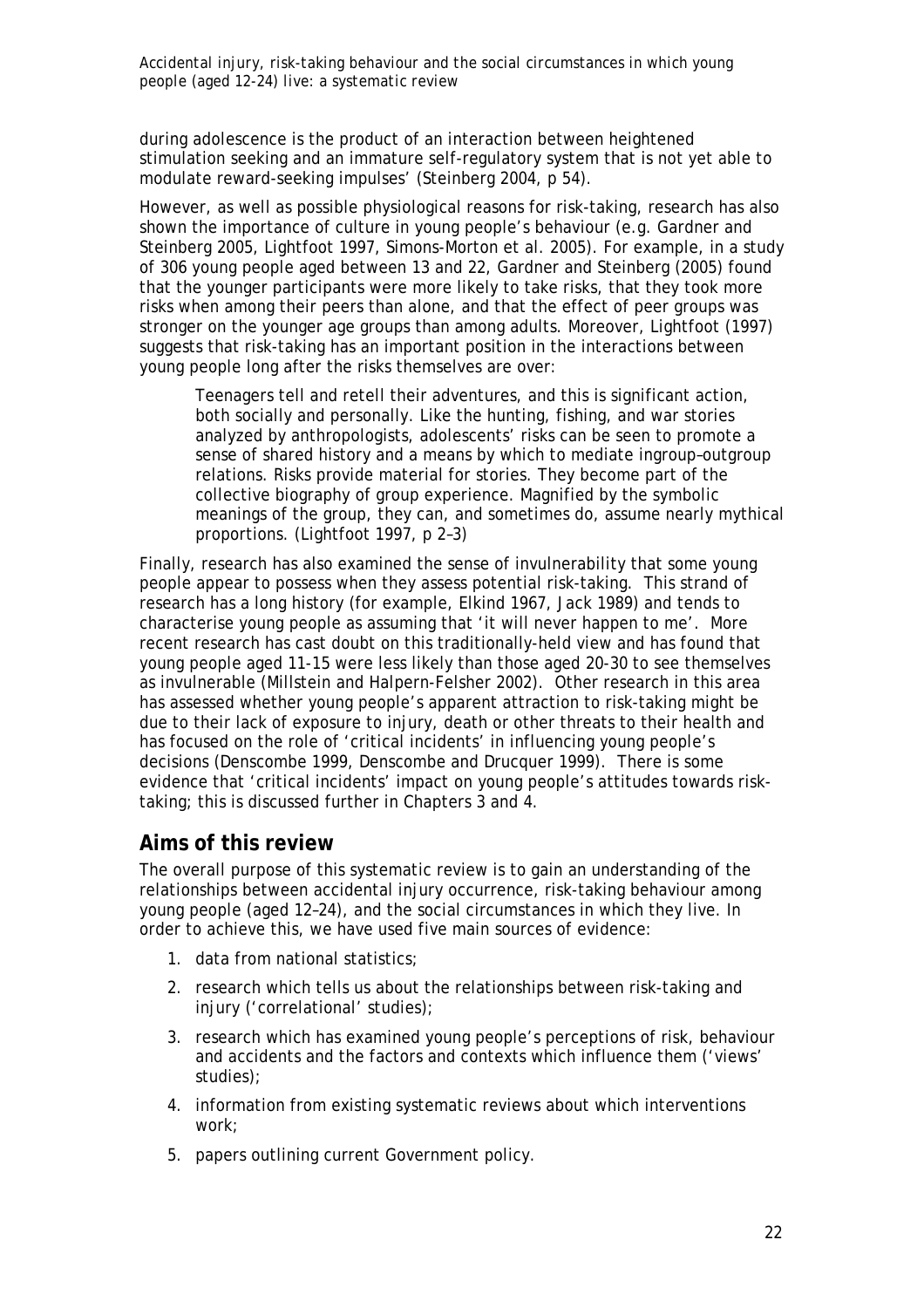during adolescence is the product of an interaction between heightened stimulation seeking and an immature self-regulatory system that is not yet able to modulate reward-seeking impulses' (Steinberg 2004, p 54).

However, as well as possible physiological reasons for risk-taking, research has also shown the importance of culture in young people's behaviour (e.g. Gardner and Steinberg 2005, Lightfoot 1997, Simons-Morton et al. 2005). For example, in a study of 306 young people aged between 13 and 22, Gardner and Steinberg (2005) found that the younger participants were more likely to take risks, that they took more risks when among their peers than alone, and that the effect of peer groups was stronger on the younger age groups than among adults. Moreover, Lightfoot (1997) suggests that risk-taking has an important position in the interactions between young people long after the risks themselves are over:

> Teenagers tell and retell their adventures, and this is significant action, both socially and personally. Like the hunting, fishing, and war stories analyzed by anthropologists, adolescents' risks can be seen to promote a sense of shared history and a means by which to mediate ingroup–outgroup relations. Risks provide material for stories. They become part of the collective biography of group experience. Magnified by the symbolic meanings of the group, they can, and sometimes do, assume nearly mythical proportions. (Lightfoot 1997, p 2–3)

Finally, research has also examined the sense of invulnerability that some young people appear to possess when they assess potential risk-taking. This strand of research has a long history (for example, Elkind 1967, Jack 1989) and tends to characterise young people as assuming that 'it will never happen to me'. More recent research has cast doubt on this traditionally-held view and has found that young people aged 11-15 were less likely than those aged 20-30 to see themselves as invulnerable (Millstein and Halpern-Felsher 2002). Other research in this area has assessed whether young people's apparent attraction to risk-taking might be due to their lack of exposure to injury, death or other threats to their health and has focused on the role of 'critical incidents' in influencing young people's decisions (Denscombe 1999, Denscombe and Drucquer 1999). There is some evidence that 'critical incidents' impact on young people's attitudes towards risk-taking; this is discussed further in Chapters 3 and 4.

## Aims of this review

The overall purpose of this systematic review is to gain an understanding of the relationships between accidental injury occurrence, risk-taking behaviour among young people (aged 12–24), and the social circumstances in which they live. In order to achieve this, we have used five main sources of evidence:

1. data from national statistics;
2. research which tells us about the relationships between risk-taking and injury ('correlational' studies);
3. research which has examined young people's perceptions of risk, behaviour and accidents and the factors and contexts which influence them ('views' studies);
4. information from existing systematic reviews about which interventions work;
5. papers outlining current Government policy.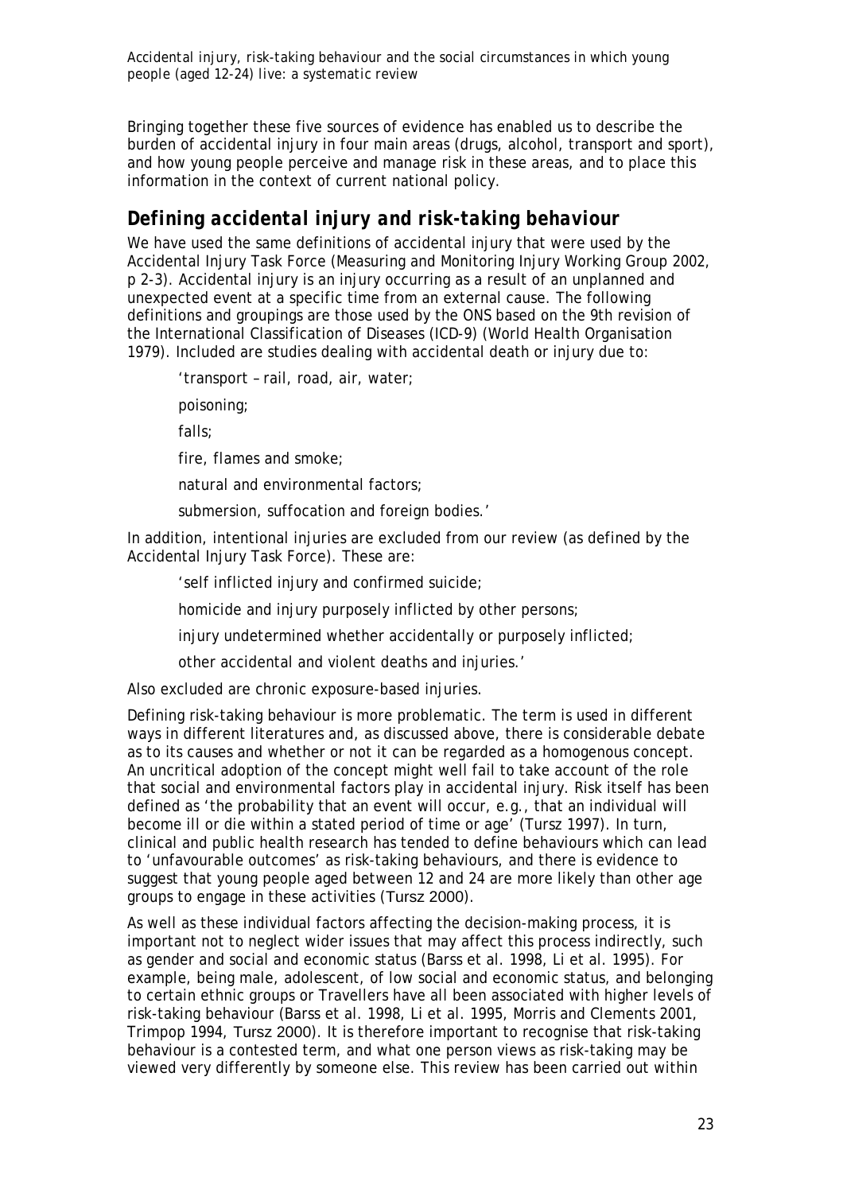Bringing together these five sources of evidence has enabled us to describe the burden of accidental injury in four main areas (drugs, alcohol, transport and sport), and how young people perceive and manage risk in these areas, and to place this information in the context of current national policy.

## *Defining accidental injury and risk-taking behaviour*

We have used the same definitions of accidental injury that were used by the Accidental Injury Task Force (Measuring and Monitoring Injury Working Group 2002, p 2-3). Accidental injury is an injury occurring as a result of an unplanned and unexpected event at a specific time from an external cause. The following definitions and groupings are those used by the ONS based on the 9th revision of the International Classification of Diseases (ICD-9) (World Health Organisation 1979). Included are studies dealing with accidental death or injury due to:

> 'transport – rail, road, air, water;
>
> poisoning;
>
> falls;
>
> fire, flames and smoke;
>
> natural and environmental factors;
>
> submersion, suffocation and foreign bodies.'

In addition, intentional injuries are excluded from our review (as defined by the Accidental Injury Task Force). These are:

> 'self inflicted injury and confirmed suicide;
>
> homicide and injury purposely inflicted by other persons;
>
> injury undetermined whether accidentally or purposely inflicted;
>
> other accidental and violent deaths and injuries.'

Also excluded are chronic exposure-based injuries.

Defining risk-taking behaviour is more problematic. The term is used in different ways in different literatures and, as discussed above, there is considerable debate as to its causes and whether or not it can be regarded as a homogenous concept. An uncritical adoption of the concept might well fail to take account of the role that social and environmental factors play in accidental injury. Risk itself has been defined as 'the probability that an event will occur, e.g., that an individual will become ill or die within a stated period of time or age' (Tursz 1997). In turn, clinical and public health research has tended to define behaviours which can lead to 'unfavourable outcomes' as risk-taking behaviours, and there is evidence to suggest that young people aged between 12 and 24 are more likely than other age groups to engage in these activities (Tursz 2000).

As well as these individual factors affecting the decision-making process, it is important not to neglect wider issues that may affect this process indirectly, such as gender and social and economic status (Barss et al. 1998, Li et al. 1995). For example, being male, adolescent, of low social and economic status, and belonging to certain ethnic groups or Travellers have all been associated with higher levels of risk-taking behaviour (Barss et al. 1998, Li et al. 1995, Morris and Clements 2001, Trimpop 1994, Tursz 2000). It is therefore important to recognise that risk-taking behaviour is a contested term, and what one person views as risk-taking may be viewed very differently by someone else. This review has been carried out within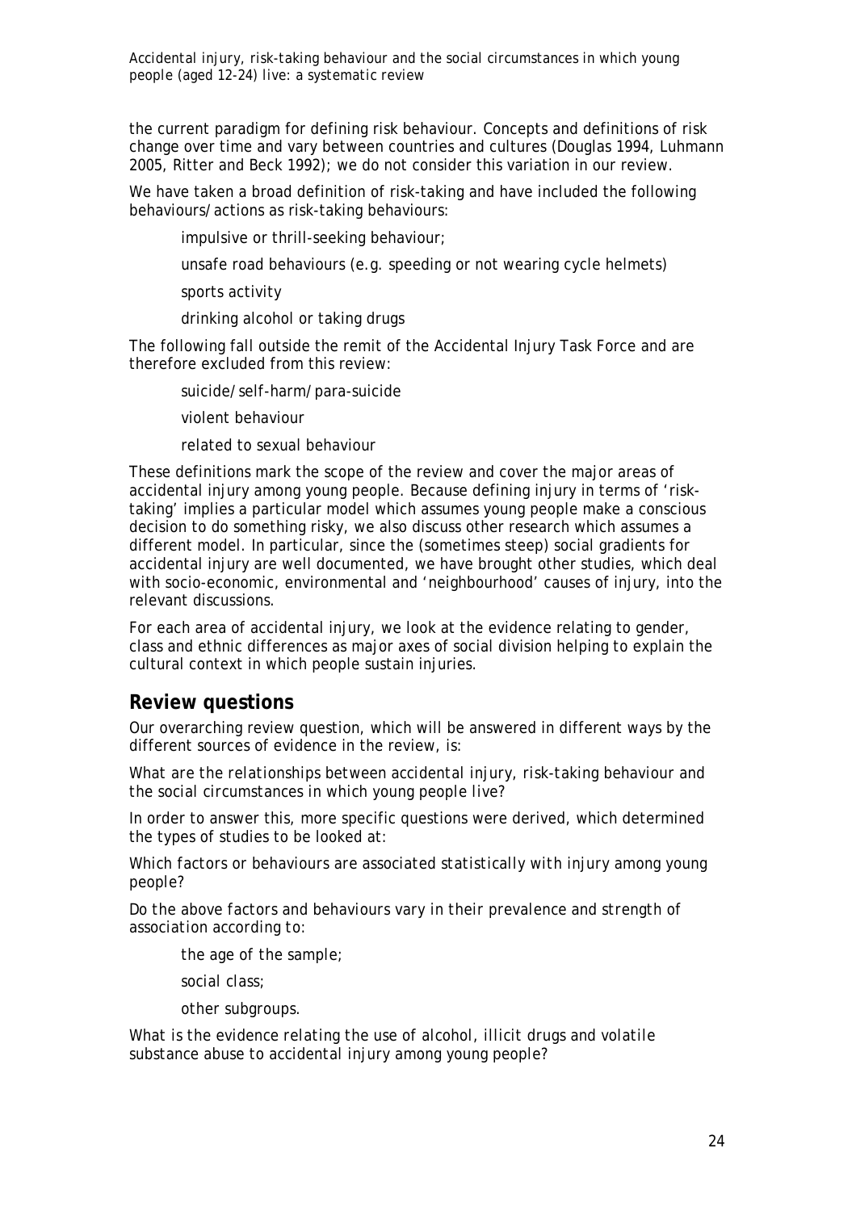the current paradigm for defining risk behaviour. Concepts and definitions of risk change over time and vary between countries and cultures (Douglas 1994, Luhmann 2005, Ritter and Beck 1992); we do not consider this variation in our review.

We have taken a broad definition of risk-taking and have included the following behaviours/actions as risk-taking behaviours:

- impulsive or thrill-seeking behaviour;
- unsafe road behaviours (e.g. speeding or not wearing cycle helmets)
- sports activity
- drinking alcohol or taking drugs

The following fall outside the remit of the Accidental Injury Task Force and are therefore excluded from this review:

- suicide/self-harm/para-suicide
- violent behaviour
- related to sexual behaviour

These definitions mark the scope of the review and cover the major areas of accidental injury among young people. Because defining injury in terms of 'risk-taking' implies a particular model which assumes young people make a conscious decision to do something risky, we also discuss other research which assumes a different model. In particular, since the (sometimes steep) social gradients for accidental injury are well documented, we have brought other studies, which deal with socio-economic, environmental and 'neighbourhood' causes of injury, into the relevant discussions.

For each area of accidental injury, we look at the evidence relating to gender, class and ethnic differences as major axes of social division helping to explain the cultural context in which people sustain injuries.

## Review questions

Our overarching review question, which will be answered in different ways by the different sources of evidence in the review, is:

*What are the relationships between accidental injury, risk-taking behaviour and the social circumstances in which young people live?*

In order to answer this, more specific questions were derived, which determined the types of studies to be looked at:

*Which factors or behaviours are associated statistically with injury among young people?*

*Do the above factors and behaviours vary in their prevalence and strength of association according to:*

- *the age of the sample;*
- *social class;*
- *other subgroups.*

*What is the evidence relating the use of alcohol, illicit drugs and volatile substance abuse to accidental injury among young people?*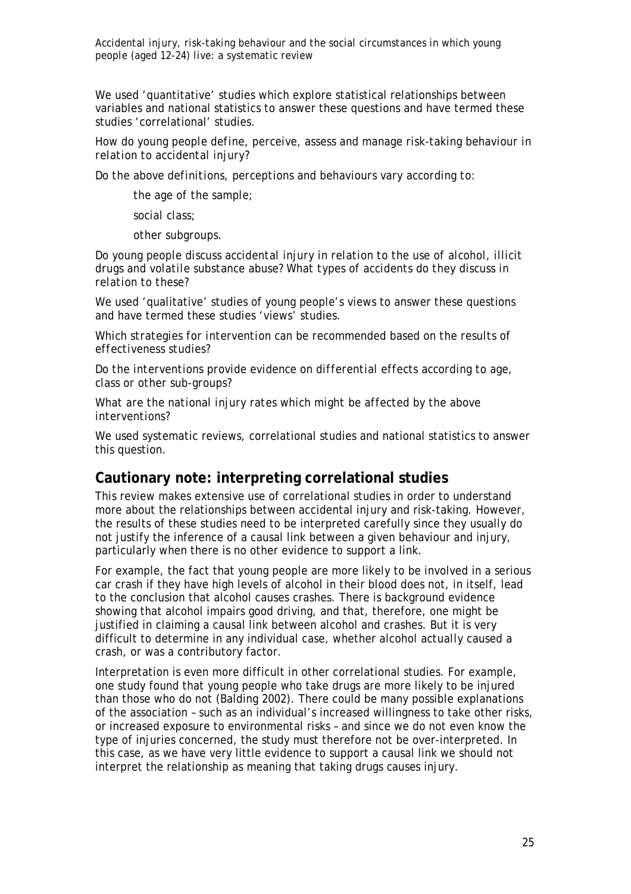We used 'quantitative' studies which explore statistical relationships between variables and national statistics to answer these questions and have termed these studies 'correlational' studies.

*How do young people define, perceive, assess and manage risk-taking behaviour in relation to accidental injury?*

*Do the above definitions, perceptions and behaviours vary according to:*

- *the age of the sample;*
- *social class;*
- *other subgroups.*

*Do young people discuss accidental injury in relation to the use of alcohol, illicit drugs and volatile substance abuse? What types of accidents do they discuss in relation to these?*

We used 'qualitative' studies of young people's views to answer these questions and have termed these studies 'views' studies.

*Which strategies for intervention can be recommended based on the results of effectiveness studies?*

*Do the interventions provide evidence on differential effects according to age, class or other sub-groups?*

*What are the national injury rates which might be affected by the above interventions?*

We used systematic reviews, correlational studies and national statistics to answer this question.

## Cautionary note: interpreting correlational studies

This review makes extensive use of correlational studies in order to understand more about the relationships between accidental injury and risk-taking. However, the results of these studies need to be interpreted carefully since they usually do not justify the inference of a causal link between a given behaviour and injury, particularly when there is no other evidence to support a link.

For example, the fact that young people are more likely to be involved in a serious car crash if they have high levels of alcohol in their blood does not, in itself, lead to the conclusion that alcohol causes crashes. There is background evidence showing that alcohol impairs good driving, and that, therefore, one might be justified in claiming a causal link between alcohol and crashes. But it is very difficult to determine in any individual case, whether alcohol actually caused a crash, or was a contributory factor.

Interpretation is even more difficult in other correlational studies. For example, one study found that young people who take drugs are more likely to be injured than those who do not (Balding 2002). There could be many possible explanations of the association – such as an individual's increased willingness to take other risks, or increased exposure to environmental risks – and since we do not even know the type of injuries concerned, the study must therefore not be over-interpreted. In this case, as we have very little evidence to support a causal link we should not interpret the relationship as meaning that taking drugs causes injury.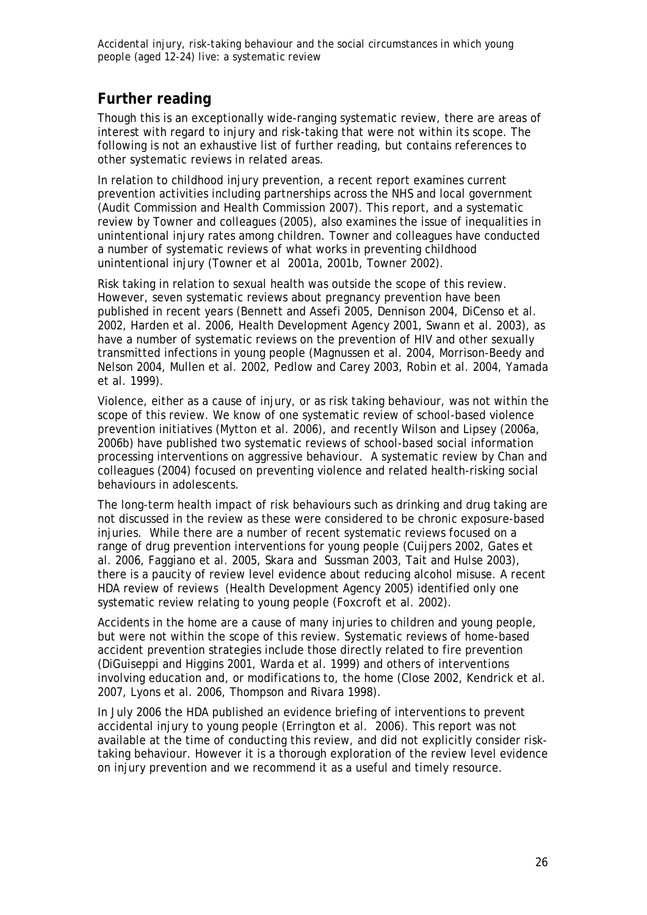## Further reading

Though this is an exceptionally wide-ranging systematic review, there are areas of interest with regard to injury and risk-taking that were not within its scope. The following is not an exhaustive list of further reading, but contains references to other systematic reviews in related areas.

In relation to childhood injury prevention, a recent report examines current prevention activities including partnerships across the NHS and local government (Audit Commission and Health Commission 2007). This report, and a systematic review by Towner and colleagues (2005), also examines the issue of inequalities in unintentional injury rates among children. Towner and colleagues have conducted a number of systematic reviews of what works in preventing childhood unintentional injury (Towner et al 2001a, 2001b, Towner 2002).

Risk taking in relation to sexual health was outside the scope of this review. However, seven systematic reviews about pregnancy prevention have been published in recent years (Bennett and Assefi 2005, Dennison 2004, DiCenso et al. 2002, Harden et al. 2006, Health Development Agency 2001, Swann et al. 2003), as have a number of systematic reviews on the prevention of HIV and other sexually transmitted infections in young people (Magnussen et al. 2004, Morrison-Beedy and Nelson 2004, Mullen et al. 2002, Pedlow and Carey 2003, Robin et al. 2004, Yamada et al. 1999).

Violence, either as a cause of injury, or as risk taking behaviour, was not within the scope of this review. We know of one systematic review of school-based violence prevention initiatives (Mytton et al. 2006), and recently Wilson and Lipsey (2006a, 2006b) have published two systematic reviews of school-based social information processing interventions on aggressive behaviour. A systematic review by Chan and colleagues (2004) focused on preventing violence and related health-risking social behaviours in adolescents.

The long-term health impact of risk behaviours such as drinking and drug taking are not discussed in the review as these were considered to be chronic exposure-based injuries. While there are a number of recent systematic reviews focused on a range of drug prevention interventions for young people (Cuijpers 2002, Gates et al. 2006, Faggiano et al. 2005, Skara and Sussman 2003, Tait and Hulse 2003), there is a paucity of review level evidence about reducing alcohol misuse. A recent HDA review of reviews (Health Development Agency 2005) identified only one systematic review relating to young people (Foxcroft et al. 2002).

Accidents in the home are a cause of many injuries to children and young people, but were not within the scope of this review. Systematic reviews of home-based accident prevention strategies include those directly related to fire prevention (DiGuiseppi and Higgins 2001, Warda et al. 1999) and others of interventions involving education and, or modifications to, the home (Close 2002, Kendrick et al. 2007, Lyons et al. 2006, Thompson and Rivara 1998).

In July 2006 the HDA published an evidence briefing of interventions to prevent accidental injury to young people (Errington et al. 2006). This report was not available at the time of conducting this review, and did not explicitly consider risk-taking behaviour. However it is a thorough exploration of the review level evidence on injury prevention and we recommend it as a useful and timely resource.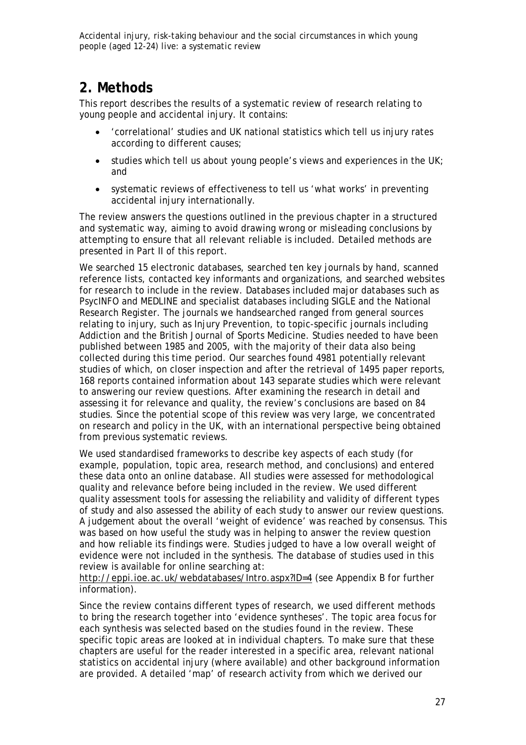## 2. Methods

This report describes the results of a systematic review of research relating to young people and accidental injury. It contains:

- 'correlational' studies and UK national statistics which tell us injury rates according to different causes;
- studies which tell us about young people's views and experiences in the UK; and
- systematic reviews of effectiveness to tell us 'what works' in preventing accidental injury internationally.

The review answers the questions outlined in the previous chapter in a structured and systematic way, aiming to avoid drawing wrong or misleading conclusions by attempting to ensure that all relevant reliable is included. Detailed methods are presented in Part II of this report.

We searched 15 electronic databases, searched ten key journals by hand, scanned reference lists, contacted key informants and organizations, and searched websites for research to include in the review. Databases included major databases such as PsycINFO and MEDLINE and specialist databases including SIGLE and the National Research Register. The journals we handsearched ranged from general sources relating to injury, such as Injury Prevention, to topic-specific journals including Addiction and the British Journal of Sports Medicine. Studies needed to have been published between 1985 and 2005, with the majority of their data also being collected during this time period. Our searches found 4981 potentially relevant studies of which, on closer inspection and after the retrieval of 1495 paper reports, 168 reports contained information about 143 separate studies which were relevant to answering our review questions. After examining the research in detail and assessing it for relevance and quality, the review's conclusions are based on 84 studies. Since the potential scope of this review was very large, we concentrated on research and policy in the UK, with an international perspective being obtained from previous systematic reviews.

We used standardised frameworks to describe key aspects of each study (for example, population, topic area, research method, and conclusions) and entered these data onto an online database. All studies were assessed for methodological quality and relevance before being included in the review. We used different quality assessment tools for assessing the reliability and validity of different types of study and also assessed the ability of each study to answer our review questions. A judgement about the overall 'weight of evidence' was reached by consensus. This was based on how useful the study was in helping to answer the review question and how reliable its findings were. Studies judged to have a low overall weight of evidence were not included in the synthesis. The database of studies used in this review is available for online searching at: http://eppi.ioe.ac.uk/webdatabases/Intro.aspx?ID=4 (see Appendix B for further information).

Since the review contains different types of research, we used different methods to bring the research together into 'evidence syntheses'. The topic area focus for each synthesis was selected based on the studies found in the review. These specific topic areas are looked at in individual chapters. To make sure that these chapters are useful for the reader interested in a specific area, relevant national statistics on accidental injury (where available) and other background information are provided. A detailed 'map' of research activity from which we derived our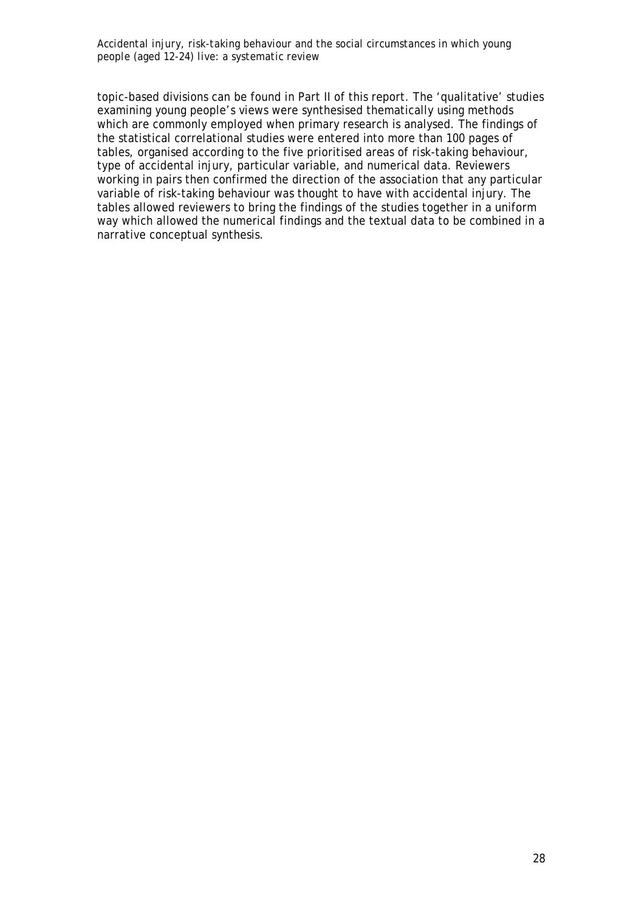topic-based divisions can be found in Part II of this report. The 'qualitative' studies examining young people's views were synthesised thematically using methods which are commonly employed when primary research is analysed. The findings of the statistical correlational studies were entered into more than 100 pages of tables, organised according to the five prioritised areas of risk-taking behaviour, type of accidental injury, particular variable, and numerical data. Reviewers working in pairs then confirmed the direction of the association that any particular variable of risk-taking behaviour was thought to have with accidental injury. The tables allowed reviewers to bring the findings of the studies together in a uniform way which allowed the numerical findings and the textual data to be combined in a narrative conceptual synthesis.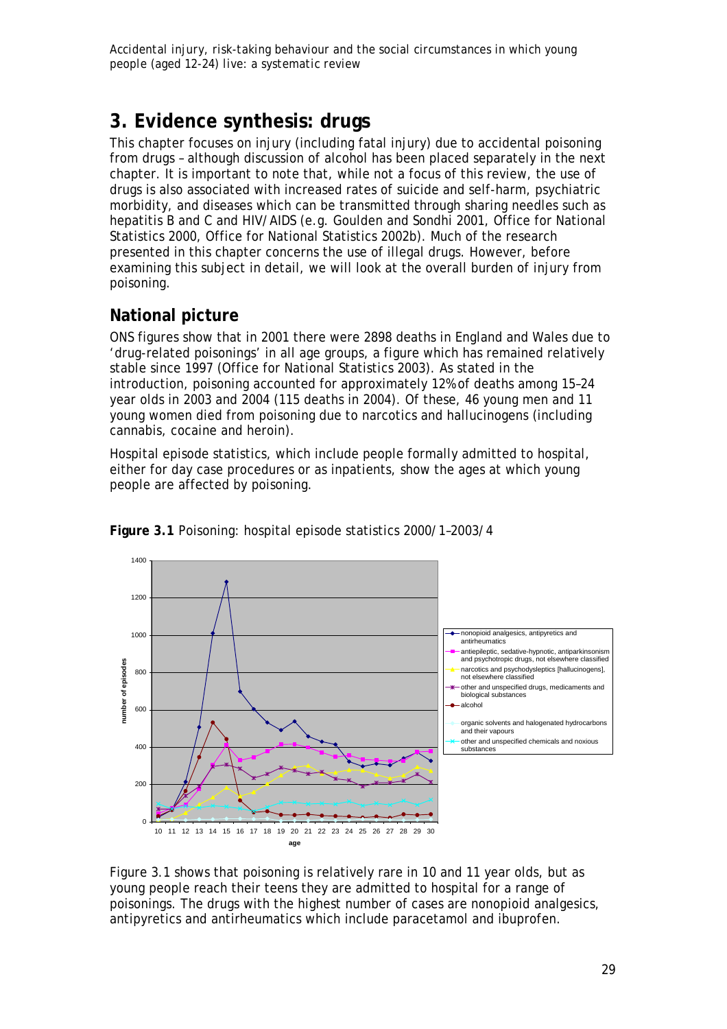# 3. Evidence synthesis: drugs

This chapter focuses on injury (including fatal injury) due to accidental poisoning from drugs – although discussion of alcohol has been placed separately in the next chapter. It is important to note that, while not a focus of this review, the use of drugs is also associated with increased rates of suicide and self-harm, psychiatric morbidity, and diseases which can be transmitted through sharing needles such as hepatitis B and C and HIV/AIDS (e.g. Goulden and Sondhi 2001, Office for National Statistics 2000, Office for National Statistics 2002b). Much of the research presented in this chapter concerns the use of illegal drugs. However, before examining this subject in detail, we will look at the overall burden of injury from poisoning.

## National picture

ONS figures show that in 2001 there were 2898 deaths in England and Wales due to 'drug-related poisonings' in all age groups, a figure which has remained relatively stable since 1997 (Office for National Statistics 2003). As stated in the introduction, poisoning accounted for approximately 12% of deaths among 15–24 year olds in 2003 and 2004 (115 deaths in 2004). Of these, 46 young men and 11 young women died from poisoning due to narcotics and hallucinogens (including cannabis, cocaine and heroin).

Hospital episode statistics, which include people formally admitted to hospital, either for day case procedures or as inpatients, show the ages at which young people are affected by poisoning.

**Figure 3.1** Poisoning: hospital episode statistics 2000/1–2003/4

Figure 3.1 shows that poisoning is relatively rare in 10 and 11 year olds, but as young people reach their teens they are admitted to hospital for a range of poisonings. The drugs with the highest number of cases are nonopioid analgesics, antipyretics and antirheumatics which include paracetamol and ibuprofen.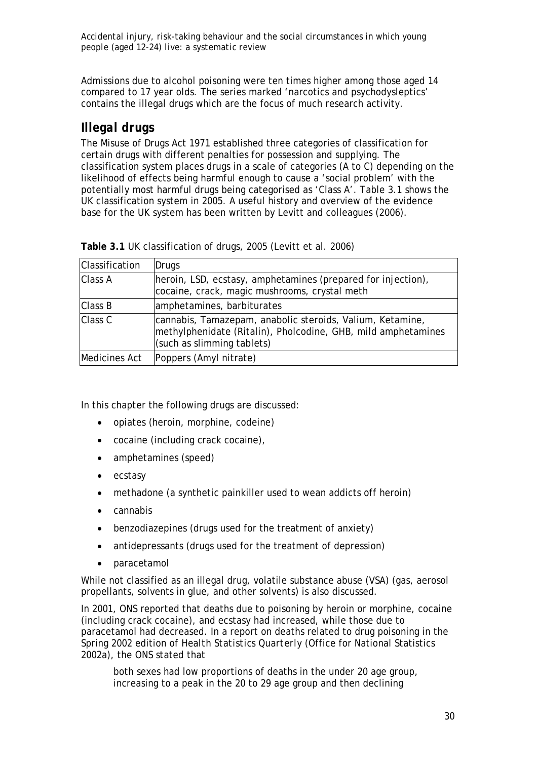Admissions due to alcohol poisoning were ten times higher among those aged 14 compared to 17 year olds. The series marked 'narcotics and psychodysleptics' contains the illegal drugs which are the focus of much research activity.

## Illegal drugs

The Misuse of Drugs Act 1971 established three categories of classification for certain drugs with different penalties for possession and supplying. The classification system places drugs in a scale of categories (A to C) depending on the likelihood of effects being harmful enough to cause a 'social problem' with the potentially most harmful drugs being categorised as 'Class A'. Table 3.1 shows the UK classification system in 2005. A useful history and overview of the evidence base for the UK system has been written by Levitt and colleagues (2006).

**Table 3.1** UK classification of drugs, 2005 (Levitt et al. 2006)

| Classification | Drugs |
|---|---|
| Class A | heroin, LSD, ecstasy, amphetamines (prepared for injection), cocaine, crack, magic mushrooms, crystal meth |
| Class B | amphetamines, barbiturates |
| Class C | cannabis, Tamazepam, anabolic steroids, Valium, Ketamine, methylphenidate (Ritalin), Pholcodine, GHB, mild amphetamines (such as slimming tablets) |
| Medicines Act | Poppers (Amyl nitrate) |

In this chapter the following drugs are discussed:

- opiates (heroin, morphine, codeine)
- cocaine (including crack cocaine),
- amphetamines (speed)
- ecstasy
- methadone (a synthetic painkiller used to wean addicts off heroin)
- cannabis
- benzodiazepines (drugs used for the treatment of anxiety)
- antidepressants (drugs used for the treatment of depression)
- paracetamol

While not classified as an illegal drug, volatile substance abuse (VSA) (gas, aerosol propellants, solvents in glue, and other solvents) is also discussed.

In 2001, ONS reported that deaths due to poisoning by heroin or morphine, cocaine (including crack cocaine), and ecstasy had increased, while those due to paracetamol had decreased. In a report on deaths related to drug poisoning in the Spring 2002 edition of *Health Statistics Quarterly* (Office for National Statistics 2002a), the ONS stated that

> both sexes had low proportions of deaths in the under 20 age group, increasing to a peak in the 20 to 29 age group and then declining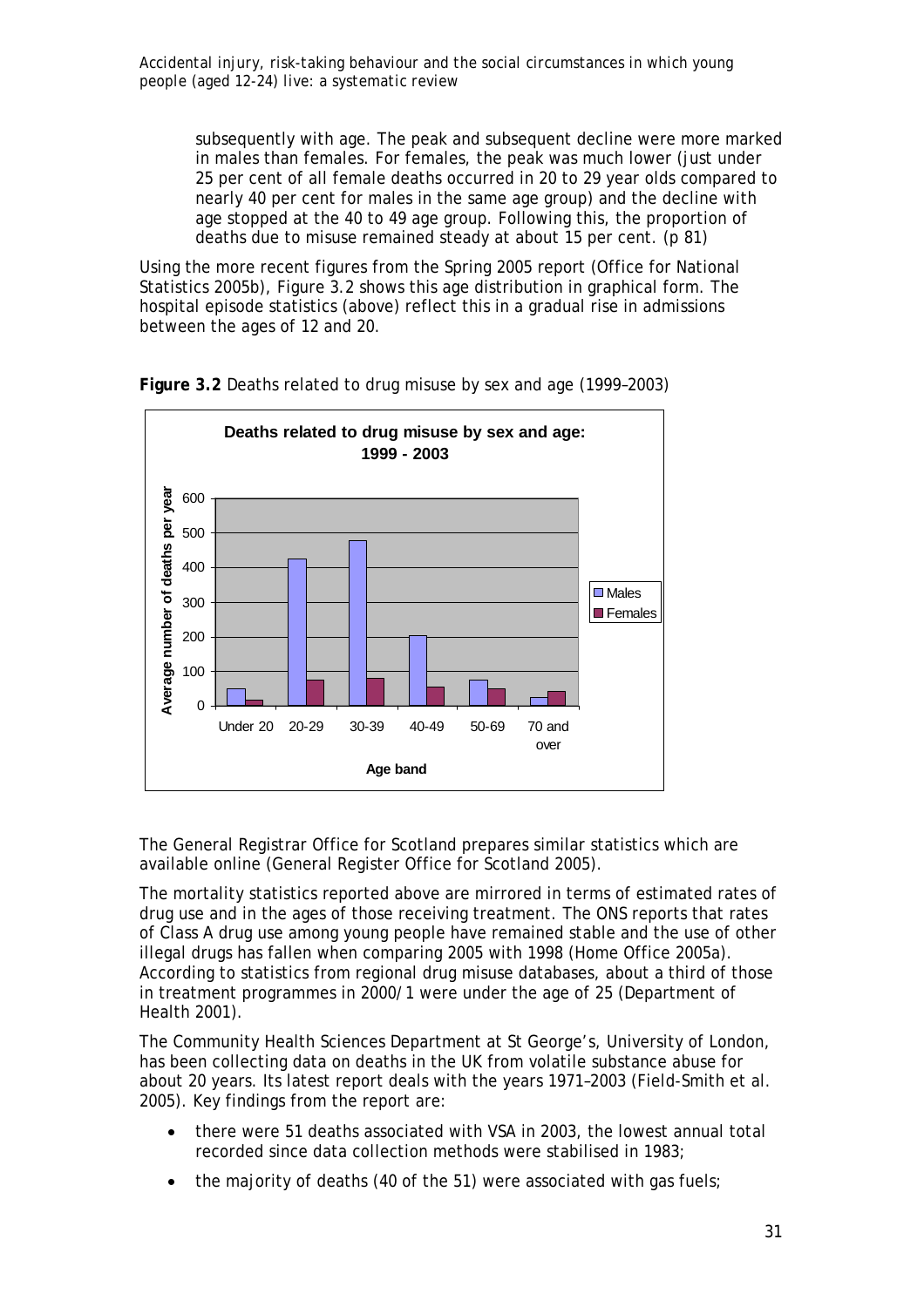subsequently with age. The peak and subsequent decline were more marked in males than females. For females, the peak was much lower (just under 25 per cent of all female deaths occurred in 20 to 29 year olds compared to nearly 40 per cent for males in the same age group) and the decline with age stopped at the 40 to 49 age group. Following this, the proportion of deaths due to misuse remained steady at about 15 per cent. (p 81)

Using the more recent figures from the Spring 2005 report (Office for National Statistics 2005b), Figure 3.2 shows this age distribution in graphical form. The hospital episode statistics (above) reflect this in a gradual rise in admissions between the ages of 12 and 20.

**Figure 3.2** Deaths related to drug misuse by sex and age (1999–2003)

The General Registrar Office for Scotland prepares similar statistics which are available online (General Register Office for Scotland 2005).

The mortality statistics reported above are mirrored in terms of estimated rates of drug use and in the ages of those receiving treatment. The ONS reports that rates of Class A drug use among young people have remained stable and the use of other illegal drugs has fallen when comparing 2005 with 1998 (Home Office 2005a). According to statistics from regional drug misuse databases, about a third of those in treatment programmes in 2000/1 were under the age of 25 (Department of Health 2001).

The Community Health Sciences Department at St George's, University of London, has been collecting data on deaths in the UK from volatile substance abuse for about 20 years. Its latest report deals with the years 1971–2003 (Field-Smith et al. 2005). Key findings from the report are:

- there were 51 deaths associated with VSA in 2003, the lowest annual total recorded since data collection methods were stabilised in 1983;
- the majority of deaths (40 of the 51) were associated with gas fuels;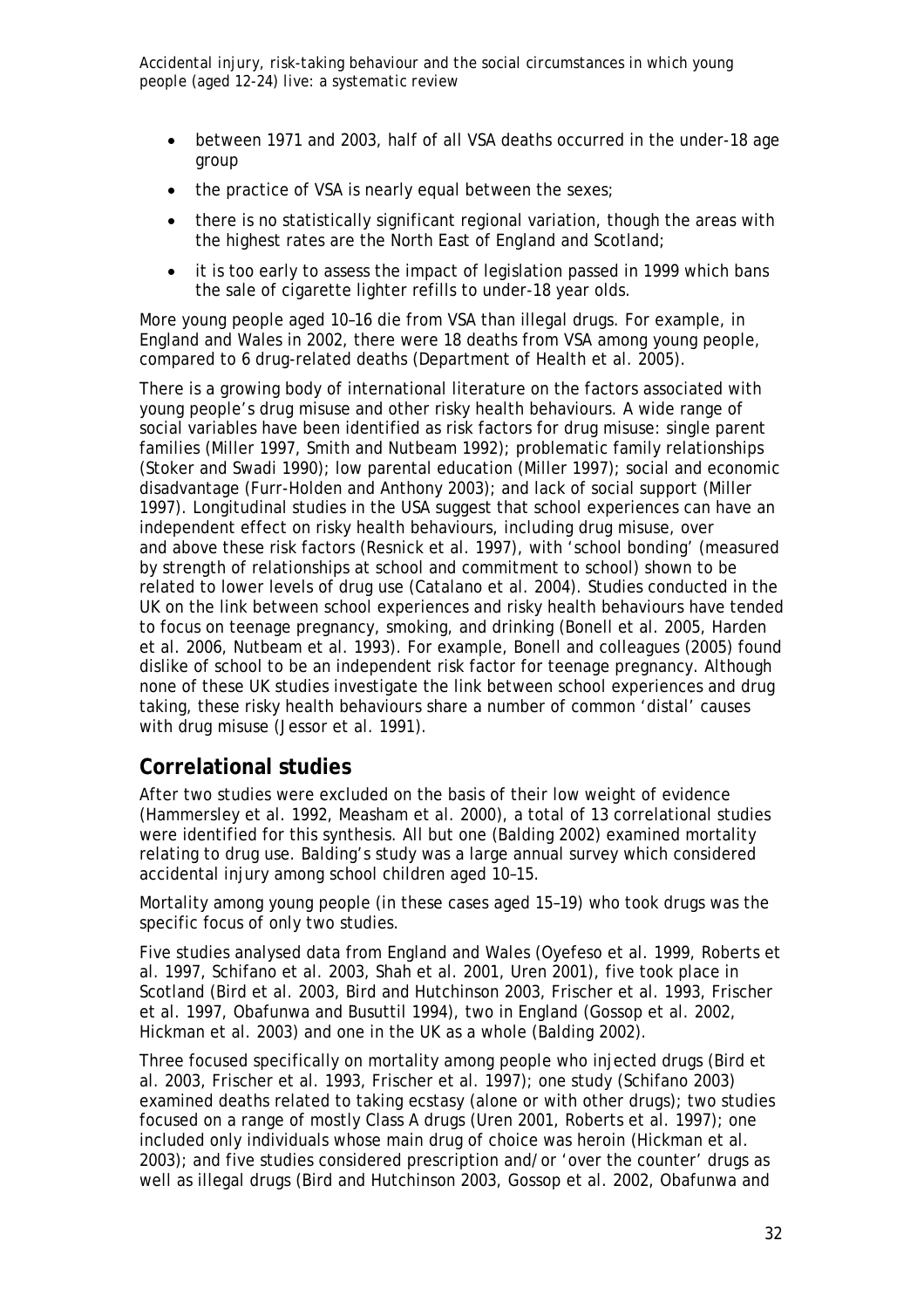- between 1971 and 2003, half of all VSA deaths occurred in the under-18 age group
- the practice of VSA is nearly equal between the sexes;
- there is no statistically significant regional variation, though the areas with the highest rates are the North East of England and Scotland;
- it is too early to assess the impact of legislation passed in 1999 which bans the sale of cigarette lighter refills to under-18 year olds.

More young people aged 10–16 die from VSA than illegal drugs. For example, in England and Wales in 2002, there were 18 deaths from VSA among young people, compared to 6 drug-related deaths (Department of Health et al. 2005).

There is a growing body of international literature on the factors associated with young people's drug misuse and other risky health behaviours. A wide range of social variables have been identified as risk factors for drug misuse: single parent families (Miller 1997, Smith and Nutbeam 1992); problematic family relationships (Stoker and Swadi 1990); low parental education (Miller 1997); social and economic disadvantage (Furr-Holden and Anthony 2003); and lack of social support (Miller 1997). Longitudinal studies in the USA suggest that school experiences can have an independent effect on risky health behaviours, including drug misuse, over and above these risk factors (Resnick et al. 1997), with 'school bonding' (measured by strength of relationships at school and commitment to school) shown to be related to lower levels of drug use (Catalano et al. 2004). Studies conducted in the UK on the link between school experiences and risky health behaviours have tended to focus on teenage pregnancy, smoking, and drinking (Bonell et al. 2005, Harden et al. 2006, Nutbeam et al. 1993). For example, Bonell and colleagues (2005) found dislike of school to be an independent risk factor for teenage pregnancy. Although none of these UK studies investigate the link between school experiences and drug taking, these risky health behaviours share a number of common 'distal' causes with drug misuse (Jessor et al. 1991).

## Correlational studies

After two studies were excluded on the basis of their low weight of evidence (Hammersley et al. 1992, Measham et al. 2000), a total of 13 correlational studies were identified for this synthesis. All but one (Balding 2002) examined mortality relating to drug use. Balding's study was a large annual survey which considered accidental injury among school children aged 10–15.

Mortality among young people (in these cases aged 15–19) who took drugs was the specific focus of only two studies.

Five studies analysed data from England and Wales (Oyefeso et al. 1999, Roberts et al. 1997, Schifano et al. 2003, Shah et al. 2001, Uren 2001), five took place in Scotland (Bird et al. 2003, Bird and Hutchinson 2003, Frischer et al. 1993, Frischer et al. 1997, Obafunwa and Busuttil 1994), two in England (Gossop et al. 2002, Hickman et al. 2003) and one in the UK as a whole (Balding 2002).

Three focused specifically on mortality among people who injected drugs (Bird et al. 2003, Frischer et al. 1993, Frischer et al. 1997); one study (Schifano 2003) examined deaths related to taking ecstasy (alone or with other drugs); two studies focused on a range of mostly Class A drugs (Uren 2001, Roberts et al. 1997); one included only individuals whose main drug of choice was heroin (Hickman et al. 2003); and five studies considered prescription and/or 'over the counter' drugs as well as illegal drugs (Bird and Hutchinson 2003, Gossop et al. 2002, Obafunwa and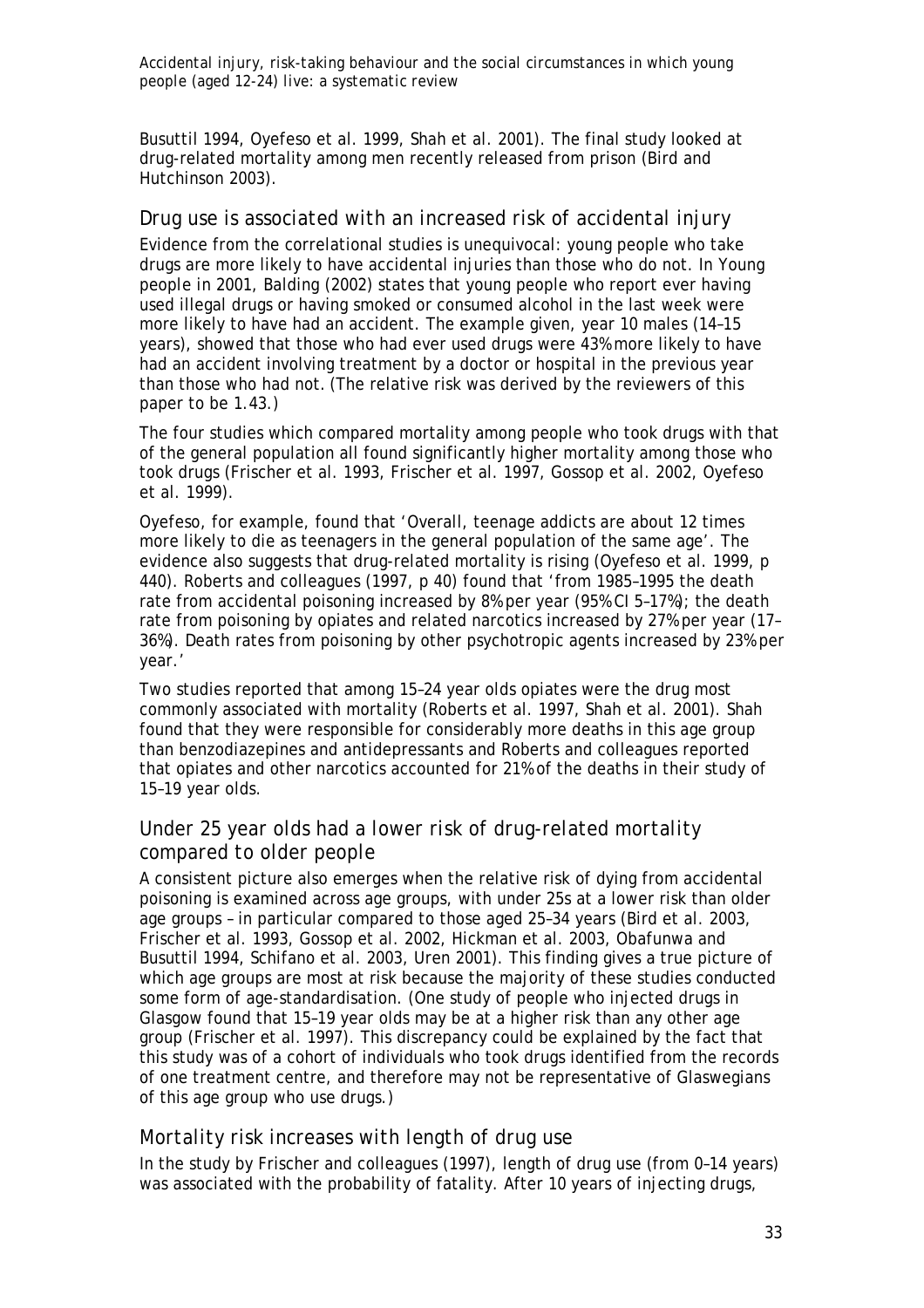Busuttil 1994, Oyefeso et al. 1999, Shah et al. 2001). The final study looked at drug-related mortality among men recently released from prison (Bird and Hutchinson 2003).

## Drug use is associated with an increased risk of accidental injury

Evidence from the correlational studies is unequivocal: young people who take drugs are more likely to have accidental injuries than those who do not. In Young people in 2001, Balding (2002) states that young people who report ever having used illegal drugs or having smoked or consumed alcohol in the last week were more likely to have had an accident. The example given, year 10 males (14–15 years), showed that those who had ever used drugs were 43% more likely to have had an accident involving treatment by a doctor or hospital in the previous year than those who had not. (The relative risk was derived by the reviewers of this paper to be 1.43.)

The four studies which compared mortality among people who took drugs with that of the general population all found significantly higher mortality among those who took drugs (Frischer et al. 1993, Frischer et al. 1997, Gossop et al. 2002, Oyefeso et al. 1999).

Oyefeso, for example, found that 'Overall, teenage addicts are about 12 times more likely to die as teenagers in the general population of the same age'. The evidence also suggests that drug-related mortality is rising (Oyefeso et al. 1999, p 440). Roberts and colleagues (1997, p 40) found that 'from 1985–1995 the death rate from accidental poisoning increased by 8% per year (95% CI 5–17%); the death rate from poisoning by opiates and related narcotics increased by 27% per year (17–36%). Death rates from poisoning by other psychotropic agents increased by 23% per year.'

Two studies reported that among 15–24 year olds opiates were the drug most commonly associated with mortality (Roberts et al. 1997, Shah et al. 2001). Shah found that they were responsible for considerably more deaths in this age group than benzodiazepines and antidepressants and Roberts and colleagues reported that opiates and other narcotics accounted for 21% of the deaths in their study of 15–19 year olds.

## Under 25 year olds had a lower risk of drug-related mortality compared to older people

A consistent picture also emerges when the relative risk of dying from accidental poisoning is examined across age groups, with under 25s at a lower risk than older age groups – in particular compared to those aged 25–34 years (Bird et al. 2003, Frischer et al. 1993, Gossop et al. 2002, Hickman et al. 2003, Obafunwa and Busuttil 1994, Schifano et al. 2003, Uren 2001). This finding gives a true picture of which age groups are most at risk because the majority of these studies conducted some form of age-standardisation. (One study of people who injected drugs in Glasgow found that 15–19 year olds may be at a higher risk than any other age group (Frischer et al. 1997). This discrepancy could be explained by the fact that this study was of a cohort of individuals who took drugs identified from the records of one treatment centre, and therefore may not be representative of Glaswegians of this age group who use drugs.)

## Mortality risk increases with length of drug use

In the study by Frischer and colleagues (1997), length of drug use (from 0–14 years) was associated with the probability of fatality. After 10 years of injecting drugs,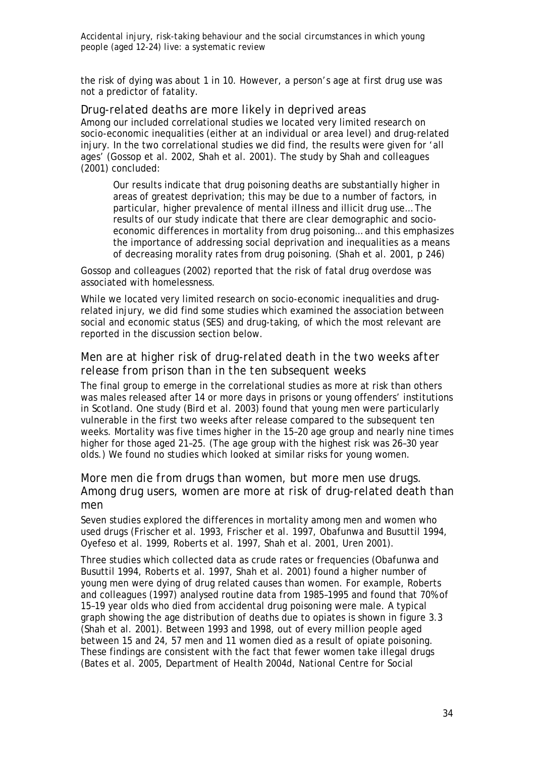the risk of dying was about 1 in 10. However, a person's age at first drug use was not a predictor of fatality.

### Drug-related deaths are more likely in deprived areas

Among our included correlational studies we located very limited research on socio-economic inequalities (either at an individual or area level) and drug-related injury. In the two correlational studies we did find, the results were given for 'all ages' (Gossop et al. 2002, Shah et al. 2001). The study by Shah and colleagues (2001) concluded:

> Our results indicate that drug poisoning deaths are substantially higher in areas of greatest deprivation; this may be due to a number of factors, in particular, higher prevalence of mental illness and illicit drug use… The results of our study indicate that there are clear demographic and socio-economic differences in mortality from drug poisoning… and this emphasizes the importance of addressing social deprivation and inequalities as a means of decreasing morality rates from drug poisoning. (Shah et al. 2001, p 246)

Gossop and colleagues (2002) reported that the risk of fatal drug overdose was associated with homelessness.

While we located very limited research on socio-economic inequalities and drug-related injury, we did find some studies which examined the association between social and economic status (SES) and drug-taking, of which the most relevant are reported in the discussion section below.

### Men are at higher risk of drug-related death in the two weeks after release from prison than in the ten subsequent weeks

The final group to emerge in the correlational studies as more at risk than others was males released after 14 or more days in prisons or young offenders' institutions in Scotland. One study (Bird et al. 2003) found that young men were particularly vulnerable in the first two weeks after release compared to the subsequent ten weeks. Mortality was five times higher in the 15–20 age group and nearly nine times higher for those aged 21–25. (The age group with the highest risk was 26–30 year olds.) We found no studies which looked at similar risks for young women.

### More men die from drugs than women, but more men use drugs. Among drug users, women are more at risk of drug-related death than men

Seven studies explored the differences in mortality among men and women who used drugs (Frischer et al. 1993, Frischer et al. 1997, Obafunwa and Busuttil 1994, Oyefeso et al. 1999, Roberts et al. 1997, Shah et al. 2001, Uren 2001).

Three studies which collected data as crude rates or frequencies (Obafunwa and Busuttil 1994, Roberts et al. 1997, Shah et al. 2001) found a higher number of young men were dying of drug related causes than women. For example, Roberts and colleagues (1997) analysed routine data from 1985–1995 and found that 70% of 15–19 year olds who died from accidental drug poisoning were male. A typical graph showing the age distribution of deaths due to opiates is shown in figure 3.3 (Shah et al. 2001). Between 1993 and 1998, out of every million people aged between 15 and 24, 57 men and 11 women died as a result of opiate poisoning. These findings are consistent with the fact that fewer women take illegal drugs (Bates et al. 2005, Department of Health 2004d, National Centre for Social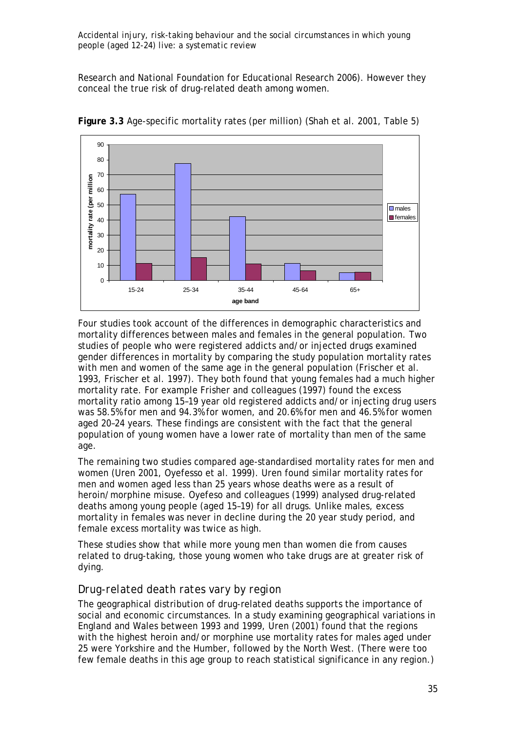Research and National Foundation for Educational Research 2006). However they conceal the true risk of drug-related death among women.

**Figure 3.3** Age-specific mortality rates (per million) (Shah et al. 2001, Table 5)

Four studies took account of the differences in demographic characteristics and mortality differences between males and females in the general population. Two studies of people who were registered addicts and/or injected drugs examined gender differences in mortality by comparing the study population mortality rates with men and women of the same age in the general population (Frischer et al. 1993, Frischer et al. 1997). They both found that young females had a much higher mortality rate. For example Frisher and colleagues (1997) found the excess mortality ratio among 15–19 year old registered addicts and/or injecting drug users was 58.5% for men and 94.3% for women, and 20.6% for men and 46.5% for women aged 20–24 years. These findings are consistent with the fact that the general population of young women have a lower rate of mortality than men of the same age.

The remaining two studies compared age-standardised mortality rates for men and women (Uren 2001, Oyefesso et al. 1999). Uren found similar mortality rates for men and women aged less than 25 years whose deaths were as a result of heroin/morphine misuse. Oyefeso and colleagues (1999) analysed drug-related deaths among young people (aged 15–19) for all drugs. Unlike males, excess mortality in females was never in decline during the 20 year study period, and female excess mortality was twice as high.

These studies show that while more young men than women die from causes related to drug-taking, those young women who take drugs are at greater risk of dying.

## Drug-related death rates vary by region

The geographical distribution of drug-related deaths supports the importance of social and economic circumstances. In a study examining geographical variations in England and Wales between 1993 and 1999, Uren (2001) found that the regions with the highest heroin and/or morphine use mortality rates for males aged under 25 were Yorkshire and the Humber, followed by the North West. (There were too few female deaths in this age group to reach statistical significance in any region.)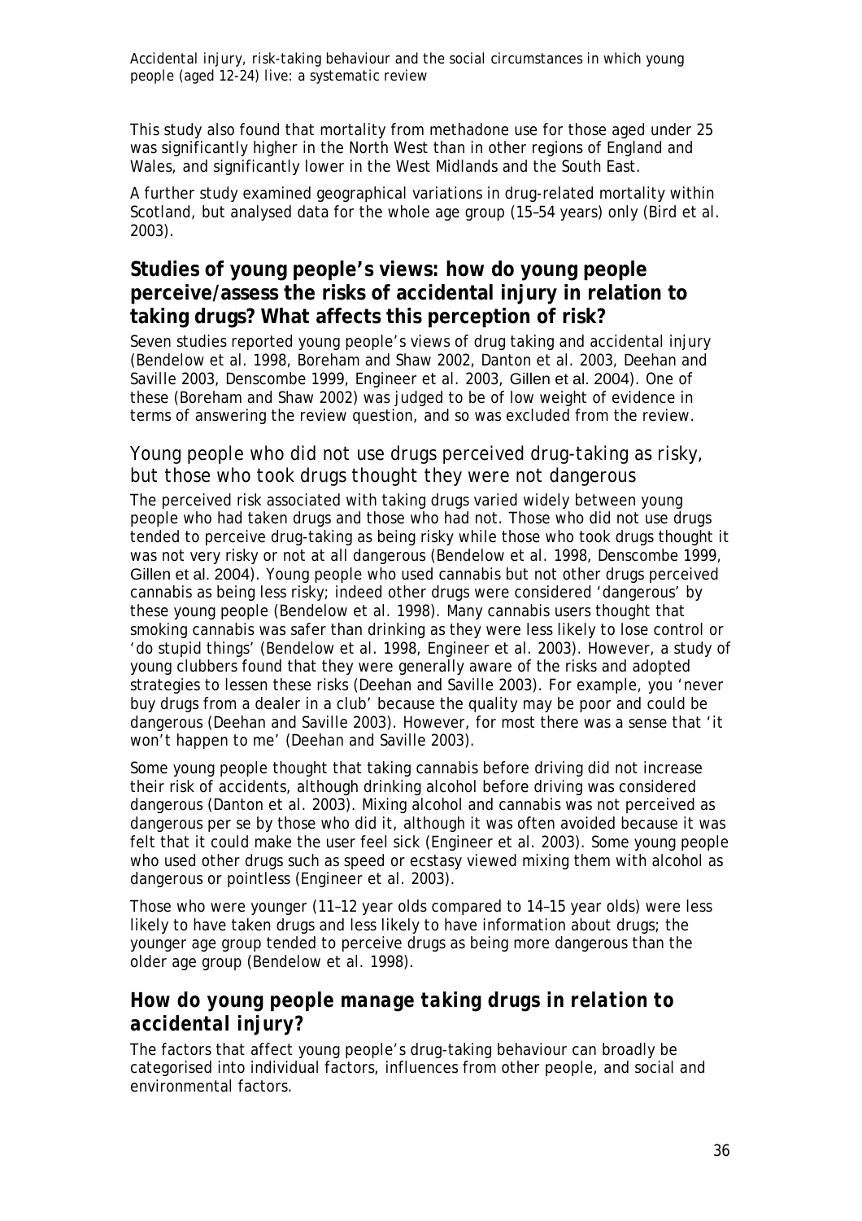This study also found that mortality from methadone use for those aged under 25 was significantly higher in the North West than in other regions of England and Wales, and significantly lower in the West Midlands and the South East.

A further study examined geographical variations in drug-related mortality within Scotland, but analysed data for the whole age group (15–54 years) only (Bird et al. 2003).

## Studies of young people's views: how do young people perceive/assess the risks of accidental injury in relation to taking drugs? What affects this perception of risk?

Seven studies reported young people's views of drug taking and accidental injury (Bendelow et al. 1998, Boreham and Shaw 2002, Danton et al. 2003, Deehan and Saville 2003, Denscombe 1999, Engineer et al. 2003, Gillen et al. 2004). One of these (Boreham and Shaw 2002) was judged to be of low weight of evidence in terms of answering the review question, and so was excluded from the review.

### *Young people who did not use drugs perceived drug-taking as risky, but those who took drugs thought they were not dangerous*

The perceived risk associated with taking drugs varied widely between young people who had taken drugs and those who had not. Those who did not use drugs tended to perceive drug-taking as being risky while those who took drugs thought it was not very risky or not at all dangerous (Bendelow et al. 1998, Denscombe 1999, Gillen et al. 2004). Young people who used cannabis but not other drugs perceived cannabis as being less risky; indeed other drugs were considered 'dangerous' by these young people (Bendelow et al. 1998). Many cannabis users thought that smoking cannabis was safer than drinking as they were less likely to lose control or 'do stupid things' (Bendelow et al. 1998, Engineer et al. 2003). However, a study of young clubbers found that they were generally aware of the risks and adopted strategies to lessen these risks (Deehan and Saville 2003). For example, you 'never buy drugs from a dealer in a club' because the quality may be poor and could be dangerous (Deehan and Saville 2003). However, for most there was a sense that 'it won't happen to me' (Deehan and Saville 2003).

Some young people thought that taking cannabis before driving did not increase their risk of accidents, although drinking alcohol before driving was considered dangerous (Danton et al. 2003). Mixing alcohol and cannabis was not perceived as dangerous per se by those who did it, although it was often avoided because it was felt that it could make the user feel sick (Engineer et al. 2003). Some young people who used other drugs such as speed or ecstasy viewed mixing them with alcohol as dangerous or pointless (Engineer et al. 2003).

Those who were younger (11–12 year olds compared to 14–15 year olds) were less likely to have taken drugs and less likely to have information about drugs; the younger age group tended to perceive drugs as being more dangerous than the older age group (Bendelow et al. 1998).

## *How do young people manage taking drugs in relation to accidental injury?*

The factors that affect young people's drug-taking behaviour can broadly be categorised into individual factors, influences from other people, and social and environmental factors.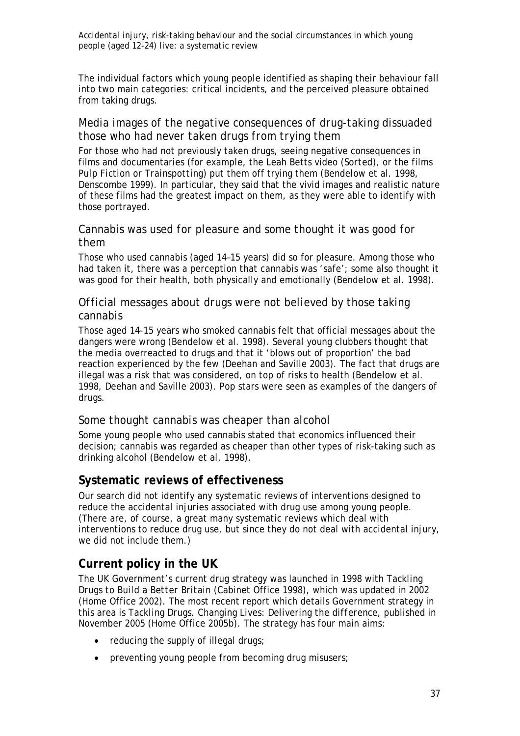The individual factors which young people identified as shaping their behaviour fall into two main categories: critical incidents, and the perceived pleasure obtained from taking drugs.

### *Media images of the negative consequences of drug-taking dissuaded those who had never taken drugs from trying them*

For those who had not previously taken drugs, seeing negative consequences in films and documentaries (for example, the Leah Betts video (*Sorted*), or the films *Pulp Fiction* or *Trainspotting*) put them off trying them (Bendelow et al. 1998, Denscombe 1999). In particular, they said that the vivid images and realistic nature of these films had the greatest impact on them, as they were able to identify with those portrayed.

### *Cannabis was used for pleasure and some thought it was good for them*

Those who used cannabis (aged 14–15 years) did so for pleasure. Among those who had taken it, there was a perception that cannabis was 'safe'; some also thought it was good for their health, both physically and emotionally (Bendelow et al. 1998).

### *Official messages about drugs were not believed by those taking cannabis*

Those aged 14-15 years who smoked cannabis felt that official messages about the dangers were wrong (Bendelow et al. 1998). Several young clubbers thought that the media overreacted to drugs and that it 'blows out of proportion' the bad reaction experienced by the few (Deehan and Saville 2003). The fact that drugs are illegal was a risk that was considered, on top of risks to health (Bendelow et al. 1998, Deehan and Saville 2003). Pop stars were seen as examples of the dangers of drugs.

### *Some thought cannabis was cheaper than alcohol*

Some young people who used cannabis stated that economics influenced their decision; cannabis was regarded as cheaper than other types of risk-taking such as drinking alcohol (Bendelow et al. 1998).

## Systematic reviews of effectiveness

Our search did not identify any systematic reviews of interventions designed to reduce the accidental injuries associated with drug use among young people. (There are, of course, a great many systematic reviews which deal with interventions to reduce drug use, but since they do not deal with accidental injury, we did not include them.)

## Current policy in the UK

The UK Government's current drug strategy was launched in 1998 with *Tackling Drugs to Build a Better Britain* (Cabinet Office 1998), which was updated in 2002 (Home Office 2002). The most recent report which details Government strategy in this area is *Tackling Drugs. Changing Lives: Delivering the difference*, published in November 2005 (Home Office 2005b). The strategy has four main aims:

- reducing the supply of illegal drugs;
- preventing young people from becoming drug misusers;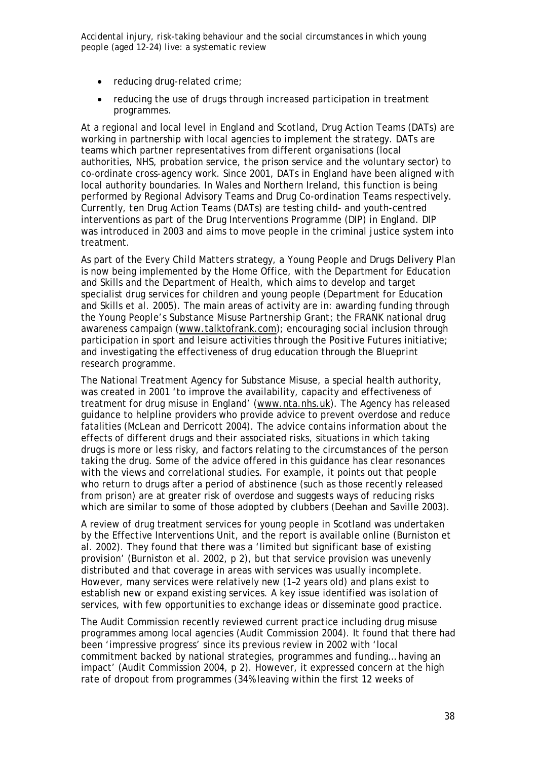- reducing drug-related crime;
- reducing the use of drugs through increased participation in treatment programmes.

At a regional and local level in England and Scotland, Drug Action Teams (DATs) are working in partnership with local agencies to implement the strategy. DATs are teams which partner representatives from different organisations (local authorities, NHS, probation service, the prison service and the voluntary sector) to co-ordinate cross-agency work. Since 2001, DATs in England have been aligned with local authority boundaries. In Wales and Northern Ireland, this function is being performed by Regional Advisory Teams and Drug Co-ordination Teams respectively. Currently, ten Drug Action Teams (DATs) are testing child- and youth-centred interventions as part of the Drug Interventions Programme (DIP) in England. DIP was introduced in 2003 and aims to move people in the criminal justice system into treatment.

As part of the *Every Child Matters* strategy, a Young People and Drugs Delivery Plan is now being implemented by the Home Office, with the Department for Education and Skills and the Department of Health, which aims to develop and target specialist drug services for children and young people (Department for Education and Skills et al. 2005). The main areas of activity are in: awarding funding through the Young People's Substance Misuse Partnership Grant; the FRANK national drug awareness campaign (www.talktofrank.com); encouraging social inclusion through participation in sport and leisure activities through the *Positive Futures* initiative; and investigating the effectiveness of drug education through the *Blueprint* research programme.

The National Treatment Agency for Substance Misuse, a special health authority, was created in 2001 'to improve the availability, capacity and effectiveness of treatment for drug misuse in England' (www.nta.nhs.uk). The Agency has released guidance to helpline providers who provide advice to prevent overdose and reduce fatalities (McLean and Derricott 2004). The advice contains information about the effects of different drugs and their associated risks, situations in which taking drugs is more or less risky, and factors relating to the circumstances of the person taking the drug. Some of the advice offered in this guidance has clear resonances with the views and correlational studies. For example, it points out that people who return to drugs after a period of abstinence (such as those recently released from prison) are at greater risk of overdose and suggests ways of reducing risks which are similar to some of those adopted by clubbers (Deehan and Saville 2003).

A review of drug treatment services for young people in Scotland was undertaken by the Effective Interventions Unit, and the report is available online (Burniston et al. 2002). They found that there was a 'limited but significant base of existing provision' (Burniston et al. 2002, p 2), but that service provision was unevenly distributed and that coverage in areas with services was usually incomplete. However, many services were relatively new (1–2 years old) and plans exist to establish new or expand existing services. A key issue identified was isolation of services, with few opportunities to exchange ideas or disseminate good practice.

The Audit Commission recently reviewed current practice including drug misuse programmes among local agencies (Audit Commission 2004). It found that there had been 'impressive progress' since its previous review in 2002 with 'local commitment backed by national strategies, programmes and funding… having an impact' (Audit Commission 2004, p 2). However, it expressed concern at the high rate of dropout from programmes (34% leaving within the first 12 weeks of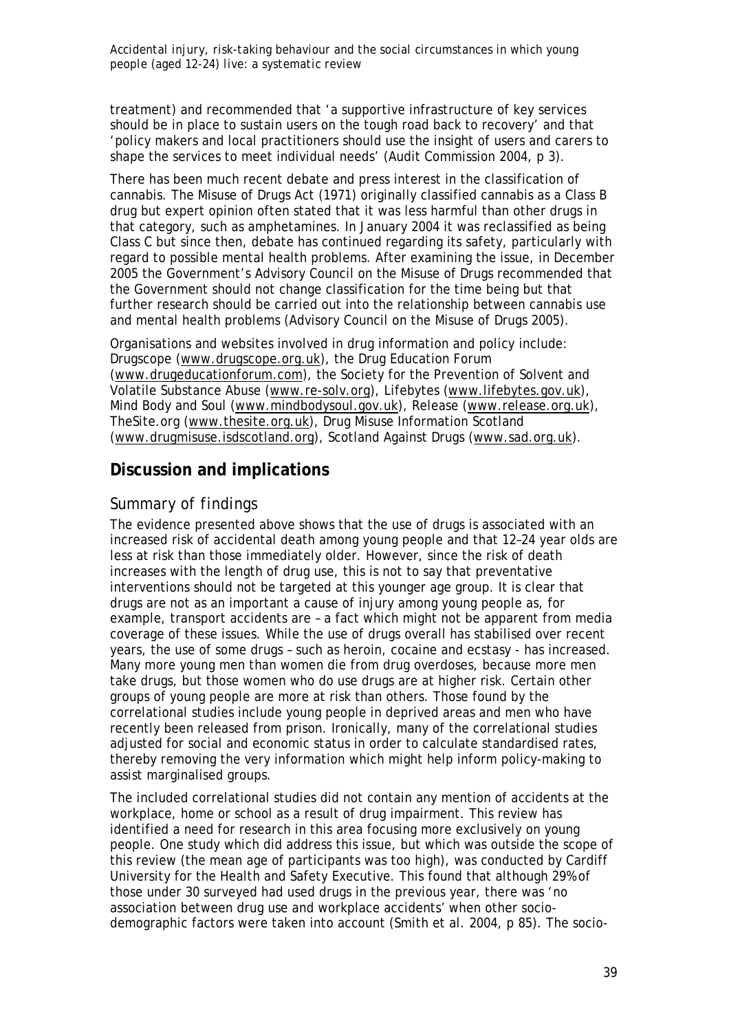treatment) and recommended that 'a supportive infrastructure of key services should be in place to sustain users on the tough road back to recovery' and that 'policy makers and local practitioners should use the insight of users and carers to shape the services to meet individual needs' (Audit Commission 2004, p 3).

There has been much recent debate and press interest in the classification of cannabis. The Misuse of Drugs Act (1971) originally classified cannabis as a Class B drug but expert opinion often stated that it was less harmful than other drugs in that category, such as amphetamines. In January 2004 it was reclassified as being Class C but since then, debate has continued regarding its safety, particularly with regard to possible mental health problems. After examining the issue, in December 2005 the Government's Advisory Council on the Misuse of Drugs recommended that the Government should not change classification for the time being but that further research should be carried out into the relationship between cannabis use and mental health problems (Advisory Council on the Misuse of Drugs 2005).

Organisations and websites involved in drug information and policy include: Drugscope (www.drugscope.org.uk), the Drug Education Forum (www.drugeducationforum.com), the Society for the Prevention of Solvent and Volatile Substance Abuse (www.re-solv.org), Lifebytes (www.lifebytes.gov.uk), Mind Body and Soul (www.mindbodysoul.gov.uk), Release (www.release.org.uk), TheSite.org (www.thesite.org.uk), Drug Misuse Information Scotland (www.drugmisuse.isdscotland.org), Scotland Against Drugs (www.sad.org.uk).

## Discussion and implications

### Summary of findings

The evidence presented above shows that the use of drugs is associated with an increased risk of accidental death among young people and that 12–24 year olds are less at risk than those immediately older. However, since the risk of death increases with the length of drug use, this is not to say that preventative interventions should not be targeted at this younger age group. It is clear that drugs are not as an important a cause of injury among young people as, for example, transport accidents are – a fact which might not be apparent from media coverage of these issues. While the use of drugs overall has stabilised over recent years, the use of some drugs – such as heroin, cocaine and ecstasy - has increased. Many more young men than women die from drug overdoses, because more men take drugs, but those women who do use drugs are at higher risk. Certain other groups of young people are more at risk than others. Those found by the correlational studies include young people in deprived areas and men who have recently been released from prison. Ironically, many of the correlational studies adjusted for social and economic status in order to calculate standardised rates, thereby removing the very information which might help inform policy-making to assist marginalised groups.

The included correlational studies did not contain any mention of accidents at the workplace, home or school as a result of drug impairment. This review has identified a need for research in this area focusing more exclusively on young people. One study which did address this issue, but which was outside the scope of this review (the mean age of participants was too high), was conducted by Cardiff University for the Health and Safety Executive. This found that although 29% of those under 30 surveyed had used drugs in the previous year, there was 'no association between drug use and workplace accidents' when other socio-demographic factors were taken into account (Smith et al. 2004, p 85). The socio-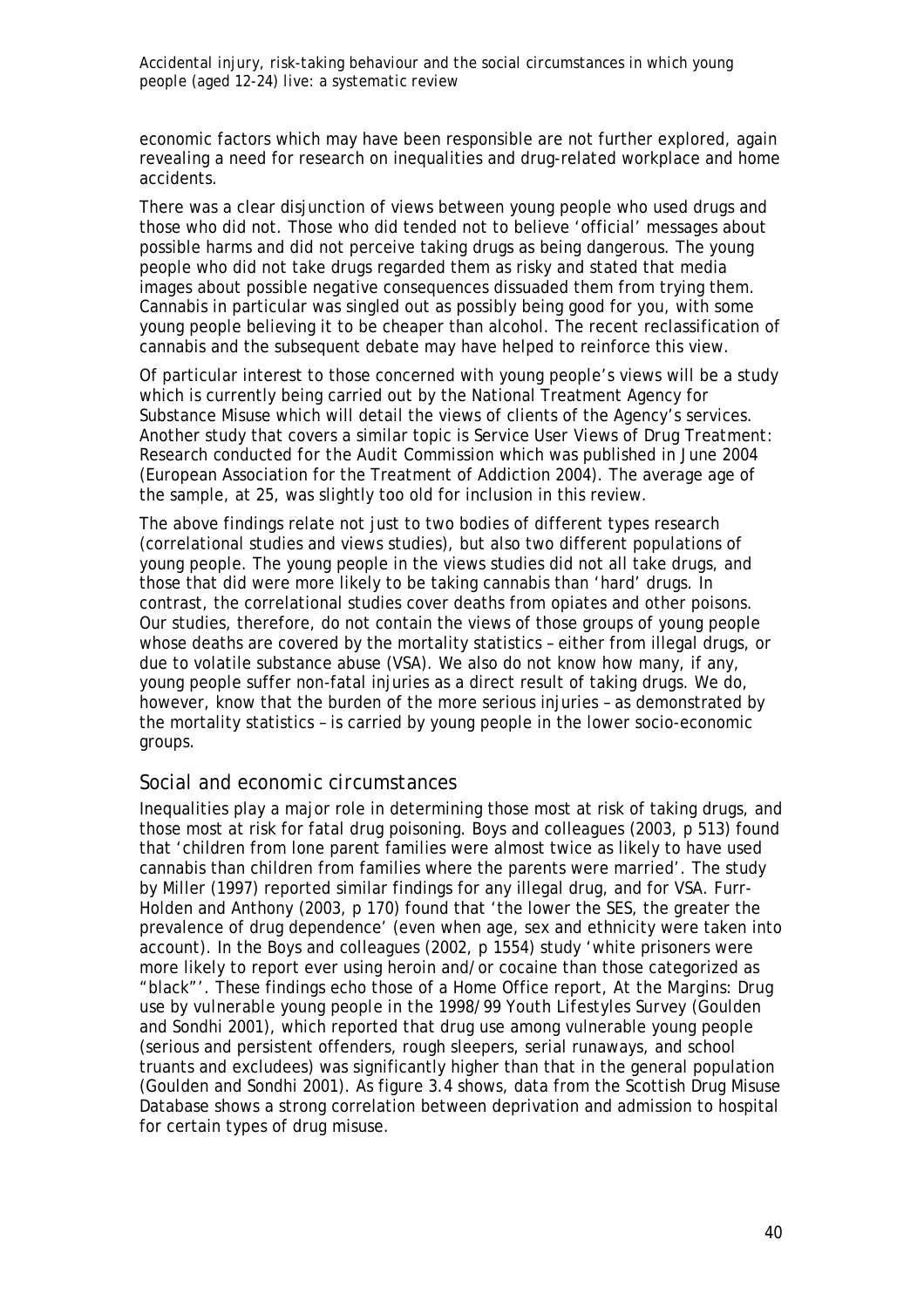economic factors which may have been responsible are not further explored, again revealing a need for research on inequalities and drug-related workplace and home accidents.

There was a clear disjunction of views between young people who used drugs and those who did not. Those who did tended not to believe 'official' messages about possible harms and did not perceive taking drugs as being dangerous. The young people who did not take drugs regarded them as risky and stated that media images about possible negative consequences dissuaded them from trying them. Cannabis in particular was singled out as possibly being good for you, with some young people believing it to be cheaper than alcohol. The recent reclassification of cannabis and the subsequent debate may have helped to reinforce this view.

Of particular interest to those concerned with young people's views will be a study which is currently being carried out by the National Treatment Agency for Substance Misuse which will detail the views of clients of the Agency's services. Another study that covers a similar topic is *Service User Views of Drug Treatment: Research conducted for the Audit Commission* which was published in June 2004 (European Association for the Treatment of Addiction 2004). The average age of the sample, at 25, was slightly too old for inclusion in this review.

The above findings relate not just to two bodies of different types research (correlational studies and views studies), but also two different populations of young people. The young people in the views studies did not all take drugs, and those that did were more likely to be taking cannabis than 'hard' drugs. In contrast, the correlational studies cover deaths from opiates and other poisons. Our studies, therefore, do not contain the views of those groups of young people whose deaths are covered by the mortality statistics – either from illegal drugs, or due to volatile substance abuse (VSA). We also do not know how many, if any, young people suffer non-fatal injuries as a direct result of taking drugs. We do, however, know that the burden of the more serious injuries – as demonstrated by the mortality statistics – is carried by young people in the lower socio-economic groups.

## Social and economic circumstances

Inequalities play a major role in determining those most at risk of taking drugs, and those most at risk for fatal drug poisoning. Boys and colleagues (2003, p 513) found that 'children from lone parent families were almost twice as likely to have used cannabis than children from families where the parents were married'. The study by Miller (1997) reported similar findings for any illegal drug, and for VSA. Furr-Holden and Anthony (2003, p 170) found that 'the lower the SES, the greater the prevalence of drug dependence' (even when age, sex and ethnicity were taken into account). In the Boys and colleagues (2002, p 1554) study 'white prisoners were more likely to report ever using heroin and/or cocaine than those categorized as "black"'. These findings echo those of a Home Office report, *At the Margins: Drug use by vulnerable young people in the 1998/99 Youth Lifestyles Survey* (Goulden and Sondhi 2001), which reported that drug use among vulnerable young people (serious and persistent offenders, rough sleepers, serial runaways, and school truants and excludees) was significantly higher than that in the general population (Goulden and Sondhi 2001). As figure 3.4 shows, data from the Scottish Drug Misuse Database shows a strong correlation between deprivation and admission to hospital for certain types of drug misuse.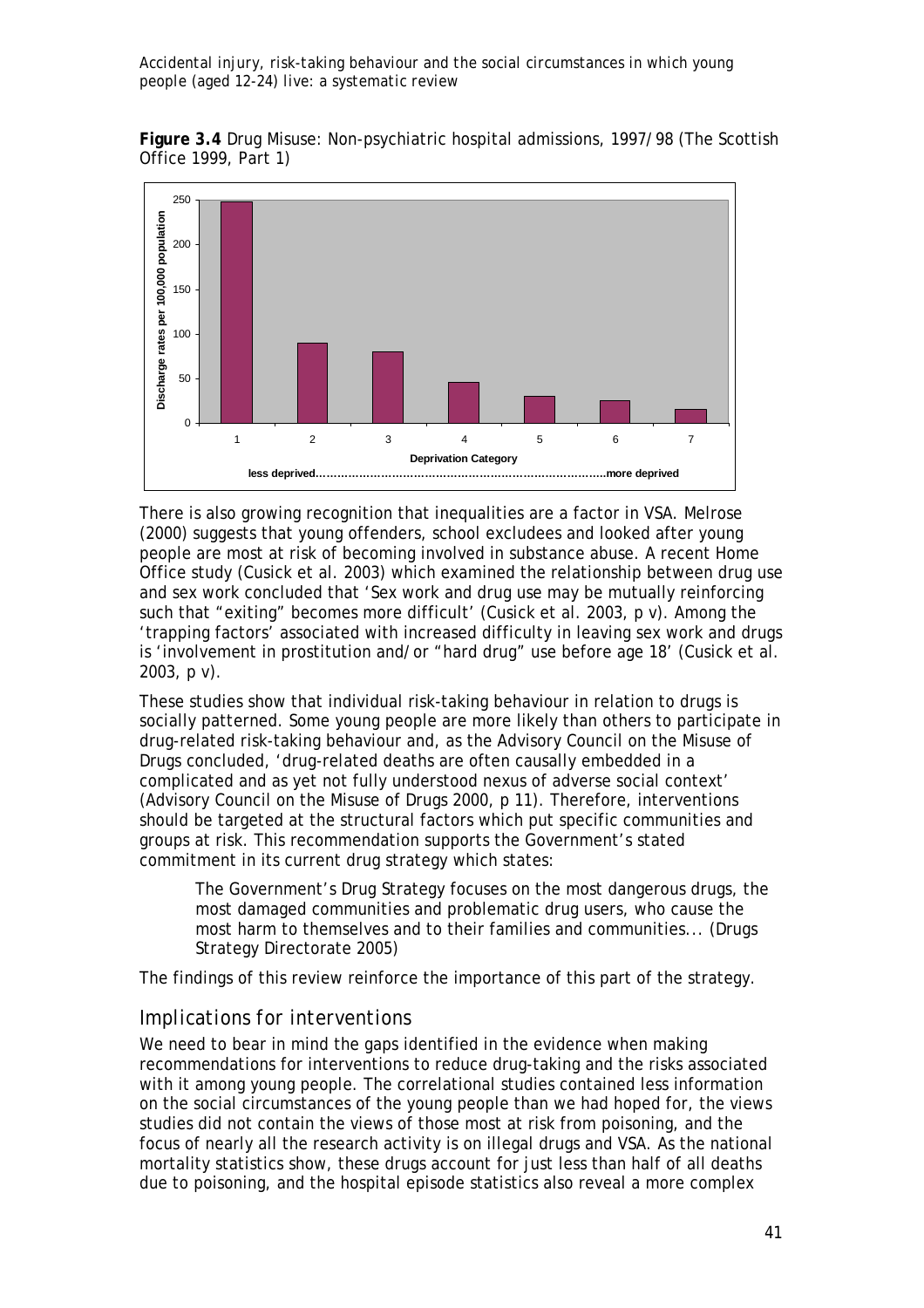**Figure 3.4** Drug Misuse: Non-psychiatric hospital admissions, 1997/98 (The Scottish Office 1999, Part 1)

There is also growing recognition that inequalities are a factor in VSA. Melrose (2000) suggests that young offenders, school excludees and looked after young people are most at risk of becoming involved in substance abuse. A recent Home Office study (Cusick et al. 2003) which examined the relationship between drug use and sex work concluded that 'Sex work and drug use may be mutually reinforcing such that "exiting" becomes more difficult' (Cusick et al. 2003, p v). Among the 'trapping factors' associated with increased difficulty in leaving sex work and drugs is 'involvement in prostitution and/or "hard drug" use before age 18' (Cusick et al. 2003, p v).

These studies show that individual risk-taking behaviour in relation to drugs is socially patterned. Some young people are more likely than others to participate in drug-related risk-taking behaviour and, as the Advisory Council on the Misuse of Drugs concluded, 'drug-related deaths are often causally embedded in a complicated and as yet not fully understood nexus of adverse social context' (Advisory Council on the Misuse of Drugs 2000, p 11). Therefore, interventions should be targeted at the structural factors which put specific communities and groups at risk. This recommendation supports the Government's stated commitment in its current drug strategy which states:

> The Government's Drug Strategy focuses on the most dangerous drugs, the most damaged communities and problematic drug users, who cause the most harm to themselves and to their families and communities... (Drugs Strategy Directorate 2005)

The findings of this review reinforce the importance of this part of the strategy.

## Implications for interventions

We need to bear in mind the gaps identified in the evidence when making recommendations for interventions to reduce drug-taking and the risks associated with it among young people. The correlational studies contained less information on the social circumstances of the young people than we had hoped for, the views studies did not contain the views of those most at risk from poisoning, and the focus of nearly all the research activity is on illegal drugs and VSA. As the national mortality statistics show, these drugs account for just less than half of all deaths due to poisoning, and the hospital episode statistics also reveal a more complex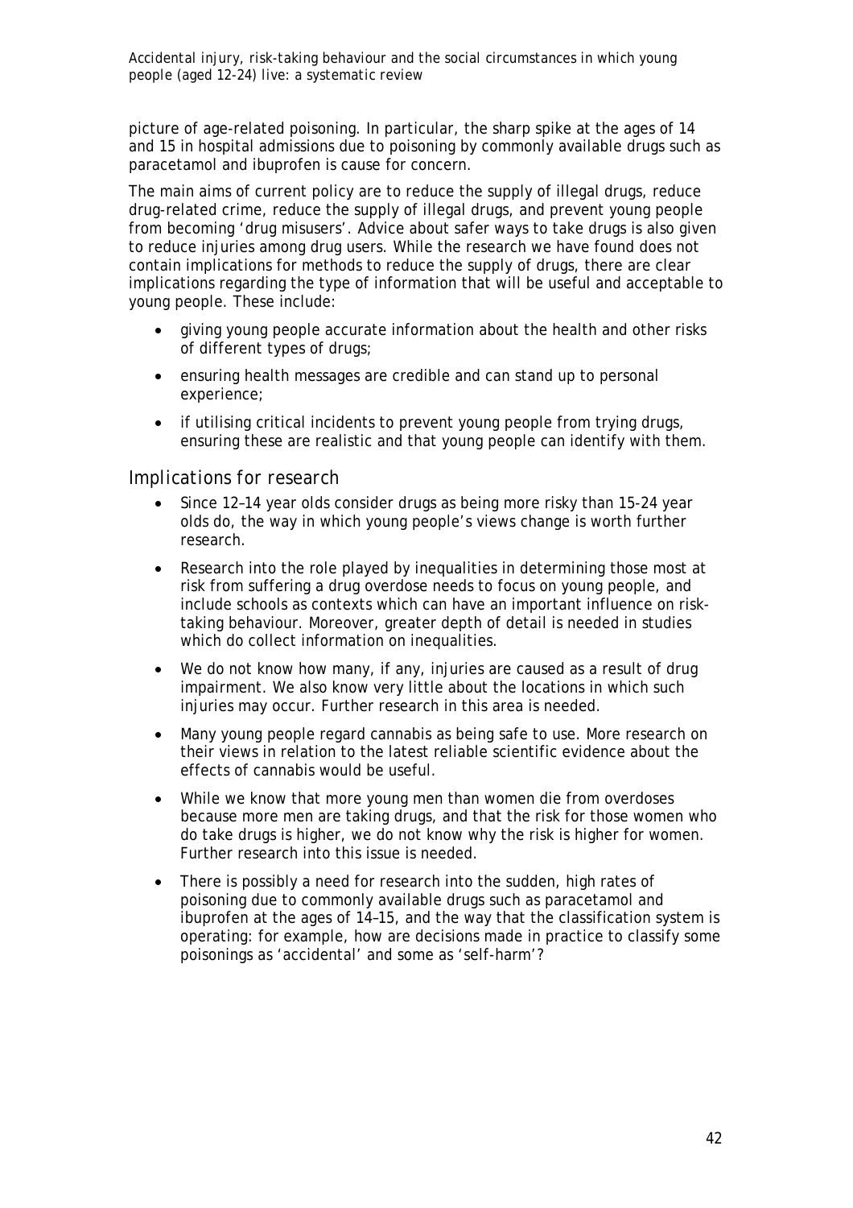picture of age-related poisoning. In particular, the sharp spike at the ages of 14 and 15 in hospital admissions due to poisoning by commonly available drugs such as paracetamol and ibuprofen is cause for concern.

The main aims of current policy are to reduce the supply of illegal drugs, reduce drug-related crime, reduce the supply of illegal drugs, and prevent young people from becoming 'drug misusers'. Advice about safer ways to take drugs is also given to reduce injuries among drug users. While the research we have found does not contain implications for methods to reduce the supply of drugs, there are clear implications regarding the type of information that will be useful and acceptable to young people. These include:

- giving young people accurate information about the health and other risks of different types of drugs;
- ensuring health messages are credible and can stand up to personal experience;
- if utilising critical incidents to prevent young people from trying drugs, ensuring these are realistic and that young people can identify with them.

## Implications for research

- Since 12–14 year olds consider drugs as being more risky than 15-24 year olds do, the way in which young people's views change is worth further research.
- Research into the role played by inequalities in determining those most at risk from suffering a drug overdose needs to focus on young people, and include schools as contexts which can have an important influence on risk-taking behaviour. Moreover, greater depth of detail is needed in studies which do collect information on inequalities.
- We do not know how many, if any, injuries are caused as a result of drug impairment. We also know very little about the locations in which such injuries may occur. Further research in this area is needed.
- Many young people regard cannabis as being safe to use. More research on their views in relation to the latest reliable scientific evidence about the effects of cannabis would be useful.
- While we know that more young men than women die from overdoses because more men are taking drugs, and that the risk for those women who do take drugs is higher, we do not know why the risk is higher for women. Further research into this issue is needed.
- There is possibly a need for research into the sudden, high rates of poisoning due to commonly available drugs such as paracetamol and ibuprofen at the ages of 14–15, and the way that the classification system is operating: for example, how are decisions made in practice to classify some poisonings as 'accidental' and some as 'self-harm'?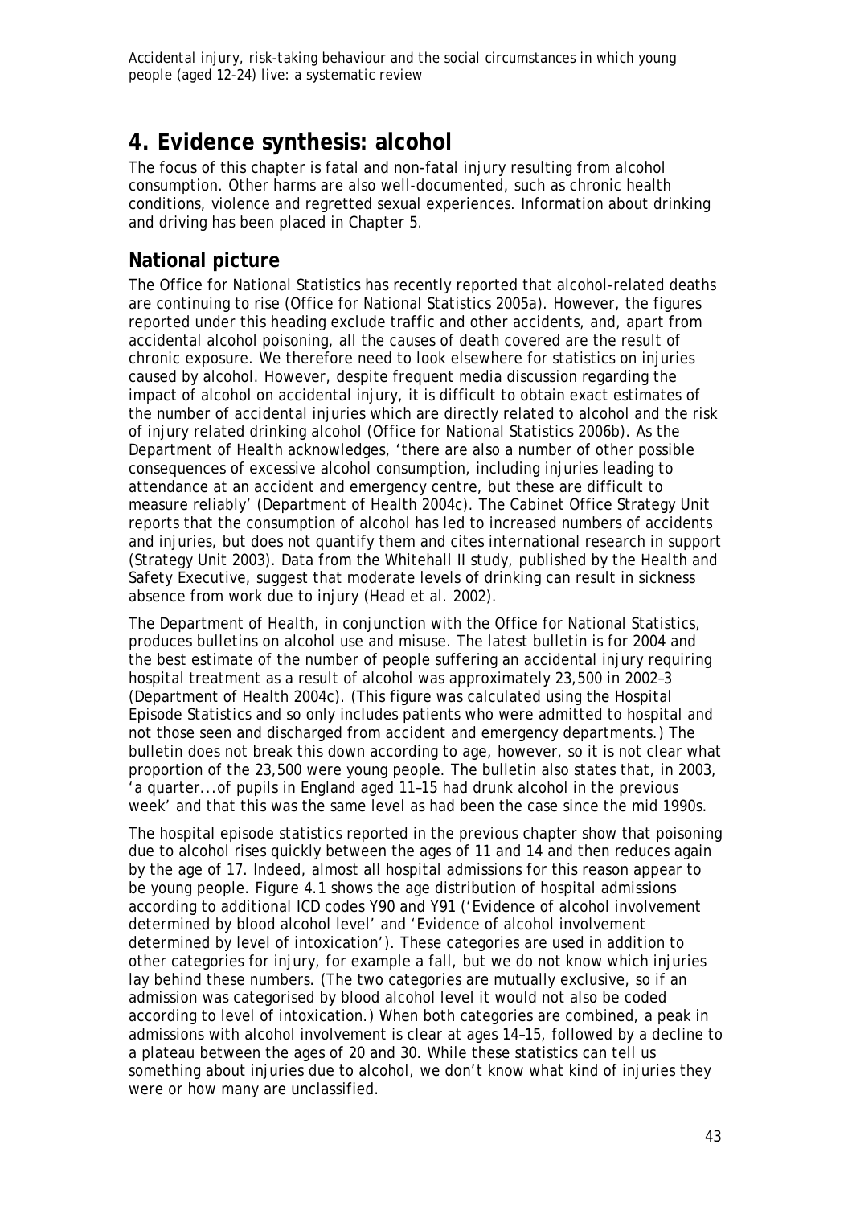# 4. Evidence synthesis: alcohol

The focus of this chapter is fatal and non-fatal injury resulting from alcohol consumption. Other harms are also well-documented, such as chronic health conditions, violence and regretted sexual experiences. Information about drinking and driving has been placed in Chapter 5.

## National picture

The Office for National Statistics has recently reported that alcohol-related deaths are continuing to rise (Office for National Statistics 2005a). However, the figures reported under this heading exclude traffic and other accidents, and, apart from accidental alcohol poisoning, all the causes of death covered are the result of chronic exposure. We therefore need to look elsewhere for statistics on injuries caused by alcohol. However, despite frequent media discussion regarding the impact of alcohol on accidental injury, it is difficult to obtain exact estimates of the number of accidental injuries which are directly related to alcohol and the risk of injury related drinking alcohol (Office for National Statistics 2006b). As the Department of Health acknowledges, 'there are also a number of other possible consequences of excessive alcohol consumption, including injuries leading to attendance at an accident and emergency centre, but these are difficult to measure reliably' (Department of Health 2004c). The Cabinet Office Strategy Unit reports that the consumption of alcohol has led to increased numbers of accidents and injuries, but does not quantify them and cites international research in support (Strategy Unit 2003). Data from the Whitehall II study, published by the Health and Safety Executive, suggest that moderate levels of drinking can result in sickness absence from work due to injury (Head et al. 2002).

The Department of Health, in conjunction with the Office for National Statistics, produces bulletins on alcohol use and misuse. The latest bulletin is for 2004 and the best estimate of the number of people suffering an accidental injury requiring hospital treatment as a result of alcohol was approximately 23,500 in 2002–3 (Department of Health 2004c). (This figure was calculated using the Hospital Episode Statistics and so only includes patients who were admitted to hospital and not those seen and discharged from accident and emergency departments.) The bulletin does not break this down according to age, however, so it is not clear what proportion of the 23,500 were young people. The bulletin also states that, in 2003, 'a quarter...of pupils in England aged 11–15 had drunk alcohol in the previous week' and that this was the same level as had been the case since the mid 1990s.

The hospital episode statistics reported in the previous chapter show that poisoning due to alcohol rises quickly between the ages of 11 and 14 and then reduces again by the age of 17. Indeed, almost all hospital admissions for this reason appear to be young people. Figure 4.1 shows the age distribution of hospital admissions according to additional ICD codes Y90 and Y91 ('Evidence of alcohol involvement determined by blood alcohol level' and 'Evidence of alcohol involvement determined by level of intoxication'). These categories are used in addition to other categories for injury, for example a fall, but we do not know which injuries lay behind these numbers. (The two categories are mutually exclusive, so if an admission was categorised by blood alcohol level it would not also be coded according to level of intoxication.) When both categories are combined, a peak in admissions with alcohol involvement is clear at ages 14–15, followed by a decline to a plateau between the ages of 20 and 30. While these statistics can tell us something about injuries due to alcohol, we don't know what kind of injuries they were or how many are unclassified.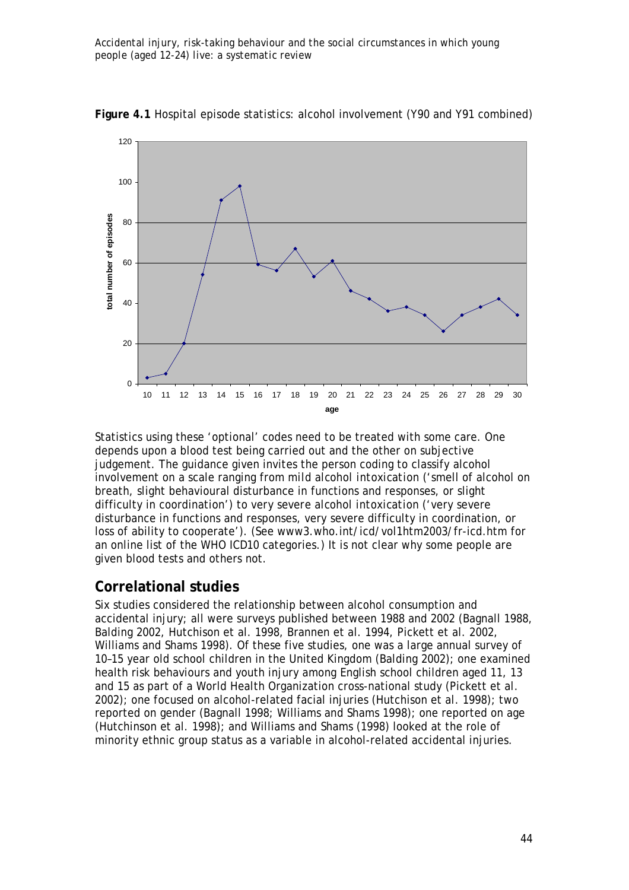**Figure 4.1** Hospital episode statistics: alcohol involvement (Y90 and Y91 combined)

Statistics using these 'optional' codes need to be treated with some care. One depends upon a blood test being carried out and the other on subjective judgement. The guidance given invites the person coding to classify alcohol involvement on a scale ranging from *mild alcohol intoxication* ('smell of alcohol on breath, slight behavioural disturbance in functions and responses, or slight difficulty in coordination') to *very severe alcohol intoxication* ('very severe disturbance in functions and responses, very severe difficulty in coordination, or loss of ability to cooperate'). (See www3.who.int/icd/vol1htm2003/fr-icd.htm for an online list of the WHO ICD10 categories.) It is not clear why some people are given blood tests and others not.

## Correlational studies

Six studies considered the relationship between alcohol consumption and accidental injury; all were surveys published between 1988 and 2002 (Bagnall 1988, Balding 2002, Hutchison et al. 1998, Brannen et al. 1994, Pickett et al. 2002, Williams and Shams 1998). Of these five studies, one was a large annual survey of 10–15 year old school children in the United Kingdom (Balding 2002); one examined health risk behaviours and youth injury among English school children aged 11, 13 and 15 as part of a World Health Organization cross-national study (Pickett et al. 2002); one focused on alcohol-related facial injuries (Hutchison et al. 1998); two reported on gender (Bagnall 1998; Williams and Shams 1998); one reported on age (Hutchinson et al. 1998); and Williams and Shams (1998) looked at the role of minority ethnic group status as a variable in alcohol-related accidental injuries.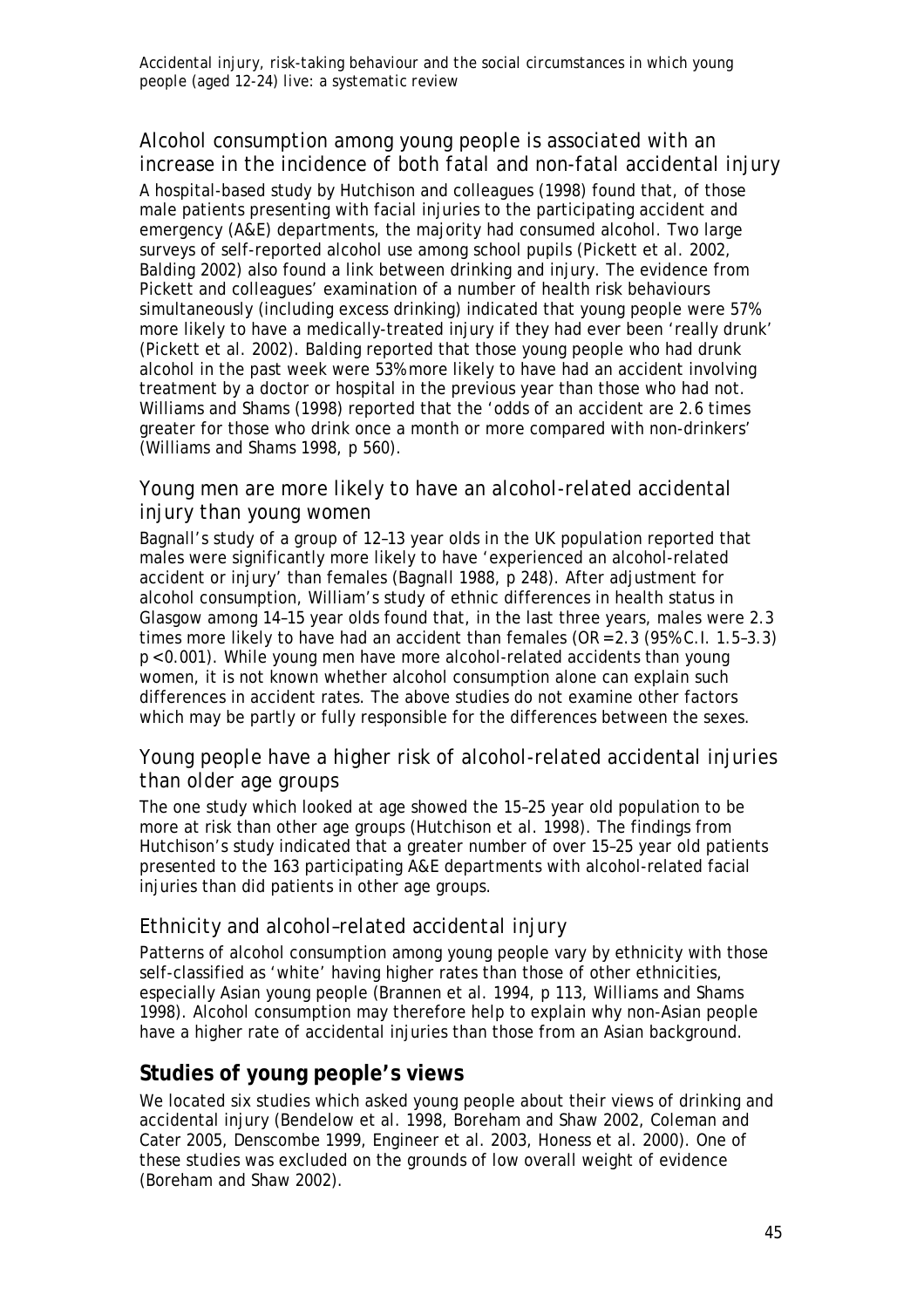### Alcohol consumption among young people is associated with an increase in the incidence of both fatal and non-fatal accidental injury

A hospital-based study by Hutchison and colleagues (1998) found that, of those male patients presenting with facial injuries to the participating accident and emergency (A&E) departments, the majority had consumed alcohol. Two large surveys of self-reported alcohol use among school pupils (Pickett et al. 2002, Balding 2002) also found a link between drinking and injury. The evidence from Pickett and colleagues' examination of a number of health risk behaviours simultaneously (including excess drinking) indicated that young people were 57% more likely to have a medically-treated injury if they had ever been 'really drunk' (Pickett et al. 2002). Balding reported that those young people who had drunk alcohol in the past week were 53% more likely to have had an accident involving treatment by a doctor or hospital in the previous year than those who had not. Williams and Shams (1998) reported that the 'odds of an accident are 2.6 times greater for those who drink once a month or more compared with non-drinkers' (Williams and Shams 1998, p 560).

### Young men are more likely to have an alcohol-related accidental injury than young women

Bagnall's study of a group of 12–13 year olds in the UK population reported that males were significantly more likely to have 'experienced an alcohol-related accident or injury' than females (Bagnall 1988, p 248). After adjustment for alcohol consumption, William's study of ethnic differences in health status in Glasgow among 14–15 year olds found that, in the last three years, males were 2.3 times more likely to have had an accident than females (OR=2.3 (95% C.I. 1.5–3.3) $p < 0.001$). While young men have more alcohol-related accidents than young women, it is not known whether alcohol consumption alone can explain such differences in accident rates. The above studies do not examine other factors which may be partly or fully responsible for the differences between the sexes.

### Young people have a higher risk of alcohol-related accidental injuries than older age groups

The one study which looked at age showed the 15–25 year old population to be more at risk than other age groups (Hutchison et al. 1998). The findings from Hutchison's study indicated that a greater number of over 15–25 year old patients presented to the 163 participating A&E departments with alcohol-related facial injuries than did patients in other age groups.

### Ethnicity and alcohol–related accidental injury

Patterns of alcohol consumption among young people vary by ethnicity with those self-classified as 'white' having higher rates than those of other ethnicities, especially Asian young people (Brannen et al. 1994, p 113, Williams and Shams 1998). Alcohol consumption may therefore help to explain why non-Asian people have a higher rate of accidental injuries than those from an Asian background.

## Studies of young people's views

We located six studies which asked young people about their views of drinking and accidental injury (Bendelow et al. 1998, Boreham and Shaw 2002, Coleman and Cater 2005, Denscombe 1999, Engineer et al. 2003, Honess et al. 2000). One of these studies was excluded on the grounds of low overall weight of evidence (Boreham and Shaw 2002).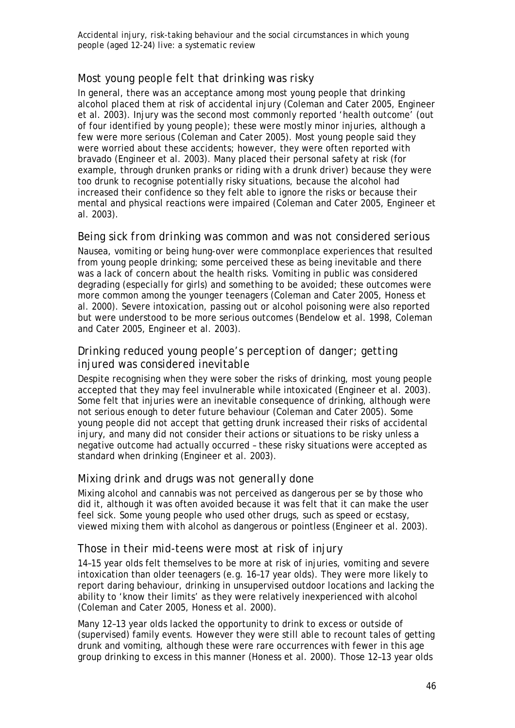## Most young people felt that drinking was risky

In general, there was an acceptance among most young people that drinking alcohol placed them at risk of accidental injury (Coleman and Cater 2005, Engineer et al. 2003). Injury was the second most commonly reported 'health outcome' (out of four identified by young people); these were mostly minor injuries, although a few were more serious (Coleman and Cater 2005). Most young people said they were worried about these accidents; however, they were often reported with bravado (Engineer et al. 2003). Many placed their personal safety at risk (for example, through drunken pranks or riding with a drunk driver) because they were too drunk to recognise potentially risky situations, because the alcohol had increased their confidence so they felt able to ignore the risks or because their mental and physical reactions were impaired (Coleman and Cater 2005, Engineer et al. 2003).

## Being sick from drinking was common and was not considered serious

Nausea, vomiting or being hung-over were commonplace experiences that resulted from young people drinking; some perceived these as being inevitable and there was a lack of concern about the health risks. Vomiting in public was considered degrading (especially for girls) and something to be avoided; these outcomes were more common among the younger teenagers (Coleman and Cater 2005, Honess et al. 2000). Severe intoxication, passing out or alcohol poisoning were also reported but were understood to be more serious outcomes (Bendelow et al. 1998, Coleman and Cater 2005, Engineer et al. 2003).

## Drinking reduced young people's perception of danger; getting injured was considered inevitable

Despite recognising when they were sober the risks of drinking, most young people accepted that they may feel invulnerable while intoxicated (Engineer et al. 2003). Some felt that injuries were an inevitable consequence of drinking, although were not serious enough to deter future behaviour (Coleman and Cater 2005). Some young people did not accept that getting drunk increased their risks of accidental injury, and many did not consider their actions or situations to be risky unless a negative outcome had actually occurred – these risky situations were accepted as standard when drinking (Engineer et al. 2003).

## Mixing drink and drugs was not generally done

Mixing alcohol and cannabis was not perceived as dangerous per se by those who did it, although it was often avoided because it was felt that it can make the user feel sick. Some young people who used other drugs, such as speed or ecstasy, viewed mixing them with alcohol as dangerous or pointless (Engineer et al. 2003).

## Those in their mid-teens were most at risk of injury

14–15 year olds felt themselves to be more at risk of injuries, vomiting and severe intoxication than older teenagers (e.g. 16–17 year olds). They were more likely to report daring behaviour, drinking in unsupervised outdoor locations and lacking the ability to 'know their limits' as they were relatively inexperienced with alcohol (Coleman and Cater 2005, Honess et al. 2000).

Many 12–13 year olds lacked the opportunity to drink to excess or outside of (supervised) family events. However they were still able to recount tales of getting drunk and vomiting, although these were rare occurrences with fewer in this age group drinking to excess in this manner (Honess et al. 2000). Those 12–13 year olds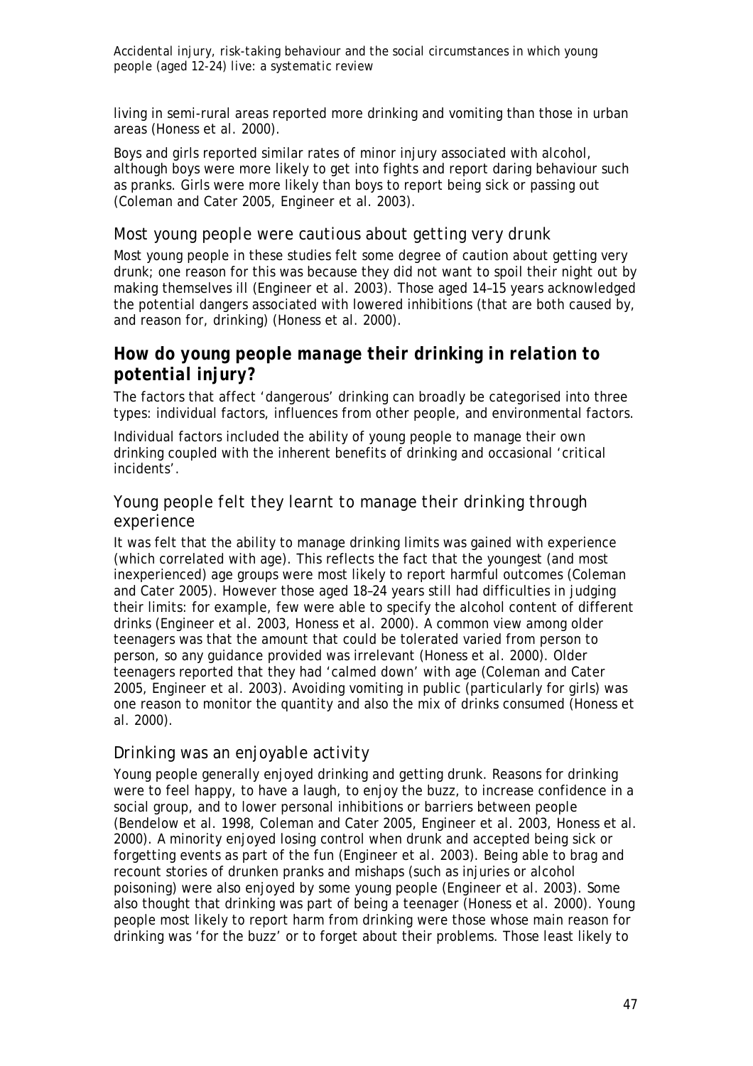living in semi-rural areas reported more drinking and vomiting than those in urban areas (Honess et al. 2000).

Boys and girls reported similar rates of minor injury associated with alcohol, although boys were more likely to get into fights and report daring behaviour such as pranks. Girls were more likely than boys to report being sick or passing out (Coleman and Cater 2005, Engineer et al. 2003).

### Most young people were cautious about getting very drunk

Most young people in these studies felt some degree of caution about getting very drunk; one reason for this was because they did not want to spoil their night out by making themselves ill (Engineer et al. 2003). Those aged 14–15 years acknowledged the potential dangers associated with lowered inhibitions (that are both caused by, and reason for, drinking) (Honess et al. 2000).

## *How do young people manage their drinking in relation to potential injury?*

The factors that affect 'dangerous' drinking can broadly be categorised into three types: individual factors, influences from other people, and environmental factors.

Individual factors included the ability of young people to manage their own drinking coupled with the inherent benefits of drinking and occasional 'critical incidents'.

### Young people felt they learnt to manage their drinking through experience

It was felt that the ability to manage drinking limits was gained with experience (which correlated with age). This reflects the fact that the youngest (and most inexperienced) age groups were most likely to report harmful outcomes (Coleman and Cater 2005). However those aged 18–24 years still had difficulties in judging their limits: for example, few were able to specify the alcohol content of different drinks (Engineer et al. 2003, Honess et al. 2000). A common view among older teenagers was that the amount that could be tolerated varied from person to person, so any guidance provided was irrelevant (Honess et al. 2000). Older teenagers reported that they had 'calmed down' with age (Coleman and Cater 2005, Engineer et al. 2003). Avoiding vomiting in public (particularly for girls) was one reason to monitor the quantity and also the mix of drinks consumed (Honess et al. 2000).

### Drinking was an enjoyable activity

Young people generally enjoyed drinking and getting drunk. Reasons for drinking were to feel happy, to have a laugh, to enjoy the buzz, to increase confidence in a social group, and to lower personal inhibitions or barriers between people (Bendelow et al. 1998, Coleman and Cater 2005, Engineer et al. 2003, Honess et al. 2000). A minority enjoyed losing control when drunk and accepted being sick or forgetting events as part of the fun (Engineer et al. 2003). Being able to brag and recount stories of drunken pranks and mishaps (such as injuries or alcohol poisoning) were also enjoyed by some young people (Engineer et al. 2003). Some also thought that drinking was part of being a teenager (Honess et al. 2000). Young people most likely to report harm from drinking were those whose main reason for drinking was 'for the buzz' or to forget about their problems. Those least likely to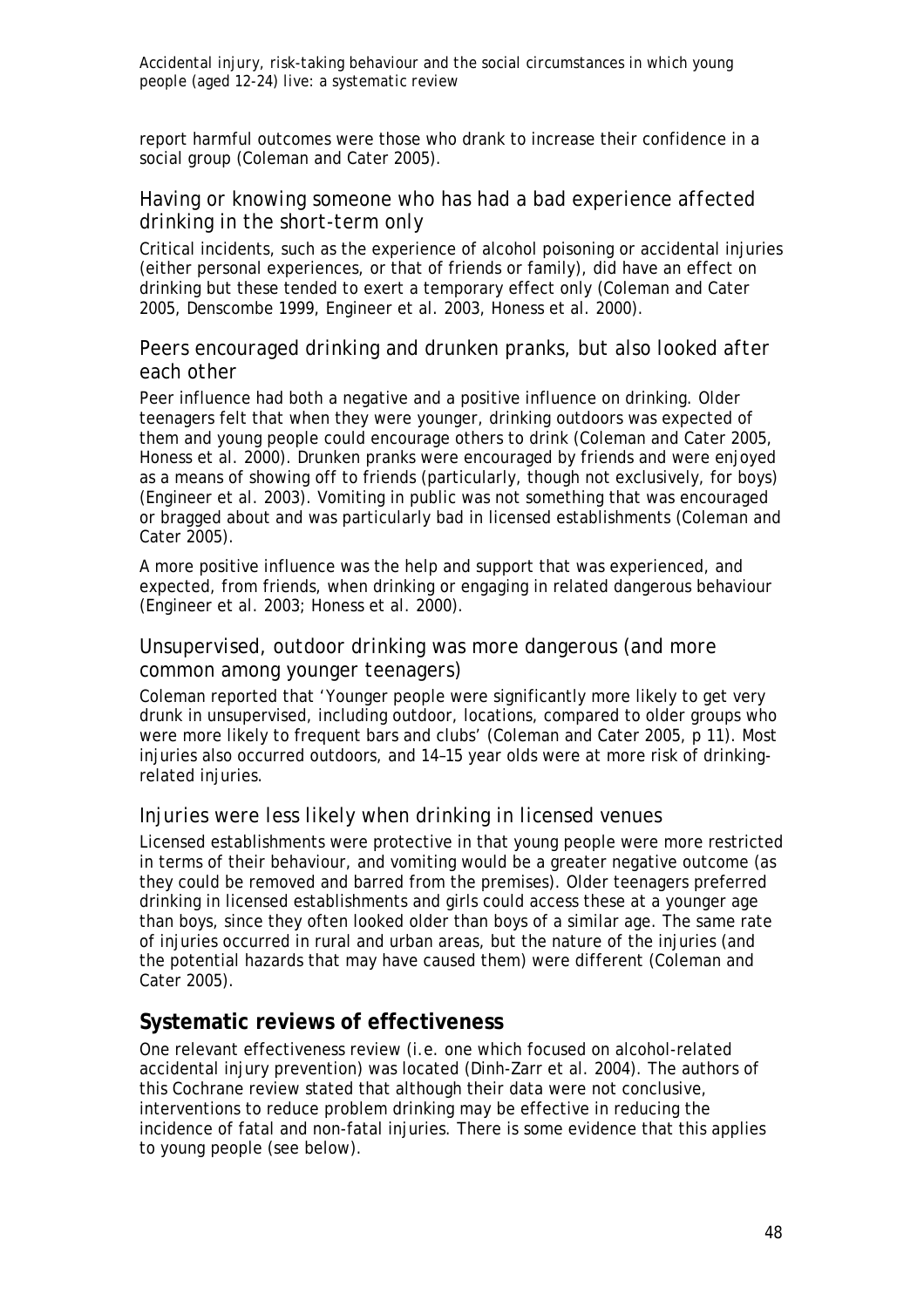report harmful outcomes were those who drank to increase their confidence in a social group (Coleman and Cater 2005).

### Having or knowing someone who has had a bad experience affected drinking in the short-term only

Critical incidents, such as the experience of alcohol poisoning or accidental injuries (either personal experiences, or that of friends or family), did have an effect on drinking but these tended to exert a temporary effect only (Coleman and Cater 2005, Denscombe 1999, Engineer et al. 2003, Honess et al. 2000).

### Peers encouraged drinking and drunken pranks, but also looked after each other

Peer influence had both a negative and a positive influence on drinking. Older teenagers felt that when they were younger, drinking outdoors was expected of them and young people could encourage others to drink (Coleman and Cater 2005, Honess et al. 2000). Drunken pranks were encouraged by friends and were enjoyed as a means of showing off to friends (particularly, though not exclusively, for boys) (Engineer et al. 2003). Vomiting in public was not something that was encouraged or bragged about and was particularly bad in licensed establishments (Coleman and Cater 2005).

A more positive influence was the help and support that was experienced, and expected, from friends, when drinking or engaging in related dangerous behaviour (Engineer et al. 2003; Honess et al. 2000).

### Unsupervised, outdoor drinking was more dangerous (and more common among younger teenagers)

Coleman reported that 'Younger people were significantly more likely to get very drunk in unsupervised, including outdoor, locations, compared to older groups who were more likely to frequent bars and clubs' (Coleman and Cater 2005, p 11). Most injuries also occurred outdoors, and 14–15 year olds were at more risk of drinking-related injuries.

### Injuries were less likely when drinking in licensed venues

Licensed establishments were protective in that young people were more restricted in terms of their behaviour, and vomiting would be a greater negative outcome (as they could be removed and barred from the premises). Older teenagers preferred drinking in licensed establishments and girls could access these at a younger age than boys, since they often looked older than boys of a similar age. The same rate of injuries occurred in rural and urban areas, but the nature of the injuries (and the potential hazards that may have caused them) were different (Coleman and Cater 2005).

## Systematic reviews of effectiveness

One relevant effectiveness review (i.e. one which focused on alcohol-related accidental injury prevention) was located (Dinh-Zarr et al. 2004). The authors of this Cochrane review stated that although their data were not conclusive, interventions to reduce problem drinking may be effective in reducing the incidence of fatal and non-fatal injuries. There is some evidence that this applies to young people (see below).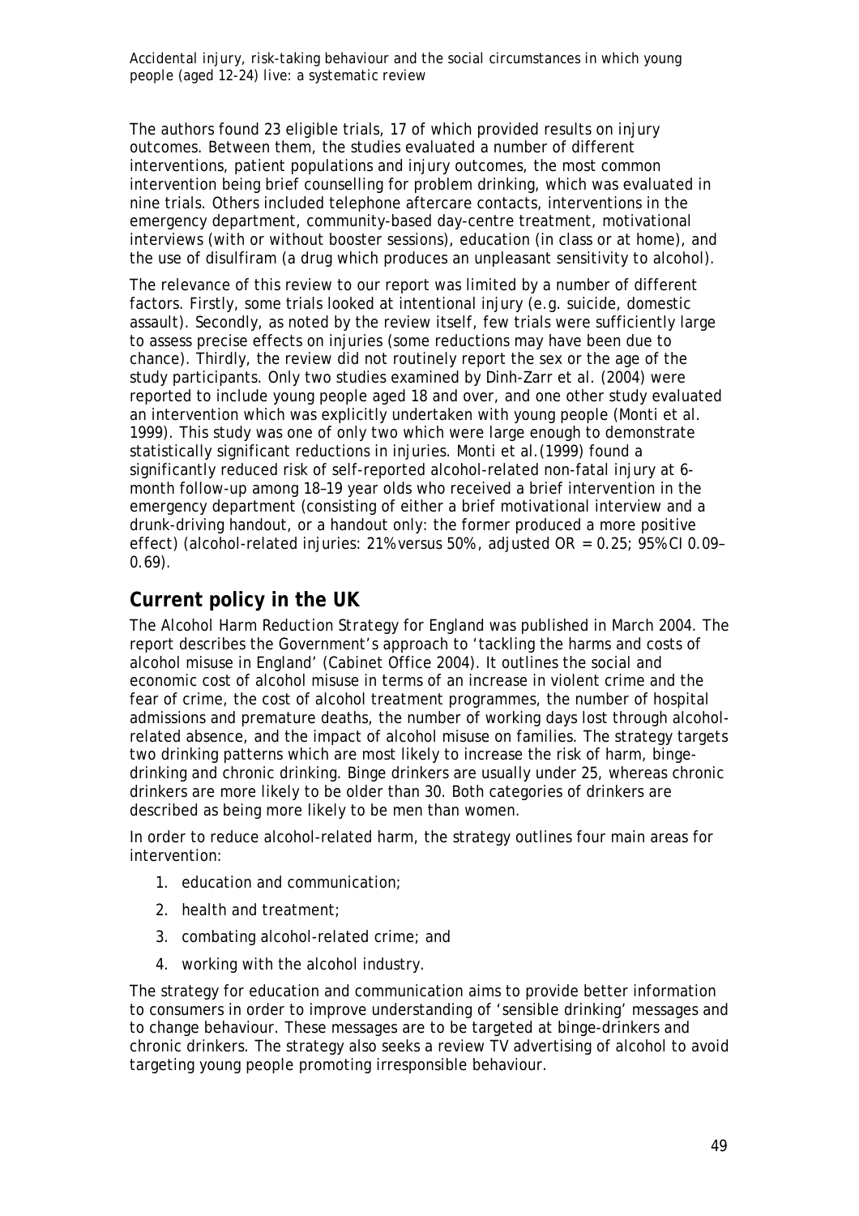The authors found 23 eligible trials, 17 of which provided results on injury outcomes. Between them, the studies evaluated a number of different interventions, patient populations and injury outcomes, the most common intervention being brief counselling for problem drinking, which was evaluated in nine trials. Others included telephone aftercare contacts, interventions in the emergency department, community-based day-centre treatment, motivational interviews (with or without booster sessions), education (in class or at home), and the use of disulfiram (a drug which produces an unpleasant sensitivity to alcohol).

The relevance of this review to our report was limited by a number of different factors. Firstly, some trials looked at intentional injury (e.g. suicide, domestic assault). Secondly, as noted by the review itself, few trials were sufficiently large to assess precise effects on injuries (some reductions may have been due to chance). Thirdly, the review did not routinely report the sex or the age of the study participants. Only two studies examined by Dinh-Zarr et al. (2004) were reported to include young people aged 18 and over, and one other study evaluated an intervention which was explicitly undertaken with young people (Monti et al. 1999). This study was one of only two which were large enough to demonstrate statistically significant reductions in injuries. Monti et al.(1999) found a significantly reduced risk of self-reported alcohol-related non-fatal injury at 6-month follow-up among 18–19 year olds who received a brief intervention in the emergency department (consisting of either a brief motivational interview and a drunk-driving handout, or a handout only: the former produced a more positive effect) (alcohol-related injuries: 21% versus 50%, adjusted OR = 0.25; 95% CI 0.09–0.69).

## Current policy in the UK

The *Alcohol Harm Reduction Strategy* for England was published in March 2004. The report describes the Government's approach to 'tackling the harms and costs of alcohol misuse in England' (Cabinet Office 2004). It outlines the social and economic cost of alcohol misuse in terms of an increase in violent crime and the fear of crime, the cost of alcohol treatment programmes, the number of hospital admissions and premature deaths, the number of working days lost through alcohol-related absence, and the impact of alcohol misuse on families. The strategy targets two drinking patterns which are most likely to increase the risk of harm, binge-drinking and chronic drinking. Binge drinkers are usually under 25, whereas chronic drinkers are more likely to be older than 30. Both categories of drinkers are described as being more likely to be men than women.

In order to reduce alcohol-related harm, the strategy outlines four main areas for intervention:

1. education and communication;
2. health and treatment;
3. combating alcohol-related crime; and
4. working with the alcohol industry.

The strategy for education and communication aims to provide better information to consumers in order to improve understanding of 'sensible drinking' messages and to change behaviour. These messages are to be targeted at binge-drinkers and chronic drinkers. The strategy also seeks a review TV advertising of alcohol to avoid targeting young people promoting irresponsible behaviour.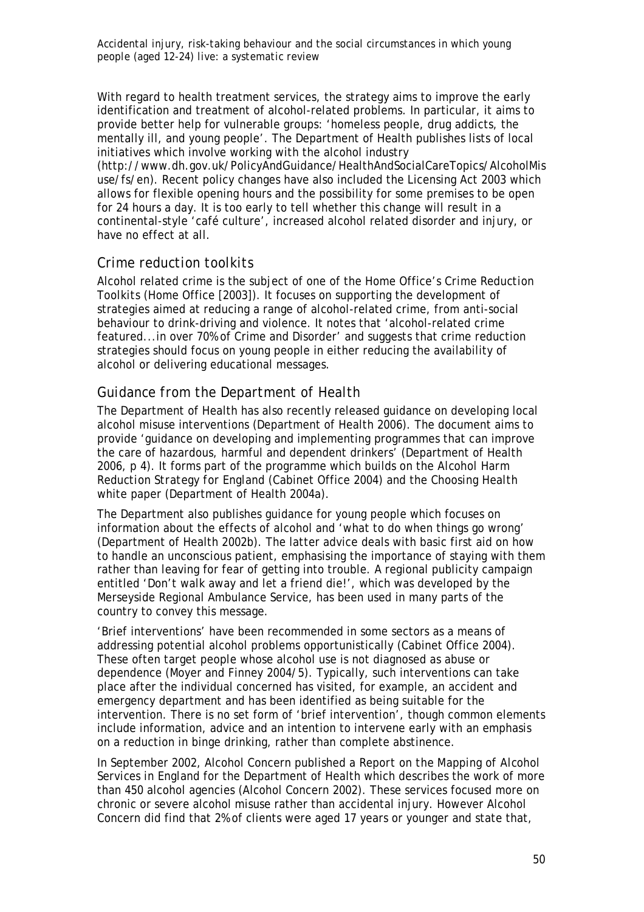With regard to health treatment services, the strategy aims to improve the early identification and treatment of alcohol-related problems. In particular, it aims to provide better help for vulnerable groups: 'homeless people, drug addicts, the mentally ill, and young people'. The Department of Health publishes lists of local initiatives which involve working with the alcohol industry (http://www.dh.gov.uk/PolicyAndGuidance/HealthAndSocialCareTopics/AlcoholMisuse/fs/en). Recent policy changes have also included the Licensing Act 2003 which allows for flexible opening hours and the possibility for some premises to be open for 24 hours a day. It is too early to tell whether this change will result in a continental-style 'café culture', increased alcohol related disorder and injury, or have no effect at all.

## Crime reduction toolkits

Alcohol related crime is the subject of one of the Home Office's Crime Reduction Toolkits (Home Office [2003]). It focuses on supporting the development of strategies aimed at reducing a range of alcohol-related crime, from anti-social behaviour to drink-driving and violence. It notes that 'alcohol-related crime featured...in over 70% of Crime and Disorder' and suggests that crime reduction strategies should focus on young people in either reducing the availability of alcohol or delivering educational messages.

## Guidance from the Department of Health

The Department of Health has also recently released guidance on developing local alcohol misuse interventions (Department of Health 2006). The document aims to provide 'guidance on developing and implementing programmes that can improve the care of hazardous, harmful and dependent drinkers' (Department of Health 2006, p 4). It forms part of the programme which builds on the *Alcohol Harm Reduction Strategy for England* (Cabinet Office 2004) and the *Choosing Health* white paper (Department of Health 2004a).

The Department also publishes guidance for young people which focuses on information about the effects of alcohol and 'what to do when things go wrong' (Department of Health 2002b). The latter advice deals with basic first aid on how to handle an unconscious patient, emphasising the importance of staying with them rather than leaving for fear of getting into trouble. A regional publicity campaign entitled 'Don't walk away and let a friend die!', which was developed by the Merseyside Regional Ambulance Service, has been used in many parts of the country to convey this message.

'Brief interventions' have been recommended in some sectors as a means of addressing potential alcohol problems opportunistically (Cabinet Office 2004). These often target people whose alcohol use is not diagnosed as abuse or dependence (Moyer and Finney 2004/5). Typically, such interventions can take place after the individual concerned has visited, for example, an accident and emergency department and has been identified as being suitable for the intervention. There is no set form of 'brief intervention', though common elements include information, advice and an intention to intervene early with an emphasis on a reduction in binge drinking, rather than complete abstinence.

In September 2002, Alcohol Concern published a *Report on the Mapping of Alcohol Services in England* for the Department of Health which describes the work of more than 450 alcohol agencies (Alcohol Concern 2002). These services focused more on chronic or severe alcohol misuse rather than accidental injury. However Alcohol Concern did find that 2% of clients were aged 17 years or younger and state that,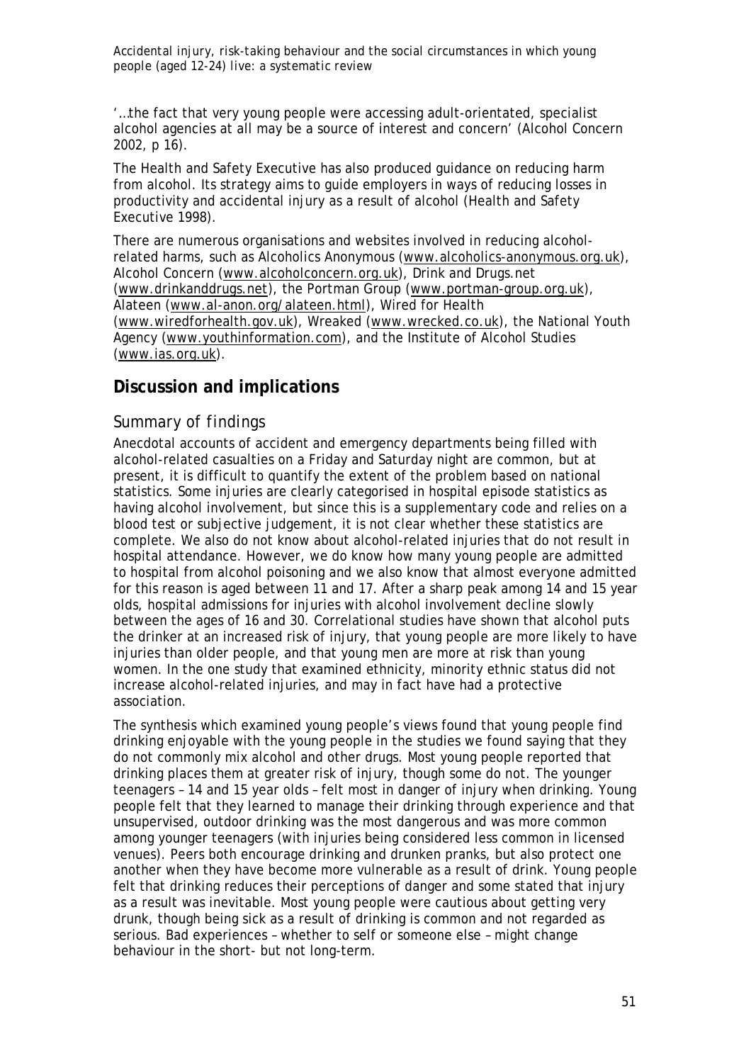'…the fact that very young people were accessing adult-orientated, specialist alcohol agencies at all may be a source of interest and concern' (Alcohol Concern 2002, p 16).

The Health and Safety Executive has also produced guidance on reducing harm from alcohol. Its strategy aims to guide employers in ways of reducing losses in productivity and accidental injury as a result of alcohol (Health and Safety Executive 1998).

There are numerous organisations and websites involved in reducing alcohol-related harms, such as Alcoholics Anonymous (www.alcoholics-anonymous.org.uk), Alcohol Concern (www.alcoholconcern.org.uk), Drink and Drugs.net (www.drinkanddrugs.net), the Portman Group (www.portman-group.org.uk), Alateen (www.al-anon.org/alateen.html), Wired for Health (www.wiredforhealth.gov.uk), Wreaked (www.wrecked.co.uk), the National Youth Agency (www.youthinformation.com), and the Institute of Alcohol Studies (www.ias.org.uk).

## Discussion and implications

### *Summary of findings*

Anecdotal accounts of accident and emergency departments being filled with alcohol-related casualties on a Friday and Saturday night are common, but at present, it is difficult to quantify the extent of the problem based on national statistics. Some injuries are clearly categorised in hospital episode statistics as having alcohol involvement, but since this is a supplementary code and relies on a blood test or subjective judgement, it is not clear whether these statistics are complete. We also do not know about alcohol-related injuries that do not result in hospital attendance. However, we do know how many young people are admitted to hospital from alcohol poisoning and we also know that almost everyone admitted for this reason is aged between 11 and 17. After a sharp peak among 14 and 15 year olds, hospital admissions for injuries with alcohol involvement decline slowly between the ages of 16 and 30. Correlational studies have shown that alcohol puts the drinker at an increased risk of injury, that young people are more likely to have injuries than older people, and that young men are more at risk than young women. In the one study that examined ethnicity, minority ethnic status did not increase alcohol-related injuries, and may in fact have had a protective association.

The synthesis which examined young people's views found that young people find drinking enjoyable with the young people in the studies we found saying that they do not commonly mix alcohol and other drugs. Most young people reported that drinking places them at greater risk of injury, though some do not. The younger teenagers – 14 and 15 year olds – felt most in danger of injury when drinking. Young people felt that they learned to manage their drinking through experience and that unsupervised, outdoor drinking was the most dangerous and was more common among younger teenagers (with injuries being considered less common in licensed venues). Peers both encourage drinking and drunken pranks, but also protect one another when they have become more vulnerable as a result of drink. Young people felt that drinking reduces their perceptions of danger and some stated that injury as a result was inevitable. Most young people were cautious about getting very drunk, though being sick as a result of drinking is common and not regarded as serious. Bad experiences – whether to self or someone else – might change behaviour in the short- but not long-term.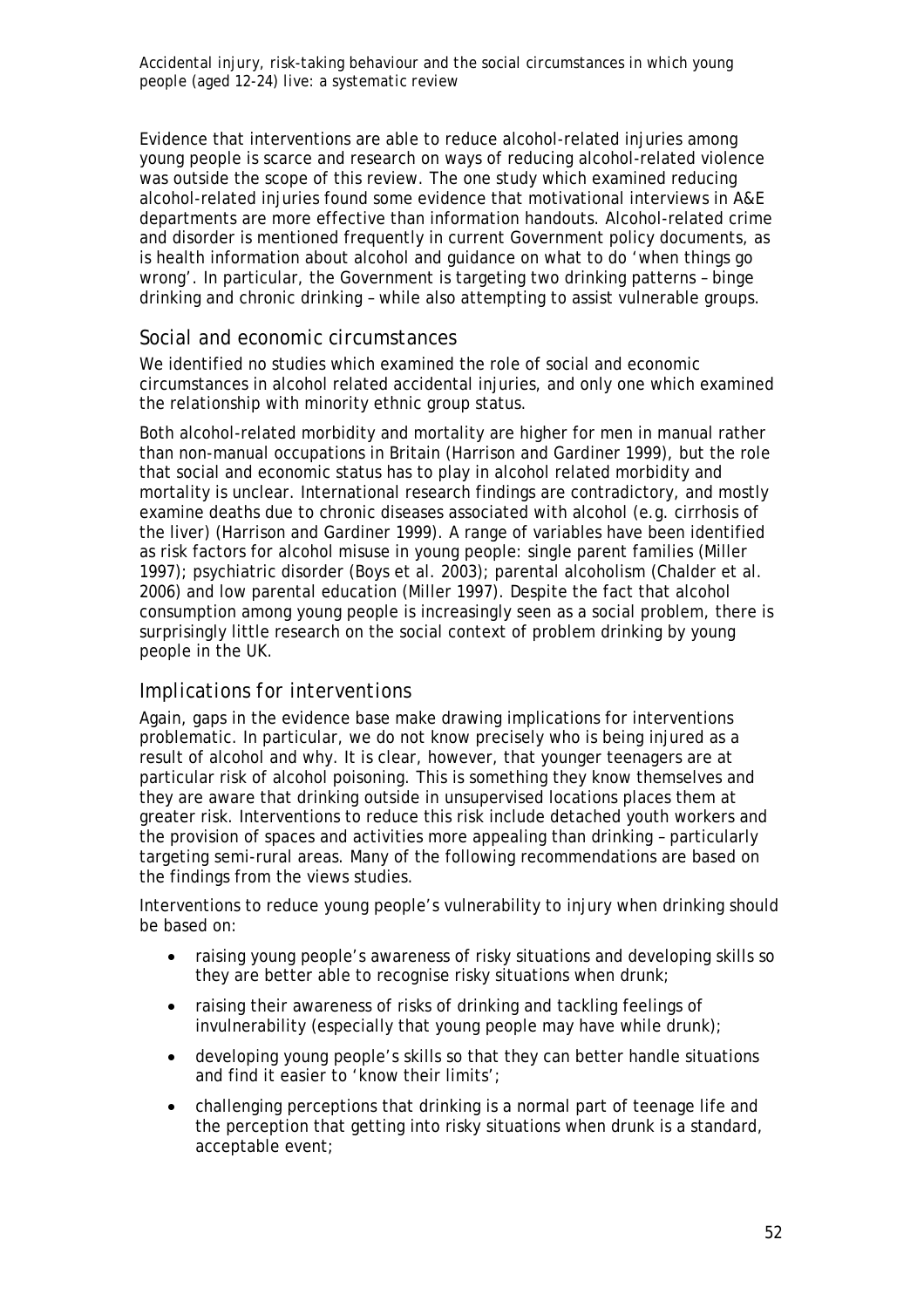Evidence that interventions are able to reduce alcohol-related injuries among young people is scarce and research on ways of reducing alcohol-related violence was outside the scope of this review. The one study which examined reducing alcohol-related injuries found some evidence that motivational interviews in A&E departments are more effective than information handouts. Alcohol-related crime and disorder is mentioned frequently in current Government policy documents, as is health information about alcohol and guidance on what to do 'when things go wrong'. In particular, the Government is targeting two drinking patterns – binge drinking and chronic drinking – while also attempting to assist vulnerable groups.

## Social and economic circumstances

We identified no studies which examined the role of social and economic circumstances in alcohol related accidental injuries, and only one which examined the relationship with minority ethnic group status.

Both alcohol-related morbidity and mortality are higher for men in manual rather than non-manual occupations in Britain (Harrison and Gardiner 1999), but the role that social and economic status has to play in alcohol related morbidity and mortality is unclear. International research findings are contradictory, and mostly examine deaths due to chronic diseases associated with alcohol (e.g. cirrhosis of the liver) (Harrison and Gardiner 1999). A range of variables have been identified as risk factors for alcohol misuse in young people: single parent families (Miller 1997); psychiatric disorder (Boys et al. 2003); parental alcoholism (Chalder et al. 2006) and low parental education (Miller 1997). Despite the fact that alcohol consumption among young people is increasingly seen as a social problem, there is surprisingly little research on the social context of problem drinking by young people in the UK.

## Implications for interventions

Again, gaps in the evidence base make drawing implications for interventions problematic. In particular, we do not know precisely who is being injured as a result of alcohol and why. It is clear, however, that younger teenagers are at particular risk of alcohol poisoning. This is something they know themselves and they are aware that drinking outside in unsupervised locations places them at greater risk. Interventions to reduce this risk include detached youth workers and the provision of spaces and activities more appealing than drinking – particularly targeting semi-rural areas. Many of the following recommendations are based on the findings from the views studies.

Interventions to reduce young people's vulnerability to injury when drinking should be based on:

- raising young people's awareness of risky situations and developing skills so they are better able to recognise risky situations when drunk;
- raising their awareness of risks of drinking and tackling feelings of invulnerability (especially that young people may have while drunk);
- developing young people's skills so that they can better handle situations and find it easier to 'know their limits';
- challenging perceptions that drinking is a normal part of teenage life and the perception that getting into risky situations when drunk is a standard, acceptable event;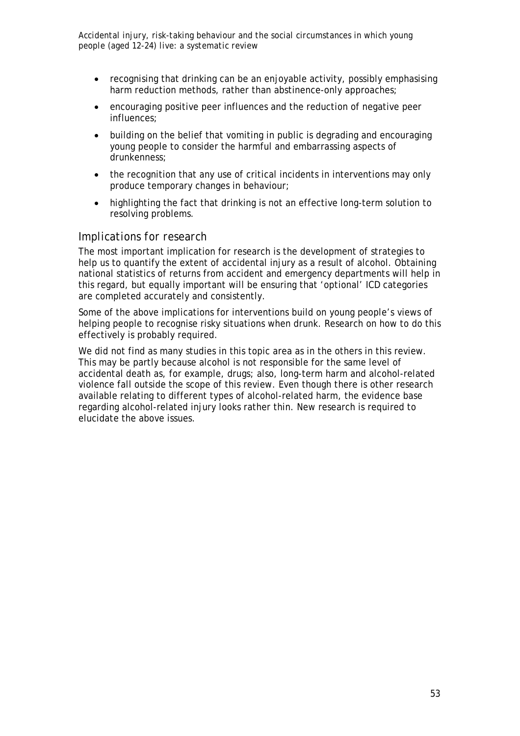- recognising that drinking can be an enjoyable activity, possibly emphasising harm reduction methods, rather than abstinence-only approaches;
- encouraging positive peer influences and the reduction of negative peer influences;
- building on the belief that vomiting in public is degrading and encouraging young people to consider the harmful and embarrassing aspects of drunkenness;
- the recognition that any use of critical incidents in interventions may only produce temporary changes in behaviour;
- highlighting the fact that drinking is not an effective long-term solution to resolving problems.

## Implications for research

The most important implication for research is the development of strategies to help us to quantify the extent of accidental injury as a result of alcohol. Obtaining national statistics of returns from accident and emergency departments will help in this regard, but equally important will be ensuring that 'optional' ICD categories are completed accurately and consistently.

Some of the above implications for interventions build on young people's views of helping people to recognise risky situations when drunk. Research on how to do this effectively is probably required.

We did not find as many studies in this topic area as in the others in this review. This may be partly because alcohol is not responsible for the same level of accidental death as, for example, drugs; also, long-term harm and alcohol-related violence fall outside the scope of this review. Even though there is other research available relating to different types of alcohol-related harm, the evidence base regarding alcohol-related injury looks rather thin. New research is required to elucidate the above issues.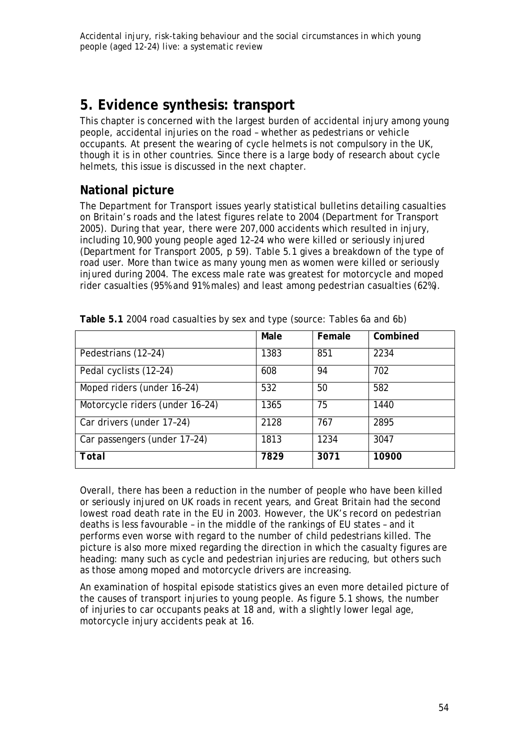# 5. Evidence synthesis: transport

This chapter is concerned with the largest burden of accidental injury among young people, accidental injuries on the road – whether as pedestrians or vehicle occupants. At present the wearing of cycle helmets is not compulsory in the UK, though it is in other countries. Since there is a large body of research about cycle helmets, this issue is discussed in the next chapter.

## National picture

The Department for Transport issues yearly statistical bulletins detailing casualties on Britain's roads and the latest figures relate to 2004 (Department for Transport 2005). During that year, there were 207,000 accidents which resulted in injury, including 10,900 young people aged 12–24 who were killed or seriously injured (Department for Transport 2005, p 59). Table 5.1 gives a breakdown of the type of road user. More than twice as many young men as women were killed or seriously injured during 2004. The excess male rate was greatest for motorcycle and moped rider casualties (95% and 91% males) and least among pedestrian casualties (62%).

**Table 5.1** 2004 road casualties by sex and type (source: Tables 6a and 6b)

| | Male | Female | Combined |
|---|---|---|---|
| Pedestrians (12–24) | 1383 | 851 | 2234 |
| Pedal cyclists (12–24) | 608 | 94 | 702 |
| Moped riders (under 16–24) | 532 | 50 | 582 |
| Motorcycle riders (under 16–24) | 1365 | 75 | 1440 |
| Car drivers (under 17–24) | 2128 | 767 | 2895 |
| Car passengers (under 17–24) | 1813 | 1234 | 3047 |
| **Total** | **7829** | **3071** | **10900** |

Overall, there has been a reduction in the number of people who have been killed or seriously injured on UK roads in recent years, and Great Britain had the second lowest road death rate in the EU in 2003. However, the UK's record on pedestrian deaths is less favourable – in the middle of the rankings of EU states – and it performs even worse with regard to the number of child pedestrians killed. The picture is also more mixed regarding the direction in which the casualty figures are heading: many such as cycle and pedestrian injuries are reducing, but others such as those among moped and motorcycle drivers are increasing.

An examination of hospital episode statistics gives an even more detailed picture of the causes of transport injuries to young people. As figure 5.1 shows, the number of injuries to car occupants peaks at 18 and, with a slightly lower legal age, motorcycle injury accidents peak at 16.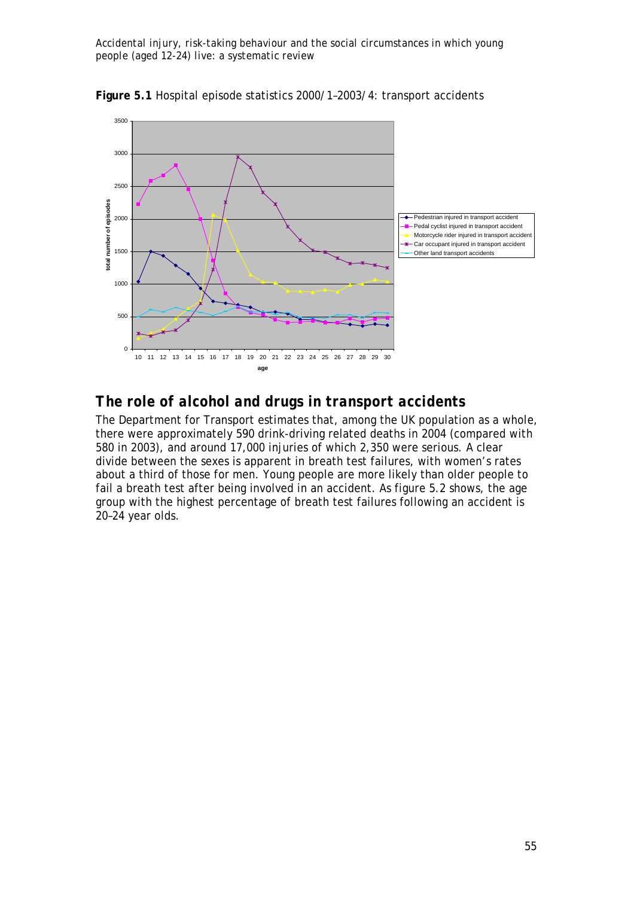**Figure 5.1** Hospital episode statistics 2000/1–2003/4: transport accidents

## The role of alcohol and drugs in transport accidents

The Department for Transport estimates that, among the UK population as a whole, there were approximately 590 drink-driving related deaths in 2004 (compared with 580 in 2003), and around 17,000 injuries of which 2,350 were serious. A clear divide between the sexes is apparent in breath test failures, with women's rates about a third of those for men. Young people are more likely than older people to fail a breath test after being involved in an accident. As figure 5.2 shows, the age group with the highest percentage of breath test failures following an accident is 20–24 year olds.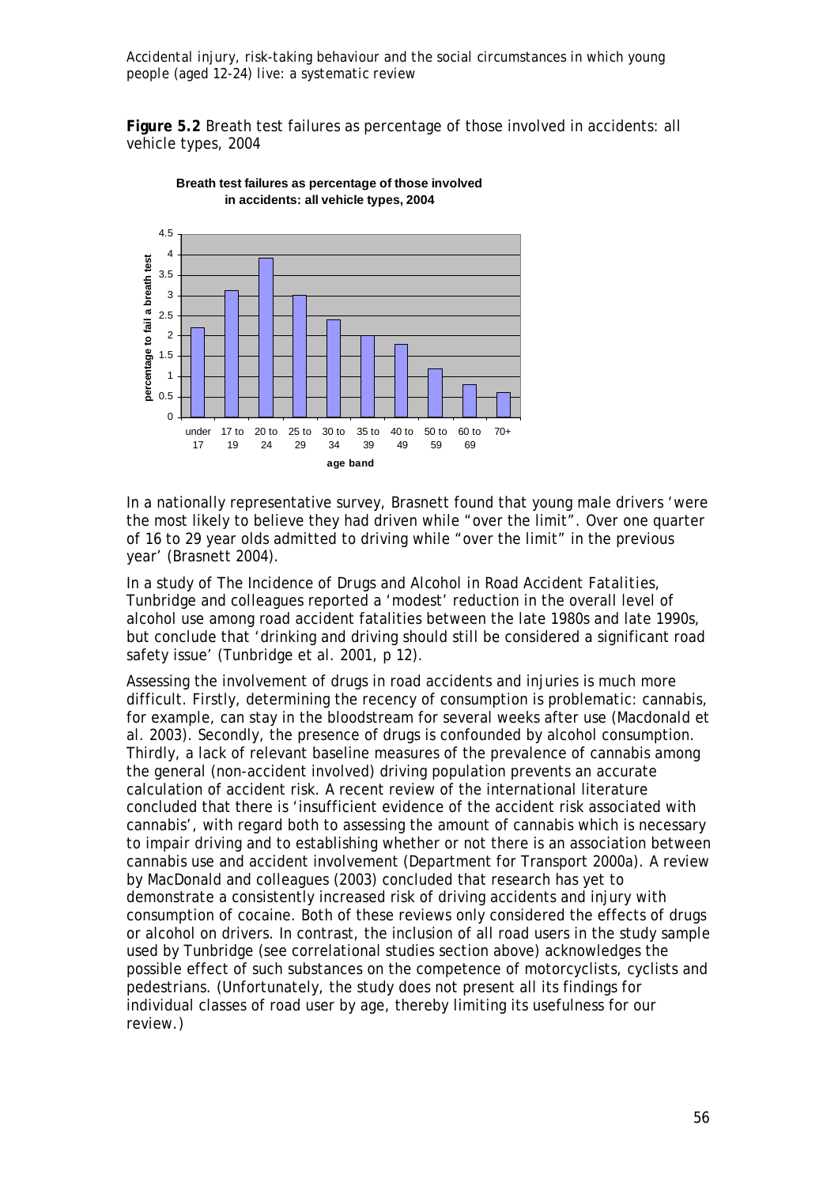**Figure 5.2** Breath test failures as percentage of those involved in accidents: all vehicle types, 2004

In a nationally representative survey, Brasnett found that young male drivers 'were the most likely to believe they had driven while "over the limit". Over one quarter of 16 to 29 year olds admitted to driving while "over the limit" in the previous year' (Brasnett 2004).

In a study of *The Incidence of Drugs and Alcohol in Road Accident Fatalities*, Tunbridge and colleagues reported a 'modest' reduction in the overall level of alcohol use among road accident fatalities between the late 1980s and late 1990s, but conclude that 'drinking and driving should still be considered a significant road safety issue' (Tunbridge et al. 2001, p 12).

Assessing the involvement of drugs in road accidents and injuries is much more difficult. Firstly, determining the recency of consumption is problematic: cannabis, for example, can stay in the bloodstream for several weeks after use (Macdonald et al. 2003). Secondly, the presence of drugs is confounded by alcohol consumption. Thirdly, a lack of relevant baseline measures of the prevalence of cannabis among the general (non-accident involved) driving population prevents an accurate calculation of accident risk. A recent review of the international literature concluded that there is 'insufficient evidence of the accident risk associated with cannabis', with regard both to assessing the amount of cannabis which is necessary to impair driving and to establishing whether or not there is an association between cannabis use and accident involvement (Department for Transport 2000a). A review by MacDonald and colleagues (2003) concluded that research has yet to demonstrate a consistently increased risk of driving accidents and injury with consumption of cocaine. Both of these reviews only considered the effects of drugs or alcohol on drivers. In contrast, the inclusion of all road users in the study sample used by Tunbridge (see correlational studies section above) acknowledges the possible effect of such substances on the competence of motorcyclists, cyclists and pedestrians. (Unfortunately, the study does not present all its findings for individual classes of road user by age, thereby limiting its usefulness for our review.)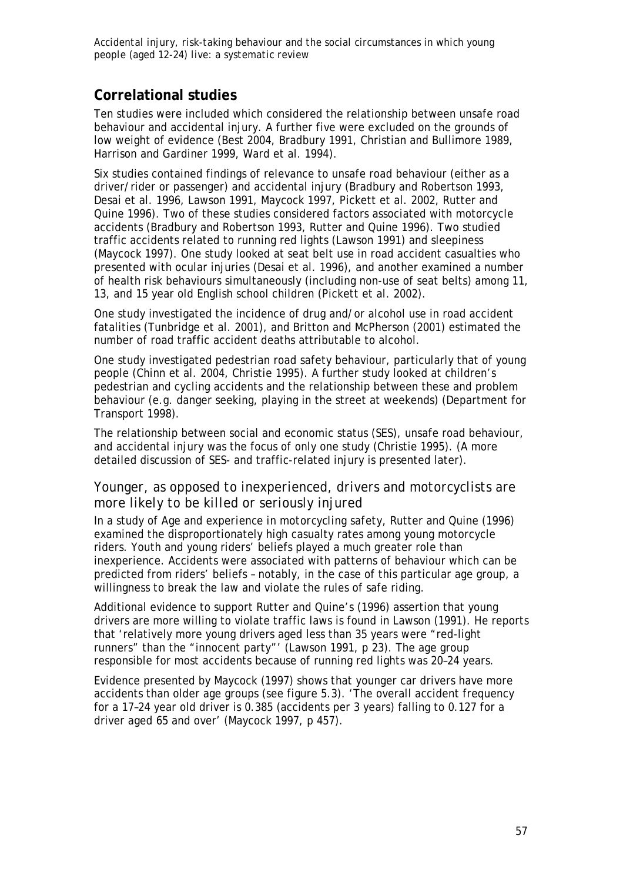## Correlational studies

Ten studies were included which considered the relationship between unsafe road behaviour and accidental injury. A further five were excluded on the grounds of low weight of evidence (Best 2004, Bradbury 1991, Christian and Bullimore 1989, Harrison and Gardiner 1999, Ward et al. 1994).

Six studies contained findings of relevance to unsafe road behaviour (either as a driver/rider or passenger) and accidental injury (Bradbury and Robertson 1993, Desai et al. 1996, Lawson 1991, Maycock 1997, Pickett et al. 2002, Rutter and Quine 1996). Two of these studies considered factors associated with motorcycle accidents (Bradbury and Robertson 1993, Rutter and Quine 1996). Two studied traffic accidents related to running red lights (Lawson 1991) and sleepiness (Maycock 1997). One study looked at seat belt use in road accident casualties who presented with ocular injuries (Desai et al. 1996), and another examined a number of health risk behaviours simultaneously (including non-use of seat belts) among 11, 13, and 15 year old English school children (Pickett et al. 2002).

One study investigated the incidence of drug and/or alcohol use in road accident fatalities (Tunbridge et al. 2001), and Britton and McPherson (2001) estimated the number of road traffic accident deaths attributable to alcohol.

One study investigated pedestrian road safety behaviour, particularly that of young people (Chinn et al. 2004, Christie 1995). A further study looked at children's pedestrian and cycling accidents and the relationship between these and problem behaviour (e.g. danger seeking, playing in the street at weekends) (Department for Transport 1998).

The relationship between social and economic status (SES), unsafe road behaviour, and accidental injury was the focus of only one study (Christie 1995). (A more detailed discussion of SES- and traffic-related injury is presented later).

### Younger, as opposed to inexperienced, drivers and motorcyclists are more likely to be killed or seriously injured

In a study of Age and experience in motorcycling safety, Rutter and Quine (1996) examined the disproportionately high casualty rates among young motorcycle riders. Youth and young riders' beliefs played a much greater role than inexperience. Accidents were associated with patterns of behaviour which can be predicted from riders' beliefs – notably, in the case of this particular age group, a willingness to break the law and violate the rules of safe riding.

Additional evidence to support Rutter and Quine's (1996) assertion that young drivers are more willing to violate traffic laws is found in Lawson (1991). He reports that 'relatively more young drivers aged less than 35 years were "red-light runners" than the "innocent party"' (Lawson 1991, p 23). The age group responsible for most accidents because of running red lights was 20–24 years.

Evidence presented by Maycock (1997) shows that younger car drivers have more accidents than older age groups (see figure 5.3). 'The overall accident frequency for a 17–24 year old driver is 0.385 (accidents per 3 years) falling to 0.127 for a driver aged 65 and over' (Maycock 1997, p 457).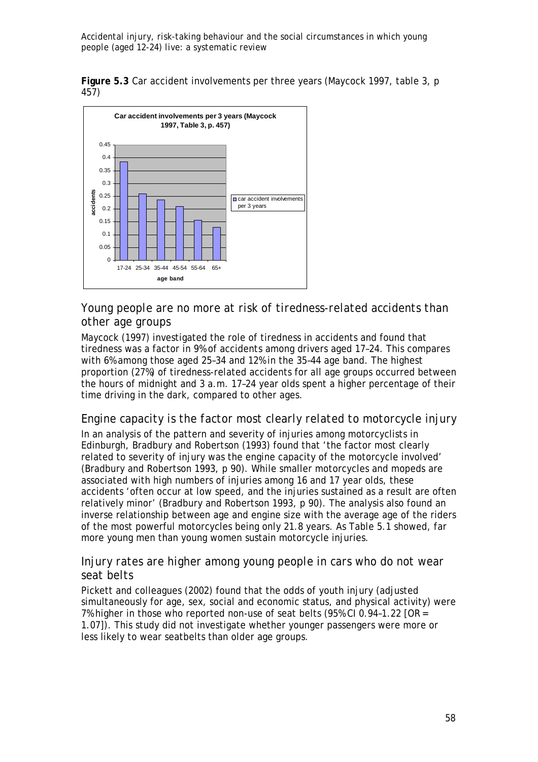**Figure 5.3** Car accident involvements per three years (Maycock 1997, table 3, p 457)

## Young people are no more at risk of tiredness-related accidents than other age groups

Maycock (1997) investigated the role of tiredness in accidents and found that tiredness was a factor in 9% of accidents among drivers aged 17–24. This compares with 6% among those aged 25–34 and 12% in the 35–44 age band. The highest proportion (27%) of tiredness-related accidents for all age groups occurred between the hours of midnight and 3 a.m. 17–24 year olds spent a higher percentage of their time driving in the dark, compared to other ages.

## Engine capacity is the factor most clearly related to motorcycle injury

In an analysis of the pattern and severity of injuries among motorcyclists in Edinburgh, Bradbury and Robertson (1993) found that 'the factor most clearly related to severity of injury was the engine capacity of the motorcycle involved' (Bradbury and Robertson 1993, p 90). While smaller motorcycles and mopeds are associated with high numbers of injuries among 16 and 17 year olds, these accidents 'often occur at low speed, and the injuries sustained as a result are often relatively minor' (Bradbury and Robertson 1993, p 90). The analysis also found an inverse relationship between age and engine size with the average age of the riders of the most powerful motorcycles being only 21.8 years. As Table 5.1 showed, far more young men than young women sustain motorcycle injuries.

## Injury rates are higher among young people in cars who do not wear seat belts

Pickett and colleagues (2002) found that the odds of youth injury (adjusted simultaneously for age, sex, social and economic status, and physical activity) were 7% higher in those who reported non-use of seat belts (95% CI 0.94–1.22 [OR = 1.07]). This study did not investigate whether younger passengers were more or less likely to wear seatbelts than older age groups.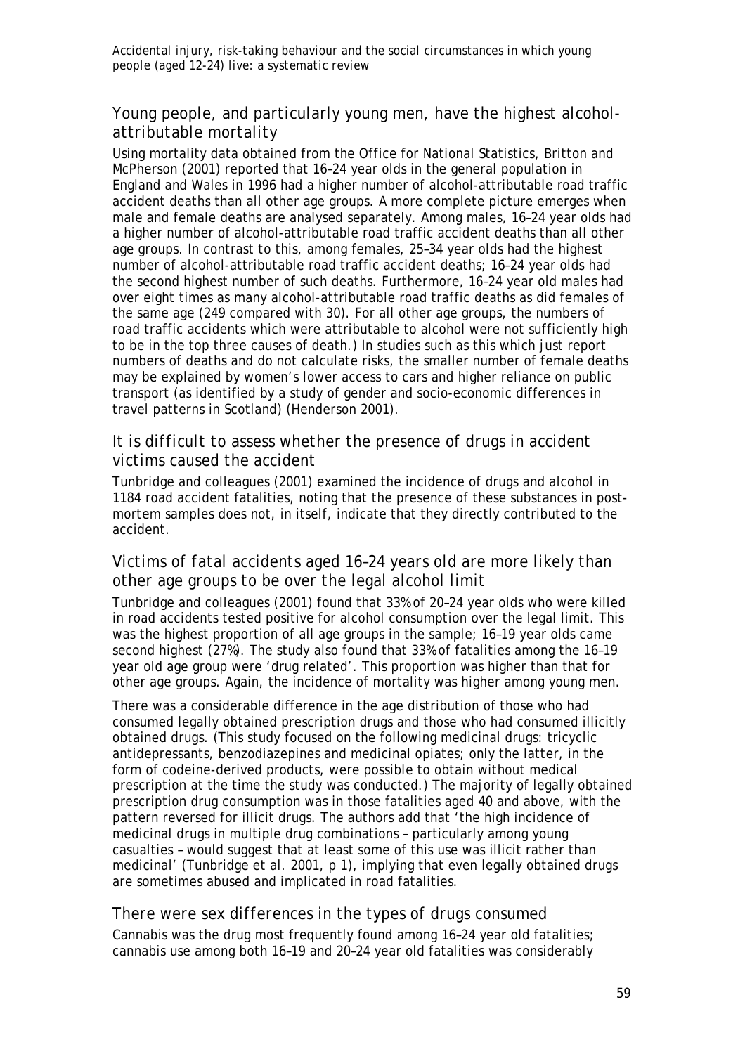## Young people, and particularly young men, have the highest alcohol-attributable mortality

Using mortality data obtained from the Office for National Statistics, Britton and McPherson (2001) reported that 16–24 year olds in the general population in England and Wales in 1996 had a higher number of alcohol-attributable road traffic accident deaths than all other age groups. A more complete picture emerges when male and female deaths are analysed separately. Among males, 16–24 year olds had a higher number of alcohol-attributable road traffic accident deaths than all other age groups. In contrast to this, among females, 25–34 year olds had the highest number of alcohol-attributable road traffic accident deaths; 16–24 year olds had the second highest number of such deaths. Furthermore, 16–24 year old males had over eight times as many alcohol-attributable road traffic deaths as did females of the same age (249 compared with 30). For all other age groups, the numbers of road traffic accidents which were attributable to alcohol were not sufficiently high to be in the top three causes of death.) In studies such as this which just report numbers of deaths and do not calculate risks, the smaller number of female deaths may be explained by women's lower access to cars and higher reliance on public transport (as identified by a study of gender and socio-economic differences in travel patterns in Scotland) (Henderson 2001).

## It is difficult to assess whether the presence of drugs in accident victims caused the accident

Tunbridge and colleagues (2001) examined the incidence of drugs and alcohol in 1184 road accident fatalities, noting that the presence of these substances in post-mortem samples does not, in itself, indicate that they directly contributed to the accident.

## Victims of fatal accidents aged 16–24 years old are more likely than other age groups to be over the legal alcohol limit

Tunbridge and colleagues (2001) found that 33% of 20–24 year olds who were killed in road accidents tested positive for alcohol consumption over the legal limit. This was the highest proportion of all age groups in the sample; 16–19 year olds came second highest (27%). The study also found that 33% of fatalities among the 16–19 year old age group were 'drug related'. This proportion was higher than that for other age groups. Again, the incidence of mortality was higher among young men.

There was a considerable difference in the age distribution of those who had consumed legally obtained prescription drugs and those who had consumed illicitly obtained drugs. (This study focused on the following medicinal drugs: tricyclic antidepressants, benzodiazepines and medicinal opiates; only the latter, in the form of codeine-derived products, were possible to obtain without medical prescription at the time the study was conducted.) The majority of legally obtained prescription drug consumption was in those fatalities aged 40 and above, with the pattern reversed for illicit drugs. The authors add that 'the high incidence of medicinal drugs in multiple drug combinations – particularly among young casualties – would suggest that at least some of this use was illicit rather than medicinal' (Tunbridge et al. 2001, p 1), implying that even legally obtained drugs are sometimes abused and implicated in road fatalities.

## There were sex differences in the types of drugs consumed

Cannabis was the drug most frequently found among 16–24 year old fatalities; cannabis use among both 16–19 and 20–24 year old fatalities was considerably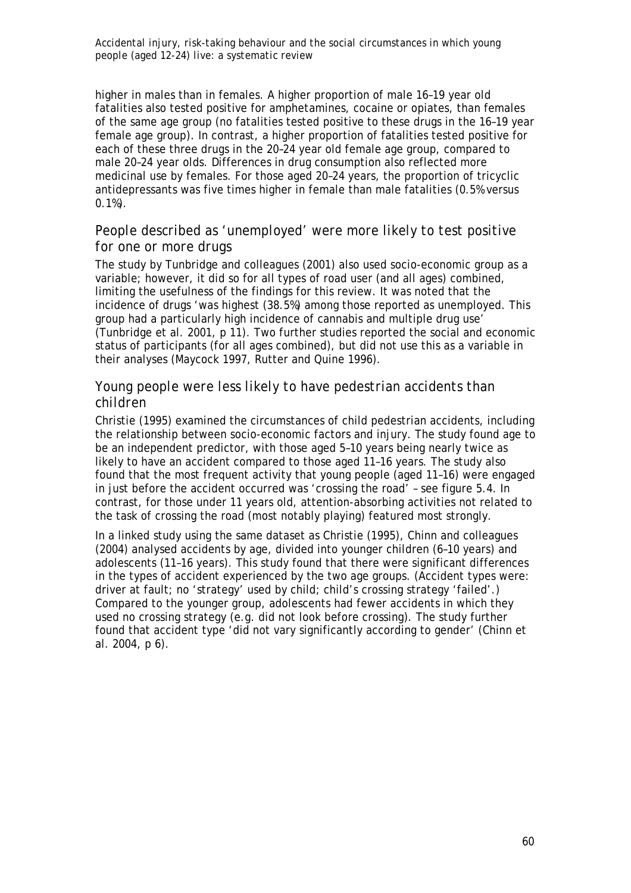higher in males than in females. A higher proportion of male 16–19 year old fatalities also tested positive for amphetamines, cocaine or opiates, than females of the same age group (no fatalities tested positive to these drugs in the 16–19 year female age group). In contrast, a higher proportion of fatalities tested positive for each of these three drugs in the 20–24 year old female age group, compared to male 20–24 year olds. Differences in drug consumption also reflected more medicinal use by females. For those aged 20–24 years, the proportion of tricyclic antidepressants was five times higher in female than male fatalities (0.5% versus 0.1%).

## People described as 'unemployed' were more likely to test positive for one or more drugs

The study by Tunbridge and colleagues (2001) also used socio-economic group as a variable; however, it did so for all types of road user (and all ages) combined, limiting the usefulness of the findings for this review. It was noted that the incidence of drugs 'was highest (38.5%) among those reported as unemployed. This group had a particularly high incidence of cannabis and multiple drug use' (Tunbridge et al. 2001, p 11). Two further studies reported the social and economic status of participants (for all ages combined), but did not use this as a variable in their analyses (Maycock 1997, Rutter and Quine 1996).

## Young people were less likely to have pedestrian accidents than children

Christie (1995) examined the circumstances of child pedestrian accidents, including the relationship between socio-economic factors and injury. The study found age to be an independent predictor, with those aged 5–10 years being nearly twice as likely to have an accident compared to those aged 11–16 years. The study also found that the most frequent activity that young people (aged 11–16) were engaged in just before the accident occurred was 'crossing the road' – see figure 5.4. In contrast, for those under 11 years old, attention-absorbing activities not related to the task of crossing the road (most notably playing) featured most strongly.

In a linked study using the same dataset as Christie (1995), Chinn and colleagues (2004) analysed accidents by age, divided into younger children (6–10 years) and adolescents (11–16 years). This study found that there were significant differences in the types of accident experienced by the two age groups. (Accident types were: driver at fault; no 'strategy' used by child; child's crossing strategy 'failed'.) Compared to the younger group, adolescents had fewer accidents in which they used no crossing strategy (e.g. did not look before crossing). The study further found that accident type 'did not vary significantly according to gender' (Chinn et al. 2004, p 6).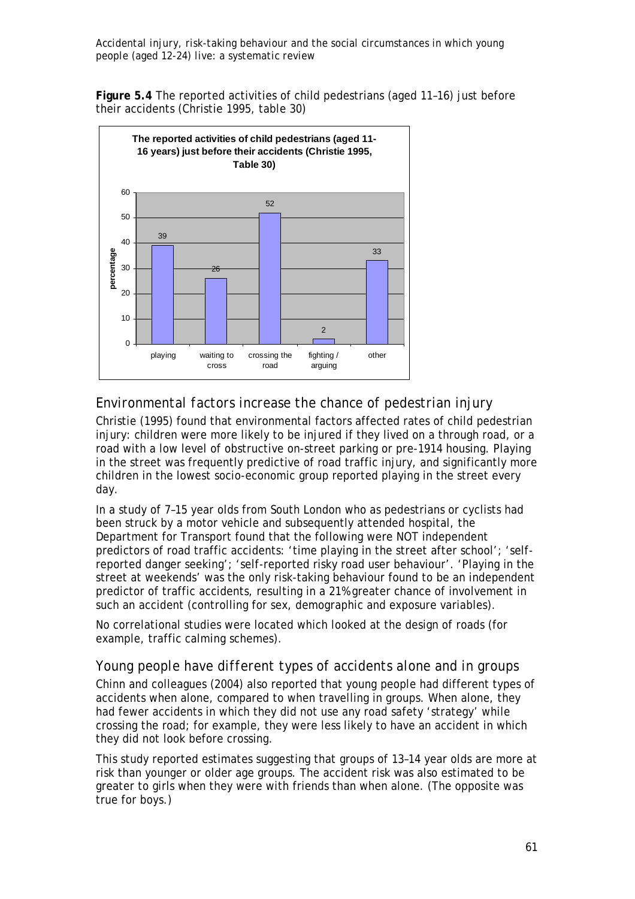**Figure 5.4** The reported activities of child pedestrians (aged 11–16) just before their accidents (Christie 1995, table 30)

| Activity | percentage |
|---|---|
| playing | 39 |
| waiting to cross | 26 |
| crossing the road | 52 |
| fighting / arguing | 2 |
| other | 33 |

## Environmental factors increase the chance of pedestrian injury

Christie (1995) found that environmental factors affected rates of child pedestrian injury: children were more likely to be injured if they lived on a through road, or a road with a low level of obstructive on-street parking or pre-1914 housing. Playing in the street was frequently predictive of road traffic injury, and significantly more children in the lowest socio-economic group reported playing in the street every day.

In a study of 7–15 year olds from South London who as pedestrians or cyclists had been struck by a motor vehicle and subsequently attended hospital, the Department for Transport found that the following were NOT independent predictors of road traffic accidents: 'time playing in the street after school'; 'self-reported danger seeking'; 'self-reported risky road user behaviour'. 'Playing in the street at weekends' was the only risk-taking behaviour found to be an independent predictor of traffic accidents, resulting in a 21% greater chance of involvement in such an accident (controlling for sex, demographic and exposure variables).

No correlational studies were located which looked at the design of roads (for example, traffic calming schemes).

## Young people have different types of accidents alone and in groups

Chinn and colleagues (2004) also reported that young people had different types of accidents when alone, compared to when travelling in groups. When alone, they had fewer accidents in which they did not use any road safety 'strategy' while crossing the road; for example, they were less likely to have an accident in which they did not look before crossing.

This study reported estimates suggesting that groups of 13–14 year olds are more at risk than younger or older age groups. The accident risk was also estimated to be greater to girls when they were with friends than when alone. (The opposite was true for boys.)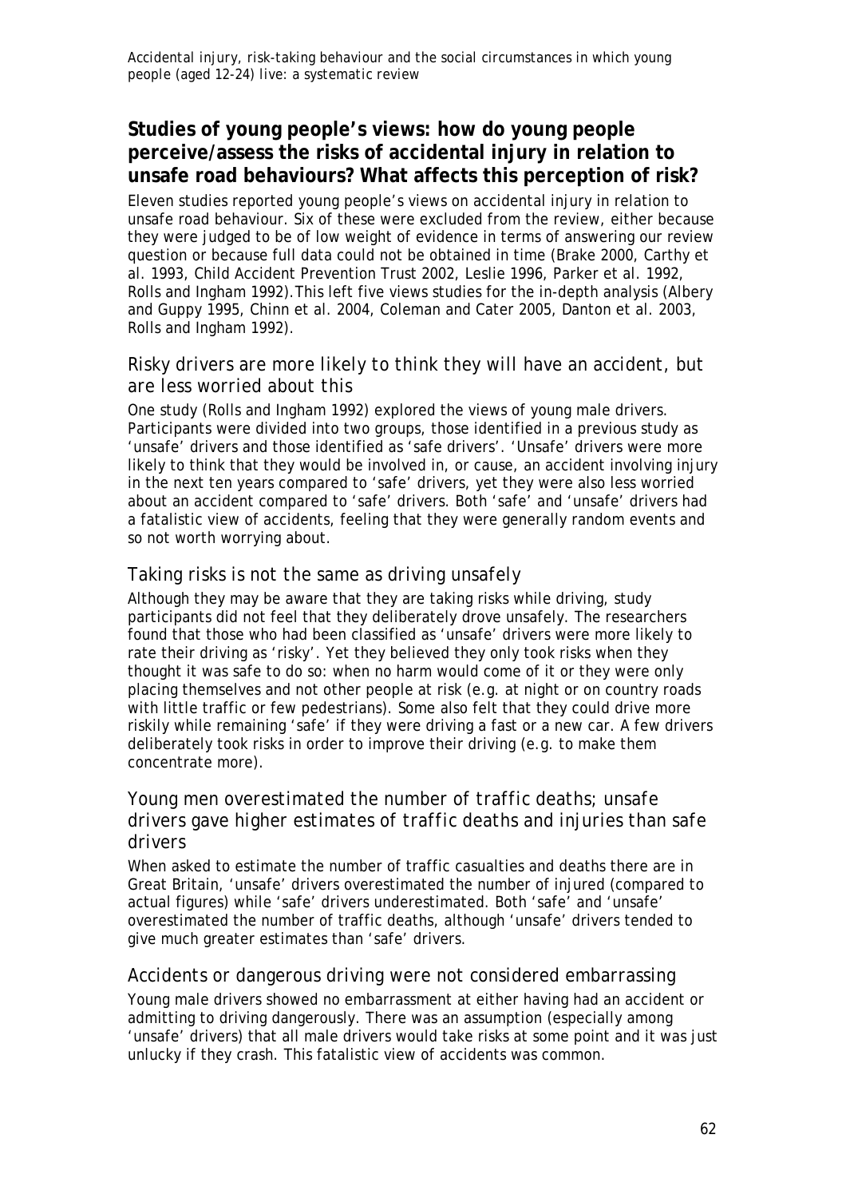## Studies of young people's views: how do young people perceive/assess the risks of accidental injury in relation to unsafe road behaviours? What affects this perception of risk?

Eleven studies reported young people's views on accidental injury in relation to unsafe road behaviour. Six of these were excluded from the review, either because they were judged to be of low weight of evidence in terms of answering our review question or because full data could not be obtained in time (Brake 2000, Carthy et al. 1993, Child Accident Prevention Trust 2002, Leslie 1996, Parker et al. 1992, Rolls and Ingham 1992).This left five views studies for the in-depth analysis (Albery and Guppy 1995, Chinn et al. 2004, Coleman and Cater 2005, Danton et al. 2003, Rolls and Ingham 1992).

### *Risky drivers are more likely to think they will have an accident, but are less worried about this*

One study (Rolls and Ingham 1992) explored the views of young male drivers. Participants were divided into two groups, those identified in a previous study as 'unsafe' drivers and those identified as 'safe drivers'. 'Unsafe' drivers were more likely to think that they would be involved in, or cause, an accident involving injury in the next ten years compared to 'safe' drivers, yet they were also less worried about an accident compared to 'safe' drivers. Both 'safe' and 'unsafe' drivers had a fatalistic view of accidents, feeling that they were generally random events and so not worth worrying about.

### *Taking risks is not the same as driving unsafely*

Although they may be aware that they are taking risks while driving, study participants did not feel that they deliberately drove unsafely. The researchers found that those who had been classified as 'unsafe' drivers were more likely to rate their driving as 'risky'. Yet they believed they only took risks when they thought it was safe to do so: when no harm would come of it or they were only placing themselves and not other people at risk (e.g. at night or on country roads with little traffic or few pedestrians). Some also felt that they could drive more riskily while remaining 'safe' if they were driving a fast or a new car. A few drivers deliberately took risks in order to improve their driving (e.g. to make them concentrate more).

### *Young men overestimated the number of traffic deaths; unsafe drivers gave higher estimates of traffic deaths and injuries than safe drivers*

When asked to estimate the number of traffic casualties and deaths there are in Great Britain, 'unsafe' drivers overestimated the number of injured (compared to actual figures) while 'safe' drivers underestimated. Both 'safe' and 'unsafe' overestimated the number of traffic deaths, although 'unsafe' drivers tended to give much greater estimates than 'safe' drivers.

### *Accidents or dangerous driving were not considered embarrassing*

Young male drivers showed no embarrassment at either having had an accident or admitting to driving dangerously. There was an assumption (especially among 'unsafe' drivers) that all male drivers would take risks at some point and it was just unlucky if they crash. This fatalistic view of accidents was common.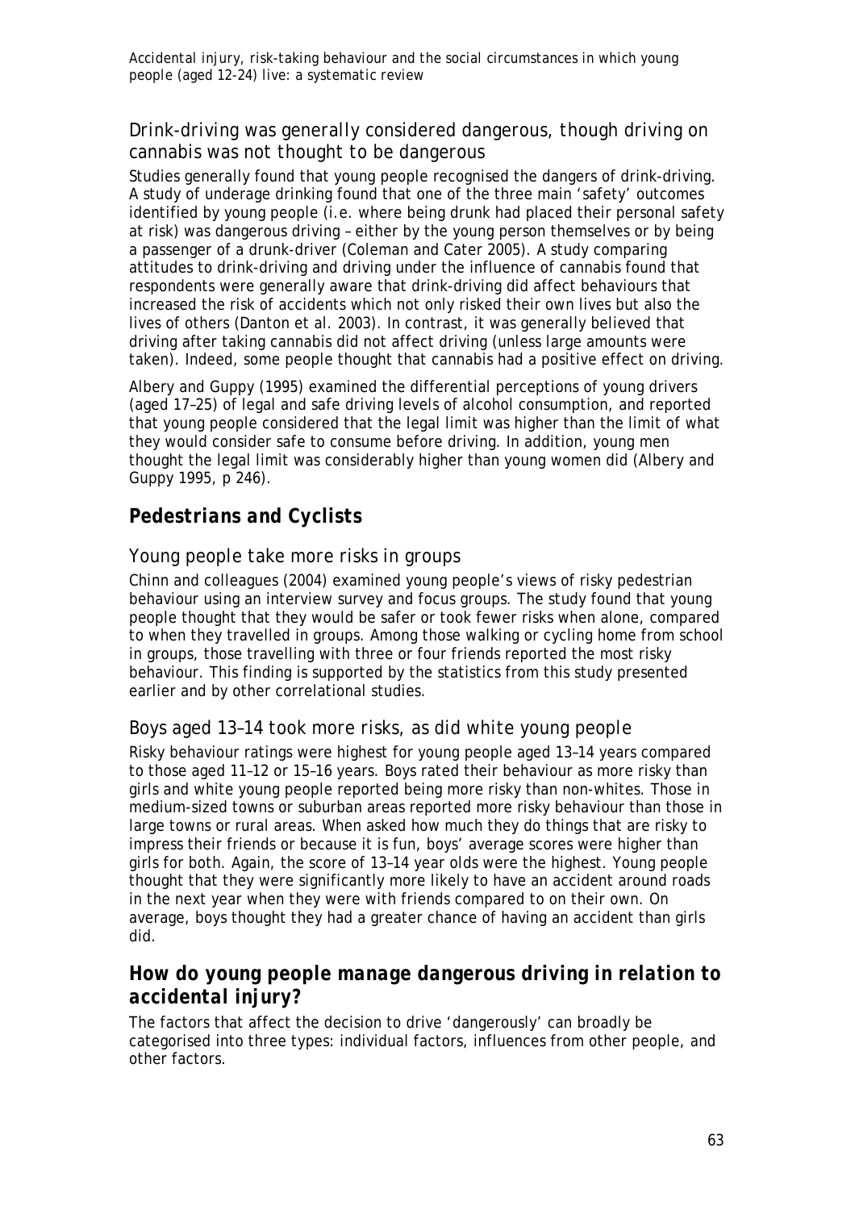### Drink-driving was generally considered dangerous, though driving on cannabis was not thought to be dangerous

Studies generally found that young people recognised the dangers of drink-driving. A study of underage drinking found that one of the three main 'safety' outcomes identified by young people (i.e. where being drunk had placed their personal safety at risk) was dangerous driving – either by the young person themselves or by being a passenger of a drunk-driver (Coleman and Cater 2005). A study comparing attitudes to drink-driving and driving under the influence of cannabis found that respondents were generally aware that drink-driving did affect behaviours that increased the risk of accidents which not only risked their own lives but also the lives of others (Danton et al. 2003). In contrast, it was generally believed that driving after taking cannabis did not affect driving (unless large amounts were taken). Indeed, some people thought that cannabis had a positive effect on driving.

Albery and Guppy (1995) examined the differential perceptions of young drivers (aged 17–25) of legal and safe driving levels of alcohol consumption, and reported that young people considered that the legal limit was higher than the limit of what they would consider safe to consume before driving. In addition, young men thought the legal limit was considerably higher than young women did (Albery and Guppy 1995, p 246).

## Pedestrians and Cyclists

### Young people take more risks in groups

Chinn and colleagues (2004) examined young people's views of risky pedestrian behaviour using an interview survey and focus groups. The study found that young people thought that they would be safer or took fewer risks when alone, compared to when they travelled in groups. Among those walking or cycling home from school in groups, those travelling with three or four friends reported the most risky behaviour. This finding is supported by the statistics from this study presented earlier and by other correlational studies.

### Boys aged 13–14 took more risks, as did white young people

Risky behaviour ratings were highest for young people aged 13–14 years compared to those aged 11–12 or 15–16 years. Boys rated their behaviour as more risky than girls and white young people reported being more risky than non-whites. Those in medium-sized towns or suburban areas reported more risky behaviour than those in large towns or rural areas. When asked how much they do things that are risky to impress their friends or because it is fun, boys' average scores were higher than girls for both. Again, the score of 13–14 year olds were the highest. Young people thought that they were significantly more likely to have an accident around roads in the next year when they were with friends compared to on their own. On average, boys thought they had a greater chance of having an accident than girls did.

## How do young people manage dangerous driving in relation to accidental injury?

The factors that affect the decision to drive 'dangerously' can broadly be categorised into three types: individual factors, influences from other people, and other factors.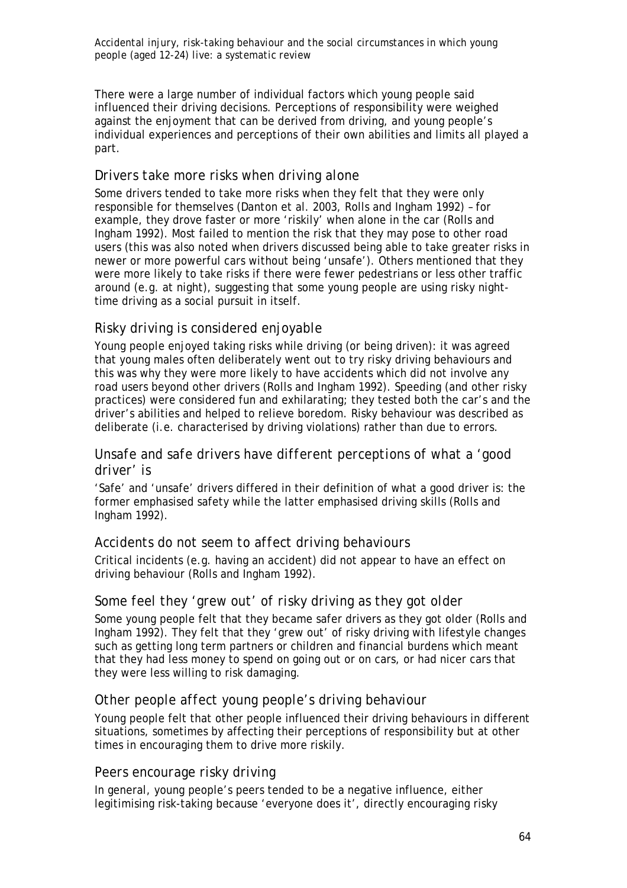There were a large number of individual factors which young people said influenced their driving decisions. Perceptions of responsibility were weighed against the enjoyment that can be derived from driving, and young people's individual experiences and perceptions of their own abilities and limits all played a part.

### Drivers take more risks when driving alone

Some drivers tended to take more risks when they felt that they were only responsible for themselves (Danton et al. 2003, Rolls and Ingham 1992) – for example, they drove faster or more 'riskily' when alone in the car (Rolls and Ingham 1992). Most failed to mention the risk that they may pose to other road users (this was also noted when drivers discussed being able to take greater risks in newer or more powerful cars without being 'unsafe'). Others mentioned that they were more likely to take risks if there were fewer pedestrians or less other traffic around (e.g. at night), suggesting that some young people are using risky night-time driving as a social pursuit in itself.

### Risky driving is considered enjoyable

Young people enjoyed taking risks while driving (or being driven): it was agreed that young males often deliberately went out to try risky driving behaviours and this was why they were more likely to have accidents which did not involve any road users beyond other drivers (Rolls and Ingham 1992). Speeding (and other risky practices) were considered fun and exhilarating; they tested both the car's and the driver's abilities and helped to relieve boredom. Risky behaviour was described as deliberate (i.e. characterised by driving violations) rather than due to errors.

### Unsafe and safe drivers have different perceptions of what a 'good driver' is

'Safe' and 'unsafe' drivers differed in their definition of what a good driver is: the former emphasised safety while the latter emphasised driving skills (Rolls and Ingham 1992).

### Accidents do not seem to affect driving behaviours

Critical incidents (e.g. having an accident) did not appear to have an effect on driving behaviour (Rolls and Ingham 1992).

### Some feel they 'grew out' of risky driving as they got older

Some young people felt that they became safer drivers as they got older (Rolls and Ingham 1992). They felt that they 'grew out' of risky driving with lifestyle changes such as getting long term partners or children and financial burdens which meant that they had less money to spend on going out or on cars, or had nicer cars that they were less willing to risk damaging.

### Other people affect young people's driving behaviour

Young people felt that other people influenced their driving behaviours in different situations, sometimes by affecting their perceptions of responsibility but at other times in encouraging them to drive more riskily.

### Peers encourage risky driving

In general, young people's peers tended to be a negative influence, either legitimising risk-taking because 'everyone does it', directly encouraging risky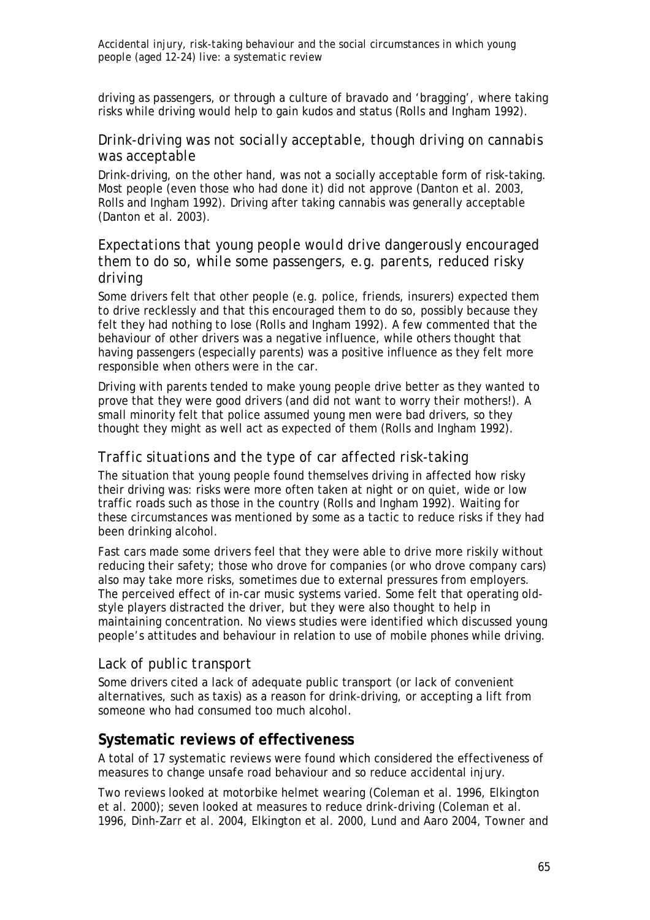driving as passengers, or through a culture of bravado and 'bragging', where taking risks while driving would help to gain kudos and status (Rolls and Ingham 1992).

### Drink-driving was not socially acceptable, though driving on cannabis was acceptable

Drink-driving, on the other hand, was not a socially acceptable form of risk-taking. Most people (even those who had done it) did not approve (Danton et al. 2003, Rolls and Ingham 1992). Driving after taking cannabis was generally acceptable (Danton et al. 2003).

### Expectations that young people would drive dangerously encouraged them to do so, while some passengers, e.g. parents, reduced risky driving

Some drivers felt that other people (e.g. police, friends, insurers) expected them to drive recklessly and that this encouraged them to do so, possibly because they felt they had nothing to lose (Rolls and Ingham 1992). A few commented that the behaviour of other drivers was a negative influence, while others thought that having passengers (especially parents) was a positive influence as they felt more responsible when others were in the car.

Driving with parents tended to make young people drive better as they wanted to prove that they were good drivers (and did not want to worry their mothers!). A small minority felt that police assumed young men were bad drivers, so they thought they might as well act as expected of them (Rolls and Ingham 1992).

### Traffic situations and the type of car affected risk-taking

The situation that young people found themselves driving in affected how risky their driving was: risks were more often taken at night or on quiet, wide or low traffic roads such as those in the country (Rolls and Ingham 1992). Waiting for these circumstances was mentioned by some as a tactic to reduce risks if they had been drinking alcohol.

Fast cars made some drivers feel that they were able to drive more riskily without reducing their safety; those who drove for companies (or who drove company cars) also may take more risks, sometimes due to external pressures from employers. The perceived effect of in-car music systems varied. Some felt that operating old-style players distracted the driver, but they were also thought to help in maintaining concentration. No views studies were identified which discussed young people's attitudes and behaviour in relation to use of mobile phones while driving.

### Lack of public transport

Some drivers cited a lack of adequate public transport (or lack of convenient alternatives, such as taxis) as a reason for drink-driving, or accepting a lift from someone who had consumed too much alcohol.

## Systematic reviews of effectiveness

A total of 17 systematic reviews were found which considered the effectiveness of measures to change unsafe road behaviour and so reduce accidental injury.

Two reviews looked at motorbike helmet wearing (Coleman et al. 1996, Elkington et al. 2000); seven looked at measures to reduce drink-driving (Coleman et al. 1996, Dinh-Zarr et al. 2004, Elkington et al. 2000, Lund and Aaro 2004, Towner and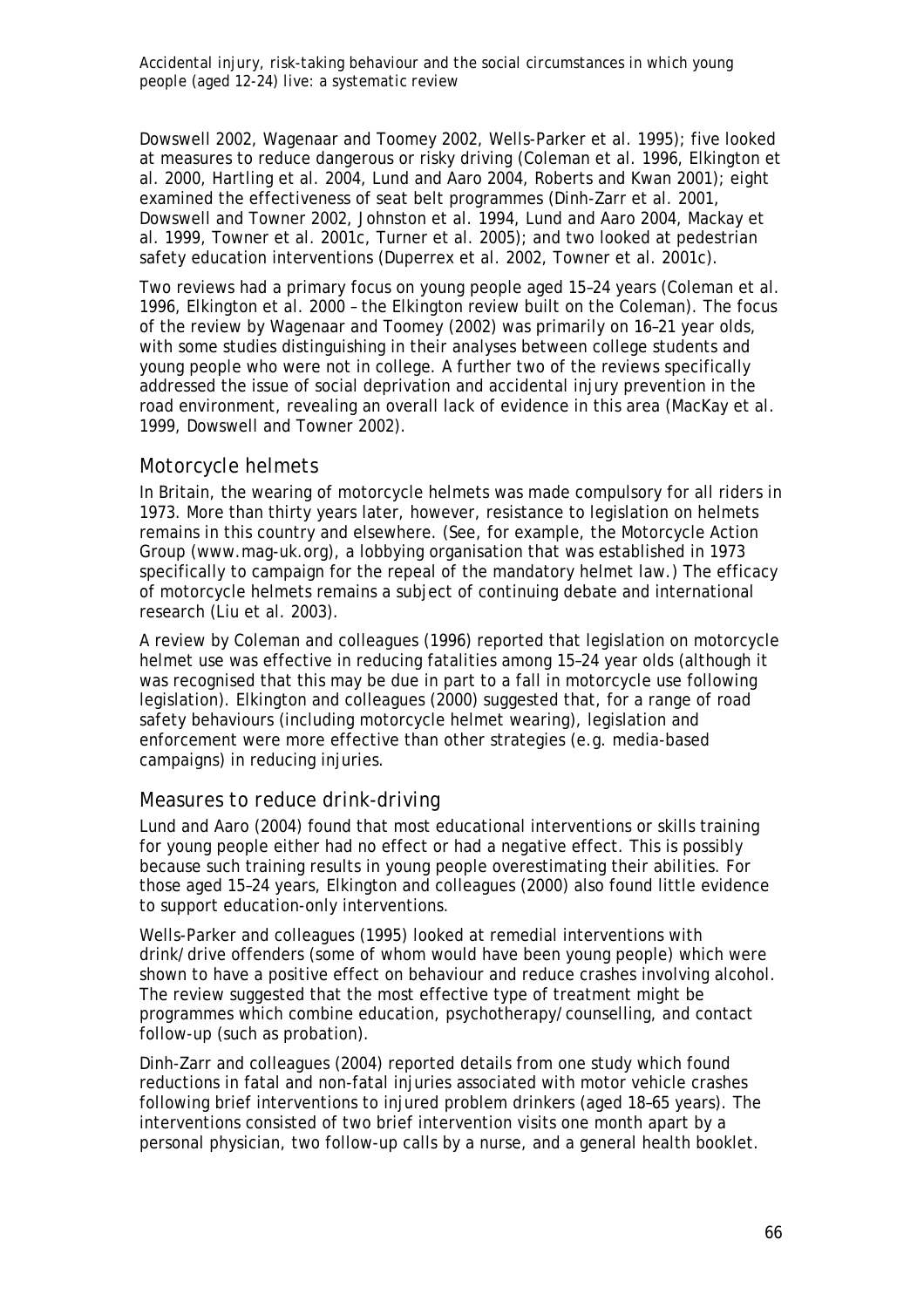Dowswell 2002, Wagenaar and Toomey 2002, Wells-Parker et al. 1995); five looked at measures to reduce dangerous or risky driving (Coleman et al. 1996, Elkington et al. 2000, Hartling et al. 2004, Lund and Aaro 2004, Roberts and Kwan 2001); eight examined the effectiveness of seat belt programmes (Dinh-Zarr et al. 2001, Dowswell and Towner 2002, Johnston et al. 1994, Lund and Aaro 2004, Mackay et al. 1999, Towner et al. 2001c, Turner et al. 2005); and two looked at pedestrian safety education interventions (Duperrex et al. 2002, Towner et al. 2001c).

Two reviews had a primary focus on young people aged 15–24 years (Coleman et al. 1996, Elkington et al. 2000 – the Elkington review built on the Coleman). The focus of the review by Wagenaar and Toomey (2002) was primarily on 16–21 year olds, with some studies distinguishing in their analyses between college students and young people who were not in college. A further two of the reviews specifically addressed the issue of social deprivation and accidental injury prevention in the road environment, revealing an overall lack of evidence in this area (MacKay et al. 1999, Dowswell and Towner 2002).

## Motorcycle helmets

In Britain, the wearing of motorcycle helmets was made compulsory for all riders in 1973. More than thirty years later, however, resistance to legislation on helmets remains in this country and elsewhere. (See, for example, the Motorcycle Action Group (www.mag-uk.org), a lobbying organisation that was established in 1973 specifically to campaign for the repeal of the mandatory helmet law.) The efficacy of motorcycle helmets remains a subject of continuing debate and international research (Liu et al. 2003).

A review by Coleman and colleagues (1996) reported that legislation on motorcycle helmet use was effective in reducing fatalities among 15–24 year olds (although it was recognised that this may be due in part to a fall in motorcycle use following legislation). Elkington and colleagues (2000) suggested that, for a range of road safety behaviours (including motorcycle helmet wearing), legislation and enforcement were more effective than other strategies (e.g. media-based campaigns) in reducing injuries.

## Measures to reduce drink-driving

Lund and Aaro (2004) found that most educational interventions or skills training for young people either had no effect or had a negative effect. This is possibly because such training results in young people overestimating their abilities. For those aged 15–24 years, Elkington and colleagues (2000) also found little evidence to support education-only interventions.

Wells-Parker and colleagues (1995) looked at remedial interventions with drink/drive offenders (some of whom would have been young people) which were shown to have a positive effect on behaviour and reduce crashes involving alcohol. The review suggested that the most effective type of treatment might be programmes which combine education, psychotherapy/counselling, and contact follow-up (such as probation).

Dinh-Zarr and colleagues (2004) reported details from one study which found reductions in fatal and non-fatal injuries associated with motor vehicle crashes following brief interventions to injured problem drinkers (aged 18–65 years). The interventions consisted of two brief intervention visits one month apart by a personal physician, two follow-up calls by a nurse, and a general health booklet.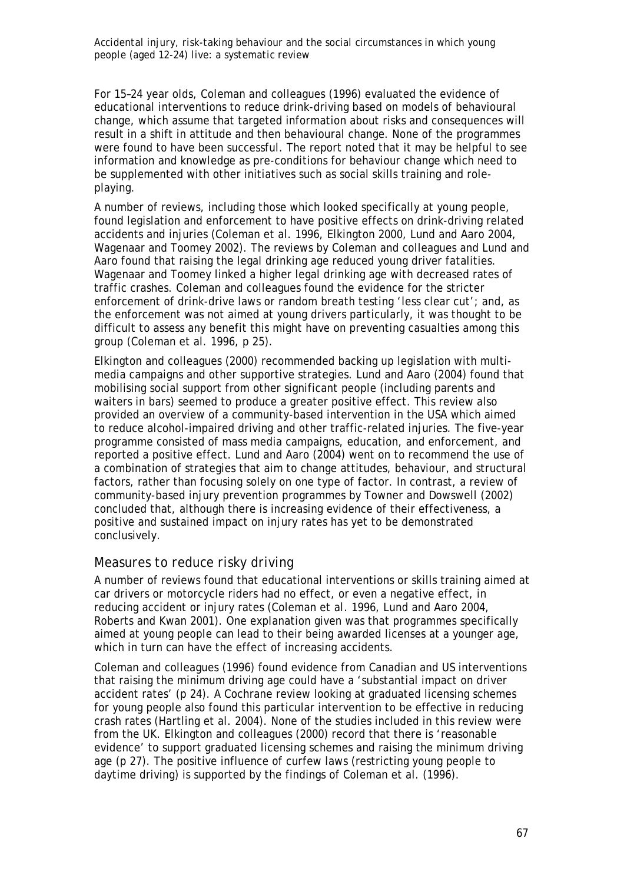For 15–24 year olds, Coleman and colleagues (1996) evaluated the evidence of educational interventions to reduce drink-driving based on models of behavioural change, which assume that targeted information about risks and consequences will result in a shift in attitude and then behavioural change. None of the programmes were found to have been successful. The report noted that it may be helpful to see information and knowledge as pre-conditions for behaviour change which need to be supplemented with other initiatives such as social skills training and role-playing.

A number of reviews, including those which looked specifically at young people, found legislation and enforcement to have positive effects on drink-driving related accidents and injuries (Coleman et al. 1996, Elkington 2000, Lund and Aaro 2004, Wagenaar and Toomey 2002). The reviews by Coleman and colleagues and Lund and Aaro found that raising the legal drinking age reduced young driver fatalities. Wagenaar and Toomey linked a higher legal drinking age with decreased rates of traffic crashes. Coleman and colleagues found the evidence for the stricter enforcement of drink-drive laws or random breath testing 'less clear cut'; and, as the enforcement was not aimed at young drivers particularly, it was thought to be difficult to assess any benefit this might have on preventing casualties among this group (Coleman et al. 1996, p 25).

Elkington and colleagues (2000) recommended backing up legislation with multi-media campaigns and other supportive strategies. Lund and Aaro (2004) found that mobilising social support from other significant people (including parents and waiters in bars) seemed to produce a greater positive effect. This review also provided an overview of a community-based intervention in the USA which aimed to reduce alcohol-impaired driving and other traffic-related injuries. The five-year programme consisted of mass media campaigns, education, and enforcement, and reported a positive effect. Lund and Aaro (2004) went on to recommend the use of a combination of strategies that aim to change attitudes, behaviour, and structural factors, rather than focusing solely on one type of factor. In contrast, a review of community-based injury prevention programmes by Towner and Dowswell (2002) concluded that, although there is increasing evidence of their effectiveness, a positive and sustained impact on injury rates has yet to be demonstrated conclusively.

## Measures to reduce risky driving

A number of reviews found that educational interventions or skills training aimed at car drivers or motorcycle riders had no effect, or even a negative effect, in reducing accident or injury rates (Coleman et al. 1996, Lund and Aaro 2004, Roberts and Kwan 2001). One explanation given was that programmes specifically aimed at young people can lead to their being awarded licenses at a younger age, which in turn can have the effect of increasing accidents.

Coleman and colleagues (1996) found evidence from Canadian and US interventions that raising the minimum driving age could have a 'substantial impact on driver accident rates' (p 24). A Cochrane review looking at graduated licensing schemes for young people also found this particular intervention to be effective in reducing crash rates (Hartling et al. 2004). None of the studies included in this review were from the UK. Elkington and colleagues (2000) record that there is 'reasonable evidence' to support graduated licensing schemes and raising the minimum driving age (p 27). The positive influence of curfew laws (restricting young people to daytime driving) is supported by the findings of Coleman et al. (1996).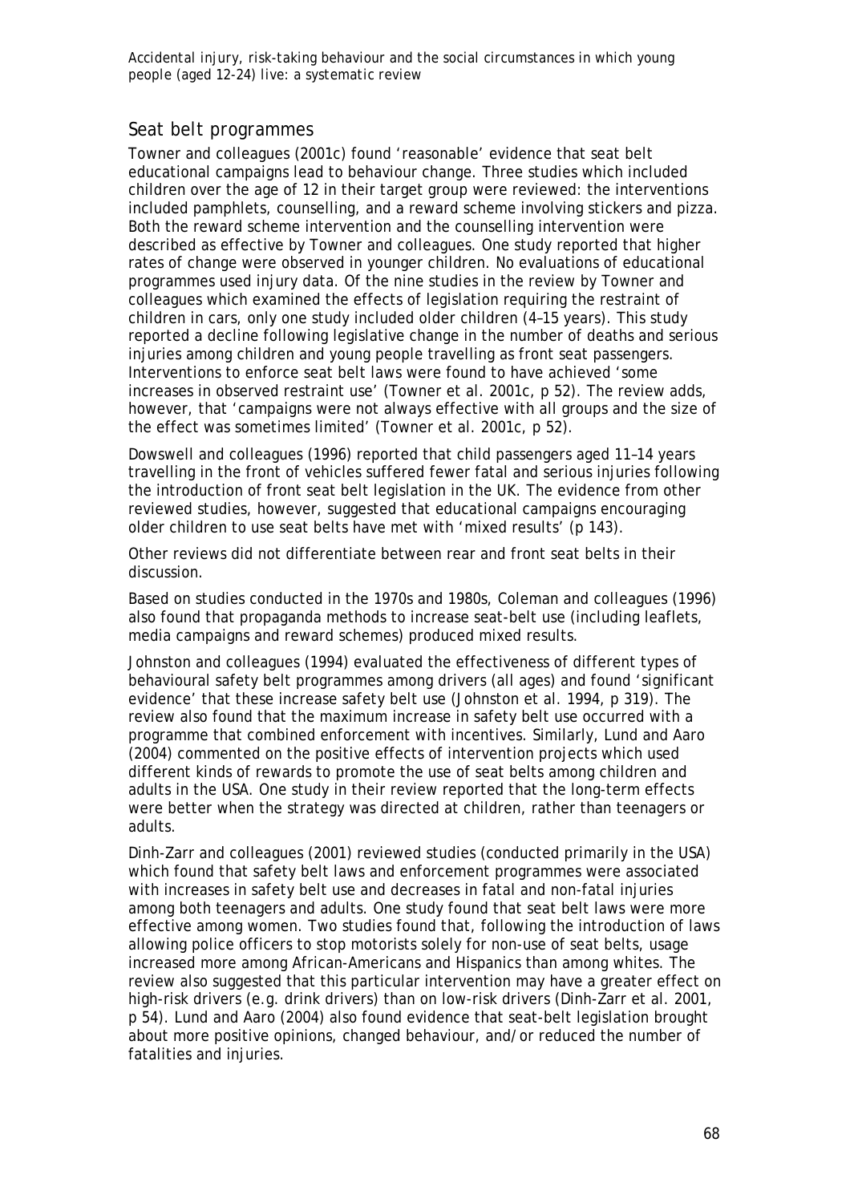## Seat belt programmes

Towner and colleagues (2001c) found 'reasonable' evidence that seat belt educational campaigns lead to behaviour change. Three studies which included children over the age of 12 in their target group were reviewed: the interventions included pamphlets, counselling, and a reward scheme involving stickers and pizza. Both the reward scheme intervention and the counselling intervention were described as effective by Towner and colleagues. One study reported that higher rates of change were observed in younger children. No evaluations of educational programmes used injury data. Of the nine studies in the review by Towner and colleagues which examined the effects of legislation requiring the restraint of children in cars, only one study included older children (4–15 years). This study reported a decline following legislative change in the number of deaths and serious injuries among children and young people travelling as front seat passengers. Interventions to enforce seat belt laws were found to have achieved 'some increases in observed restraint use' (Towner et al. 2001c, p 52). The review adds, however, that 'campaigns were not always effective with all groups and the size of the effect was sometimes limited' (Towner et al. 2001c, p 52).

Dowswell and colleagues (1996) reported that child passengers aged 11–14 years travelling in the front of vehicles suffered fewer fatal and serious injuries following the introduction of front seat belt legislation in the UK. The evidence from other reviewed studies, however, suggested that educational campaigns encouraging older children to use seat belts have met with 'mixed results' (p 143).

Other reviews did not differentiate between rear and front seat belts in their discussion.

Based on studies conducted in the 1970s and 1980s, Coleman and colleagues (1996) also found that propaganda methods to increase seat-belt use (including leaflets, media campaigns and reward schemes) produced mixed results.

Johnston and colleagues (1994) evaluated the effectiveness of different types of behavioural safety belt programmes among drivers (all ages) and found 'significant evidence' that these increase safety belt use (Johnston et al. 1994, p 319). The review also found that the maximum increase in safety belt use occurred with a programme that combined enforcement with incentives. Similarly, Lund and Aaro (2004) commented on the positive effects of intervention projects which used different kinds of rewards to promote the use of seat belts among children and adults in the USA. One study in their review reported that the long-term effects were better when the strategy was directed at children, rather than teenagers or adults.

Dinh-Zarr and colleagues (2001) reviewed studies (conducted primarily in the USA) which found that safety belt laws and enforcement programmes were associated with increases in safety belt use and decreases in fatal and non-fatal injuries among both teenagers and adults. One study found that seat belt laws were more effective among women. Two studies found that, following the introduction of laws allowing police officers to stop motorists solely for non-use of seat belts, usage increased more among African-Americans and Hispanics than among whites. The review also suggested that this particular intervention may have a greater effect on high-risk drivers (e.g. drink drivers) than on low-risk drivers (Dinh-Zarr et al. 2001, p 54). Lund and Aaro (2004) also found evidence that seat-belt legislation brought about more positive opinions, changed behaviour, and/or reduced the number of fatalities and injuries.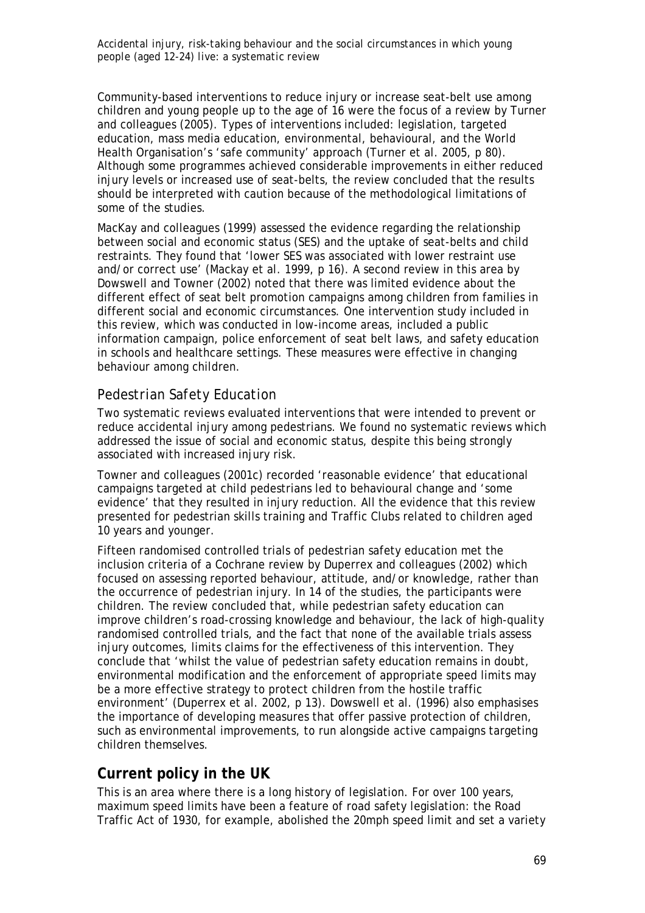Community-based interventions to reduce injury or increase seat-belt use among children and young people up to the age of 16 were the focus of a review by Turner and colleagues (2005). Types of interventions included: legislation, targeted education, mass media education, environmental, behavioural, and the World Health Organisation's 'safe community' approach (Turner et al. 2005, p 80). Although some programmes achieved considerable improvements in either reduced injury levels or increased use of seat-belts, the review concluded that the results should be interpreted with caution because of the methodological limitations of some of the studies.

MacKay and colleagues (1999) assessed the evidence regarding the relationship between social and economic status (SES) and the uptake of seat-belts and child restraints. They found that 'lower SES was associated with lower restraint use and/or correct use' (Mackay et al. 1999, p 16). A second review in this area by Dowswell and Towner (2002) noted that there was limited evidence about the different effect of seat belt promotion campaigns among children from families in different social and economic circumstances. One intervention study included in this review, which was conducted in low-income areas, included a public information campaign, police enforcement of seat belt laws, and safety education in schools and healthcare settings. These measures were effective in changing behaviour among children.

### *Pedestrian Safety Education*

Two systematic reviews evaluated interventions that were intended to prevent or reduce accidental injury among pedestrians. We found no systematic reviews which addressed the issue of social and economic status, despite this being strongly associated with increased injury risk.

Towner and colleagues (2001c) recorded 'reasonable evidence' that educational campaigns targeted at child pedestrians led to behavioural change and 'some evidence' that they resulted in injury reduction. All the evidence that this review presented for pedestrian skills training and Traffic Clubs related to children aged 10 years and younger.

Fifteen randomised controlled trials of pedestrian safety education met the inclusion criteria of a Cochrane review by Duperrex and colleagues (2002) which focused on assessing reported behaviour, attitude, and/or knowledge, rather than the occurrence of pedestrian injury. In 14 of the studies, the participants were children. The review concluded that, while pedestrian safety education can improve children's road-crossing knowledge and behaviour, the lack of high-quality randomised controlled trials, and the fact that none of the available trials assess injury outcomes, limits claims for the effectiveness of this intervention. They conclude that 'whilst the value of pedestrian safety education remains in doubt, environmental modification and the enforcement of appropriate speed limits may be a more effective strategy to protect children from the hostile traffic environment' (Duperrex et al. 2002, p 13). Dowswell et al. (1996) also emphasises the importance of developing measures that offer passive protection of children, such as environmental improvements, to run alongside active campaigns targeting children themselves.

## **Current policy in the UK**

This is an area where there is a long history of legislation. For over 100 years, maximum speed limits have been a feature of road safety legislation: the Road Traffic Act of 1930, for example, abolished the 20mph speed limit and set a variety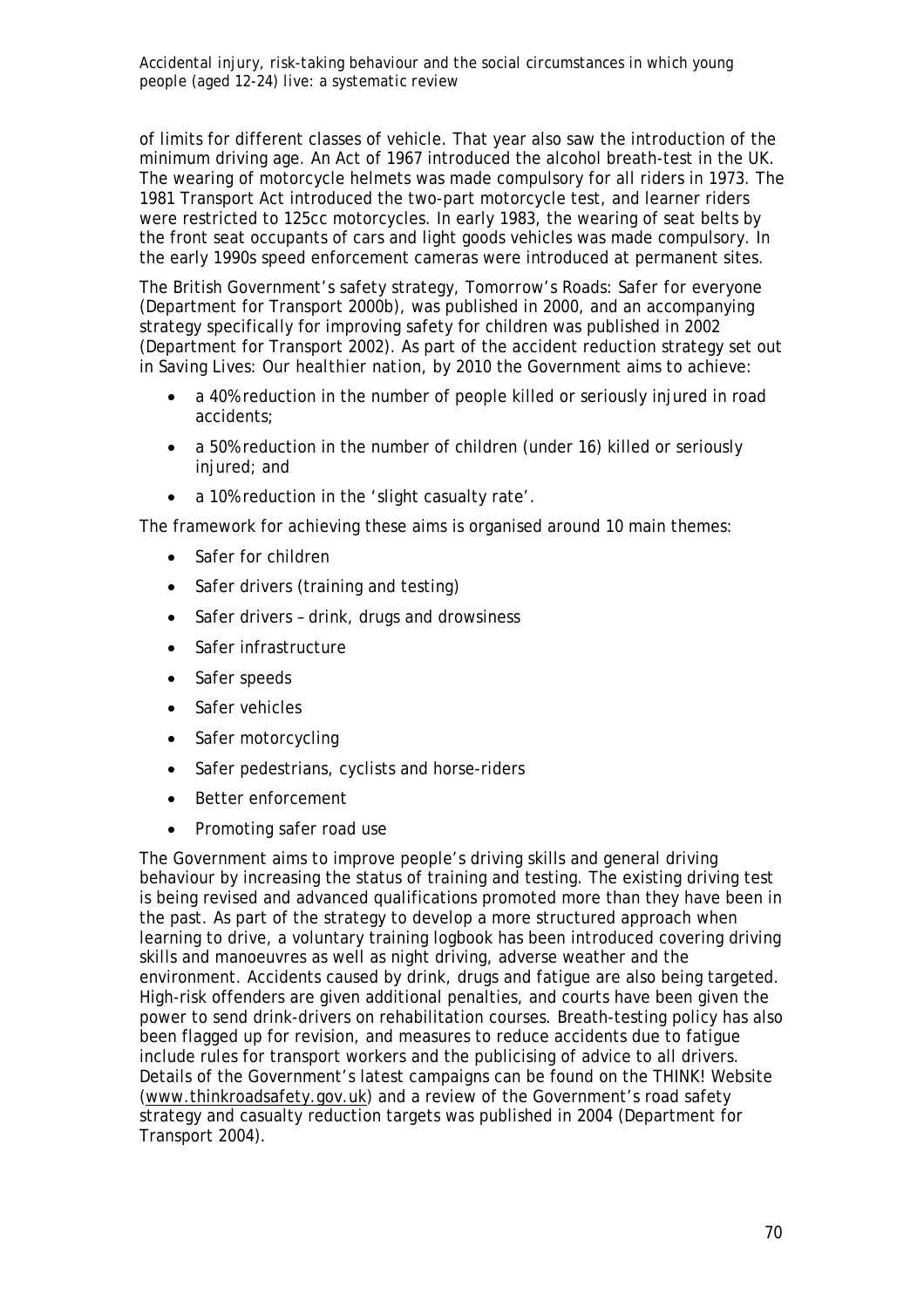of limits for different classes of vehicle. That year also saw the introduction of the minimum driving age. An Act of 1967 introduced the alcohol breath-test in the UK. The wearing of motorcycle helmets was made compulsory for all riders in 1973. The 1981 Transport Act introduced the two-part motorcycle test, and learner riders were restricted to 125cc motorcycles. In early 1983, the wearing of seat belts by the front seat occupants of cars and light goods vehicles was made compulsory. In the early 1990s speed enforcement cameras were introduced at permanent sites.

The British Government's safety strategy, *Tomorrow's Roads: Safer for everyone* (Department for Transport 2000b), was published in 2000, and an accompanying strategy specifically for improving safety for children was published in 2002 (Department for Transport 2002). As part of the accident reduction strategy set out in *Saving Lives: Our healthier nation*, by 2010 the Government aims to achieve:

- a 40% reduction in the number of people killed or seriously injured in road accidents;
- a 50% reduction in the number of children (under 16) killed or seriously injured; and
- a 10% reduction in the 'slight casualty rate'.

The framework for achieving these aims is organised around 10 main themes:

- Safer for children
- Safer drivers (training and testing)
- Safer drivers – drink, drugs and drowsiness
- Safer infrastructure
- Safer speeds
- Safer vehicles
- Safer motorcycling
- Safer pedestrians, cyclists and horse-riders
- Better enforcement
- Promoting safer road use

The Government aims to improve people's driving skills and general driving behaviour by increasing the status of training and testing. The existing driving test is being revised and advanced qualifications promoted more than they have been in the past. As part of the strategy to develop a more structured approach when learning to drive, a voluntary training logbook has been introduced covering driving skills and manoeuvres as well as night driving, adverse weather and the environment. Accidents caused by drink, drugs and fatigue are also being targeted. High-risk offenders are given additional penalties, and courts have been given the power to send drink-drivers on rehabilitation courses. Breath-testing policy has also been flagged up for revision, and measures to reduce accidents due to fatigue include rules for transport workers and the publicising of advice to all drivers. Details of the Government's latest campaigns can be found on the THINK! Website (www.thinkroadsafety.gov.uk) and a review of the Government's road safety strategy and casualty reduction targets was published in 2004 (Department for Transport 2004).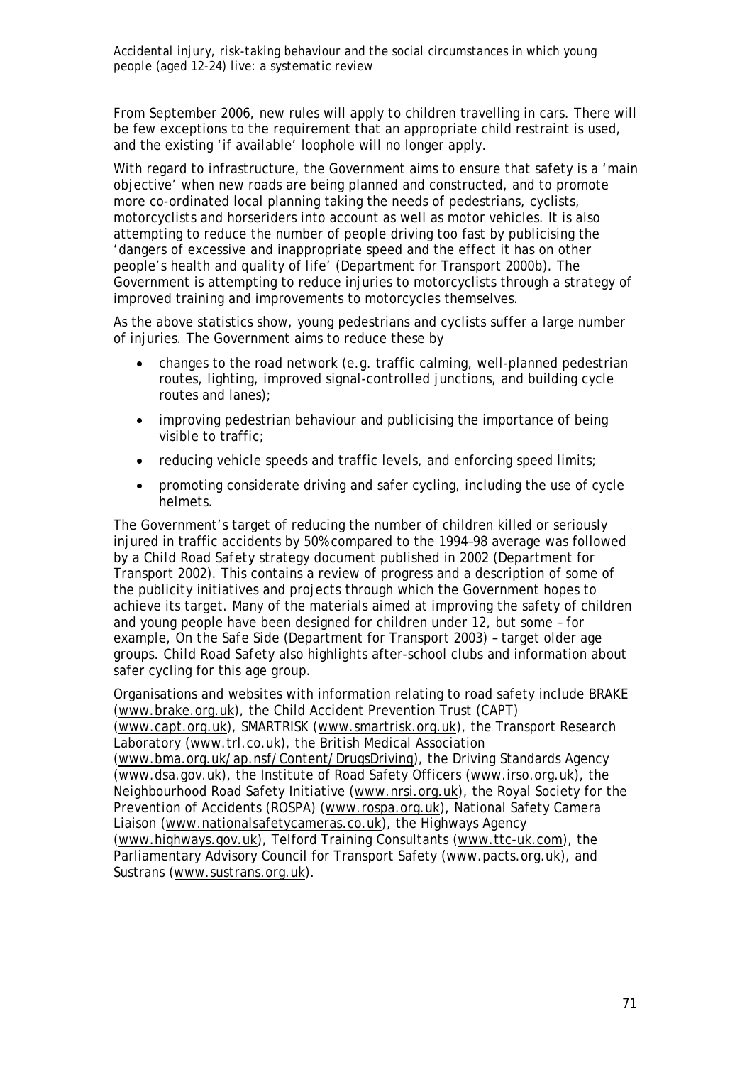From September 2006, new rules will apply to children travelling in cars. There will be few exceptions to the requirement that an appropriate child restraint is used, and the existing 'if available' loophole will no longer apply.

With regard to infrastructure, the Government aims to ensure that safety is a 'main objective' when new roads are being planned and constructed, and to promote more co-ordinated local planning taking the needs of pedestrians, cyclists, motorcyclists and horseriders into account as well as motor vehicles. It is also attempting to reduce the number of people driving too fast by publicising the 'dangers of excessive and inappropriate speed and the effect it has on other people's health and quality of life' (Department for Transport 2000b). The Government is attempting to reduce injuries to motorcyclists through a strategy of improved training and improvements to motorcycles themselves.

As the above statistics show, young pedestrians and cyclists suffer a large number of injuries. The Government aims to reduce these by

- changes to the road network (e.g. traffic calming, well-planned pedestrian routes, lighting, improved signal-controlled junctions, and building cycle routes and lanes);
- improving pedestrian behaviour and publicising the importance of being visible to traffic;
- reducing vehicle speeds and traffic levels, and enforcing speed limits;
- promoting considerate driving and safer cycling, including the use of cycle helmets.

The Government's target of reducing the number of children killed or seriously injured in traffic accidents by 50% compared to the 1994–98 average was followed by a *Child Road Safety* strategy document published in 2002 (Department for Transport 2002). This contains a review of progress and a description of some of the publicity initiatives and projects through which the Government hopes to achieve its target. Many of the materials aimed at improving the safety of children and young people have been designed for children under 12, but some – for example, *On the Safe Side* (Department for Transport 2003) – target older age groups. *Child Road Safety* also highlights after-school clubs and information about safer cycling for this age group.

Organisations and websites with information relating to road safety include BRAKE (www.brake.org.uk), the Child Accident Prevention Trust (CAPT) (www.capt.org.uk), SMARTRISK (www.smartrisk.org.uk), the Transport Research Laboratory (www.trl.co.uk), the British Medical Association (www.bma.org.uk/ap.nsf/Content/DrugsDriving), the Driving Standards Agency (www.dsa.gov.uk), the Institute of Road Safety Officers (www.irso.org.uk), the Neighbourhood Road Safety Initiative (www.nrsi.org.uk), the Royal Society for the Prevention of Accidents (ROSPA) (www.rospa.org.uk), National Safety Camera Liaison (www.nationalsafetycameras.co.uk), the Highways Agency (www.highways.gov.uk), Telford Training Consultants (www.ttc-uk.com), the Parliamentary Advisory Council for Transport Safety (www.pacts.org.uk), and Sustrans (www.sustrans.org.uk).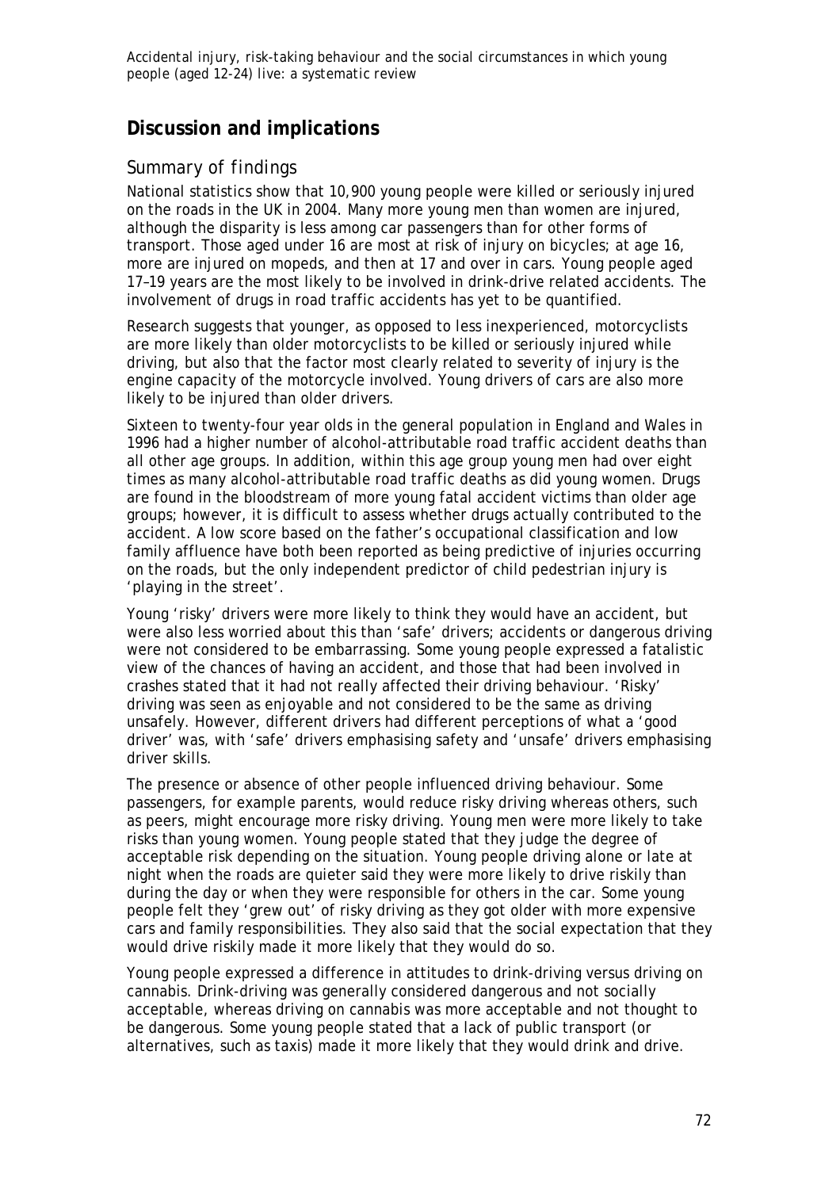## Discussion and implications

### Summary of findings

National statistics show that 10,900 young people were killed or seriously injured on the roads in the UK in 2004. Many more young men than women are injured, although the disparity is less among car passengers than for other forms of transport. Those aged under 16 are most at risk of injury on bicycles; at age 16, more are injured on mopeds, and then at 17 and over in cars. Young people aged 17–19 years are the most likely to be involved in drink-drive related accidents. The involvement of drugs in road traffic accidents has yet to be quantified.

Research suggests that younger, as opposed to less inexperienced, motorcyclists are more likely than older motorcyclists to be killed or seriously injured while driving, but also that the factor most clearly related to severity of injury is the engine capacity of the motorcycle involved. Young drivers of cars are also more likely to be injured than older drivers.

Sixteen to twenty-four year olds in the general population in England and Wales in 1996 had a higher number of alcohol-attributable road traffic accident deaths than all other age groups. In addition, within this age group young men had over eight times as many alcohol-attributable road traffic deaths as did young women. Drugs are found in the bloodstream of more young fatal accident victims than older age groups; however, it is difficult to assess whether drugs actually contributed to the accident. A low score based on the father's occupational classification and low family affluence have both been reported as being predictive of injuries occurring on the roads, but the only independent predictor of child pedestrian injury is 'playing in the street'.

Young 'risky' drivers were more likely to think they would have an accident, but were also less worried about this than 'safe' drivers; accidents or dangerous driving were not considered to be embarrassing. Some young people expressed a fatalistic view of the chances of having an accident, and those that had been involved in crashes stated that it had not really affected their driving behaviour. 'Risky' driving was seen as enjoyable and not considered to be the same as driving unsafely. However, different drivers had different perceptions of what a 'good driver' was, with 'safe' drivers emphasising safety and 'unsafe' drivers emphasising driver skills.

The presence or absence of other people influenced driving behaviour. Some passengers, for example parents, would reduce risky driving whereas others, such as peers, might encourage more risky driving. Young men were more likely to take risks than young women. Young people stated that they judge the degree of acceptable risk depending on the situation. Young people driving alone or late at night when the roads are quieter said they were more likely to drive riskily than during the day or when they were responsible for others in the car. Some young people felt they 'grew out' of risky driving as they got older with more expensive cars and family responsibilities. They also said that the social expectation that they would drive riskily made it more likely that they would do so.

Young people expressed a difference in attitudes to drink-driving versus driving on cannabis. Drink-driving was generally considered dangerous and not socially acceptable, whereas driving on cannabis was more acceptable and not thought to be dangerous. Some young people stated that a lack of public transport (or alternatives, such as taxis) made it more likely that they would drink and drive.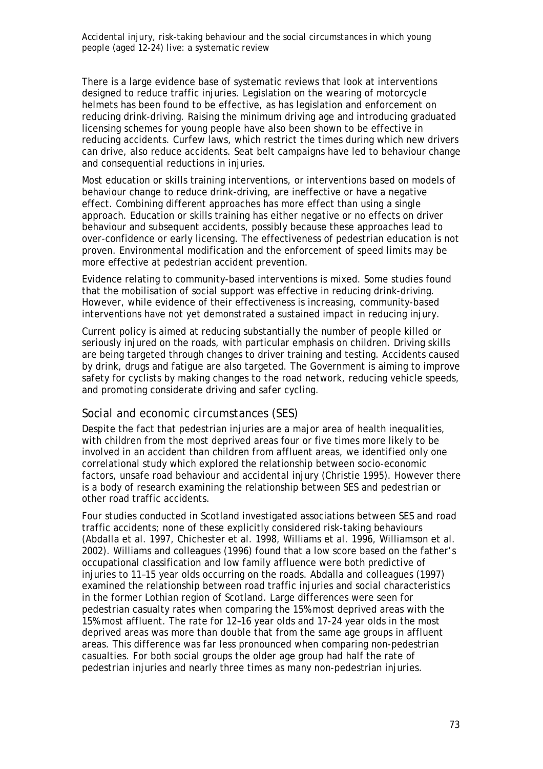There is a large evidence base of systematic reviews that look at interventions designed to reduce traffic injuries. Legislation on the wearing of motorcycle helmets has been found to be effective, as has legislation and enforcement on reducing drink-driving. Raising the minimum driving age and introducing graduated licensing schemes for young people have also been shown to be effective in reducing accidents. Curfew laws, which restrict the times during which new drivers can drive, also reduce accidents. Seat belt campaigns have led to behaviour change and consequential reductions in injuries.

Most education or skills training interventions, or interventions based on models of behaviour change to reduce drink-driving, are ineffective or have a negative effect. Combining different approaches has more effect than using a single approach. Education or skills training has either negative or no effects on driver behaviour and subsequent accidents, possibly because these approaches lead to over-confidence or early licensing. The effectiveness of pedestrian education is not proven. Environmental modification and the enforcement of speed limits may be more effective at pedestrian accident prevention.

Evidence relating to community-based interventions is mixed. Some studies found that the mobilisation of social support was effective in reducing drink-driving. However, while evidence of their effectiveness is increasing, community-based interventions have not yet demonstrated a sustained impact in reducing injury.

Current policy is aimed at reducing substantially the number of people killed or seriously injured on the roads, with particular emphasis on children. Driving skills are being targeted through changes to driver training and testing. Accidents caused by drink, drugs and fatigue are also targeted. The Government is aiming to improve safety for cyclists by making changes to the road network, reducing vehicle speeds, and promoting considerate driving and safer cycling.

## Social and economic circumstances (SES)

Despite the fact that pedestrian injuries are a major area of health inequalities, with children from the most deprived areas four or five times more likely to be involved in an accident than children from affluent areas, we identified only one correlational study which explored the relationship between socio-economic factors, unsafe road behaviour and accidental injury (Christie 1995). However there is a body of research examining the relationship between SES and pedestrian or other road traffic accidents.

Four studies conducted in Scotland investigated associations between SES and road traffic accidents; none of these explicitly considered risk-taking behaviours (Abdalla et al. 1997, Chichester et al. 1998, Williams et al. 1996, Williamson et al. 2002). Williams and colleagues (1996) found that a low score based on the father's occupational classification and low family affluence were both predictive of injuries to 11–15 year olds occurring on the roads. Abdalla and colleagues (1997) examined the relationship between road traffic injuries and social characteristics in the former Lothian region of Scotland. Large differences were seen for pedestrian casualty rates when comparing the 15% most deprived areas with the 15% most affluent. The rate for 12–16 year olds and 17-24 year olds in the most deprived areas was more than double that from the same age groups in affluent areas. This difference was far less pronounced when comparing non-pedestrian casualties. For both social groups the older age group had half the rate of pedestrian injuries and nearly three times as many non-pedestrian injuries.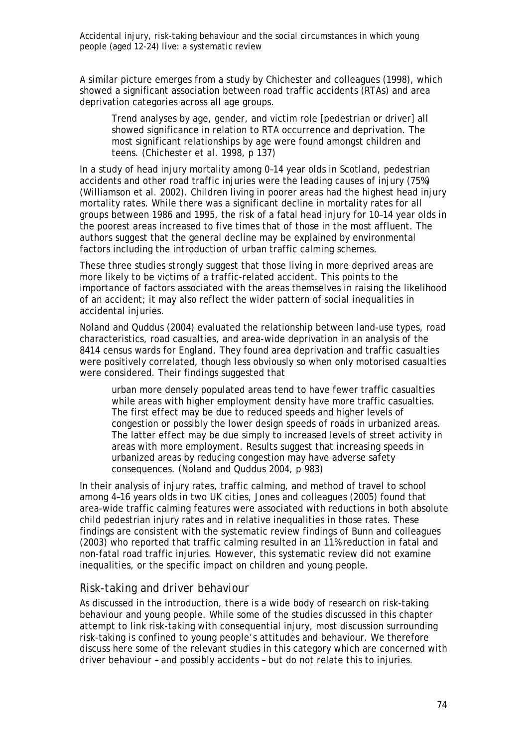A similar picture emerges from a study by Chichester and colleagues (1998), which showed a significant association between road traffic accidents (RTAs) and area deprivation categories across all age groups.

> Trend analyses by age, gender, and victim role [pedestrian or driver] all showed significance in relation to RTA occurrence and deprivation. The most significant relationships by age were found amongst children and teens. (Chichester et al. 1998, p 137)

In a study of head injury mortality among 0–14 year olds in Scotland, pedestrian accidents and other road traffic injuries were the leading causes of injury (75%) (Williamson et al. 2002). Children living in poorer areas had the highest head injury mortality rates. While there was a significant decline in mortality rates for all groups between 1986 and 1995, the risk of a fatal head injury for 10–14 year olds in the poorest areas increased to five times that of those in the most affluent. The authors suggest that the general decline may be explained by environmental factors including the introduction of urban traffic calming schemes.

These three studies strongly suggest that those living in more deprived areas are more likely to be victims of a traffic-related accident. This points to the importance of factors associated with the areas themselves in raising the likelihood of an accident; it may also reflect the wider pattern of social inequalities in accidental injuries.

Noland and Quddus (2004) evaluated the relationship between land-use types, road characteristics, road casualties, and area-wide deprivation in an analysis of the 8414 census wards for England. They found area deprivation and traffic casualties were positively correlated, though less obviously so when only motorised casualties were considered. Their findings suggested that

> urban more densely populated areas tend to have fewer traffic casualties while areas with higher employment density have more traffic casualties. The first effect may be due to reduced speeds and higher levels of congestion or possibly the lower design speeds of roads in urbanized areas. The latter effect may be due simply to increased levels of street activity in areas with more employment. Results suggest that increasing speeds in urbanized areas by reducing congestion may have adverse safety consequences. (Noland and Quddus 2004, p 983)

In their analysis of injury rates, traffic calming, and method of travel to school among 4–16 years olds in two UK cities, Jones and colleagues (2005) found that area-wide traffic calming features were associated with reductions in both absolute child pedestrian injury rates and in relative inequalities in those rates. These findings are consistent with the systematic review findings of Bunn and colleagues (2003) who reported that traffic calming resulted in an 11% reduction in fatal and non-fatal road traffic injuries. However, this systematic review did not examine inequalities, or the specific impact on children and young people.

## Risk-taking and driver behaviour

As discussed in the introduction, there is a wide body of research on risk-taking behaviour and young people. While some of the studies discussed in this chapter attempt to link risk-taking with consequential injury, most discussion surrounding risk-taking is confined to young people's attitudes and behaviour. We therefore discuss here some of the relevant studies in this category which are concerned with driver behaviour – and possibly accidents – but do not relate this to injuries.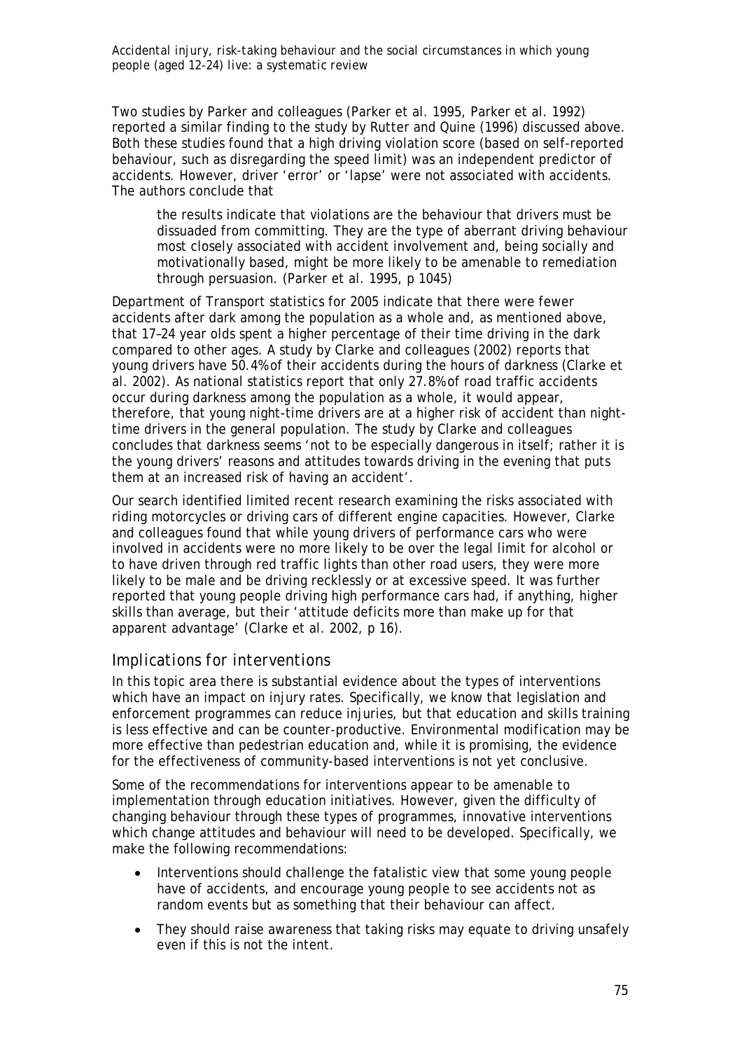Two studies by Parker and colleagues (Parker et al. 1995, Parker et al. 1992) reported a similar finding to the study by Rutter and Quine (1996) discussed above. Both these studies found that a high driving violation score (based on self-reported behaviour, such as disregarding the speed limit) was an independent predictor of accidents. However, driver 'error' or 'lapse' were not associated with accidents. The authors conclude that

> the results indicate that violations are the behaviour that drivers must be dissuaded from committing. They are the type of aberrant driving behaviour most closely associated with accident involvement and, being socially and motivationally based, might be more likely to be amenable to remediation through persuasion. (Parker et al. 1995, p 1045)

Department of Transport statistics for 2005 indicate that there were fewer accidents after dark among the population as a whole and, as mentioned above, that 17–24 year olds spent a higher percentage of their time driving in the dark compared to other ages. A study by Clarke and colleagues (2002) reports that young drivers have 50.4% of their accidents during the hours of darkness (Clarke et al. 2002). As national statistics report that only 27.8% of road traffic accidents occur during darkness among the population as a whole, it would appear, therefore, that young night-time drivers are at a higher risk of accident than night-time drivers in the general population. The study by Clarke and colleagues concludes that darkness seems 'not to be especially dangerous in itself; rather it is the young drivers' reasons and attitudes towards driving in the evening that puts them at an increased risk of having an accident'.

Our search identified limited recent research examining the risks associated with riding motorcycles or driving cars of different engine capacities. However, Clarke and colleagues found that while young drivers of performance cars who were involved in accidents were no more likely to be over the legal limit for alcohol or to have driven through red traffic lights than other road users, they were more likely to be male and be driving recklessly or at excessive speed. It was further reported that young people driving high performance cars had, if anything, higher skills than average, but their 'attitude deficits more than make up for that apparent advantage' (Clarke et al. 2002, p 16).

### Implications for interventions

In this topic area there is substantial evidence about the types of interventions which have an impact on injury rates. Specifically, we know that legislation and enforcement programmes can reduce injuries, but that education and skills training is less effective and can be counter-productive. Environmental modification may be more effective than pedestrian education and, while it is promising, the evidence for the effectiveness of community-based interventions is not yet conclusive.

Some of the recommendations for interventions appear to be amenable to implementation through education initiatives. However, given the difficulty of changing behaviour through these types of programmes, innovative interventions which change attitudes and behaviour will need to be developed. Specifically, we make the following recommendations:

- Interventions should challenge the fatalistic view that some young people have of accidents, and encourage young people to see accidents not as random events but as something that their behaviour can affect.
- They should raise awareness that taking risks may equate to driving unsafely even if this is not the intent.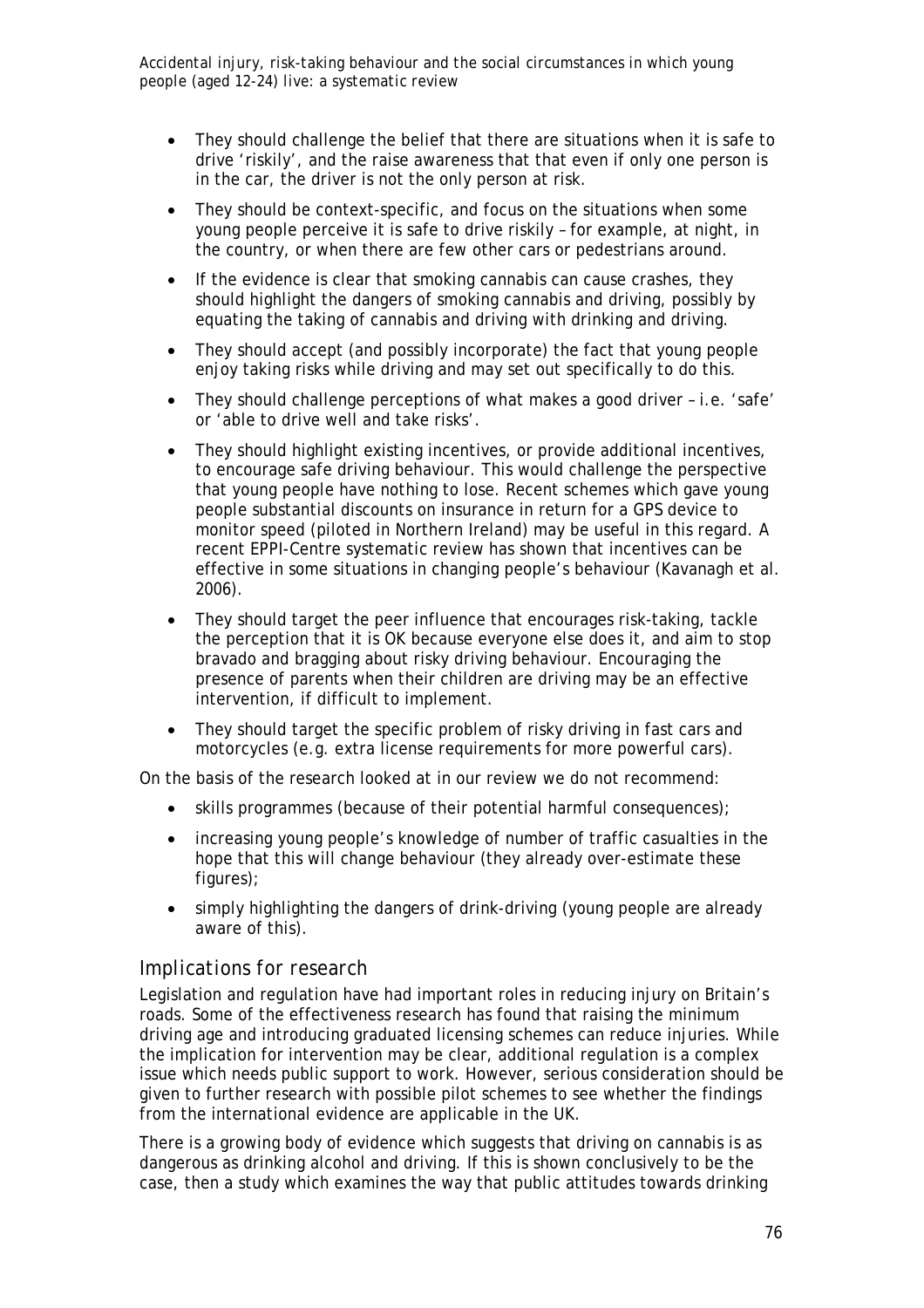- They should challenge the belief that there are situations when it is safe to drive 'riskily', and the raise awareness that that even if only one person is in the car, the driver is not the only person at risk.
- They should be context-specific, and focus on the situations when some young people perceive it is safe to drive riskily – for example, at night, in the country, or when there are few other cars or pedestrians around.
- If the evidence is clear that smoking cannabis can cause crashes, they should highlight the dangers of smoking cannabis and driving, possibly by equating the taking of cannabis and driving with drinking and driving.
- They should accept (and possibly incorporate) the fact that young people enjoy taking risks while driving and may set out specifically to do this.
- They should challenge perceptions of what makes a good driver – i.e. 'safe' or 'able to drive well and take risks'.
- They should highlight existing incentives, or provide additional incentives, to encourage safe driving behaviour. This would challenge the perspective that young people have nothing to lose. Recent schemes which gave young people substantial discounts on insurance in return for a GPS device to monitor speed (piloted in Northern Ireland) may be useful in this regard. A recent EPPI-Centre systematic review has shown that incentives can be effective in some situations in changing people's behaviour (Kavanagh et al. 2006).
- They should target the peer influence that encourages risk-taking, tackle the perception that it is OK because everyone else does it, and aim to stop bravado and bragging about risky driving behaviour. Encouraging the presence of parents when their children are driving may be an effective intervention, if difficult to implement.
- They should target the specific problem of risky driving in fast cars and motorcycles (e.g. extra license requirements for more powerful cars).

On the basis of the research looked at in our review we do not recommend:

- skills programmes (because of their potential harmful consequences);
- increasing young people's knowledge of number of traffic casualties in the hope that this will change behaviour (they already over-estimate these figures);
- simply highlighting the dangers of drink-driving (young people are already aware of this).

## Implications for research

Legislation and regulation have had important roles in reducing injury on Britain's roads. Some of the effectiveness research has found that raising the minimum driving age and introducing graduated licensing schemes can reduce injuries. While the implication for intervention may be clear, additional regulation is a complex issue which needs public support to work. However, serious consideration should be given to further research with possible pilot schemes to see whether the findings from the international evidence are applicable in the UK.

There is a growing body of evidence which suggests that driving on cannabis is as dangerous as drinking alcohol and driving. If this is shown conclusively to be the case, then a study which examines the way that public attitudes towards drinking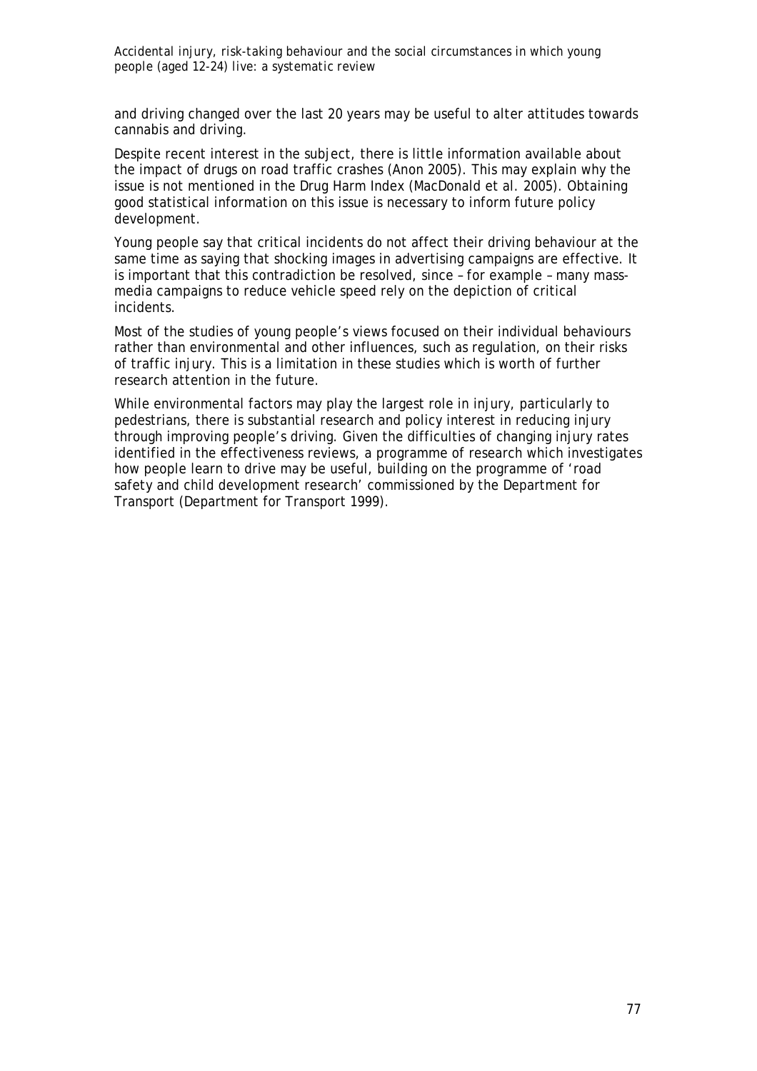and driving changed over the last 20 years may be useful to alter attitudes towards cannabis and driving.

Despite recent interest in the subject, there is little information available about the impact of drugs on road traffic crashes (Anon 2005). This may explain why the issue is not mentioned in the Drug Harm Index (MacDonald et al. 2005). Obtaining good statistical information on this issue is necessary to inform future policy development.

Young people say that critical incidents do not affect their driving behaviour at the same time as saying that shocking images in advertising campaigns are effective. It is important that this contradiction be resolved, since – for example – many mass-media campaigns to reduce vehicle speed rely on the depiction of critical incidents.

Most of the studies of young people's views focused on their individual behaviours rather than environmental and other influences, such as regulation, on their risks of traffic injury. This is a limitation in these studies which is worth of further research attention in the future.

While environmental factors may play the largest role in injury, particularly to pedestrians, there is substantial research and policy interest in reducing injury through improving people's driving. Given the difficulties of changing injury rates identified in the effectiveness reviews, a programme of research which investigates how people learn to drive may be useful, building on the programme of 'road safety and child development research' commissioned by the Department for Transport (Department for Transport 1999).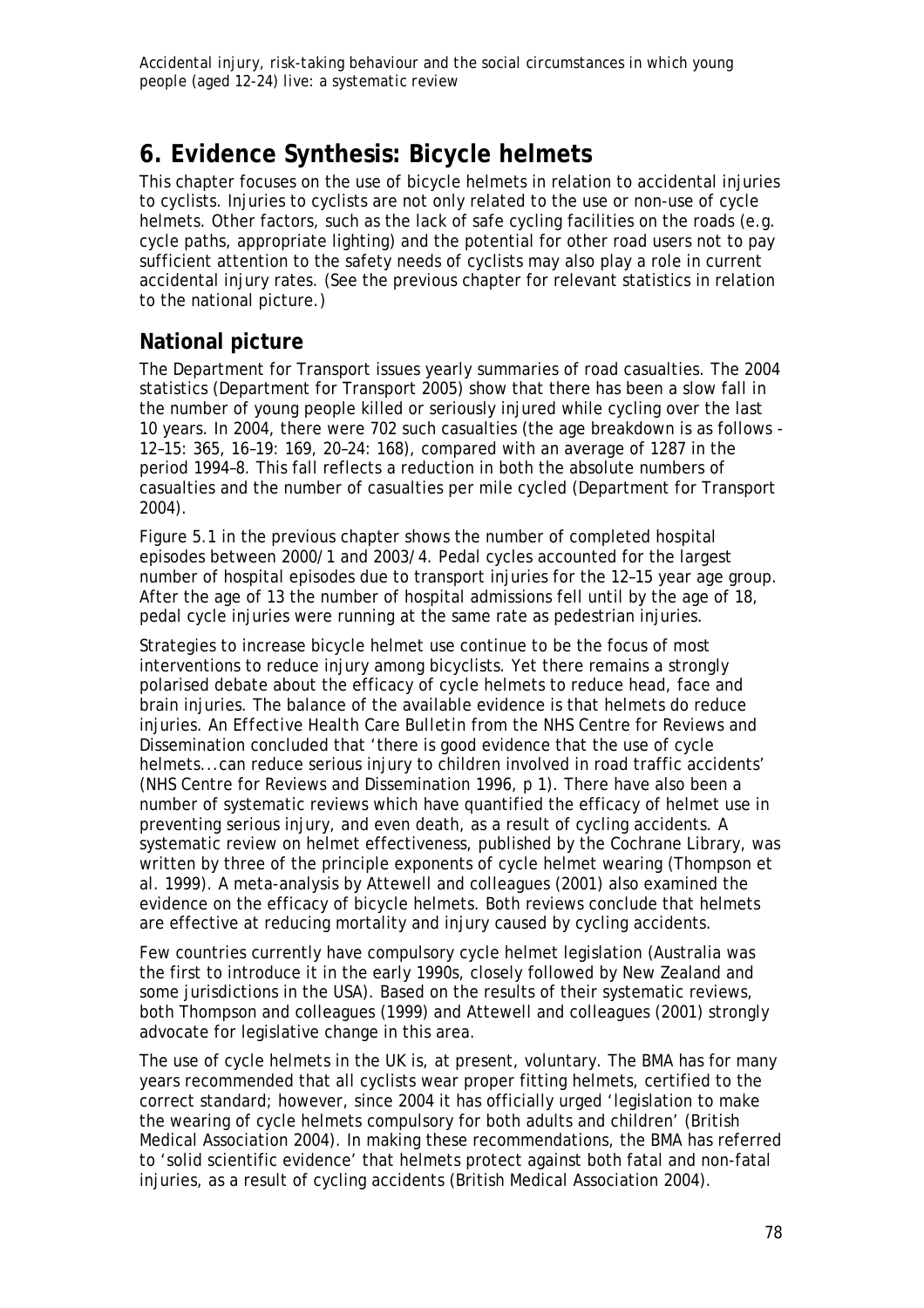# 6. Evidence Synthesis: Bicycle helmets

This chapter focuses on the use of bicycle helmets in relation to accidental injuries to cyclists. Injuries to cyclists are not only related to the use or non-use of cycle helmets. Other factors, such as the lack of safe cycling facilities on the roads (e.g. cycle paths, appropriate lighting) and the potential for other road users not to pay sufficient attention to the safety needs of cyclists may also play a role in current accidental injury rates. (See the previous chapter for relevant statistics in relation to the national picture.)

## National picture

The Department for Transport issues yearly summaries of road casualties. The 2004 statistics (Department for Transport 2005) show that there has been a slow fall in the number of young people killed or seriously injured while cycling over the last 10 years. In 2004, there were 702 such casualties (the age breakdown is as follows - 12–15: 365, 16–19: 169, 20–24: 168), compared with an average of 1287 in the period 1994–8. This fall reflects a reduction in both the absolute numbers of casualties and the number of casualties per mile cycled (Department for Transport 2004).

Figure 5.1 in the previous chapter shows the number of completed hospital episodes between 2000/1 and 2003/4. Pedal cycles accounted for the largest number of hospital episodes due to transport injuries for the 12–15 year age group. After the age of 13 the number of hospital admissions fell until by the age of 18, pedal cycle injuries were running at the same rate as pedestrian injuries.

Strategies to increase bicycle helmet use continue to be the focus of most interventions to reduce injury among bicyclists. Yet there remains a strongly polarised debate about the efficacy of cycle helmets to reduce head, face and brain injuries. The balance of the available evidence is that helmets do reduce injuries. An *Effective Health Care Bulletin* from the NHS Centre for Reviews and Dissemination concluded that 'there is good evidence that the use of cycle helmets...can reduce serious injury to children involved in road traffic accidents' (NHS Centre for Reviews and Dissemination 1996, p 1). There have also been a number of systematic reviews which have quantified the efficacy of helmet use in preventing serious injury, and even death, as a result of cycling accidents. A systematic review on helmet effectiveness, published by the Cochrane Library, was written by three of the principle exponents of cycle helmet wearing (Thompson et al. 1999). A meta-analysis by Attewell and colleagues (2001) also examined the evidence on the efficacy of bicycle helmets. Both reviews conclude that helmets are effective at reducing mortality and injury caused by cycling accidents.

Few countries currently have compulsory cycle helmet legislation (Australia was the first to introduce it in the early 1990s, closely followed by New Zealand and some jurisdictions in the USA). Based on the results of their systematic reviews, both Thompson and colleagues (1999) and Attewell and colleagues (2001) strongly advocate for legislative change in this area.

The use of cycle helmets in the UK is, at present, voluntary. The BMA has for many years recommended that all cyclists wear proper fitting helmets, certified to the correct standard; however, since 2004 it has officially urged 'legislation to make the wearing of cycle helmets compulsory for both adults and children' (British Medical Association 2004). In making these recommendations, the BMA has referred to 'solid scientific evidence' that helmets protect against both fatal and non-fatal injuries, as a result of cycling accidents (British Medical Association 2004).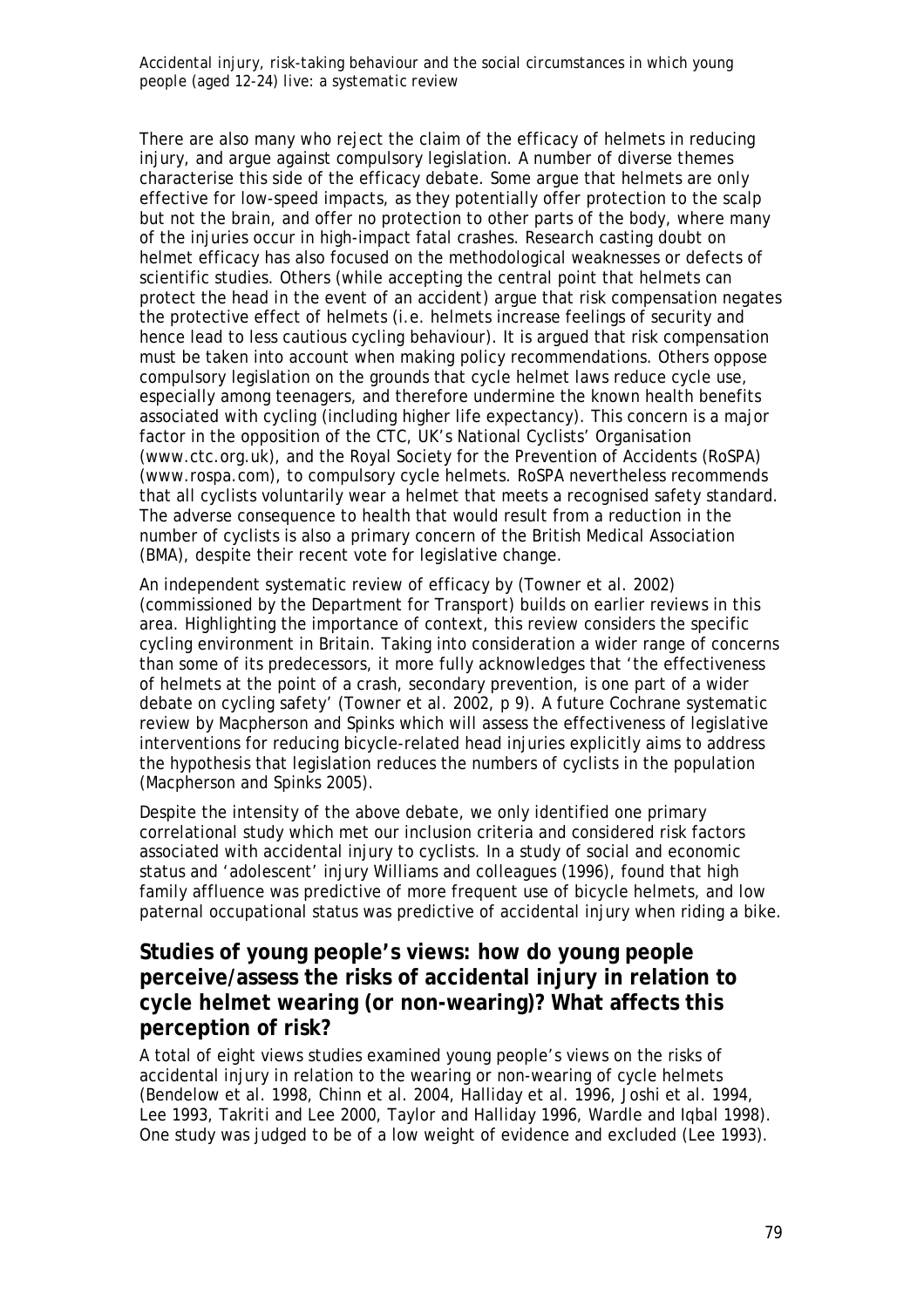There are also many who reject the claim of the efficacy of helmets in reducing injury, and argue against compulsory legislation. A number of diverse themes characterise this side of the efficacy debate. Some argue that helmets are only effective for low-speed impacts, as they potentially offer protection to the scalp but not the brain, and offer no protection to other parts of the body, where many of the injuries occur in high-impact fatal crashes. Research casting doubt on helmet efficacy has also focused on the methodological weaknesses or defects of scientific studies. Others (while accepting the central point that helmets can protect the head in the event of an accident) argue that risk compensation negates the protective effect of helmets (i.e. helmets increase feelings of security and hence lead to less cautious cycling behaviour). It is argued that risk compensation must be taken into account when making policy recommendations. Others oppose compulsory legislation on the grounds that cycle helmet laws reduce cycle use, especially among teenagers, and therefore undermine the known health benefits associated with cycling (including higher life expectancy). This concern is a major factor in the opposition of the CTC, UK's National Cyclists' Organisation (www.ctc.org.uk), and the Royal Society for the Prevention of Accidents (RoSPA) (www.rospa.com), to compulsory cycle helmets. RoSPA nevertheless recommends that all cyclists voluntarily wear a helmet that meets a recognised safety standard. The adverse consequence to health that would result from a reduction in the number of cyclists is also a primary concern of the British Medical Association (BMA), despite their recent vote for legislative change.

An independent systematic review of efficacy by (Towner et al. 2002) (commissioned by the Department for Transport) builds on earlier reviews in this area. Highlighting the importance of context, this review considers the specific cycling environment in Britain. Taking into consideration a wider range of concerns than some of its predecessors, it more fully acknowledges that 'the effectiveness of helmets at the point of a crash, secondary prevention, is one part of a wider debate on cycling safety' (Towner et al. 2002, p 9). A future Cochrane systematic review by Macpherson and Spinks which will assess the effectiveness of legislative interventions for reducing bicycle-related head injuries explicitly aims to address the hypothesis that legislation reduces the numbers of cyclists in the population (Macpherson and Spinks 2005).

Despite the intensity of the above debate, we only identified one primary correlational study which met our inclusion criteria and considered risk factors associated with accidental injury to cyclists. In a study of social and economic status and 'adolescent' injury Williams and colleagues (1996), found that high family affluence was predictive of more frequent use of bicycle helmets, and low paternal occupational status was predictive of accidental injury when riding a bike.

## Studies of young people's views: how do young people perceive/assess the risks of accidental injury in relation to cycle helmet wearing (or non-wearing)? What affects this perception of risk?

A total of eight views studies examined young people's views on the risks of accidental injury in relation to the wearing or non-wearing of cycle helmets (Bendelow et al. 1998, Chinn et al. 2004, Halliday et al. 1996, Joshi et al. 1994, Lee 1993, Takriti and Lee 2000, Taylor and Halliday 1996, Wardle and Iqbal 1998). One study was judged to be of a low weight of evidence and excluded (Lee 1993).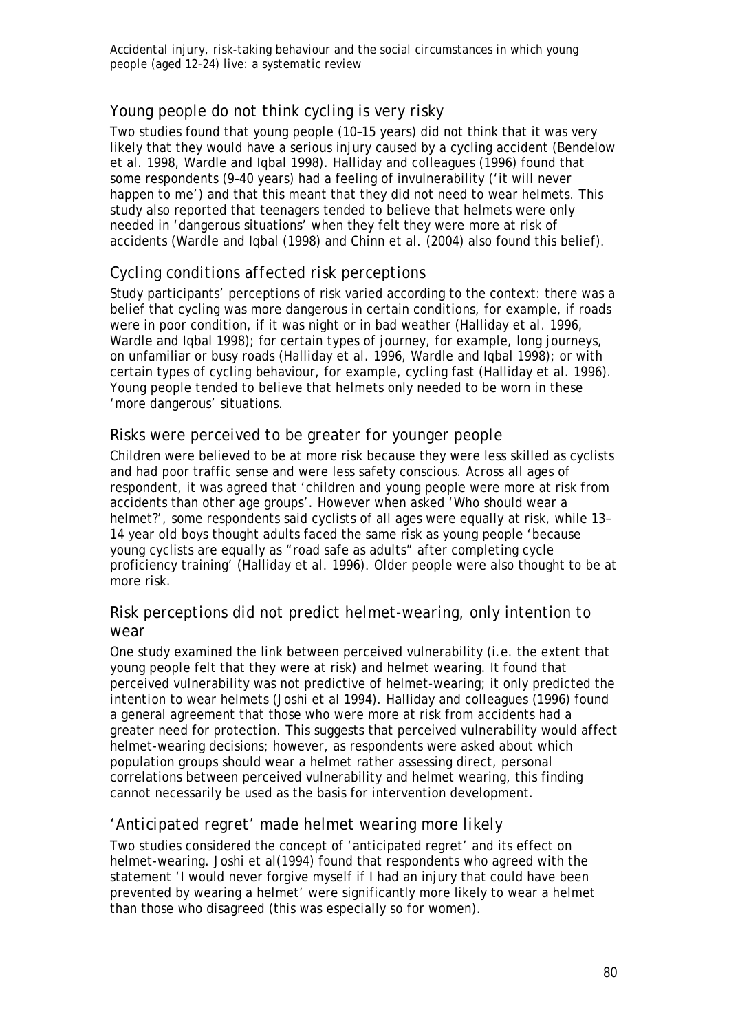## Young people do not think cycling is very risky

Two studies found that young people (10–15 years) did not think that it was very likely that they would have a serious injury caused by a cycling accident (Bendelow et al. 1998, Wardle and Iqbal 1998). Halliday and colleagues (1996) found that some respondents (9–40 years) had a feeling of invulnerability ('it will never happen to me') and that this meant that they did not need to wear helmets. This study also reported that teenagers tended to believe that helmets were only needed in 'dangerous situations' when they felt they were more at risk of accidents (Wardle and Iqbal (1998) and Chinn et al. (2004) also found this belief).

## Cycling conditions affected risk perceptions

Study participants' perceptions of risk varied according to the context: there was a belief that cycling was more dangerous in certain conditions, for example, if roads were in poor condition, if it was night or in bad weather (Halliday et al. 1996, Wardle and Iqbal 1998); for certain types of journey, for example, long journeys, on unfamiliar or busy roads (Halliday et al. 1996, Wardle and Iqbal 1998); or with certain types of cycling behaviour, for example, cycling fast (Halliday et al. 1996). Young people tended to believe that helmets only needed to be worn in these 'more dangerous' situations.

## Risks were perceived to be greater for younger people

Children were believed to be at more risk because they were less skilled as cyclists and had poor traffic sense and were less safety conscious. Across all ages of respondent, it was agreed that 'children and young people were more at risk from accidents than other age groups'. However when asked 'Who should wear a helmet?', some respondents said cyclists of all ages were equally at risk, while 13–14 year old boys thought adults faced the same risk as young people 'because young cyclists are equally as "road safe as adults" after completing cycle proficiency training' (Halliday et al. 1996). Older people were also thought to be at more risk.

## Risk perceptions did not predict helmet-wearing, only intention to wear

One study examined the link between perceived vulnerability (i.e. the extent that young people felt that they were at risk) and helmet wearing. It found that perceived vulnerability was not predictive of helmet-wearing; it only predicted the *intention* to wear helmets (Joshi et al 1994). Halliday and colleagues (1996) found a general agreement that those who were more at risk from accidents had a greater need for protection. This suggests that perceived vulnerability would affect helmet-wearing decisions; however, as respondents were asked about which population groups should wear a helmet rather assessing direct, personal correlations between perceived vulnerability and helmet wearing, this finding cannot necessarily be used as the basis for intervention development.

## 'Anticipated regret' made helmet wearing more likely

Two studies considered the concept of 'anticipated regret' and its effect on helmet-wearing. Joshi et al(1994) found that respondents who agreed with the statement 'I would never forgive myself if I had an injury that could have been prevented by wearing a helmet' were significantly more likely to wear a helmet than those who disagreed (this was especially so for women).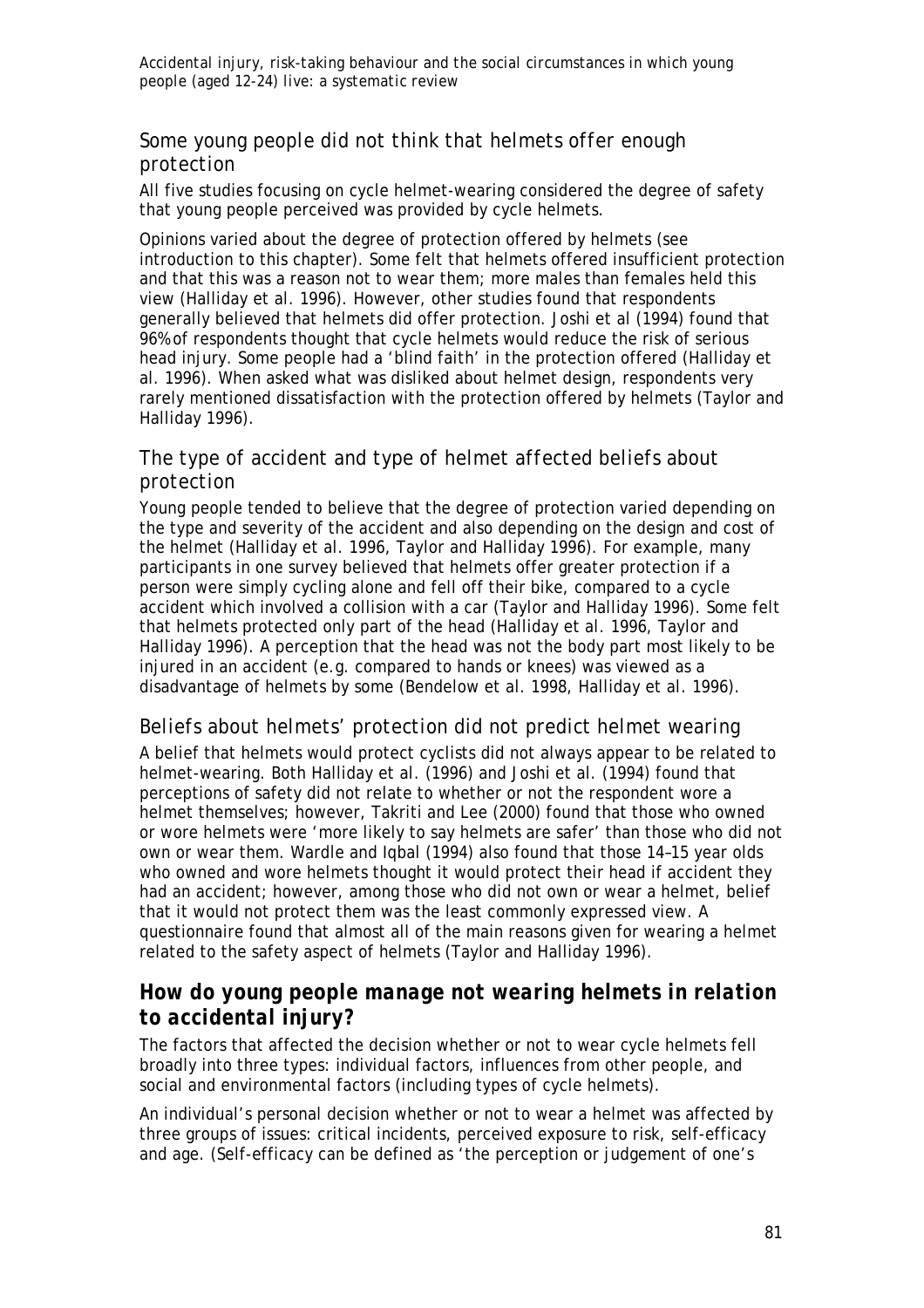### Some young people did not think that helmets offer enough protection

All five studies focusing on cycle helmet-wearing considered the degree of safety that young people perceived was provided by cycle helmets.

Opinions varied about the degree of protection offered by helmets (see introduction to this chapter). Some felt that helmets offered insufficient protection and that this was a reason not to wear them; more males than females held this view (Halliday et al. 1996). However, other studies found that respondents generally believed that helmets did offer protection. Joshi et al (1994) found that 96% of respondents thought that cycle helmets would reduce the risk of serious head injury. Some people had a 'blind faith' in the protection offered (Halliday et al. 1996). When asked what was disliked about helmet design, respondents very rarely mentioned dissatisfaction with the protection offered by helmets (Taylor and Halliday 1996).

### The type of accident and type of helmet affected beliefs about protection

Young people tended to believe that the degree of protection varied depending on the type and severity of the accident and also depending on the design and cost of the helmet (Halliday et al. 1996, Taylor and Halliday 1996). For example, many participants in one survey believed that helmets offer greater protection if a person were simply cycling alone and fell off their bike, compared to a cycle accident which involved a collision with a car (Taylor and Halliday 1996). Some felt that helmets protected only part of the head (Halliday et al. 1996, Taylor and Halliday 1996). A perception that the head was not the body part most likely to be injured in an accident (e.g. compared to hands or knees) was viewed as a disadvantage of helmets by some (Bendelow et al. 1998, Halliday et al. 1996).

### Beliefs about helmets' protection did not predict helmet wearing

A belief that helmets would protect cyclists did not always appear to be related to helmet-wearing. Both Halliday et al. (1996) and Joshi et al. (1994) found that perceptions of safety did not relate to whether or not the respondent wore a helmet themselves; however, Takriti and Lee (2000) found that those who owned or wore helmets were 'more likely to say helmets are safer' than those who did not own or wear them. Wardle and Iqbal (1994) also found that those 14–15 year olds who owned and wore helmets thought it would protect their head if accident they had an accident; however, among those who did not own or wear a helmet, belief that it would not protect them was the least commonly expressed view. A questionnaire found that almost all of the main reasons given for wearing a helmet related to the safety aspect of helmets (Taylor and Halliday 1996).

## *How do young people manage not wearing helmets in relation to accidental injury?*

The factors that affected the decision whether or not to wear cycle helmets fell broadly into three types: individual factors, influences from other people, and social and environmental factors (including types of cycle helmets).

An individual's personal decision whether or not to wear a helmet was affected by three groups of issues: critical incidents, perceived exposure to risk, self-efficacy and age. (Self-efficacy can be defined as 'the perception or judgement of one's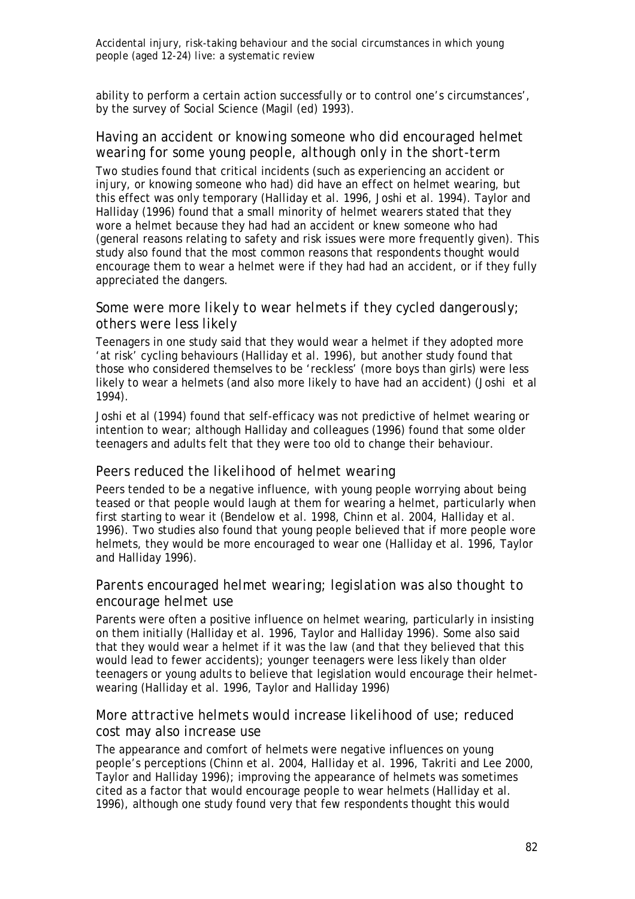ability to perform a certain action successfully or to control one's circumstances', by the survey of Social Science (Magil (ed) 1993).

### Having an accident or knowing someone who did encouraged helmet wearing for some young people, although only in the short-term

Two studies found that critical incidents (such as experiencing an accident or injury, or knowing someone who had) did have an effect on helmet wearing, but this effect was only temporary (Halliday et al. 1996, Joshi et al. 1994). Taylor and Halliday (1996) found that a small minority of helmet wearers stated that they wore a helmet because they had had an accident or knew someone who had (general reasons relating to safety and risk issues were more frequently given). This study also found that the most common reasons that respondents thought would encourage them to wear a helmet were if they had had an accident, or if they fully appreciated the dangers.

### Some were more likely to wear helmets if they cycled dangerously; others were less likely

Teenagers in one study said that they would wear a helmet if they adopted more 'at risk' cycling behaviours (Halliday et al. 1996), but another study found that those who considered themselves to be 'reckless' (more boys than girls) were less likely to wear a helmets (and also more likely to have had an accident) (Joshi et al 1994).

Joshi et al (1994) found that self-efficacy was not predictive of helmet wearing or intention to wear; although Halliday and colleagues (1996) found that some older teenagers and adults felt that they were too old to change their behaviour.

### Peers reduced the likelihood of helmet wearing

Peers tended to be a negative influence, with young people worrying about being teased or that people would laugh at them for wearing a helmet, particularly when first starting to wear it (Bendelow et al. 1998, Chinn et al. 2004, Halliday et al. 1996). Two studies also found that young people believed that if more people wore helmets, they would be more encouraged to wear one (Halliday et al. 1996, Taylor and Halliday 1996).

### Parents encouraged helmet wearing; legislation was also thought to encourage helmet use

Parents were often a positive influence on helmet wearing, particularly in insisting on them initially (Halliday et al. 1996, Taylor and Halliday 1996). Some also said that they would wear a helmet if it was the law (and that they believed that this would lead to fewer accidents); younger teenagers were less likely than older teenagers or young adults to believe that legislation would encourage their helmet-wearing (Halliday et al. 1996, Taylor and Halliday 1996)

### More attractive helmets would increase likelihood of use; reduced cost may also increase use

The appearance and comfort of helmets were negative influences on young people's perceptions (Chinn et al. 2004, Halliday et al. 1996, Takriti and Lee 2000, Taylor and Halliday 1996); improving the appearance of helmets was sometimes cited as a factor that would encourage people to wear helmets (Halliday et al. 1996), although one study found very that few respondents thought this would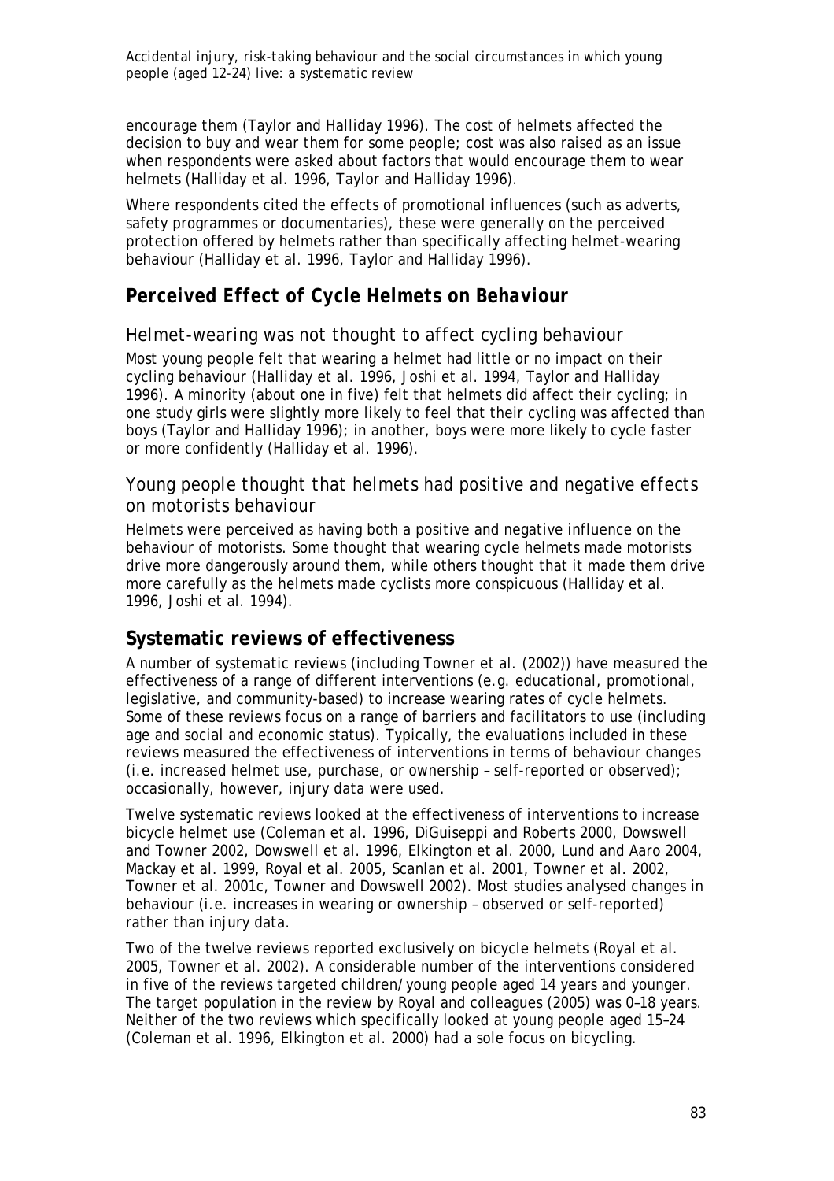encourage them (Taylor and Halliday 1996). The cost of helmets affected the decision to buy and wear them for some people; cost was also raised as an issue when respondents were asked about factors that would encourage them to wear helmets (Halliday et al. 1996, Taylor and Halliday 1996).

Where respondents cited the effects of promotional influences (such as adverts, safety programmes or documentaries), these were generally on the perceived protection offered by helmets rather than specifically affecting helmet-wearing behaviour (Halliday et al. 1996, Taylor and Halliday 1996).

## Perceived Effect of Cycle Helmets on Behaviour

### Helmet-wearing was not thought to affect cycling behaviour

Most young people felt that wearing a helmet had little or no impact on their cycling behaviour (Halliday et al. 1996, Joshi et al. 1994, Taylor and Halliday 1996). A minority (about one in five) felt that helmets did affect their cycling; in one study girls were slightly more likely to feel that their cycling was affected than boys (Taylor and Halliday 1996); in another, boys were more likely to cycle faster or more confidently (Halliday et al. 1996).

### Young people thought that helmets had positive and negative effects on motorists behaviour

Helmets were perceived as having both a positive and negative influence on the behaviour of motorists. Some thought that wearing cycle helmets made motorists drive more dangerously around them, while others thought that it made them drive more carefully as the helmets made cyclists more conspicuous (Halliday et al. 1996, Joshi et al. 1994).

## Systematic reviews of effectiveness

A number of systematic reviews (including Towner et al. (2002)) have measured the effectiveness of a range of different interventions (e.g. educational, promotional, legislative, and community-based) to increase wearing rates of cycle helmets. Some of these reviews focus on a range of barriers and facilitators to use (including age and social and economic status). Typically, the evaluations included in these reviews measured the effectiveness of interventions in terms of behaviour changes (i.e. increased helmet use, purchase, or ownership – self-reported or observed); occasionally, however, injury data were used.

Twelve systematic reviews looked at the effectiveness of interventions to increase bicycle helmet use (Coleman et al. 1996, DiGuiseppi and Roberts 2000, Dowswell and Towner 2002, Dowswell et al. 1996, Elkington et al. 2000, Lund and Aaro 2004, Mackay et al. 1999, Royal et al. 2005, Scanlan et al. 2001, Towner et al. 2002, Towner et al. 2001c, Towner and Dowswell 2002). Most studies analysed changes in behaviour (i.e. increases in wearing or ownership – observed or self-reported) rather than injury data.

Two of the twelve reviews reported exclusively on bicycle helmets (Royal et al. 2005, Towner et al. 2002). A considerable number of the interventions considered in five of the reviews targeted children/young people aged 14 years and younger. The target population in the review by Royal and colleagues (2005) was 0–18 years. Neither of the two reviews which specifically looked at young people aged 15–24 (Coleman et al. 1996, Elkington et al. 2000) had a sole focus on bicycling.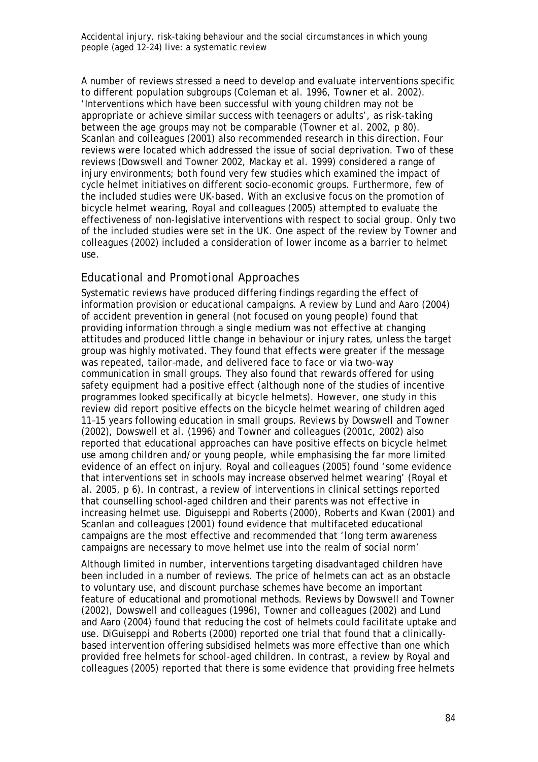A number of reviews stressed a need to develop and evaluate interventions specific to different population subgroups (Coleman et al. 1996, Towner et al. 2002). 'Interventions which have been successful with young children may not be appropriate or achieve similar success with teenagers or adults', as risk-taking between the age groups may not be comparable (Towner et al. 2002, p 80). Scanlan and colleagues (2001) also recommended research in this direction. Four reviews were located which addressed the issue of social deprivation. Two of these reviews (Dowswell and Towner 2002, Mackay et al. 1999) considered a range of injury environments; both found very few studies which examined the impact of cycle helmet initiatives on different socio-economic groups. Furthermore, few of the included studies were UK-based. With an exclusive focus on the promotion of bicycle helmet wearing, Royal and colleagues (2005) attempted to evaluate the effectiveness of non-legislative interventions with respect to social group. Only two of the included studies were set in the UK. One aspect of the review by Towner and colleagues (2002) included a consideration of lower income as a barrier to helmet use.

## Educational and Promotional Approaches

Systematic reviews have produced differing findings regarding the effect of information provision or educational campaigns. A review by Lund and Aaro (2004) of accident prevention in general (not focused on young people) found that providing information through a single medium was not effective at changing attitudes and produced little change in behaviour or injury rates, unless the target group was highly motivated. They found that effects were greater if the message was repeated, tailor–made, and delivered face to face or via two-way communication in small groups. They also found that rewards offered for using safety equipment had a positive effect (although none of the studies of incentive programmes looked specifically at bicycle helmets). However, one study in this review did report positive effects on the bicycle helmet wearing of children aged 11–15 years following education in small groups. Reviews by Dowswell and Towner (2002), Dowswell et al. (1996) and Towner and colleagues (2001c, 2002) also reported that educational approaches can have positive effects on bicycle helmet use among children and/or young people, while emphasising the far more limited evidence of an effect on injury. Royal and colleagues (2005) found 'some evidence that interventions set in schools may increase observed helmet wearing' (Royal et al. 2005, p 6). In contrast, a review of interventions in clinical settings reported that counselling school-aged children and their parents was not effective in increasing helmet use. Diguiseppi and Roberts (2000), Roberts and Kwan (2001) and Scanlan and colleagues (2001) found evidence that multifaceted educational campaigns are the most effective and recommended that 'long term awareness campaigns are necessary to move helmet use into the realm of social norm'

Although limited in number, interventions targeting disadvantaged children have been included in a number of reviews. The price of helmets can act as an obstacle to voluntary use, and discount purchase schemes have become an important feature of educational and promotional methods. Reviews by Dowswell and Towner (2002), Dowswell and colleagues (1996), Towner and colleagues (2002) and Lund and Aaro (2004) found that reducing the cost of helmets could facilitate uptake and use. DiGuiseppi and Roberts (2000) reported one trial that found that a clinically-based intervention offering subsidised helmets was more effective than one which provided free helmets for school-aged children. In contrast, a review by Royal and colleagues (2005) reported that there is some evidence that providing free helmets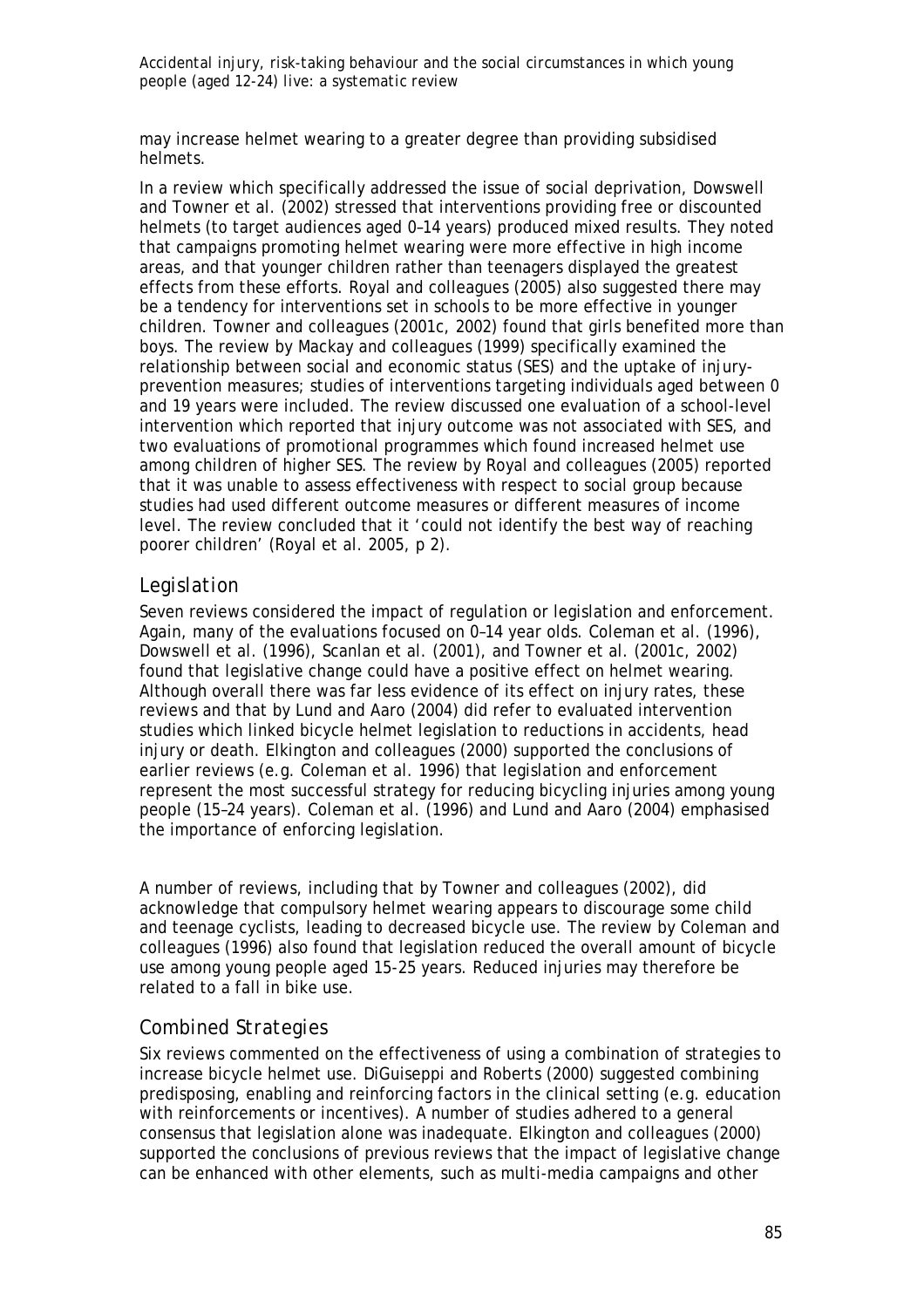may increase helmet wearing to a greater degree than providing subsidised helmets.

In a review which specifically addressed the issue of social deprivation, Dowswell and Towner et al. (2002) stressed that interventions providing free or discounted helmets (to target audiences aged 0–14 years) produced mixed results. They noted that campaigns promoting helmet wearing were more effective in high income areas, and that younger children rather than teenagers displayed the greatest effects from these efforts. Royal and colleagues (2005) also suggested there may be a tendency for interventions set in schools to be more effective in younger children. Towner and colleagues (2001c, 2002) found that girls benefited more than boys. The review by Mackay and colleagues (1999) specifically examined the relationship between social and economic status (SES) and the uptake of injury-prevention measures; studies of interventions targeting individuals aged between 0 and 19 years were included. The review discussed one evaluation of a school-level intervention which reported that injury outcome was not associated with SES, and two evaluations of promotional programmes which found increased helmet use among children of higher SES. The review by Royal and colleagues (2005) reported that it was unable to assess effectiveness with respect to social group because studies had used different outcome measures or different measures of income level. The review concluded that it 'could not identify the best way of reaching poorer children' (Royal et al. 2005, p 2).

## Legislation

Seven reviews considered the impact of regulation or legislation and enforcement. Again, many of the evaluations focused on 0–14 year olds. Coleman et al. (1996), Dowswell et al. (1996), Scanlan et al. (2001), and Towner et al. (2001c, 2002) found that legislative change could have a positive effect on helmet wearing. Although overall there was far less evidence of its effect on injury rates, these reviews and that by Lund and Aaro (2004) did refer to evaluated intervention studies which linked bicycle helmet legislation to reductions in accidents, head injury or death. Elkington and colleagues (2000) supported the conclusions of earlier reviews (e.g. Coleman et al. 1996) that legislation and enforcement represent the most successful strategy for reducing bicycling injuries among young people (15–24 years). Coleman et al. (1996) and Lund and Aaro (2004) emphasised the importance of enforcing legislation.

A number of reviews, including that by Towner and colleagues (2002), did acknowledge that compulsory helmet wearing appears to discourage some child and teenage cyclists, leading to decreased bicycle use. The review by Coleman and colleagues (1996) also found that legislation reduced the overall amount of bicycle use among young people aged 15-25 years. Reduced injuries may therefore be related to a fall in bike use.

## Combined Strategies

Six reviews commented on the effectiveness of using a combination of strategies to increase bicycle helmet use. DiGuiseppi and Roberts (2000) suggested combining predisposing, enabling and reinforcing factors in the clinical setting (e.g. education with reinforcements or incentives). A number of studies adhered to a general consensus that legislation alone was inadequate. Elkington and colleagues (2000) supported the conclusions of previous reviews that the impact of legislative change can be enhanced with other elements, such as multi-media campaigns and other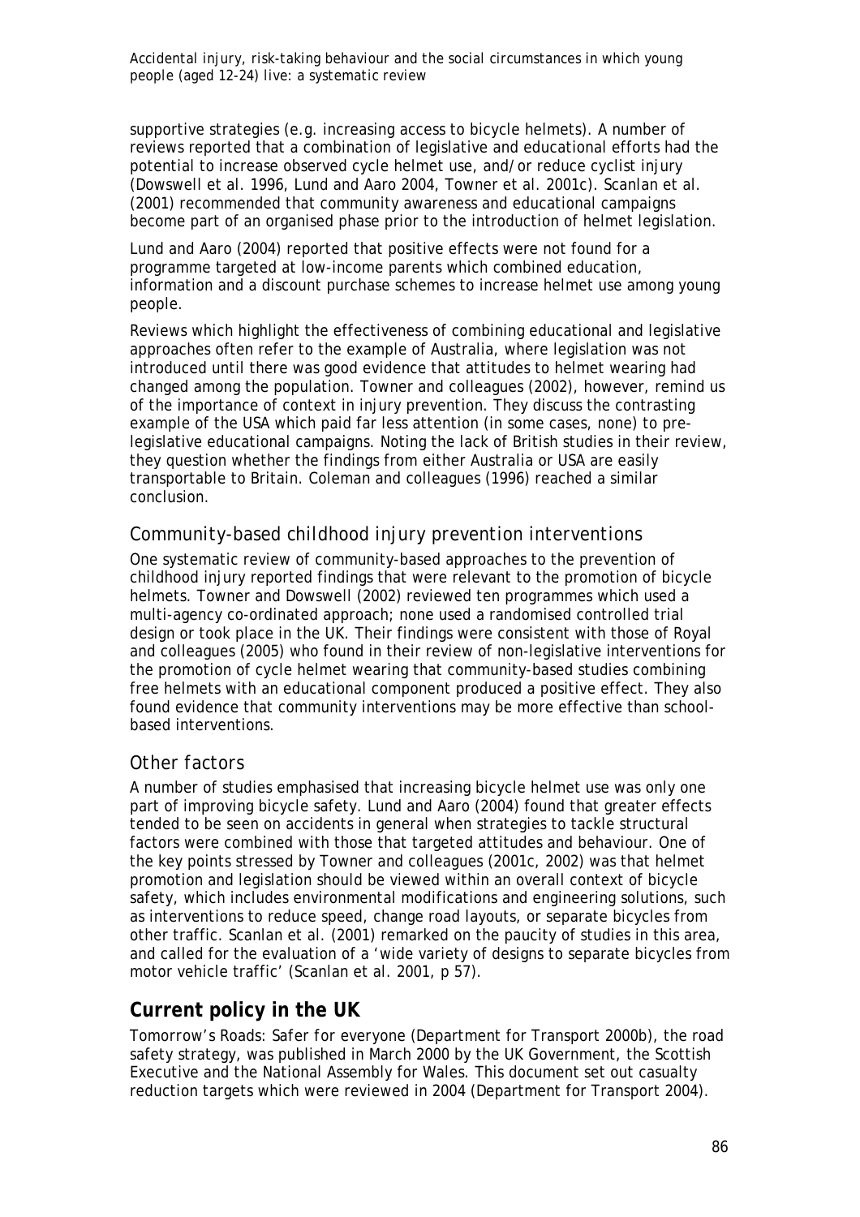supportive strategies (e.g. increasing access to bicycle helmets). A number of reviews reported that a combination of legislative and educational efforts had the potential to increase observed cycle helmet use, and/or reduce cyclist injury (Dowswell et al. 1996, Lund and Aaro 2004, Towner et al. 2001c). Scanlan et al. (2001) recommended that community awareness and educational campaigns become part of an organised phase prior to the introduction of helmet legislation.

Lund and Aaro (2004) reported that positive effects were not found for a programme targeted at low-income parents which combined education, information and a discount purchase schemes to increase helmet use among young people.

Reviews which highlight the effectiveness of combining educational and legislative approaches often refer to the example of Australia, where legislation was not introduced until there was good evidence that attitudes to helmet wearing had changed among the population. Towner and colleagues (2002), however, remind us of the importance of context in injury prevention. They discuss the contrasting example of the USA which paid far less attention (in some cases, none) to pre-legislative educational campaigns. Noting the lack of British studies in their review, they question whether the findings from either Australia or USA are easily transportable to Britain. Coleman and colleagues (1996) reached a similar conclusion.

### *Community-based childhood injury prevention interventions*

One systematic review of community-based approaches to the prevention of childhood injury reported findings that were relevant to the promotion of bicycle helmets. Towner and Dowswell (2002) reviewed ten programmes which used a multi-agency co-ordinated approach; none used a randomised controlled trial design or took place in the UK. Their findings were consistent with those of Royal and colleagues (2005) who found in their review of non-legislative interventions for the promotion of cycle helmet wearing that community-based studies combining free helmets with an educational component produced a positive effect. They also found evidence that community interventions may be more effective than school-based interventions.

### *Other factors*

A number of studies emphasised that increasing bicycle helmet use was only one part of improving bicycle safety. Lund and Aaro (2004) found that greater effects tended to be seen on accidents in general when strategies to tackle structural factors were combined with those that targeted attitudes and behaviour. One of the key points stressed by Towner and colleagues (2001c, 2002) was that helmet promotion and legislation should be viewed within an overall context of bicycle safety, which includes environmental modifications and engineering solutions, such as interventions to reduce speed, change road layouts, or separate bicycles from other traffic. Scanlan et al. (2001) remarked on the paucity of studies in this area, and called for the evaluation of a 'wide variety of designs to separate bicycles from motor vehicle traffic' (Scanlan et al. 2001, p 57).

## **Current policy in the UK**

*Tomorrow's Roads: Safer for everyone* (Department for Transport 2000b), the road safety strategy, was published in March 2000 by the UK Government, the Scottish Executive and the National Assembly for Wales. This document set out casualty reduction targets which were reviewed in 2004 (Department for Transport 2004).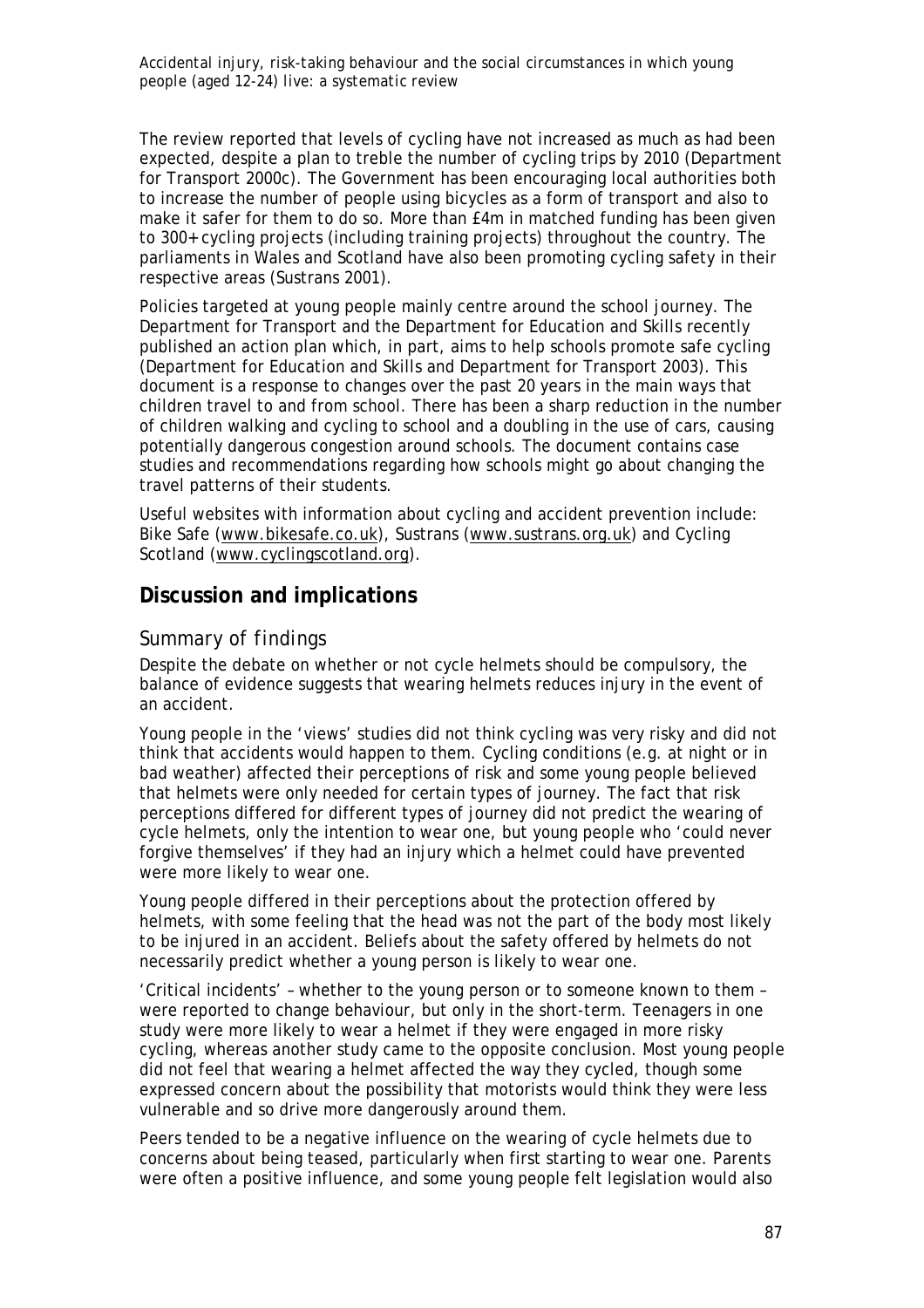The review reported that levels of cycling have not increased as much as had been expected, despite a plan to treble the number of cycling trips by 2010 (Department for Transport 2000c). The Government has been encouraging local authorities both to increase the number of people using bicycles as a form of transport and also to make it safer for them to do so. More than £4m in matched funding has been given to 300+ cycling projects (including training projects) throughout the country. The parliaments in Wales and Scotland have also been promoting cycling safety in their respective areas (Sustrans 2001).

Policies targeted at young people mainly centre around the school journey. The Department for Transport and the Department for Education and Skills recently published an action plan which, in part, aims to help schools promote safe cycling (Department for Education and Skills and Department for Transport 2003). This document is a response to changes over the past 20 years in the main ways that children travel to and from school. There has been a sharp reduction in the number of children walking and cycling to school and a doubling in the use of cars, causing potentially dangerous congestion around schools. The document contains case studies and recommendations regarding how schools might go about changing the travel patterns of their students.

Useful websites with information about cycling and accident prevention include: Bike Safe (www.bikesafe.co.uk), Sustrans (www.sustrans.org.uk) and Cycling Scotland (www.cyclingscotland.org).

## Discussion and implications

### Summary of findings

Despite the debate on whether or not cycle helmets should be compulsory, the balance of evidence suggests that wearing helmets reduces injury in the event of an accident.

Young people in the 'views' studies did not think cycling was very risky and did not think that accidents would happen to them. Cycling conditions (e.g. at night or in bad weather) affected their perceptions of risk and some young people believed that helmets were only needed for certain types of journey. The fact that risk perceptions differed for different types of journey did not predict the wearing of cycle helmets, only the intention to wear one, but young people who 'could never forgive themselves' if they had an injury which a helmet could have prevented were more likely to wear one.

Young people differed in their perceptions about the protection offered by helmets, with some feeling that the head was not the part of the body most likely to be injured in an accident. Beliefs about the safety offered by helmets do not necessarily predict whether a young person is likely to wear one.

'Critical incidents' – whether to the young person or to someone known to them – were reported to change behaviour, but only in the short-term. Teenagers in one study were more likely to wear a helmet if they were engaged in more risky cycling, whereas another study came to the opposite conclusion. Most young people did not feel that wearing a helmet affected the way they cycled, though some expressed concern about the possibility that motorists would think they were less vulnerable and so drive more dangerously around them.

Peers tended to be a negative influence on the wearing of cycle helmets due to concerns about being teased, particularly when first starting to wear one. Parents were often a positive influence, and some young people felt legislation would also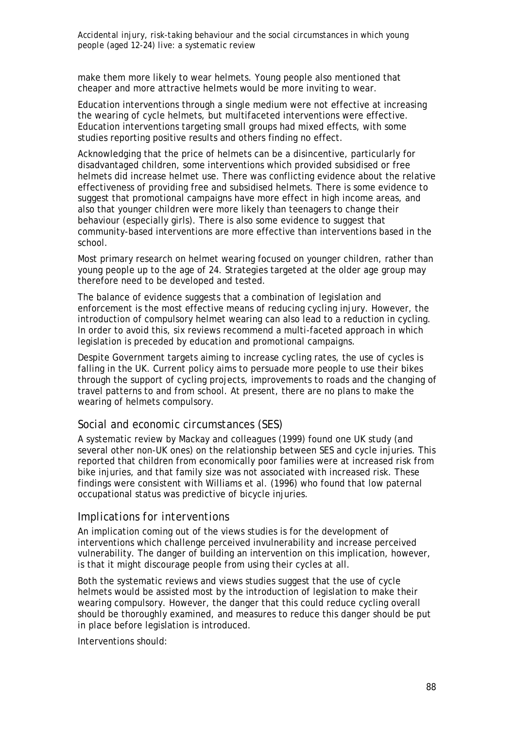make them more likely to wear helmets. Young people also mentioned that cheaper and more attractive helmets would be more inviting to wear.

Education interventions through a single medium were not effective at increasing the wearing of cycle helmets, but multifaceted interventions were effective. Education interventions targeting small groups had mixed effects, with some studies reporting positive results and others finding no effect.

Acknowledging that the price of helmets can be a disincentive, particularly for disadvantaged children, some interventions which provided subsidised or free helmets did increase helmet use. There was conflicting evidence about the relative effectiveness of providing free and subsidised helmets. There is some evidence to suggest that promotional campaigns have more effect in high income areas, and also that younger children were more likely than teenagers to change their behaviour (especially girls). There is also some evidence to suggest that community-based interventions are more effective than interventions based in the school.

Most primary research on helmet wearing focused on younger children, rather than young people up to the age of 24. Strategies targeted at the older age group may therefore need to be developed and tested.

The balance of evidence suggests that a combination of legislation and enforcement is the most effective means of reducing cycling injury. However, the introduction of compulsory helmet wearing can also lead to a reduction in cycling. In order to avoid this, six reviews recommend a multi-faceted approach in which legislation is preceded by education and promotional campaigns.

Despite Government targets aiming to increase cycling rates, the use of cycles is falling in the UK. Current policy aims to persuade more people to use their bikes through the support of cycling projects, improvements to roads and the changing of travel patterns to and from school. At present, there are no plans to make the wearing of helmets compulsory.

## Social and economic circumstances (SES)

A systematic review by Mackay and colleagues (1999) found one UK study (and several other non-UK ones) on the relationship between SES and cycle injuries. This reported that children from economically poor families were at increased risk from bike injuries, and that family size was not associated with increased risk. These findings were consistent with Williams et al. (1996) who found that low paternal occupational status was predictive of bicycle injuries.

## Implications for interventions

An implication coming out of the views studies is for the development of interventions which challenge perceived invulnerability and increase perceived vulnerability. The danger of building an intervention on this implication, however, is that it might discourage people from using their cycles at all.

Both the systematic reviews and views studies suggest that the use of cycle helmets would be assisted most by the introduction of legislation to make their wearing compulsory. However, the danger that this could reduce cycling overall should be thoroughly examined, and measures to reduce this danger should be put in place before legislation is introduced.

Interventions should: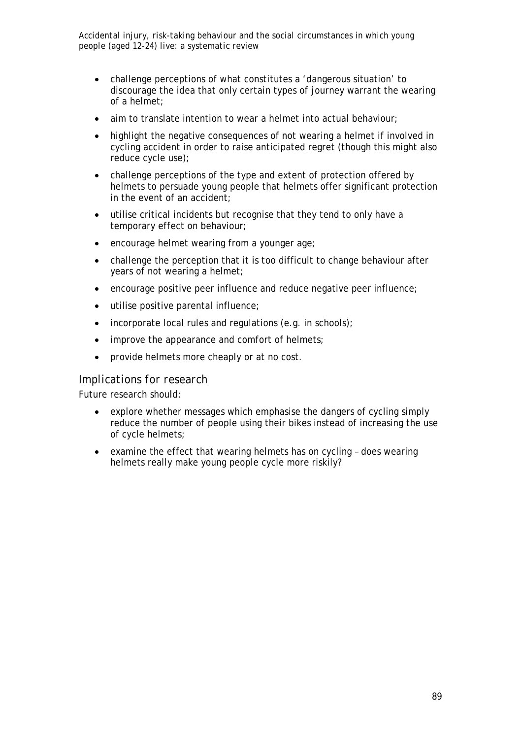- challenge perceptions of what constitutes a 'dangerous situation' to discourage the idea that only certain types of journey warrant the wearing of a helmet;
- aim to translate intention to wear a helmet into actual behaviour;
- highlight the negative consequences of not wearing a helmet if involved in cycling accident in order to raise anticipated regret (though this might also reduce cycle use);
- challenge perceptions of the type and extent of protection offered by helmets to persuade young people that helmets offer significant protection in the event of an accident;
- utilise critical incidents but recognise that they tend to only have a temporary effect on behaviour;
- encourage helmet wearing from a younger age;
- challenge the perception that it is too difficult to change behaviour after years of not wearing a helmet;
- encourage positive peer influence and reduce negative peer influence;
- utilise positive parental influence;
- incorporate local rules and regulations (e.g. in schools);
- improve the appearance and comfort of helmets;
- provide helmets more cheaply or at no cost.

### Implications for research

Future research should:

- explore whether messages which emphasise the dangers of cycling simply reduce the number of people using their bikes instead of increasing the use of cycle helmets;
- examine the effect that wearing helmets has on cycling – does wearing helmets really make young people cycle more riskily?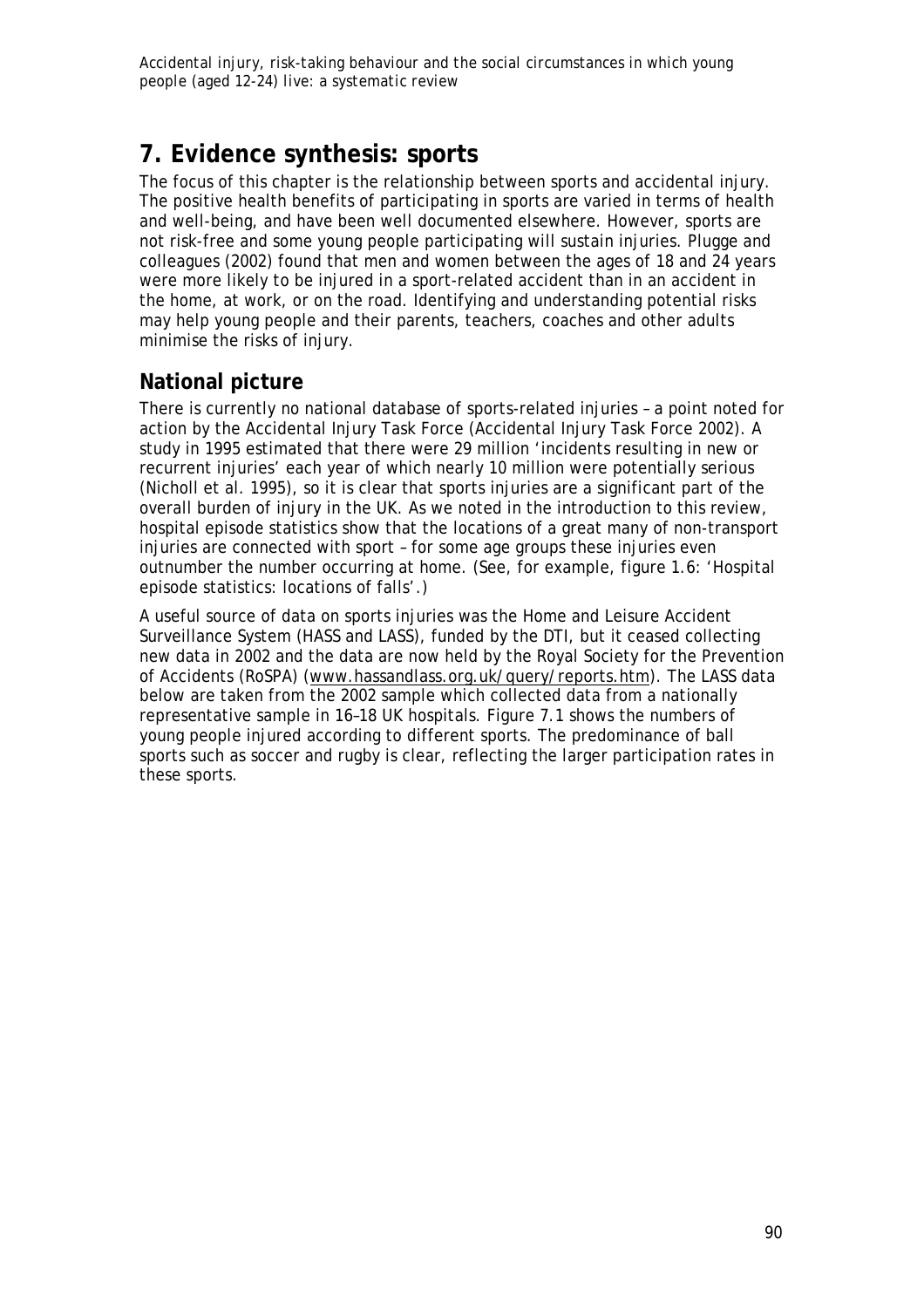# 7. Evidence synthesis: sports

The focus of this chapter is the relationship between sports and accidental injury. The positive health benefits of participating in sports are varied in terms of health and well-being, and have been well documented elsewhere. However, sports are not risk-free and some young people participating will sustain injuries. Plugge and colleagues (2002) found that men and women between the ages of 18 and 24 years were more likely to be injured in a sport-related accident than in an accident in the home, at work, or on the road. Identifying and understanding potential risks may help young people and their parents, teachers, coaches and other adults minimise the risks of injury.

## National picture

There is currently no national database of sports-related injuries – a point noted for action by the Accidental Injury Task Force (Accidental Injury Task Force 2002). A study in 1995 estimated that there were 29 million 'incidents resulting in new or recurrent injuries' each year of which nearly 10 million were potentially serious (Nicholl et al. 1995), so it is clear that sports injuries are a significant part of the overall burden of injury in the UK. As we noted in the introduction to this review, hospital episode statistics show that the locations of a great many of non-transport injuries are connected with sport – for some age groups these injuries even outnumber the number occurring at home. (See, for example, figure 1.6: 'Hospital episode statistics: locations of falls'.)

A useful source of data on sports injuries was the Home and Leisure Accident Surveillance System (HASS and LASS), funded by the DTI, but it ceased collecting new data in 2002 and the data are now held by the Royal Society for the Prevention of Accidents (RoSPA) (www.hassandlass.org.uk/query/reports.htm). The LASS data below are taken from the 2002 sample which collected data from a nationally representative sample in 16–18 UK hospitals. Figure 7.1 shows the numbers of young people injured according to different sports. The predominance of ball sports such as soccer and rugby is clear, reflecting the larger participation rates in these sports.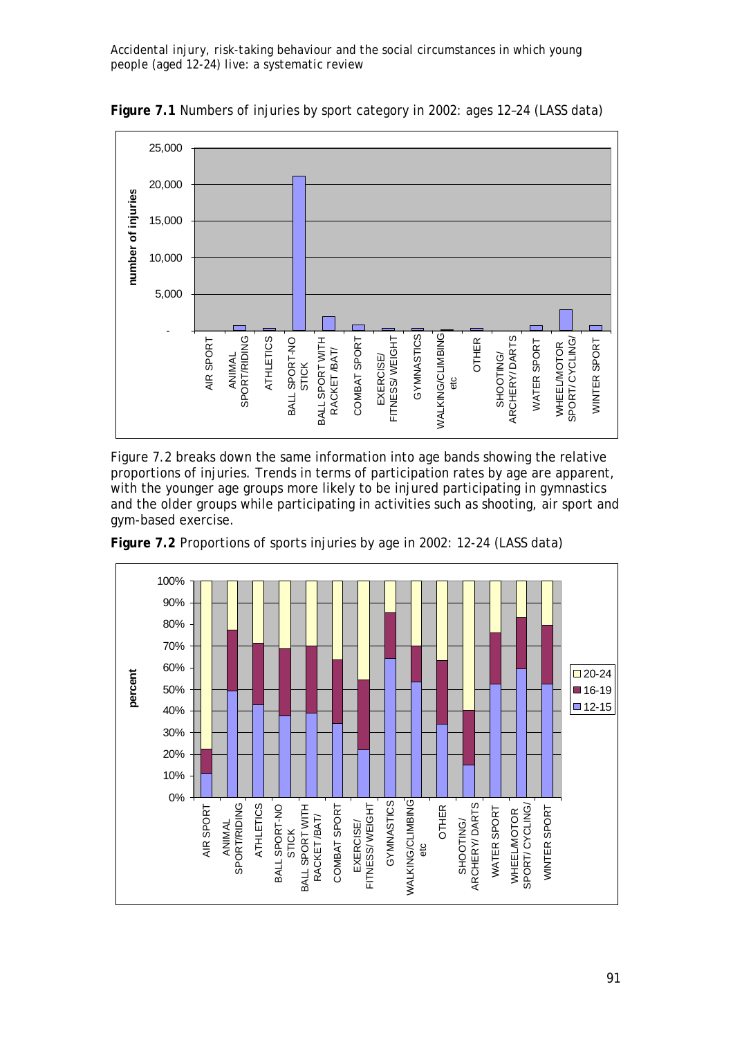**Figure 7.1** Numbers of injuries by sport category in 2002: ages 12–24 (LASS data)

Figure 7.2 breaks down the same information into age bands showing the relative proportions of injuries. Trends in terms of participation rates by age are apparent, with the younger age groups more likely to be injured participating in gymnastics and the older groups while participating in activities such as shooting, air sport and gym-based exercise.

**Figure 7.2** Proportions of sports injuries by age in 2002: 12-24 (LASS data)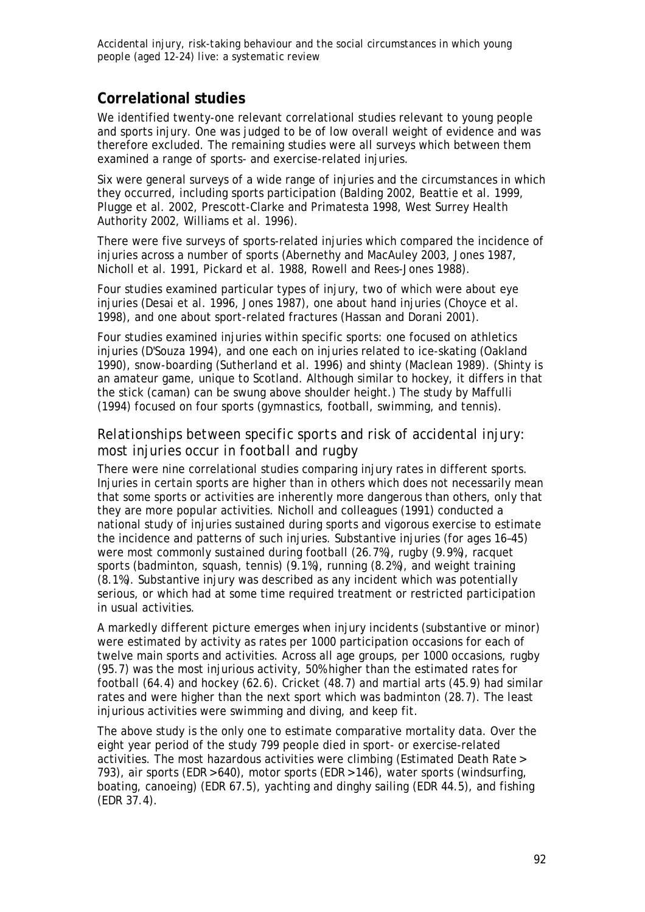## Correlational studies

We identified twenty-one relevant correlational studies relevant to young people and sports injury. One was judged to be of low overall weight of evidence and was therefore excluded. The remaining studies were all surveys which between them examined a range of sports- and exercise-related injuries.

Six were general surveys of a wide range of injuries and the circumstances in which they occurred, including sports participation (Balding 2002, Beattie et al. 1999, Plugge et al. 2002, Prescott-Clarke and Primatesta 1998, West Surrey Health Authority 2002, Williams et al. 1996).

There were five surveys of sports-related injuries which compared the incidence of injuries across a number of sports (Abernethy and MacAuley 2003, Jones 1987, Nicholl et al. 1991, Pickard et al. 1988, Rowell and Rees-Jones 1988).

Four studies examined particular types of injury, two of which were about eye injuries (Desai et al. 1996, Jones 1987), one about hand injuries (Choyce et al. 1998), and one about sport-related fractures (Hassan and Dorani 2001).

Four studies examined injuries within specific sports: one focused on athletics injuries (D'Souza 1994), and one each on injuries related to ice-skating (Oakland 1990), snow-boarding (Sutherland et al. 1996) and shinty (Maclean 1989). (Shinty is an amateur game, unique to Scotland. Although similar to hockey, it differs in that the stick (caman) can be swung above shoulder height.) The study by Maffulli (1994) focused on four sports (gymnastics, football, swimming, and tennis).

### Relationships between specific sports and risk of accidental injury: most injuries occur in football and rugby

There were nine correlational studies comparing injury rates in different sports. Injuries in certain sports are higher than in others which does not necessarily mean that some sports or activities are inherently more dangerous than others, only that they are more popular activities. Nicholl and colleagues (1991) conducted a national study of injuries sustained during sports and vigorous exercise to estimate the incidence and patterns of such injuries. Substantive injuries (for ages 16–45) were most commonly sustained during football (26.7%), rugby (9.9%), racquet sports (badminton, squash, tennis) (9.1%), running (8.2%), and weight training (8.1%). Substantive injury was described as any incident which was potentially serious, or which had at some time required treatment or restricted participation in usual activities.

A markedly different picture emerges when injury incidents (substantive or minor) were estimated by activity as rates per 1000 participation occasions for each of twelve main sports and activities. Across all age groups, per 1000 occasions, rugby (95.7) was the most injurious activity, 50% higher than the estimated rates for football (64.4) and hockey (62.6). Cricket (48.7) and martial arts (45.9) had similar rates and were higher than the next sport which was badminton (28.7). The least injurious activities were swimming and diving, and keep fit.

The above study is the only one to estimate comparative mortality data. Over the eight year period of the study 799 people died in sport- or exercise-related activities. The most hazardous activities were climbing (Estimated Death Rate > 793), air sports (EDR >640), motor sports (EDR >146), water sports (windsurfing, boating, canoeing) (EDR 67.5), yachting and dinghy sailing (EDR 44.5), and fishing (EDR 37.4).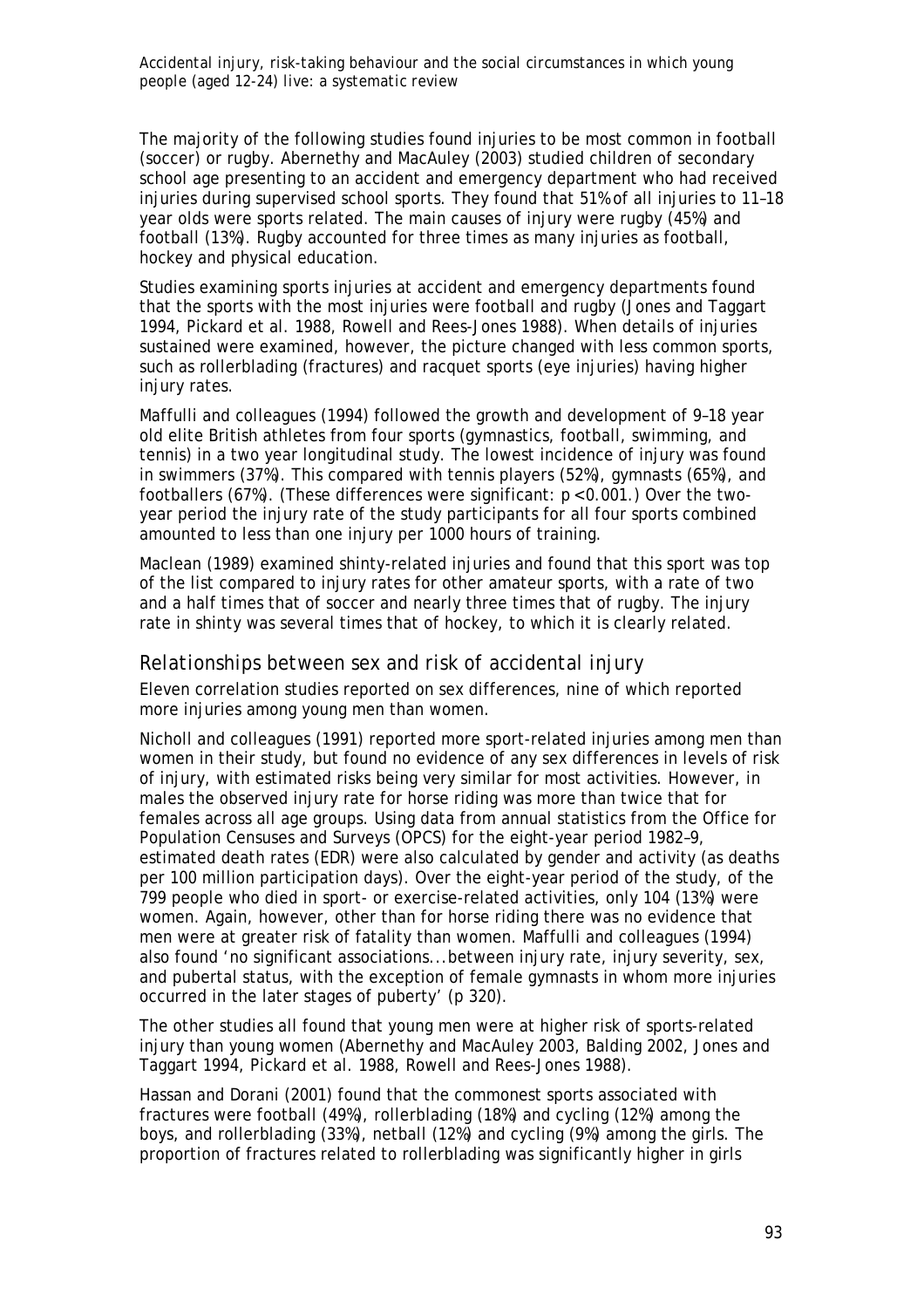The majority of the following studies found injuries to be most common in football (soccer) or rugby. Abernethy and MacAuley (2003) studied children of secondary school age presenting to an accident and emergency department who had received injuries during supervised school sports. They found that 51% of all injuries to 11–18 year olds were sports related. The main causes of injury were rugby (45%) and football (13%). Rugby accounted for three times as many injuries as football, hockey and physical education.

Studies examining sports injuries at accident and emergency departments found that the sports with the most injuries were football and rugby (Jones and Taggart 1994, Pickard et al. 1988, Rowell and Rees-Jones 1988). When details of injuries sustained were examined, however, the picture changed with less common sports, such as rollerblading (fractures) and racquet sports (eye injuries) having higher injury rates.

Maffulli and colleagues (1994) followed the growth and development of 9–18 year old elite British athletes from four sports (gymnastics, football, swimming, and tennis) in a two year longitudinal study. The lowest incidence of injury was found in swimmers (37%). This compared with tennis players (52%), gymnasts (65%), and footballers (67%). (These differences were significant: $p < 0.001$.) Over the two-year period the injury rate of the study participants for all four sports combined amounted to less than one injury per 1000 hours of training.

Maclean (1989) examined shinty-related injuries and found that this sport was top of the list compared to injury rates for other amateur sports, with a rate of two and a half times that of soccer and nearly three times that of rugby. The injury rate in shinty was several times that of hockey, to which it is clearly related.

## *Relationships between sex and risk of accidental injury*

Eleven correlation studies reported on sex differences, nine of which reported more injuries among young men than women.

Nicholl and colleagues (1991) reported more sport-related injuries among men than women in their study, but found no evidence of any sex differences in levels of risk of injury, with estimated risks being very similar for most activities. However, in males the observed injury rate for horse riding was more than twice that for females across all age groups. Using data from annual statistics from the Office for Population Censuses and Surveys (OPCS) for the eight-year period 1982–9, estimated death rates (EDR) were also calculated by gender and activity (as deaths per 100 million participation days). Over the eight-year period of the study, of the 799 people who died in sport- or exercise-related activities, only 104 (13%) were women. Again, however, other than for horse riding there was no evidence that men were at greater risk of fatality than women. Maffulli and colleagues (1994) also found 'no significant associations...between injury rate, injury severity, sex, and pubertal status, with the exception of female gymnasts in whom more injuries occurred in the later stages of puberty' (p 320).

The other studies all found that young men were at higher risk of sports-related injury than young women (Abernethy and MacAuley 2003, Balding 2002, Jones and Taggart 1994, Pickard et al. 1988, Rowell and Rees-Jones 1988).

Hassan and Dorani (2001) found that the commonest sports associated with fractures were football (49%), rollerblading (18%) and cycling (12%) among the boys, and rollerblading (33%), netball (12%) and cycling (9%) among the girls. The proportion of fractures related to rollerblading was significantly higher in girls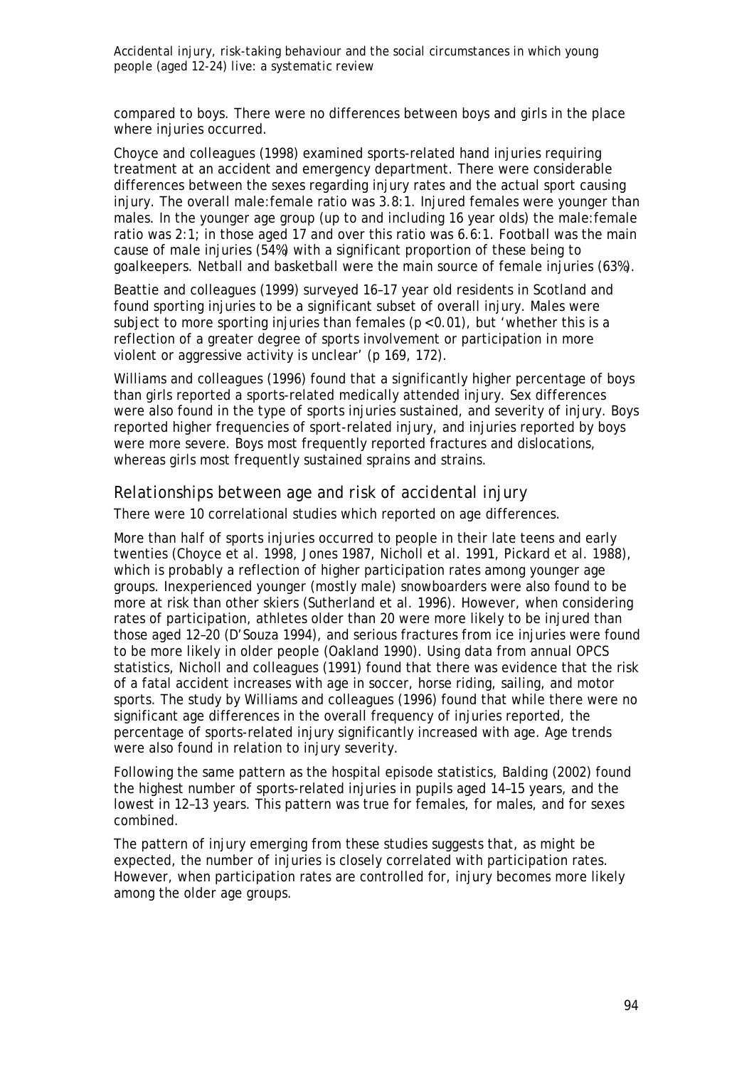compared to boys. There were no differences between boys and girls in the place where injuries occurred.

Choyce and colleagues (1998) examined sports-related hand injuries requiring treatment at an accident and emergency department. There were considerable differences between the sexes regarding injury rates and the actual sport causing injury. The overall male:female ratio was 3.8:1. Injured females were younger than males. In the younger age group (up to and including 16 year olds) the male:female ratio was 2:1; in those aged 17 and over this ratio was 6.6:1. Football was the main cause of male injuries (54%) with a significant proportion of these being to goalkeepers. Netball and basketball were the main source of female injuries (63%).

Beattie and colleagues (1999) surveyed 16–17 year old residents in Scotland and found sporting injuries to be a significant subset of overall injury. Males were subject to more sporting injuries than females ($p < 0.01$), but 'whether this is a reflection of a greater degree of sports involvement or participation in more violent or aggressive activity is unclear' (p 169, 172).

Williams and colleagues (1996) found that a significantly higher percentage of boys than girls reported a sports-related medically attended injury. Sex differences were also found in the type of sports injuries sustained, and severity of injury. Boys reported higher frequencies of sport-related injury, and injuries reported by boys were more severe. Boys most frequently reported fractures and dislocations, whereas girls most frequently sustained sprains and strains.

## Relationships between age and risk of accidental injury

There were 10 correlational studies which reported on age differences.

More than half of sports injuries occurred to people in their late teens and early twenties (Choyce et al. 1998, Jones 1987, Nicholl et al. 1991, Pickard et al. 1988), which is probably a reflection of higher participation rates among younger age groups. Inexperienced younger (mostly male) snowboarders were also found to be more at risk than other skiers (Sutherland et al. 1996). However, when considering rates of participation, athletes older than 20 were more likely to be injured than those aged 12–20 (D'Souza 1994), and serious fractures from ice injuries were found to be more likely in older people (Oakland 1990). Using data from annual OPCS statistics, Nicholl and colleagues (1991) found that there was evidence that the risk of a fatal accident increases with age in soccer, horse riding, sailing, and motor sports. The study by Williams and colleagues (1996) found that while there were no significant age differences in the overall frequency of injuries reported, the percentage of sports-related injury significantly increased with age. Age trends were also found in relation to injury severity.

Following the same pattern as the hospital episode statistics, Balding (2002) found the highest number of sports-related injuries in pupils aged 14–15 years, and the lowest in 12–13 years. This pattern was true for females, for males, and for sexes combined.

The pattern of injury emerging from these studies suggests that, as might be expected, the number of injuries is closely correlated with participation rates. However, when participation rates are controlled for, injury becomes more likely among the older age groups.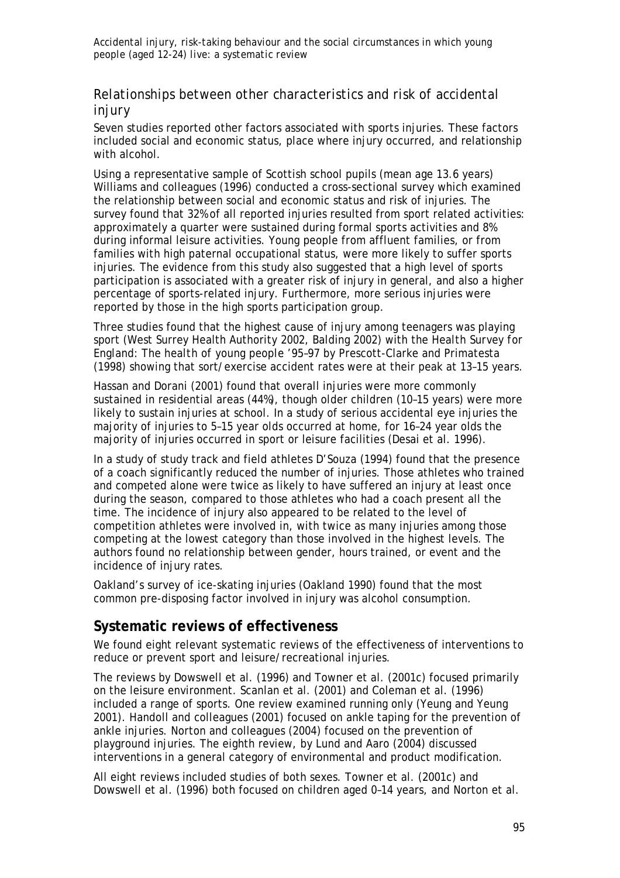### Relationships between other characteristics and risk of accidental injury

Seven studies reported other factors associated with sports injuries. These factors included social and economic status, place where injury occurred, and relationship with alcohol.

Using a representative sample of Scottish school pupils (mean age 13.6 years) Williams and colleagues (1996) conducted a cross-sectional survey which examined the relationship between social and economic status and risk of injuries. The survey found that 32% of all reported injuries resulted from sport related activities: approximately a quarter were sustained during formal sports activities and 8% during informal leisure activities. Young people from affluent families, or from families with high paternal occupational status, were more likely to suffer sports injuries. The evidence from this study also suggested that a high level of sports participation is associated with a greater risk of injury in general, and also a higher percentage of sports-related injury. Furthermore, more serious injuries were reported by those in the high sports participation group.

Three studies found that the highest cause of injury among teenagers was playing sport (West Surrey Health Authority 2002, Balding 2002) with the *Health Survey for England: The health of young people '95–97* by Prescott-Clarke and Primatesta (1998) showing that sort/exercise accident rates were at their peak at 13–15 years.

Hassan and Dorani (2001) found that overall injuries were more commonly sustained in residential areas (44%), though older children (10–15 years) were more likely to sustain injuries at school. In a study of serious accidental eye injuries the majority of injuries to 5–15 year olds occurred at home, for 16–24 year olds the majority of injuries occurred in sport or leisure facilities (Desai et al. 1996).

In a study of study track and field athletes D'Souza (1994) found that the presence of a coach significantly reduced the number of injuries. Those athletes who trained and competed alone were twice as likely to have suffered an injury at least once during the season, compared to those athletes who had a coach present all the time. The incidence of injury also appeared to be related to the level of competition athletes were involved in, with twice as many injuries among those competing at the lowest category than those involved in the highest levels. The authors found no relationship between gender, hours trained, or event and the incidence of injury rates.

Oakland's survey of ice-skating injuries (Oakland 1990) found that the most common pre-disposing factor involved in injury was alcohol consumption.

## Systematic reviews of effectiveness

We found eight relevant systematic reviews of the effectiveness of interventions to reduce or prevent sport and leisure/recreational injuries.

The reviews by Dowswell et al. (1996) and Towner et al. (2001c) focused primarily on the leisure environment. Scanlan et al. (2001) and Coleman et al. (1996) included a range of sports. One review examined running only (Yeung and Yeung 2001). Handoll and colleagues (2001) focused on ankle taping for the prevention of ankle injuries. Norton and colleagues (2004) focused on the prevention of playground injuries. The eighth review, by Lund and Aaro (2004) discussed interventions in a general category of environmental and product modification.

All eight reviews included studies of both sexes. Towner et al. (2001c) and Dowswell et al. (1996) both focused on children aged 0–14 years, and Norton et al.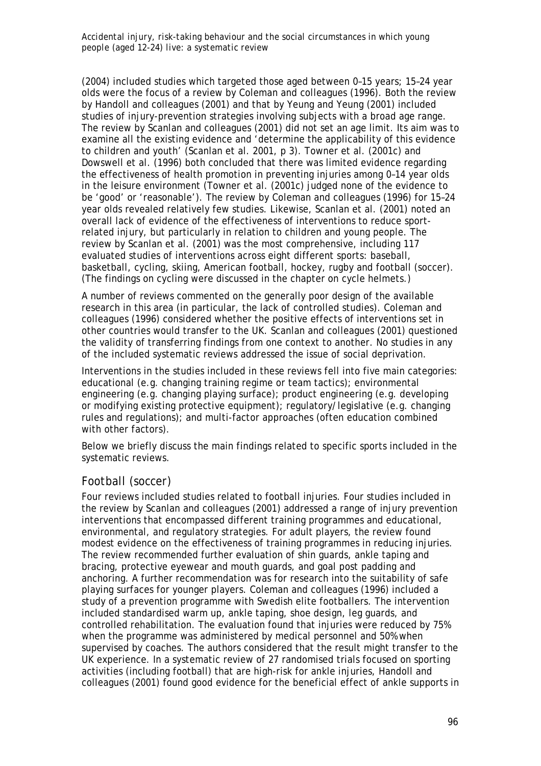(2004) included studies which targeted those aged between 0–15 years; 15–24 year olds were the focus of a review by Coleman and colleagues (1996). Both the review by Handoll and colleagues (2001) and that by Yeung and Yeung (2001) included studies of injury-prevention strategies involving subjects with a broad age range. The review by Scanlan and colleagues (2001) did not set an age limit. Its aim was to examine all the existing evidence and 'determine the applicability of this evidence to children and youth' (Scanlan et al. 2001, p 3). Towner et al. (2001c) and Dowswell et al. (1996) both concluded that there was limited evidence regarding the effectiveness of health promotion in preventing injuries among 0–14 year olds in the leisure environment (Towner et al. (2001c) judged none of the evidence to be 'good' or 'reasonable'). The review by Coleman and colleagues (1996) for 15–24 year olds revealed relatively few studies. Likewise, Scanlan et al. (2001) noted an overall lack of evidence of the effectiveness of interventions to reduce sport-related injury, but particularly in relation to children and young people. The review by Scanlan et al. (2001) was the most comprehensive, including 117 evaluated studies of interventions across eight different sports: baseball, basketball, cycling, skiing, American football, hockey, rugby and football (soccer). (The findings on cycling were discussed in the chapter on cycle helmets.)

A number of reviews commented on the generally poor design of the available research in this area (in particular, the lack of controlled studies). Coleman and colleagues (1996) considered whether the positive effects of interventions set in other countries would transfer to the UK. Scanlan and colleagues (2001) questioned the validity of transferring findings from one context to another. No studies in any of the included systematic reviews addressed the issue of social deprivation.

Interventions in the studies included in these reviews fell into five main categories: educational (e.g. changing training regime or team tactics); environmental engineering (e.g. changing playing surface); product engineering (e.g. developing or modifying existing protective equipment); regulatory/legislative (e.g. changing rules and regulations); and multi-factor approaches (often education combined with other factors).

Below we briefly discuss the main findings related to specific sports included in the systematic reviews.

## Football (soccer)

Four reviews included studies related to football injuries. Four studies included in the review by Scanlan and colleagues (2001) addressed a range of injury prevention interventions that encompassed different training programmes and educational, environmental, and regulatory strategies. For adult players, the review found modest evidence on the effectiveness of training programmes in reducing injuries. The review recommended further evaluation of shin guards, ankle taping and bracing, protective eyewear and mouth guards, and goal post padding and anchoring. A further recommendation was for research into the suitability of safe playing surfaces for younger players. Coleman and colleagues (1996) included a study of a prevention programme with Swedish elite footballers. The intervention included standardised warm up, ankle taping, shoe design, leg guards, and controlled rehabilitation. The evaluation found that injuries were reduced by 75% when the programme was administered by medical personnel and 50% when supervised by coaches. The authors considered that the result might transfer to the UK experience. In a systematic review of 27 randomised trials focused on sporting activities (including football) that are high-risk for ankle injuries, Handoll and colleagues (2001) found good evidence for the beneficial effect of ankle supports in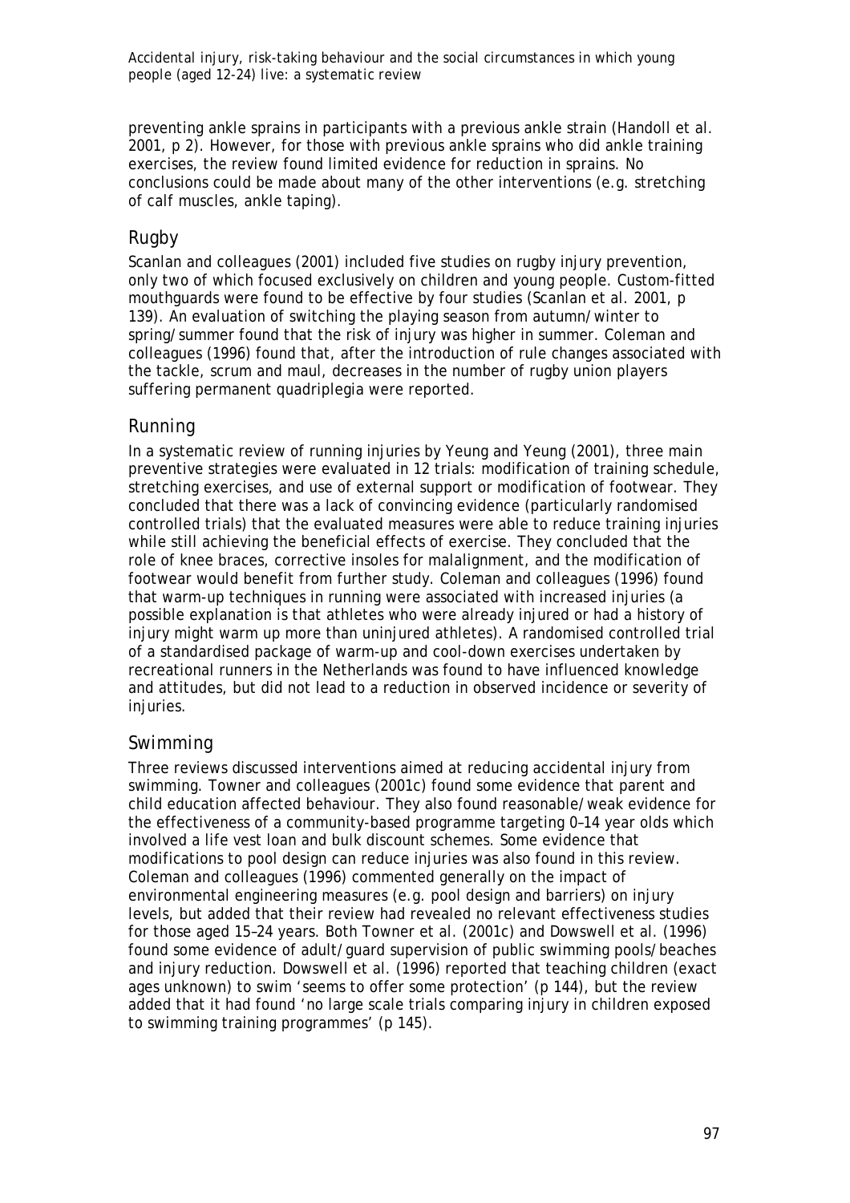preventing ankle sprains in participants with a previous ankle strain (Handoll et al. 2001, p 2). However, for those with previous ankle sprains who did ankle training exercises, the review found limited evidence for reduction in sprains. No conclusions could be made about many of the other interventions (e.g. stretching of calf muscles, ankle taping).

## Rugby

Scanlan and colleagues (2001) included five studies on rugby injury prevention, only two of which focused exclusively on children and young people. Custom-fitted mouthguards were found to be effective by four studies (Scanlan et al. 2001, p 139). An evaluation of switching the playing season from autumn/winter to spring/summer found that the risk of injury was higher in summer. Coleman and colleagues (1996) found that, after the introduction of rule changes associated with the tackle, scrum and maul, decreases in the number of rugby union players suffering permanent quadriplegia were reported.

## Running

In a systematic review of running injuries by Yeung and Yeung (2001), three main preventive strategies were evaluated in 12 trials: modification of training schedule, stretching exercises, and use of external support or modification of footwear. They concluded that there was a lack of convincing evidence (particularly randomised controlled trials) that the evaluated measures were able to reduce training injuries while still achieving the beneficial effects of exercise. They concluded that the role of knee braces, corrective insoles for malalignment, and the modification of footwear would benefit from further study. Coleman and colleagues (1996) found that warm-up techniques in running were associated with increased injuries (a possible explanation is that athletes who were already injured or had a history of injury might warm up more than uninjured athletes). A randomised controlled trial of a standardised package of warm-up and cool-down exercises undertaken by recreational runners in the Netherlands was found to have influenced knowledge and attitudes, but did not lead to a reduction in observed incidence or severity of injuries.

## Swimming

Three reviews discussed interventions aimed at reducing accidental injury from swimming. Towner and colleagues (2001c) found some evidence that parent and child education affected behaviour. They also found reasonable/weak evidence for the effectiveness of a community-based programme targeting 0–14 year olds which involved a life vest loan and bulk discount schemes. Some evidence that modifications to pool design can reduce injuries was also found in this review. Coleman and colleagues (1996) commented generally on the impact of environmental engineering measures (e.g. pool design and barriers) on injury levels, but added that their review had revealed no relevant effectiveness studies for those aged 15–24 years. Both Towner et al. (2001c) and Dowswell et al. (1996) found some evidence of adult/guard supervision of public swimming pools/beaches and injury reduction. Dowswell et al. (1996) reported that teaching children (exact ages unknown) to swim 'seems to offer some protection' (p 144), but the review added that it had found 'no large scale trials comparing injury in children exposed to swimming training programmes' (p 145).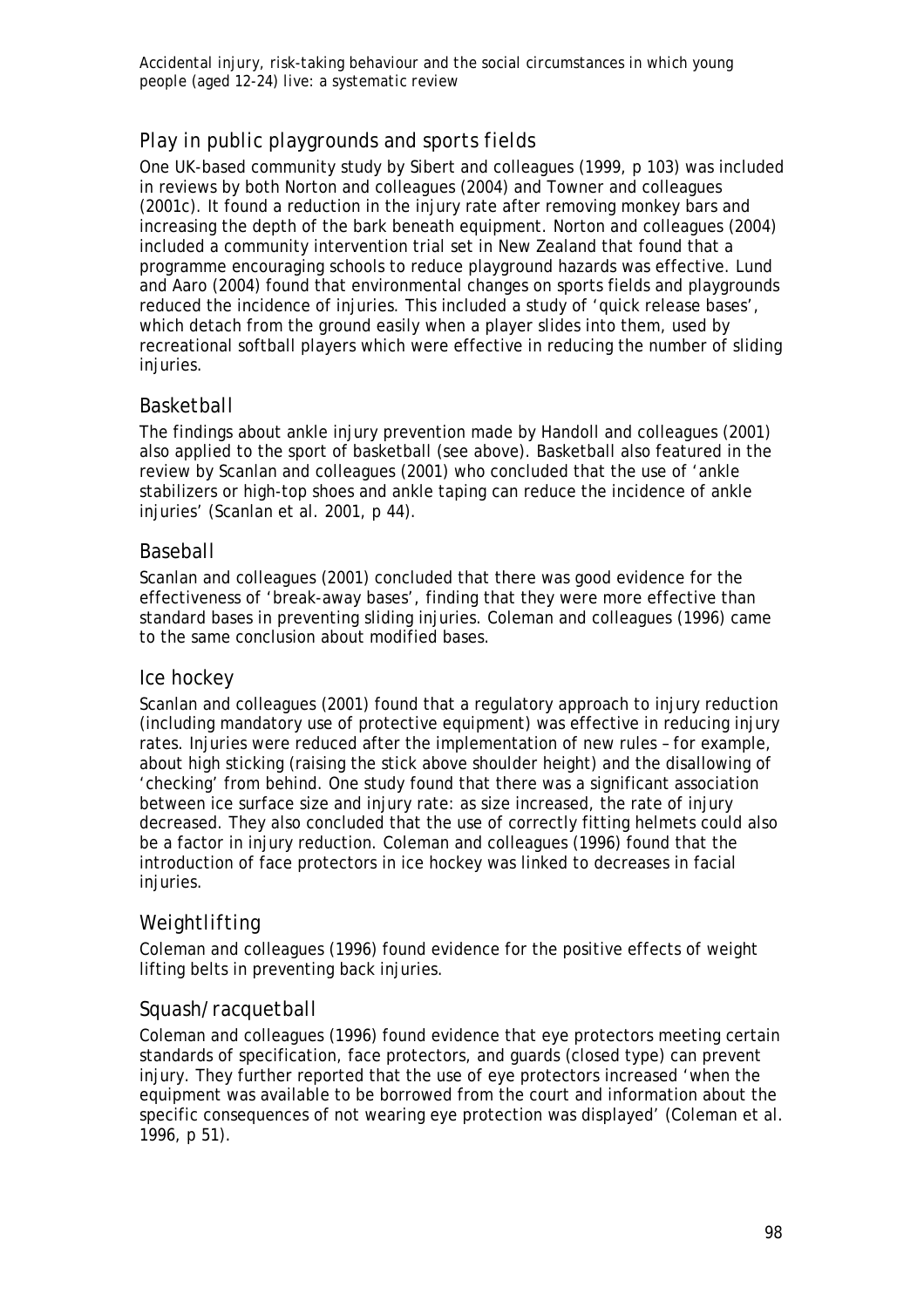## Play in public playgrounds and sports fields

One UK-based community study by Sibert and colleagues (1999, p 103) was included in reviews by both Norton and colleagues (2004) and Towner and colleagues (2001c). It found a reduction in the injury rate after removing monkey bars and increasing the depth of the bark beneath equipment. Norton and colleagues (2004) included a community intervention trial set in New Zealand that found that a programme encouraging schools to reduce playground hazards was effective. Lund and Aaro (2004) found that environmental changes on sports fields and playgrounds reduced the incidence of injuries. This included a study of 'quick release bases', which detach from the ground easily when a player slides into them, used by recreational softball players which were effective in reducing the number of sliding injuries.

## Basketball

The findings about ankle injury prevention made by Handoll and colleagues (2001) also applied to the sport of basketball (see above). Basketball also featured in the review by Scanlan and colleagues (2001) who concluded that the use of 'ankle stabilizers or high-top shoes and ankle taping can reduce the incidence of ankle injuries' (Scanlan et al. 2001, p 44).

## Baseball

Scanlan and colleagues (2001) concluded that there was good evidence for the effectiveness of 'break-away bases', finding that they were more effective than standard bases in preventing sliding injuries. Coleman and colleagues (1996) came to the same conclusion about modified bases.

## Ice hockey

Scanlan and colleagues (2001) found that a regulatory approach to injury reduction (including mandatory use of protective equipment) was effective in reducing injury rates. Injuries were reduced after the implementation of new rules – for example, about high sticking (raising the stick above shoulder height) and the disallowing of 'checking' from behind. One study found that there was a significant association between ice surface size and injury rate: as size increased, the rate of injury decreased. They also concluded that the use of correctly fitting helmets could also be a factor in injury reduction. Coleman and colleagues (1996) found that the introduction of face protectors in ice hockey was linked to decreases in facial injuries.

## Weightlifting

Coleman and colleagues (1996) found evidence for the positive effects of weight lifting belts in preventing back injuries.

## Squash/racquetball

Coleman and colleagues (1996) found evidence that eye protectors meeting certain standards of specification, face protectors, and guards (closed type) can prevent injury. They further reported that the use of eye protectors increased 'when the equipment was available to be borrowed from the court and information about the specific consequences of not wearing eye protection was displayed' (Coleman et al. 1996, p 51).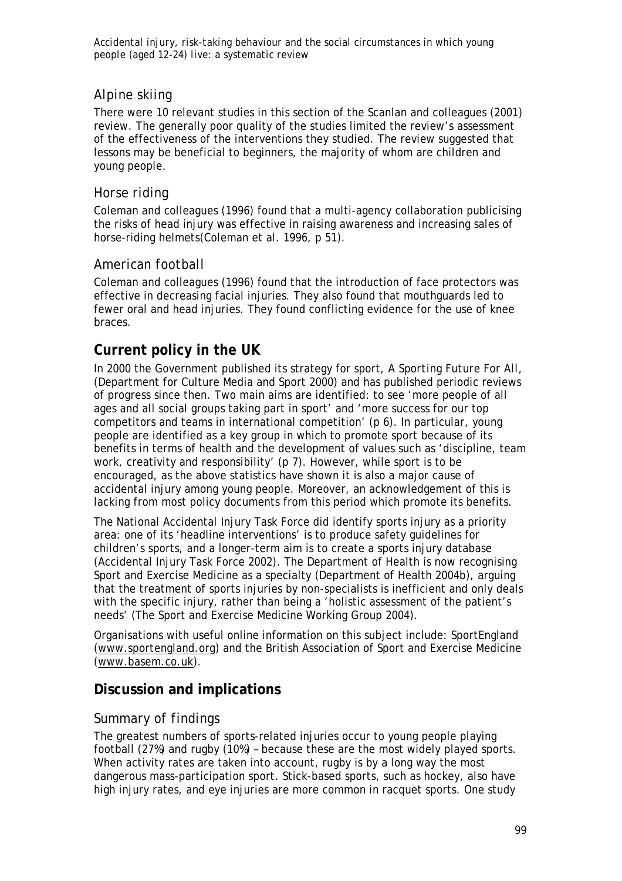### Alpine skiing

There were 10 relevant studies in this section of the Scanlan and colleagues (2001) review. The generally poor quality of the studies limited the review's assessment of the effectiveness of the interventions they studied. The review suggested that lessons may be beneficial to beginners, the majority of whom are children and young people.

### Horse riding

Coleman and colleagues (1996) found that a multi-agency collaboration publicising the risks of head injury was effective in raising awareness and increasing sales of horse-riding helmets(Coleman et al. 1996, p 51).

### American football

Coleman and colleagues (1996) found that the introduction of face protectors was effective in decreasing facial injuries. They also found that mouthguards led to fewer oral and head injuries. They found conflicting evidence for the use of knee braces.

## Current policy in the UK

In 2000 the Government published its strategy for sport, *A Sporting Future For All*, (Department for Culture Media and Sport 2000) and has published periodic reviews of progress since then. Two main aims are identified: to see 'more people of all ages and all social groups taking part in sport' and 'more success for our top competitors and teams in international competition' (p 6). In particular, young people are identified as a key group in which to promote sport because of its benefits in terms of health and the development of values such as 'discipline, team work, creativity and responsibility' (p 7). However, while sport is to be encouraged, as the above statistics have shown it is also a major cause of accidental injury among young people. Moreover, an acknowledgement of this is lacking from most policy documents from this period which promote its benefits.

The National Accidental Injury Task Force did identify sports injury as a priority area: one of its 'headline interventions' is to produce safety guidelines for children's sports, and a longer-term aim is to create a sports injury database (Accidental Injury Task Force 2002). The Department of Health is now recognising Sport and Exercise Medicine as a specialty (Department of Health 2004b), arguing that the treatment of sports injuries by non-specialists is inefficient and only deals with the specific injury, rather than being a 'holistic assessment of the patient's needs' (The Sport and Exercise Medicine Working Group 2004).

Organisations with useful online information on this subject include: SportEngland (www.sportengland.org) and the British Association of Sport and Exercise Medicine (www.basem.co.uk).

## Discussion and implications

### Summary of findings

The greatest numbers of sports-related injuries occur to young people playing football (27%) and rugby (10%) – because these are the most widely played sports. When activity rates are taken into account, rugby is by a long way the most dangerous mass-participation sport. Stick-based sports, such as hockey, also have high injury rates, and eye injuries are more common in racquet sports. One study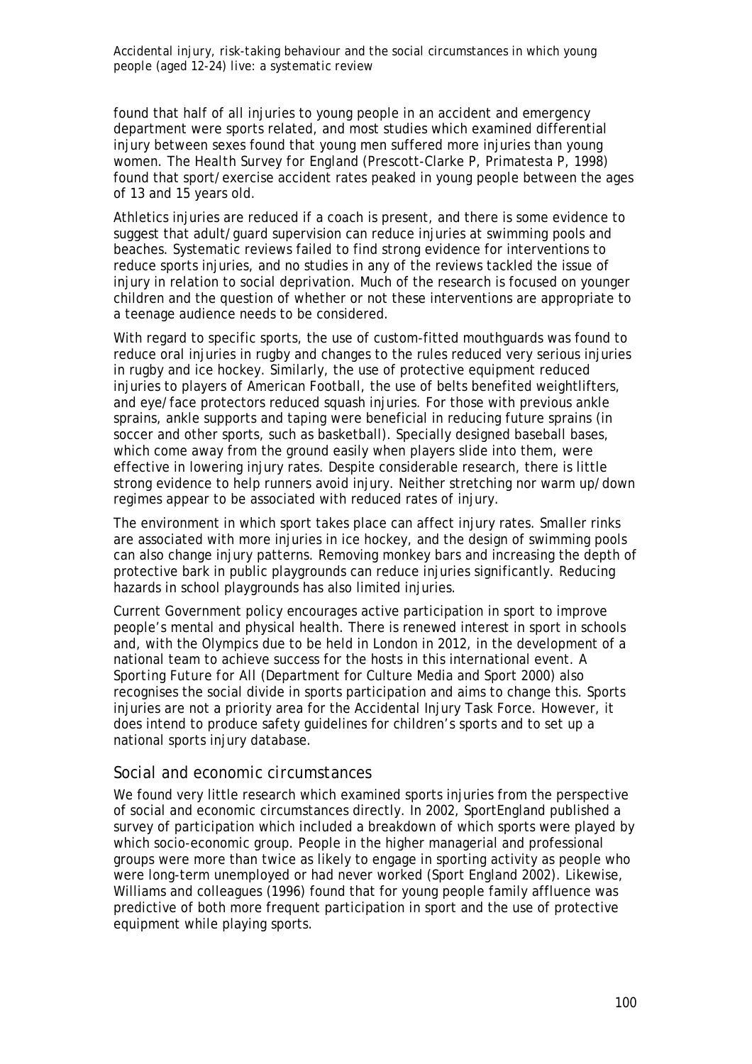found that half of all injuries to young people in an accident and emergency department were sports related, and most studies which examined differential injury between sexes found that young men suffered more injuries than young women. The *Health Survey for England* (Prescott-Clarke P, Primatesta P, 1998) found that sport/exercise accident rates peaked in young people between the ages of 13 and 15 years old.

Athletics injuries are reduced if a coach is present, and there is some evidence to suggest that adult/guard supervision can reduce injuries at swimming pools and beaches. Systematic reviews failed to find strong evidence for interventions to reduce sports injuries, and no studies in any of the reviews tackled the issue of injury in relation to social deprivation. Much of the research is focused on younger children and the question of whether or not these interventions are appropriate to a teenage audience needs to be considered.

With regard to specific sports, the use of custom-fitted mouthguards was found to reduce oral injuries in rugby and changes to the rules reduced very serious injuries in rugby and ice hockey. Similarly, the use of protective equipment reduced injuries to players of American Football, the use of belts benefited weightlifters, and eye/face protectors reduced squash injuries. For those with previous ankle sprains, ankle supports and taping were beneficial in reducing future sprains (in soccer and other sports, such as basketball). Specially designed baseball bases, which come away from the ground easily when players slide into them, were effective in lowering injury rates. Despite considerable research, there is little strong evidence to help runners avoid injury. Neither stretching nor warm up/down regimes appear to be associated with reduced rates of injury.

The environment in which sport takes place can affect injury rates. Smaller rinks are associated with more injuries in ice hockey, and the design of swimming pools can also change injury patterns. Removing monkey bars and increasing the depth of protective bark in public playgrounds can reduce injuries significantly. Reducing hazards in school playgrounds has also limited injuries.

Current Government policy encourages active participation in sport to improve people's mental and physical health. There is renewed interest in sport in schools and, with the Olympics due to be held in London in 2012, in the development of a national team to achieve success for the hosts in this international event. *A Sporting Future for All* (Department for Culture Media and Sport 2000) also recognises the social divide in sports participation and aims to change this. Sports injuries are not a priority area for the Accidental Injury Task Force. However, it does intend to produce safety guidelines for children's sports and to set up a national sports injury database.

## Social and economic circumstances

We found very little research which examined sports injuries from the perspective of social and economic circumstances directly. In 2002, SportEngland published a survey of participation which included a breakdown of which sports were played by which socio-economic group. People in the higher managerial and professional groups were more than twice as likely to engage in sporting activity as people who were long-term unemployed or had never worked (Sport England 2002). Likewise, Williams and colleagues (1996) found that for young people family affluence was predictive of both more frequent participation in sport and the use of protective equipment while playing sports.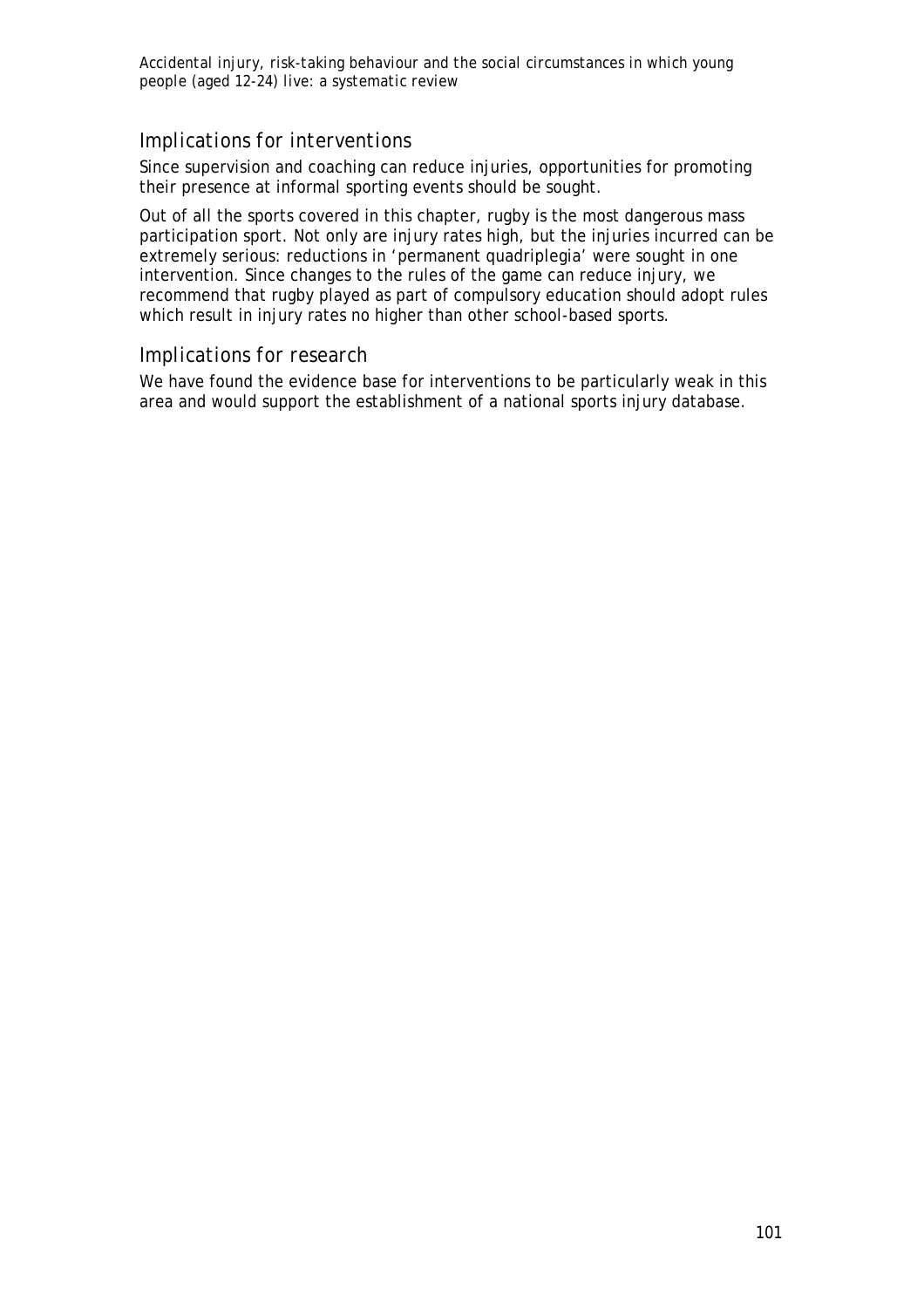## Implications for interventions

Since supervision and coaching can reduce injuries, opportunities for promoting their presence at informal sporting events should be sought.

Out of all the sports covered in this chapter, rugby is the most dangerous mass participation sport. Not only are injury rates high, but the injuries incurred can be extremely serious: reductions in 'permanent quadriplegia' were sought in one intervention. Since changes to the rules of the game can reduce injury, we recommend that rugby played as part of compulsory education should adopt rules which result in injury rates no higher than other school-based sports.

## Implications for research

We have found the evidence base for interventions to be particularly weak in this area and would support the establishment of a national sports injury database.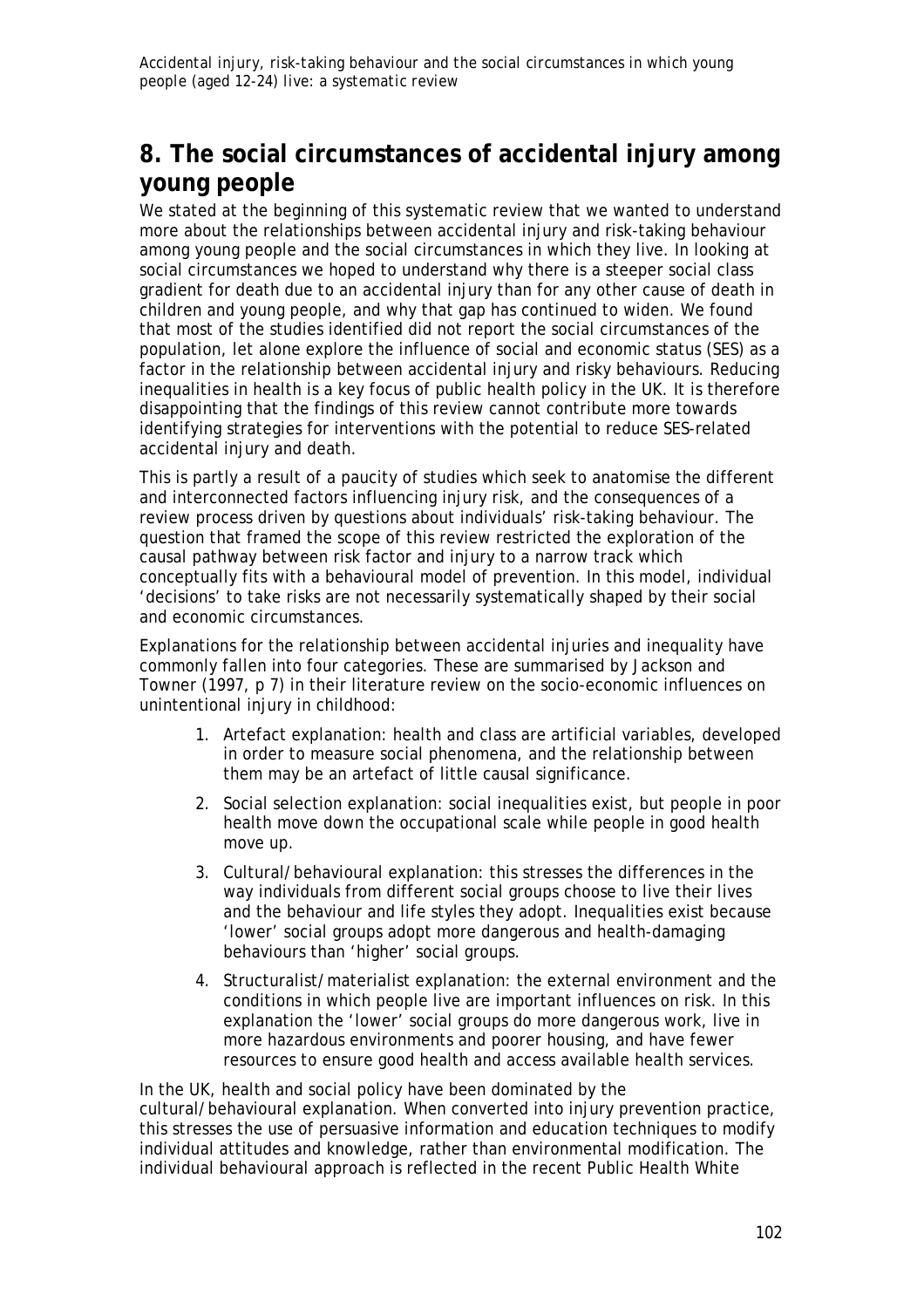# 8. The social circumstances of accidental injury among young people

We stated at the beginning of this systematic review that we wanted to understand more about the relationships between accidental injury and risk-taking behaviour among young people and the social circumstances in which they live. In looking at social circumstances we hoped to understand why there is a steeper social class gradient for death due to an accidental injury than for any other cause of death in children and young people, and why that gap has continued to widen. We found that most of the studies identified did not report the social circumstances of the population, let alone explore the influence of social and economic status (SES) as a factor in the relationship between accidental injury and risky behaviours. Reducing inequalities in health is a key focus of public health policy in the UK. It is therefore disappointing that the findings of this review cannot contribute more towards identifying strategies for interventions with the potential to reduce SES-related accidental injury and death.

This is partly a result of a paucity of studies which seek to anatomise the different and interconnected factors influencing injury risk, and the consequences of a review process driven by questions about individuals' risk-taking behaviour. The question that framed the scope of this review restricted the exploration of the causal pathway between risk factor and injury to a narrow track which conceptually fits with a behavioural model of prevention. In this model, individual 'decisions' to take risks are not necessarily systematically shaped by their social and economic circumstances.

Explanations for the relationship between accidental injuries and inequality have commonly fallen into four categories. These are summarised by Jackson and Towner (1997, p 7) in their literature review on the socio-economic influences on unintentional injury in childhood:

1. Artefact explanation: health and class are artificial variables, developed in order to measure social phenomena, and the relationship between them may be an artefact of little causal significance.
2. Social selection explanation: social inequalities exist, but people in poor health move down the occupational scale while people in good health move up.
3. Cultural/behavioural explanation: this stresses the differences in the way individuals from different social groups choose to live their lives and the behaviour and life styles they adopt. Inequalities exist because 'lower' social groups adopt more dangerous and health-damaging behaviours than 'higher' social groups.
4. Structuralist/materialist explanation: the external environment and the conditions in which people live are important influences on risk. In this explanation the 'lower' social groups do more dangerous work, live in more hazardous environments and poorer housing, and have fewer resources to ensure good health and access available health services.

In the UK, health and social policy have been dominated by the cultural/behavioural explanation. When converted into injury prevention practice, this stresses the use of persuasive information and education techniques to modify individual attitudes and knowledge, rather than environmental modification. The individual behavioural approach is reflected in the recent Public Health White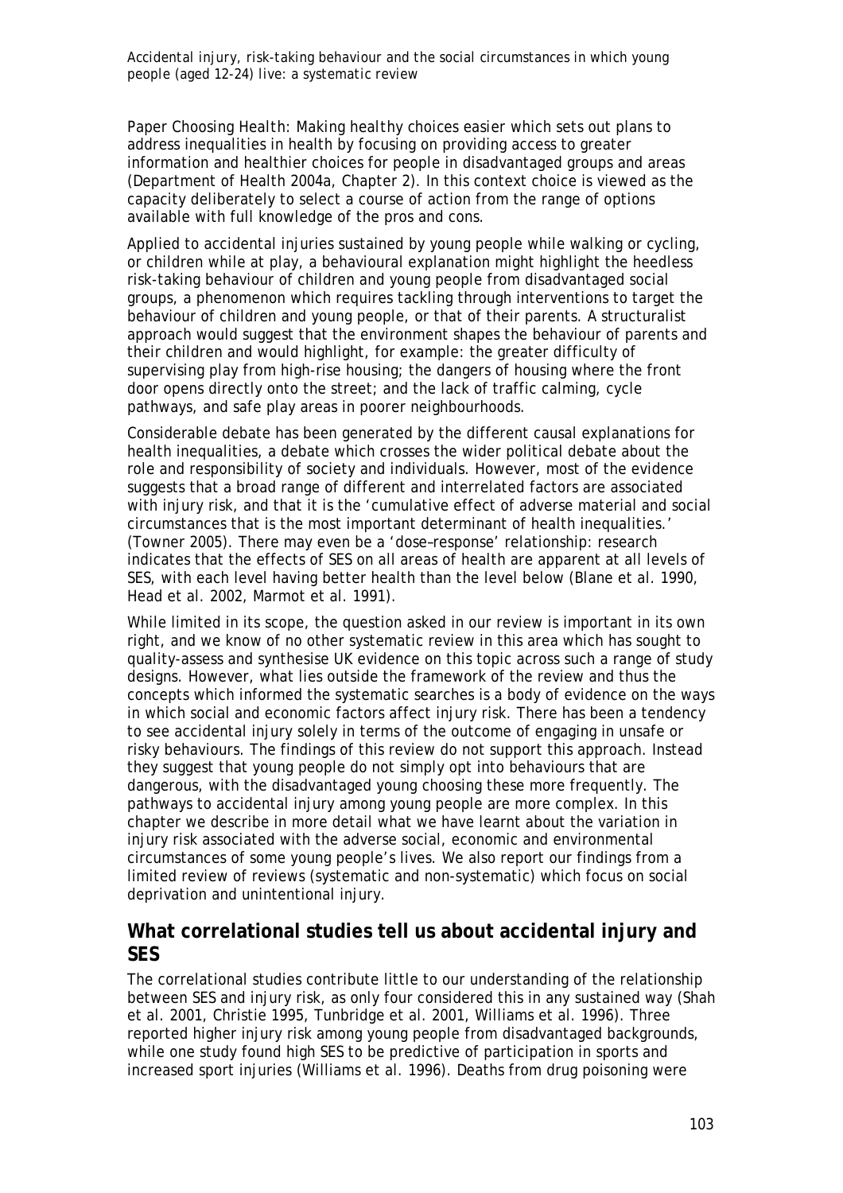Paper *Choosing Health: Making healthy choices easier* which sets out plans to address inequalities in health by focusing on providing access to greater information and healthier choices for people in disadvantaged groups and areas (Department of Health 2004a, Chapter 2). In this context choice is viewed as the capacity deliberately to select a course of action from the range of options available with full knowledge of the pros and cons.

Applied to accidental injuries sustained by young people while walking or cycling, or children while at play, a behavioural explanation might highlight the heedless risk-taking behaviour of children and young people from disadvantaged social groups, a phenomenon which requires tackling through interventions to target the behaviour of children and young people, or that of their parents. A structuralist approach would suggest that the environment shapes the behaviour of parents and their children and would highlight, for example: the greater difficulty of supervising play from high-rise housing; the dangers of housing where the front door opens directly onto the street; and the lack of traffic calming, cycle pathways, and safe play areas in poorer neighbourhoods.

Considerable debate has been generated by the different causal explanations for health inequalities, a debate which crosses the wider political debate about the role and responsibility of society and individuals. However, most of the evidence suggests that a broad range of different and interrelated factors are associated with injury risk, and that it is the 'cumulative effect of adverse material and social circumstances that is the most important determinant of health inequalities.' (Towner 2005). There may even be a 'dose–response' relationship: research indicates that the effects of SES on all areas of health are apparent at all levels of SES, with each level having better health than the level below (Blane et al. 1990, Head et al. 2002, Marmot et al. 1991).

While limited in its scope, the question asked in our review is important in its own right, and we know of no other systematic review in this area which has sought to quality-assess and synthesise UK evidence on this topic across such a range of study designs. However, what lies outside the framework of the review and thus the concepts which informed the systematic searches is a body of evidence on the ways in which social and economic factors affect injury risk. There has been a tendency to see accidental injury solely in terms of the outcome of engaging in unsafe or risky behaviours. The findings of this review do not support this approach. Instead they suggest that young people do not simply opt into behaviours that are dangerous, with the disadvantaged young choosing these more frequently. The pathways to accidental injury among young people are more complex. In this chapter we describe in more detail what we have learnt about the variation in injury risk associated with the adverse social, economic and environmental circumstances of some young people's lives. We also report our findings from a limited review of reviews (systematic and non-systematic) which focus on social deprivation and unintentional injury.

## What correlational studies tell us about accidental injury and SES

The correlational studies contribute little to our understanding of the relationship between SES and injury risk, as only four considered this in any sustained way (Shah et al. 2001, Christie 1995, Tunbridge et al. 2001, Williams et al. 1996). Three reported higher injury risk among young people from disadvantaged backgrounds, while one study found high SES to be predictive of participation in sports and increased sport injuries (Williams et al. 1996). Deaths from drug poisoning were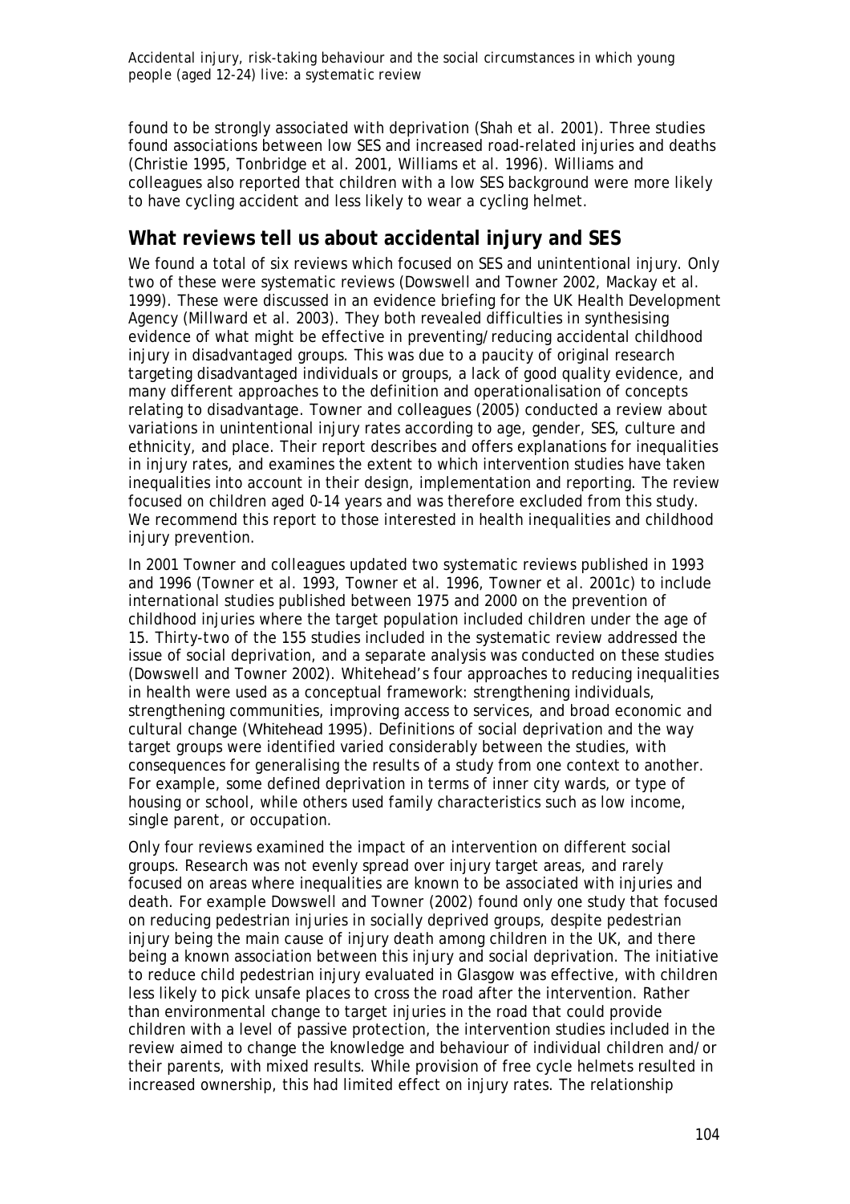found to be strongly associated with deprivation (Shah et al. 2001). Three studies found associations between low SES and increased road-related injuries and deaths (Christie 1995, Tonbridge et al. 2001, Williams et al. 1996). Williams and colleagues also reported that children with a low SES background were more likely to have cycling accident and less likely to wear a cycling helmet.

## What reviews tell us about accidental injury and SES

We found a total of six reviews which focused on SES and unintentional injury. Only two of these were systematic reviews (Dowswell and Towner 2002, Mackay et al. 1999). These were discussed in an evidence briefing for the UK Health Development Agency (Millward et al. 2003). They both revealed difficulties in synthesising evidence of what might be effective in preventing/reducing accidental childhood injury in disadvantaged groups. This was due to a paucity of original research targeting disadvantaged individuals or groups, a lack of good quality evidence, and many different approaches to the definition and operationalisation of concepts relating to disadvantage. Towner and colleagues (2005) conducted a review about variations in unintentional injury rates according to age, gender, SES, culture and ethnicity, and place. Their report describes and offers explanations for inequalities in injury rates, and examines the extent to which intervention studies have taken inequalities into account in their design, implementation and reporting. The review focused on children aged 0-14 years and was therefore excluded from this study. We recommend this report to those interested in health inequalities and childhood injury prevention.

In 2001 Towner and colleagues updated two systematic reviews published in 1993 and 1996 (Towner et al. 1993, Towner et al. 1996, Towner et al. 2001c) to include international studies published between 1975 and 2000 on the prevention of childhood injuries where the target population included children under the age of 15. Thirty-two of the 155 studies included in the systematic review addressed the issue of social deprivation, and a separate analysis was conducted on these studies (Dowswell and Towner 2002). Whitehead's four approaches to reducing inequalities in health were used as a conceptual framework: strengthening individuals, strengthening communities, improving access to services, and broad economic and cultural change (Whitehead 1995). Definitions of social deprivation and the way target groups were identified varied considerably between the studies, with consequences for generalising the results of a study from one context to another. For example, some defined deprivation in terms of inner city wards, or type of housing or school, while others used family characteristics such as low income, single parent, or occupation.

Only four reviews examined the impact of an intervention on different social groups. Research was not evenly spread over injury target areas, and rarely focused on areas where inequalities are known to be associated with injuries and death. For example Dowswell and Towner (2002) found only one study that focused on reducing pedestrian injuries in socially deprived groups, despite pedestrian injury being the main cause of injury death among children in the UK, and there being a known association between this injury and social deprivation. The initiative to reduce child pedestrian injury evaluated in Glasgow was effective, with children less likely to pick unsafe places to cross the road after the intervention. Rather than environmental change to target injuries in the road that could provide children with a level of passive protection, the intervention studies included in the review aimed to change the knowledge and behaviour of individual children and/or their parents, with mixed results. While provision of free cycle helmets resulted in increased ownership, this had limited effect on injury rates. The relationship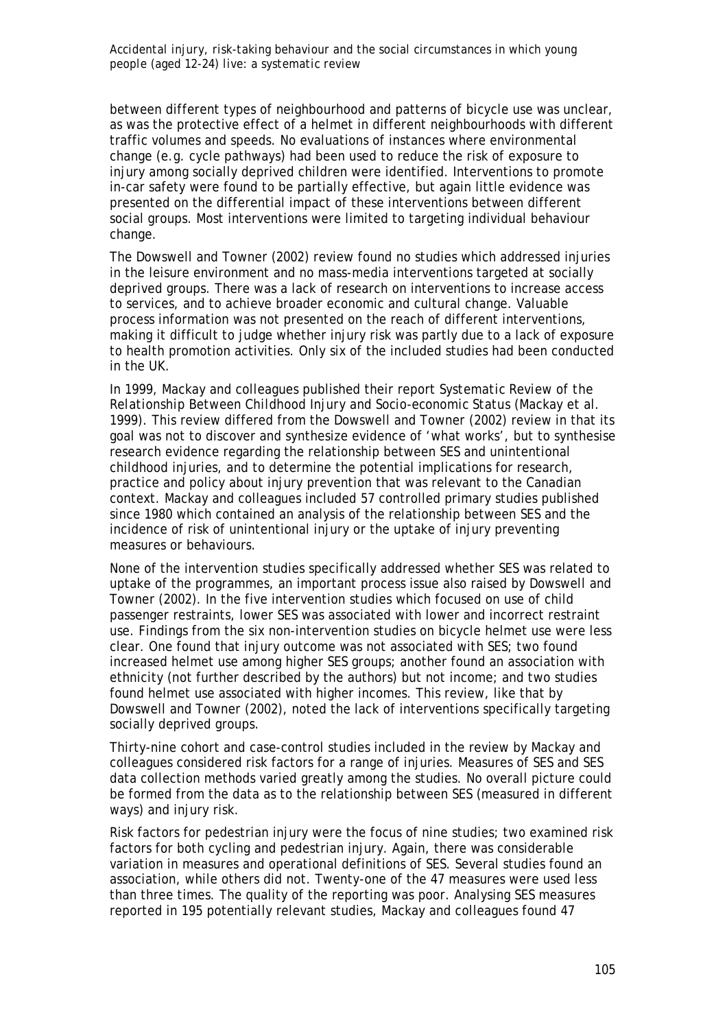between different types of neighbourhood and patterns of bicycle use was unclear, as was the protective effect of a helmet in different neighbourhoods with different traffic volumes and speeds. No evaluations of instances where environmental change (e.g. cycle pathways) had been used to reduce the risk of exposure to injury among socially deprived children were identified. Interventions to promote in-car safety were found to be partially effective, but again little evidence was presented on the differential impact of these interventions between different social groups. Most interventions were limited to targeting individual behaviour change.

The Dowswell and Towner (2002) review found no studies which addressed injuries in the leisure environment and no mass-media interventions targeted at socially deprived groups. There was a lack of research on interventions to increase access to services, and to achieve broader economic and cultural change. Valuable process information was not presented on the reach of different interventions, making it difficult to judge whether injury risk was partly due to a lack of exposure to health promotion activities. Only six of the included studies had been conducted in the UK.

In 1999, Mackay and colleagues published their report *Systematic Review of the Relationship Between Childhood Injury and Socio-economic Status* (Mackay et al. 1999). This review differed from the Dowswell and Towner (2002) review in that its goal was not to discover and synthesize evidence of 'what works', but to synthesise research evidence regarding the relationship between SES and unintentional childhood injuries, and to determine the potential implications for research, practice and policy about injury prevention that was relevant to the Canadian context. Mackay and colleagues included 57 controlled primary studies published since 1980 which contained an analysis of the relationship between SES and the incidence of risk of unintentional injury or the uptake of injury preventing measures or behaviours.

None of the intervention studies specifically addressed whether SES was related to uptake of the programmes, an important process issue also raised by Dowswell and Towner (2002). In the five intervention studies which focused on use of child passenger restraints, lower SES was associated with lower and incorrect restraint use. Findings from the six non-intervention studies on bicycle helmet use were less clear. One found that injury outcome was not associated with SES; two found increased helmet use among higher SES groups; another found an association with ethnicity (not further described by the authors) but not income; and two studies found helmet use associated with higher incomes. This review, like that by Dowswell and Towner (2002), noted the lack of interventions specifically targeting socially deprived groups.

Thirty-nine cohort and case-control studies included in the review by Mackay and colleagues considered risk factors for a range of injuries. Measures of SES and SES data collection methods varied greatly among the studies. No overall picture could be formed from the data as to the relationship between SES (measured in different ways) and injury risk.

Risk factors for pedestrian injury were the focus of nine studies; two examined risk factors for both cycling and pedestrian injury. Again, there was considerable variation in measures and operational definitions of SES. Several studies found an association, while others did not. Twenty-one of the 47 measures were used less than three times. The quality of the reporting was poor. Analysing SES measures reported in 195 potentially relevant studies, Mackay and colleagues found 47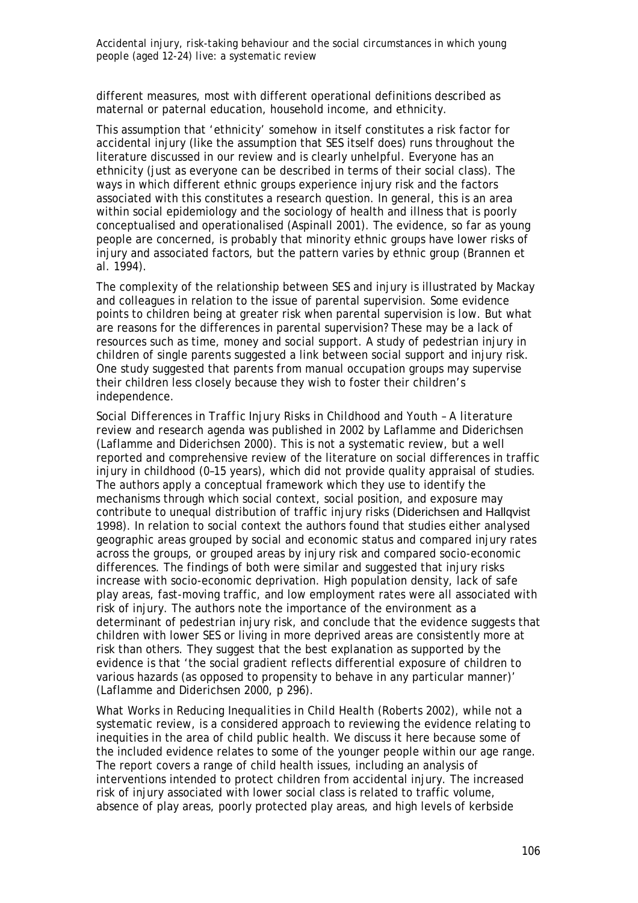different measures, most with different operational definitions described as maternal or paternal education, household income, and ethnicity.

This assumption that 'ethnicity' somehow in itself constitutes a risk factor for accidental injury (like the assumption that SES itself does) runs throughout the literature discussed in our review and is clearly unhelpful. Everyone has an ethnicity (just as everyone can be described in terms of their social class). The ways in which different ethnic groups experience injury risk and the factors associated with this constitutes a research question. In general, this is an area within social epidemiology and the sociology of health and illness that is poorly conceptualised and operationalised (Aspinall 2001). The evidence, so far as young people are concerned, is probably that minority ethnic groups have lower risks of injury and associated factors, but the pattern varies by ethnic group (Brannen et al. 1994).

The complexity of the relationship between SES and injury is illustrated by Mackay and colleagues in relation to the issue of parental supervision. Some evidence points to children being at greater risk when parental supervision is low. But what are reasons for the differences in parental supervision? These may be a lack of resources such as time, money and social support. A study of pedestrian injury in children of single parents suggested a link between social support and injury risk. One study suggested that parents from manual occupation groups may supervise their children less closely because they wish to foster their children's independence.

*Social Differences in Traffic Injury Risks in Childhood and Youth – A literature review and research agenda* was published in 2002 by Laflamme and Diderichsen (Laflamme and Diderichsen 2000). This is not a systematic review, but a well reported and comprehensive review of the literature on social differences in traffic injury in childhood (0–15 years), which did not provide quality appraisal of studies. The authors apply a conceptual framework which they use to identify the mechanisms through which social context, social position, and exposure may contribute to unequal distribution of traffic injury risks (Diderichsen and Hallqvist 1998). In relation to social context the authors found that studies either analysed geographic areas grouped by social and economic status and compared injury rates across the groups, or grouped areas by injury risk and compared socio-economic differences. The findings of both were similar and suggested that injury risks increase with socio-economic deprivation. High population density, lack of safe play areas, fast-moving traffic, and low employment rates were all associated with risk of injury. The authors note the importance of the environment as a determinant of pedestrian injury risk, and conclude that the evidence suggests that children with lower SES or living in more deprived areas are consistently more at risk than others. They suggest that the best explanation as supported by the evidence is that 'the social gradient reflects differential exposure of children to various hazards (as opposed to propensity to behave in any particular manner)' (Laflamme and Diderichsen 2000, p 296).

*What Works in Reducing Inequalities in Child Health* (Roberts 2002), while not a systematic review, is a considered approach to reviewing the evidence relating to inequities in the area of child public health. We discuss it here because some of the included evidence relates to some of the younger people within our age range. The report covers a range of child health issues, including an analysis of interventions intended to protect children from accidental injury. The increased risk of injury associated with lower social class is related to traffic volume, absence of play areas, poorly protected play areas, and high levels of kerbside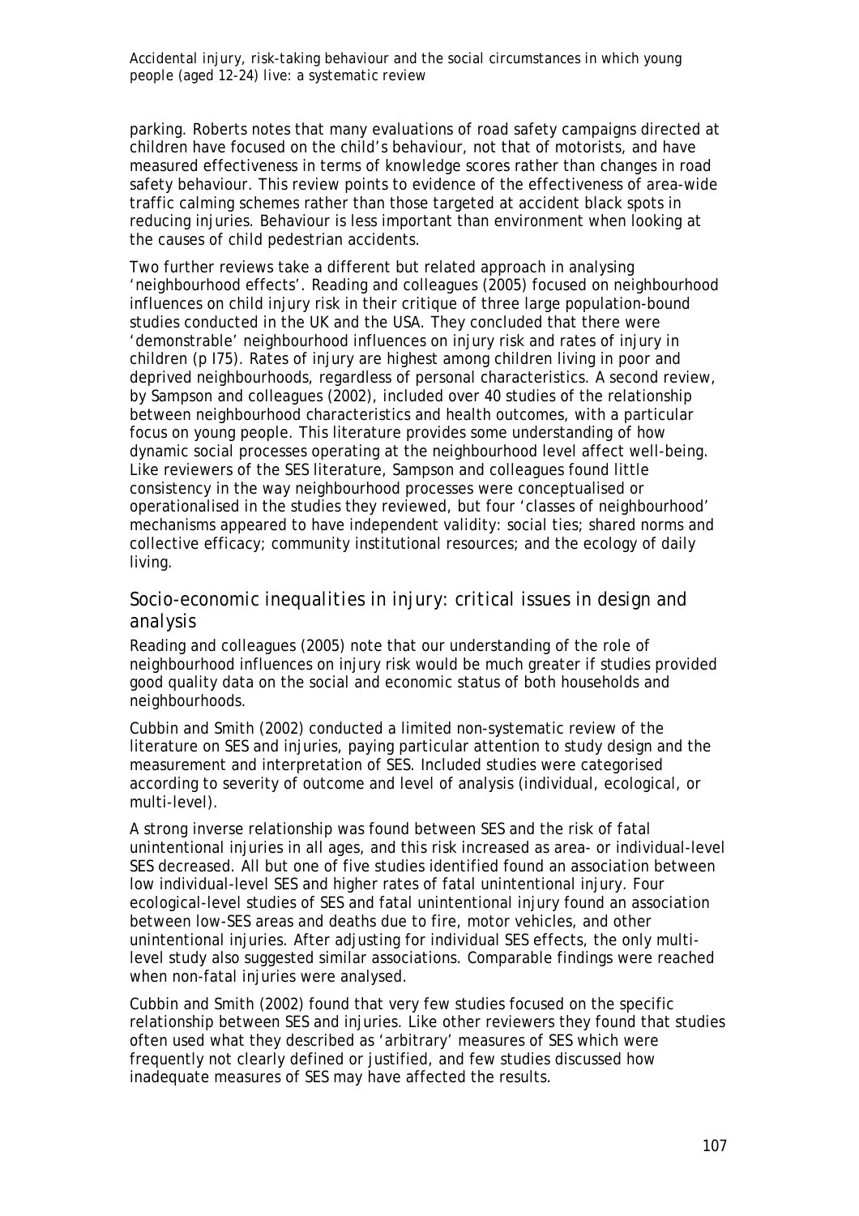parking. Roberts notes that many evaluations of road safety campaigns directed at children have focused on the child's behaviour, not that of motorists, and have measured effectiveness in terms of knowledge scores rather than changes in road safety behaviour. This review points to evidence of the effectiveness of area-wide traffic calming schemes rather than those targeted at accident black spots in reducing injuries. Behaviour is less important than environment when looking at the causes of child pedestrian accidents.

Two further reviews take a different but related approach in analysing 'neighbourhood effects'. Reading and colleagues (2005) focused on neighbourhood influences on child injury risk in their critique of three large population-bound studies conducted in the UK and the USA. They concluded that there were 'demonstrable' neighbourhood influences on injury risk and rates of injury in children (p I75). Rates of injury are highest among children living in poor and deprived neighbourhoods, regardless of personal characteristics. A second review, by Sampson and colleagues (2002), included over 40 studies of the relationship between neighbourhood characteristics and health outcomes, with a particular focus on young people. This literature provides some understanding of how dynamic social processes operating at the neighbourhood level affect well-being. Like reviewers of the SES literature, Sampson and colleagues found little consistency in the way neighbourhood processes were conceptualised or operationalised in the studies they reviewed, but four 'classes of neighbourhood' mechanisms appeared to have independent validity: social ties; shared norms and collective efficacy; community institutional resources; and the ecology of daily living.

## Socio-economic inequalities in injury: critical issues in design and analysis

Reading and colleagues (2005) note that our understanding of the role of neighbourhood influences on injury risk would be much greater if studies provided good quality data on the social and economic status of both households and neighbourhoods.

Cubbin and Smith (2002) conducted a limited non-systematic review of the literature on SES and injuries, paying particular attention to study design and the measurement and interpretation of SES. Included studies were categorised according to severity of outcome and level of analysis (individual, ecological, or multi-level).

A strong inverse relationship was found between SES and the risk of fatal unintentional injuries in all ages, and this risk increased as area- or individual-level SES decreased. All but one of five studies identified found an association between low individual-level SES and higher rates of fatal unintentional injury. Four ecological-level studies of SES and fatal unintentional injury found an association between low-SES areas and deaths due to fire, motor vehicles, and other unintentional injuries. After adjusting for individual SES effects, the only multi-level study also suggested similar associations. Comparable findings were reached when non-fatal injuries were analysed.

Cubbin and Smith (2002) found that very few studies focused on the specific relationship between SES and injuries. Like other reviewers they found that studies often used what they described as 'arbitrary' measures of SES which were frequently not clearly defined or justified, and few studies discussed how inadequate measures of SES may have affected the results.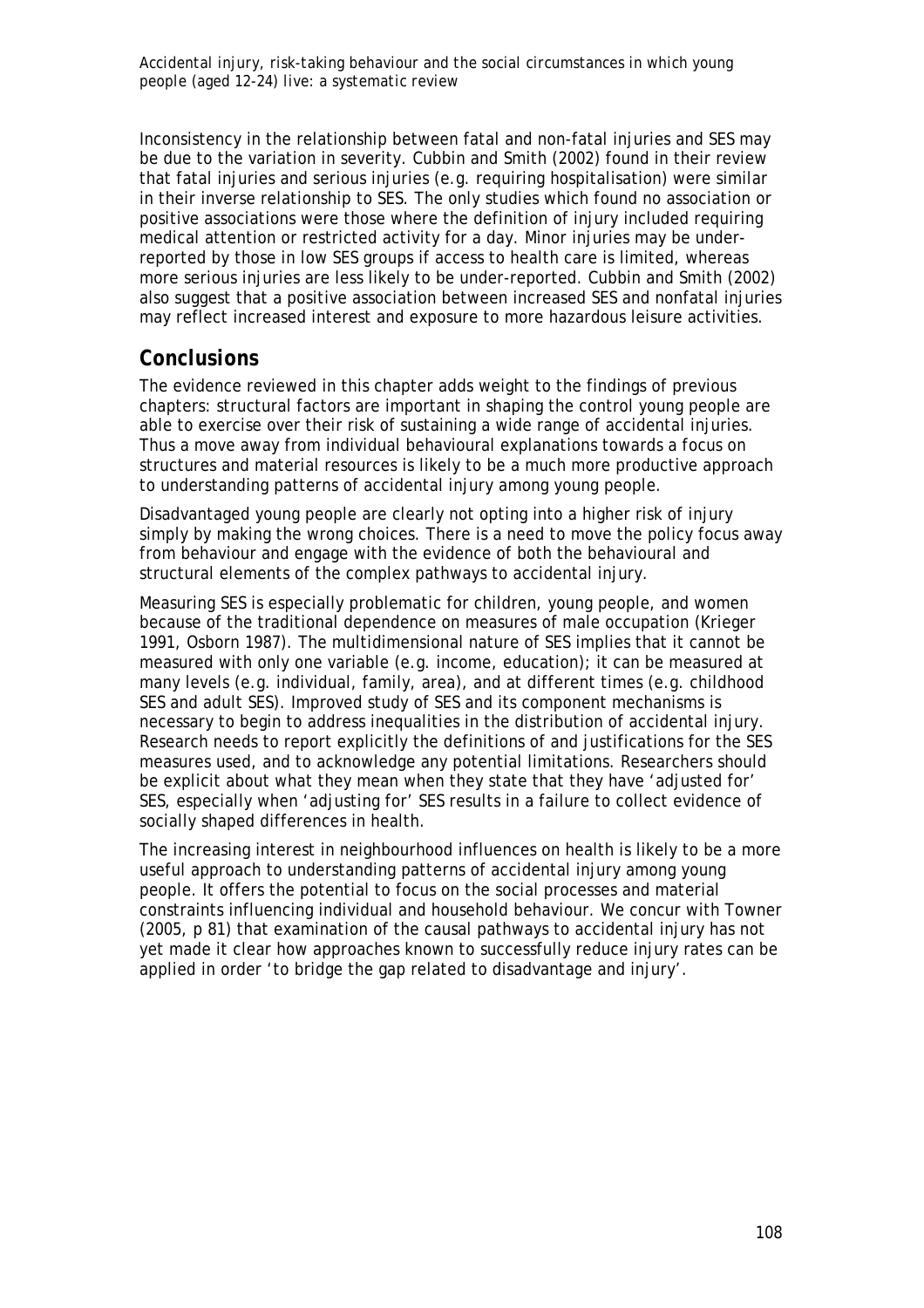Inconsistency in the relationship between fatal and non-fatal injuries and SES may be due to the variation in severity. Cubbin and Smith (2002) found in their review that fatal injuries and serious injuries (e.g. requiring hospitalisation) were similar in their inverse relationship to SES. The only studies which found no association or positive associations were those where the definition of injury included requiring medical attention or restricted activity for a day. Minor injuries may be under-reported by those in low SES groups if access to health care is limited, whereas more serious injuries are less likely to be under-reported. Cubbin and Smith (2002) also suggest that a positive association between increased SES and nonfatal injuries may reflect increased interest and exposure to more hazardous leisure activities.

## Conclusions

The evidence reviewed in this chapter adds weight to the findings of previous chapters: structural factors are important in shaping the control young people are able to exercise over their risk of sustaining a wide range of accidental injuries. Thus a move away from individual behavioural explanations towards a focus on structures and material resources is likely to be a much more productive approach to understanding patterns of accidental injury among young people.

Disadvantaged young people are clearly not opting into a higher risk of injury simply by making the wrong choices. There is a need to move the policy focus away from behaviour and engage with the evidence of both the behavioural and structural elements of the complex pathways to accidental injury.

Measuring SES is especially problematic for children, young people, and women because of the traditional dependence on measures of male occupation (Krieger 1991, Osborn 1987). The multidimensional nature of SES implies that it cannot be measured with only one variable (e.g. income, education); it can be measured at many levels (e.g. individual, family, area), and at different times (e.g. childhood SES and adult SES). Improved study of SES and its component mechanisms is necessary to begin to address inequalities in the distribution of accidental injury. Research needs to report explicitly the definitions of and justifications for the SES measures used, and to acknowledge any potential limitations. Researchers should be explicit about what they mean when they state that they have 'adjusted for' SES, especially when 'adjusting for' SES results in a failure to collect evidence of socially shaped differences in health.

The increasing interest in neighbourhood influences on health is likely to be a more useful approach to understanding patterns of accidental injury among young people. It offers the potential to focus on the social processes and material constraints influencing individual and household behaviour. We concur with Towner (2005, p 81) that examination of the causal pathways to accidental injury has not yet made it clear how approaches known to successfully reduce injury rates can be applied in order 'to bridge the gap related to disadvantage and injury'.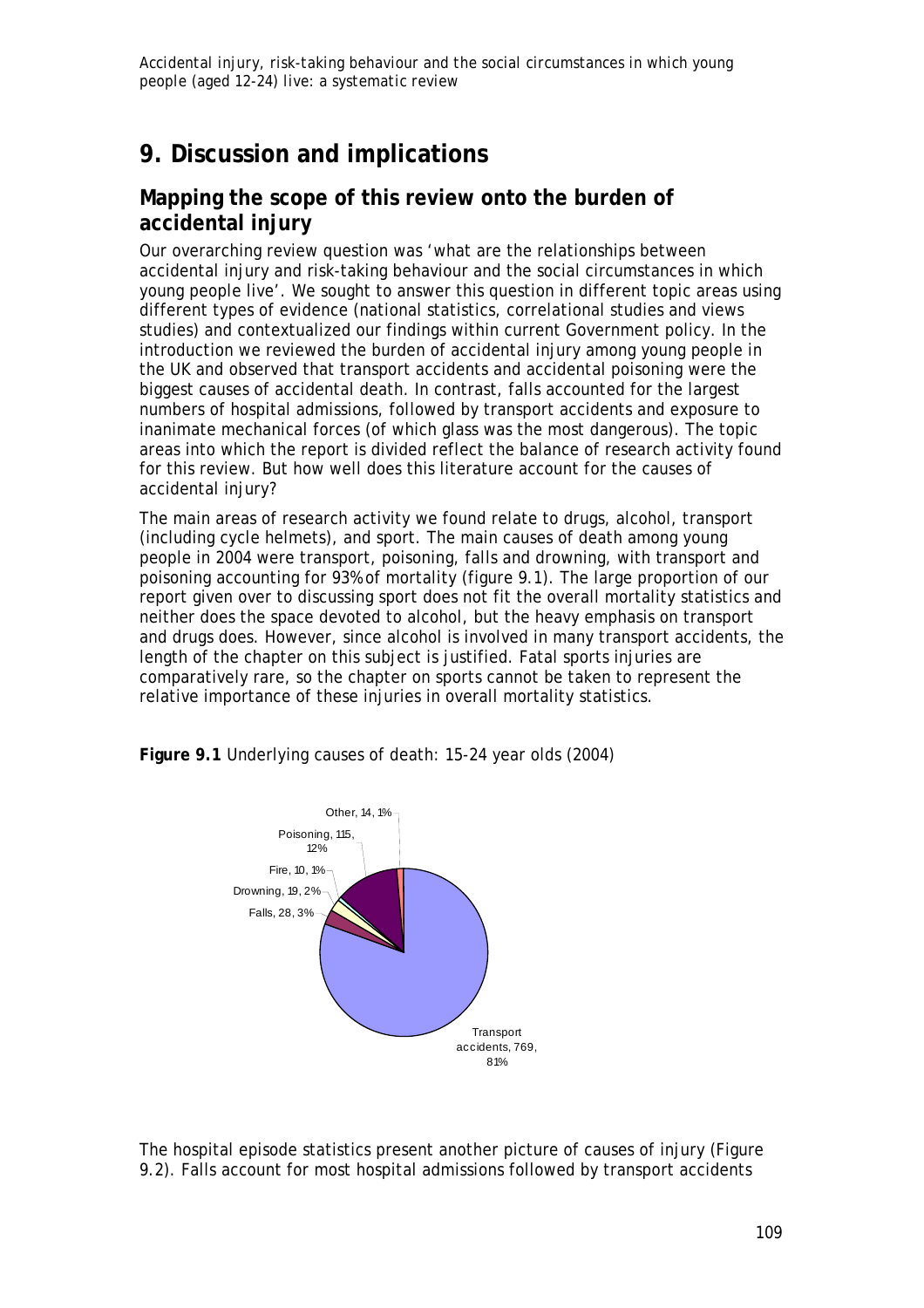# 9. Discussion and implications

## Mapping the scope of this review onto the burden of accidental injury

Our overarching review question was 'what are the relationships between accidental injury and risk-taking behaviour and the social circumstances in which young people live'. We sought to answer this question in different topic areas using different types of evidence (national statistics, correlational studies and views studies) and contextualized our findings within current Government policy. In the introduction we reviewed the burden of accidental injury among young people in the UK and observed that transport accidents and accidental poisoning were the biggest causes of accidental death. In contrast, falls accounted for the largest numbers of hospital admissions, followed by transport accidents and exposure to inanimate mechanical forces (of which glass was the most dangerous). The topic areas into which the report is divided reflect the balance of research activity found for this review. But how well does this literature account for the causes of accidental injury?

The main areas of research activity we found relate to drugs, alcohol, transport (including cycle helmets), and sport. The main causes of death among young people in 2004 were transport, poisoning, falls and drowning, with transport and poisoning accounting for 93% of mortality (figure 9.1). The large proportion of our report given over to discussing sport does not fit the overall mortality statistics and neither does the space devoted to alcohol, but the heavy emphasis on transport and drugs does. However, since alcohol is involved in many transport accidents, the length of the chapter on this subject is justified. Fatal sports injuries are comparatively rare, so the chapter on sports cannot be taken to represent the relative importance of these injuries in overall mortality statistics.

**Figure 9.1** Underlying causes of death: 15-24 year olds (2004)

| Cause | Number | % |
|---|---|---|
| Transport accidents | 769 | 81% |
| Poisoning | 115 | 12% |
| Falls | 28 | 3% |
| Drowning | 19 | 2% |
| Fire | 10 | 1% |
| Other | 14 | 1% |

The hospital episode statistics present another picture of causes of injury (Figure 9.2). Falls account for most hospital admissions followed by transport accidents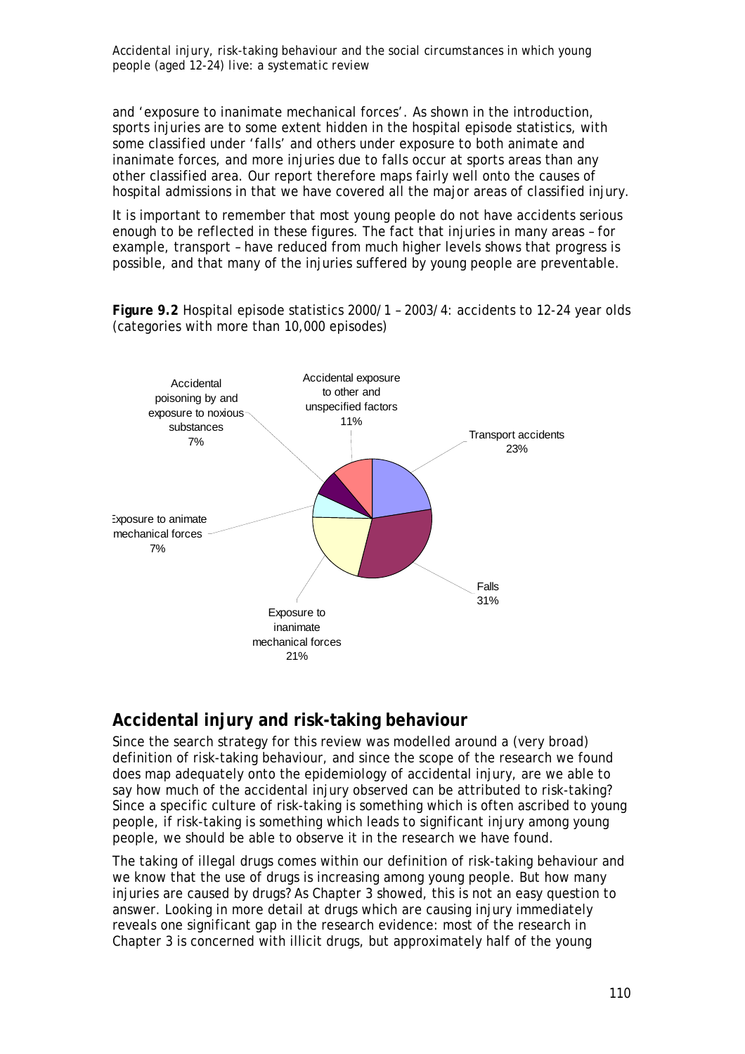and 'exposure to inanimate mechanical forces'. As shown in the introduction, sports injuries are to some extent hidden in the hospital episode statistics, with some classified under 'falls' and others under exposure to both animate and inanimate forces, and more injuries due to falls occur at sports areas than any other classified area. Our report therefore maps fairly well onto the causes of hospital admissions in that we have covered all the major areas of classified injury.

It is important to remember that most young people do not have accidents serious enough to be reflected in these figures. The fact that injuries in many areas – for example, transport – have reduced from much higher levels shows that progress is possible, and that many of the injuries suffered by young people are preventable.

**Figure 9.2** Hospital episode statistics 2000/1 – 2003/4: accidents to 12-24 year olds (categories with more than 10,000 episodes)

## Accidental injury and risk-taking behaviour

Since the search strategy for this review was modelled around a (very broad) definition of risk-taking behaviour, and since the scope of the research we found does map adequately onto the epidemiology of accidental injury, are we able to say how much of the accidental injury observed can be attributed to risk-taking? Since a specific culture of risk-taking is something which is often ascribed to young people, if risk-taking is something which leads to significant injury among young people, we should be able to observe it in the research we have found.

The taking of illegal drugs comes within our definition of risk-taking behaviour and we know that the use of drugs is increasing among young people. But how many injuries are caused by drugs? As Chapter 3 showed, this is not an easy question to answer. Looking in more detail at drugs which are causing injury immediately reveals one significant gap in the research evidence: most of the research in Chapter 3 is concerned with illicit drugs, but approximately half of the young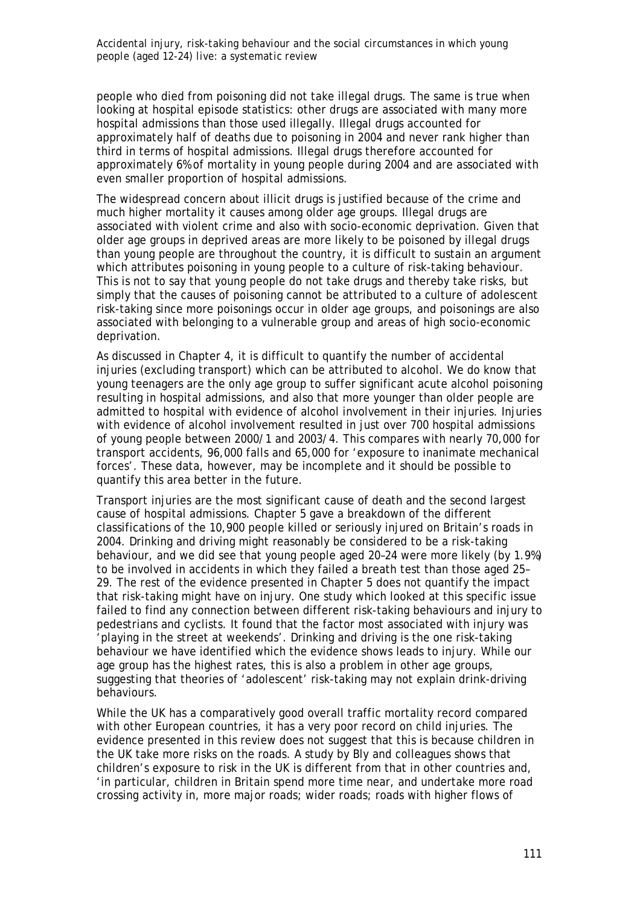people who died from poisoning did not take illegal drugs. The same is true when looking at hospital episode statistics: other drugs are associated with many more hospital admissions than those used illegally. Illegal drugs accounted for approximately half of deaths due to poisoning in 2004 and never rank higher than third in terms of hospital admissions. Illegal drugs therefore accounted for approximately 6% of mortality in young people during 2004 and are associated with even smaller proportion of hospital admissions.

The widespread concern about illicit drugs is justified because of the crime and much higher mortality it causes among older age groups. Illegal drugs are associated with violent crime and also with socio-economic deprivation. Given that older age groups in deprived areas are more likely to be poisoned by illegal drugs than young people are throughout the country, it is difficult to sustain an argument which attributes poisoning in young people to a culture of risk-taking behaviour. This is not to say that young people do not take drugs and thereby take risks, but simply that the causes of poisoning cannot be attributed to a culture of adolescent risk-taking since more poisonings occur in older age groups, and poisonings are also associated with belonging to a vulnerable group and areas of high socio-economic deprivation.

As discussed in Chapter 4, it is difficult to quantify the number of accidental injuries (excluding transport) which can be attributed to alcohol. We do know that young teenagers are the only age group to suffer significant acute alcohol poisoning resulting in hospital admissions, and also that more younger than older people are admitted to hospital with evidence of alcohol involvement in their injuries. Injuries with evidence of alcohol involvement resulted in just over 700 hospital admissions of young people between 2000/1 and 2003/4. This compares with nearly 70,000 for transport accidents, 96,000 falls and 65,000 for 'exposure to inanimate mechanical forces'. These data, however, may be incomplete and it should be possible to quantify this area better in the future.

Transport injuries are the most significant cause of death and the second largest cause of hospital admissions. Chapter 5 gave a breakdown of the different classifications of the 10,900 people killed or seriously injured on Britain's roads in 2004. Drinking and driving might reasonably be considered to be a risk-taking behaviour, and we did see that young people aged 20–24 were more likely (by 1.9%) to be involved in accidents in which they failed a breath test than those aged 25–29. The rest of the evidence presented in Chapter 5 does not quantify the impact that risk-taking might have on injury. One study which looked at this specific issue failed to find any connection between different risk-taking behaviours and injury to pedestrians and cyclists. It found that the factor most associated with injury was 'playing in the street at weekends'. Drinking and driving is the one risk-taking behaviour we have identified which the evidence shows leads to injury. While our age group has the highest rates, this is also a problem in other age groups, suggesting that theories of 'adolescent' risk-taking may not explain drink-driving behaviours.

While the UK has a comparatively good overall traffic mortality record compared with other European countries, it has a very poor record on child injuries. The evidence presented in this review does not suggest that this is because children in the UK take more risks on the roads. A study by Bly and colleagues shows that children's exposure to risk in the UK is different from that in other countries and, 'in particular, children in Britain spend more time near, and undertake more road crossing activity in, more major roads; wider roads; roads with higher flows of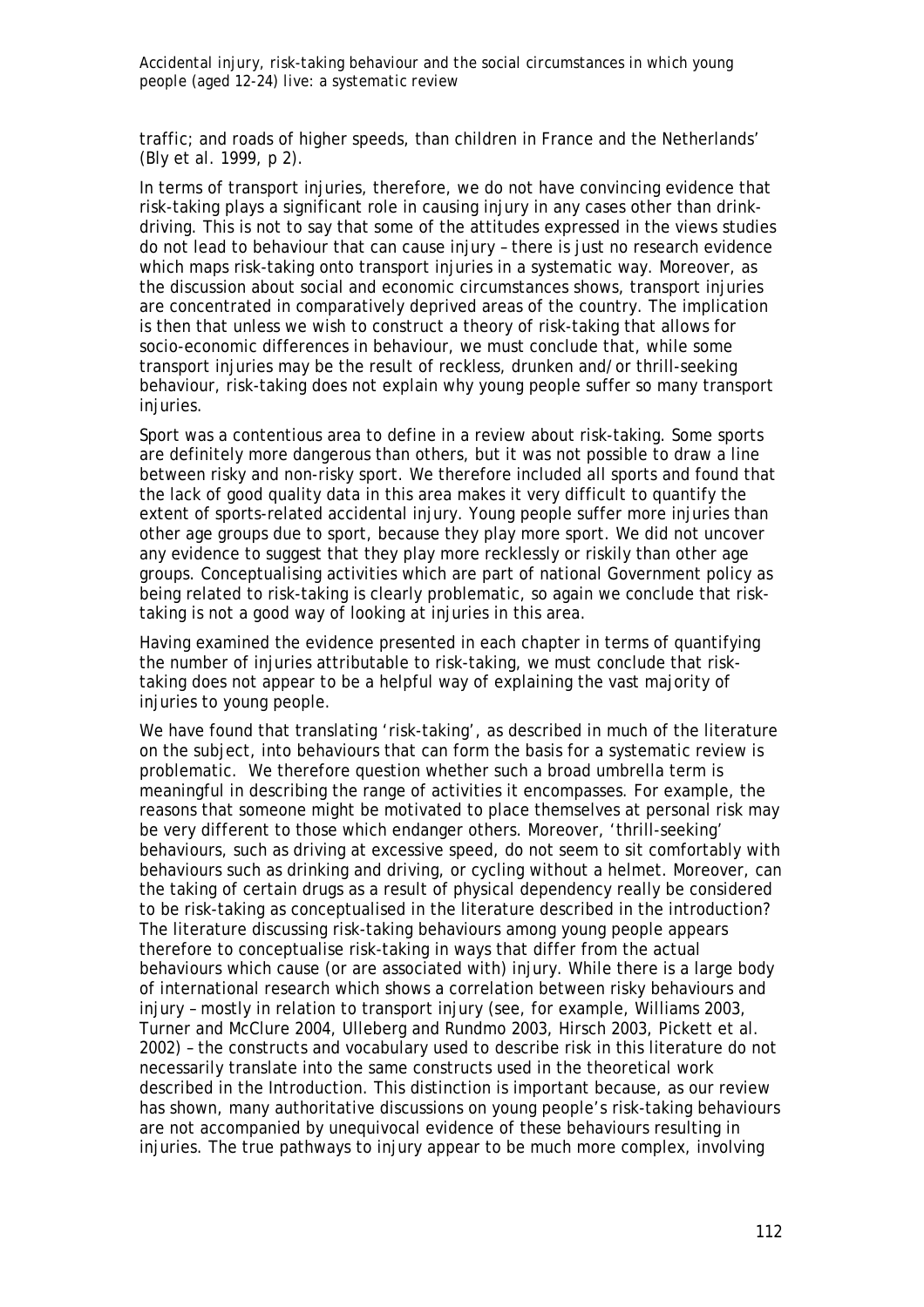traffic; and roads of higher speeds, than children in France and the Netherlands' (Bly et al. 1999, p 2).

In terms of transport injuries, therefore, we do not have convincing evidence that risk-taking plays a significant role in causing injury in any cases other than drink-driving. This is not to say that some of the attitudes expressed in the views studies do not lead to behaviour that can cause injury – there is just no research evidence which maps risk-taking onto transport injuries in a systematic way. Moreover, as the discussion about social and economic circumstances shows, transport injuries are concentrated in comparatively deprived areas of the country. The implication is then that unless we wish to construct a theory of risk-taking that allows for socio-economic differences in behaviour, we must conclude that, while some transport injuries may be the result of reckless, drunken and/or thrill-seeking behaviour, risk-taking does not explain why young people suffer so many transport injuries.

Sport was a contentious area to define in a review about risk-taking. Some sports are definitely more dangerous than others, but it was not possible to draw a line between risky and non-risky sport. We therefore included all sports and found that the lack of good quality data in this area makes it very difficult to quantify the extent of sports-related accidental injury. Young people suffer more injuries than other age groups due to sport, because they play more sport. We did not uncover any evidence to suggest that they play more recklessly or riskily than other age groups. Conceptualising activities which are part of national Government policy as being related to risk-taking is clearly problematic, so again we conclude that risk-taking is not a good way of looking at injuries in this area.

Having examined the evidence presented in each chapter in terms of quantifying the number of injuries attributable to risk-taking, we must conclude that risk-taking does not appear to be a helpful way of explaining the vast majority of injuries to young people.

We have found that translating 'risk-taking', as described in much of the literature on the subject, into behaviours that can form the basis for a systematic review is problematic. We therefore question whether such a broad umbrella term is meaningful in describing the range of activities it encompasses. For example, the reasons that someone might be motivated to place themselves at personal risk may be very different to those which endanger others. Moreover, 'thrill-seeking' behaviours, such as driving at excessive speed, do not seem to sit comfortably with behaviours such as drinking and driving, or cycling without a helmet. Moreover, can the taking of certain drugs as a result of physical dependency really be considered to be risk-taking as conceptualised in the literature described in the introduction? The literature discussing risk-taking behaviours among young people appears therefore to conceptualise risk-taking in ways that differ from the actual behaviours which cause (or are associated with) injury. While there is a large body of international research which shows a correlation between risky behaviours and injury – mostly in relation to transport injury (see, for example, Williams 2003, Turner and McClure 2004, Ulleberg and Rundmo 2003, Hirsch 2003, Pickett et al. 2002) – the constructs and vocabulary used to describe risk in this literature do not necessarily translate into the same constructs used in the theoretical work described in the Introduction. This distinction is important because, as our review has shown, many authoritative discussions on young people's risk-taking behaviours are not accompanied by unequivocal evidence of these behaviours resulting in injuries. The true pathways to injury appear to be much more complex, involving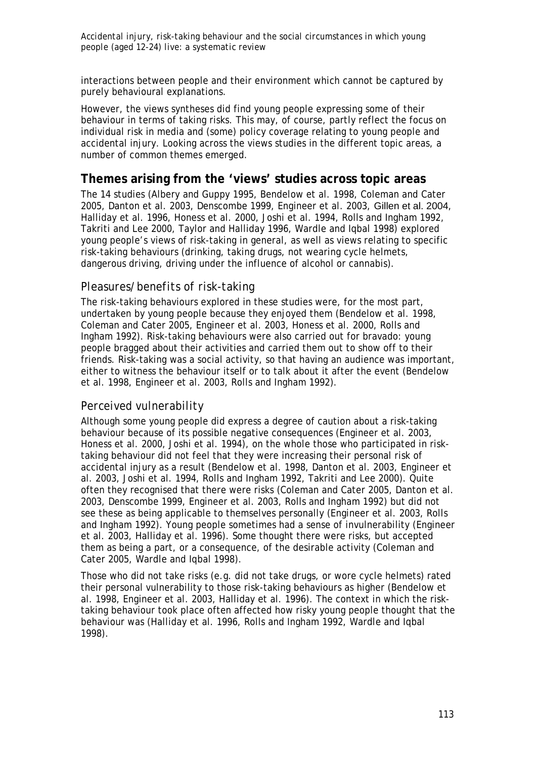interactions between people and their environment which cannot be captured by purely behavioural explanations.

However, the views syntheses did find young people expressing some of their behaviour in terms of taking risks. This may, of course, partly reflect the focus on individual risk in media and (some) policy coverage relating to young people and accidental injury. Looking across the views studies in the different topic areas, a number of common themes emerged.

## Themes arising from the 'views' studies across topic areas

The 14 studies (Albery and Guppy 1995, Bendelow et al. 1998, Coleman and Cater 2005, Danton et al. 2003, Denscombe 1999, Engineer et al. 2003, Gillen et al. 2004, Halliday et al. 1996, Honess et al. 2000, Joshi et al. 1994, Rolls and Ingham 1992, Takriti and Lee 2000, Taylor and Halliday 1996, Wardle and Iqbal 1998) explored young people's views of risk-taking in general, as well as views relating to specific risk-taking behaviours (drinking, taking drugs, not wearing cycle helmets, dangerous driving, driving under the influence of alcohol or cannabis).

### Pleasures/benefits of risk-taking

The risk-taking behaviours explored in these studies were, for the most part, undertaken by young people because they enjoyed them (Bendelow et al. 1998, Coleman and Cater 2005, Engineer et al. 2003, Honess et al. 2000, Rolls and Ingham 1992). Risk-taking behaviours were also carried out for bravado: young people bragged about their activities and carried them out to show off to their friends. Risk-taking was a social activity, so that having an audience was important, either to witness the behaviour itself or to talk about it after the event (Bendelow et al. 1998, Engineer et al. 2003, Rolls and Ingham 1992).

### Perceived vulnerability

Although some young people did express a degree of caution about a risk-taking behaviour because of its possible negative consequences (Engineer et al. 2003, Honess et al. 2000, Joshi et al. 1994), on the whole those who participated in risk-taking behaviour did not feel that they were increasing their personal risk of accidental injury as a result (Bendelow et al. 1998, Danton et al. 2003, Engineer et al. 2003, Joshi et al. 1994, Rolls and Ingham 1992, Takriti and Lee 2000). Quite often they recognised that there were risks (Coleman and Cater 2005, Danton et al. 2003, Denscombe 1999, Engineer et al. 2003, Rolls and Ingham 1992) but did not see these as being applicable to themselves personally (Engineer et al. 2003, Rolls and Ingham 1992). Young people sometimes had a sense of invulnerability (Engineer et al. 2003, Halliday et al. 1996). Some thought there were risks, but accepted them as being a part, or a consequence, of the desirable activity (Coleman and Cater 2005, Wardle and Iqbal 1998).

Those who did not take risks (e.g. did not take drugs, or wore cycle helmets) rated their personal vulnerability to those risk-taking behaviours as higher (Bendelow et al. 1998, Engineer et al. 2003, Halliday et al. 1996). The context in which the risk-taking behaviour took place often affected how risky young people thought that the behaviour was (Halliday et al. 1996, Rolls and Ingham 1992, Wardle and Iqbal 1998).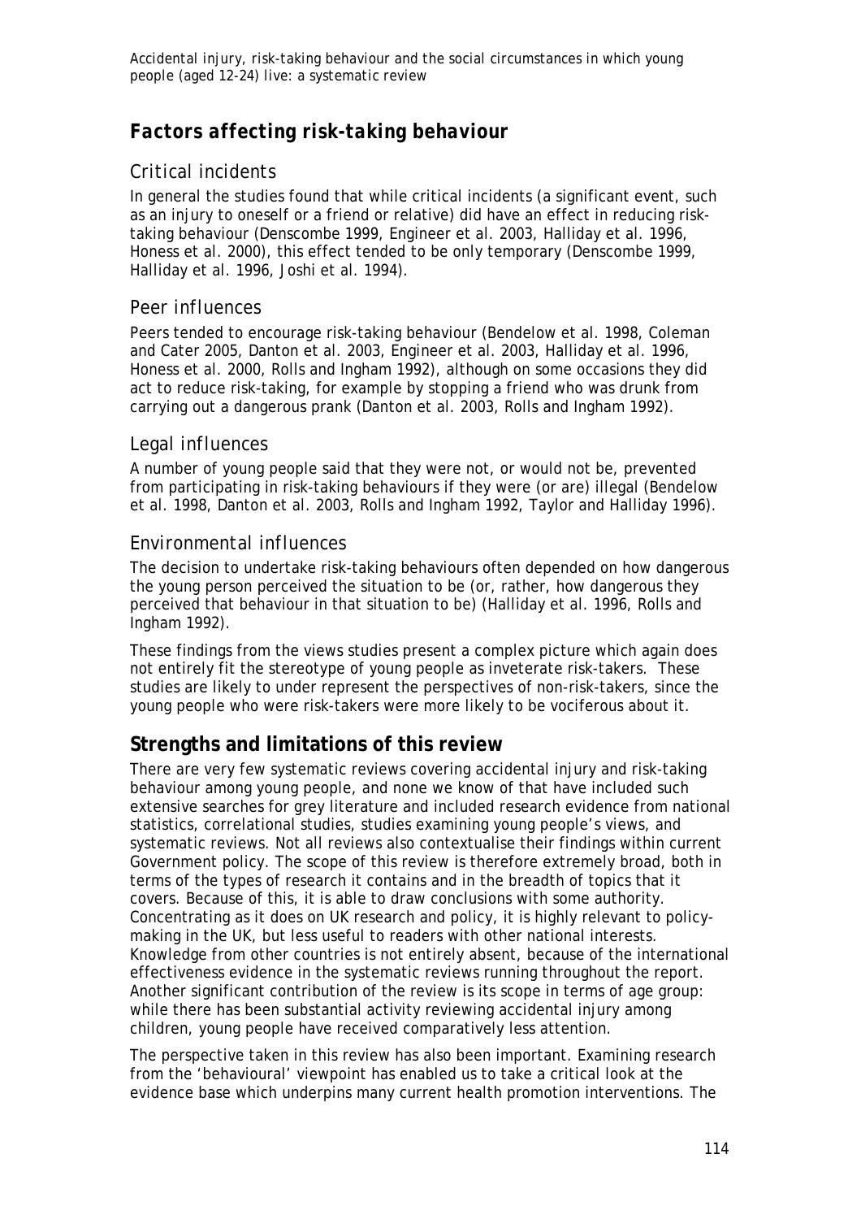## *Factors affecting risk-taking behaviour*

### Critical incidents

In general the studies found that while critical incidents (a significant event, such as an injury to oneself or a friend or relative) did have an effect in reducing risk-taking behaviour (Denscombe 1999, Engineer et al. 2003, Halliday et al. 1996, Honess et al. 2000), this effect tended to be only temporary (Denscombe 1999, Halliday et al. 1996, Joshi et al. 1994).

### Peer influences

Peers tended to encourage risk-taking behaviour (Bendelow et al. 1998, Coleman and Cater 2005, Danton et al. 2003, Engineer et al. 2003, Halliday et al. 1996, Honess et al. 2000, Rolls and Ingham 1992), although on some occasions they did act to reduce risk-taking, for example by stopping a friend who was drunk from carrying out a dangerous prank (Danton et al. 2003, Rolls and Ingham 1992).

### Legal influences

A number of young people said that they were not, or would not be, prevented from participating in risk-taking behaviours if they were (or are) illegal (Bendelow et al. 1998, Danton et al. 2003, Rolls and Ingham 1992, Taylor and Halliday 1996).

### Environmental influences

The decision to undertake risk-taking behaviours often depended on how dangerous the young person perceived the situation to be (or, rather, how dangerous they perceived that behaviour in that situation to be) (Halliday et al. 1996, Rolls and Ingham 1992).

These findings from the views studies present a complex picture which again does not entirely fit the stereotype of young people as inveterate risk-takers. These studies are likely to under represent the perspectives of non-risk-takers, since the young people who were risk-takers were more likely to be vociferous about it.

## Strengths and limitations of this review

There are very few systematic reviews covering accidental injury and risk-taking behaviour among young people, and none we know of that have included such extensive searches for grey literature and included research evidence from national statistics, correlational studies, studies examining young people's views, and systematic reviews. Not all reviews also contextualise their findings within current Government policy. The scope of this review is therefore extremely broad, both in terms of the types of research it contains and in the breadth of topics that it covers. Because of this, it is able to draw conclusions with some authority. Concentrating as it does on UK research and policy, it is highly relevant to policy-making in the UK, but less useful to readers with other national interests. Knowledge from other countries is not entirely absent, because of the international effectiveness evidence in the systematic reviews running throughout the report. Another significant contribution of the review is its scope in terms of age group: while there has been substantial activity reviewing accidental injury among children, young people have received comparatively less attention.

The perspective taken in this review has also been important. Examining research from the 'behavioural' viewpoint has enabled us to take a critical look at the evidence base which underpins many current health promotion interventions. The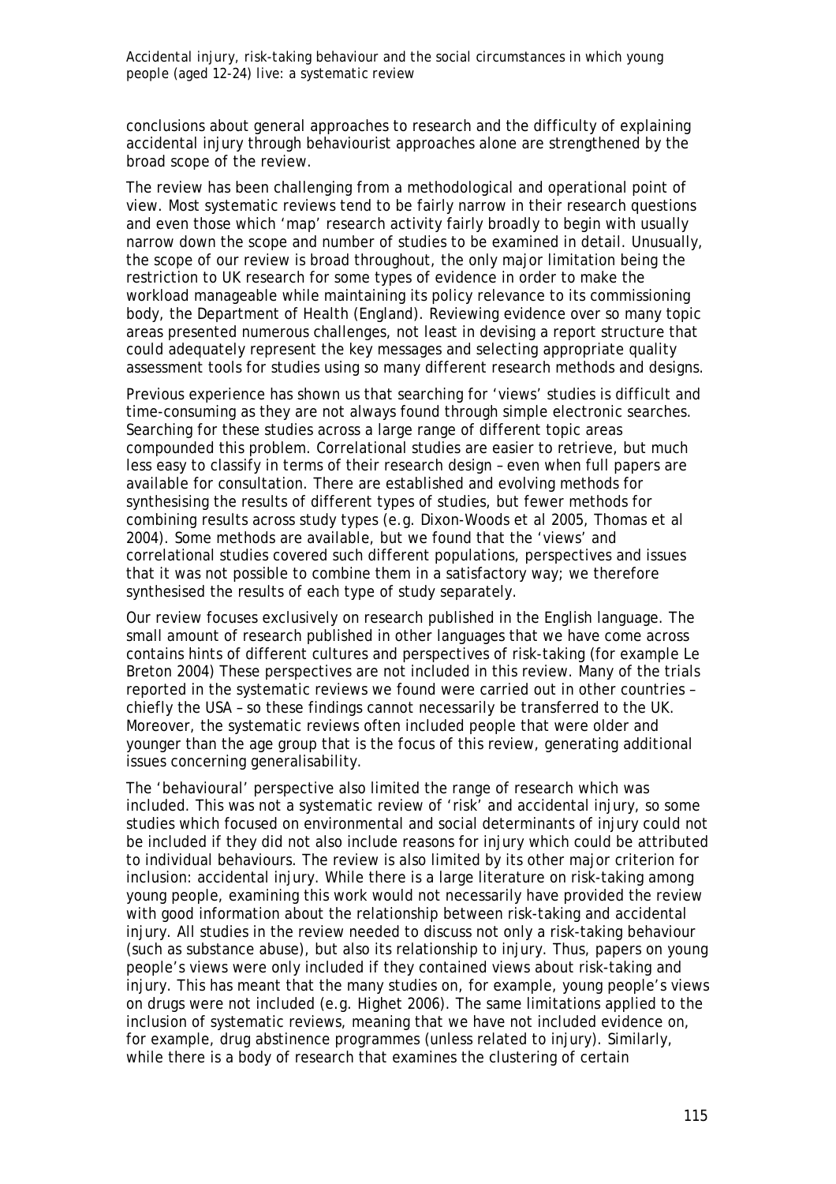conclusions about general approaches to research and the difficulty of explaining accidental injury through behaviourist approaches alone are strengthened by the broad scope of the review.

The review has been challenging from a methodological and operational point of view. Most systematic reviews tend to be fairly narrow in their research questions and even those which 'map' research activity fairly broadly to begin with usually narrow down the scope and number of studies to be examined in detail. Unusually, the scope of our review is broad throughout, the only major limitation being the restriction to UK research for some types of evidence in order to make the workload manageable while maintaining its policy relevance to its commissioning body, the Department of Health (England). Reviewing evidence over so many topic areas presented numerous challenges, not least in devising a report structure that could adequately represent the key messages and selecting appropriate quality assessment tools for studies using so many different research methods and designs.

Previous experience has shown us that searching for 'views' studies is difficult and time-consuming as they are not always found through simple electronic searches. Searching for these studies across a large range of different topic areas compounded this problem. Correlational studies are easier to retrieve, but much less easy to classify in terms of their research design – even when full papers are available for consultation. There are established and evolving methods for synthesising the results of different types of studies, but fewer methods for combining results across study types (e.g. Dixon-Woods et al 2005, Thomas et al 2004). Some methods are available, but we found that the 'views' and correlational studies covered such different populations, perspectives and issues that it was not possible to combine them in a satisfactory way; we therefore synthesised the results of each type of study separately.

Our review focuses exclusively on research published in the English language. The small amount of research published in other languages that we have come across contains hints of different cultures and perspectives of risk-taking (for example Le Breton 2004) These perspectives are not included in this review. Many of the trials reported in the systematic reviews we found were carried out in other countries – chiefly the USA – so these findings cannot necessarily be transferred to the UK. Moreover, the systematic reviews often included people that were older and younger than the age group that is the focus of this review, generating additional issues concerning generalisability.

The 'behavioural' perspective also limited the range of research which was included. This was not a systematic review of 'risk' and accidental injury, so some studies which focused on environmental and social determinants of injury could not be included if they did not also include reasons for injury which could be attributed to individual behaviours. The review is also limited by its other major criterion for inclusion: accidental injury. While there is a large literature on risk-taking among young people, examining this work would not necessarily have provided the review with good information about the relationship between risk-taking and accidental injury. All studies in the review needed to discuss not only a risk-taking behaviour (such as substance abuse), but also its relationship to injury. Thus, papers on young people's views were only included if they contained views about risk-taking and injury. This has meant that the many studies on, for example, young people's views on drugs were not included (e.g. Highet 2006). The same limitations applied to the inclusion of systematic reviews, meaning that we have not included evidence on, for example, drug abstinence programmes (unless related to injury). Similarly, while there is a body of research that examines the clustering of certain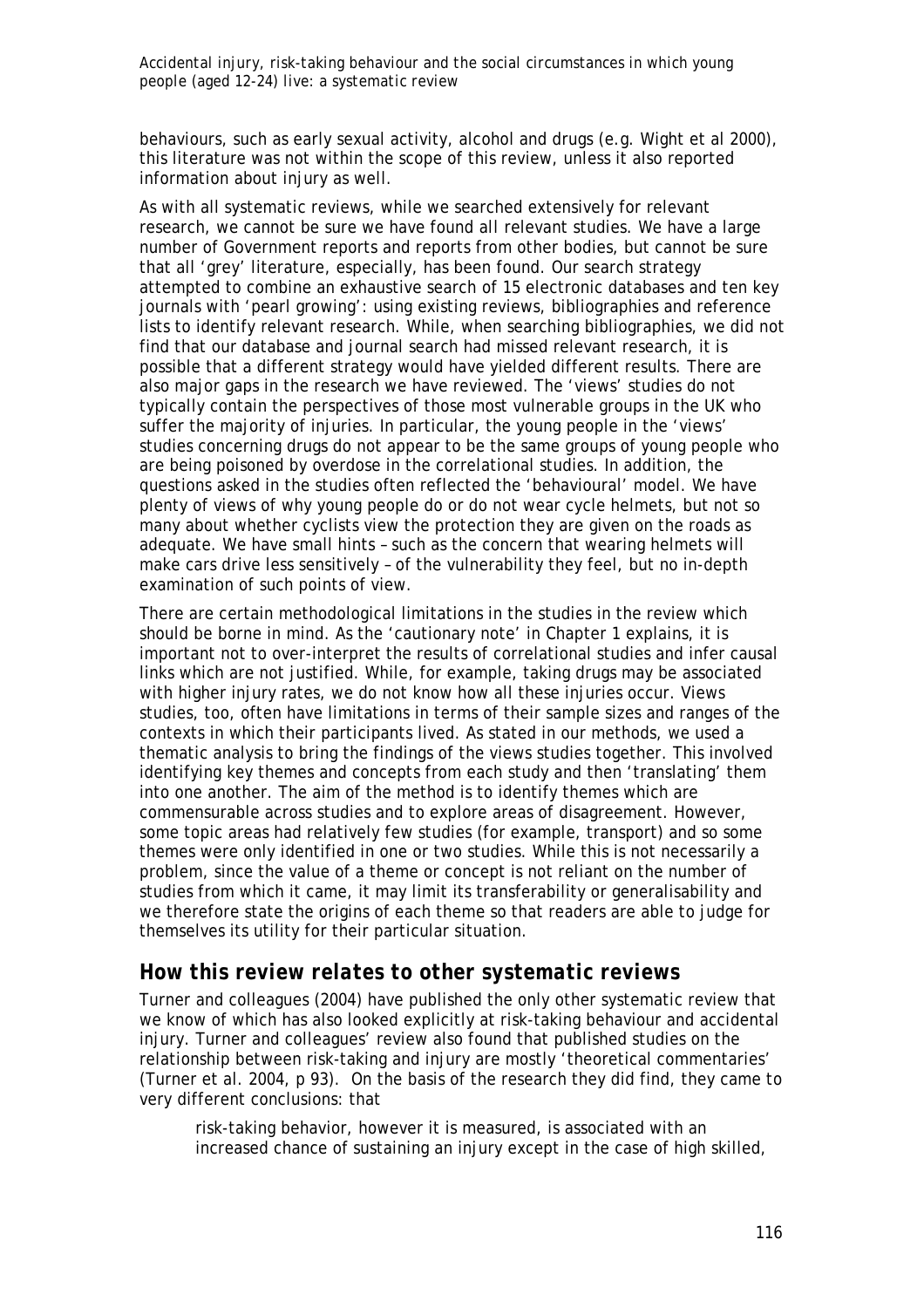behaviours, such as early sexual activity, alcohol and drugs (e.g. Wight et al 2000), this literature was not within the scope of this review, unless it also reported information about injury as well.

As with all systematic reviews, while we searched extensively for relevant research, we cannot be sure we have found all relevant studies. We have a large number of Government reports and reports from other bodies, but cannot be sure that all 'grey' literature, especially, has been found. Our search strategy attempted to combine an exhaustive search of 15 electronic databases and ten key journals with 'pearl growing': using existing reviews, bibliographies and reference lists to identify relevant research. While, when searching bibliographies, we did not find that our database and journal search had missed relevant research, it is possible that a different strategy would have yielded different results. There are also major gaps in the research we have reviewed. The 'views' studies do not typically contain the perspectives of those most vulnerable groups in the UK who suffer the majority of injuries. In particular, the young people in the 'views' studies concerning drugs do not appear to be the same groups of young people who are being poisoned by overdose in the correlational studies. In addition, the questions asked in the studies often reflected the 'behavioural' model. We have plenty of views of why young people do or do not wear cycle helmets, but not so many about whether cyclists view the protection they are given on the roads as adequate. We have small hints – such as the concern that wearing helmets will make cars drive less sensitively – of the vulnerability they feel, but no in-depth examination of such points of view.

There are certain methodological limitations in the studies in the review which should be borne in mind. As the 'cautionary note' in Chapter 1 explains, it is important not to over-interpret the results of correlational studies and infer causal links which are not justified. While, for example, taking drugs may be associated with higher injury rates, we do not know how all these injuries occur. Views studies, too, often have limitations in terms of their sample sizes and ranges of the contexts in which their participants lived. As stated in our methods, we used a thematic analysis to bring the findings of the views studies together. This involved identifying key themes and concepts from each study and then 'translating' them into one another. The aim of the method is to identify themes which are commensurable across studies and to explore areas of disagreement. However, some topic areas had relatively few studies (for example, transport) and so some themes were only identified in one or two studies. While this is not necessarily a problem, since the value of a theme or concept is not reliant on the number of studies from which it came, it may limit its transferability or generalisability and we therefore state the origins of each theme so that readers are able to judge for themselves its utility for their particular situation.

## *How this review relates to other systematic reviews*

Turner and colleagues (2004) have published the only other systematic review that we know of which has also looked explicitly at risk-taking behaviour and accidental injury. Turner and colleagues' review also found that published studies on the relationship between risk-taking and injury are mostly 'theoretical commentaries' (Turner et al. 2004, p 93). On the basis of the research they did find, they came to very different conclusions: that

> risk-taking behavior, however it is measured, is associated with an increased chance of sustaining an injury except in the case of high skilled,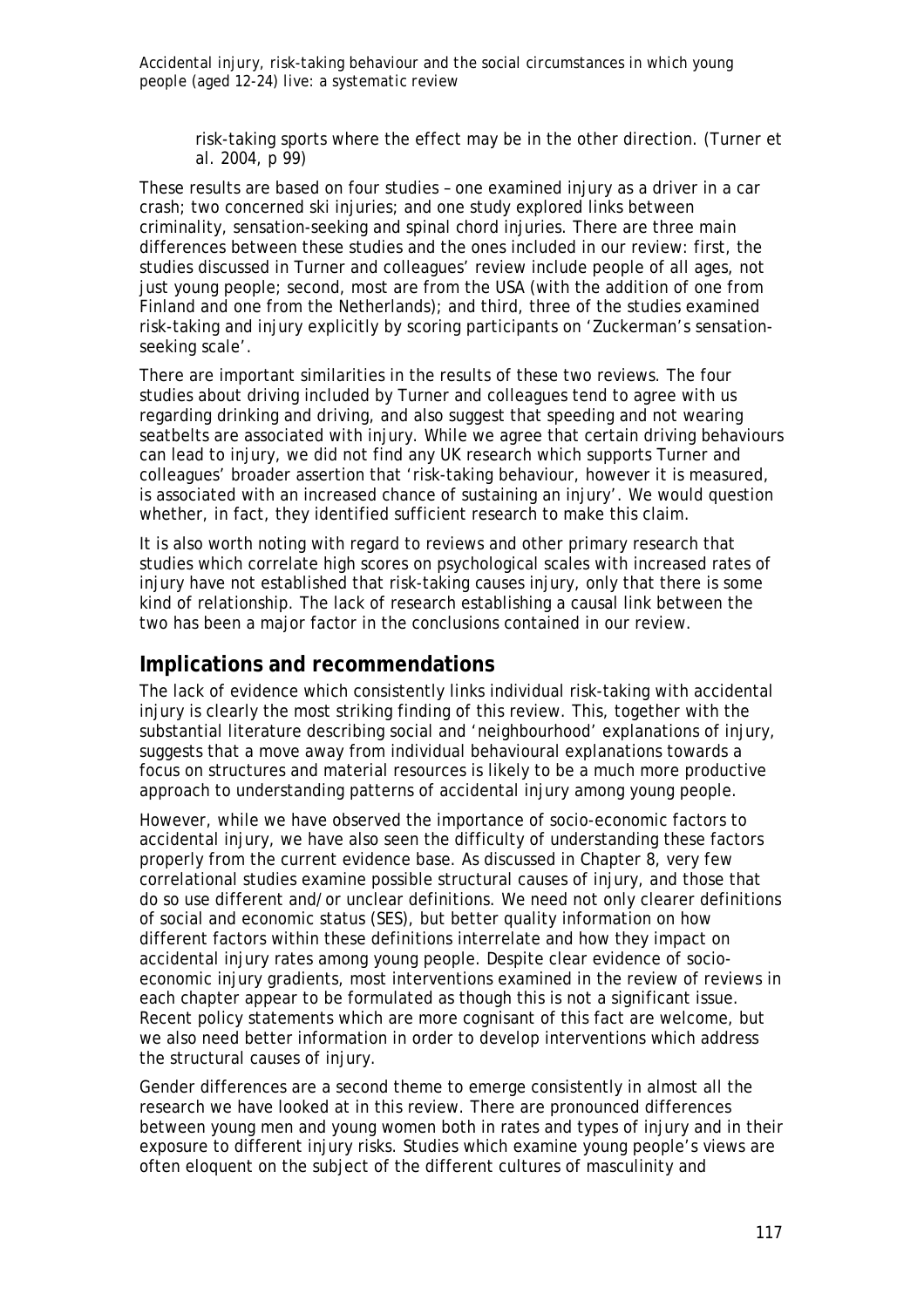risk-taking sports where the effect may be in the other direction. (Turner et al. 2004, p 99)

These results are based on four studies – one examined injury as a driver in a car crash; two concerned ski injuries; and one study explored links between criminality, sensation-seeking and spinal chord injuries. There are three main differences between these studies and the ones included in our review: first, the studies discussed in Turner and colleagues' review include people of all ages, not just young people; second, most are from the USA (with the addition of one from Finland and one from the Netherlands); and third, three of the studies examined risk-taking and injury explicitly by scoring participants on 'Zuckerman's sensation-seeking scale'.

There are important similarities in the results of these two reviews. The four studies about driving included by Turner and colleagues tend to agree with us regarding drinking and driving, and also suggest that speeding and not wearing seatbelts are associated with injury. While we agree that certain driving behaviours can lead to injury, we did not find any UK research which supports Turner and colleagues' broader assertion that 'risk-taking behaviour, however it is measured, is associated with an increased chance of sustaining an injury'. We would question whether, in fact, they identified sufficient research to make this claim.

It is also worth noting with regard to reviews and other primary research that studies which correlate high scores on psychological scales with increased rates of injury have not established that risk-taking causes injury, only that there is some kind of relationship. The lack of research establishing a causal link between the two has been a major factor in the conclusions contained in our review.

## Implications and recommendations

The lack of evidence which consistently links individual risk-taking with accidental injury is clearly the most striking finding of this review. This, together with the substantial literature describing social and 'neighbourhood' explanations of injury, suggests that a move away from individual behavioural explanations towards a focus on structures and material resources is likely to be a much more productive approach to understanding patterns of accidental injury among young people.

However, while we have observed the importance of socio-economic factors to accidental injury, we have also seen the difficulty of understanding these factors properly from the current evidence base. As discussed in Chapter 8, very few correlational studies examine possible structural causes of injury, and those that do so use different and/or unclear definitions. We need not only clearer definitions of social and economic status (SES), but better quality information on how different factors within these definitions interrelate and how they impact on accidental injury rates among young people. Despite clear evidence of socio-economic injury gradients, most interventions examined in the review of reviews in each chapter appear to be formulated as though this is not a significant issue. Recent policy statements which are more cognisant of this fact are welcome, but we also need better information in order to develop interventions which address the structural causes of injury.

Gender differences are a second theme to emerge consistently in almost all the research we have looked at in this review. There are pronounced differences between young men and young women both in rates and types of injury and in their exposure to different injury risks. Studies which examine young people's views are often eloquent on the subject of the different cultures of masculinity and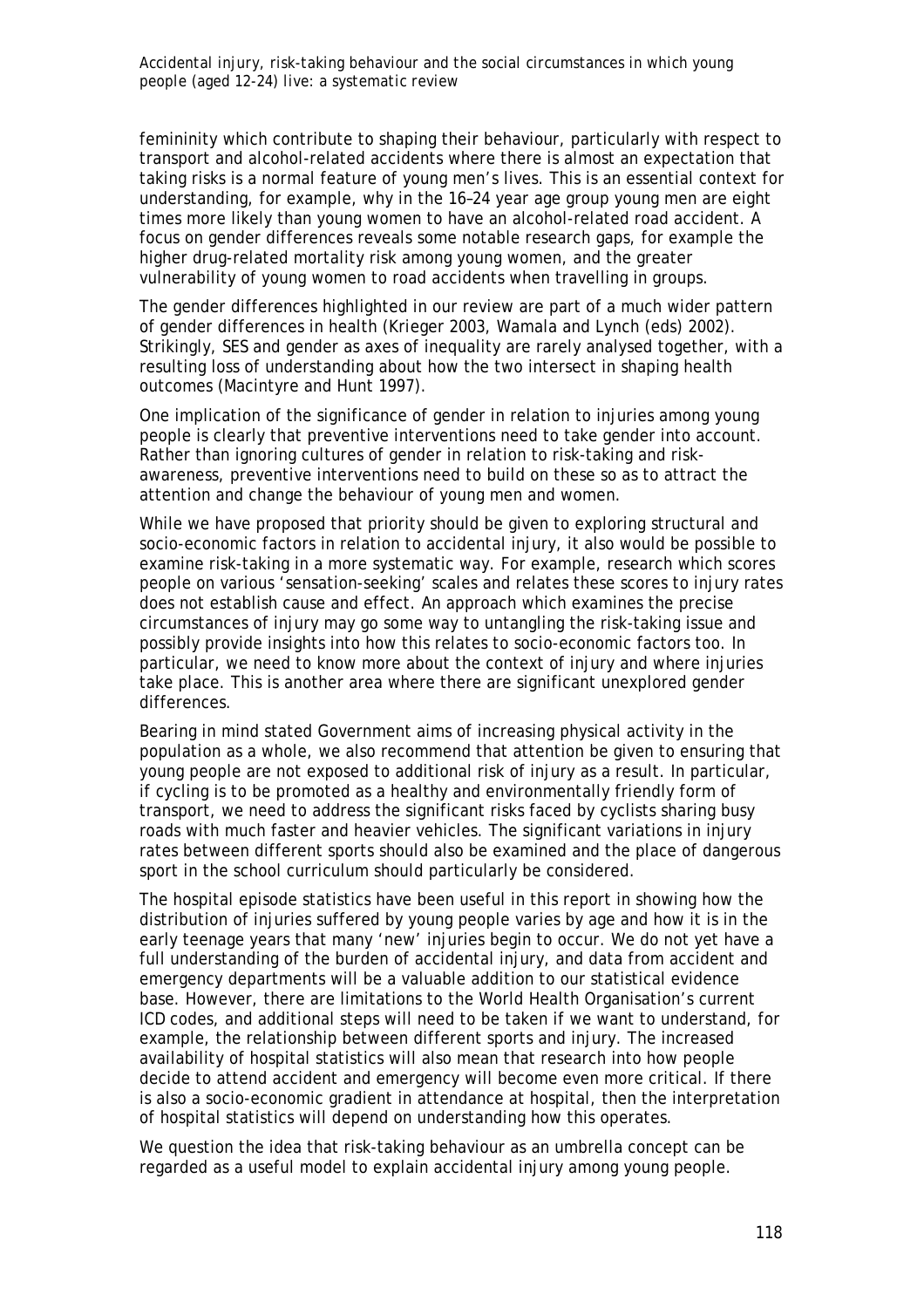femininity which contribute to shaping their behaviour, particularly with respect to transport and alcohol-related accidents where there is almost an expectation that taking risks is a normal feature of young men's lives. This is an essential context for understanding, for example, why in the 16–24 year age group young men are eight times more likely than young women to have an alcohol-related road accident. A focus on gender differences reveals some notable research gaps, for example the higher drug-related mortality risk among young women, and the greater vulnerability of young women to road accidents when travelling in groups.

The gender differences highlighted in our review are part of a much wider pattern of gender differences in health (Krieger 2003, Wamala and Lynch (eds) 2002). Strikingly, SES and gender as axes of inequality are rarely analysed together, with a resulting loss of understanding about how the two intersect in shaping health outcomes (Macintyre and Hunt 1997).

One implication of the significance of gender in relation to injuries among young people is clearly that preventive interventions need to take gender into account. Rather than ignoring cultures of gender in relation to risk-taking and risk-awareness, preventive interventions need to build on these so as to attract the attention and change the behaviour of young men and women.

While we have proposed that priority should be given to exploring structural and socio-economic factors in relation to accidental injury, it also would be possible to examine risk-taking in a more systematic way. For example, research which scores people on various 'sensation-seeking' scales and relates these scores to injury rates does not establish cause and effect. An approach which examines the precise circumstances of injury may go some way to untangling the risk-taking issue and possibly provide insights into how this relates to socio-economic factors too. In particular, we need to know more about the context of injury and where injuries take place. This is another area where there are significant unexplored gender differences.

Bearing in mind stated Government aims of increasing physical activity in the population as a whole, we also recommend that attention be given to ensuring that young people are not exposed to additional risk of injury as a result. In particular, if cycling is to be promoted as a healthy and environmentally friendly form of transport, we need to address the significant risks faced by cyclists sharing busy roads with much faster and heavier vehicles. The significant variations in injury rates between different sports should also be examined and the place of dangerous sport in the school curriculum should particularly be considered.

The hospital episode statistics have been useful in this report in showing how the distribution of injuries suffered by young people varies by age and how it is in the early teenage years that many 'new' injuries begin to occur. We do not yet have a full understanding of the burden of accidental injury, and data from accident and emergency departments will be a valuable addition to our statistical evidence base. However, there are limitations to the World Health Organisation's current ICD codes, and additional steps will need to be taken if we want to understand, for example, the relationship between different sports and injury. The increased availability of hospital statistics will also mean that research into how people decide to attend accident and emergency will become even more critical. If there is also a socio-economic gradient in attendance at hospital, then the interpretation of hospital statistics will depend on understanding how this operates.

We question the idea that risk-taking behaviour as an umbrella concept can be regarded as a useful model to explain accidental injury among young people.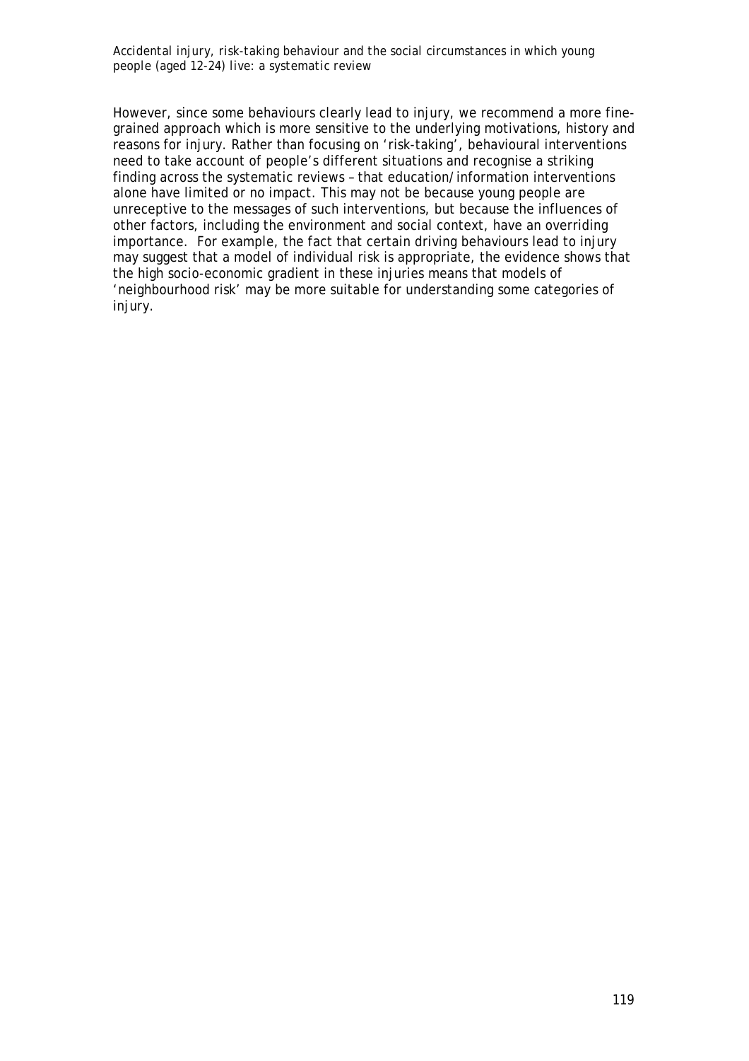However, since some behaviours clearly lead to injury, we recommend a more fine-grained approach which is more sensitive to the underlying motivations, history and reasons for injury. Rather than focusing on 'risk-taking', behavioural interventions need to take account of people's different situations and recognise a striking finding across the systematic reviews – that education/information interventions alone have limited or no impact. This may not be because young people are unreceptive to the messages of such interventions, but because the influences of other factors, including the environment and social context, have an overriding importance.  For example, the fact that certain driving behaviours lead to injury may suggest that a model of individual risk is appropriate, the evidence shows that the high socio-economic gradient in these injuries means that models of 'neighbourhood risk' may be more suitable for understanding some categories of injury.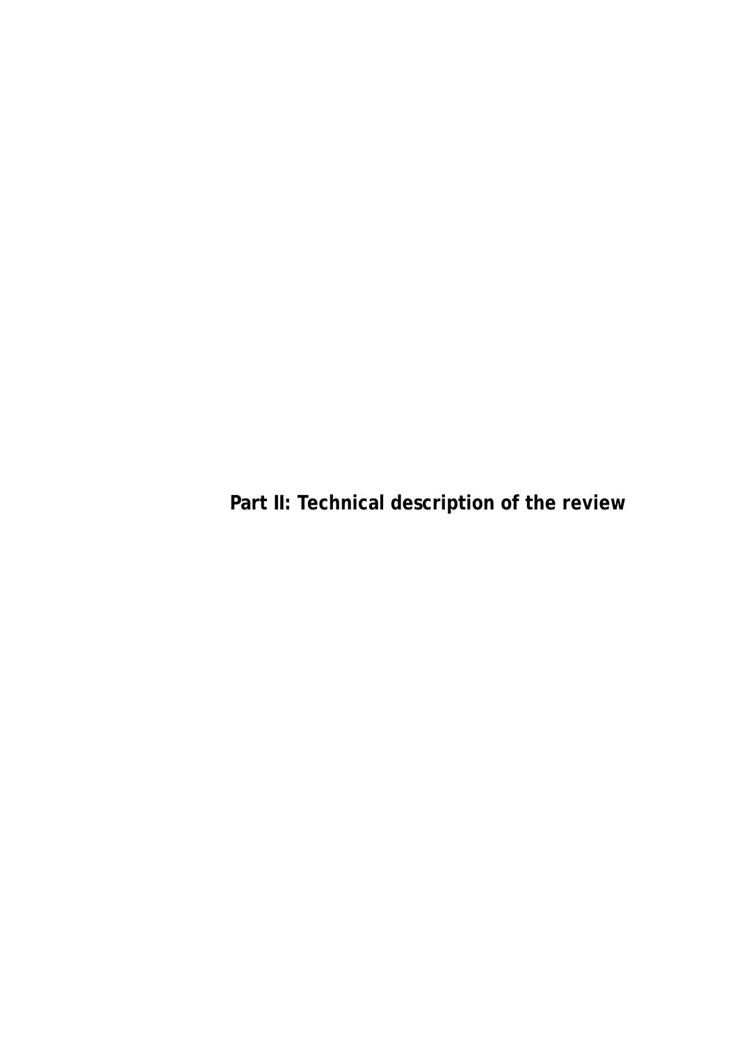# Part II: Technical description of the review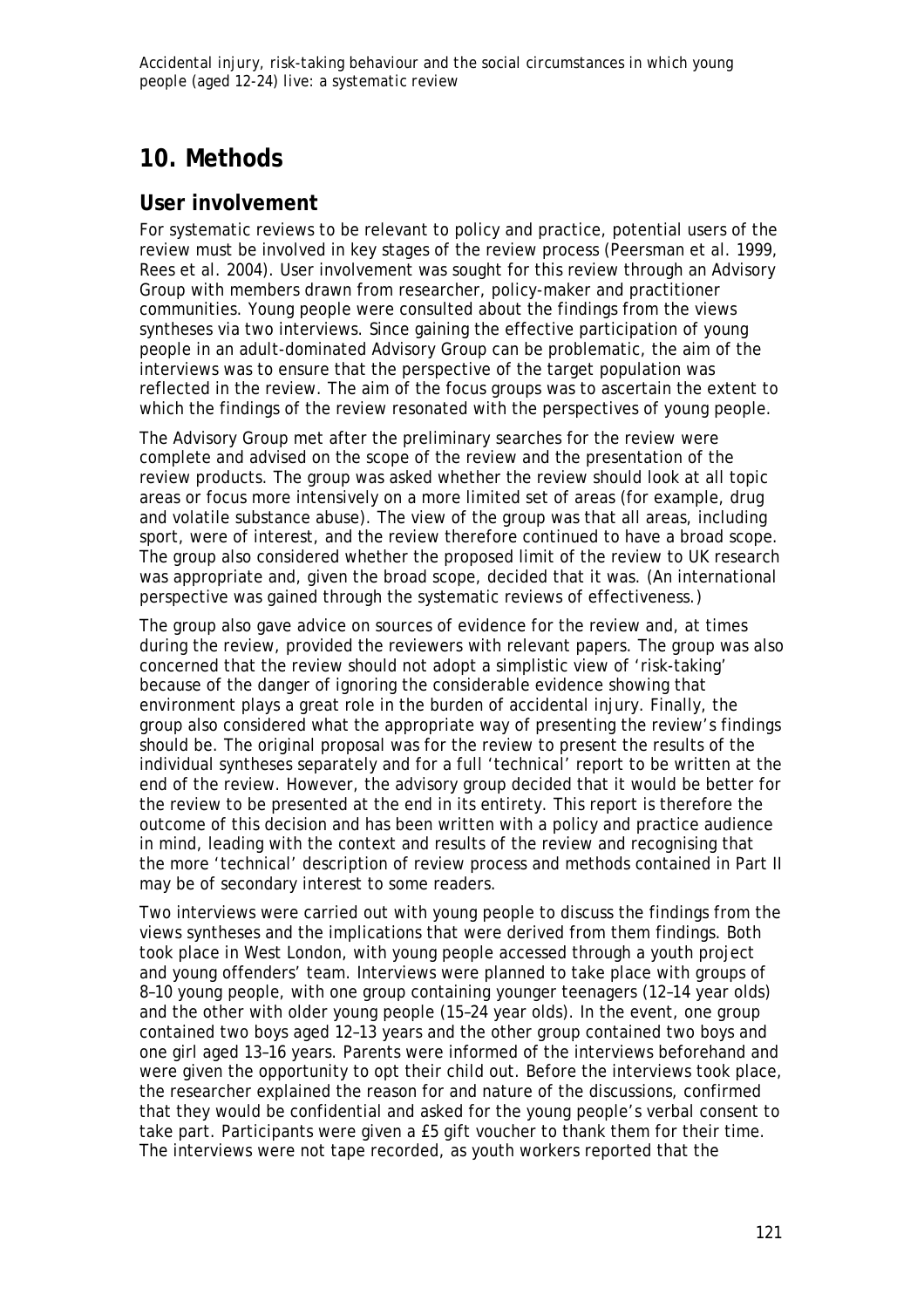# 10. Methods

## User involvement

For systematic reviews to be relevant to policy and practice, potential users of the review must be involved in key stages of the review process (Peersman et al. 1999, Rees et al. 2004). User involvement was sought for this review through an Advisory Group with members drawn from researcher, policy-maker and practitioner communities. Young people were consulted about the findings from the views syntheses via two interviews. Since gaining the effective participation of young people in an adult-dominated Advisory Group can be problematic, the aim of the interviews was to ensure that the perspective of the target population was reflected in the review. The aim of the focus groups was to ascertain the extent to which the findings of the review resonated with the perspectives of young people.

The Advisory Group met after the preliminary searches for the review were complete and advised on the scope of the review and the presentation of the review products. The group was asked whether the review should look at all topic areas or focus more intensively on a more limited set of areas (for example, drug and volatile substance abuse). The view of the group was that all areas, including sport, were of interest, and the review therefore continued to have a broad scope. The group also considered whether the proposed limit of the review to UK research was appropriate and, given the broad scope, decided that it was. (An international perspective was gained through the systematic reviews of effectiveness.)

The group also gave advice on sources of evidence for the review and, at times during the review, provided the reviewers with relevant papers. The group was also concerned that the review should not adopt a simplistic view of 'risk-taking' because of the danger of ignoring the considerable evidence showing that environment plays a great role in the burden of accidental injury. Finally, the group also considered what the appropriate way of presenting the review's findings should be. The original proposal was for the review to present the results of the individual syntheses separately and for a full 'technical' report to be written at the end of the review. However, the advisory group decided that it would be better for the review to be presented at the end in its entirety. This report is therefore the outcome of this decision and has been written with a policy and practice audience in mind, leading with the context and results of the review and recognising that the more 'technical' description of review process and methods contained in Part II may be of secondary interest to some readers.

Two interviews were carried out with young people to discuss the findings from the views syntheses and the implications that were derived from them findings. Both took place in West London, with young people accessed through a youth project and young offenders' team. Interviews were planned to take place with groups of 8–10 young people, with one group containing younger teenagers (12–14 year olds) and the other with older young people (15–24 year olds). In the event, one group contained two boys aged 12–13 years and the other group contained two boys and one girl aged 13–16 years. Parents were informed of the interviews beforehand and were given the opportunity to opt their child out. Before the interviews took place, the researcher explained the reason for and nature of the discussions, confirmed that they would be confidential and asked for the young people's verbal consent to take part. Participants were given a £5 gift voucher to thank them for their time. The interviews were not tape recorded, as youth workers reported that the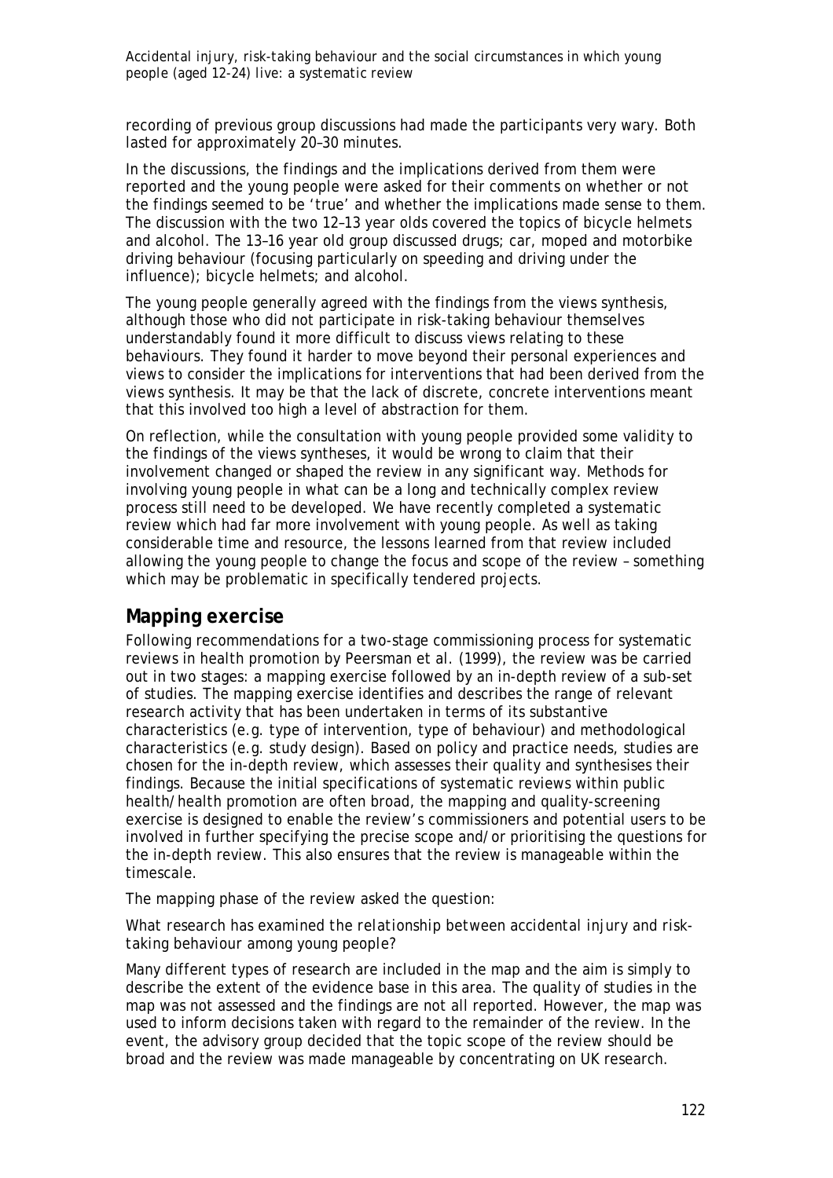recording of previous group discussions had made the participants very wary. Both lasted for approximately 20–30 minutes.

In the discussions, the findings and the implications derived from them were reported and the young people were asked for their comments on whether or not the findings seemed to be 'true' and whether the implications made sense to them. The discussion with the two 12–13 year olds covered the topics of bicycle helmets and alcohol. The 13–16 year old group discussed drugs; car, moped and motorbike driving behaviour (focusing particularly on speeding and driving under the influence); bicycle helmets; and alcohol.

The young people generally agreed with the findings from the views synthesis, although those who did not participate in risk-taking behaviour themselves understandably found it more difficult to discuss views relating to these behaviours. They found it harder to move beyond their personal experiences and views to consider the implications for interventions that had been derived from the views synthesis. It may be that the lack of discrete, concrete interventions meant that this involved too high a level of abstraction for them.

On reflection, while the consultation with young people provided some validity to the findings of the views syntheses, it would be wrong to claim that their involvement changed or shaped the review in any significant way. Methods for involving young people in what can be a long and technically complex review process still need to be developed. We have recently completed a systematic review which had far more involvement with young people. As well as taking considerable time and resource, the lessons learned from that review included allowing the young people to change the focus and scope of the review – something which may be problematic in specifically tendered projects.

## Mapping exercise

Following recommendations for a two-stage commissioning process for systematic reviews in health promotion by Peersman et al. (1999), the review was be carried out in two stages: a mapping exercise followed by an in-depth review of a sub-set of studies. The mapping exercise identifies and describes the range of relevant research activity that has been undertaken in terms of its substantive characteristics (e.g. type of intervention, type of behaviour) and methodological characteristics (e.g. study design). Based on policy and practice needs, studies are chosen for the in-depth review, which assesses their quality and synthesises their findings. Because the initial specifications of systematic reviews within public health/health promotion are often broad, the mapping and quality-screening exercise is designed to enable the review's commissioners and potential users to be involved in further specifying the precise scope and/or prioritising the questions for the in-depth review. This also ensures that the review is manageable within the timescale.

The mapping phase of the review asked the question:

*What research has examined the relationship between accidental injury and risk-taking behaviour among young people?*

Many different types of research are included in the map and the aim is simply to describe the extent of the evidence base in this area. The quality of studies in the map was not assessed and the findings are not all reported. However, the map was used to inform decisions taken with regard to the remainder of the review. In the event, the advisory group decided that the topic scope of the review should be broad and the review was made manageable by concentrating on UK research.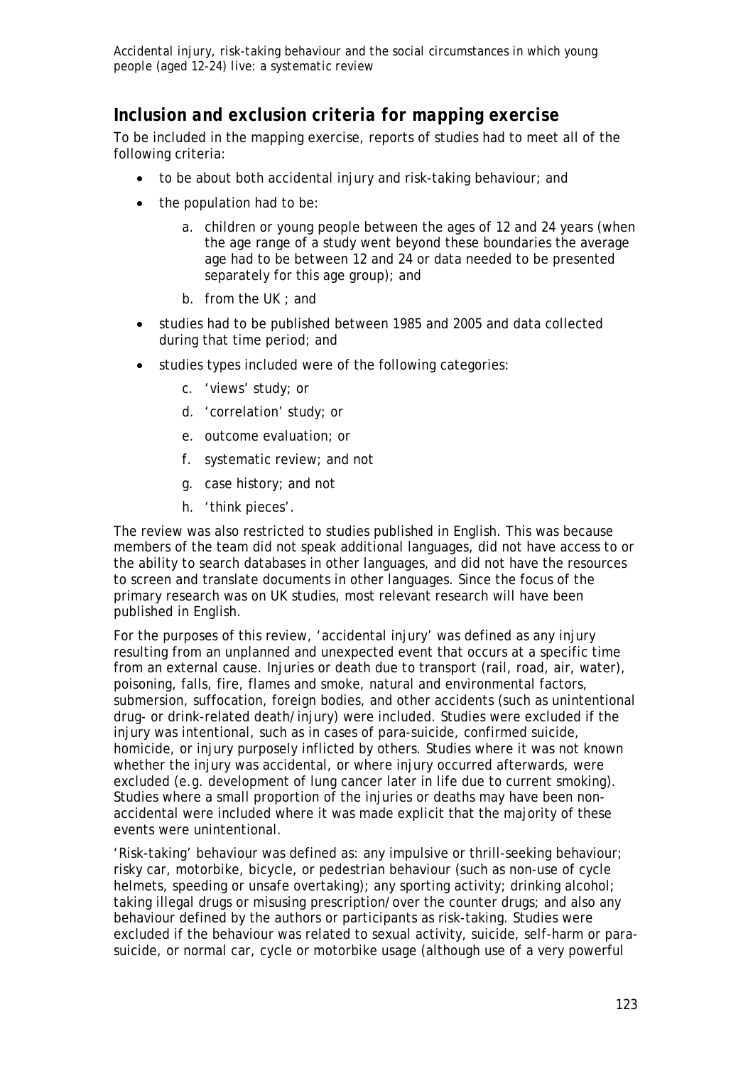## Inclusion and exclusion criteria for mapping exercise

To be included in the mapping exercise, reports of studies had to meet all of the following criteria:

- to be about both accidental injury and risk-taking behaviour; and
- the population had to be:
    a. children or young people between the ages of 12 and 24 years (when the age range of a study went beyond these boundaries the average age had to be between 12 and 24 or data needed to be presented separately for this age group); and
    b. from the UK ; and
- studies had to be published between 1985 and 2005 and data collected during that time period; and
- studies types included were of the following categories:
    c. 'views' study; or
    d. 'correlation' study; or
    e. outcome evaluation; or
    f. systematic review; and not
    g. case history; and not
    h. 'think pieces'.

The review was also restricted to studies published in English. This was because members of the team did not speak additional languages, did not have access to or the ability to search databases in other languages, and did not have the resources to screen and translate documents in other languages. Since the focus of the primary research was on UK studies, most relevant research will have been published in English.

For the purposes of this review, 'accidental injury' was defined as any injury resulting from an unplanned and unexpected event that occurs at a specific time from an external cause. Injuries or death due to transport (rail, road, air, water), poisoning, falls, fire, flames and smoke, natural and environmental factors, submersion, suffocation, foreign bodies, and other accidents (such as unintentional drug- or drink-related death/injury) were included. Studies were excluded if the injury was intentional, such as in cases of para-suicide, confirmed suicide, homicide, or injury purposely inflicted by others. Studies where it was not known whether the injury was accidental, or where injury occurred afterwards, were excluded (e.g. development of lung cancer later in life due to current smoking). Studies where a small proportion of the injuries or deaths may have been non-accidental were included where it was made explicit that the majority of these events were unintentional.

'Risk-taking' behaviour was defined as: any impulsive or thrill-seeking behaviour; risky car, motorbike, bicycle, or pedestrian behaviour (such as non-use of cycle helmets, speeding or unsafe overtaking); any sporting activity; drinking alcohol; taking illegal drugs or misusing prescription/over the counter drugs; and also any behaviour defined by the authors or participants as risk-taking. Studies were excluded if the behaviour was related to sexual activity, suicide, self-harm or para-suicide, or normal car, cycle or motorbike usage (although use of a very powerful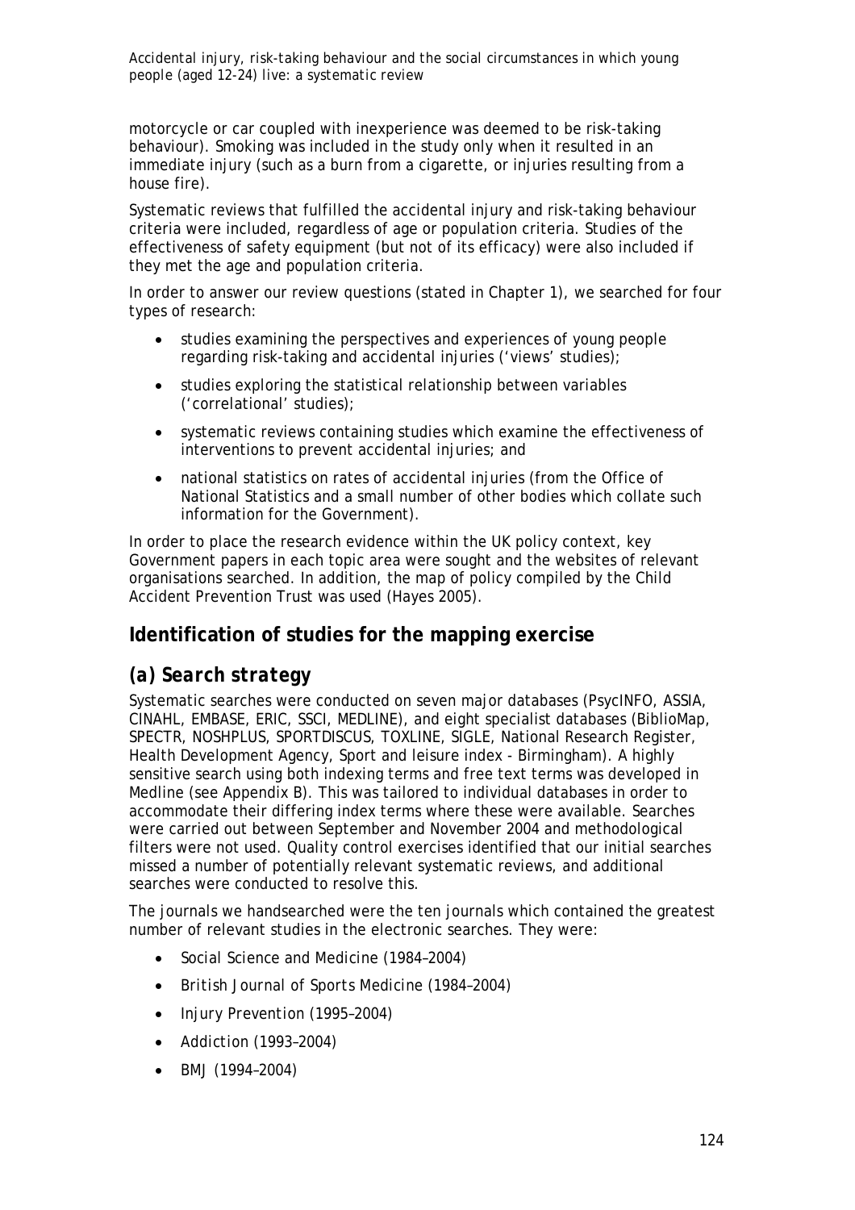motorcycle or car coupled with inexperience was deemed to be risk-taking behaviour). Smoking was included in the study only when it resulted in an immediate injury (such as a burn from a cigarette, or injuries resulting from a house fire).

Systematic reviews that fulfilled the accidental injury and risk-taking behaviour criteria were included, regardless of age or population criteria. Studies of the effectiveness of safety equipment (but not of its efficacy) were also included if they met the age and population criteria.

In order to answer our review questions (stated in Chapter 1), we searched for four types of research:

- studies examining the perspectives and experiences of young people regarding risk-taking and accidental injuries ('views' studies);
- studies exploring the statistical relationship between variables ('correlational' studies);
- systematic reviews containing studies which examine the effectiveness of interventions to prevent accidental injuries; and
- national statistics on rates of accidental injuries (from the Office of National Statistics and a small number of other bodies which collate such information for the Government).

In order to place the research evidence within the UK policy context, key Government papers in each topic area were sought and the websites of relevant organisations searched. In addition, the map of policy compiled by the Child Accident Prevention Trust was used (Hayes 2005).

## Identification of studies for the mapping exercise

### *(a) Search strategy*

Systematic searches were conducted on seven major databases (PsycINFO, ASSIA, CINAHL, EMBASE, ERIC, SSCI, MEDLINE), and eight specialist databases (BiblioMap, SPECTR, NOSHPLUS, SPORTDISCUS, TOXLINE, SIGLE, National Research Register, Health Development Agency, Sport and leisure index - Birmingham). A highly sensitive search using both indexing terms and free text terms was developed in Medline (see Appendix B). This was tailored to individual databases in order to accommodate their differing index terms where these were available. Searches were carried out between September and November 2004 and methodological filters were not used. Quality control exercises identified that our initial searches missed a number of potentially relevant systematic reviews, and additional searches were conducted to resolve this.

The journals we handsearched were the ten journals which contained the greatest number of relevant studies in the electronic searches. They were:

- *Social Science and Medicine* (1984–2004)
- *British Journal of Sports Medicine* (1984–2004)
- *Injury Prevention* (1995–2004)
- *Addiction* (1993–2004)
- *BMJ* (1994–2004)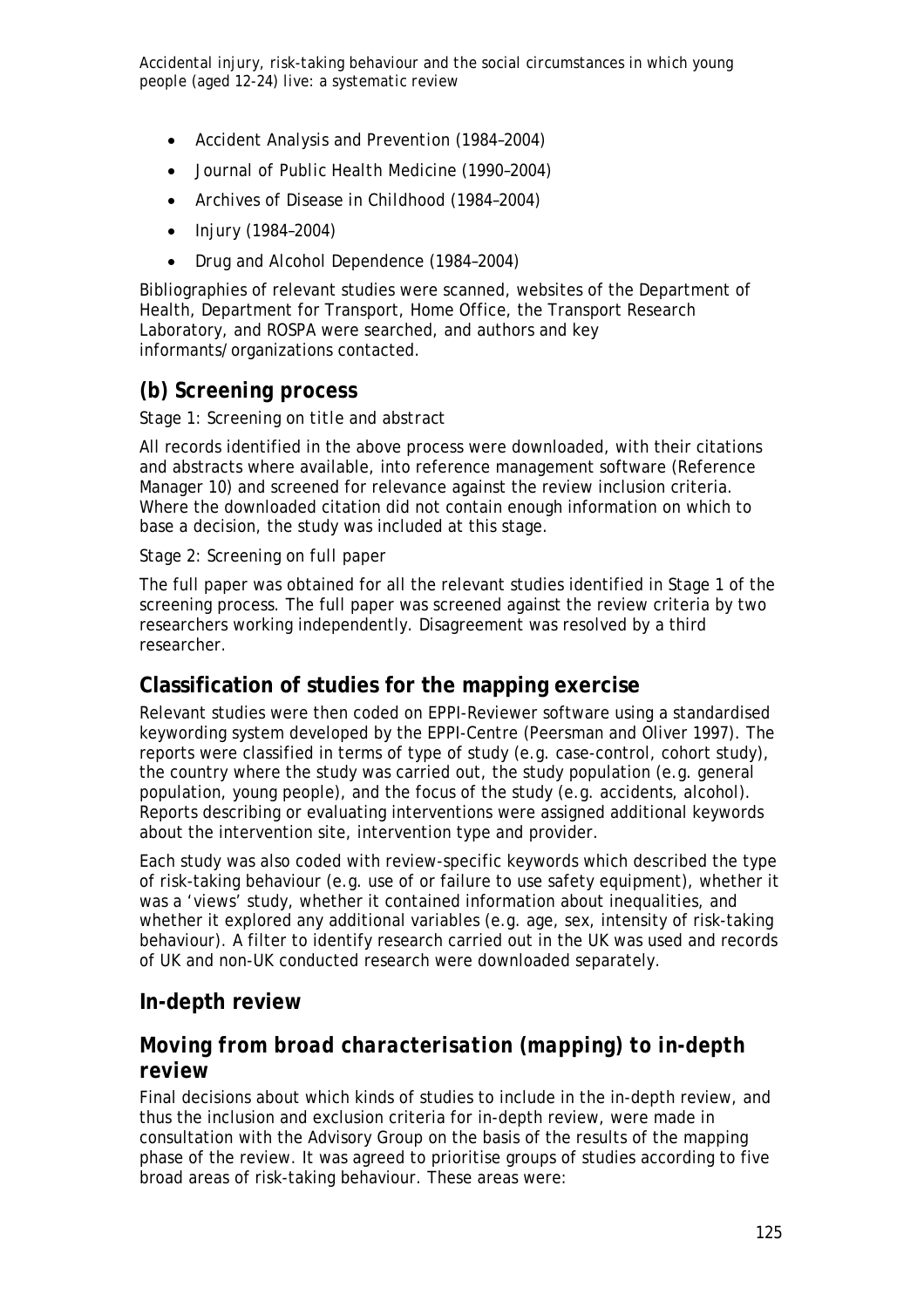- Accident Analysis and Prevention (1984–2004)
- Journal of Public Health Medicine (1990–2004)
- Archives of Disease in Childhood (1984–2004)
- Injury (1984–2004)
- Drug and Alcohol Dependence (1984–2004)

Bibliographies of relevant studies were scanned, websites of the Department of Health, Department for Transport, Home Office, the Transport Research Laboratory, and ROSPA were searched, and authors and key informants/organizations contacted.

## (b) Screening process

*Stage 1: Screening on title and abstract*

All records identified in the above process were downloaded, with their citations and abstracts where available, into reference management software (Reference Manager 10) and screened for relevance against the review inclusion criteria. Where the downloaded citation did not contain enough information on which to base a decision, the study was included at this stage.

*Stage 2: Screening on full paper*

The full paper was obtained for all the relevant studies identified in Stage 1 of the screening process. The full paper was screened against the review criteria by two researchers working independently. Disagreement was resolved by a third researcher.

## Classification of studies for the mapping exercise

Relevant studies were then coded on EPPI-Reviewer software using a standardised keywording system developed by the EPPI-Centre (Peersman and Oliver 1997). The reports were classified in terms of type of study (e.g. case-control, cohort study), the country where the study was carried out, the study population (e.g. general population, young people), and the focus of the study (e.g. accidents, alcohol). Reports describing or evaluating interventions were assigned additional keywords about the intervention site, intervention type and provider.

Each study was also coded with review-specific keywords which described the type of risk-taking behaviour (e.g. use of or failure to use safety equipment), whether it was a 'views' study, whether it contained information about inequalities, and whether it explored any additional variables (e.g. age, sex, intensity of risk-taking behaviour). A filter to identify research carried out in the UK was used and records of UK and non-UK conducted research were downloaded separately.

## In-depth review

### Moving from broad characterisation (mapping) to in-depth review

Final decisions about which kinds of studies to include in the in-depth review, and thus the inclusion and exclusion criteria for in-depth review, were made in consultation with the Advisory Group on the basis of the results of the mapping phase of the review. It was agreed to prioritise groups of studies according to five broad areas of risk-taking behaviour. These areas were: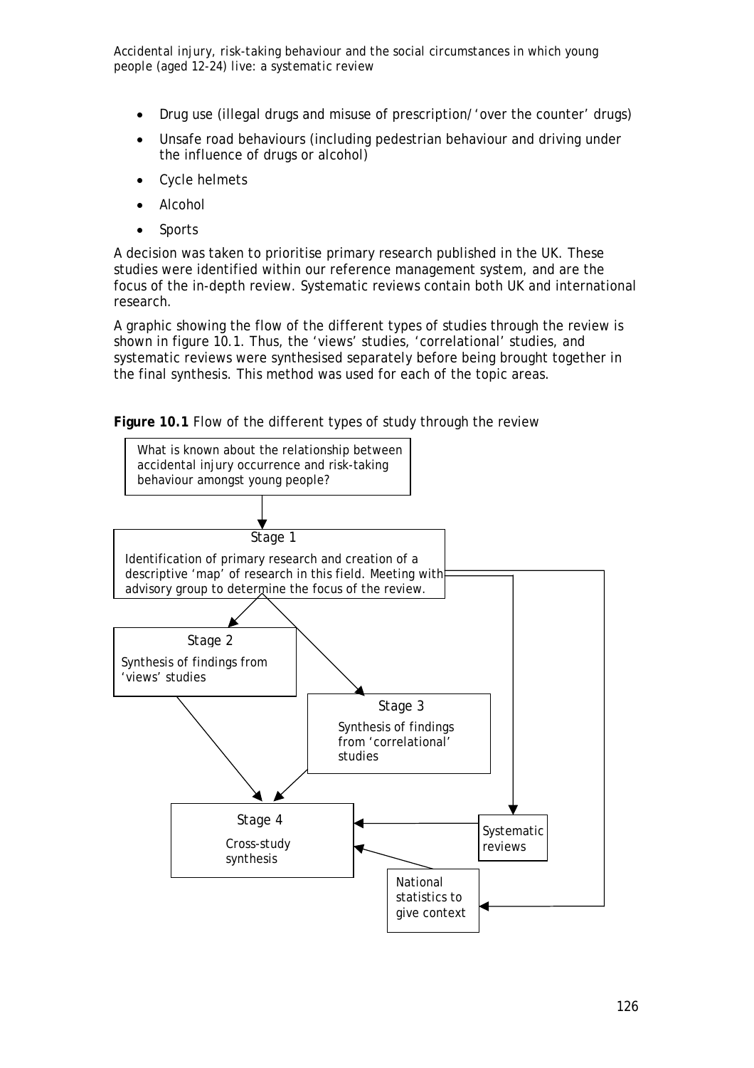- Drug use (illegal drugs and misuse of prescription/'over the counter' drugs)
- Unsafe road behaviours (including pedestrian behaviour and driving under the influence of drugs or alcohol)
- Cycle helmets
- Alcohol
- Sports

A decision was taken to prioritise primary research published in the UK. These studies were identified within our reference management system, and are the focus of the in-depth review. Systematic reviews contain both UK and international research.

A graphic showing the flow of the different types of studies through the review is shown in figure 10.1. Thus, the 'views' studies, 'correlational' studies, and systematic reviews were synthesised separately before being brought together in the final synthesis. This method was used for each of the topic areas.

**Figure 10.1** Flow of the different types of study through the review

What is known about the relationship between accidental injury occurrence and risk-taking behaviour amongst young people?

Stage 1

Identification of primary research and creation of a descriptive 'map' of research in this field. Meeting with advisory group to determine the focus of the review.

Stage 2

Synthesis of findings from 'views' studies

Stage 3

Synthesis of findings from 'correlational' studies

Stage 4

Cross-study synthesis

Systematic reviews

National statistics to give context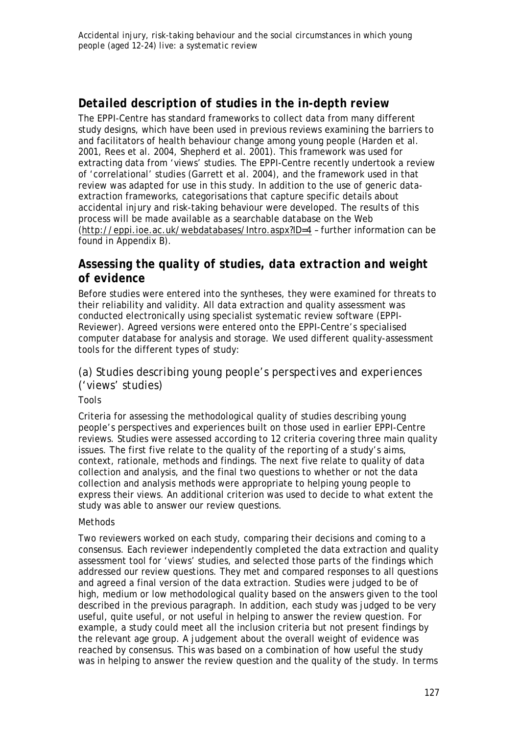## Detailed description of studies in the in-depth review

The EPPI-Centre has standard frameworks to collect data from many different study designs, which have been used in previous reviews examining the barriers to and facilitators of health behaviour change among young people (Harden et al. 2001, Rees et al. 2004, Shepherd et al. 2001). This framework was used for extracting data from 'views' studies. The EPPI-Centre recently undertook a review of 'correlational' studies (Garrett et al. 2004), and the framework used in that review was adapted for use in this study. In addition to the use of generic data-extraction frameworks, categorisations that capture specific details about accidental injury and risk-taking behaviour were developed. The results of this process will be made available as a searchable database on the Web (http://eppi.ioe.ac.uk/webdatabases/Intro.aspx?ID=4 – further information can be found in Appendix B).

## Assessing the quality of studies, data extraction and weight of evidence

Before studies were entered into the syntheses, they were examined for threats to their reliability and validity. All data extraction and quality assessment was conducted electronically using specialist systematic review software (EPPI-Reviewer). Agreed versions were entered onto the EPPI-Centre's specialised computer database for analysis and storage. We used different quality-assessment tools for the different types of study:

### (a) Studies describing young people's perspectives and experiences ('views' studies)

#### Tools

Criteria for assessing the methodological quality of studies describing young people's perspectives and experiences built on those used in earlier EPPI-Centre reviews. Studies were assessed according to 12 criteria covering three main quality issues. The first five relate to the quality of the reporting of a study's aims, context, rationale, methods and findings. The next five relate to quality of data collection and analysis, and the final two questions to whether or not the data collection and analysis methods were appropriate to helping young people to express their views. An additional criterion was used to decide to what extent the study was able to answer our review questions.

#### Methods

Two reviewers worked on each study, comparing their decisions and coming to a consensus. Each reviewer independently completed the data extraction and quality assessment tool for 'views' studies, and selected those parts of the findings which addressed our review questions. They met and compared responses to all questions and agreed a final version of the data extraction. Studies were judged to be of high, medium or low methodological quality based on the answers given to the tool described in the previous paragraph. In addition, each study was judged to be very useful, quite useful, or not useful in helping to answer the review question. For example, a study could meet all the inclusion criteria but not present findings by the relevant age group. A judgement about the overall weight of evidence was reached by consensus. This was based on a combination of how useful the study was in helping to answer the review question and the quality of the study. In terms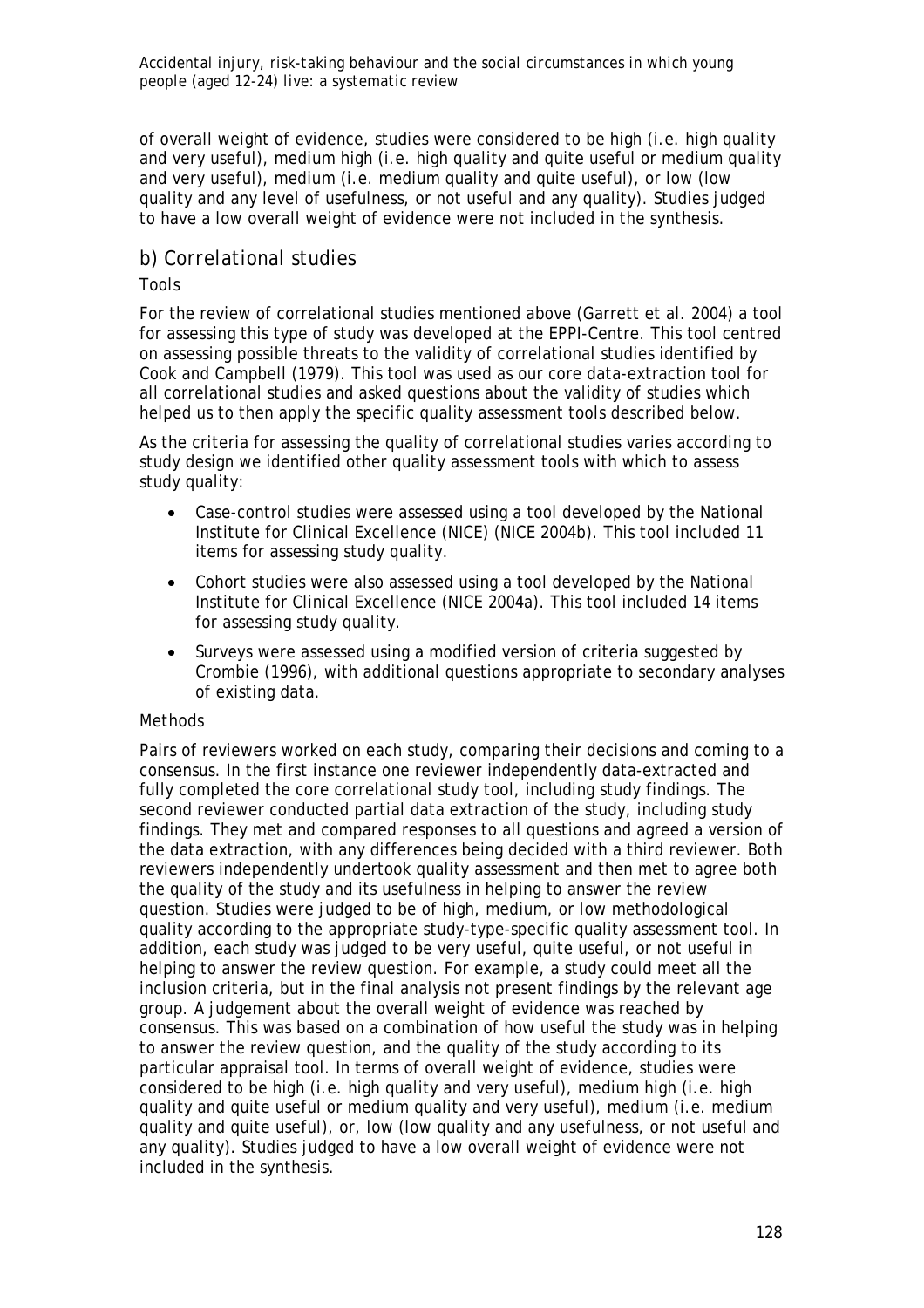of overall weight of evidence, studies were considered to be high (i.e. high quality and very useful), medium high (i.e. high quality and quite useful or medium quality and very useful), medium (i.e. medium quality and quite useful), or low (low quality and any level of usefulness, or not useful and any quality). Studies judged to have a low overall weight of evidence were not included in the synthesis.

## b) Correlational studies

### Tools

For the review of correlational studies mentioned above (Garrett et al. 2004) a tool for assessing this type of study was developed at the EPPI-Centre. This tool centred on assessing possible threats to the validity of correlational studies identified by Cook and Campbell (1979). This tool was used as our core data-extraction tool for all correlational studies and asked questions about the validity of studies which helped us to then apply the specific quality assessment tools described below.

As the criteria for assessing the quality of correlational studies varies according to study design we identified other quality assessment tools with which to assess study quality:

- Case-control studies were assessed using a tool developed by the National Institute for Clinical Excellence (NICE) (NICE 2004b). This tool included 11 items for assessing study quality.
- Cohort studies were also assessed using a tool developed by the National Institute for Clinical Excellence (NICE 2004a). This tool included 14 items for assessing study quality.
- Surveys were assessed using a modified version of criteria suggested by Crombie (1996), with additional questions appropriate to secondary analyses of existing data.

### Methods

Pairs of reviewers worked on each study, comparing their decisions and coming to a consensus. In the first instance one reviewer independently data-extracted and fully completed the core correlational study tool, including study findings. The second reviewer conducted partial data extraction of the study, including study findings. They met and compared responses to all questions and agreed a version of the data extraction, with any differences being decided with a third reviewer. Both reviewers independently undertook quality assessment and then met to agree both the quality of the study and its usefulness in helping to answer the review question. Studies were judged to be of high, medium, or low methodological quality according to the appropriate study-type-specific quality assessment tool. In addition, each study was judged to be very useful, quite useful, or not useful in helping to answer the review question. For example, a study could meet all the inclusion criteria, but in the final analysis not present findings by the relevant age group. A judgement about the overall weight of evidence was reached by consensus. This was based on a combination of how useful the study was in helping to answer the review question, and the quality of the study according to its particular appraisal tool. In terms of overall weight of evidence, studies were considered to be high (i.e. high quality and very useful), medium high (i.e. high quality and quite useful or medium quality and very useful), medium (i.e. medium quality and quite useful), or, low (low quality and any usefulness, or not useful and any quality). Studies judged to have a low overall weight of evidence were not included in the synthesis.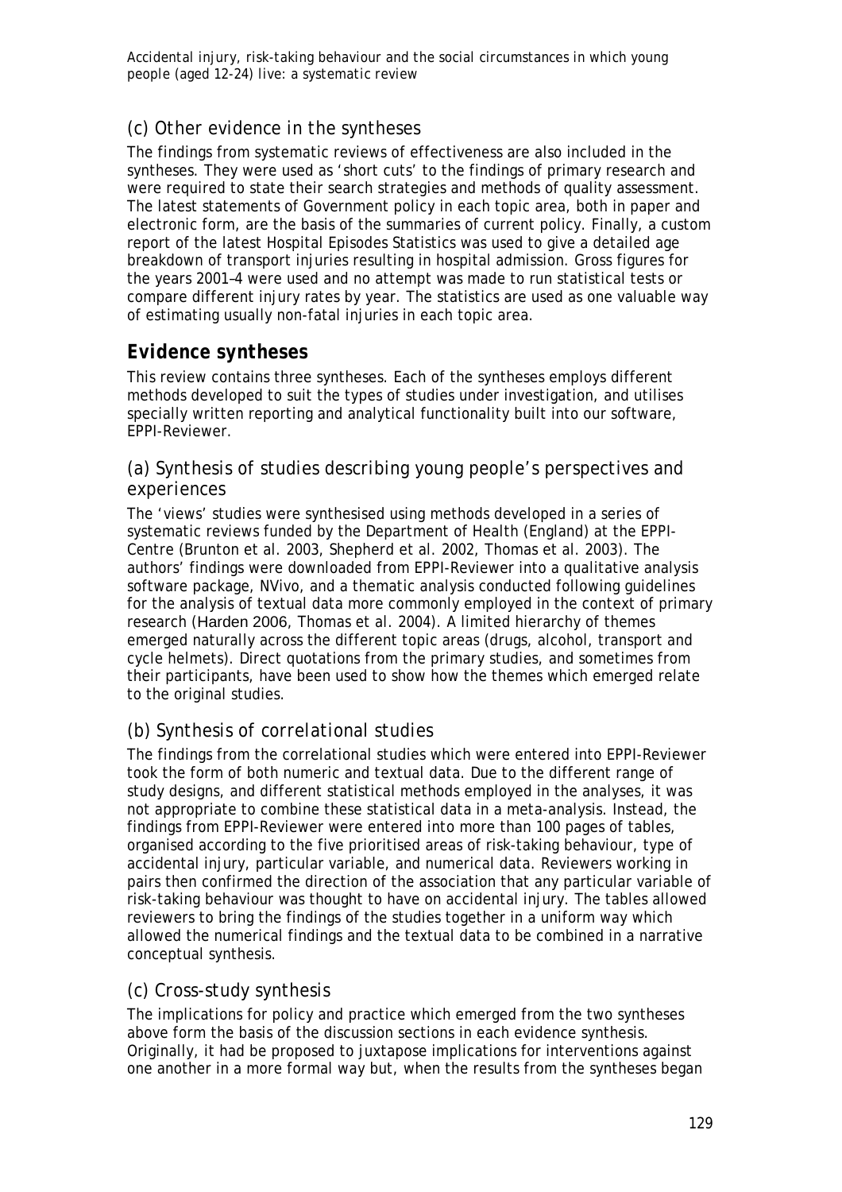### (c) Other evidence in the syntheses

The findings from systematic reviews of effectiveness are also included in the syntheses. They were used as 'short cuts' to the findings of primary research and were required to state their search strategies and methods of quality assessment. The latest statements of Government policy in each topic area, both in paper and electronic form, are the basis of the summaries of current policy. Finally, a custom report of the latest Hospital Episodes Statistics was used to give a detailed age breakdown of transport injuries resulting in hospital admission. Gross figures for the years 2001–4 were used and no attempt was made to run statistical tests or compare different injury rates by year. The statistics are used as one valuable way of estimating usually non-fatal injuries in each topic area.

## Evidence syntheses

This review contains three syntheses. Each of the syntheses employs different methods developed to suit the types of studies under investigation, and utilises specially written reporting and analytical functionality built into our software, EPPI-Reviewer.

### (a) Synthesis of studies describing young people's perspectives and experiences

The 'views' studies were synthesised using methods developed in a series of systematic reviews funded by the Department of Health (England) at the EPPI-Centre (Brunton et al. 2003, Shepherd et al. 2002, Thomas et al. 2003). The authors' findings were downloaded from EPPI-Reviewer into a qualitative analysis software package, NVivo, and a thematic analysis conducted following guidelines for the analysis of textual data more commonly employed in the context of primary research (Harden 2006, Thomas et al. 2004). A limited hierarchy of themes emerged naturally across the different topic areas (drugs, alcohol, transport and cycle helmets). Direct quotations from the primary studies, and sometimes from their participants, have been used to show how the themes which emerged relate to the original studies.

### (b) Synthesis of correlational studies

The findings from the correlational studies which were entered into EPPI-Reviewer took the form of both numeric and textual data. Due to the different range of study designs, and different statistical methods employed in the analyses, it was not appropriate to combine these statistical data in a meta-analysis. Instead, the findings from EPPI-Reviewer were entered into more than 100 pages of tables, organised according to the five prioritised areas of risk-taking behaviour, type of accidental injury, particular variable, and numerical data. Reviewers working in pairs then confirmed the direction of the association that any particular variable of risk-taking behaviour was thought to have on accidental injury. The tables allowed reviewers to bring the findings of the studies together in a uniform way which allowed the numerical findings and the textual data to be combined in a narrative conceptual synthesis.

### (c) Cross-study synthesis

The implications for policy and practice which emerged from the two syntheses above form the basis of the discussion sections in each evidence synthesis. Originally, it had be proposed to juxtapose implications for interventions against one another in a more formal way but, when the results from the syntheses began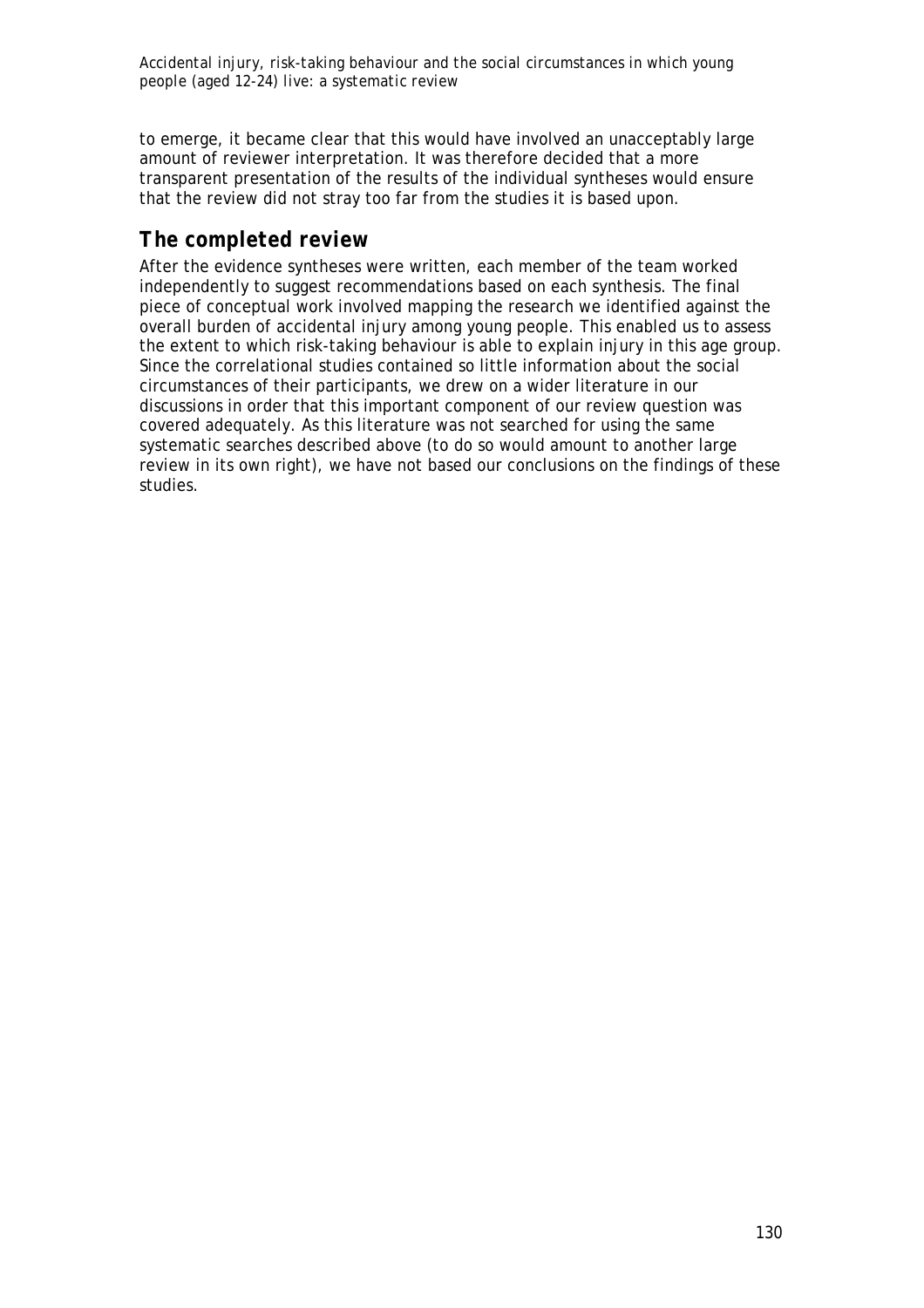to emerge, it became clear that this would have involved an unacceptably large amount of reviewer interpretation. It was therefore decided that a more transparent presentation of the results of the individual syntheses would ensure that the review did not stray too far from the studies it is based upon.

## The completed review

After the evidence syntheses were written, each member of the team worked independently to suggest recommendations based on each synthesis. The final piece of conceptual work involved mapping the research we identified against the overall burden of accidental injury among young people. This enabled us to assess the extent to which risk-taking behaviour is able to explain injury in this age group. Since the correlational studies contained so little information about the social circumstances of their participants, we drew on a wider literature in our discussions in order that this important component of our review question was covered adequately. As this literature was not searched for using the same systematic searches described above (to do so would amount to another large review in its own right), we have not based our conclusions on the findings of these studies.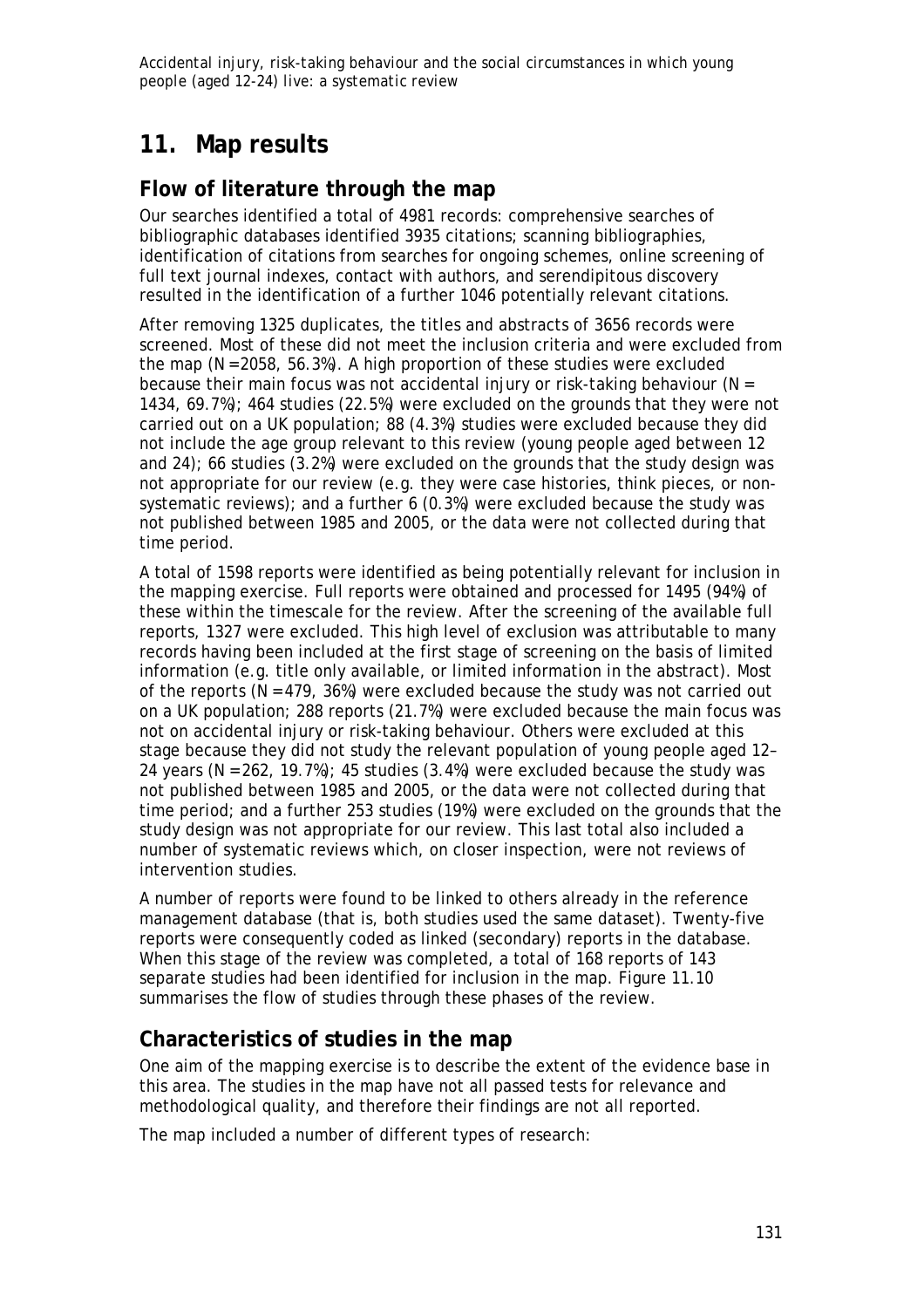# 11. Map results

## Flow of literature through the map

Our searches identified a total of 4981 records: comprehensive searches of bibliographic databases identified 3935 citations; scanning bibliographies, identification of citations from searches for ongoing schemes, online screening of full text journal indexes, contact with authors, and serendipitous discovery resulted in the identification of a further 1046 potentially relevant citations.

After removing 1325 duplicates, the titles and abstracts of 3656 records were screened. Most of these did not meet the inclusion criteria and were excluded from the map (N=2058, 56.3%). A high proportion of these studies were excluded because their main focus was not accidental injury or risk-taking behaviour (N = 1434, 69.7%); 464 studies (22.5%) were excluded on the grounds that they were not carried out on a UK population; 88 (4.3%) studies were excluded because they did not include the age group relevant to this review (young people aged between 12 and 24); 66 studies (3.2%) were excluded on the grounds that the study design was not appropriate for our review (e.g. they were case histories, think pieces, or non-systematic reviews); and a further 6 (0.3%) were excluded because the study was not published between 1985 and 2005, or the data were not collected during that time period.

A total of 1598 reports were identified as being potentially relevant for inclusion in the mapping exercise. Full reports were obtained and processed for 1495 (94%) of these within the timescale for the review. After the screening of the available full reports, 1327 were excluded. This high level of exclusion was attributable to many records having been included at the first stage of screening on the basis of limited information (e.g. title only available, or limited information in the abstract). Most of the reports (N=479, 36%) were excluded because the study was not carried out on a UK population; 288 reports (21.7%) were excluded because the main focus was not on accidental injury or risk-taking behaviour. Others were excluded at this stage because they did not study the relevant population of young people aged 12–24 years (N=262, 19.7%); 45 studies (3.4%) were excluded because the study was not published between 1985 and 2005, or the data were not collected during that time period; and a further 253 studies (19%) were excluded on the grounds that the study design was not appropriate for our review. This last total also included a number of systematic reviews which, on closer inspection, were not reviews of intervention studies.

A number of reports were found to be linked to others already in the reference management database (that is, both studies used the same dataset). Twenty-five reports were consequently coded as linked (secondary) reports in the database. When this stage of the review was completed, a total of 168 reports of 143 separate studies had been identified for inclusion in the map. Figure 11.10 summarises the flow of studies through these phases of the review.

## Characteristics of studies in the map

One aim of the mapping exercise is to describe the extent of the evidence base in this area. The studies in the map have not all passed tests for relevance and methodological quality, and therefore their findings are not all reported.

The map included a number of different types of research: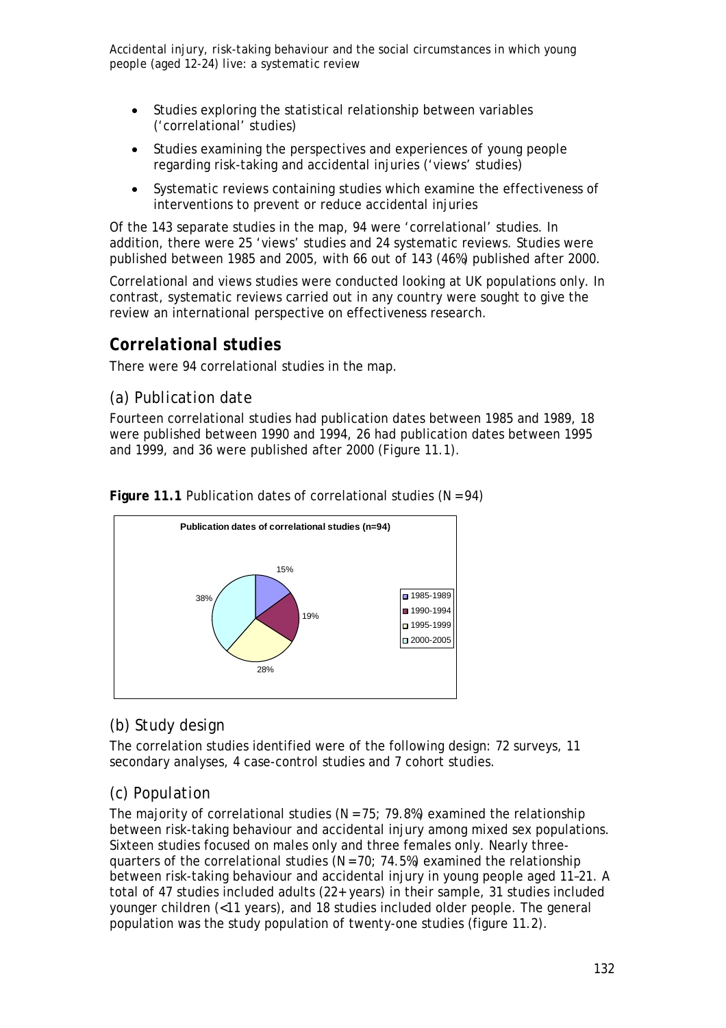- Studies exploring the statistical relationship between variables ('correlational' studies)
- Studies examining the perspectives and experiences of young people regarding risk-taking and accidental injuries ('views' studies)
- Systematic reviews containing studies which examine the effectiveness of interventions to prevent or reduce accidental injuries

Of the 143 separate studies in the map, 94 were 'correlational' studies. In addition, there were 25 'views' studies and 24 systematic reviews. Studies were published between 1985 and 2005, with 66 out of 143 (46%) published after 2000.

Correlational and views studies were conducted looking at UK populations only. In contrast, systematic reviews carried out in any country were sought to give the review an international perspective on effectiveness research.

## *Correlational studies*

There were 94 correlational studies in the map.

### (a) Publication date

Fourteen correlational studies had publication dates between 1985 and 1989, 18 were published between 1990 and 1994, 26 had publication dates between 1995 and 1999, and 36 were published after 2000 (Figure 11.1).

**Figure 11.1** Publication dates of correlational studies (N=94)

**Publication dates of correlational studies (n=94)**

| Period | Percentage |
|---|---|
| 1985-1989 | 15% |
| 1990-1994 | 19% |
| 1995-1999 | 28% |
| 2000-2005 | 38% |

### (b) Study design

The correlation studies identified were of the following design: 72 surveys, 11 secondary analyses, 4 case-control studies and 7 cohort studies.

### (c) Population

The majority of correlational studies (N=75; 79.8%) examined the relationship between risk-taking behaviour and accidental injury among mixed sex populations. Sixteen studies focused on males only and three females only. Nearly three-quarters of the correlational studies (N=70; 74.5%) examined the relationship between risk-taking behaviour and accidental injury in young people aged 11–21. A total of 47 studies included adults (22+ years) in their sample, 31 studies included younger children (<11 years), and 18 studies included older people. The general population was the study population of twenty-one studies (figure 11.2).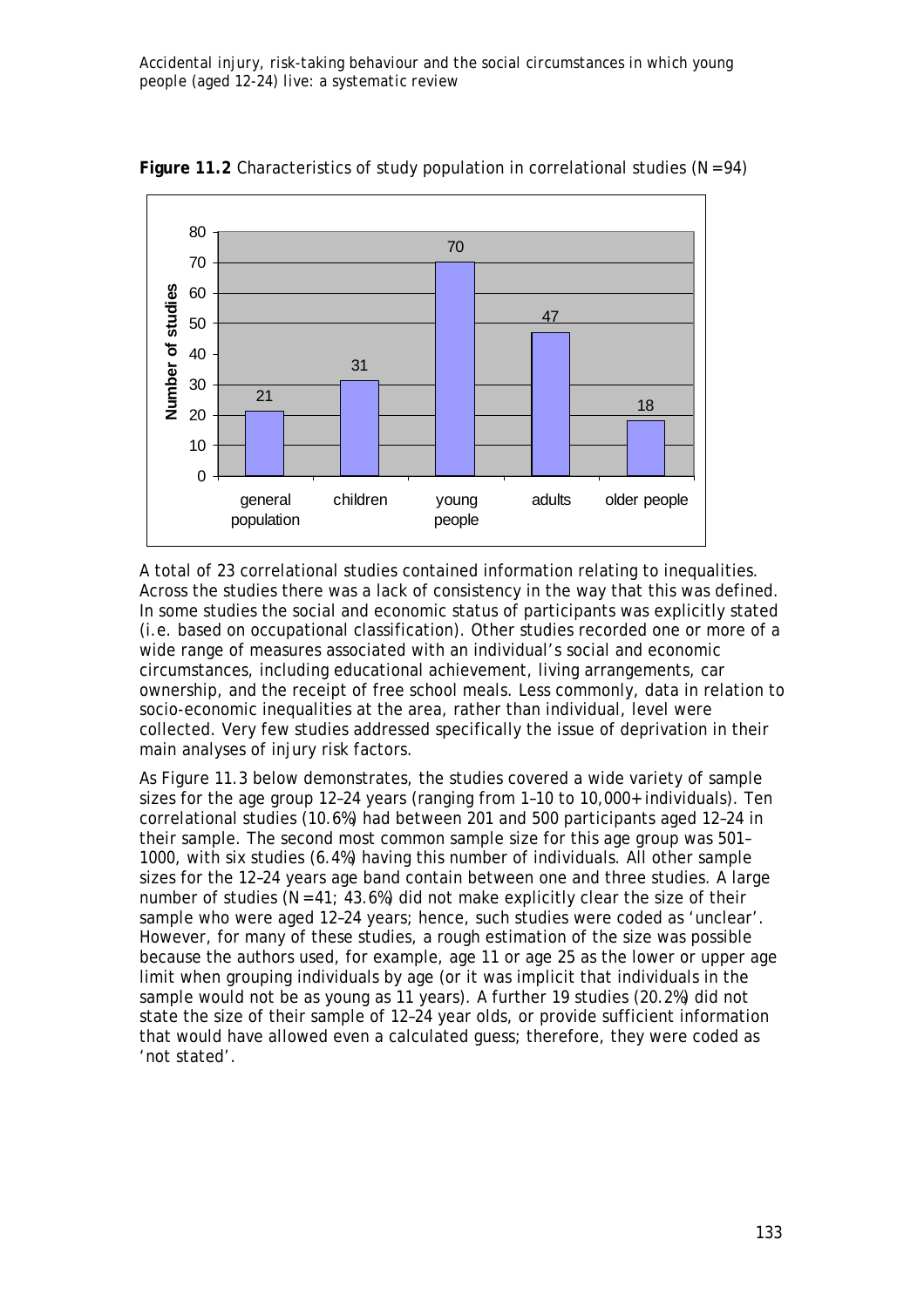**Figure 11.2** Characteristics of study population in correlational studies (N=94)

| | Number of studies |
|---|---|
| general population | 21 |
| children | 31 |
| young people | 70 |
| adults | 47 |
| older people | 18 |

A total of 23 correlational studies contained information relating to inequalities. Across the studies there was a lack of consistency in the way that this was defined. In some studies the social and economic status of participants was explicitly stated (i.e. based on occupational classification). Other studies recorded one or more of a wide range of measures associated with an individual's social and economic circumstances, including educational achievement, living arrangements, car ownership, and the receipt of free school meals. Less commonly, data in relation to socio-economic inequalities at the area, rather than individual, level were collected. Very few studies addressed specifically the issue of deprivation in their main analyses of injury risk factors.

As Figure 11.3 below demonstrates, the studies covered a wide variety of sample sizes for the age group 12–24 years (ranging from 1–10 to 10,000+ individuals). Ten correlational studies (10.6%) had between 201 and 500 participants aged 12–24 in their sample. The second most common sample size for this age group was 501–1000, with six studies (6.4%) having this number of individuals. All other sample sizes for the 12–24 years age band contain between one and three studies. A large number of studies (N=41; 43.6%) did not make explicitly clear the size of their sample who were aged 12–24 years; hence, such studies were coded as 'unclear'. However, for many of these studies, a rough estimation of the size was possible because the authors used, for example, age 11 or age 25 as the lower or upper age limit when grouping individuals by age (or it was implicit that individuals in the sample would not be as young as 11 years). A further 19 studies (20.2%) did not state the size of their sample of 12–24 year olds, or provide sufficient information that would have allowed even a calculated guess; therefore, they were coded as 'not stated'.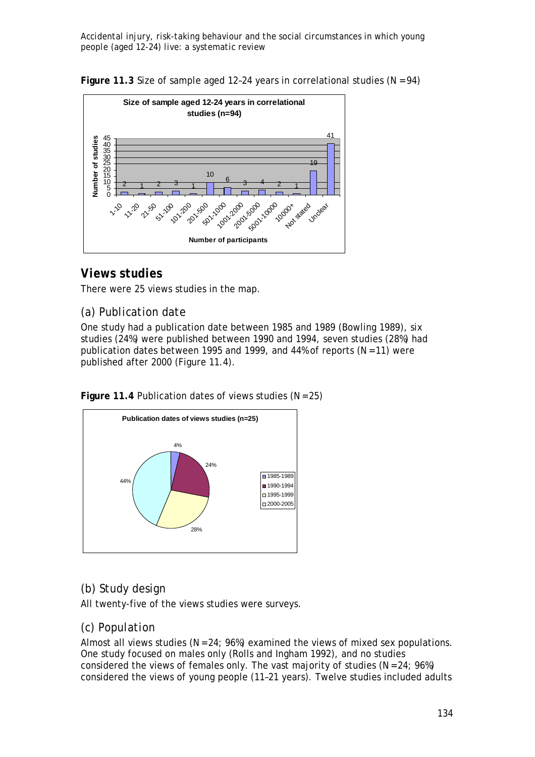**Figure 11.3** Size of sample aged 12–24 years in correlational studies (N = 94)

| Number of participants | Number of studies |
|---|---|
| 1-10 | 2 |
| 11-20 | 1 |
| 21-50 | 2 |
| 51-100 | 3 |
| 101-200 | 1 |
| 201-500 | 10 |
| 501-1000 | 6 |
| 1001-2000 | 3 |
| 2001-5000 | 4 |
| 5001-10000 | 2 |
| 10000+ | 1 |
| Not stated | 19 |
| Unclear | 41 |

## Views studies

There were 25 views studies in the map.

### (a) Publication date

One study had a publication date between 1985 and 1989 (Bowling 1989), six studies (24%) were published between 1990 and 1994, seven studies (28%) had publication dates between 1995 and 1999, and 44% of reports (N = 11) were published after 2000 (Figure 11.4).

**Figure 11.4** Publication dates of views studies (N = 25)

| Publication date | Percentage |
|---|---|
| 1985-1989 | 4% |
| 1990-1994 | 24% |
| 1995-1999 | 28% |
| 2000-2005 | 44% |

### (b) Study design

All twenty-five of the views studies were surveys.

### (c) Population

Almost all views studies (N = 24; 96%) examined the views of mixed sex populations. One study focused on males only (Rolls and Ingham 1992), and no studies considered the views of females only. The vast majority of studies (N = 24; 96%) considered the views of young people (11–21 years). Twelve studies included adults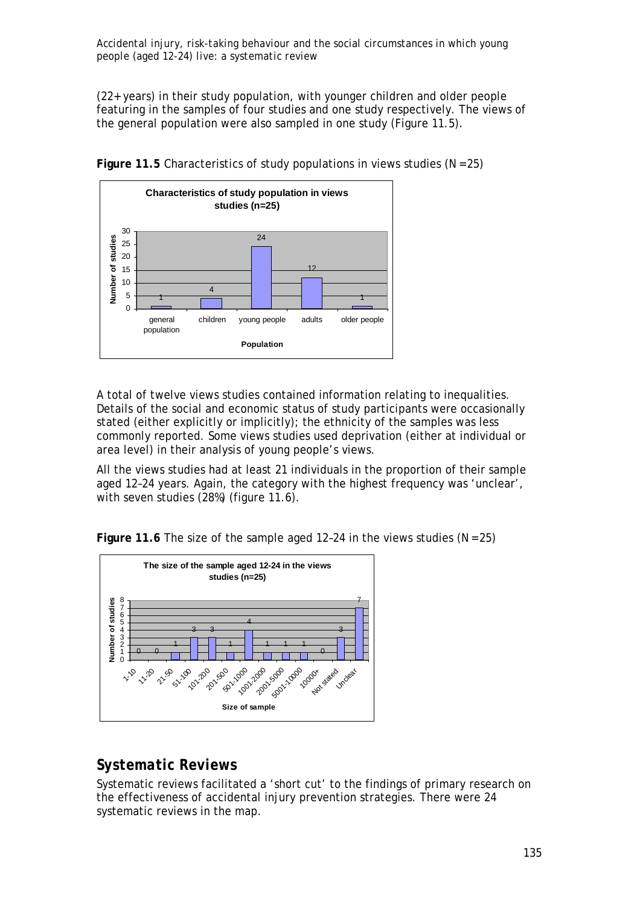(22+ years) in their study population, with younger children and older people featuring in the samples of four studies and one study respectively. The views of the general population were also sampled in one study (Figure 11.5).

**Figure 11.5** Characteristics of study populations in views studies (N=25)

A total of twelve views studies contained information relating to inequalities. Details of the social and economic status of study participants were occasionally stated (either explicitly or implicitly); the ethnicity of the samples was less commonly reported. Some views studies used deprivation (either at individual or area level) in their analysis of young people's views.

All the views studies had at least 21 individuals in the proportion of their sample aged 12–24 years. Again, the category with the highest frequency was 'unclear', with seven studies (28%) (figure 11.6).

**Figure 11.6** The size of the sample aged 12–24 in the views studies (N=25)

## Systematic Reviews

Systematic reviews facilitated a 'short cut' to the findings of primary research on the effectiveness of accidental injury prevention strategies. There were 24 systematic reviews in the map.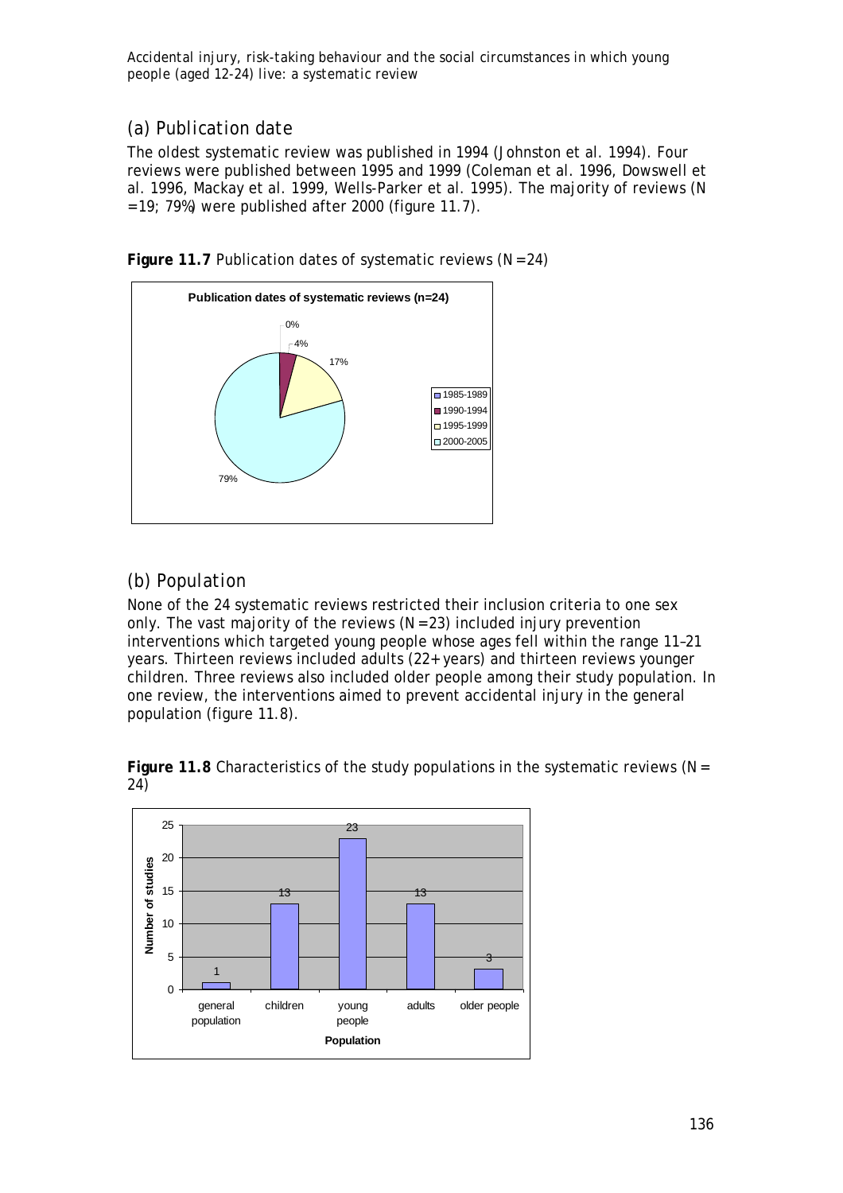## (a) Publication date

The oldest systematic review was published in 1994 (Johnston et al. 1994). Four reviews were published between 1995 and 1999 (Coleman et al. 1996, Dowswell et al. 1996, Mackay et al. 1999, Wells-Parker et al. 1995). The majority of reviews (N =19; 79%) were published after 2000 (figure 11.7).

**Figure 11.7** Publication dates of systematic reviews (N=24)

## (b) Population

None of the 24 systematic reviews restricted their inclusion criteria to one sex only. The vast majority of the reviews (N=23) included injury prevention interventions which targeted young people whose ages fell within the range 11–21 years. Thirteen reviews included adults (22+ years) and thirteen reviews younger children. Three reviews also included older people among their study population. In one review, the interventions aimed to prevent accidental injury in the general population (figure 11.8).

**Figure 11.8** Characteristics of the study populations in the systematic reviews (N = 24)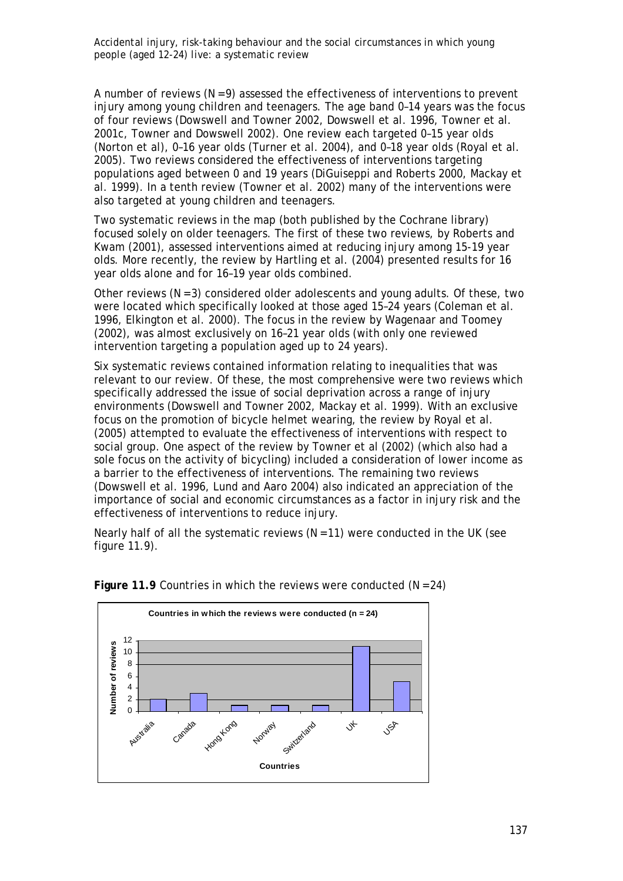A number of reviews (N=9) assessed the effectiveness of interventions to prevent injury among young children and teenagers. The age band 0–14 years was the focus of four reviews (Dowswell and Towner 2002, Dowswell et al. 1996, Towner et al. 2001c, Towner and Dowswell 2002). One review each targeted 0–15 year olds (Norton et al), 0–16 year olds (Turner et al. 2004), and 0–18 year olds (Royal et al. 2005). Two reviews considered the effectiveness of interventions targeting populations aged between 0 and 19 years (DiGuiseppi and Roberts 2000, Mackay et al. 1999). In a tenth review (Towner et al. 2002) many of the interventions were also targeted at young children and teenagers.

Two systematic reviews in the map (both published by the Cochrane library) focused solely on older teenagers. The first of these two reviews, by Roberts and Kwam (2001), assessed interventions aimed at reducing injury among 15-19 year olds. More recently, the review by Hartling et al. (2004) presented results for 16 year olds alone and for 16–19 year olds combined.

Other reviews (N=3) considered older adolescents and young adults. Of these, two were located which specifically looked at those aged 15–24 years (Coleman et al. 1996, Elkington et al. 2000). The focus in the review by Wagenaar and Toomey (2002), was almost exclusively on 16–21 year olds (with only one reviewed intervention targeting a population aged up to 24 years).

Six systematic reviews contained information relating to inequalities that was relevant to our review. Of these, the most comprehensive were two reviews which specifically addressed the issue of social deprivation across a range of injury environments (Dowswell and Towner 2002, Mackay et al. 1999). With an exclusive focus on the promotion of bicycle helmet wearing, the review by Royal et al. (2005) attempted to evaluate the effectiveness of interventions with respect to social group. One aspect of the review by Towner et al (2002) (which also had a sole focus on the activity of bicycling) included a consideration of lower income as a barrier to the effectiveness of interventions. The remaining two reviews (Dowswell et al. 1996, Lund and Aaro 2004) also indicated an appreciation of the importance of social and economic circumstances as a factor in injury risk and the effectiveness of interventions to reduce injury.

Nearly half of all the systematic reviews (N=11) were conducted in the UK (see figure 11.9).

**Figure 11.9** Countries in which the reviews were conducted (N=24)

| Country | Number of reviews |
|---|---|
| Australia | 2 |
| Canada | 3 |
| Hong Kong | 1 |
| Norway | 1 |
| Switzerland | 1 |
| UK | 11 |
| USA | 5 |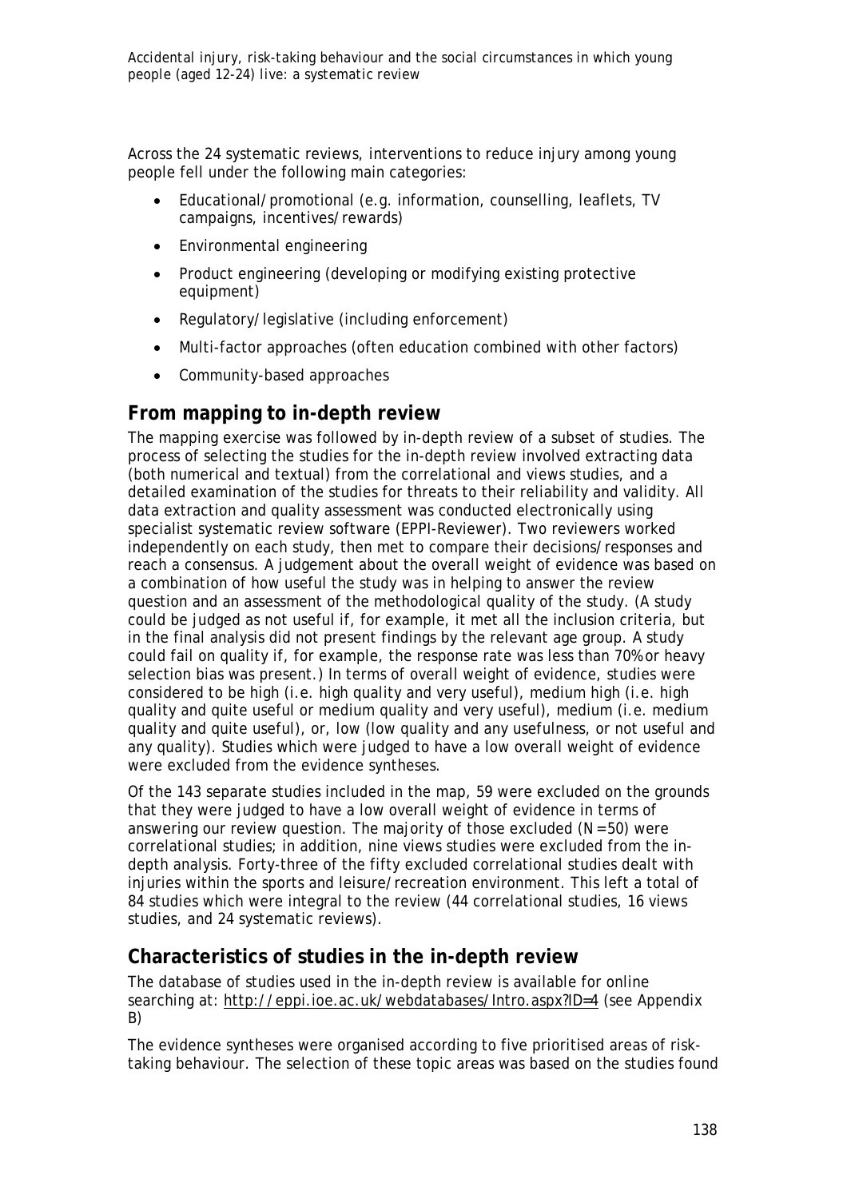Across the 24 systematic reviews, interventions to reduce injury among young people fell under the following main categories:

- Educational/promotional (e.g. information, counselling, leaflets, TV campaigns, incentives/rewards)
- Environmental engineering
- Product engineering (developing or modifying existing protective equipment)
- Regulatory/legislative (including enforcement)
- Multi-factor approaches (often education combined with other factors)
- Community-based approaches

## From mapping to in-depth review

The mapping exercise was followed by in-depth review of a subset of studies. The process of selecting the studies for the in-depth review involved extracting data (both numerical and textual) from the correlational and views studies, and a detailed examination of the studies for threats to their reliability and validity. All data extraction and quality assessment was conducted electronically using specialist systematic review software (EPPI-Reviewer). Two reviewers worked independently on each study, then met to compare their decisions/responses and reach a consensus. A judgement about the overall weight of evidence was based on a combination of how useful the study was in helping to answer the review question and an assessment of the methodological quality of the study. (A study could be judged as not useful if, for example, it met all the inclusion criteria, but in the final analysis did not present findings by the relevant age group. A study could fail on quality if, for example, the response rate was less than 70% or heavy selection bias was present.) In terms of overall weight of evidence, studies were considered to be high (i.e. high quality and very useful), medium high (i.e. high quality and quite useful or medium quality and very useful), medium (i.e. medium quality and quite useful), or, low (low quality and any usefulness, or not useful and any quality). Studies which were judged to have a low overall weight of evidence were excluded from the evidence syntheses.

Of the 143 separate studies included in the map, 59 were excluded on the grounds that they were judged to have a low overall weight of evidence in terms of answering our review question. The majority of those excluded (N=50) were correlational studies; in addition, nine views studies were excluded from the in-depth analysis. Forty-three of the fifty excluded correlational studies dealt with injuries within the sports and leisure/recreation environment. This left a total of 84 studies which were integral to the review (44 correlational studies, 16 views studies, and 24 systematic reviews).

## Characteristics of studies in the in-depth review

The database of studies used in the in-depth review is available for online searching at: http://eppi.ioe.ac.uk/webdatabases/Intro.aspx?ID=4 (see Appendix B)

The evidence syntheses were organised according to five prioritised areas of risk-taking behaviour. The selection of these topic areas was based on the studies found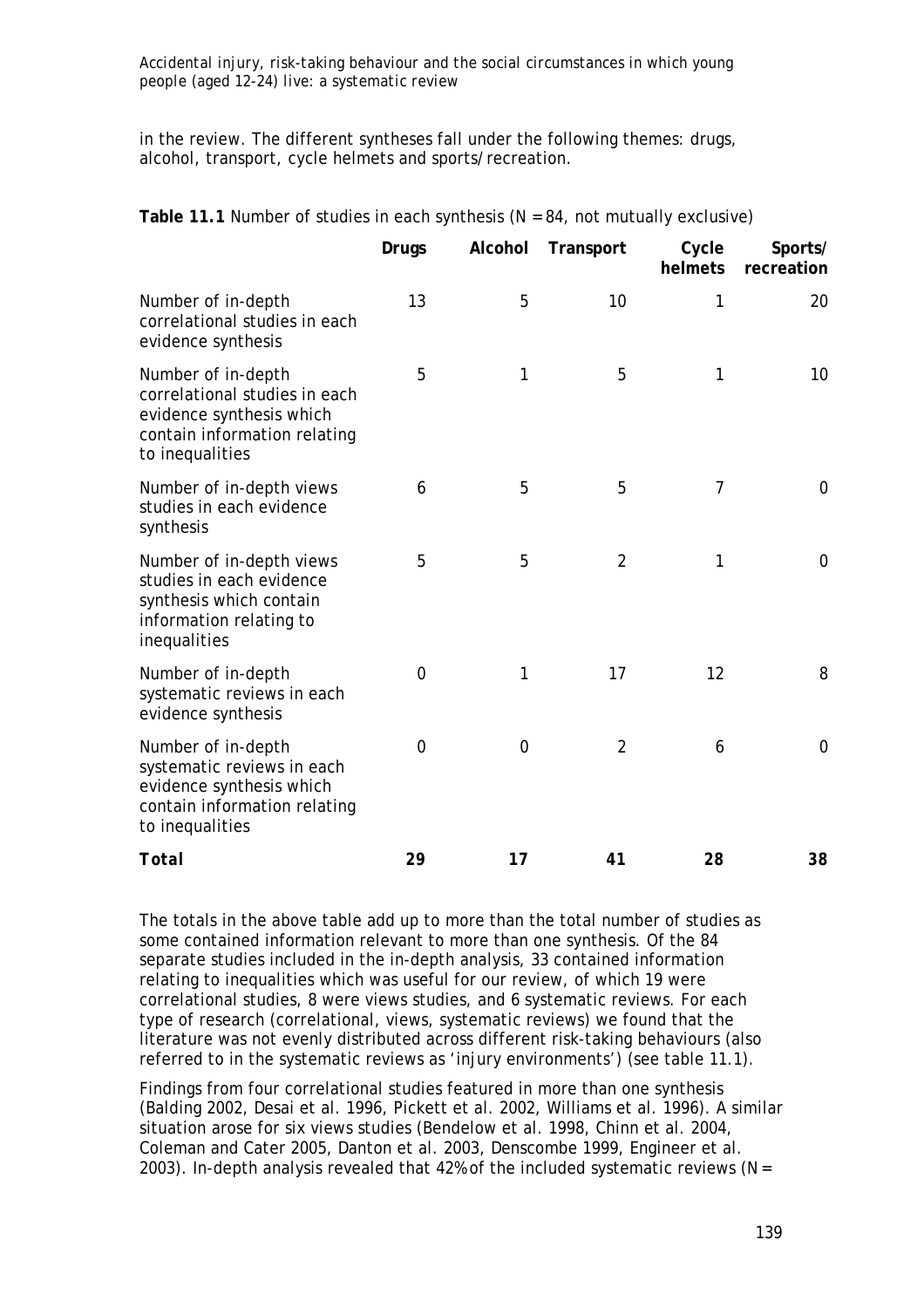in the review. The different syntheses fall under the following themes: drugs, alcohol, transport, cycle helmets and sports/recreation.

**Table 11.1** Number of studies in each synthesis (N = 84, not mutually exclusive)

| | **Drugs** | **Alcohol** | **Transport** | **Cycle helmets** | **Sports/ recreation** |
|---|---|---|---|---|---|
| Number of in-depth correlational studies in each evidence synthesis | 13 | 5 | 10 | 1 | 20 |
| Number of in-depth correlational studies in each evidence synthesis which contain information relating to inequalities | 5 | 1 | 5 | 1 | 10 |
| Number of in-depth views studies in each evidence synthesis | 6 | 5 | 5 | 7 | 0 |
| Number of in-depth views studies in each evidence synthesis which contain information relating to inequalities | 5 | 5 | 2 | 1 | 0 |
| Number of in-depth systematic reviews in each evidence synthesis | 0 | 1 | 17 | 12 | 8 |
| Number of in-depth systematic reviews in each evidence synthesis which contain information relating to inequalities | 0 | 0 | 2 | 6 | 0 |
| **Total** | **29** | **17** | **41** | **28** | **38** |

The totals in the above table add up to more than the total number of studies as some contained information relevant to more than one synthesis. Of the 84 separate studies included in the in-depth analysis, 33 contained information relating to inequalities which was useful for our review, of which 19 were correlational studies, 8 were views studies, and 6 systematic reviews. For each type of research (correlational, views, systematic reviews) we found that the literature was not evenly distributed across different risk-taking behaviours (also referred to in the systematic reviews as 'injury environments') (see table 11.1).

Findings from four correlational studies featured in more than one synthesis (Balding 2002, Desai et al. 1996, Pickett et al. 2002, Williams et al. 1996). A similar situation arose for six views studies (Bendelow et al. 1998, Chinn et al. 2004, Coleman and Cater 2005, Danton et al. 2003, Denscombe 1999, Engineer et al. 2003). In-depth analysis revealed that 42% of the included systematic reviews (N =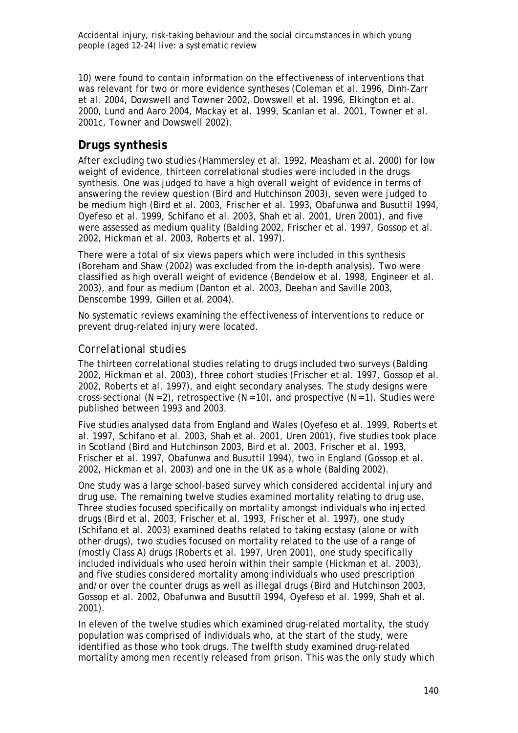10) were found to contain information on the effectiveness of interventions that was relevant for two or more evidence syntheses (Coleman et al. 1996, Dinh-Zarr et al. 2004, Dowswell and Towner 2002, Dowswell et al. 1996, Elkington et al. 2000, Lund and Aaro 2004, Mackay et al. 1999, Scanlan et al. 2001, Towner et al. 2001c, Towner and Dowswell 2002).

## Drugs synthesis

After excluding two studies (Hammersley et al. 1992, Measham et al. 2000) for low weight of evidence, thirteen correlational studies were included in the drugs synthesis. One was judged to have a high overall weight of evidence in terms of answering the review question (Bird and Hutchinson 2003), seven were judged to be medium high (Bird et al. 2003, Frischer et al. 1993, Obafunwa and Busuttil 1994, Oyefeso et al. 1999, Schifano et al. 2003, Shah et al. 2001, Uren 2001), and five were assessed as medium quality (Balding 2002, Frischer et al. 1997, Gossop et al. 2002, Hickman et al. 2003, Roberts et al. 1997).

There were a total of six views papers which were included in this synthesis (Boreham and Shaw (2002) was excluded from the in-depth analysis). Two were classified as high overall weight of evidence (Bendelow et al. 1998, Engineer et al. 2003), and four as medium (Danton et al. 2003, Deehan and Saville 2003, Denscombe 1999, Gillen et al. 2004).

No systematic reviews examining the effectiveness of interventions to reduce or prevent drug-related injury were located.

### Correlational studies

The thirteen correlational studies relating to drugs included two surveys (Balding 2002, Hickman et al. 2003), three cohort studies (Frischer et al. 1997, Gossop et al. 2002, Roberts et al. 1997), and eight secondary analyses. The study designs were cross-sectional (N=2), retrospective (N=10), and prospective (N=1). Studies were published between 1993 and 2003.

Five studies analysed data from England and Wales (Oyefeso et al. 1999, Roberts et al. 1997, Schifano et al. 2003, Shah et al. 2001, Uren 2001), five studies took place in Scotland (Bird and Hutchinson 2003, Bird et al. 2003, Frischer et al. 1993, Frischer et al. 1997, Obafunwa and Busuttil 1994), two in England (Gossop et al. 2002, Hickman et al. 2003) and one in the UK as a whole (Balding 2002).

One study was a large school-based survey which considered accidental injury and drug use. The remaining twelve studies examined mortality relating to drug use. Three studies focused specifically on mortality amongst individuals who injected drugs (Bird et al. 2003, Frischer et al. 1993, Frischer et al. 1997), one study (Schifano et al. 2003) examined deaths related to taking ecstasy (alone or with other drugs), two studies focused on mortality related to the use of a range of (mostly Class A) drugs (Roberts et al. 1997, Uren 2001), one study specifically included individuals who used heroin within their sample (Hickman et al. 2003), and five studies considered mortality among individuals who used prescription and/or over the counter drugs as well as illegal drugs (Bird and Hutchinson 2003, Gossop et al. 2002, Obafunwa and Busuttil 1994, Oyefeso et al. 1999, Shah et al. 2001).

In eleven of the twelve studies which examined drug-related mortality, the study population was comprised of individuals who, at the start of the study, were identified as those who took drugs. The twelfth study examined drug-related mortality among men recently released from prison. This was the only study which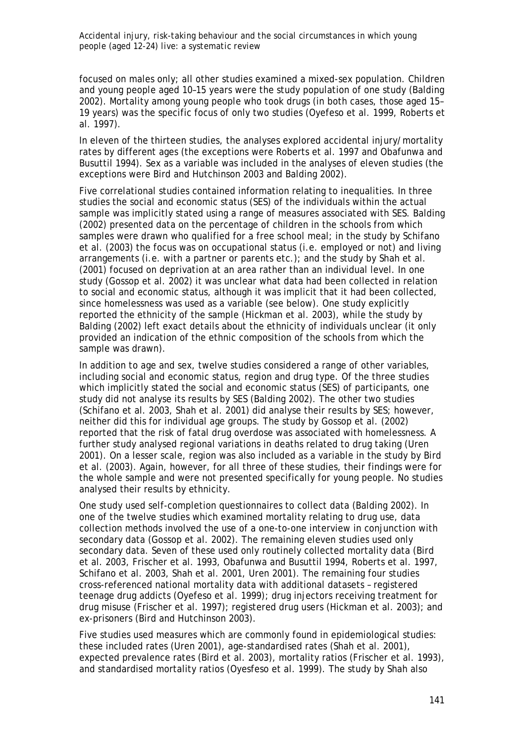focused on males only; all other studies examined a mixed-sex population. Children and young people aged 10–15 years were the study population of one study (Balding 2002). Mortality among young people who took drugs (in both cases, those aged 15–19 years) was the specific focus of only two studies (Oyefeso et al. 1999, Roberts et al. 1997).

In eleven of the thirteen studies, the analyses explored accidental injury/mortality rates by different ages (the exceptions were Roberts et al. 1997 and Obafunwa and Busuttil 1994). Sex as a variable was included in the analyses of eleven studies (the exceptions were Bird and Hutchinson 2003 and Balding 2002).

Five correlational studies contained information relating to inequalities. In three studies the social and economic status (SES) of the individuals within the actual sample was implicitly stated using a range of measures associated with SES. Balding (2002) presented data on the percentage of children in the schools from which samples were drawn who qualified for a free school meal; in the study by Schifano et al. (2003) the focus was on occupational status (i.e. employed or not) and living arrangements (i.e. with a partner or parents etc.); and the study by Shah et al. (2001) focused on deprivation at an area rather than an individual level. In one study (Gossop et al. 2002) it was unclear what data had been collected in relation to social and economic status, although it was implicit that it had been collected, since homelessness was used as a variable (see below). One study explicitly reported the ethnicity of the sample (Hickman et al. 2003), while the study by Balding (2002) left exact details about the ethnicity of individuals unclear (it only provided an indication of the ethnic composition of the schools from which the sample was drawn).

In addition to age and sex, twelve studies considered a range of other variables, including social and economic status, region and drug type. Of the three studies which implicitly stated the social and economic status (SES) of participants, one study did not analyse its results by SES (Balding 2002). The other two studies (Schifano et al. 2003, Shah et al. 2001) did analyse their results by SES; however, neither did this for individual age groups. The study by Gossop et al. (2002) reported that the risk of fatal drug overdose was associated with homelessness. A further study analysed regional variations in deaths related to drug taking (Uren 2001). On a lesser scale, region was also included as a variable in the study by Bird et al. (2003). Again, however, for all three of these studies, their findings were for the whole sample and were not presented specifically for young people. No studies analysed their results by ethnicity.

One study used self-completion questionnaires to collect data (Balding 2002). In one of the twelve studies which examined mortality relating to drug use, data collection methods involved the use of a one-to-one interview in conjunction with secondary data (Gossop et al. 2002). The remaining eleven studies used only secondary data. Seven of these used only routinely collected mortality data (Bird et al. 2003, Frischer et al. 1993, Obafunwa and Busuttil 1994, Roberts et al. 1997, Schifano et al. 2003, Shah et al. 2001, Uren 2001). The remaining four studies cross-referenced national mortality data with additional datasets – registered teenage drug addicts (Oyefeso et al. 1999); drug injectors receiving treatment for drug misuse (Frischer et al. 1997); registered drug users (Hickman et al. 2003); and ex-prisoners (Bird and Hutchinson 2003).

Five studies used measures which are commonly found in epidemiological studies: these included rates (Uren 2001), age-standardised rates (Shah et al. 2001), expected prevalence rates (Bird et al. 2003), mortality ratios (Frischer et al. 1993), and standardised mortality ratios (Oyesfeso et al. 1999). The study by Shah also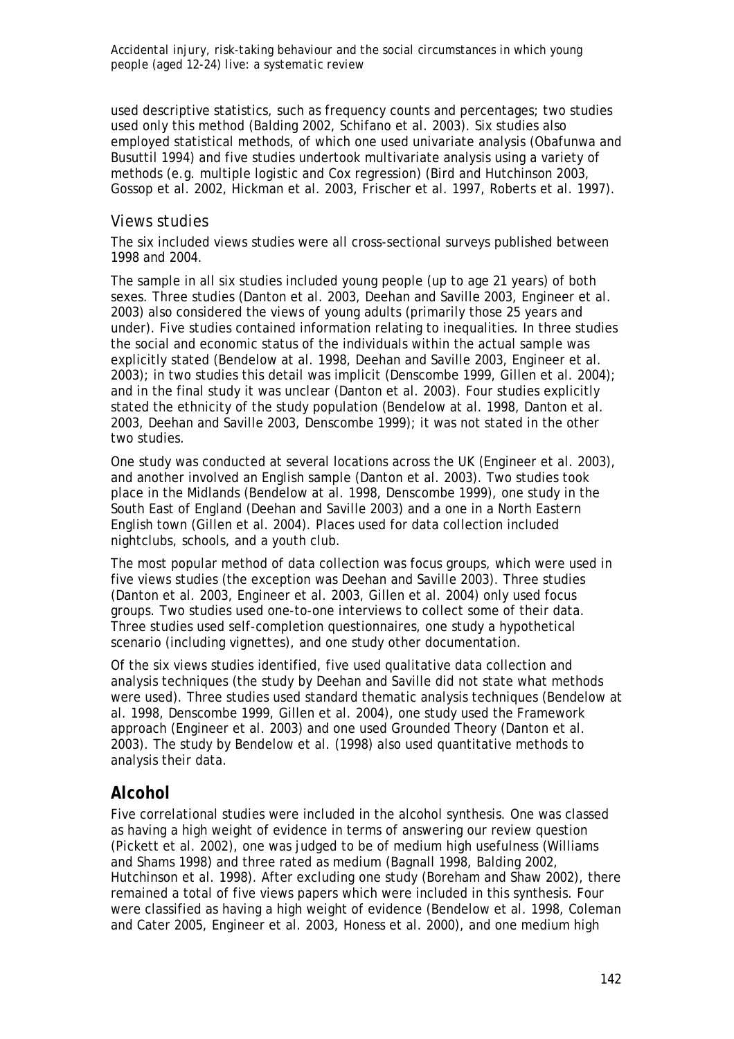used descriptive statistics, such as frequency counts and percentages; two studies used only this method (Balding 2002, Schifano et al. 2003). Six studies also employed statistical methods, of which one used univariate analysis (Obafunwa and Busuttil 1994) and five studies undertook multivariate analysis using a variety of methods (e.g. multiple logistic and Cox regression) (Bird and Hutchinson 2003, Gossop et al. 2002, Hickman et al. 2003, Frischer et al. 1997, Roberts et al. 1997).

### Views studies

The six included views studies were all cross-sectional surveys published between 1998 and 2004.

The sample in all six studies included young people (up to age 21 years) of both sexes. Three studies (Danton et al. 2003, Deehan and Saville 2003, Engineer et al. 2003) also considered the views of young adults (primarily those 25 years and under). Five studies contained information relating to inequalities. In three studies the social and economic status of the individuals within the actual sample was explicitly stated (Bendelow at al. 1998, Deehan and Saville 2003, Engineer et al. 2003); in two studies this detail was implicit (Denscombe 1999, Gillen et al. 2004); and in the final study it was unclear (Danton et al. 2003). Four studies explicitly stated the ethnicity of the study population (Bendelow at al. 1998, Danton et al. 2003, Deehan and Saville 2003, Denscombe 1999); it was not stated in the other two studies.

One study was conducted at several locations across the UK (Engineer et al. 2003), and another involved an English sample (Danton et al. 2003). Two studies took place in the Midlands (Bendelow at al. 1998, Denscombe 1999), one study in the South East of England (Deehan and Saville 2003) and a one in a North Eastern English town (Gillen et al. 2004). Places used for data collection included nightclubs, schools, and a youth club.

The most popular method of data collection was focus groups, which were used in five views studies (the exception was Deehan and Saville 2003). Three studies (Danton et al. 2003, Engineer et al. 2003, Gillen et al. 2004) only used focus groups. Two studies used one-to-one interviews to collect some of their data. Three studies used self-completion questionnaires, one study a hypothetical scenario (including vignettes), and one study other documentation.

Of the six views studies identified, five used qualitative data collection and analysis techniques (the study by Deehan and Saville did not state what methods were used). Three studies used standard thematic analysis techniques (Bendelow at al. 1998, Denscombe 1999, Gillen et al. 2004), one study used the Framework approach (Engineer et al. 2003) and one used Grounded Theory (Danton et al. 2003). The study by Bendelow et al. (1998) also used quantitative methods to analysis their data.

## Alcohol

Five correlational studies were included in the alcohol synthesis. One was classed as having a high weight of evidence in terms of answering our review question (Pickett et al. 2002), one was judged to be of medium high usefulness (Williams and Shams 1998) and three rated as medium (Bagnall 1998, Balding 2002, Hutchinson et al. 1998). After excluding one study (Boreham and Shaw 2002), there remained a total of five views papers which were included in this synthesis. Four were classified as having a high weight of evidence (Bendelow et al. 1998, Coleman and Cater 2005, Engineer et al. 2003, Honess et al. 2000), and one medium high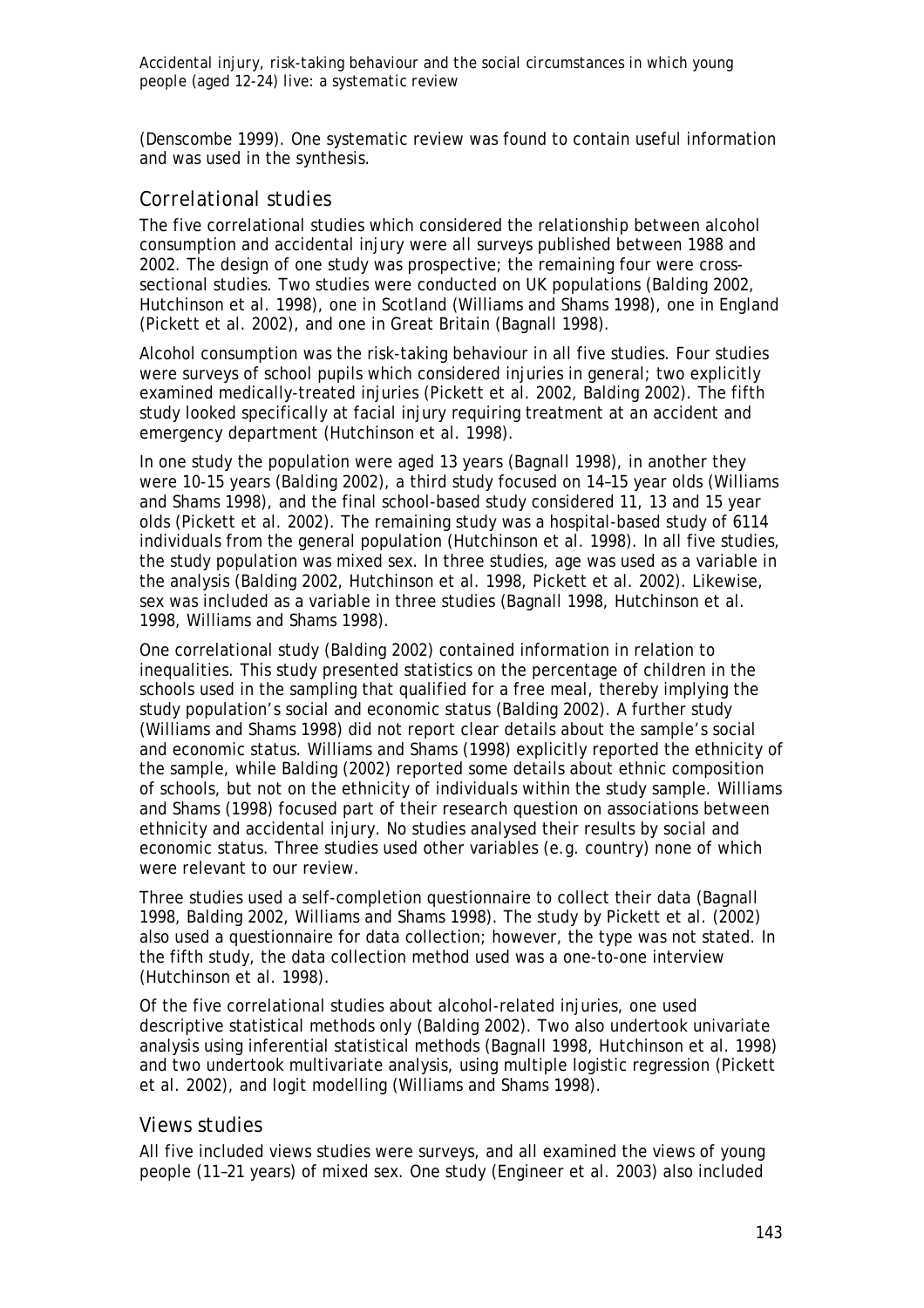(Denscombe 1999). One systematic review was found to contain useful information and was used in the synthesis.

## Correlational studies

The five correlational studies which considered the relationship between alcohol consumption and accidental injury were all surveys published between 1988 and 2002. The design of one study was prospective; the remaining four were cross-sectional studies. Two studies were conducted on UK populations (Balding 2002, Hutchinson et al. 1998), one in Scotland (Williams and Shams 1998), one in England (Pickett et al. 2002), and one in Great Britain (Bagnall 1998).

Alcohol consumption was the risk-taking behaviour in all five studies. Four studies were surveys of school pupils which considered injuries in general; two explicitly examined medically-treated injuries (Pickett et al. 2002, Balding 2002). The fifth study looked specifically at facial injury requiring treatment at an accident and emergency department (Hutchinson et al. 1998).

In one study the population were aged 13 years (Bagnall 1998), in another they were 10-15 years (Balding 2002), a third study focused on 14–15 year olds (Williams and Shams 1998), and the final school-based study considered 11, 13 and 15 year olds (Pickett et al. 2002). The remaining study was a hospital-based study of 6114 individuals from the general population (Hutchinson et al. 1998). In all five studies, the study population was mixed sex. In three studies, age was used as a variable in the analysis (Balding 2002, Hutchinson et al. 1998, Pickett et al. 2002). Likewise, sex was included as a variable in three studies (Bagnall 1998, Hutchinson et al. 1998, Williams and Shams 1998).

One correlational study (Balding 2002) contained information in relation to inequalities. This study presented statistics on the percentage of children in the schools used in the sampling that qualified for a free meal, thereby implying the study population's social and economic status (Balding 2002). A further study (Williams and Shams 1998) did not report clear details about the sample's social and economic status. Williams and Shams (1998) explicitly reported the ethnicity of the sample, while Balding (2002) reported some details about ethnic composition of schools, but not on the ethnicity of individuals within the study sample. Williams and Shams (1998) focused part of their research question on associations between ethnicity and accidental injury. No studies analysed their results by social and economic status. Three studies used other variables (e.g. country) none of which were relevant to our review.

Three studies used a self-completion questionnaire to collect their data (Bagnall 1998, Balding 2002, Williams and Shams 1998). The study by Pickett et al. (2002) also used a questionnaire for data collection; however, the type was not stated. In the fifth study, the data collection method used was a one-to-one interview (Hutchinson et al. 1998).

Of the five correlational studies about alcohol-related injuries, one used descriptive statistical methods only (Balding 2002). Two also undertook univariate analysis using inferential statistical methods (Bagnall 1998, Hutchinson et al. 1998) and two undertook multivariate analysis, using multiple logistic regression (Pickett et al. 2002), and logit modelling (Williams and Shams 1998).

## Views studies

All five included views studies were surveys, and all examined the views of young people (11–21 years) of mixed sex. One study (Engineer et al. 2003) also included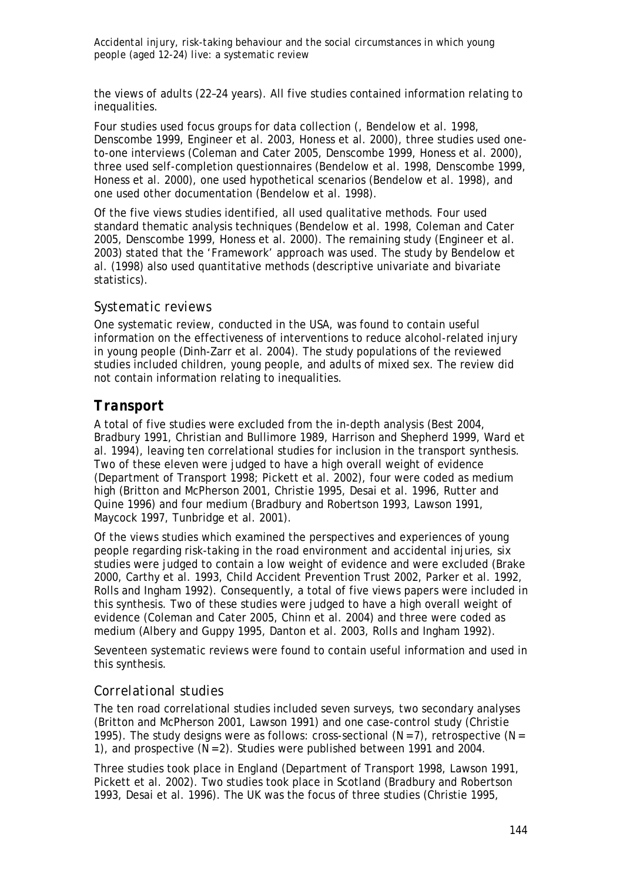the views of adults (22–24 years). All five studies contained information relating to inequalities.

Four studies used focus groups for data collection (, Bendelow et al. 1998, Denscombe 1999, Engineer et al. 2003, Honess et al. 2000), three studies used one-to-one interviews (Coleman and Cater 2005, Denscombe 1999, Honess et al. 2000), three used self-completion questionnaires (Bendelow et al. 1998, Denscombe 1999, Honess et al. 2000), one used hypothetical scenarios (Bendelow et al. 1998), and one used other documentation (Bendelow et al. 1998).

Of the five views studies identified, all used qualitative methods. Four used standard thematic analysis techniques (Bendelow et al. 1998, Coleman and Cater 2005, Denscombe 1999, Honess et al. 2000). The remaining study (Engineer et al. 2003) stated that the 'Framework' approach was used. The study by Bendelow et al. (1998) also used quantitative methods (descriptive univariate and bivariate statistics).

### Systematic reviews

One systematic review, conducted in the USA, was found to contain useful information on the effectiveness of interventions to reduce alcohol-related injury in young people (Dinh-Zarr et al. 2004). The study populations of the reviewed studies included children, young people, and adults of mixed sex. The review did not contain information relating to inequalities.

## *Transport*

A total of five studies were excluded from the in-depth analysis (Best 2004, Bradbury 1991, Christian and Bullimore 1989, Harrison and Shepherd 1999, Ward et al. 1994), leaving ten correlational studies for inclusion in the transport synthesis. Two of these eleven were judged to have a high overall weight of evidence (Department of Transport 1998; Pickett et al. 2002), four were coded as medium high (Britton and McPherson 2001, Christie 1995, Desai et al. 1996, Rutter and Quine 1996) and four medium (Bradbury and Robertson 1993, Lawson 1991, Maycock 1997, Tunbridge et al. 2001).

Of the views studies which examined the perspectives and experiences of young people regarding risk-taking in the road environment and accidental injuries, six studies were judged to contain a low weight of evidence and were excluded (Brake 2000, Carthy et al. 1993, Child Accident Prevention Trust 2002, Parker et al. 1992, Rolls and Ingham 1992). Consequently, a total of five views papers were included in this synthesis. Two of these studies were judged to have a high overall weight of evidence (Coleman and Cater 2005, Chinn et al. 2004) and three were coded as medium (Albery and Guppy 1995, Danton et al. 2003, Rolls and Ingham 1992).

Seventeen systematic reviews were found to contain useful information and used in this synthesis.

### Correlational studies

The ten road correlational studies included seven surveys, two secondary analyses (Britton and McPherson 2001, Lawson 1991) and one case-control study (Christie 1995). The study designs were as follows: cross-sectional (N=7), retrospective (N= 1), and prospective (N=2). Studies were published between 1991 and 2004.

Three studies took place in England (Department of Transport 1998, Lawson 1991, Pickett et al. 2002). Two studies took place in Scotland (Bradbury and Robertson 1993, Desai et al. 1996). The UK was the focus of three studies (Christie 1995,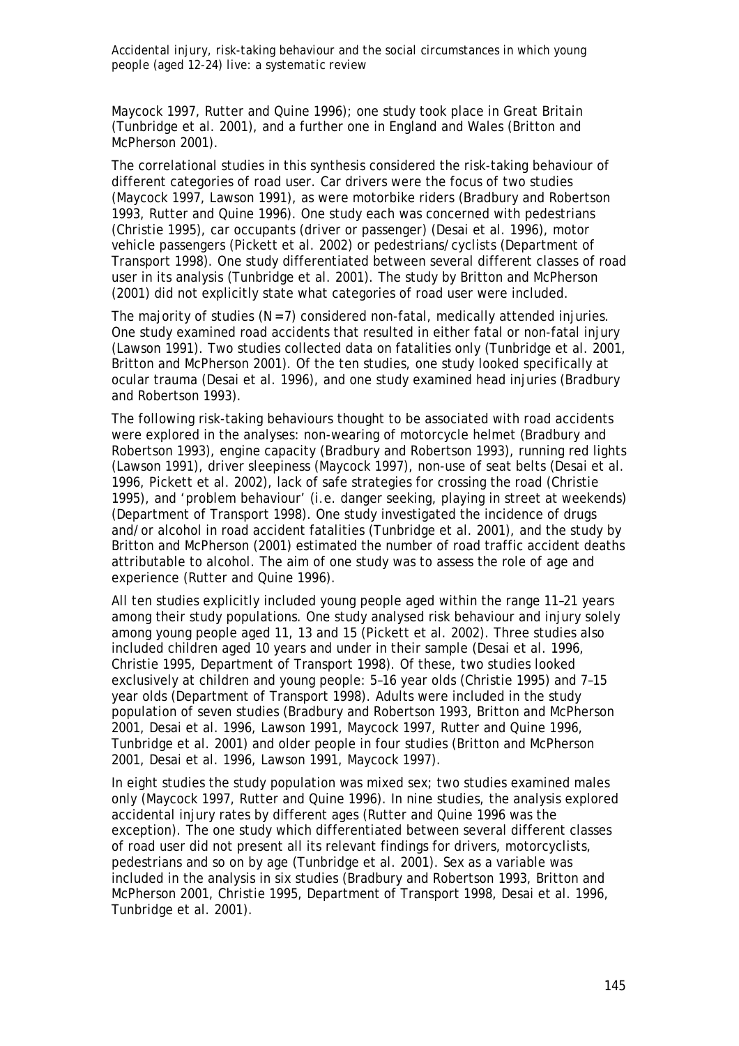Maycock 1997, Rutter and Quine 1996); one study took place in Great Britain (Tunbridge et al. 2001), and a further one in England and Wales (Britton and McPherson 2001).

The correlational studies in this synthesis considered the risk-taking behaviour of different categories of road user. Car drivers were the focus of two studies (Maycock 1997, Lawson 1991), as were motorbike riders (Bradbury and Robertson 1993, Rutter and Quine 1996). One study each was concerned with pedestrians (Christie 1995), car occupants (driver or passenger) (Desai et al. 1996), motor vehicle passengers (Pickett et al. 2002) or pedestrians/cyclists (Department of Transport 1998). One study differentiated between several different classes of road user in its analysis (Tunbridge et al. 2001). The study by Britton and McPherson (2001) did not explicitly state what categories of road user were included.

The majority of studies (N=7) considered non-fatal, medically attended injuries. One study examined road accidents that resulted in either fatal or non-fatal injury (Lawson 1991). Two studies collected data on fatalities only (Tunbridge et al. 2001, Britton and McPherson 2001). Of the ten studies, one study looked specifically at ocular trauma (Desai et al. 1996), and one study examined head injuries (Bradbury and Robertson 1993).

The following risk-taking behaviours thought to be associated with road accidents were explored in the analyses: non-wearing of motorcycle helmet (Bradbury and Robertson 1993), engine capacity (Bradbury and Robertson 1993), running red lights (Lawson 1991), driver sleepiness (Maycock 1997), non-use of seat belts (Desai et al. 1996, Pickett et al. 2002), lack of safe strategies for crossing the road (Christie 1995), and 'problem behaviour' (i.e. danger seeking, playing in street at weekends) (Department of Transport 1998). One study investigated the incidence of drugs and/or alcohol in road accident fatalities (Tunbridge et al. 2001), and the study by Britton and McPherson (2001) estimated the number of road traffic accident deaths attributable to alcohol. The aim of one study was to assess the role of age and experience (Rutter and Quine 1996).

All ten studies explicitly included young people aged within the range 11–21 years among their study populations. One study analysed risk behaviour and injury solely among young people aged 11, 13 and 15 (Pickett et al. 2002). Three studies also included children aged 10 years and under in their sample (Desai et al. 1996, Christie 1995, Department of Transport 1998). Of these, two studies looked exclusively at children and young people: 5–16 year olds (Christie 1995) and 7–15 year olds (Department of Transport 1998). Adults were included in the study population of seven studies (Bradbury and Robertson 1993, Britton and McPherson 2001, Desai et al. 1996, Lawson 1991, Maycock 1997, Rutter and Quine 1996, Tunbridge et al. 2001) and older people in four studies (Britton and McPherson 2001, Desai et al. 1996, Lawson 1991, Maycock 1997).

In eight studies the study population was mixed sex; two studies examined males only (Maycock 1997, Rutter and Quine 1996). In nine studies, the analysis explored accidental injury rates by different ages (Rutter and Quine 1996 was the exception). The one study which differentiated between several different classes of road user did not present all its relevant findings for drivers, motorcyclists, pedestrians and so on by age (Tunbridge et al. 2001). Sex as a variable was included in the analysis in six studies (Bradbury and Robertson 1993, Britton and McPherson 2001, Christie 1995, Department of Transport 1998, Desai et al. 1996, Tunbridge et al. 2001).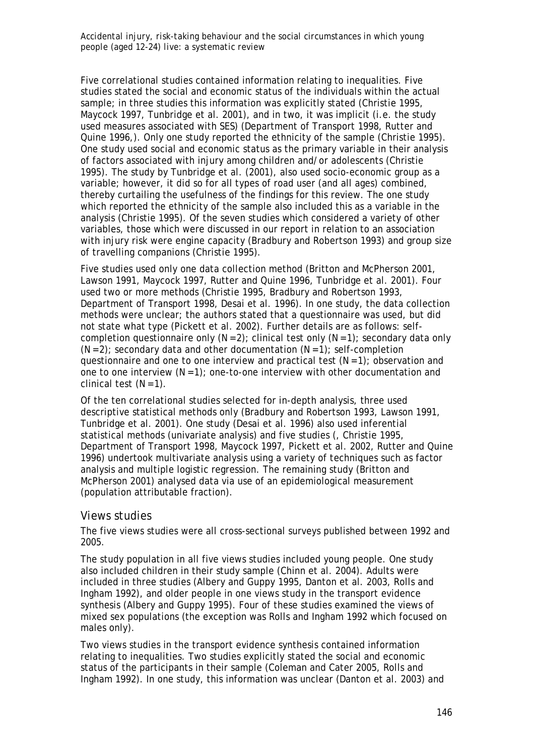Five correlational studies contained information relating to inequalities. Five studies stated the social and economic status of the individuals within the actual sample; in three studies this information was explicitly stated (Christie 1995, Maycock 1997, Tunbridge et al. 2001), and in two, it was implicit (i.e. the study used measures associated with SES) (Department of Transport 1998, Rutter and Quine 1996,). Only one study reported the ethnicity of the sample (Christie 1995). One study used social and economic status as the primary variable in their analysis of factors associated with injury among children and/or adolescents (Christie 1995). The study by Tunbridge et al. (2001), also used socio-economic group as a variable; however, it did so for all types of road user (and all ages) combined, thereby curtailing the usefulness of the findings for this review. The one study which reported the ethnicity of the sample also included this as a variable in the analysis (Christie 1995). Of the seven studies which considered a variety of other variables, those which were discussed in our report in relation to an association with injury risk were engine capacity (Bradbury and Robertson 1993) and group size of travelling companions (Christie 1995).

Five studies used only one data collection method (Britton and McPherson 2001, Lawson 1991, Maycock 1997, Rutter and Quine 1996, Tunbridge et al. 2001). Four used two or more methods (Christie 1995, Bradbury and Robertson 1993, Department of Transport 1998, Desai et al. 1996). In one study, the data collection methods were unclear; the authors stated that a questionnaire was used, but did not state what type (Pickett et al. 2002). Further details are as follows: self-completion questionnaire only (N=2); clinical test only (N=1); secondary data only (N=2); secondary data and other documentation (N=1); self-completion questionnaire and one to one interview and practical test (N=1); observation and one to one interview (N=1); one-to-one interview with other documentation and clinical test (N=1).

Of the ten correlational studies selected for in-depth analysis, three used descriptive statistical methods only (Bradbury and Robertson 1993, Lawson 1991, Tunbridge et al. 2001). One study (Desai et al. 1996) also used inferential statistical methods (univariate analysis) and five studies (, Christie 1995, Department of Transport 1998, Maycock 1997, Pickett et al. 2002, Rutter and Quine 1996) undertook multivariate analysis using a variety of techniques such as factor analysis and multiple logistic regression. The remaining study (Britton and McPherson 2001) analysed data via use of an epidemiological measurement (population attributable fraction).

## Views studies

The five views studies were all cross-sectional surveys published between 1992 and 2005.

The study population in all five views studies included young people. One study also included children in their study sample (Chinn et al. 2004). Adults were included in three studies (Albery and Guppy 1995, Danton et al. 2003, Rolls and Ingham 1992), and older people in one views study in the transport evidence synthesis (Albery and Guppy 1995). Four of these studies examined the views of mixed sex populations (the exception was Rolls and Ingham 1992 which focused on males only).

Two views studies in the transport evidence synthesis contained information relating to inequalities. Two studies explicitly stated the social and economic status of the participants in their sample (Coleman and Cater 2005, Rolls and Ingham 1992). In one study, this information was unclear (Danton et al. 2003) and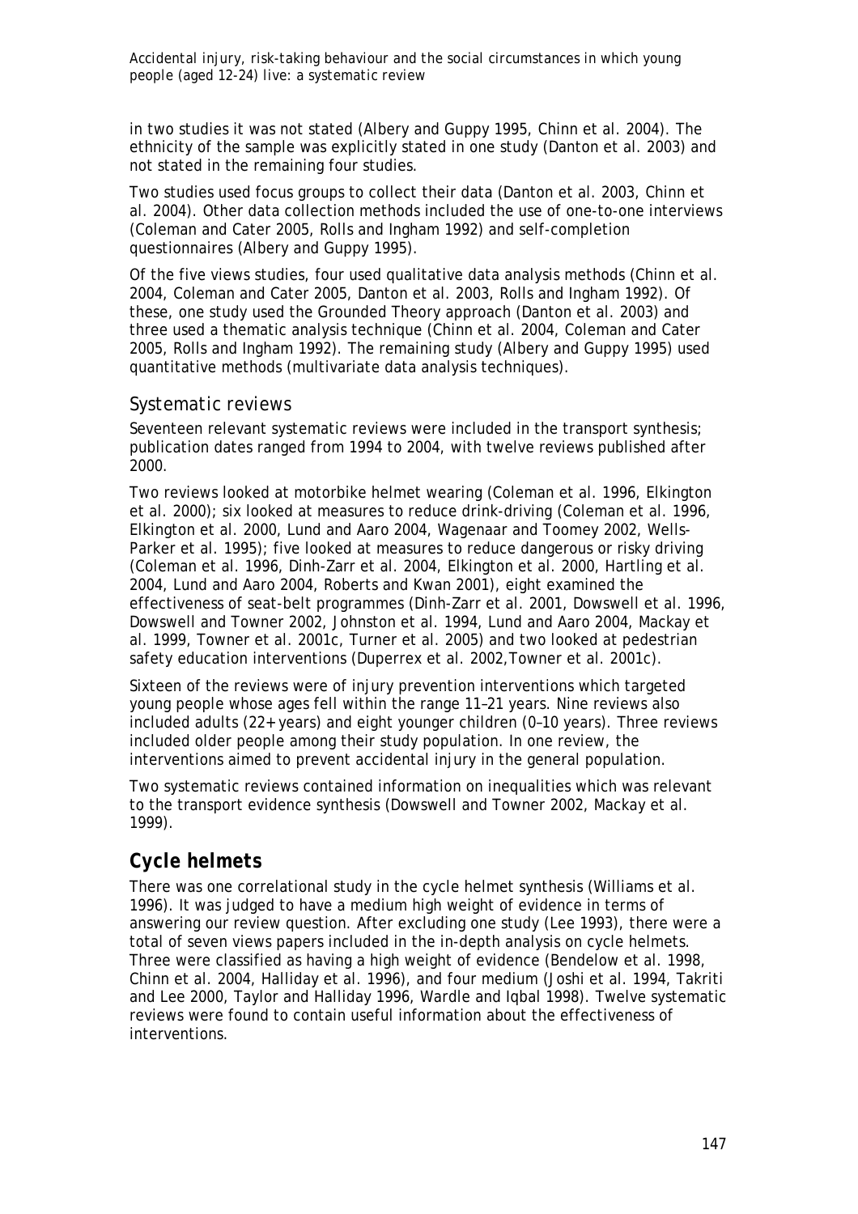in two studies it was not stated (Albery and Guppy 1995, Chinn et al. 2004). The ethnicity of the sample was explicitly stated in one study (Danton et al. 2003) and not stated in the remaining four studies.

Two studies used focus groups to collect their data (Danton et al. 2003, Chinn et al. 2004). Other data collection methods included the use of one-to-one interviews (Coleman and Cater 2005, Rolls and Ingham 1992) and self-completion questionnaires (Albery and Guppy 1995).

Of the five views studies, four used qualitative data analysis methods (Chinn et al. 2004, Coleman and Cater 2005, Danton et al. 2003, Rolls and Ingham 1992). Of these, one study used the Grounded Theory approach (Danton et al. 2003) and three used a thematic analysis technique (Chinn et al. 2004, Coleman and Cater 2005, Rolls and Ingham 1992). The remaining study (Albery and Guppy 1995) used quantitative methods (multivariate data analysis techniques).

### Systematic reviews

Seventeen relevant systematic reviews were included in the transport synthesis; publication dates ranged from 1994 to 2004, with twelve reviews published after 2000.

Two reviews looked at motorbike helmet wearing (Coleman et al. 1996, Elkington et al. 2000); six looked at measures to reduce drink-driving (Coleman et al. 1996, Elkington et al. 2000, Lund and Aaro 2004, Wagenaar and Toomey 2002, Wells-Parker et al. 1995); five looked at measures to reduce dangerous or risky driving (Coleman et al. 1996, Dinh-Zarr et al. 2004, Elkington et al. 2000, Hartling et al. 2004, Lund and Aaro 2004, Roberts and Kwan 2001), eight examined the effectiveness of seat-belt programmes (Dinh-Zarr et al. 2001, Dowswell et al. 1996, Dowswell and Towner 2002, Johnston et al. 1994, Lund and Aaro 2004, Mackay et al. 1999, Towner et al. 2001c, Turner et al. 2005) and two looked at pedestrian safety education interventions (Duperrex et al. 2002,Towner et al. 2001c).

Sixteen of the reviews were of injury prevention interventions which targeted young people whose ages fell within the range 11–21 years. Nine reviews also included adults (22+ years) and eight younger children (0–10 years). Three reviews included older people among their study population. In one review, the interventions aimed to prevent accidental injury in the general population.

Two systematic reviews contained information on inequalities which was relevant to the transport evidence synthesis (Dowswell and Towner 2002, Mackay et al. 1999).

## Cycle helmets

There was one correlational study in the cycle helmet synthesis (Williams et al. 1996). It was judged to have a medium high weight of evidence in terms of answering our review question. After excluding one study (Lee 1993), there were a total of seven views papers included in the in-depth analysis on cycle helmets. Three were classified as having a high weight of evidence (Bendelow et al. 1998, Chinn et al. 2004, Halliday et al. 1996), and four medium (Joshi et al. 1994, Takriti and Lee 2000, Taylor and Halliday 1996, Wardle and Iqbal 1998). Twelve systematic reviews were found to contain useful information about the effectiveness of interventions.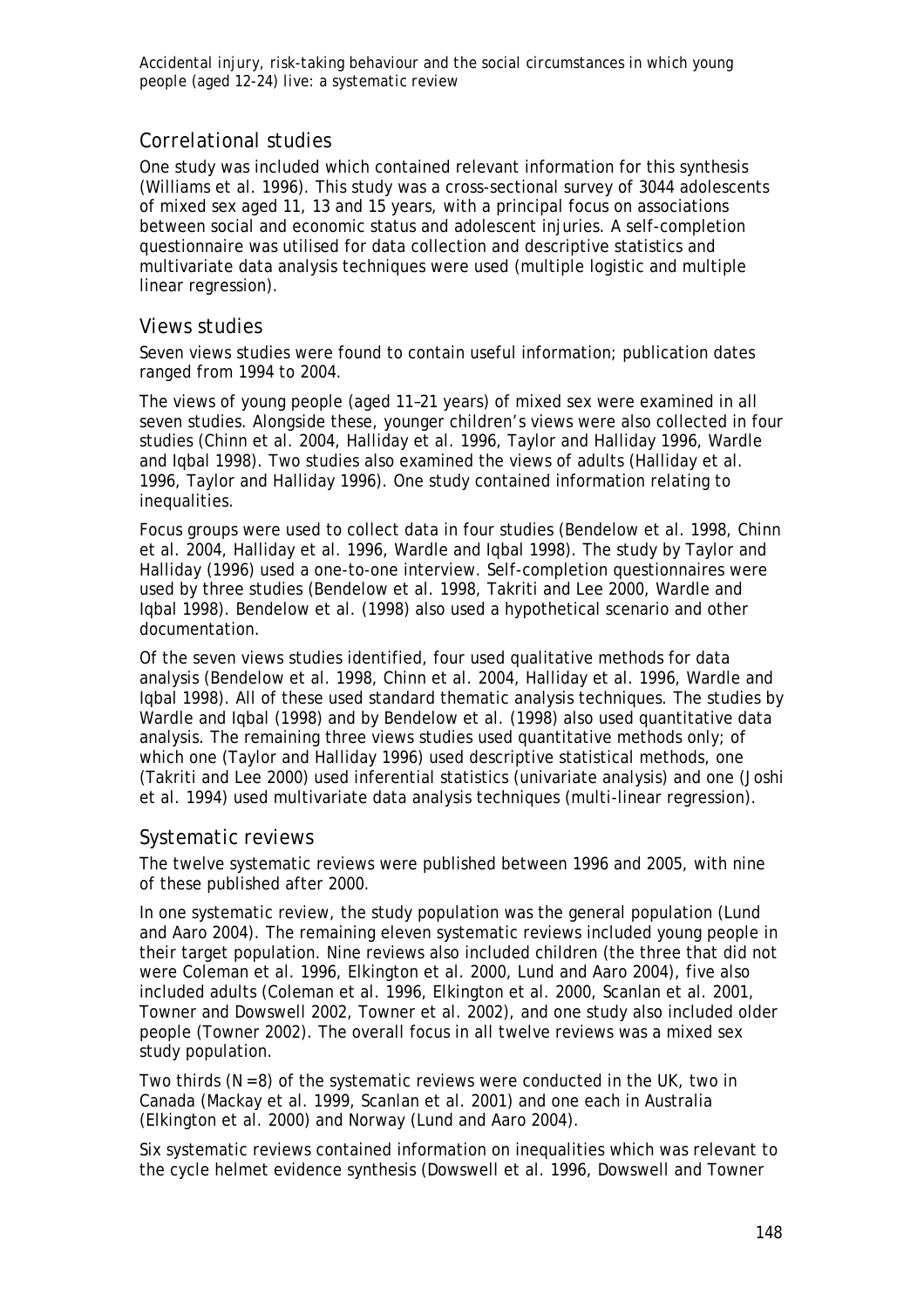## Correlational studies

One study was included which contained relevant information for this synthesis (Williams et al. 1996). This study was a cross-sectional survey of 3044 adolescents of mixed sex aged 11, 13 and 15 years, with a principal focus on associations between social and economic status and adolescent injuries. A self-completion questionnaire was utilised for data collection and descriptive statistics and multivariate data analysis techniques were used (multiple logistic and multiple linear regression).

## Views studies

Seven views studies were found to contain useful information; publication dates ranged from 1994 to 2004.

The views of young people (aged 11–21 years) of mixed sex were examined in all seven studies. Alongside these, younger children's views were also collected in four studies (Chinn et al. 2004, Halliday et al. 1996, Taylor and Halliday 1996, Wardle and Iqbal 1998). Two studies also examined the views of adults (Halliday et al. 1996, Taylor and Halliday 1996). One study contained information relating to inequalities.

Focus groups were used to collect data in four studies (Bendelow et al. 1998, Chinn et al. 2004, Halliday et al. 1996, Wardle and Iqbal 1998). The study by Taylor and Halliday (1996) used a one-to-one interview. Self-completion questionnaires were used by three studies (Bendelow et al. 1998, Takriti and Lee 2000, Wardle and Iqbal 1998). Bendelow et al. (1998) also used a hypothetical scenario and other documentation.

Of the seven views studies identified, four used qualitative methods for data analysis (Bendelow et al. 1998, Chinn et al. 2004, Halliday et al. 1996, Wardle and Iqbal 1998). All of these used standard thematic analysis techniques. The studies by Wardle and Iqbal (1998) and by Bendelow et al. (1998) also used quantitative data analysis. The remaining three views studies used quantitative methods only; of which one (Taylor and Halliday 1996) used descriptive statistical methods, one (Takriti and Lee 2000) used inferential statistics (univariate analysis) and one (Joshi et al. 1994) used multivariate data analysis techniques (multi-linear regression).

## Systematic reviews

The twelve systematic reviews were published between 1996 and 2005, with nine of these published after 2000.

In one systematic review, the study population was the general population (Lund and Aaro 2004). The remaining eleven systematic reviews included young people in their target population. Nine reviews also included children (the three that did not were Coleman et al. 1996, Elkington et al. 2000, Lund and Aaro 2004), five also included adults (Coleman et al. 1996, Elkington et al. 2000, Scanlan et al. 2001, Towner and Dowswell 2002, Towner et al. 2002), and one study also included older people (Towner 2002). The overall focus in all twelve reviews was a mixed sex study population.

Two thirds (N=8) of the systematic reviews were conducted in the UK, two in Canada (Mackay et al. 1999, Scanlan et al. 2001) and one each in Australia (Elkington et al. 2000) and Norway (Lund and Aaro 2004).

Six systematic reviews contained information on inequalities which was relevant to the cycle helmet evidence synthesis (Dowswell et al. 1996, Dowswell and Towner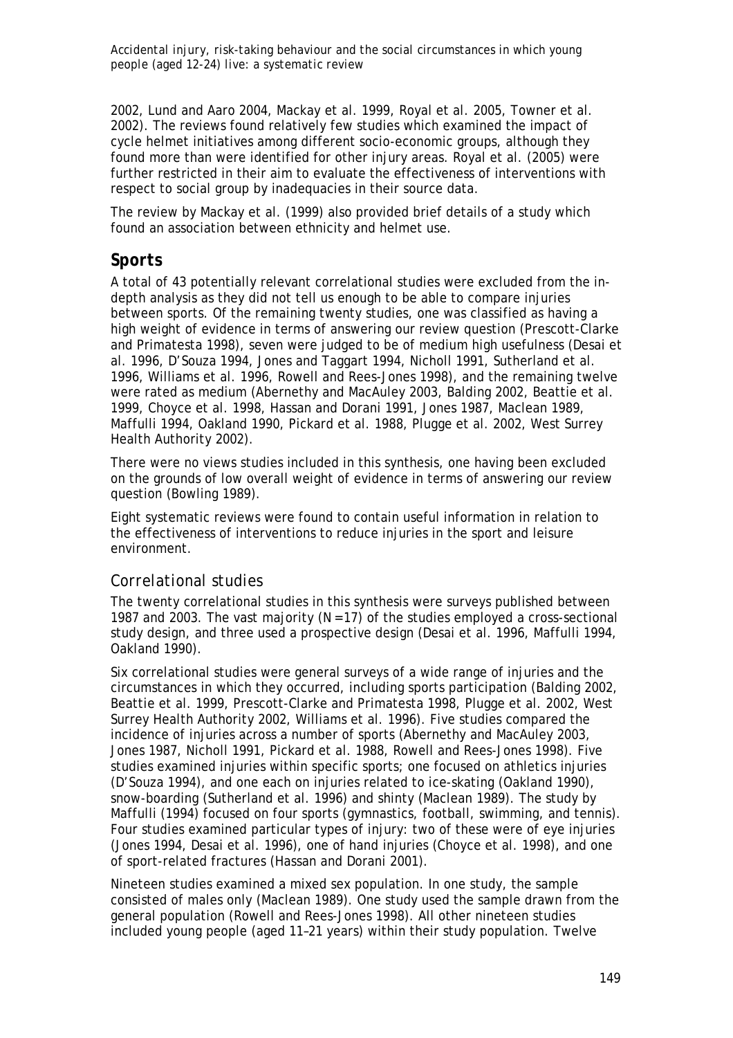2002, Lund and Aaro 2004, Mackay et al. 1999, Royal et al. 2005, Towner et al. 2002). The reviews found relatively few studies which examined the impact of cycle helmet initiatives among different socio-economic groups, although they found more than were identified for other injury areas. Royal et al. (2005) were further restricted in their aim to evaluate the effectiveness of interventions with respect to social group by inadequacies in their source data.

The review by Mackay et al. (1999) also provided brief details of a study which found an association between ethnicity and helmet use.

## Sports

A total of 43 potentially relevant correlational studies were excluded from the in-depth analysis as they did not tell us enough to be able to compare injuries between sports. Of the remaining twenty studies, one was classified as having a high weight of evidence in terms of answering our review question (Prescott-Clarke and Primatesta 1998), seven were judged to be of medium high usefulness (Desai et al. 1996, D'Souza 1994, Jones and Taggart 1994, Nicholl 1991, Sutherland et al. 1996, Williams et al. 1996, Rowell and Rees-Jones 1998), and the remaining twelve were rated as medium (Abernethy and MacAuley 2003, Balding 2002, Beattie et al. 1999, Choyce et al. 1998, Hassan and Dorani 1991, Jones 1987, Maclean 1989, Maffulli 1994, Oakland 1990, Pickard et al. 1988, Plugge et al. 2002, West Surrey Health Authority 2002).

There were no views studies included in this synthesis, one having been excluded on the grounds of low overall weight of evidence in terms of answering our review question (Bowling 1989).

Eight systematic reviews were found to contain useful information in relation to the effectiveness of interventions to reduce injuries in the sport and leisure environment.

### Correlational studies

The twenty correlational studies in this synthesis were surveys published between 1987 and 2003. The vast majority (N=17) of the studies employed a cross-sectional study design, and three used a prospective design (Desai et al. 1996, Maffulli 1994, Oakland 1990).

Six correlational studies were general surveys of a wide range of injuries and the circumstances in which they occurred, including sports participation (Balding 2002, Beattie et al. 1999, Prescott-Clarke and Primatesta 1998, Plugge et al. 2002, West Surrey Health Authority 2002, Williams et al. 1996). Five studies compared the incidence of injuries across a number of sports (Abernethy and MacAuley 2003, Jones 1987, Nicholl 1991, Pickard et al. 1988, Rowell and Rees-Jones 1998). Five studies examined injuries within specific sports; one focused on athletics injuries (D'Souza 1994), and one each on injuries related to ice-skating (Oakland 1990), snow-boarding (Sutherland et al. 1996) and shinty (Maclean 1989). The study by Maffulli (1994) focused on four sports (gymnastics, football, swimming, and tennis). Four studies examined particular types of injury: two of these were of eye injuries (Jones 1994, Desai et al. 1996), one of hand injuries (Choyce et al. 1998), and one of sport-related fractures (Hassan and Dorani 2001).

Nineteen studies examined a mixed sex population. In one study, the sample consisted of males only (Maclean 1989). One study used the sample drawn from the general population (Rowell and Rees-Jones 1998). All other nineteen studies included young people (aged 11–21 years) within their study population. Twelve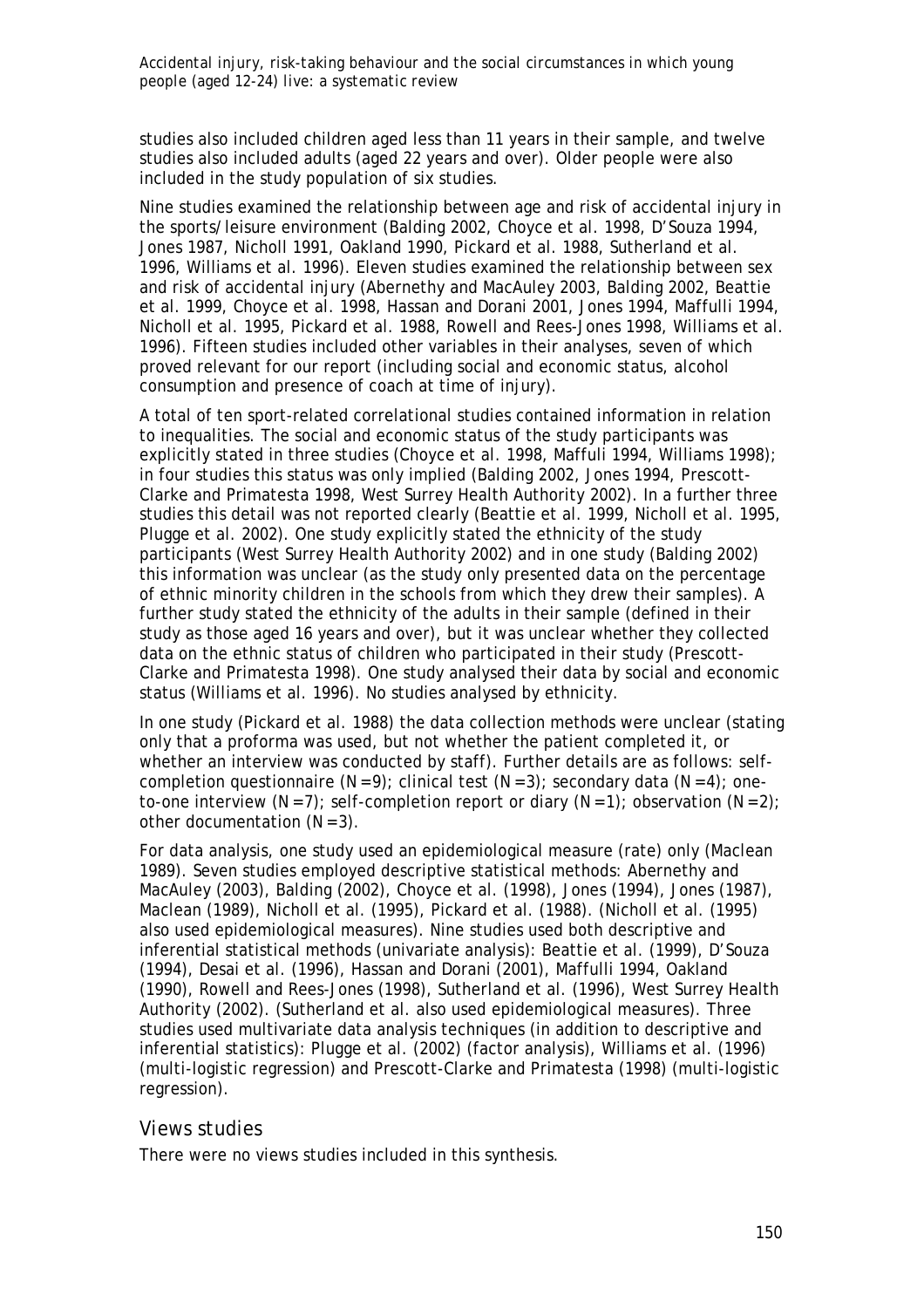studies also included children aged less than 11 years in their sample, and twelve studies also included adults (aged 22 years and over). Older people were also included in the study population of six studies.

Nine studies examined the relationship between age and risk of accidental injury in the sports/leisure environment (Balding 2002, Choyce et al. 1998, D'Souza 1994, Jones 1987, Nicholl 1991, Oakland 1990, Pickard et al. 1988, Sutherland et al. 1996, Williams et al. 1996). Eleven studies examined the relationship between sex and risk of accidental injury (Abernethy and MacAuley 2003, Balding 2002, Beattie et al. 1999, Choyce et al. 1998, Hassan and Dorani 2001, Jones 1994, Maffulli 1994, Nicholl et al. 1995, Pickard et al. 1988, Rowell and Rees-Jones 1998, Williams et al. 1996). Fifteen studies included other variables in their analyses, seven of which proved relevant for our report (including social and economic status, alcohol consumption and presence of coach at time of injury).

A total of ten sport-related correlational studies contained information in relation to inequalities. The social and economic status of the study participants was explicitly stated in three studies (Choyce et al. 1998, Maffuli 1994, Williams 1998); in four studies this status was only implied (Balding 2002, Jones 1994, Prescott-Clarke and Primatesta 1998, West Surrey Health Authority 2002). In a further three studies this detail was not reported clearly (Beattie et al. 1999, Nicholl et al. 1995, Plugge et al. 2002). One study explicitly stated the ethnicity of the study participants (West Surrey Health Authority 2002) and in one study (Balding 2002) this information was unclear (as the study only presented data on the percentage of ethnic minority children in the schools from which they drew their samples). A further study stated the ethnicity of the adults in their sample (defined in their study as those aged 16 years and over), but it was unclear whether they collected data on the ethnic status of children who participated in their study (Prescott-Clarke and Primatesta 1998). One study analysed their data by social and economic status (Williams et al. 1996). No studies analysed by ethnicity.

In one study (Pickard et al. 1988) the data collection methods were unclear (stating only that a proforma was used, but not whether the patient completed it, or whether an interview was conducted by staff). Further details are as follows: self-completion questionnaire (N=9); clinical test (N=3); secondary data (N=4); one-to-one interview (N=7); self-completion report or diary (N=1); observation (N=2); other documentation (N=3).

For data analysis, one study used an epidemiological measure (rate) only (Maclean 1989). Seven studies employed descriptive statistical methods: Abernethy and MacAuley (2003), Balding (2002), Choyce et al. (1998), Jones (1994), Jones (1987), Maclean (1989), Nicholl et al. (1995), Pickard et al. (1988). (Nicholl et al. (1995) also used epidemiological measures). Nine studies used both descriptive and inferential statistical methods (univariate analysis): Beattie et al. (1999), D'Souza (1994), Desai et al. (1996), Hassan and Dorani (2001), Maffulli 1994, Oakland (1990), Rowell and Rees-Jones (1998), Sutherland et al. (1996), West Surrey Health Authority (2002). (Sutherland et al. also used epidemiological measures). Three studies used multivariate data analysis techniques (in addition to descriptive and inferential statistics): Plugge et al. (2002) (factor analysis), Williams et al. (1996) (multi-logistic regression) and Prescott-Clarke and Primatesta (1998) (multi-logistic regression).

## Views studies

There were no views studies included in this synthesis.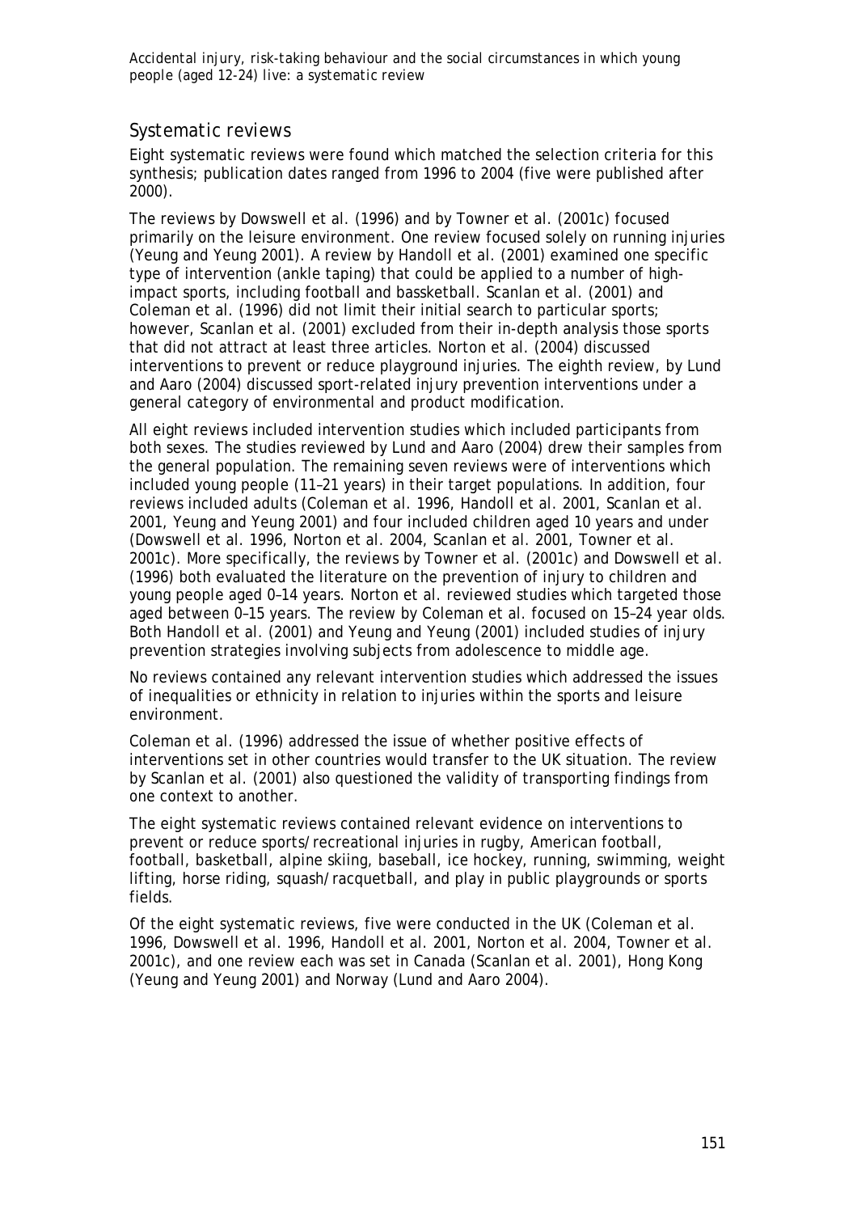## Systematic reviews

Eight systematic reviews were found which matched the selection criteria for this synthesis; publication dates ranged from 1996 to 2004 (five were published after 2000).

The reviews by Dowswell et al. (1996) and by Towner et al. (2001c) focused primarily on the leisure environment. One review focused solely on running injuries (Yeung and Yeung 2001). A review by Handoll et al. (2001) examined one specific type of intervention (ankle taping) that could be applied to a number of high-impact sports, including football and bassketball. Scanlan et al. (2001) and Coleman et al. (1996) did not limit their initial search to particular sports; however, Scanlan et al. (2001) excluded from their in-depth analysis those sports that did not attract at least three articles. Norton et al. (2004) discussed interventions to prevent or reduce playground injuries. The eighth review, by Lund and Aaro (2004) discussed sport-related injury prevention interventions under a general category of environmental and product modification.

All eight reviews included intervention studies which included participants from both sexes. The studies reviewed by Lund and Aaro (2004) drew their samples from the general population. The remaining seven reviews were of interventions which included young people (11–21 years) in their target populations. In addition, four reviews included adults (Coleman et al. 1996, Handoll et al. 2001, Scanlan et al. 2001, Yeung and Yeung 2001) and four included children aged 10 years and under (Dowswell et al. 1996, Norton et al. 2004, Scanlan et al. 2001, Towner et al. 2001c). More specifically, the reviews by Towner et al. (2001c) and Dowswell et al. (1996) both evaluated the literature on the prevention of injury to children and young people aged 0–14 years. Norton et al. reviewed studies which targeted those aged between 0–15 years. The review by Coleman et al. focused on 15–24 year olds. Both Handoll et al. (2001) and Yeung and Yeung (2001) included studies of injury prevention strategies involving subjects from adolescence to middle age.

No reviews contained any relevant intervention studies which addressed the issues of inequalities or ethnicity in relation to injuries within the sports and leisure environment.

Coleman et al. (1996) addressed the issue of whether positive effects of interventions set in other countries would transfer to the UK situation. The review by Scanlan et al. (2001) also questioned the validity of transporting findings from one context to another.

The eight systematic reviews contained relevant evidence on interventions to prevent or reduce sports/recreational injuries in rugby, American football, football, basketball, alpine skiing, baseball, ice hockey, running, swimming, weight lifting, horse riding, squash/racquetball, and play in public playgrounds or sports fields.

Of the eight systematic reviews, five were conducted in the UK (Coleman et al. 1996, Dowswell et al. 1996, Handoll et al. 2001, Norton et al. 2004, Towner et al. 2001c), and one review each was set in Canada (Scanlan et al. 2001), Hong Kong (Yeung and Yeung 2001) and Norway (Lund and Aaro 2004).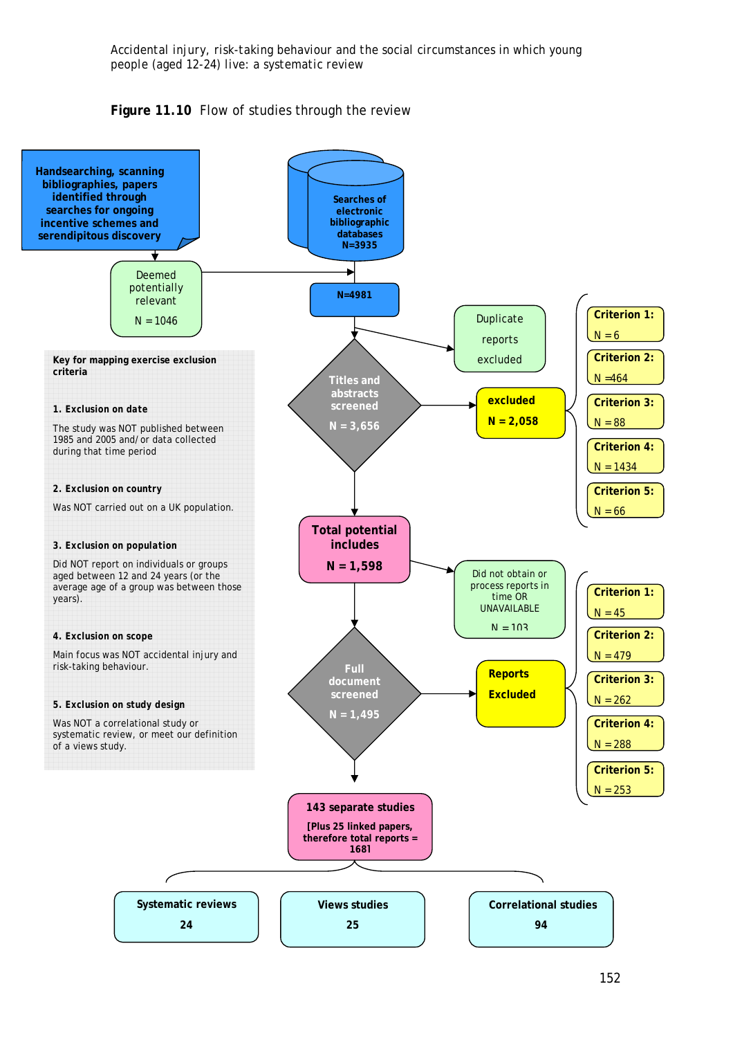**Figure 11.10** Flow of studies through the review

Handsearching, scanning bibliographies, papers identified through searches for ongoing incentive schemes and serendipitous discovery

Deemed potentially relevant

N = 1046

Searches of electronic bibliographic databases N=3935

N=4981

Duplicate reports excluded

Titles and abstracts screened

N = 3,656

excluded

N = 2,058

Criterion 1: N = 6

Criterion 2: N =464

Criterion 3: N = 88

Criterion 4: N = 1434

Criterion 5: N = 66

**Key for mapping exercise exclusion criteria**

**1. Exclusion on date**

The study was NOT published between 1985 and 2005 and/ or data collected during that time period

**2. Exclusion on country**

Was NOT carried out on a UK population.

**3. Exclusion on population**

Did NOT report on individuals or groups aged between 12 and 24 years (or the average age of a group was between those years).

**4. Exclusion on scope**

Main focus was NOT accidental injury and risk-taking behaviour.

**5. Exclusion on study design**

Was NOT a correlational study or systematic review, or meet our definition of a views study.

Total potential includes

N = 1,598

Did not obtain or process reports in time OR UNAVAILABLE

N = 103

Full document screened

N = 1,495

Reports Excluded

Criterion 1: N = 45

Criterion 2: N = 479

Criterion 3: N = 262

Criterion 4: N = 288

Criterion 5: N = 253

143 separate studies

[Plus 25 linked papers, therefore total reports = 1681

Systematic reviews 24

Views studies 25

Correlational studies 94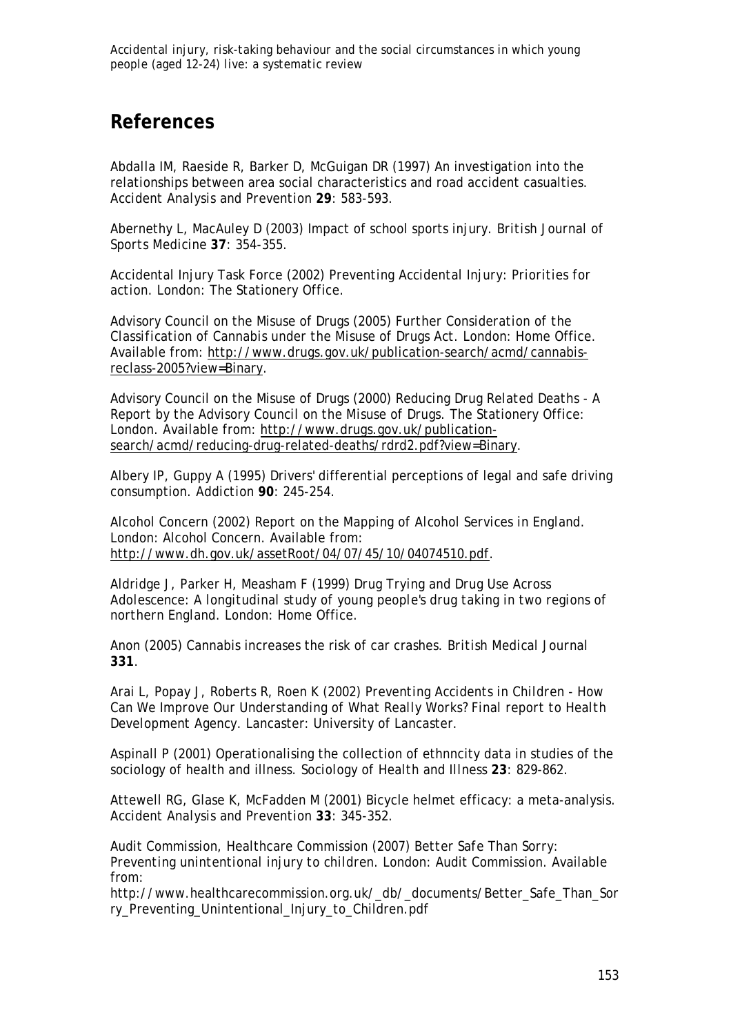## References

Abdalla IM, Raeside R, Barker D, McGuigan DR (1997) An investigation into the relationships between area social characteristics and road accident casualties. *Accident Analysis and Prevention* **29**: 583-593.

Abernethy L, MacAuley D (2003) Impact of school sports injury. *British Journal of Sports Medicine* **37**: 354-355.

Accidental Injury Task Force (2002) *Preventing Accidental Injury: Priorities for action*. London: The Stationery Office.

Advisory Council on the Misuse of Drugs (2005) *Further Consideration of the Classification of Cannabis under the Misuse of Drugs Act*. London: Home Office. Available from: http://www.drugs.gov.uk/publication-search/acmd/cannabis-reclass-2005?view=Binary.

Advisory Council on the Misuse of Drugs (2000) *Reducing Drug Related Deaths - A Report by the Advisory Council on the Misuse of Drugs*. The Stationery Office: London. Available from: http://www.drugs.gov.uk/publication-search/acmd/reducing-drug-related-deaths/rdrd2.pdf?view=Binary.

Albery IP, Guppy A (1995) Drivers' differential perceptions of legal and safe driving consumption. *Addiction* **90**: 245-254.

Alcohol Concern (2002) *Report on the Mapping of Alcohol Services in England*. London: Alcohol Concern. Available from: http://www.dh.gov.uk/assetRoot/04/07/45/10/04074510.pdf.

Aldridge J, Parker H, Measham F (1999) *Drug Trying and Drug Use Across Adolescence: A longitudinal study of young people's drug taking in two regions of northern England*. London: Home Office.

Anon (2005) Cannabis increases the risk of car crashes. *British Medical Journal* **331**.

Arai L, Popay J, Roberts R, Roen K (2002) *Preventing Accidents in Children - How Can We Improve Our Understanding of What Really Works? Final report to Health Development Agency*. Lancaster: University of Lancaster.

Aspinall P (2001) Operationalising the collection of ethnncity data in studies of the sociology of health and illness. *Sociology of Health and Illness* **23**: 829-862.

Attewell RG, Glase K, McFadden M (2001) Bicycle helmet efficacy: a meta-analysis. *Accident Analysis and Prevention* **33**: 345-352.

Audit Commission, Healthcare Commission (2007) *Better Safe Than Sorry: Preventing unintentional injury to children*. London: Audit Commission. Available from: http://www.healthcarecommission.org.uk/_db/_documents/Better_Safe_Than_Sorry_Preventing_Unintentional_Injury_to_Children.pdf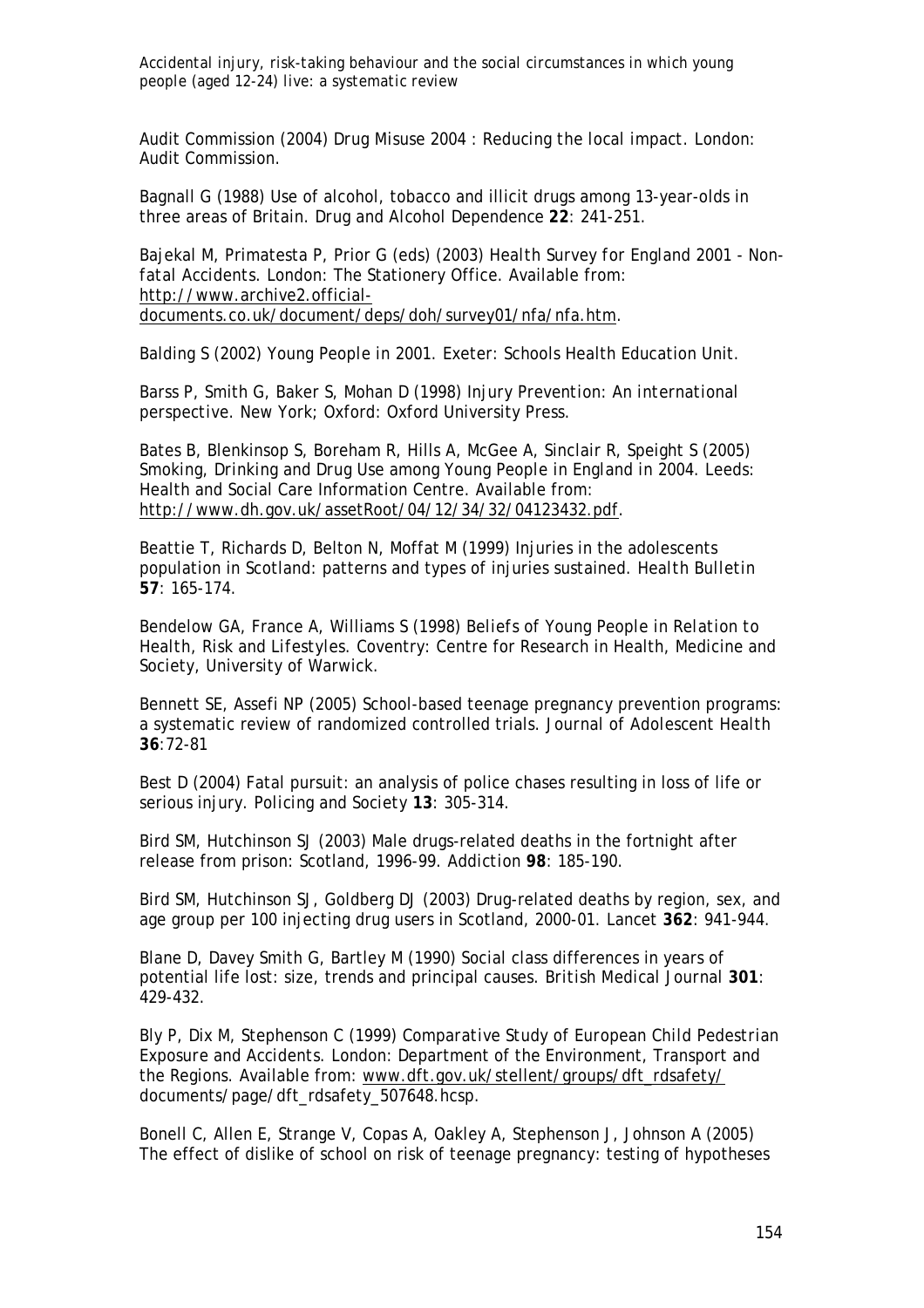Audit Commission (2004) *Drug Misuse 2004 : Reducing the local impact*. London: Audit Commission.

Bagnall G (1988) Use of alcohol, tobacco and illicit drugs among 13-year-olds in three areas of Britain. *Drug and Alcohol Dependence* **22**: 241-251.

Bajekal M, Primatesta P, Prior G (eds) (2003) *Health Survey for England 2001 - Non-fatal Accidents*. London: The Stationery Office. Available from: http://www.archive2.official-documents.co.uk/document/deps/doh/survey01/nfa/nfa.htm.

Balding S (2002) *Young People in 2001*. Exeter: Schools Health Education Unit.

Barss P, Smith G, Baker S, Mohan D (1998) *Injury Prevention: An international perspective*. New York; Oxford: Oxford University Press.

Bates B, Blenkinsop S, Boreham R, Hills A, McGee A, Sinclair R, Speight S (2005) *Smoking, Drinking and Drug Use among Young People in England in 2004*. Leeds: Health and Social Care Information Centre. Available from: http://www.dh.gov.uk/assetRoot/04/12/34/32/04123432.pdf.

Beattie T, Richards D, Belton N, Moffat M (1999) Injuries in the adolescents population in Scotland: patterns and types of injuries sustained. *Health Bulletin* **57**: 165-174.

Bendelow GA, France A, Williams S (1998) *Beliefs of Young People in Relation to Health, Risk and Lifestyles*. Coventry: Centre for Research in Health, Medicine and Society, University of Warwick.

Bennett SE, Assefi NP (2005) School-based teenage pregnancy prevention programs: a systematic review of randomized controlled trials. *Journal of Adolescent Health* **36**:72-81

Best D (2004) Fatal pursuit: an analysis of police chases resulting in loss of life or serious injury. *Policing and Society* **13**: 305-314.

Bird SM, Hutchinson SJ (2003) Male drugs-related deaths in the fortnight after release from prison: Scotland, 1996-99. *Addiction* **98**: 185-190.

Bird SM, Hutchinson SJ, Goldberg DJ (2003) Drug-related deaths by region, sex, and age group per 100 injecting drug users in Scotland, 2000-01. *Lancet* **362**: 941-944.

Blane D, Davey Smith G, Bartley M (1990) Social class differences in years of potential life lost: size, trends and principal causes. *British Medical Journal* **301**: 429-432.

Bly P, Dix M, Stephenson C (1999) *Comparative Study of European Child Pedestrian Exposure and Accidents*. London: Department of the Environment, Transport and the Regions. Available from: www.dft.gov.uk/stellent/groups/dft_rdsafety/ documents/page/dft_rdsafety_507648.hcsp.

Bonell C, Allen E, Strange V, Copas A, Oakley A, Stephenson J, Johnson A (2005) The effect of dislike of school on risk of teenage pregnancy: testing of hypotheses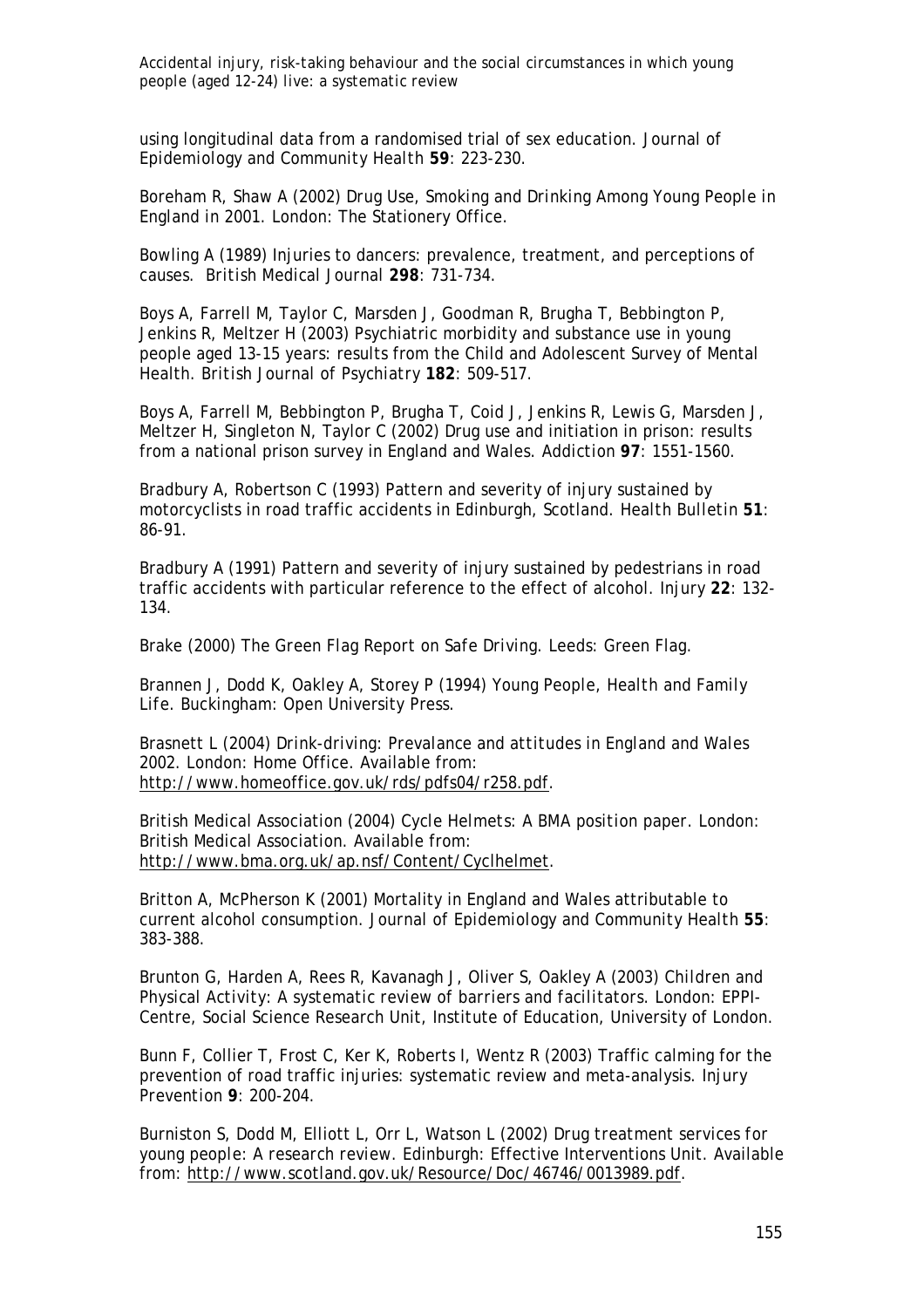using longitudinal data from a randomised trial of sex education. *Journal of Epidemiology and Community Health* **59**: 223-230.

Boreham R, Shaw A (2002) *Drug Use, Smoking and Drinking Among Young People in England in 2001*. London: The Stationery Office.

Bowling A (1989) Injuries to dancers: prevalence, treatment, and perceptions of causes. *British Medical Journal* **298**: 731-734.

Boys A, Farrell M, Taylor C, Marsden J, Goodman R, Brugha T, Bebbington P, Jenkins R, Meltzer H (2003) Psychiatric morbidity and substance use in young people aged 13-15 years: results from the Child and Adolescent Survey of Mental Health. *British Journal of Psychiatry* **182**: 509-517.

Boys A, Farrell M, Bebbington P, Brugha T, Coid J, Jenkins R, Lewis G, Marsden J, Meltzer H, Singleton N, Taylor C (2002) Drug use and initiation in prison: results from a national prison survey in England and Wales. *Addiction* **97**: 1551-1560.

Bradbury A, Robertson C (1993) Pattern and severity of injury sustained by motorcyclists in road traffic accidents in Edinburgh, Scotland. *Health Bulletin* **51**: 86-91.

Bradbury A (1991) Pattern and severity of injury sustained by pedestrians in road traffic accidents with particular reference to the effect of alcohol. *Injury* **22**: 132-134.

Brake (2000) *The Green Flag Report on Safe Driving*. Leeds: Green Flag.

Brannen J, Dodd K, Oakley A, Storey P (1994) *Young People, Health and Family Life*. Buckingham: Open University Press.

Brasnett L (2004) *Drink-driving: Prevalance and attitudes in England and Wales 2002*. London: Home Office. Available from: http://www.homeoffice.gov.uk/rds/pdfs04/r258.pdf.

British Medical Association (2004) *Cycle Helmets: A BMA position paper*. London: British Medical Association. Available from: http://www.bma.org.uk/ap.nsf/Content/Cyclhelmet.

Britton A, McPherson K (2001) Mortality in England and Wales attributable to current alcohol consumption. *Journal of Epidemiology and Community Health* **55**: 383-388.

Brunton G, Harden A, Rees R, Kavanagh J, Oliver S, Oakley A (2003) *Children and Physical Activity: A systematic review of barriers and facilitators*. London: EPPI-Centre, Social Science Research Unit, Institute of Education, University of London.

Bunn F, Collier T, Frost C, Ker K, Roberts I, Wentz R (2003) Traffic calming for the prevention of road traffic injuries: systematic review and meta-analysis. *Injury Prevention* **9**: 200-204.

Burniston S, Dodd M, Elliott L, Orr L, Watson L (2002) *Drug treatment services for young people: A research review*. Edinburgh: Effective Interventions Unit. Available from: http://www.scotland.gov.uk/Resource/Doc/46746/0013989.pdf.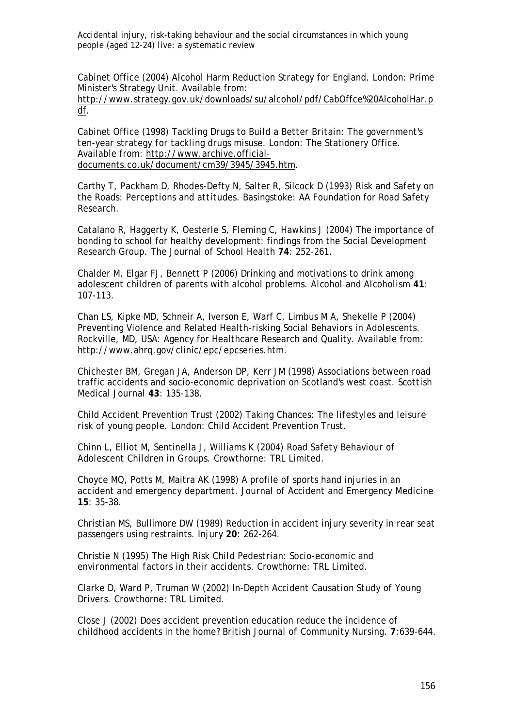Cabinet Office (2004) *Alcohol Harm Reduction Strategy for England*. London: Prime Minister's Strategy Unit. Available from: http://www.strategy.gov.uk/downloads/su/alcohol/pdf/CabOffce%20AlcoholHar.pdf.

Cabinet Office (1998) *Tackling Drugs to Build a Better Britain: The government's ten-year strategy for tackling drugs misuse*. London: The Stationery Office. Available from: http://www.archive.official-documents.co.uk/document/cm39/3945/3945.htm.

Carthy T, Packham D, Rhodes-Defty N, Salter R, Silcock D (1993) *Risk and Safety on the Roads: Perceptions and attitudes*. Basingstoke: AA Foundation for Road Safety Research.

Catalano R, Haggerty K, Oesterle S, Fleming C, Hawkins J (2004) The importance of bonding to school for healthy development: findings from the Social Development Research Group. *The Journal of School Health* **74**: 252-261.

Chalder M, Elgar FJ, Bennett P (2006) Drinking and motivations to drink among adolescent children of parents with alcohol problems. *Alcohol and Alcoholism* **41**: 107-113.

Chan LS, Kipke MD, Schneir A, Iverson E, Warf C, Limbus M A, Shekelle P (2004) *Preventing Violence and Related Health-risking Social Behaviors in Adolescents*. Rockville, MD, USA: Agency for Healthcare Research and Quality. Available from: http://www.ahrq.gov/clinic/epc/epcseries.htm.

Chichester BM, Gregan JA, Anderson DP, Kerr JM (1998) Associations between road traffic accidents and socio-economic deprivation on Scotland's west coast. *Scottish Medical Journal* **43**: 135-138.

Child Accident Prevention Trust (2002) *Taking Chances: The lifestyles and leisure risk of young people*. London: Child Accident Prevention Trust.

Chinn L, Elliot M, Sentinella J, Williams K (2004) *Road Safety Behaviour of Adolescent Children in Groups*. Crowthorne: TRL Limited.

Choyce MQ, Potts M, Maitra AK (1998) A profile of sports hand injuries in an accident and emergency department. *Journal of Accident and Emergency Medicine* **15**: 35-38.

Christian MS, Bullimore DW (1989) Reduction in accident injury severity in rear seat passengers using restraints. *Injury* **20**: 262-264.

Christie N (1995) *The High Risk Child Pedestrian: Socio-economic and environmental factors in their accidents*. Crowthorne: TRL Limited.

Clarke D, Ward P, Truman W (2002) *In-Depth Accident Causation Study of Young Drivers*. Crowthorne: TRL Limited.

Close J (2002) Does accident prevention education reduce the incidence of childhood accidents in the home? *British Journal of Community Nursing*. **7**:639-644.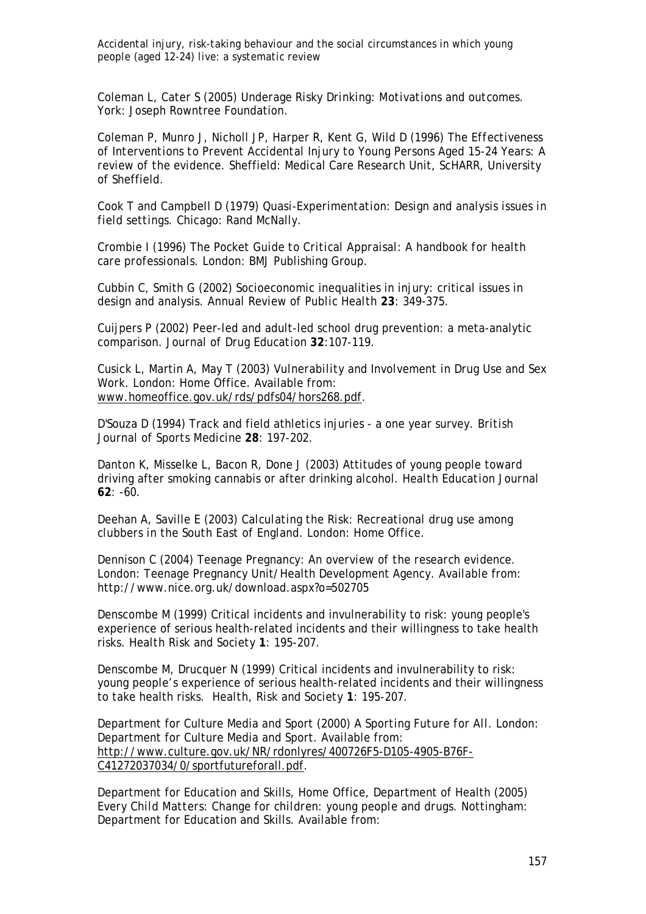Coleman L, Cater S (2005) *Underage Risky Drinking: Motivations and outcomes*. York: Joseph Rowntree Foundation.

Coleman P, Munro J, Nicholl JP, Harper R, Kent G, Wild D (1996) *The Effectiveness of Interventions to Prevent Accidental Injury to Young Persons Aged 15-24 Years: A review of the evidence*. Sheffield: Medical Care Research Unit, ScHARR, University of Sheffield.

Cook T and Campbell D (1979) *Quasi-Experimentation: Design and analysis issues in field settings*. Chicago: Rand McNally.

Crombie I (1996) *The Pocket Guide to Critical Appraisal: A handbook for health care professionals*. London: BMJ Publishing Group.

Cubbin C, Smith G (2002) Socioeconomic inequalities in injury: critical issues in design and analysis. *Annual Review of Public Health* **23**: 349-375.

Cuijpers P (2002) Peer-led and adult-led school drug prevention: a meta-analytic comparison. *Journal of Drug Education* **32**:107-119.

Cusick L, Martin A, May T (2003) *Vulnerability and Involvement in Drug Use and Sex Work*. London: Home Office. Available from: www.homeoffice.gov.uk/rds/pdfs04/hors268.pdf.

D'Souza D (1994) Track and field athletics injuries - a one year survey. *British Journal of Sports Medicine* **28**: 197-202.

Danton K, Misselke L, Bacon R, Done J (2003) Attitudes of young people toward driving after smoking cannabis or after drinking alcohol. *Health Education Journal* **62**: -60.

Deehan A, Saville E (2003) *Calculating the Risk: Recreational drug use among clubbers in the South East of England*. London: Home Office.

Dennison C (2004) *Teenage Pregnancy: An overview of the research evidence*. London: Teenage Pregnancy Unit/Health Development Agency. Available from: http://www.nice.org.uk/download.aspx?o=502705

Denscombe M (1999) Critical incidents and invulnerability to risk: young people's experience of serious health-related incidents and their willingness to take health risks. *Health Risk and Society* **1**: 195-207.

Denscombe M, Drucquer N (1999) Critical incidents and invulnerability to risk: young people's experience of serious health-related incidents and their willingness to take health risks. *Health, Risk and Society* **1**: 195-207.

Department for Culture Media and Sport (2000) *A Sporting Future for All*. London: Department for Culture Media and Sport. Available from: http://www.culture.gov.uk/NR/rdonlyres/400726F5-D105-4905-B76F-C41272037034/0/sportfutureforall.pdf.

Department for Education and Skills, Home Office, Department of Health (2005) *Every Child Matters: Change for children: young people and drugs*. Nottingham: Department for Education and Skills. Available from: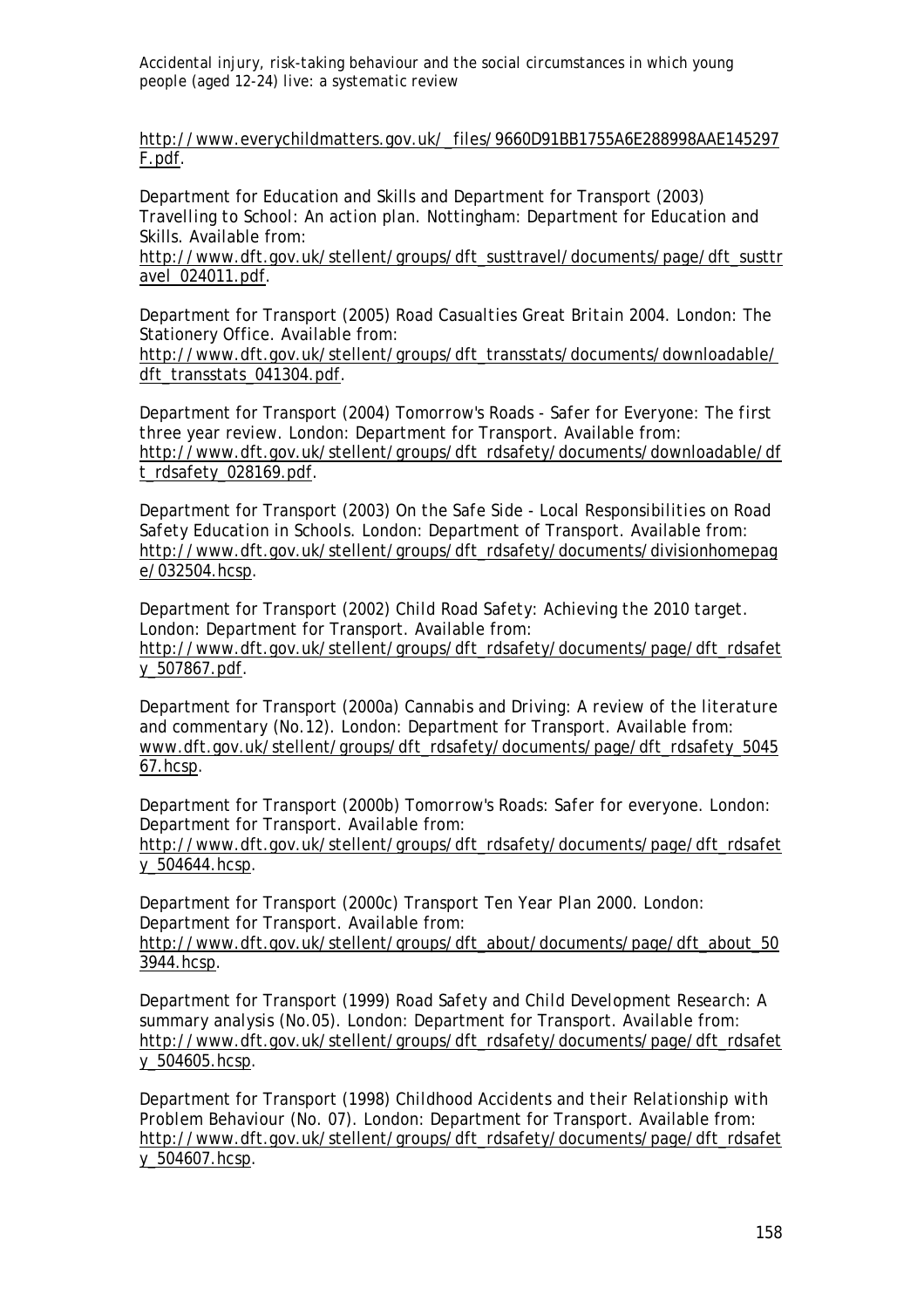http://www.everychildmatters.gov.uk/_files/9660D91BB1755A6E288998AAE145297F.pdf.

Department for Education and Skills and Department for Transport (2003) *Travelling to School: An action plan*. Nottingham: Department for Education and Skills. Available from: http://www.dft.gov.uk/stellent/groups/dft_susttravel/documents/page/dft_susttravel_024011.pdf.

Department for Transport (2005) *Road Casualties Great Britain 2004*. London: The Stationery Office. Available from: http://www.dft.gov.uk/stellent/groups/dft_transstats/documents/downloadable/dft_transstats_041304.pdf.

Department for Transport (2004) *Tomorrow's Roads - Safer for Everyone: The first three year review*. London: Department for Transport. Available from: http://www.dft.gov.uk/stellent/groups/dft_rdsafety/documents/downloadable/dft_rdsafety_028169.pdf.

Department for Transport (2003) *On the Safe Side - Local Responsibilities on Road Safety Education in Schools*. London: Department of Transport. Available from: http://www.dft.gov.uk/stellent/groups/dft_rdsafety/documents/divisionhomepage/032504.hcsp.

Department for Transport (2002) *Child Road Safety: Achieving the 2010 target*. London: Department for Transport. Available from: http://www.dft.gov.uk/stellent/groups/dft_rdsafety/documents/page/dft_rdsafety_507867.pdf.

Department for Transport (2000a) *Cannabis and Driving: A review of the literature and commentary (No.12)*. London: Department for Transport. Available from: www.dft.gov.uk/stellent/groups/dft_rdsafety/documents/page/dft_rdsafety_504567.hcsp.

Department for Transport (2000b) *Tomorrow's Roads: Safer for everyone*. London: Department for Transport. Available from: http://www.dft.gov.uk/stellent/groups/dft_rdsafety/documents/page/dft_rdsafety_504644.hcsp.

Department for Transport (2000c) *Transport Ten Year Plan 2000*. London: Department for Transport. Available from: http://www.dft.gov.uk/stellent/groups/dft_about/documents/page/dft_about_503944.hcsp.

Department for Transport (1999) *Road Safety and Child Development Research: A summary analysis (No.05)*. London: Department for Transport. Available from: http://www.dft.gov.uk/stellent/groups/dft_rdsafety/documents/page/dft_rdsafety_504605.hcsp.

Department for Transport (1998) *Childhood Accidents and their Relationship with Problem Behaviour (No. 07)*. London: Department for Transport. Available from: http://www.dft.gov.uk/stellent/groups/dft_rdsafety/documents/page/dft_rdsafety_504607.hcsp.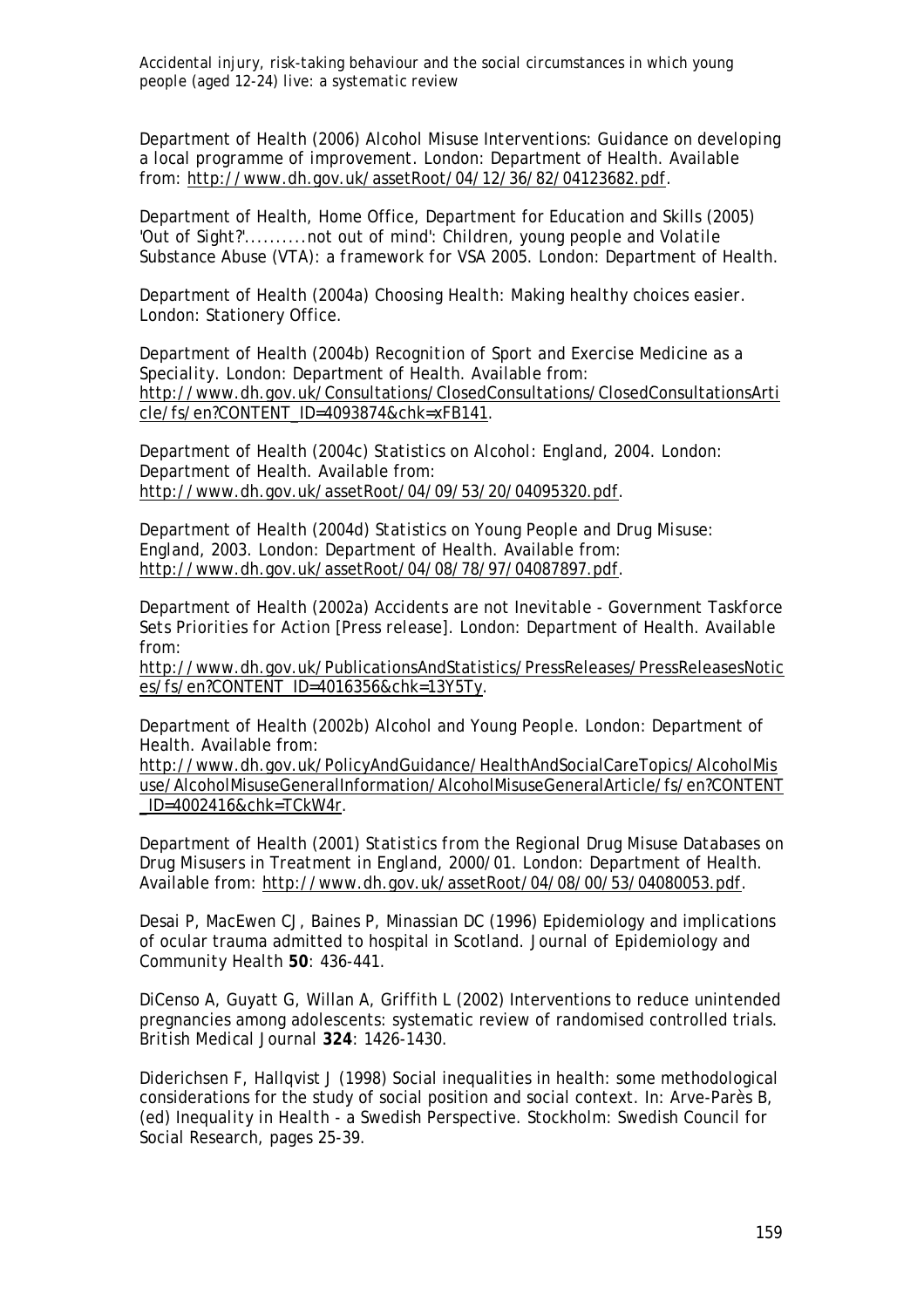Department of Health (2006) *Alcohol Misuse Interventions: Guidance on developing a local programme of improvement*. London: Department of Health. Available from: http://www.dh.gov.uk/assetRoot/04/12/36/82/04123682.pdf.

Department of Health, Home Office, Department for Education and Skills (2005) *'Out of Sight?'..........not out of mind': Children, young people and Volatile Substance Abuse (VTA): a framework for VSA 2005*. London: Department of Health.

Department of Health (2004a) *Choosing Health: Making healthy choices easier*. London: Stationery Office.

Department of Health (2004b) *Recognition of Sport and Exercise Medicine as a Speciality*. London: Department of Health. Available from: http://www.dh.gov.uk/Consultations/ClosedConsultations/ClosedConsultationsArticle/fs/en?CONTENT_ID=4093874&chk=xFB141.

Department of Health (2004c) *Statistics on Alcohol: England, 2004*. London: Department of Health. Available from: http://www.dh.gov.uk/assetRoot/04/09/53/20/04095320.pdf.

Department of Health (2004d) *Statistics on Young People and Drug Misuse: England, 2003*. London: Department of Health. Available from: http://www.dh.gov.uk/assetRoot/04/08/78/97/04087897.pdf.

Department of Health (2002a) *Accidents are not Inevitable - Government Taskforce Sets Priorities for Action* [Press release]. London: Department of Health. Available from: http://www.dh.gov.uk/PublicationsAndStatistics/PressReleases/PressReleasesNotices/fs/en?CONTENT_ID=4016356&chk=13Y5Ty.

Department of Health (2002b) *Alcohol and Young People*. London: Department of Health. Available from: http://www.dh.gov.uk/PolicyAndGuidance/HealthAndSocialCareTopics/AlcoholMisuse/AlcoholMisuseGeneralInformation/AlcoholMisuseGeneralArticle/fs/en?CONTENT_ID=4002416&chk=TCkW4r.

Department of Health (2001) *Statistics from the Regional Drug Misuse Databases on Drug Misusers in Treatment in England, 2000/01*. London: Department of Health. Available from: http://www.dh.gov.uk/assetRoot/04/08/00/53/04080053.pdf.

Desai P, MacEwen CJ, Baines P, Minassian DC (1996) Epidemiology and implications of ocular trauma admitted to hospital in Scotland. *Journal of Epidemiology and Community Health* **50**: 436-441.

DiCenso A, Guyatt G, Willan A, Griffith L (2002) Interventions to reduce unintended pregnancies among adolescents: systematic review of randomised controlled trials. *British Medical Journal* **324**: 1426-1430.

Diderichsen F, Hallqvist J (1998) Social inequalities in health: some methodological considerations for the study of social position and social context. In: Arve-Parès B, (ed) *Inequality in Health - a Swedish Perspective*. Stockholm: Swedish Council for Social Research, pages 25-39.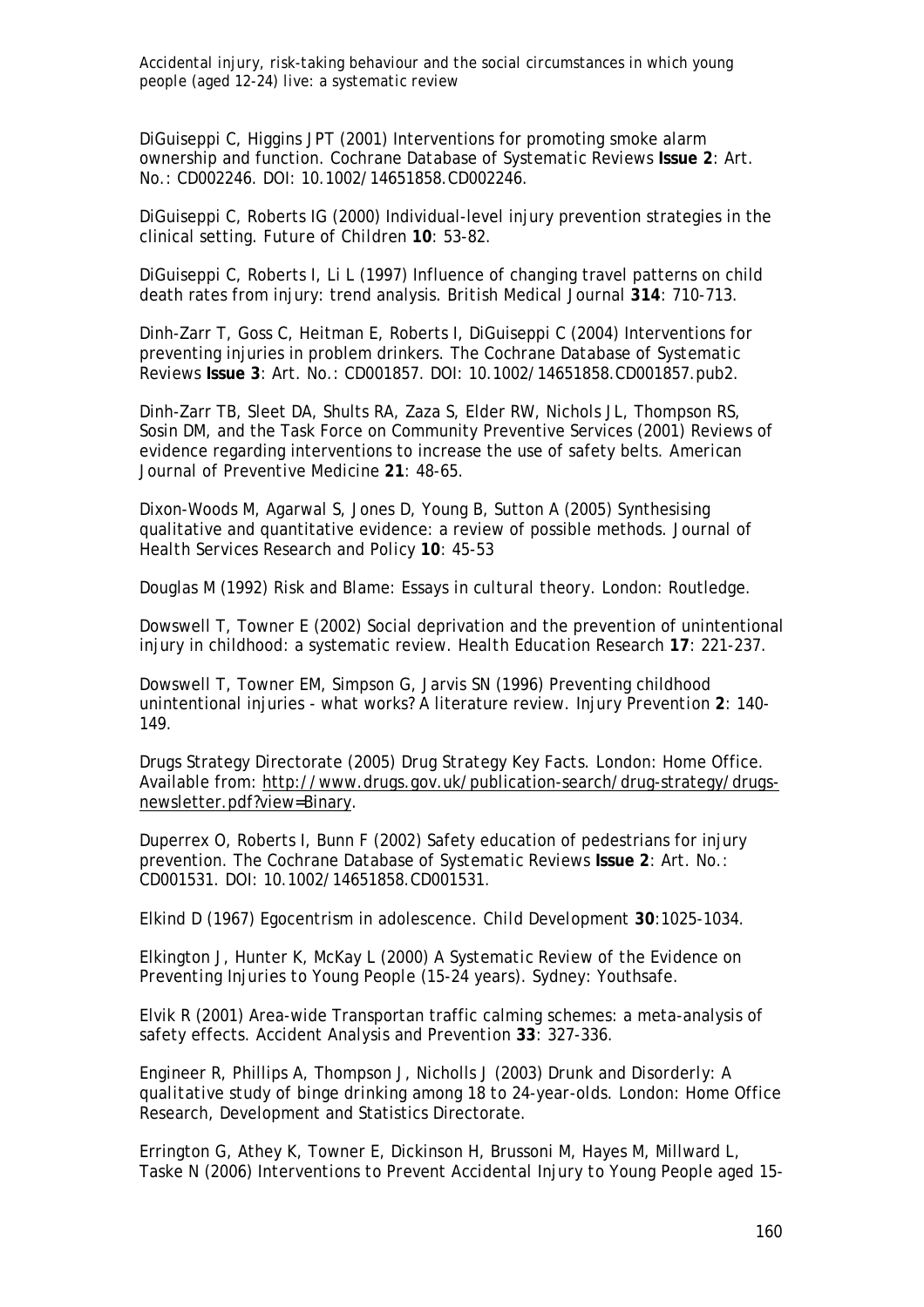DiGuiseppi C, Higgins JPT (2001) Interventions for promoting smoke alarm ownership and function. *Cochrane Database of Systematic Reviews* **Issue 2**: Art. No.: CD002246. DOI: 10.1002/14651858.CD002246.

DiGuiseppi C, Roberts IG (2000) Individual-level injury prevention strategies in the clinical setting. *Future of Children* **10**: 53-82.

DiGuiseppi C, Roberts I, Li L (1997) Influence of changing travel patterns on child death rates from injury: trend analysis. *British Medical Journal* **314**: 710-713.

Dinh-Zarr T, Goss C, Heitman E, Roberts I, DiGuiseppi C (2004) Interventions for preventing injuries in problem drinkers. *The Cochrane Database of Systematic Reviews* **Issue 3**: Art. No.: CD001857. DOI: 10.1002/14651858.CD001857.pub2.

Dinh-Zarr TB, Sleet DA, Shults RA, Zaza S, Elder RW, Nichols JL, Thompson RS, Sosin DM, and the Task Force on Community Preventive Services (2001) Reviews of evidence regarding interventions to increase the use of safety belts. *American Journal of Preventive Medicine* **21**: 48-65.

Dixon-Woods M, Agarwal S, Jones D, Young B, Sutton A (2005) Synthesising qualitative and quantitative evidence: a review of possible methods. *Journal of Health Services Research and Policy* **10**: 45-53

Douglas M (1992) *Risk and Blame: Essays in cultural theory.* London: Routledge.

Dowswell T, Towner E (2002) Social deprivation and the prevention of unintentional injury in childhood: a systematic review. *Health Education Research* **17**: 221-237.

Dowswell T, Towner EM, Simpson G, Jarvis SN (1996) Preventing childhood unintentional injuries - what works? A literature review. *Injury Prevention* **2**: 140-149.

Drugs Strategy Directorate (2005) *Drug Strategy Key Facts.* London: Home Office. Available from: http://www.drugs.gov.uk/publication-search/drug-strategy/drugs-newsletter.pdf?view=Binary.

Duperrex O, Roberts I, Bunn F (2002) Safety education of pedestrians for injury prevention. *The Cochrane Database of Systematic Reviews* **Issue 2**: Art. No.: CD001531. DOI: 10.1002/14651858.CD001531.

Elkind D (1967) Egocentrism in adolescence. *Child Development* **30**:1025-1034.

Elkington J, Hunter K, McKay L (2000) *A Systematic Review of the Evidence on Preventing Injuries to Young People (15-24 years).* Sydney: Youthsafe.

Elvik R (2001) Area-wide Transportan traffic calming schemes: a meta-analysis of safety effects. *Accident Analysis and Prevention* **33**: 327-336.

Engineer R, Phillips A, Thompson J, Nicholls J (2003) *Drunk and Disorderly: A qualitative study of binge drinking among 18 to 24-year-olds.* London: Home Office Research, Development and Statistics Directorate.

Errington G, Athey K, Towner E, Dickinson H, Brussoni M, Hayes M, Millward L, Taske N (2006) *Interventions to Prevent Accidental Injury to Young People aged 15-*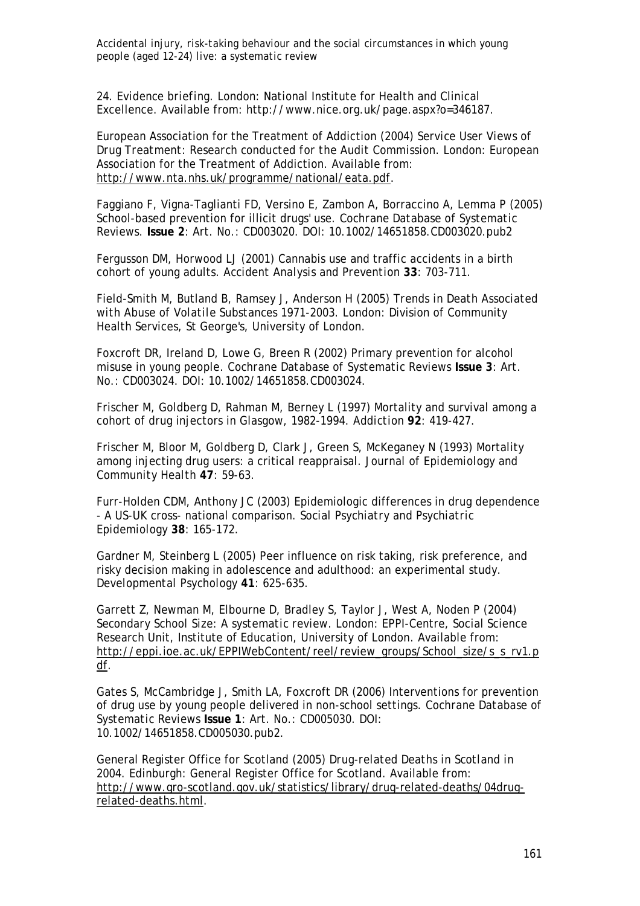24. Evidence briefing. London: National Institute for Health and Clinical Excellence. Available from: http://www.nice.org.uk/page.aspx?o=346187.

European Association for the Treatment of Addiction (2004) *Service User Views of Drug Treatment: Research conducted for the Audit Commission*. London: European Association for the Treatment of Addiction. Available from: http://www.nta.nhs.uk/programme/national/eata.pdf.

Faggiano F, Vigna-Taglianti FD, Versino E, Zambon A, Borraccino A, Lemma P (2005) School-based prevention for illicit drugs' use. *Cochrane Database of Systematic Reviews*. **Issue 2**: Art. No.: CD003020. DOI: 10.1002/14651858.CD003020.pub2

Fergusson DM, Horwood LJ (2001) Cannabis use and traffic accidents in a birth cohort of young adults. *Accident Analysis and Prevention* **33**: 703-711.

Field-Smith M, Butland B, Ramsey J, Anderson H (2005) *Trends in Death Associated with Abuse of Volatile Substances 1971-2003*. London: Division of Community Health Services, St George's, University of London.

Foxcroft DR, Ireland D, Lowe G, Breen R (2002) Primary prevention for alcohol misuse in young people. *Cochrane Database of Systematic Reviews* **Issue 3**: Art. No.: CD003024. DOI: 10.1002/14651858.CD003024.

Frischer M, Goldberg D, Rahman M, Berney L (1997) Mortality and survival among a cohort of drug injectors in Glasgow, 1982-1994. *Addiction* **92**: 419-427.

Frischer M, Bloor M, Goldberg D, Clark J, Green S, McKeganey N (1993) Mortality among injecting drug users: a critical reappraisal. *Journal of Epidemiology and Community Health* **47**: 59-63.

Furr-Holden CDM, Anthony JC (2003) Epidemiologic differences in drug dependence - A US-UK cross- national comparison. *Social Psychiatry and Psychiatric Epidemiology* **38**: 165-172.

Gardner M, Steinberg L (2005) Peer influence on risk taking, risk preference, and risky decision making in adolescence and adulthood: an experimental study. *Developmental Psychology* **41**: 625-635.

Garrett Z, Newman M, Elbourne D, Bradley S, Taylor J, West A, Noden P (2004) *Secondary School Size: A systematic review*. London: EPPI-Centre, Social Science Research Unit, Institute of Education, University of London. Available from: http://eppi.ioe.ac.uk/EPPIWebContent/reel/review_groups/School_size/s_s_rv1.pdf.

Gates S, McCambridge J, Smith LA, Foxcroft DR (2006) Interventions for prevention of drug use by young people delivered in non-school settings. *Cochrane Database of Systematic Reviews* **Issue 1**: Art. No.: CD005030. DOI: 10.1002/14651858.CD005030.pub2.

General Register Office for Scotland (2005) *Drug-related Deaths in Scotland in 2004*. Edinburgh: General Register Office for Scotland. Available from: http://www.gro-scotland.gov.uk/statistics/library/drug-related-deaths/04drug-related-deaths.html.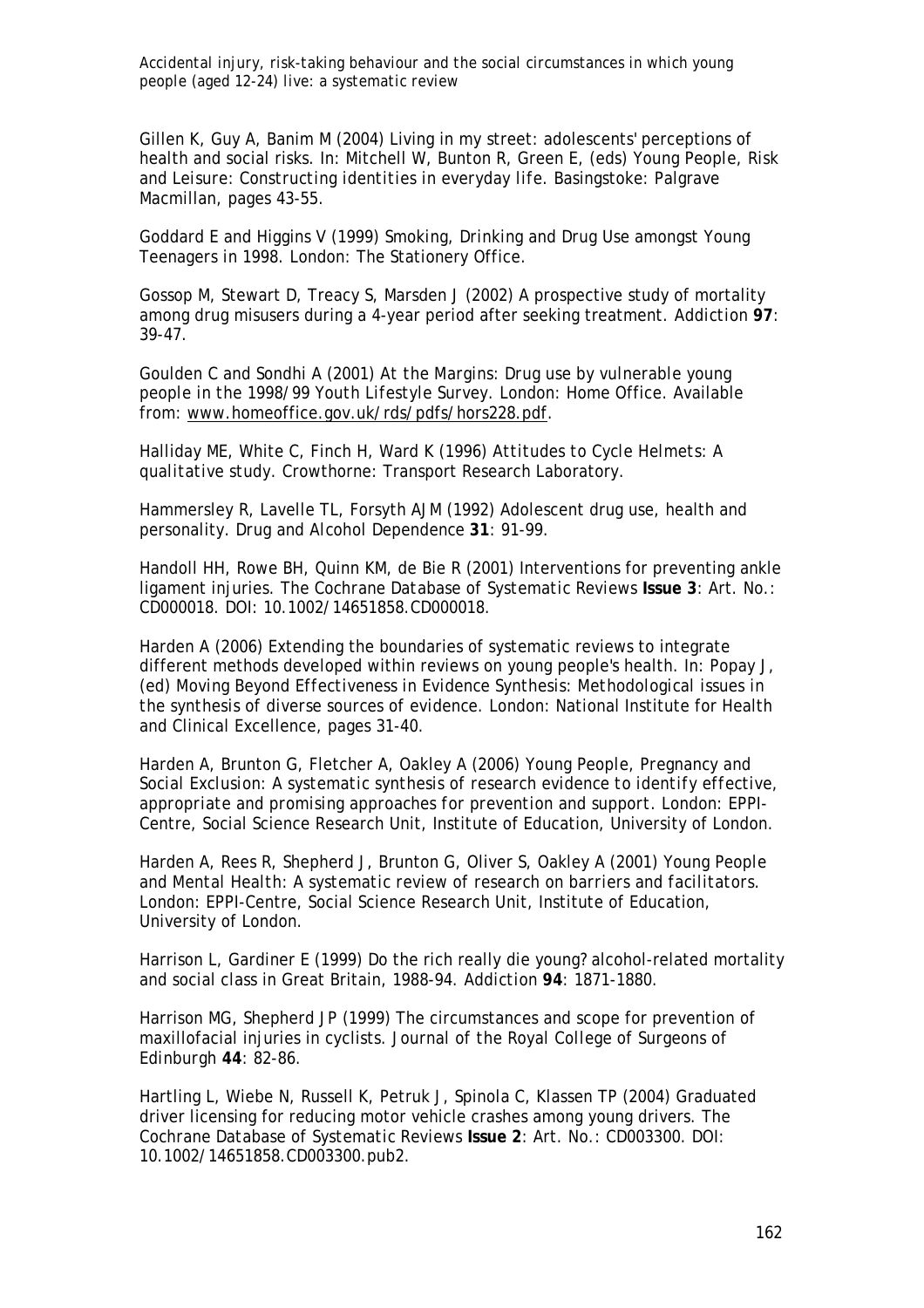Gillen K, Guy A, Banim M (2004) Living in my street: adolescents' perceptions of health and social risks. In: Mitchell W, Bunton R, Green E, (eds) *Young People, Risk and Leisure: Constructing identities in everyday life*. Basingstoke: Palgrave Macmillan, pages 43-55.

Goddard E and Higgins V (1999) *Smoking, Drinking and Drug Use amongst Young Teenagers in 1998*. London: The Stationery Office.

Gossop M, Stewart D, Treacy S, Marsden J (2002) A prospective study of mortality among drug misusers during a 4-year period after seeking treatment. *Addiction* **97**: 39-47.

Goulden C and Sondhi A (2001) *At the Margins: Drug use by vulnerable young people in the 1998/99 Youth Lifestyle Survey*. London: Home Office. Available from: www.homeoffice.gov.uk/rds/pdfs/hors228.pdf.

Halliday ME, White C, Finch H, Ward K (1996) *Attitudes to Cycle Helmets: A qualitative study*. Crowthorne: Transport Research Laboratory.

Hammersley R, Lavelle TL, Forsyth AJM (1992) Adolescent drug use, health and personality. *Drug and Alcohol Dependence* **31**: 91-99.

Handoll HH, Rowe BH, Quinn KM, de Bie R (2001) Interventions for preventing ankle ligament injuries. *The Cochrane Database of Systematic Reviews* **Issue 3**: Art. No.: CD000018. DOI: 10.1002/14651858.CD000018.

Harden A (2006) Extending the boundaries of systematic reviews to integrate different methods developed within reviews on young people's health. In: Popay J, (ed) *Moving Beyond Effectiveness in Evidence Synthesis: Methodological issues in the synthesis of diverse sources of evidence*. London: National Institute for Health and Clinical Excellence, pages 31-40.

Harden A, Brunton G, Fletcher A, Oakley A (2006) *Young People, Pregnancy and Social Exclusion: A systematic synthesis of research evidence to identify effective, appropriate and promising approaches for prevention and support*. London: EPPI-Centre, Social Science Research Unit, Institute of Education, University of London.

Harden A, Rees R, Shepherd J, Brunton G, Oliver S, Oakley A (2001) *Young People and Mental Health: A systematic review of research on barriers and facilitators*. London: EPPI-Centre, Social Science Research Unit, Institute of Education, University of London.

Harrison L, Gardiner E (1999) Do the rich really die young? alcohol-related mortality and social class in Great Britain, 1988-94. *Addiction* **94**: 1871-1880.

Harrison MG, Shepherd JP (1999) The circumstances and scope for prevention of maxillofacial injuries in cyclists. *Journal of the Royal College of Surgeons of Edinburgh* **44**: 82-86.

Hartling L, Wiebe N, Russell K, Petruk J, Spinola C, Klassen TP (2004) Graduated driver licensing for reducing motor vehicle crashes among young drivers. *The Cochrane Database of Systematic Reviews* **Issue 2**: Art. No.: CD003300. DOI: 10.1002/14651858.CD003300.pub2.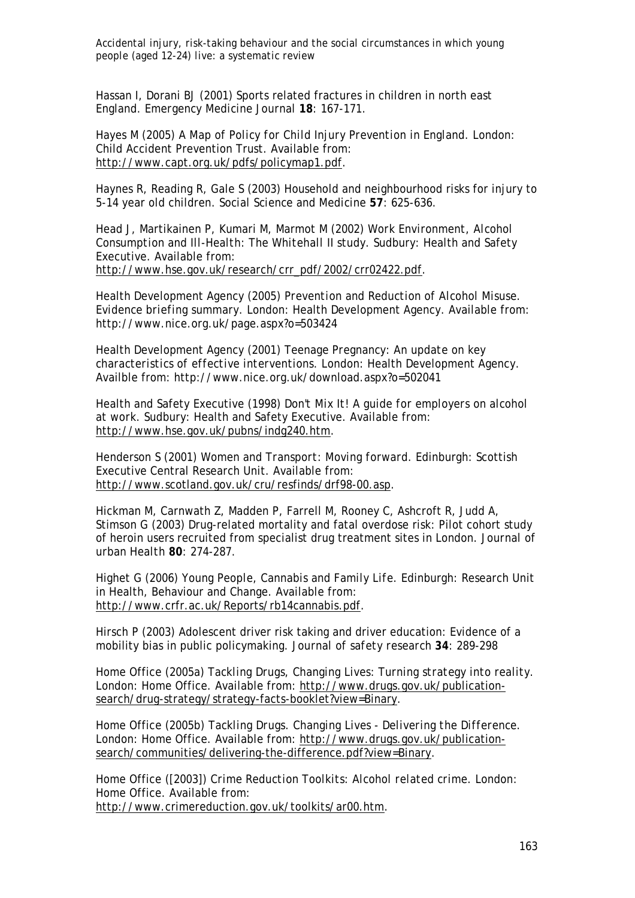Hassan I, Dorani BJ (2001) Sports related fractures in children in north east England. Emergency Medicine Journal **18**: 167-171.

Hayes M (2005) *A Map of Policy for Child Injury Prevention in England*. London: Child Accident Prevention Trust. Available from: http://www.capt.org.uk/pdfs/policymap1.pdf.

Haynes R, Reading R, Gale S (2003) Household and neighbourhood risks for injury to 5-14 year old children. *Social Science and Medicine* **57**: 625-636.

Head J, Martikainen P, Kumari M, Marmot M (2002) *Work Environment, Alcohol Consumption and Ill-Health: The Whitehall II study*. Sudbury: Health and Safety Executive. Available from: http://www.hse.gov.uk/research/crr_pdf/2002/crr02422.pdf.

Health Development Agency (2005) *Prevention and Reduction of Alcohol Misuse. Evidence briefing summary*. London: Health Development Agency. Available from: http://www.nice.org.uk/page.aspx?o=503424

Health Development Agency (2001) *Teenage Pregnancy: An update on key characteristics of effective interventions*. London: Health Development Agency. Availble from: http://www.nice.org.uk/download.aspx?o=502041

Health and Safety Executive (1998) *Don't Mix It! A guide for employers on alcohol at work*. Sudbury: Health and Safety Executive. Available from: http://www.hse.gov.uk/pubns/indg240.htm.

Henderson S (2001) *Women and Transport: Moving forward*. Edinburgh: Scottish Executive Central Research Unit. Available from: http://www.scotland.gov.uk/cru/resfinds/drf98-00.asp.

Hickman M, Carnwath Z, Madden P, Farrell M, Rooney C, Ashcroft R, Judd A, Stimson G (2003) Drug-related mortality and fatal overdose risk: Pilot cohort study of heroin users recruited from specialist drug treatment sites in London. *Journal of urban Health* **80**: 274-287.

Highet G (2006) *Young People, Cannabis and Family Life*. Edinburgh: Research Unit in Health, Behaviour and Change. Available from: http://www.crfr.ac.uk/Reports/rb14cannabis.pdf.

Hirsch P (2003) Adolescent driver risk taking and driver education: Evidence of a mobility bias in public policymaking. *Journal of safety research* **34**: 289-298

Home Office (2005a) *Tackling Drugs, Changing Lives: Turning strategy into reality*. London: Home Office. Available from: http://www.drugs.gov.uk/publication-search/drug-strategy/strategy-facts-booklet?view=Binary.

Home Office (2005b) *Tackling Drugs. Changing Lives - Delivering the Difference*. London: Home Office. Available from: http://www.drugs.gov.uk/publication-search/communities/delivering-the-difference.pdf?view=Binary.

Home Office ([2003]) *Crime Reduction Toolkits: Alcohol related crime*. London: Home Office. Available from: http://www.crimereduction.gov.uk/toolkits/ar00.htm.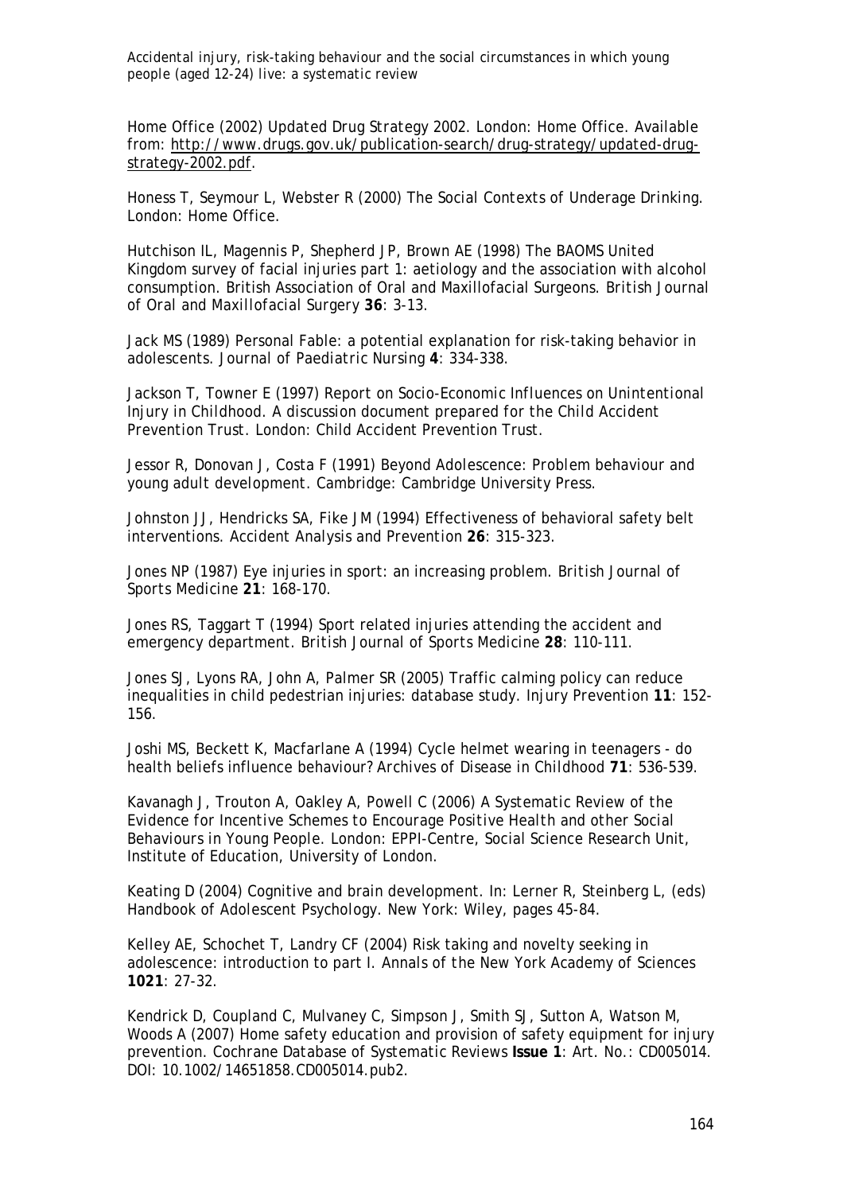Home Office (2002) *Updated Drug Strategy 2002*. London: Home Office. Available from: http://www.drugs.gov.uk/publication-search/drug-strategy/updated-drug-strategy-2002.pdf.

Honess T, Seymour L, Webster R (2000) *The Social Contexts of Underage Drinking*. London: Home Office.

Hutchison IL, Magennis P, Shepherd JP, Brown AE (1998) The BAOMS United Kingdom survey of facial injuries part 1: aetiology and the association with alcohol consumption. British Association of Oral and Maxillofacial Surgeons. *British Journal of Oral and Maxillofacial Surgery* **36**: 3-13.

Jack MS (1989) Personal Fable: a potential explanation for risk-taking behavior in adolescents. *Journal of Paediatric Nursing* **4**: 334-338.

Jackson T, Towner E (1997) *Report on Socio-Economic Influences on Unintentional Injury in Childhood. A discussion document prepared for the Child Accident Prevention Trust*. London: Child Accident Prevention Trust.

Jessor R, Donovan J, Costa F (1991) *Beyond Adolescence: Problem behaviour and young adult development*. Cambridge: Cambridge University Press.

Johnston JJ, Hendricks SA, Fike JM (1994) Effectiveness of behavioral safety belt interventions. *Accident Analysis and Prevention* **26**: 315-323.

Jones NP (1987) Eye injuries in sport: an increasing problem. *British Journal of Sports Medicine* **21**: 168-170.

Jones RS, Taggart T (1994) Sport related injuries attending the accident and emergency department. *British Journal of Sports Medicine* **28**: 110-111.

Jones SJ, Lyons RA, John A, Palmer SR (2005) Traffic calming policy can reduce inequalities in child pedestrian injuries: database study. *Injury Prevention* **11**: 152-156.

Joshi MS, Beckett K, Macfarlane A (1994) Cycle helmet wearing in teenagers - do health beliefs influence behaviour? *Archives of Disease in Childhood* **71**: 536-539.

Kavanagh J, Trouton A, Oakley A, Powell C (2006) *A Systematic Review of the Evidence for Incentive Schemes to Encourage Positive Health and other Social Behaviours in Young People*. London: EPPI-Centre, Social Science Research Unit, Institute of Education, University of London.

Keating D (2004) Cognitive and brain development. In: Lerner R, Steinberg L, (eds) *Handbook of Adolescent Psychology*. New York: Wiley, pages 45-84.

Kelley AE, Schochet T, Landry CF (2004) Risk taking and novelty seeking in adolescence: introduction to part I. *Annals of the New York Academy of Sciences* **1021**: 27-32.

Kendrick D, Coupland C, Mulvaney C, Simpson J, Smith SJ, Sutton A, Watson M, Woods A (2007) Home safety education and provision of safety equipment for injury prevention. *Cochrane Database of Systematic Reviews* **Issue 1**: Art. No.: CD005014. DOI: 10.1002/14651858.CD005014.pub2.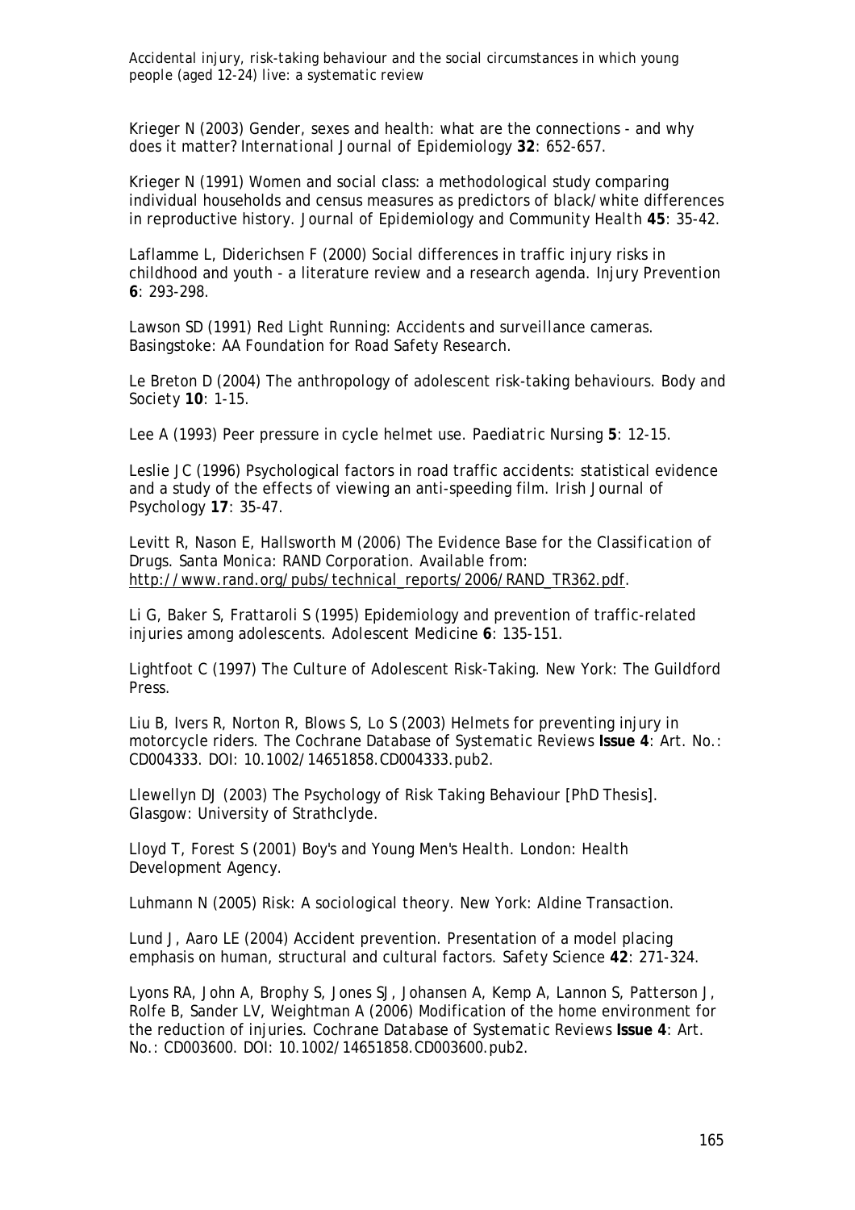Krieger N (2003) Gender, sexes and health: what are the connections - and why does it matter? *International Journal of Epidemiology* **32**: 652-657.

Krieger N (1991) Women and social class: a methodological study comparing individual households and census measures as predictors of black/white differences in reproductive history. *Journal of Epidemiology and Community Health* **45**: 35-42.

Laflamme L, Diderichsen F (2000) Social differences in traffic injury risks in childhood and youth - a literature review and a research agenda. *Injury Prevention* **6**: 293-298.

Lawson SD (1991) *Red Light Running: Accidents and surveillance cameras*. Basingstoke: AA Foundation for Road Safety Research.

Le Breton D (2004) The anthropology of adolescent risk-taking behaviours. *Body and Society* **10**: 1-15.

Lee A (1993) Peer pressure in cycle helmet use. *Paediatric Nursing* **5**: 12-15.

Leslie JC (1996) Psychological factors in road traffic accidents: statistical evidence and a study of the effects of viewing an anti-speeding film. *Irish Journal of Psychology* **17**: 35-47.

Levitt R, Nason E, Hallsworth M (2006) *The Evidence Base for the Classification of Drugs*. Santa Monica: RAND Corporation. Available from: http://www.rand.org/pubs/technical_reports/2006/RAND_TR362.pdf.

Li G, Baker S, Frattaroli S (1995) Epidemiology and prevention of traffic-related injuries among adolescents. *Adolescent Medicine* **6**: 135-151.

Lightfoot C (1997) *The Culture of Adolescent Risk-Taking*. New York: The Guildford Press.

Liu B, Ivers R, Norton R, Blows S, Lo S (2003) Helmets for preventing injury in motorcycle riders. *The Cochrane Database of Systematic Reviews* **Issue 4**: Art. No.: CD004333. DOI: 10.1002/14651858.CD004333.pub2.

Llewellyn DJ (2003) *The Psychology of Risk Taking Behaviour* [PhD Thesis]. Glasgow: University of Strathclyde.

Lloyd T, Forest S (2001) *Boy's and Young Men's Health*. London: Health Development Agency.

Luhmann N (2005) *Risk: A sociological theory*. New York: Aldine Transaction.

Lund J, Aaro LE (2004) Accident prevention. Presentation of a model placing emphasis on human, structural and cultural factors. *Safety Science* **42**: 271-324.

Lyons RA, John A, Brophy S, Jones SJ, Johansen A, Kemp A, Lannon S, Patterson J, Rolfe B, Sander LV, Weightman A (2006) Modification of the home environment for the reduction of injuries. *Cochrane Database of Systematic Reviews* **Issue 4**: Art. No.: CD003600. DOI: 10.1002/14651858.CD003600.pub2.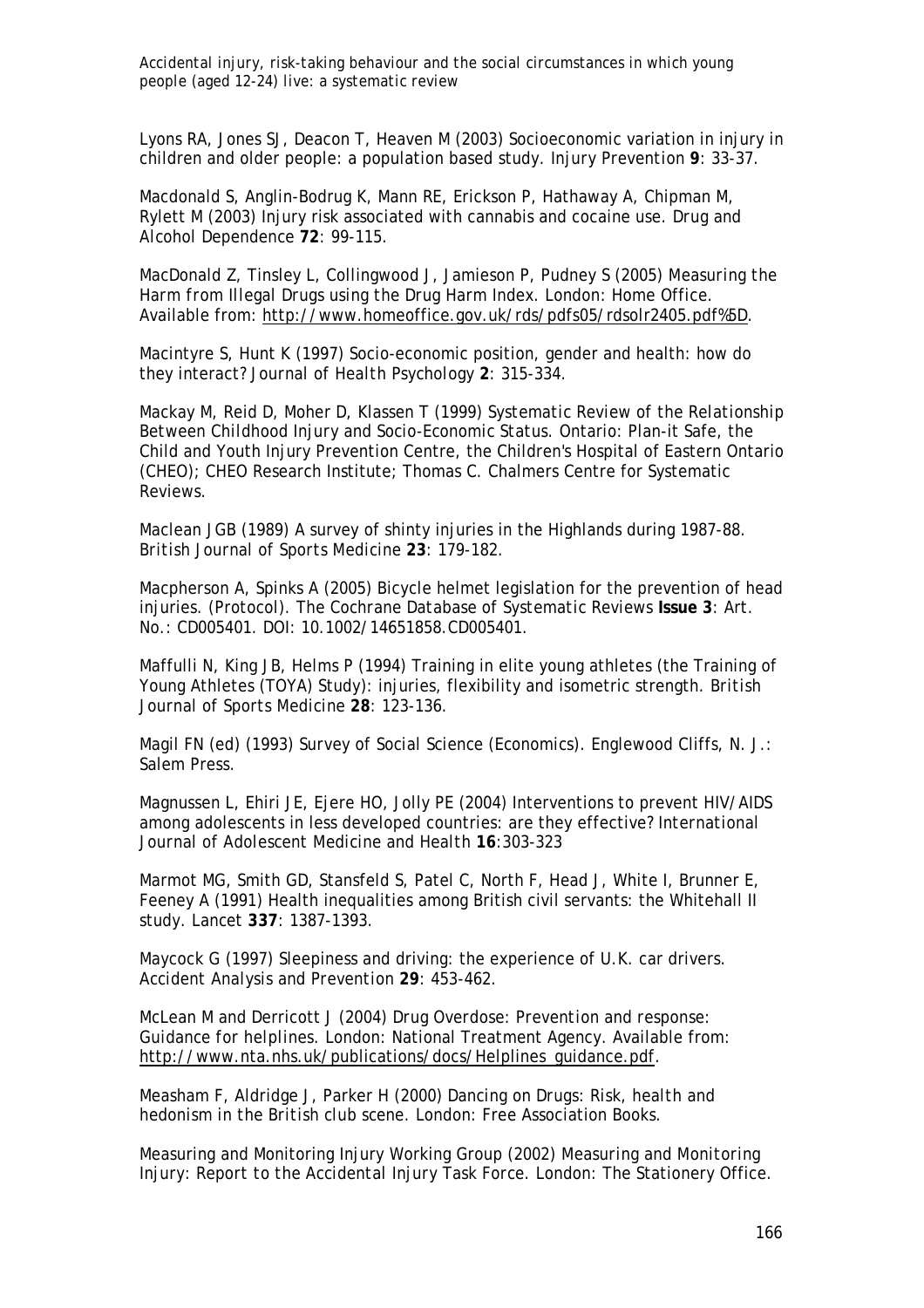Lyons RA, Jones SJ, Deacon T, Heaven M (2003) Socioeconomic variation in injury in children and older people: a population based study. *Injury Prevention* **9**: 33-37.

Macdonald S, Anglin-Bodrug K, Mann RE, Erickson P, Hathaway A, Chipman M, Rylett M (2003) Injury risk associated with cannabis and cocaine use. *Drug and Alcohol Dependence* **72**: 99-115.

MacDonald Z, Tinsley L, Collingwood J, Jamieson P, Pudney S (2005) *Measuring the Harm from Illegal Drugs using the Drug Harm Index*. London: Home Office. Available from: http://www.homeoffice.gov.uk/rds/pdfs05/rdsolr2405.pdf%5D.

Macintyre S, Hunt K (1997) Socio-economic position, gender and health: how do they interact? *Journal of Health Psychology* **2**: 315-334.

Mackay M, Reid D, Moher D, Klassen T (1999) *Systematic Review of the Relationship Between Childhood Injury and Socio-Economic Status*. Ontario: Plan-it Safe, the Child and Youth Injury Prevention Centre, the Children's Hospital of Eastern Ontario (CHEO); CHEO Research Institute; Thomas C. Chalmers Centre for Systematic Reviews.

Maclean JGB (1989) A survey of shinty injuries in the Highlands during 1987-88. *British Journal of Sports Medicine* **23**: 179-182.

Macpherson A, Spinks A (2005) Bicycle helmet legislation for the prevention of head injuries. (Protocol). *The Cochrane Database of Systematic Reviews* **Issue 3**: Art. No.: CD005401. DOI: 10.1002/14651858.CD005401.

Maffulli N, King JB, Helms P (1994) Training in elite young athletes (the Training of Young Athletes (TOYA) Study): injuries, flexibility and isometric strength. *British Journal of Sports Medicine* **28**: 123-136.

Magil FN (ed) (1993) *Survey of Social Science (Economics)*. Englewood Cliffs, N. J.: Salem Press.

Magnussen L, Ehiri JE, Ejere HO, Jolly PE (2004) Interventions to prevent HIV/AIDS among adolescents in less developed countries: are they effective? *International Journal of Adolescent Medicine and Health* **16**:303-323

Marmot MG, Smith GD, Stansfeld S, Patel C, North F, Head J, White I, Brunner E, Feeney A (1991) Health inequalities among British civil servants: the Whitehall II study. *Lancet* **337**: 1387-1393.

Maycock G (1997) Sleepiness and driving: the experience of U.K. car drivers. *Accident Analysis and Prevention* **29**: 453-462.

McLean M and Derricott J (2004) *Drug Overdose: Prevention and response: Guidance for helplines*. London: National Treatment Agency. Available from: http://www.nta.nhs.uk/publications/docs/Helplines_guidance.pdf.

Measham F, Aldridge J, Parker H (2000) *Dancing on Drugs: Risk, health and hedonism in the British club scene*. London: Free Association Books.

Measuring and Monitoring Injury Working Group (2002) *Measuring and Monitoring Injury: Report to the Accidental Injury Task Force*. London: The Stationery Office.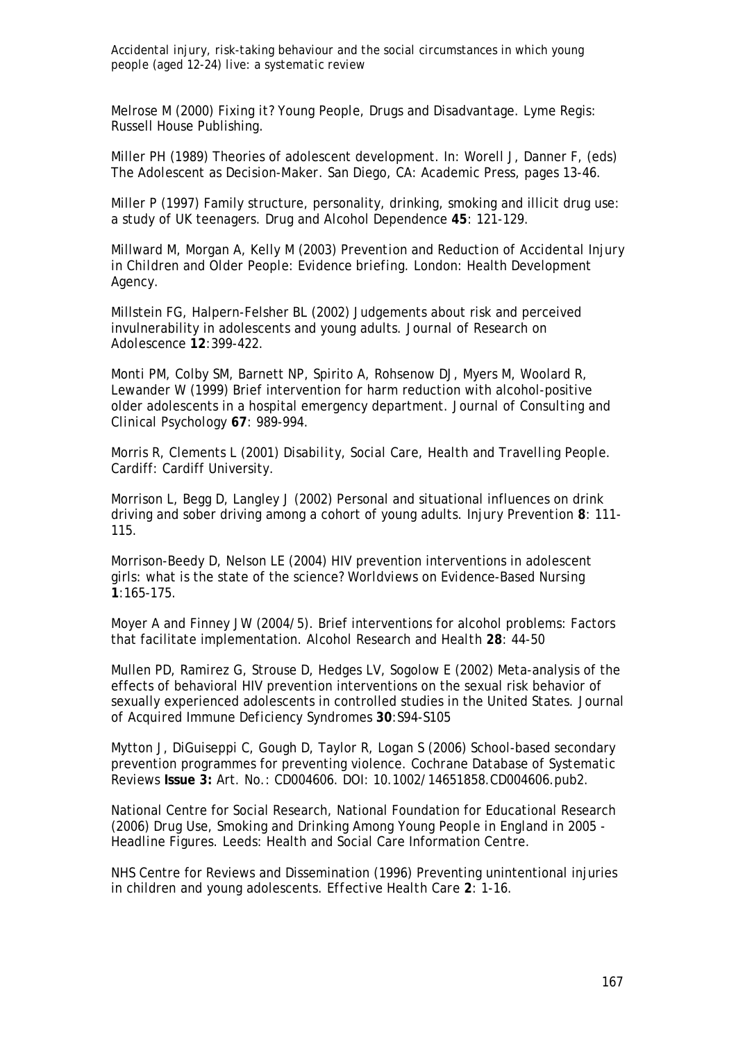Melrose M (2000) *Fixing it? Young People, Drugs and Disadvantage.* Lyme Regis: Russell House Publishing.

Miller PH (1989) Theories of adolescent development. In: Worell J, Danner F, (eds) *The Adolescent as Decision-Maker.* San Diego, CA: Academic Press, pages 13-46.

Miller P (1997) Family structure, personality, drinking, smoking and illicit drug use: a study of UK teenagers. *Drug and Alcohol Dependence* **45**: 121-129.

Millward M, Morgan A, Kelly M (2003) *Prevention and Reduction of Accidental Injury in Children and Older People: Evidence briefing.* London: Health Development Agency.

Millstein FG, Halpern-Felsher BL (2002) Judgements about risk and perceived invulnerability in adolescents and young adults. *Journal of Research on Adolescence* **12**:399-422.

Monti PM, Colby SM, Barnett NP, Spirito A, Rohsenow DJ, Myers M, Woolard R, Lewander W (1999) Brief intervention for harm reduction with alcohol-positive older adolescents in a hospital emergency department. *Journal of Consulting and Clinical Psychology* **67**: 989-994.

Morris R, Clements L (2001) *Disability, Social Care, Health and Travelling People.* Cardiff: Cardiff University.

Morrison L, Begg D, Langley J (2002) Personal and situational influences on drink driving and sober driving among a cohort of young adults. *Injury Prevention* **8**: 111-115.

Morrison-Beedy D, Nelson LE (2004) HIV prevention interventions in adolescent girls: what is the state of the science? *Worldviews on Evidence-Based Nursing* **1**:165-175.

Moyer A and Finney JW (2004/5). Brief interventions for alcohol problems: Factors that facilitate implementation. *Alcohol Research and Health* **28**: 44-50

Mullen PD, Ramirez G, Strouse D, Hedges LV, Sogolow E (2002) Meta-analysis of the effects of behavioral HIV prevention interventions on the sexual risk behavior of sexually experienced adolescents in controlled studies in the United States. *Journal of Acquired Immune Deficiency Syndromes* **30**:S94-S105

Mytton J, DiGuiseppi C, Gough D, Taylor R, Logan S (2006) School-based secondary prevention programmes for preventing violence. *Cochrane Database of Systematic Reviews* **Issue 3:** Art. No.: CD004606. DOI: 10.1002/14651858.CD004606.pub2.

National Centre for Social Research, National Foundation for Educational Research (2006) *Drug Use, Smoking and Drinking Among Young People in England in 2005 - Headline Figures.* Leeds: Health and Social Care Information Centre.

NHS Centre for Reviews and Dissemination (1996) Preventing unintentional injuries in children and young adolescents. *Effective Health Care* **2**: 1-16.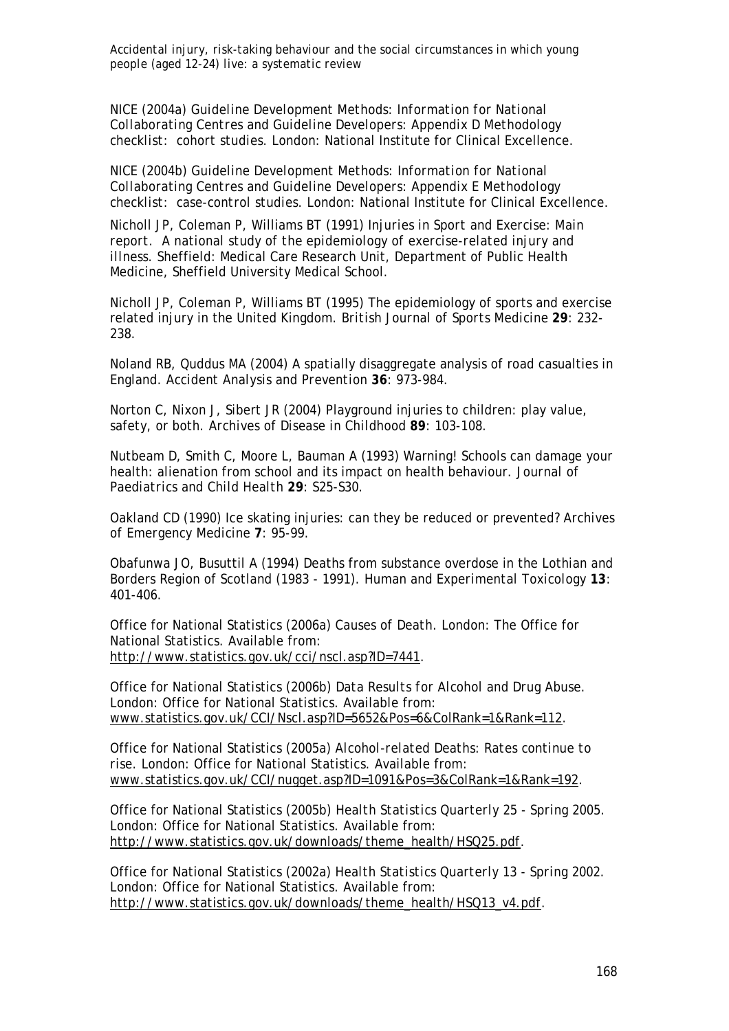NICE (2004a) *Guideline Development Methods: Information for National Collaborating Centres and Guideline Developers: Appendix D Methodology checklist: cohort studies*. London: National Institute for Clinical Excellence.

NICE (2004b) *Guideline Development Methods: Information for National Collaborating Centres and Guideline Developers: Appendix E Methodology checklist: case-control studies*. London: National Institute for Clinical Excellence.

Nicholl JP, Coleman P, Williams BT (1991) *Injuries in Sport and Exercise: Main report. A national study of the epidemiology of exercise-related injury and illness*. Sheffield: Medical Care Research Unit, Department of Public Health Medicine, Sheffield University Medical School.

Nicholl JP, Coleman P, Williams BT (1995) The epidemiology of sports and exercise related injury in the United Kingdom. *British Journal of Sports Medicine* **29**: 232-238.

Noland RB, Quddus MA (2004) A spatially disaggregate analysis of road casualties in England. *Accident Analysis and Prevention* **36**: 973-984.

Norton C, Nixon J, Sibert JR (2004) Playground injuries to children: play value, safety, or both. *Archives of Disease in Childhood* **89**: 103-108.

Nutbeam D, Smith C, Moore L, Bauman A (1993) Warning! Schools can damage your health: alienation from school and its impact on health behaviour. *Journal of Paediatrics and Child Health* **29**: S25-S30.

Oakland CD (1990) Ice skating injuries: can they be reduced or prevented? *Archives of Emergency Medicine* **7**: 95-99.

Obafunwa JO, Busuttil A (1994) Deaths from substance overdose in the Lothian and Borders Region of Scotland (1983 - 1991). *Human and Experimental Toxicology* **13**: 401-406.

Office for National Statistics (2006a) *Causes of Death*. London: The Office for National Statistics. Available from: http://www.statistics.gov.uk/cci/nscl.asp?ID=7441.

Office for National Statistics (2006b) *Data Results for Alcohol and Drug Abuse*. London: Office for National Statistics. Available from: www.statistics.gov.uk/CCI/Nscl.asp?ID=5652&Pos=6&ColRank=1&Rank=112.

Office for National Statistics (2005a) *Alcohol-related Deaths: Rates continue to rise*. London: Office for National Statistics. Available from: www.statistics.gov.uk/CCI/nugget.asp?ID=1091&Pos=3&ColRank=1&Rank=192.

Office for National Statistics (2005b) *Health Statistics Quarterly 25 - Spring 2005*. London: Office for National Statistics. Available from: http://www.statistics.gov.uk/downloads/theme_health/HSQ25.pdf.

Office for National Statistics (2002a) *Health Statistics Quarterly 13 - Spring 2002*. London: Office for National Statistics. Available from: http://www.statistics.gov.uk/downloads/theme_health/HSQ13_v4.pdf.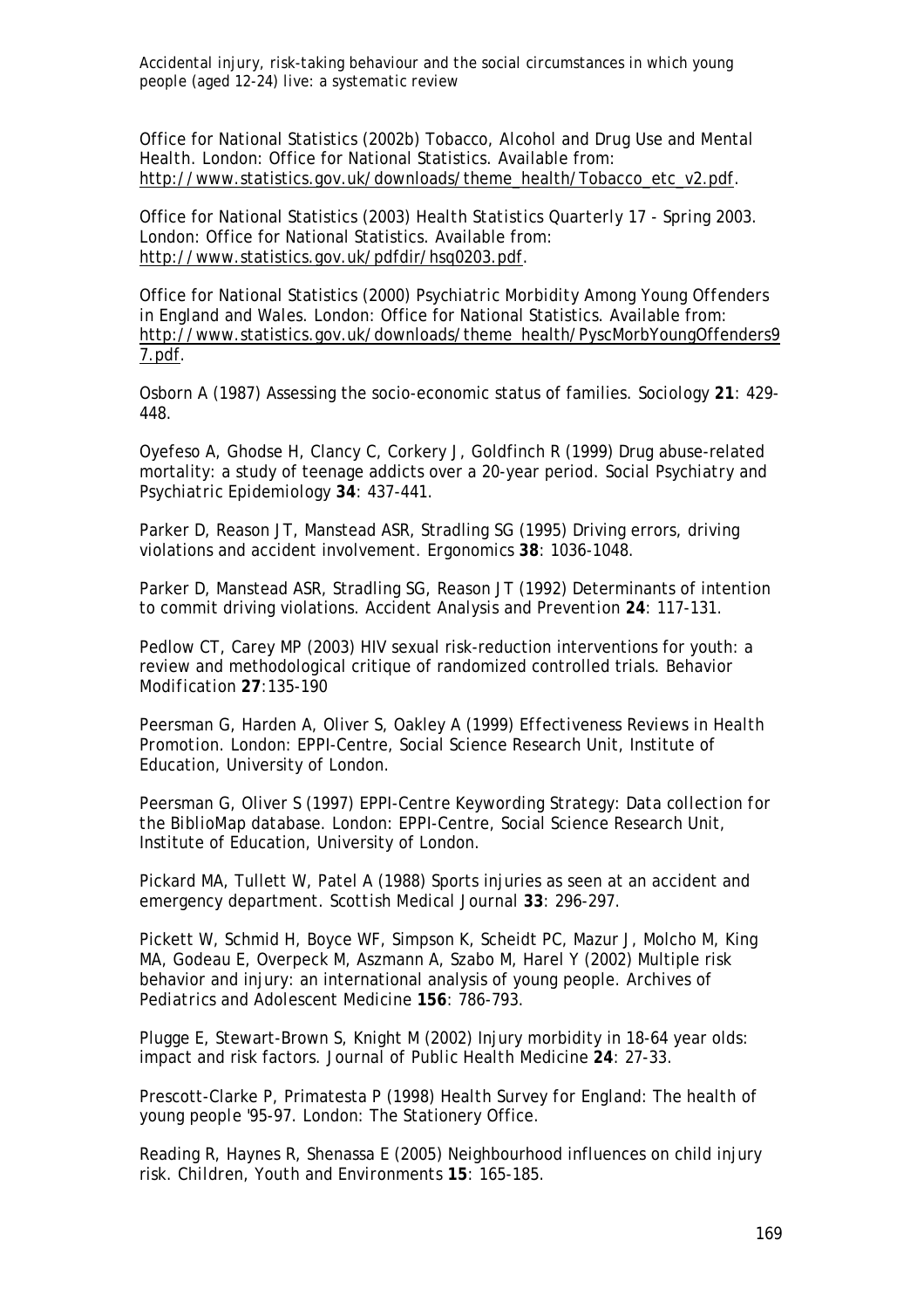Office for National Statistics (2002b) *Tobacco, Alcohol and Drug Use and Mental Health*. London: Office for National Statistics. Available from: http://www.statistics.gov.uk/downloads/theme_health/Tobacco_etc_v2.pdf.

Office for National Statistics (2003) *Health Statistics Quarterly 17 - Spring 2003*. London: Office for National Statistics. Available from: http://www.statistics.gov.uk/pdfdir/hsq0203.pdf.

Office for National Statistics (2000) *Psychiatric Morbidity Among Young Offenders in England and Wales*. London: Office for National Statistics. Available from: http://www.statistics.gov.uk/downloads/theme_health/PyscMorbYoungOffenders97.pdf.

Osborn A (1987) Assessing the socio-economic status of families. *Sociology* **21**: 429-448.

Oyefeso A, Ghodse H, Clancy C, Corkery J, Goldfinch R (1999) Drug abuse-related mortality: a study of teenage addicts over a 20-year period. *Social Psychiatry and Psychiatric Epidemiology* **34**: 437-441.

Parker D, Reason JT, Manstead ASR, Stradling SG (1995) Driving errors, driving violations and accident involvement. *Ergonomics* **38**: 1036-1048.

Parker D, Manstead ASR, Stradling SG, Reason JT (1992) Determinants of intention to commit driving violations. *Accident Analysis and Prevention* **24**: 117-131.

Pedlow CT, Carey MP (2003) HIV sexual risk-reduction interventions for youth: a review and methodological critique of randomized controlled trials. *Behavior Modification* **27**:135-190

Peersman G, Harden A, Oliver S, Oakley A (1999) *Effectiveness Reviews in Health Promotion*. London: EPPI-Centre, Social Science Research Unit, Institute of Education, University of London.

Peersman G, Oliver S (1997) *EPPI-Centre Keywording Strategy: Data collection for the BiblioMap database*. London: EPPI-Centre, Social Science Research Unit, Institute of Education, University of London.

Pickard MA, Tullett W, Patel A (1988) Sports injuries as seen at an accident and emergency department. *Scottish Medical Journal* **33**: 296-297.

Pickett W, Schmid H, Boyce WF, Simpson K, Scheidt PC, Mazur J, Molcho M, King MA, Godeau E, Overpeck M, Aszmann A, Szabo M, Harel Y (2002) Multiple risk behavior and injury: an international analysis of young people. *Archives of Pediatrics and Adolescent Medicine* **156**: 786-793.

Plugge E, Stewart-Brown S, Knight M (2002) Injury morbidity in 18-64 year olds: impact and risk factors. *Journal of Public Health Medicine* **24**: 27-33.

Prescott-Clarke P, Primatesta P (1998) *Health Survey for England: The health of young people '95-97*. London: The Stationery Office.

Reading R, Haynes R, Shenassa E (2005) Neighbourhood influences on child injury risk. *Children, Youth and Environments* **15**: 165-185.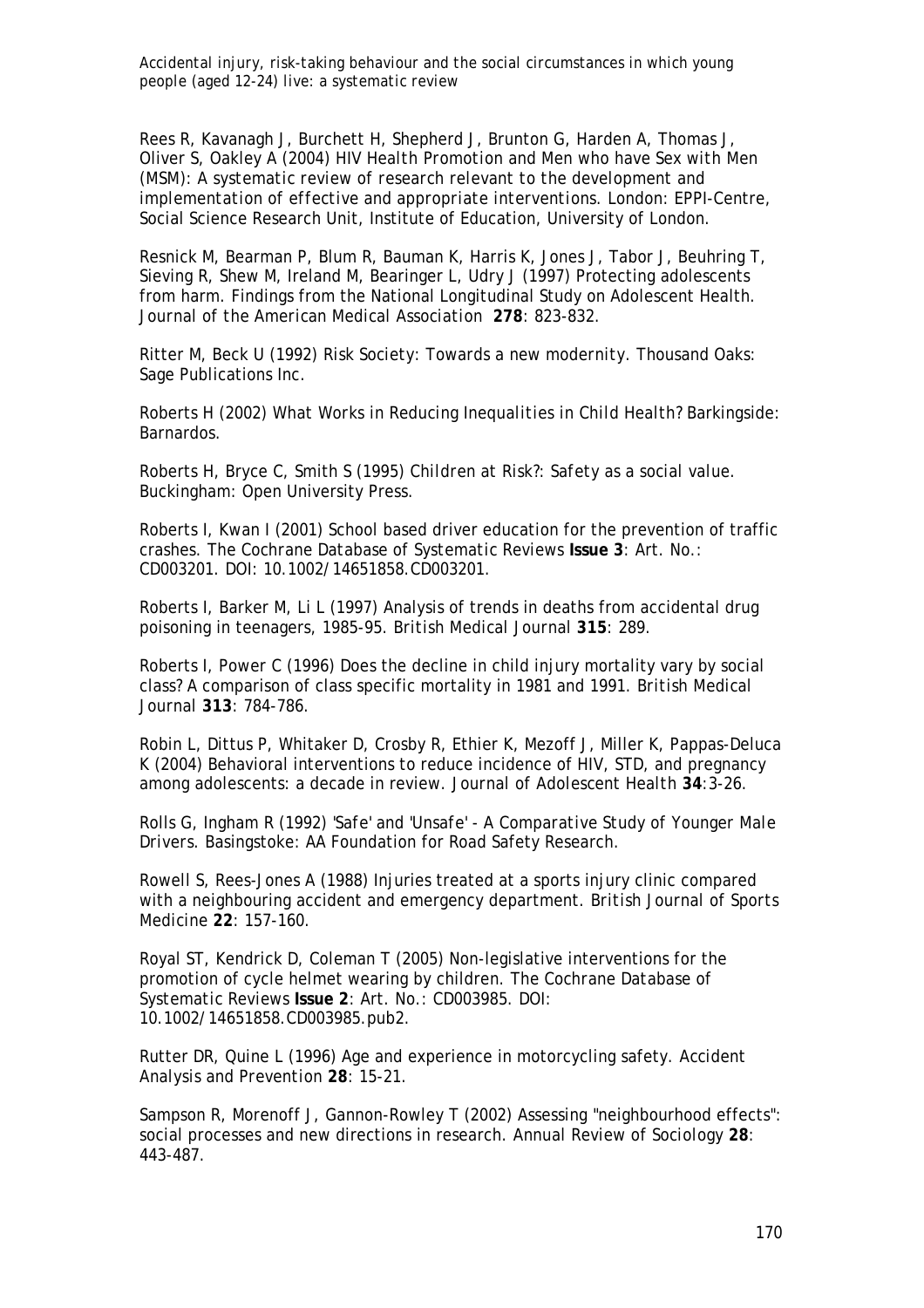Rees R, Kavanagh J, Burchett H, Shepherd J, Brunton G, Harden A, Thomas J, Oliver S, Oakley A (2004) *HIV Health Promotion and Men who have Sex with Men (MSM): A systematic review of research relevant to the development and implementation of effective and appropriate interventions*. London: EPPI-Centre, Social Science Research Unit, Institute of Education, University of London.

Resnick M, Bearman P, Blum R, Bauman K, Harris K, Jones J, Tabor J, Beuhring T, Sieving R, Shew M, Ireland M, Bearinger L, Udry J (1997) Protecting adolescents from harm. Findings from the National Longitudinal Study on Adolescent Health. *Journal of the American Medical Association* **278**: 823-832.

Ritter M, Beck U (1992) *Risk Society: Towards a new modernity*. Thousand Oaks: Sage Publications Inc.

Roberts H (2002) *What Works in Reducing Inequalities in Child Health?* Barkingside: Barnardos.

Roberts H, Bryce C, Smith S (1995) *Children at Risk?: Safety as a social value*. Buckingham: Open University Press.

Roberts I, Kwan I (2001) School based driver education for the prevention of traffic crashes. *The Cochrane Database of Systematic Reviews* **Issue 3**: Art. No.: CD003201. DOI: 10.1002/14651858.CD003201.

Roberts I, Barker M, Li L (1997) Analysis of trends in deaths from accidental drug poisoning in teenagers, 1985-95. *British Medical Journal* **315**: 289.

Roberts I, Power C (1996) Does the decline in child injury mortality vary by social class? A comparison of class specific mortality in 1981 and 1991. *British Medical Journal* **313**: 784-786.

Robin L, Dittus P, Whitaker D, Crosby R, Ethier K, Mezoff J, Miller K, Pappas-Deluca K (2004) Behavioral interventions to reduce incidence of HIV, STD, and pregnancy among adolescents: a decade in review. *Journal of Adolescent Health* **34**:3-26.

Rolls G, Ingham R (1992) *'Safe' and 'Unsafe' - A Comparative Study of Younger Male Drivers*. Basingstoke: AA Foundation for Road Safety Research.

Rowell S, Rees-Jones A (1988) Injuries treated at a sports injury clinic compared with a neighbouring accident and emergency department. *British Journal of Sports Medicine* **22**: 157-160.

Royal ST, Kendrick D, Coleman T (2005) Non-legislative interventions for the promotion of cycle helmet wearing by children. *The Cochrane Database of Systematic Reviews* **Issue 2**: Art. No.: CD003985. DOI: 10.1002/14651858.CD003985.pub2.

Rutter DR, Quine L (1996) Age and experience in motorcycling safety. *Accident Analysis and Prevention* **28**: 15-21.

Sampson R, Morenoff J, Gannon-Rowley T (2002) Assessing "neighbourhood effects": social processes and new directions in research. *Annual Review of Sociology* **28**: 443-487.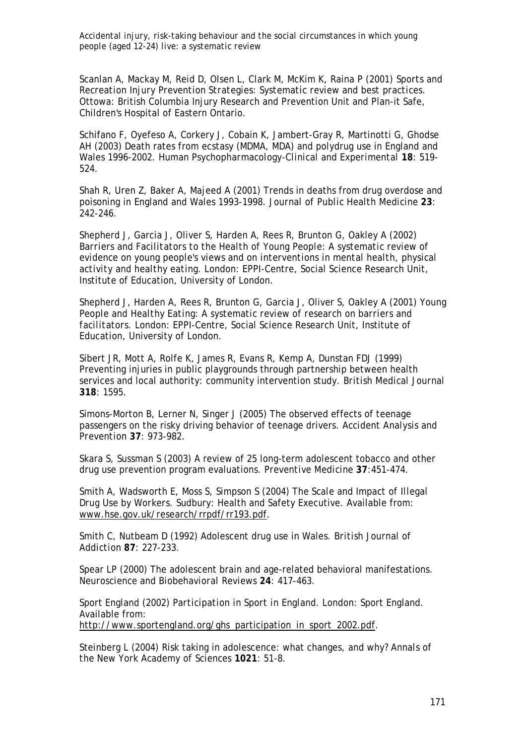Scanlan A, Mackay M, Reid D, Olsen L, Clark M, McKim K, Raina P (2001) *Sports and Recreation Injury Prevention Strategies: Systematic review and best practices.* Ottowa: British Columbia Injury Research and Prevention Unit and Plan-it Safe, Children's Hospital of Eastern Ontario.

Schifano F, Oyefeso A, Corkery J, Cobain K, Jambert-Gray R, Martinotti G, Ghodse AH (2003) Death rates from ecstasy (MDMA, MDA) and polydrug use in England and Wales 1996-2002. *Human Psychopharmacology-Clinical and Experimental* **18**: 519-524.

Shah R, Uren Z, Baker A, Majeed A (2001) Trends in deaths from drug overdose and poisoning in England and Wales 1993-1998. *Journal of Public Health Medicine* **23**: 242-246.

Shepherd J, Garcia J, Oliver S, Harden A, Rees R, Brunton G, Oakley A (2002) *Barriers and Facilitators to the Health of Young People: A systematic review of evidence on young people's views and on interventions in mental health, physical activity and healthy eating.* London: EPPI-Centre, Social Science Research Unit, Institute of Education, University of London.

Shepherd J, Harden A, Rees R, Brunton G, Garcia J, Oliver S, Oakley A (2001) *Young People and Healthy Eating: A systematic review of research on barriers and facilitators.* London: EPPI-Centre, Social Science Research Unit, Institute of Education, University of London.

Sibert JR, Mott A, Rolfe K, James R, Evans R, Kemp A, Dunstan FDJ (1999) Preventing injuries in public playgrounds through partnership between health services and local authority: community intervention study. *British Medical Journal* **318**: 1595.

Simons-Morton B, Lerner N, Singer J (2005) The observed effects of teenage passengers on the risky driving behavior of teenage drivers. *Accident Analysis and Prevention* **37**: 973-982.

Skara S, Sussman S (2003) A review of 25 long-term adolescent tobacco and other drug use prevention program evaluations. *Preventive Medicine* **37**:451-474.

Smith A, Wadsworth E, Moss S, Simpson S (2004) *The Scale and Impact of Illegal Drug Use by Workers.* Sudbury: Health and Safety Executive. Available from: www.hse.gov.uk/research/rrpdf/rr193.pdf.

Smith C, Nutbeam D (1992) Adolescent drug use in Wales. *British Journal of Addiction* **87**: 227-233.

Spear LP (2000) The adolescent brain and age-related behavioral manifestations. *Neuroscience and Biobehavioral Reviews* **24**: 417-463.

Sport England (2002) *Participation in Sport in England.* London: Sport England. Available from: http://www.sportengland.org/ghs_participation_in_sport_2002.pdf.

Steinberg L (2004) Risk taking in adolescence: what changes, and why? *Annals of the New York Academy of Sciences* **1021**: 51-8.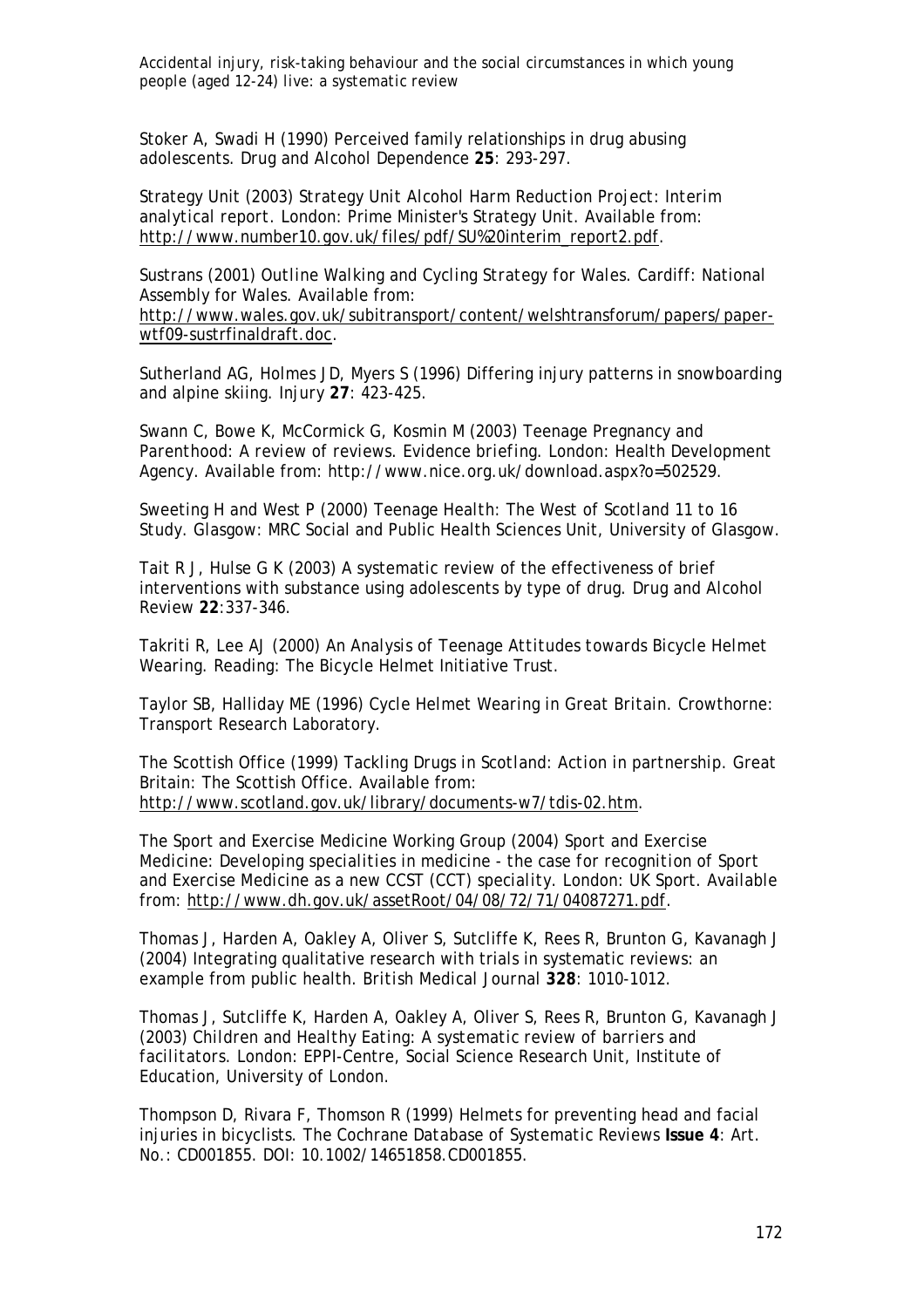Stoker A, Swadi H (1990) Perceived family relationships in drug abusing adolescents. Drug and Alcohol Dependence **25**: 293-297.

Strategy Unit (2003) *Strategy Unit Alcohol Harm Reduction Project: Interim analytical report*. London: Prime Minister's Strategy Unit. Available from: http://www.number10.gov.uk/files/pdf/SU%20interim_report2.pdf.

Sustrans (2001) *Outline Walking and Cycling Strategy for Wales*. Cardiff: National Assembly for Wales. Available from: http://www.wales.gov.uk/subitransport/content/welshtransforum/papers/paper-wtf09-sustrfinaldraft.doc.

Sutherland AG, Holmes JD, Myers S (1996) Differing injury patterns in snowboarding and alpine skiing. *Injury* **27**: 423-425.

Swann C, Bowe K, McCormick G, Kosmin M (2003) Teenage Pregnancy and Parenthood: A review of reviews. Evidence briefing. London: Health Development Agency. Available from: http://www.nice.org.uk/download.aspx?o=502529.

Sweeting H and West P (2000) *Teenage Health: The West of Scotland 11 to 16 Study*. Glasgow: MRC Social and Public Health Sciences Unit, University of Glasgow.

Tait R J, Hulse G K (2003) A systematic review of the effectiveness of brief interventions with substance using adolescents by type of drug. Drug and Alcohol Review **22**:337-346.

Takriti R, Lee AJ (2000) *An Analysis of Teenage Attitudes towards Bicycle Helmet Wearing*. Reading: The Bicycle Helmet Initiative Trust.

Taylor SB, Halliday ME (1996) *Cycle Helmet Wearing in Great Britain*. Crowthorne: Transport Research Laboratory.

The Scottish Office (1999) *Tackling Drugs in Scotland: Action in partnership*. Great Britain: The Scottish Office. Available from: http://www.scotland.gov.uk/library/documents-w7/tdis-02.htm.

The Sport and Exercise Medicine Working Group (2004) *Sport and Exercise Medicine: Developing specialities in medicine - the case for recognition of Sport and Exercise Medicine as a new CCST (CCT) speciality*. London: UK Sport. Available from: http://www.dh.gov.uk/assetRoot/04/08/72/71/04087271.pdf.

Thomas J, Harden A, Oakley A, Oliver S, Sutcliffe K, Rees R, Brunton G, Kavanagh J (2004) Integrating qualitative research with trials in systematic reviews: an example from public health. *British Medical Journal* **328**: 1010-1012.

Thomas J, Sutcliffe K, Harden A, Oakley A, Oliver S, Rees R, Brunton G, Kavanagh J (2003) *Children and Healthy Eating: A systematic review of barriers and facilitators*. London: EPPI-Centre, Social Science Research Unit, Institute of Education, University of London.

Thompson D, Rivara F, Thomson R (1999) Helmets for preventing head and facial injuries in bicyclists. *The Cochrane Database of Systematic Reviews* **Issue 4**: Art. No.: CD001855. DOI: 10.1002/14651858.CD001855.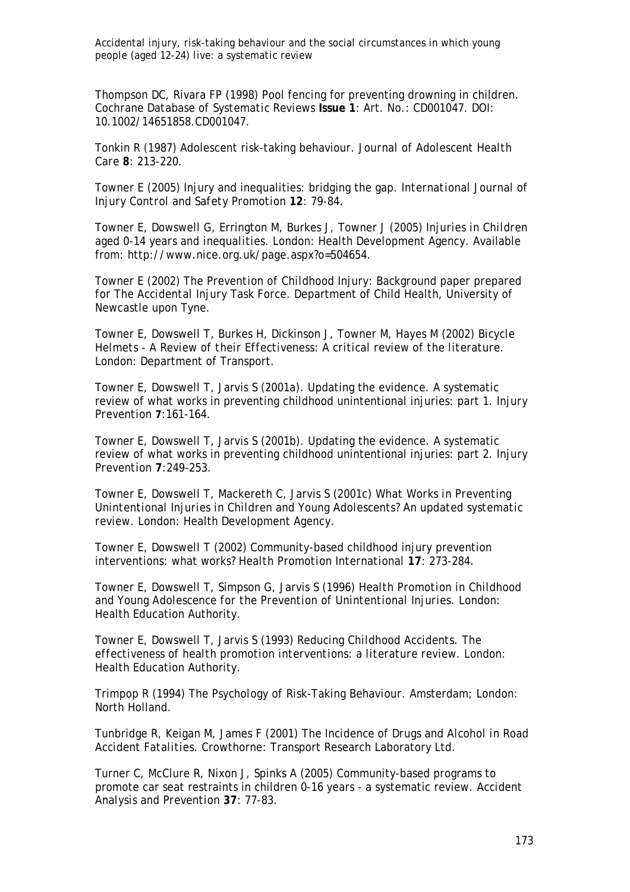Thompson DC, Rivara FP (1998) Pool fencing for preventing drowning in children. *Cochrane Database of Systematic Reviews* **Issue 1**: Art. No.: CD001047. DOI: 10.1002/14651858.CD001047.

Tonkin R (1987) Adolescent risk-taking behaviour. *Journal of Adolescent Health Care* **8**: 213-220.

Towner E (2005) Injury and inequalities: bridging the gap. *International Journal of Injury Control and Safety Promotion* **12**: 79-84.

Towner E, Dowswell G, Errington M, Burkes J, Towner J (2005) *Injuries in Children aged 0-14 years and inequalities*. London: Health Development Agency. Available from: http://www.nice.org.uk/page.aspx?o=504654.

Towner E (2002) *The Prevention of Childhood Injury: Background paper prepared for The Accidental Injury Task Force*. Department of Child Health, University of Newcastle upon Tyne.

Towner E, Dowswell T, Burkes H, Dickinson J, Towner M, Hayes M (2002) *Bicycle Helmets - A Review of their Effectiveness: A critical review of the literature*. London: Department of Transport.

Towner E, Dowswell T, Jarvis S (2001a). Updating the evidence. A systematic review of what works in preventing childhood unintentional injuries: part 1. *Injury Prevention* **7**:161-164.

Towner E, Dowswell T, Jarvis S (2001b). Updating the evidence. A systematic review of what works in preventing childhood unintentional injuries: part 2. *Injury Prevention* **7**:249-253.

Towner E, Dowswell T, Mackereth C, Jarvis S (2001c) *What Works in Preventing Unintentional Injuries in Children and Young Adolescents? An updated systematic review*. London: Health Development Agency.

Towner E, Dowswell T (2002) Community-based childhood injury prevention interventions: what works? *Health Promotion International* **17**: 273-284.

Towner E, Dowswell T, Simpson G, Jarvis S (1996) *Health Promotion in Childhood and Young Adolescence for the Prevention of Unintentional Injuries*. London: Health Education Authority.

Towner E, Dowswell T, Jarvis S (1993) *Reducing Childhood Accidents. The effectiveness of health promotion interventions: a literature review*. London: Health Education Authority.

Trimpop R (1994) *The Psychology of Risk-Taking Behaviour*. Amsterdam; London: North Holland.

Tunbridge R, Keigan M, James F (2001) *The Incidence of Drugs and Alcohol in Road Accident Fatalities*. Crowthorne: Transport Research Laboratory Ltd.

Turner C, McClure R, Nixon J, Spinks A (2005) Community-based programs to promote car seat restraints in children 0-16 years - a systematic review. *Accident Analysis and Prevention* **37**: 77-83.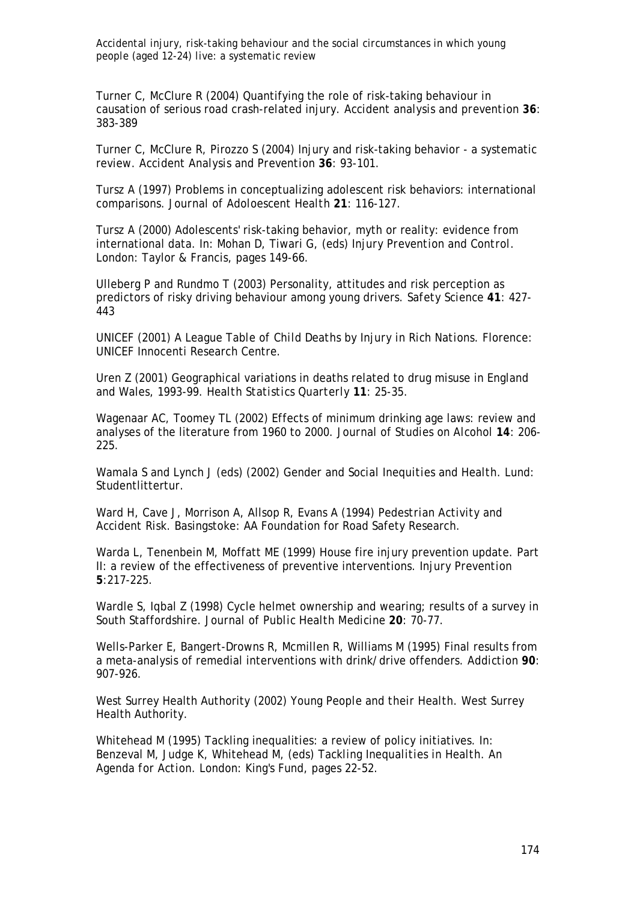Turner C, McClure R (2004) Quantifying the role of risk-taking behaviour in causation of serious road crash-related injury. *Accident analysis and prevention* **36**: 383-389

Turner C, McClure R, Pirozzo S (2004) Injury and risk-taking behavior - a systematic review. *Accident Analysis and Prevention* **36**: 93-101.

Tursz A (1997) Problems in conceptualizing adolescent risk behaviors: international comparisons. *Journal of Adoloescent Health* **21**: 116-127.

Tursz A (2000) Adolescents' risk-taking behavior, myth or reality: evidence from international data. In: Mohan D, Tiwari G, (eds) *Injury Prevention and Control*. London: Taylor & Francis, pages 149-66.

Ulleberg P and Rundmo T (2003) Personality, attitudes and risk perception as predictors of risky driving behaviour among young drivers. *Safety Science* **41**: 427-443

UNICEF (2001) *A League Table of Child Deaths by Injury in Rich Nations*. Florence: UNICEF Innocenti Research Centre.

Uren Z (2001) Geographical variations in deaths related to drug misuse in England and Wales, 1993-99. *Health Statistics Quarterly* **11**: 25-35.

Wagenaar AC, Toomey TL (2002) Effects of minimum drinking age laws: review and analyses of the literature from 1960 to 2000. *Journal of Studies on Alcohol* **14**: 206-225.

Wamala S and Lynch J (eds) (2002) *Gender and Social Inequities and Health*. Lund: Studentlittertur.

Ward H, Cave J, Morrison A, Allsop R, Evans A (1994) *Pedestrian Activity and Accident Risk*. Basingstoke: AA Foundation for Road Safety Research.

Warda L, Tenenbein M, Moffatt ME (1999) House fire injury prevention update. Part II: a review of the effectiveness of preventive interventions. *Injury Prevention* **5**:217-225.

Wardle S, Iqbal Z (1998) Cycle helmet ownership and wearing; results of a survey in South Staffordshire. *Journal of Public Health Medicine* **20**: 70-77.

Wells-Parker E, Bangert-Drowns R, Mcmillen R, Williams M (1995) Final results from a meta-analysis of remedial interventions with drink/drive offenders. *Addiction* **90**: 907-926.

West Surrey Health Authority (2002) *Young People and their Health*. West Surrey Health Authority.

Whitehead M (1995) Tackling inequalities: a review of policy initiatives. In: Benzeval M, Judge K, Whitehead M, (eds) *Tackling Inequalities in Health. An Agenda for Action*. London: King's Fund, pages 22-52.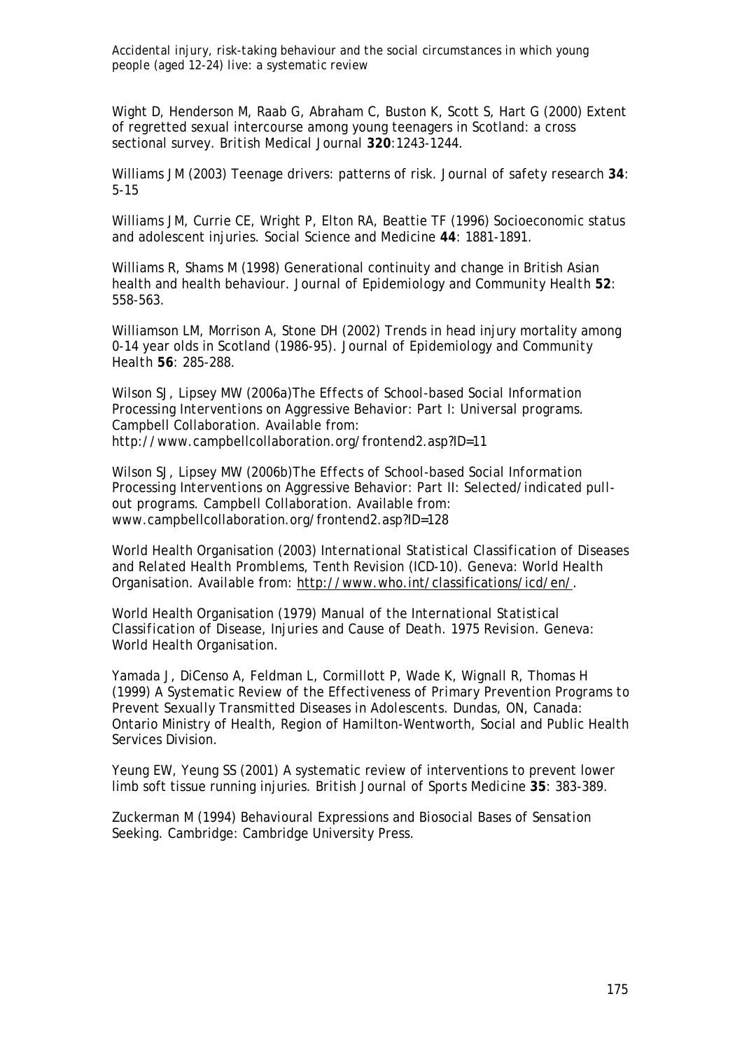Wight D, Henderson M, Raab G, Abraham C, Buston K, Scott S, Hart G (2000) Extent of regretted sexual intercourse among young teenagers in Scotland: a cross sectional survey. *British Medical Journal* **320**:1243-1244.

Williams JM (2003) Teenage drivers: patterns of risk. *Journal of safety research* **34**: 5-15

Williams JM, Currie CE, Wright P, Elton RA, Beattie TF (1996) Socioeconomic status and adolescent injuries. *Social Science and Medicine* **44**: 1881-1891.

Williams R, Shams M (1998) Generational continuity and change in British Asian health and health behaviour. *Journal of Epidemiology and Community Health* **52**: 558-563.

Williamson LM, Morrison A, Stone DH (2002) Trends in head injury mortality among 0-14 year olds in Scotland (1986-95). *Journal of Epidemiology and Community Health* **56**: 285-288.

Wilson SJ, Lipsey MW (2006a)*The Effects of School-based Social Information Processing Interventions on Aggressive Behavior: Part I: Universal programs.* Campbell Collaboration. Available from: http://www.campbellcollaboration.org/frontend2.asp?ID=11

Wilson SJ, Lipsey MW (2006b)*The Effects of School-based Social Information Processing Interventions on Aggressive Behavior: Part II: Selected/indicated pull-out programs.* Campbell Collaboration. Available from: www.campbellcollaboration.org/frontend2.asp?ID=128

World Health Organisation (2003) *International Statistical Classification of Diseases and Related Health Promblems, Tenth Revision (ICD-10).* Geneva: World Health Organisation. Available from: http://www.who.int/classifications/icd/en/.

World Health Organisation (1979) *Manual of the International Statistical Classification of Disease, Injuries and Cause of Death. 1975 Revision.* Geneva: World Health Organisation.

Yamada J, DiCenso A, Feldman L, Cormillott P, Wade K, Wignall R, Thomas H (1999) *A Systematic Review of the Effectiveness of Primary Prevention Programs to Prevent Sexually Transmitted Diseases in Adolescents.* Dundas, ON, Canada: Ontario Ministry of Health, Region of Hamilton-Wentworth, Social and Public Health Services Division.

Yeung EW, Yeung SS (2001) A systematic review of interventions to prevent lower limb soft tissue running injuries. *British Journal of Sports Medicine* **35**: 383-389.

Zuckerman M (1994) *Behavioural Expressions and Biosocial Bases of Sensation Seeking.* Cambridge: Cambridge University Press.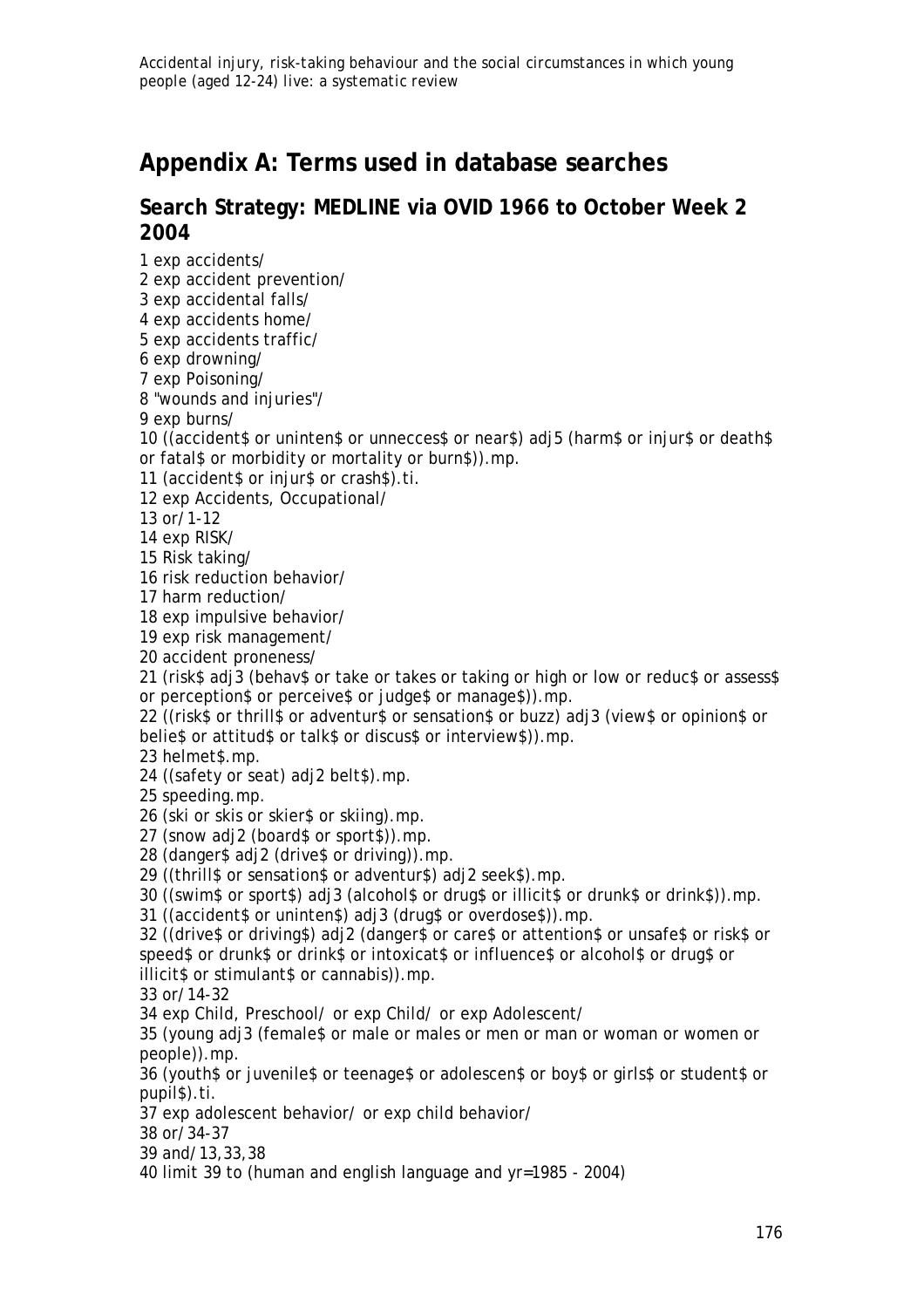# Appendix A: Terms used in database searches

## Search Strategy: MEDLINE via OVID 1966 to October Week 2 2004

1 exp accidents/
2 exp accident prevention/
3 exp accidental falls/
4 exp accidents home/
5 exp accidents traffic/
6 exp drowning/
7 exp Poisoning/
8 "wounds and injuries"/
9 exp burns/
10 ((accident$ or uninten$ or unneccesss$ or near$) adj5 (harm$ or injur$ or death$ or fatal$ or morbidity or mortality or burn$)).mp.
11 (accident$ or injur$ or crash$).ti.
12 exp Accidents, Occupational/
13 or/1-12
14 exp RISK/
15 Risk taking/
16 risk reduction behavior/
17 harm reduction/
18 exp impulsive behavior/
19 exp risk management/
20 accident proneness/
21 (risk$ adj3 (behav$ or take or takes or taking or high or low or reduc$ or assess$ or perception$ or perceive$ or judge$ or manage$)).mp.
22 ((risk$ or thrill$ or adventur$ or sensation$ or buzz) adj3 (view$ or opinion$ or belie$ or attitud$ or talk$ or discus$ or interview$)).mp.
23 helmet$.mp.
24 ((safety or seat) adj2 belt$).mp.
25 speeding.mp.
26 (ski or skis or skier$ or skiing).mp.
27 (snow adj2 (board$ or sport$)).mp.
28 (danger$ adj2 (drive$ or driving)).mp.
29 ((thrill$ or sensation$ or adventur$) adj2 seek$).mp.
30 ((swim$ or sport$) adj3 (alcohol$ or drug$ or illicit$ or drunk$ or drink$)).mp.
31 ((accident$ or uninten$) adj3 (drug$ or overdose$)).mp.
32 ((drive$ or driving$) adj2 (danger$ or care$ or attention$ or unsafe$ or risk$ or speed$ or drunk$ or drink$ or intoxicat$ or influence$ or alcohol$ or drug$ or illicit$ or stimulant$ or cannabis)).mp.
33 or/14-32
34 exp Child, Preschool/ or exp Child/ or exp Adolescent/
35 (young adj3 (female$ or male or males or men or man or woman or women or people)).mp.
36 (youth$ or juvenile$ or teenage$ or adolescen$ or boy$ or girls$ or student$ or pupil$).ti.
37 exp adolescent behavior/ or exp child behavior/
38 or/34-37
39 and/13,33,38
40 limit 39 to (human and english language and yr=1985 - 2004)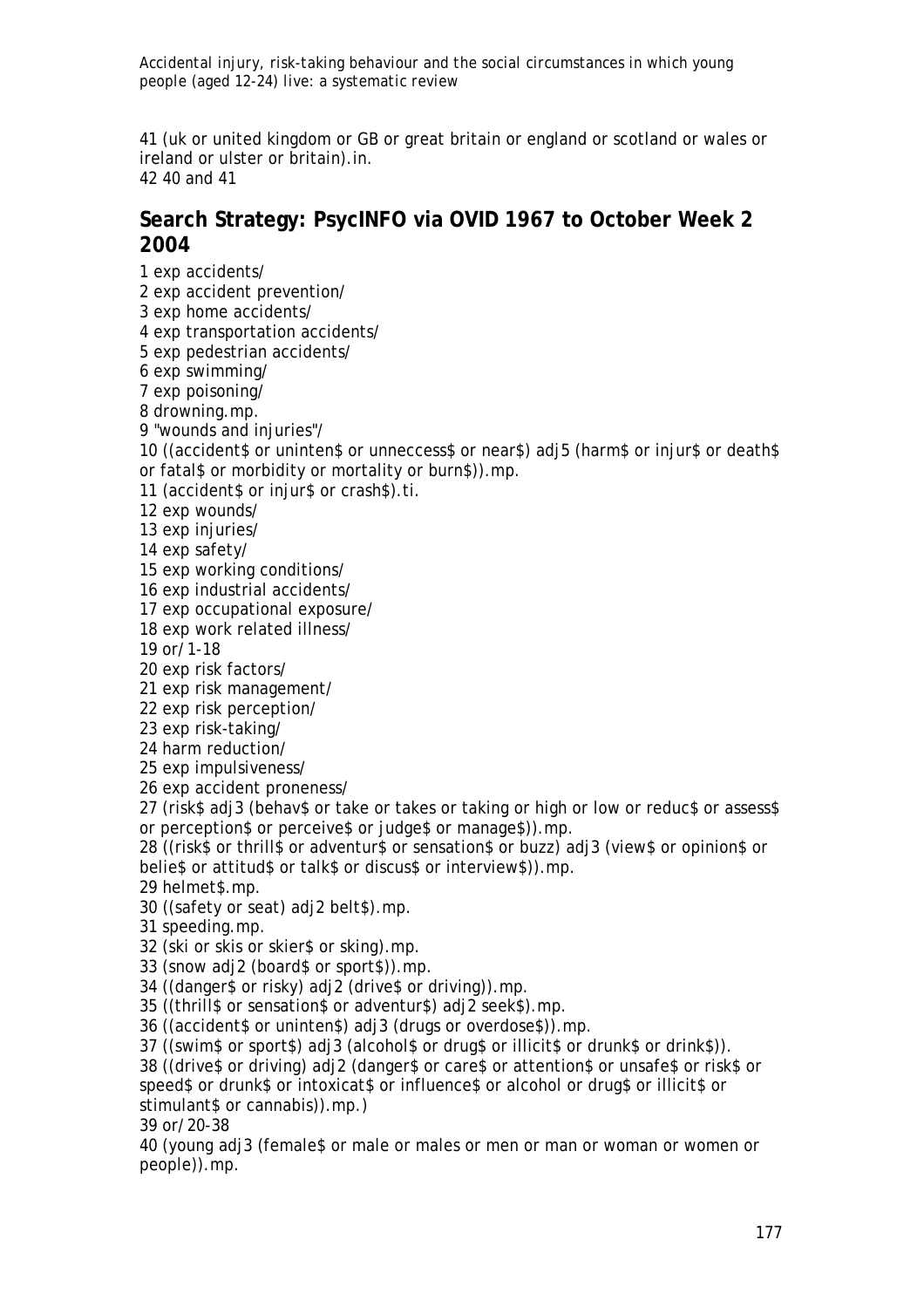41 (uk or united kingdom or GB or great britain or england or scotland or wales or ireland or ulster or britain).in.
42 40 and 41

## Search Strategy: PsycINFO via OVID 1967 to October Week 2 2004

1 exp accidents/
2 exp accident prevention/
3 exp home accidents/
4 exp transportation accidents/
5 exp pedestrian accidents/
6 exp swimming/
7 exp poisoning/
8 drowning.mp.
9 "wounds and injuries"/
10 ((accident$ or uninten$ or unneccess$ or near$) adj5 (harm$ or injur$ or death$ or fatal$ or morbidity or mortality or burn$)).mp.
11 (accident$ or injur$ or crash$).ti.
12 exp wounds/
13 exp injuries/
14 exp safety/
15 exp working conditions/
16 exp industrial accidents/
17 exp occupational exposure/
18 exp work related illness/
19 or/1-18
20 exp risk factors/
21 exp risk management/
22 exp risk perception/
23 exp risk-taking/
24 harm reduction/
25 exp impulsiveness/
26 exp accident proneness/
27 (risk$ adj3 (behav$ or take or takes or taking or high or low or reduc$ or assess$ or perception$ or perceive$ or judge$ or manage$)).mp.
28 ((risk$ or thrill$ or adventur$ or sensation$ or buzz) adj3 (view$ or opinion$ or belie$ or attitud$ or talk$ or discus$ or interview$)).mp.
29 helmet$.mp.
30 ((safety or seat) adj2 belt$).mp.
31 speeding.mp.
32 (ski or skis or skier$ or sking).mp.
33 (snow adj2 (board$ or sport$)).mp.
34 ((danger$ or risky) adj2 (drive$ or driving)).mp.
35 ((thrill$ or sensation$ or adventur$) adj2 seek$).mp.
36 ((accident$ or uninten$) adj3 (drugs or overdose$)).mp.
37 ((swim$ or sport$) adj3 (alcohol$ or drug$ or illicit$ or drunk$ or drink$)).
38 ((drive$ or driving) adj2 (danger$ or care$ or attention$ or unsafe$ or risk$ or speed$ or drunk$ or intoxicat$ or influence$ or alcohol or drug$ or illicit$ or stimulant$ or cannabis)).mp.)
39 or/20-38
40 (young adj3 (female$ or male or males or men or man or woman or women or people)).mp.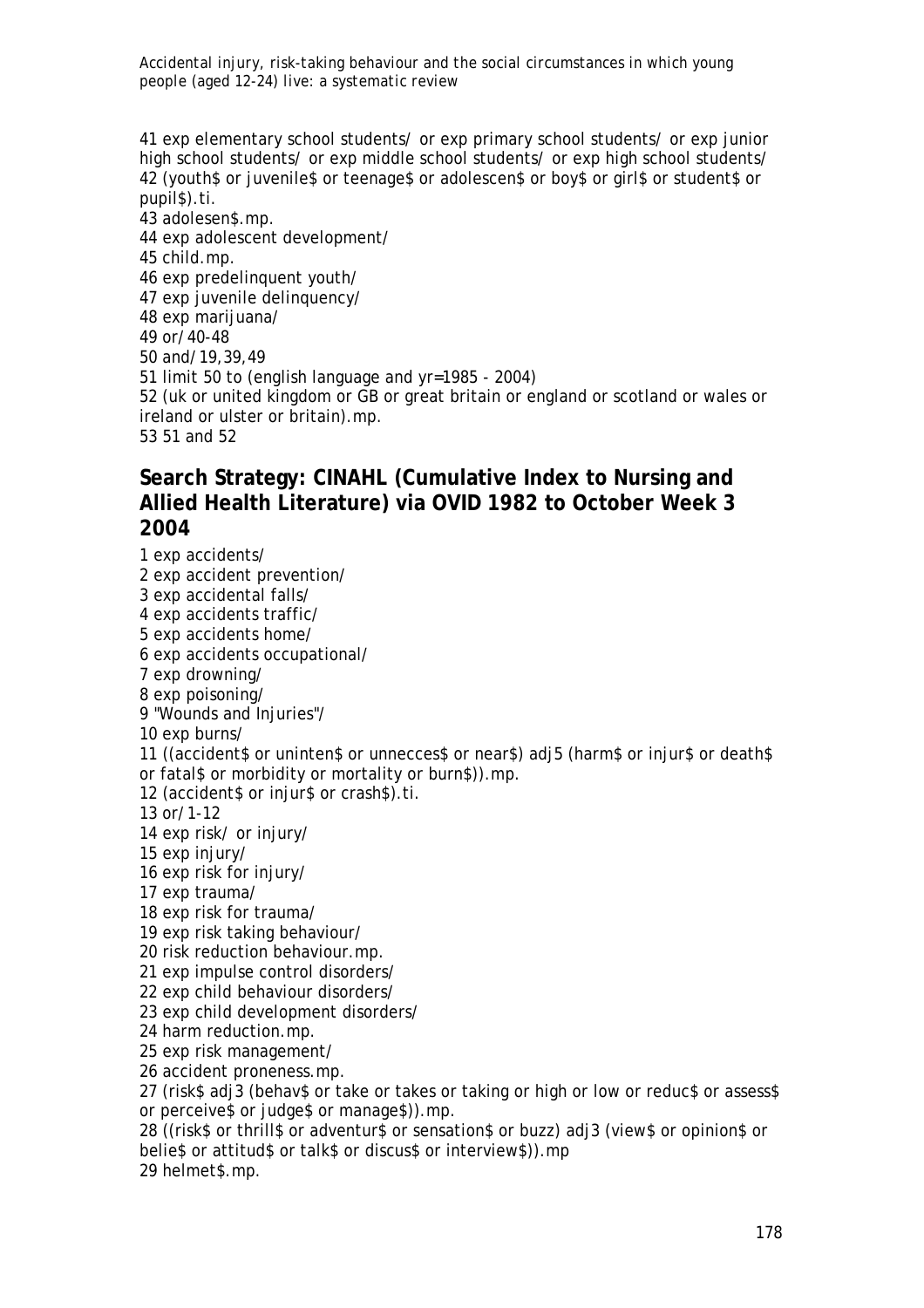41 exp elementary school students/ or exp primary school students/ or exp junior high school students/ or exp middle school students/ or exp high school students/

42 (youth$ or juvenile$ or teenage$ or adolescen$ or boy$ or girl$ or student$ or pupil$).ti.

43 adolesen$.mp.

44 exp adolescent development/

45 child.mp.

46 exp predelinquent youth/

47 exp juvenile delinquency/

48 exp marijuana/

49 or/40-48

50 and/19,39,49

51 limit 50 to (english language and yr=1985 - 2004)

52 (uk or united kingdom or GB or great britain or england or scotland or wales or ireland or ulster or britain).mp.

53 51 and 52

## Search Strategy: CINAHL (Cumulative Index to Nursing and Allied Health Literature) via OVID 1982 to October Week 3 2004

1 exp accidents/

2 exp accident prevention/

3 exp accidental falls/

4 exp accidents traffic/

5 exp accidents home/

6 exp accidents occupational/

7 exp drowning/

8 exp poisoning/

9 "Wounds and Injuries"/

10 exp burns/

11 ((accident$ or uninten$ or unneccess$ or near$) adj5 (harm$ or injur$ or death$ or fatal$ or morbidity or mortality or burn$)).mp.

12 (accident$ or injur$ or crash$).ti.

13 or/1-12

14 exp risk/ or injury/

15 exp injury/

16 exp risk for injury/

17 exp trauma/

18 exp risk for trauma/

19 exp risk taking behaviour/

20 risk reduction behaviour.mp.

21 exp impulse control disorders/

22 exp child behaviour disorders/

23 exp child development disorders/

24 harm reduction.mp.

25 exp risk management/

26 accident proneness.mp.

27 (risk$ adj3 (behav$ or take or takes or taking or high or low or reduc$ or assess$ or perceive$ or judge$ or manage$)).mp.

28 ((risk$ or thrill$ or adventur$ or sensation$ or buzz) adj3 (view$ or opinion$ or belie$ or attitud$ or talk$ or discus$ or interview$)).mp

29 helmet$.mp.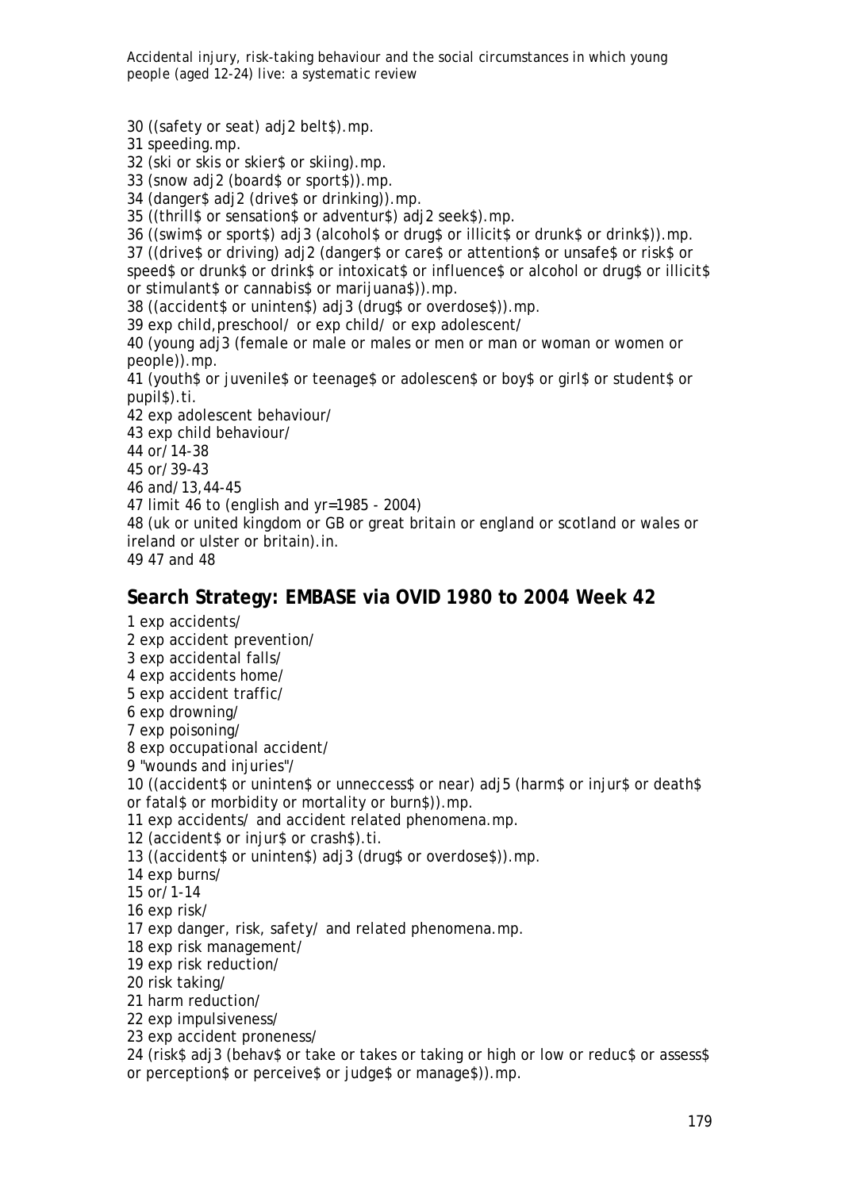30 ((safety or seat) adj2 belt$).mp.
31 speeding.mp.
32 (ski or skis or skier$ or skiing).mp.
33 (snow adj2 (board$ or sport$)).mp.
34 (danger$ adj2 (drive$ or drinking)).mp.
35 ((thrill$ or sensation$ or adventur$) adj2 seek$).mp.
36 ((swim$ or sport$) adj3 (alcohol$ or drug$ or illicit$ or drunk$ or drink$)).mp.
37 ((drive$ or driving) adj2 (danger$ or care$ or attention$ or unsafe$ or risk$ or speed$ or drunk$ or drink$ or intoxicat$ or influence$ or alcohol or drug$ or illicit$ or stimulant$ or cannabis$ or marijuana$)).mp.
38 ((accident$ or uninten$) adj3 (drug$ or overdose$)).mp.
39 exp child,preschool/ or exp child/ or exp adolescent/
40 (young adj3 (female or male or males or men or man or woman or women or people)).mp.
41 (youth$ or juvenile$ or teenage$ or adolescen$ or boy$ or girl$ or student$ or pupil$).ti.
42 exp adolescent behaviour/
43 exp child behaviour/
44 or/14-38
45 or/39-43
46 and/13,44-45
47 limit 46 to (english and yr=1985 - 2004)
48 (uk or united kingdom or GB or great britain or england or scotland or wales or ireland or ulster or britain).in.
49 47 and 48

## Search Strategy: EMBASE via OVID 1980 to 2004 Week 42

1 exp accidents/
2 exp accident prevention/
3 exp accidental falls/
4 exp accidents home/
5 exp accident traffic/
6 exp drowning/
7 exp poisoning/
8 exp occupational accident/
9 "wounds and injuries"/
10 ((accident$ or uninten$ or unneccess$ or near) adj5 (harm$ or injur$ or death$ or fatal$ or morbidity or mortality or burn$)).mp.
11 exp accidents/ and accident related phenomena.mp.
12 (accident$ or injur$ or crash$).ti.
13 ((accident$ or uninten$) adj3 (drug$ or overdose$)).mp.
14 exp burns/
15 or/1-14
16 exp risk/
17 exp danger, risk, safety/ and related phenomena.mp.
18 exp risk management/
19 exp risk reduction/
20 risk taking/
21 harm reduction/
22 exp impulsiveness/
23 exp accident proneness/
24 (risk$ adj3 (behav$ or take or takes or taking or high or low or reduc$ or assess$ or perception$ or perceive$ or judge$ or manage$)).mp.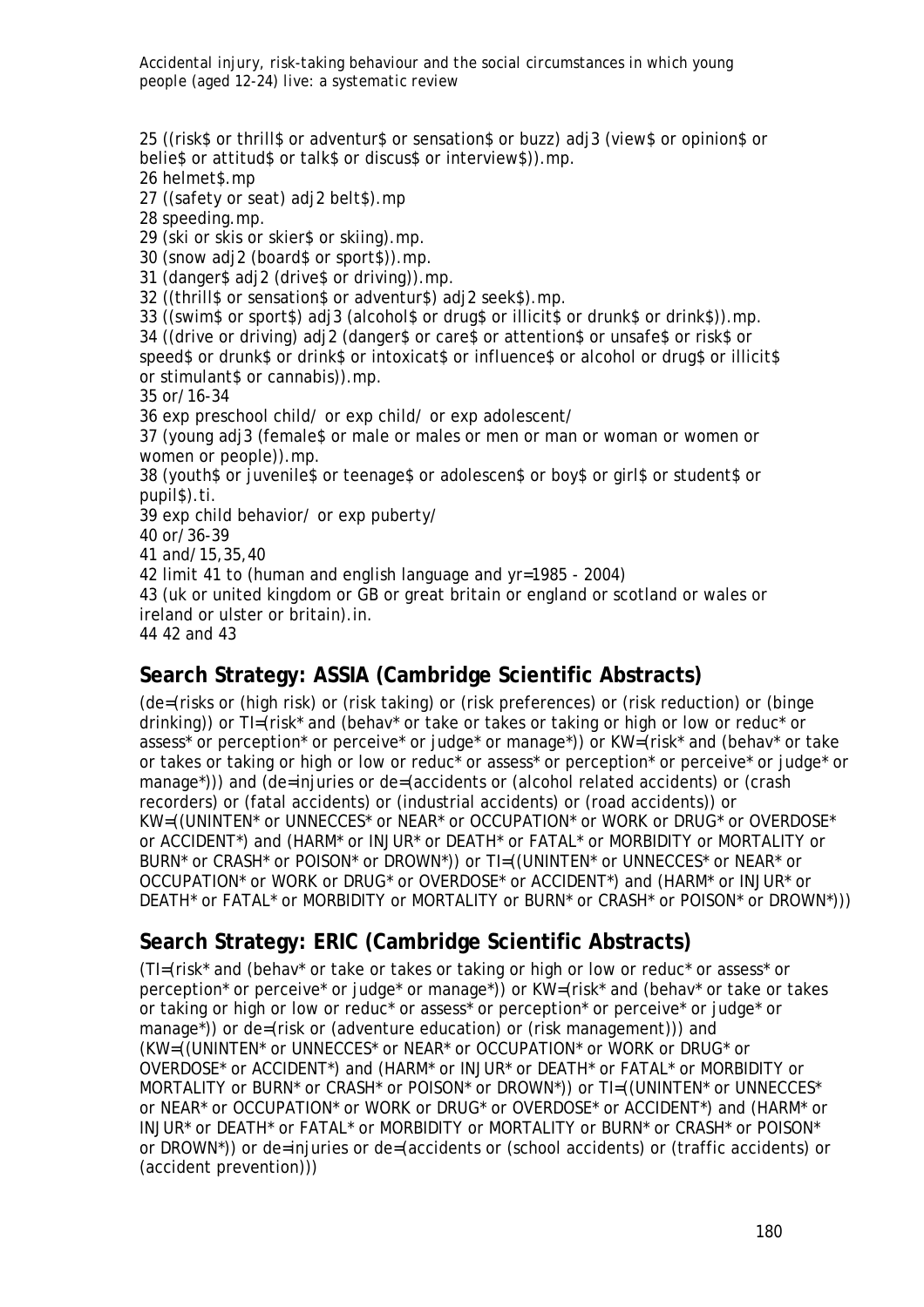25 ((risk$ or thrill$ or adventur$ or sensation$ or buzz) adj3 (view$ or opinion$ or belie$ or attitud$ or talk$ or discus$ or interview$)).mp.
26 helmet$.mp
27 ((safety or seat) adj2 belt$).mp
28 speeding.mp.
29 (ski or skis or skier$ or skiing).mp.
30 (snow adj2 (board$ or sport$)).mp.
31 (danger$ adj2 (drive$ or driving)).mp.
32 ((thrill$ or sensation$ or adventur$) adj2 seek$).mp.
33 ((swim$ or sport$) adj3 (alcohol$ or drug$ or illicit$ or drunk$ or drink$)).mp.
34 ((drive or driving) adj2 (danger$ or care$ or attention$ or unsafe$ or risk$ or speed$ or drunk$ or drink$ or intoxicat$ or influence$ or alcohol or drug$ or illicit$ or stimulant$ or cannabis)).mp.
35 or/16-34
36 exp preschool child/ or exp child/ or exp adolescent/
37 (young adj3 (female$ or male or males or men or man or woman or women or women or people)).mp.
38 (youth$ or juvenile$ or teenage$ or adolescen$ or boy$ or girl$ or student$ or pupil$).ti.
39 exp child behavior/ or exp puberty/
40 or/36-39
41 and/15,35,40
42 limit 41 to (human and english language and yr=1985 - 2004)
43 (uk or united kingdom or GB or great britain or england or scotland or wales or ireland or ulster or britain).in.
44 42 and 43

## Search Strategy: ASSIA (Cambridge Scientific Abstracts)

(de=(risks or (high risk) or (risk taking) or (risk preferences) or (risk reduction) or (binge drinking)) or TI=(risk* and (behav* or take or takes or taking or high or low or reduc* or assess* or perception* or perceive* or judge* or manage*)) or KW=(risk* and (behav* or take or takes or taking or high or low or reduc* or assess* or perception* or perceive* or judge* or manage*))) and (de=injuries or de=(accidents or (alcohol related accidents) or (crash recorders) or (fatal accidents) or (industrial accidents) or (road accidents)) or KW=((UNINTEN* or UNNECCES* or NEAR* or OCCUPATION* or WORK or DRUG* or OVERDOSE* or ACCIDENT*) and (HARM* or INJUR* or DEATH* or FATAL* or MORBIDITY or MORTALITY or BURN* or CRASH* or POISON* or DROWN*)) or TI=((UNINTEN* or UNNECCES* or NEAR* or OCCUPATION* or WORK or DRUG* or OVERDOSE* or ACCIDENT*) and (HARM* or INJUR* or DEATH* or FATAL* or MORBIDITY or MORTALITY or BURN* or CRASH* or POISON* or DROWN*)))

## Search Strategy: ERIC (Cambridge Scientific Abstracts)

(TI=(risk* and (behav* or take or takes or taking or high or low or reduc* or assess* or perception* or perceive* or judge* or manage*)) or KW=(risk* and (behav* or take or takes or taking or high or low or reduc* or assess* or perception* or perceive* or judge* or manage*)) or de=(risk or (adventure education) or (risk management))) and (KW=((UNINTEN* or UNNECCES* or NEAR* or OCCUPATION* or WORK or DRUG* or OVERDOSE* or ACCIDENT*) and (HARM* or INJUR* or DEATH* or FATAL* or MORBIDITY or MORTALITY or BURN* or CRASH* or POISON* or DROWN*)) or TI=((UNINTEN* or UNNECCES* or NEAR* or OCCUPATION* or WORK or DRUG* or OVERDOSE* or ACCIDENT*) and (HARM* or INJUR* or DEATH* or FATAL* or MORBIDITY or MORTALITY or BURN* or CRASH* or POISON* or DROWN*)) or de=injuries or de=(accidents or (school accidents) or (traffic accidents) or (accident prevention)))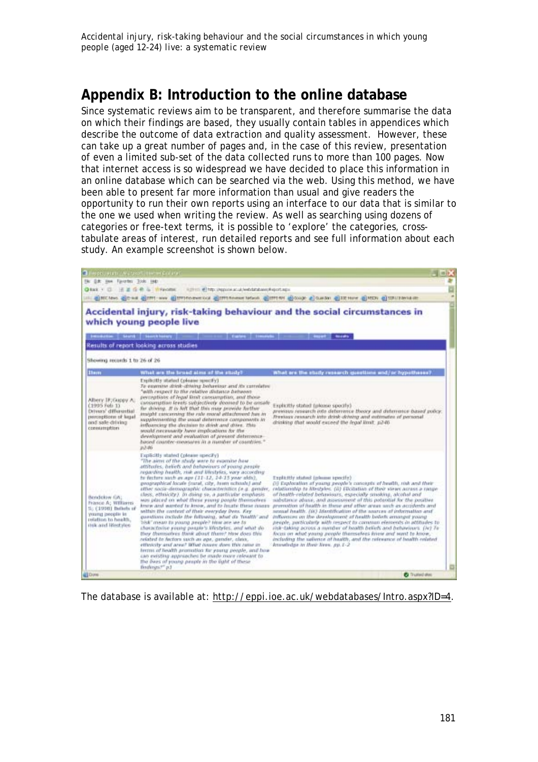## Appendix B: Introduction to the online database

Since systematic reviews aim to be transparent, and therefore summarise the data on which their findings are based, they usually contain tables in appendices which describe the outcome of data extraction and quality assessment. However, these can take up a great number of pages and, in the case of this review, presentation of even a limited sub-set of the data collected runs to more than 100 pages. Now that internet access is so widespread we have decided to place this information in an online database which can be searched via the web. Using this method, we have been able to present far more information than usual and give readers the opportunity to run their own reports using an interface to our data that is similar to the one we used when writing the review. As well as searching using dozens of categories or free-text terms, it is possible to 'explore' the categories, cross-tabulate areas of interest, run detailed reports and see full information about each study. An example screenshot is shown below.

The database is available at: http://eppi.ioe.ac.uk/webdatabases/Intro.aspx?ID=4.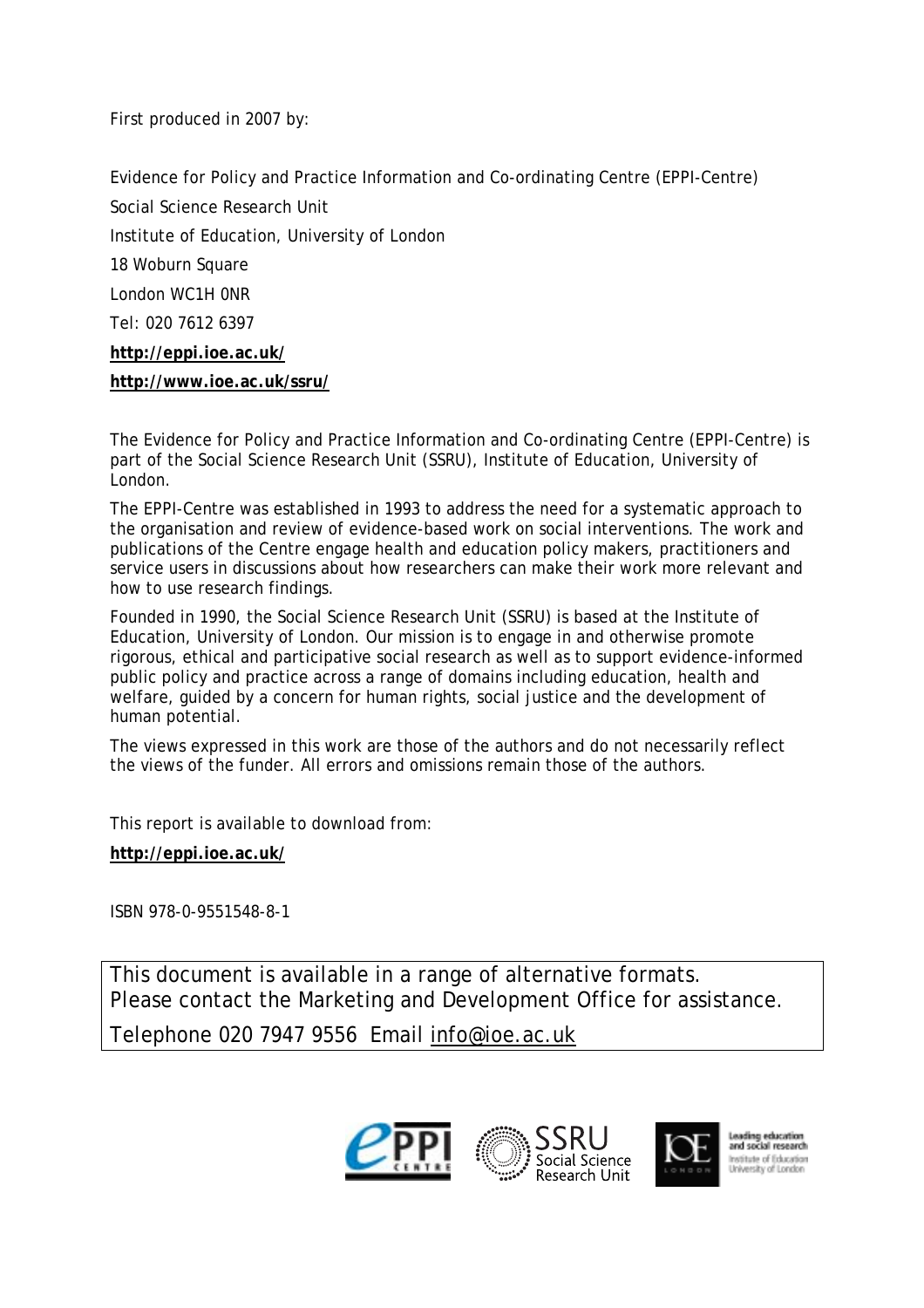First produced in 2007 by:

Evidence for Policy and Practice Information and Co-ordinating Centre (EPPI-Centre)

Social Science Research Unit

Institute of Education, University of London

18 Woburn Square

London WC1H 0NR

Tel: 020 7612 6397

**http://eppi.ioe.ac.uk/**

**http://www.ioe.ac.uk/ssru/**

The Evidence for Policy and Practice Information and Co-ordinating Centre (EPPI-Centre) is part of the Social Science Research Unit (SSRU), Institute of Education, University of London.

The EPPI-Centre was established in 1993 to address the need for a systematic approach to the organisation and review of evidence-based work on social interventions. The work and publications of the Centre engage health and education policy makers, practitioners and service users in discussions about how researchers can make their work more relevant and how to use research findings.

Founded in 1990, the Social Science Research Unit (SSRU) is based at the Institute of Education, University of London. Our mission is to engage in and otherwise promote rigorous, ethical and participative social research as well as to support evidence-informed public policy and practice across a range of domains including education, health and welfare, guided by a concern for human rights, social justice and the development of human potential.

The views expressed in this work are those of the authors and do not necessarily reflect the views of the funder. All errors and omissions remain those of the authors.

This report is available to download from:

**http://eppi.ioe.ac.uk/**

ISBN 978-0-9551548-8-1

This document is available in a range of alternative formats.
Please contact the Marketing and Development Office for assistance.

Telephone 020 7947 9556 Email info@ioe.ac.uk

EPPI CENTRE

SSRU Social Science Research Unit

IOE LONDON Leading education and social research Institute of Education University of London